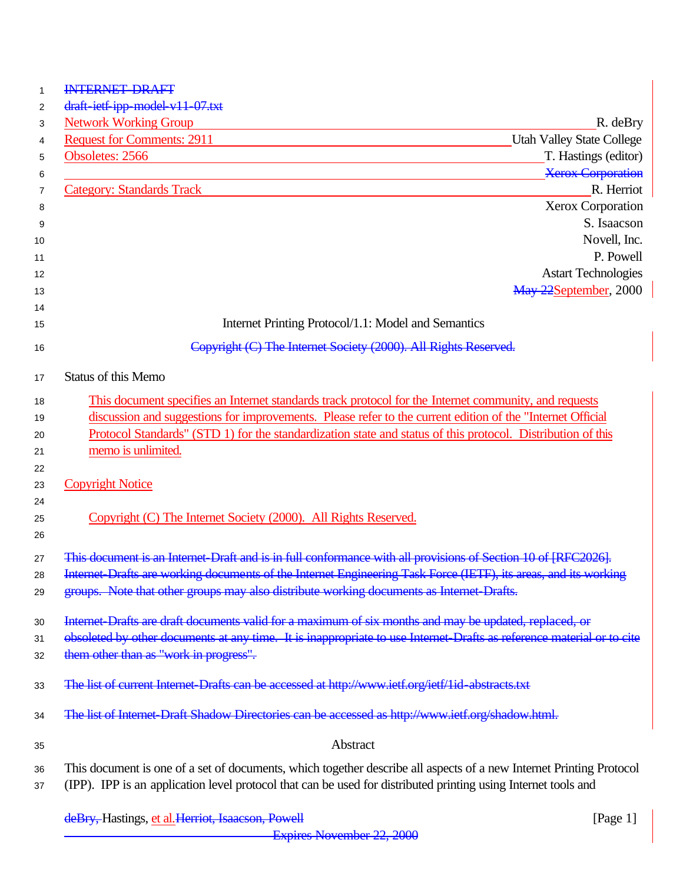INTERNET-DRAFT

draft-ietf-ipp-model-v11-07.txt

Network Working Group R. deBry

Request for Comments: 2911 Utah Valley State College

Obsoletes: 2566 T. Hastings (editor)

Xerox Corporation

Category: Standards Track R. Herriot

Xerox Corporation

S. Isaacson

Novell, Inc.

P. Powell

Astart Technologies

May 22September, 2000

# Internet Printing Protocol/1.1: Model and Semantics

Copyright (C) The Internet Society (2000). All Rights Reserved.

## Status of this Memo

This document specifies an Internet standards track protocol for the Internet community, and requests discussion and suggestions for improvements. Please refer to the current edition of the "Internet Official Protocol Standards" (STD 1) for the standardization state and status of this protocol. Distribution of this memo is unlimited.

## Copyright Notice

Copyright (C) The Internet Society (2000). All Rights Reserved.

This document is an Internet-Draft and is in full conformance with all provisions of Section 10 of [RFC2026]. Internet-Drafts are working documents of the Internet Engineering Task Force (IETF), its areas, and its working groups. Note that other groups may also distribute working documents as Internet-Drafts.

Internet-Drafts are draft documents valid for a maximum of six months and may be updated, replaced, or obsoleted by other documents at any time. It is inappropriate to use Internet-Drafts as reference material or to cite them other than as "work in progress".

The list of current Internet-Drafts can be accessed at http://www.ietf.org/ietf/1id-abstracts.txt

The list of Internet-Draft Shadow Directories can be accessed as http://www.ietf.org/shadow.html.

## Abstract

This document is one of a set of documents, which together describe all aspects of a new Internet Printing Protocol (IPP). IPP is an application level protocol that can be used for distributed printing using Internet tools and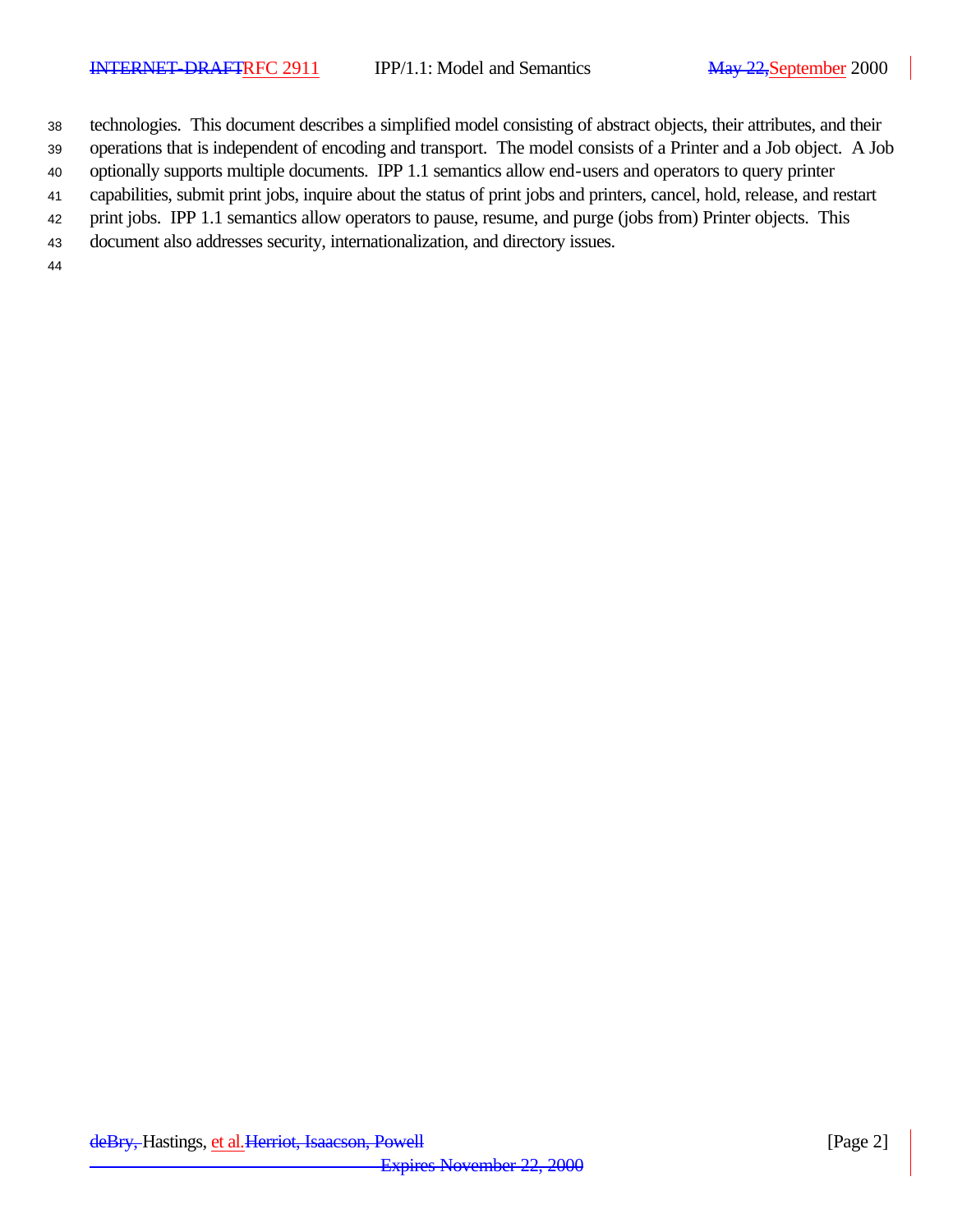technologies. This document describes a simplified model consisting of abstract objects, their attributes, and their operations that is independent of encoding and transport. The model consists of a Printer and a Job object. A Job optionally supports multiple documents. IPP 1.1 semantics allow end-users and operators to query printer capabilities, submit print jobs, inquire about the status of print jobs and printers, cancel, hold, release, and restart print jobs. IPP 1.1 semantics allow operators to pause, resume, and purge (jobs from) Printer objects. This document also addresses security, internationalization, and directory issues.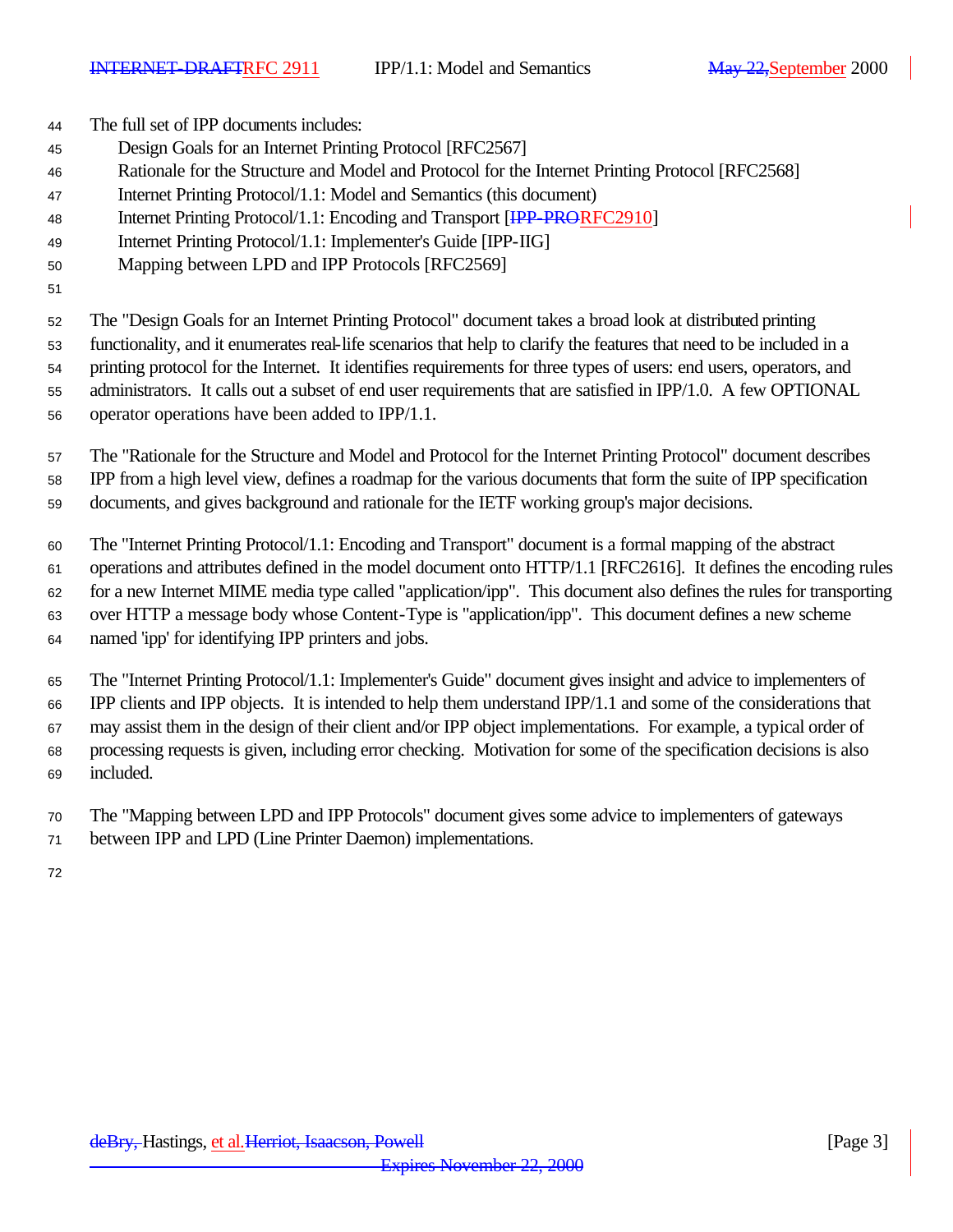The full set of IPP documents includes:

- Design Goals for an Internet Printing Protocol [RFC2567]
- Rationale for the Structure and Model and Protocol for the Internet Printing Protocol [RFC2568]
- Internet Printing Protocol/1.1: Model and Semantics (this document)
- Internet Printing Protocol/1.1: Encoding and Transport [~~IPP-PRO~~RFC2910]
- Internet Printing Protocol/1.1: Implementer's Guide [IPP-IIG]
- Mapping between LPD and IPP Protocols [RFC2569]

The "Design Goals for an Internet Printing Protocol" document takes a broad look at distributed printing functionality, and it enumerates real-life scenarios that help to clarify the features that need to be included in a printing protocol for the Internet. It identifies requirements for three types of users: end users, operators, and administrators. It calls out a subset of end user requirements that are satisfied in IPP/1.0. A few OPTIONAL operator operations have been added to IPP/1.1.

The "Rationale for the Structure and Model and Protocol for the Internet Printing Protocol" document describes IPP from a high level view, defines a roadmap for the various documents that form the suite of IPP specification documents, and gives background and rationale for the IETF working group's major decisions.

The "Internet Printing Protocol/1.1: Encoding and Transport" document is a formal mapping of the abstract operations and attributes defined in the model document onto HTTP/1.1 [RFC2616]. It defines the encoding rules for a new Internet MIME media type called "application/ipp". This document also defines the rules for transporting over HTTP a message body whose Content-Type is "application/ipp". This document defines a new scheme named 'ipp' for identifying IPP printers and jobs.

The "Internet Printing Protocol/1.1: Implementer's Guide" document gives insight and advice to implementers of IPP clients and IPP objects. It is intended to help them understand IPP/1.1 and some of the considerations that may assist them in the design of their client and/or IPP object implementations. For example, a typical order of processing requests is given, including error checking. Motivation for some of the specification decisions is also included.

The "Mapping between LPD and IPP Protocols" document gives some advice to implementers of gateways between IPP and LPD (Line Printer Daemon) implementations.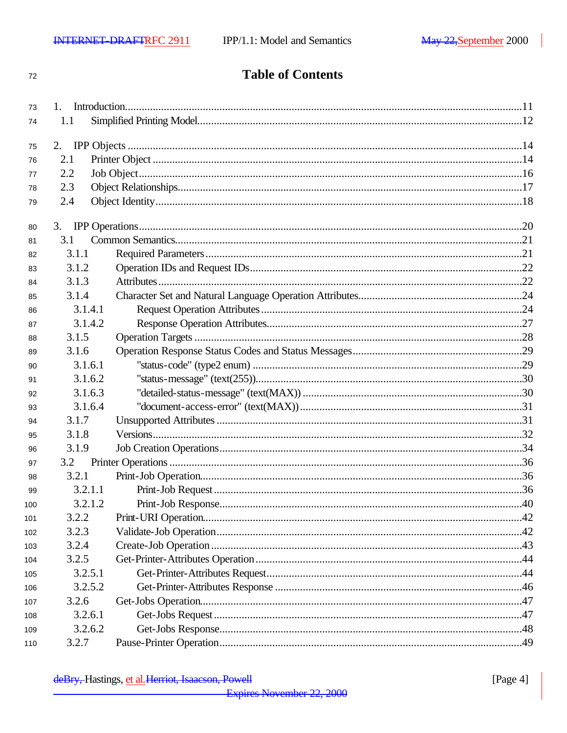# Table of Contents

1. Introduction.......................................................................................................................11
   - 1.1 Simplified Printing Model...................................................................................................12

2. IPP Objects .........................................................................................................................14
   - 2.1 Printer Object ......................................................................................................................14
   - 2.2 Job Object............................................................................................................................16
   - 2.3 Object Relationships............................................................................................................17
   - 2.4 Object Identity.....................................................................................................................18

3. IPP Operations.....................................................................................................................20
   - 3.1 Common Semantics.............................................................................................................21
     - 3.1.1 Required Parameters.....................................................................................................21
     - 3.1.2 Operation IDs and Request IDs.....................................................................................22
     - 3.1.3 Attributes.......................................................................................................................22
     - 3.1.4 Character Set and Natural Language Operation Attributes...........................................24
       - 3.1.4.1 Request Operation Attributes...................................................................................24
       - 3.1.4.2 Response Operation Attributes.................................................................................27
     - 3.1.5 Operation Targets..........................................................................................................28
     - 3.1.6 Operation Response Status Codes and Status Messages...............................................29
       - 3.1.6.1 "status-code" (type2 enum).......................................................................................29
       - 3.1.6.2 "status-message" (text(255)).....................................................................................30
       - 3.1.6.3 "detailed-status-message" (text(MAX)).....................................................................30
       - 3.1.6.4 "document-access-error" (text(MAX)).......................................................................31
     - 3.1.7 Unsupported Attributes.................................................................................................31
     - 3.1.8 Versions.........................................................................................................................32
     - 3.1.9 Job Creation Operations................................................................................................34
   - 3.2 Printer Operations................................................................................................................36
     - 3.2.1 Print-Job Operation.......................................................................................................36
       - 3.2.1.1 Print-Job Request......................................................................................................36
       - 3.2.1.2 Print-Job Response....................................................................................................40
     - 3.2.2 Print-URI Operation......................................................................................................42
     - 3.2.3 Validate-Job Operation..................................................................................................42
     - 3.2.4 Create-Job Operation.....................................................................................................43
     - 3.2.5 Get-Printer-Attributes Operation...................................................................................44
       - 3.2.5.1 Get-Printer-Attributes Request..................................................................................44
       - 3.2.5.2 Get-Printer-Attributes Response...............................................................................46
     - 3.2.6 Get-Jobs Operation........................................................................................................47
       - 3.2.6.1 Get-Jobs Request......................................................................................................47
       - 3.2.6.2 Get-Jobs Response....................................................................................................48
     - 3.2.7 Pause-Printer Operation.................................................................................................49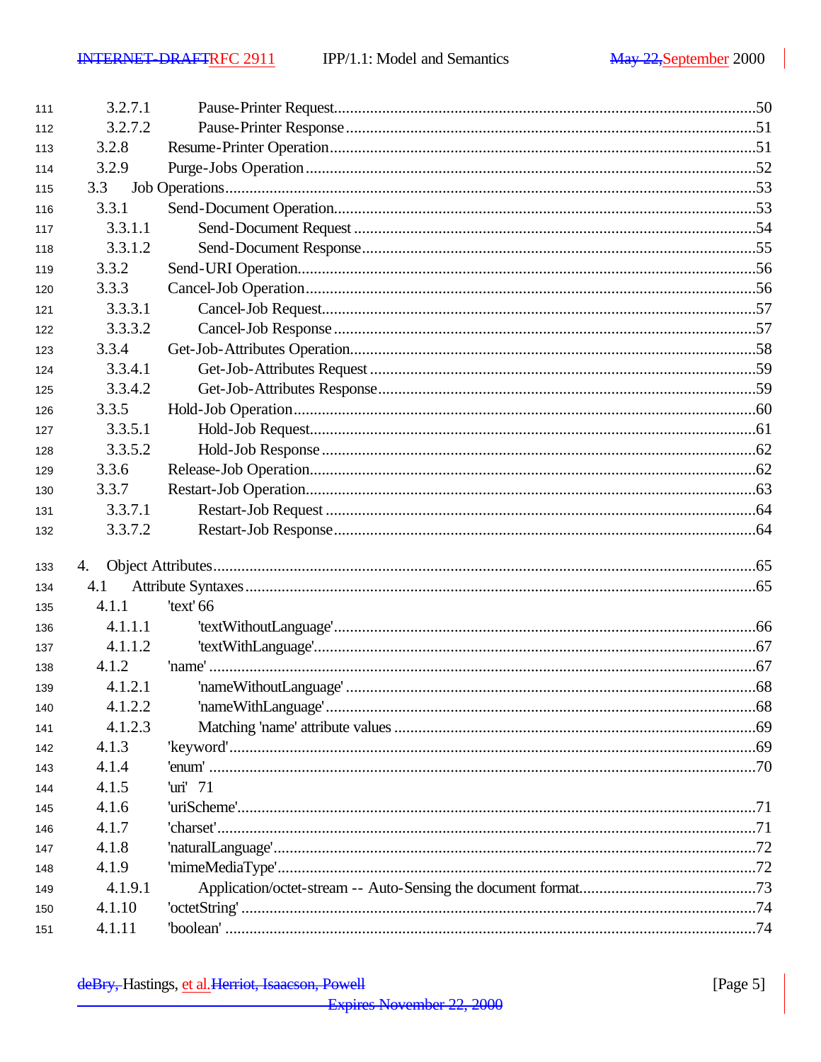3.2.7.1 Pause-Printer Request........................................................................................50
3.2.7.2 Pause-Printer Response ......................................................................................51
3.2.8 Resume-Printer Operation.........................................................................................51
3.2.9 Purge-Jobs Operation ...............................................................................................52
3.3 Job Operations...............................................................................................................53
3.3.1 Send-Document Operation........................................................................................53
3.3.1.1 Send-Document Request ....................................................................................54
3.3.1.2 Send-Document Response..................................................................................55
3.3.2 Send-URI Operation.................................................................................................56
3.3.3 Cancel-Job Operation...............................................................................................56
3.3.3.1 Cancel-Job Request...........................................................................................57
3.3.3.2 Cancel-Job Response ........................................................................................57
3.3.4 Get-Job-Attributes Operation....................................................................................58
3.3.4.1 Get-Job-Attributes Request ...............................................................................59
3.3.4.2 Get-Job-Attributes Response.............................................................................59
3.3.5 Hold-Job Operation..................................................................................................60
3.3.5.1 Hold-Job Request..............................................................................................61
3.3.5.2 Hold-Job Response ...........................................................................................62
3.3.6 Release-Job Operation..............................................................................................62
3.3.7 Restart-Job Operation...............................................................................................63
3.3.7.1 Restart-Job Request ..........................................................................................64
3.3.7.2 Restart-Job Response........................................................................................64

4. Object Attributes.....................................................................................................................65
4.1 Attribute Syntaxes.............................................................................................................65
4.1.1 'text' 66
4.1.1.1 'textWithoutLanguage'.......................................................................................66
4.1.1.2 'textWithLanguage'............................................................................................67
4.1.2 'name' ......................................................................................................................67
4.1.2.1 'nameWithoutLanguage' .....................................................................................68
4.1.2.2 'nameWithLanguage'..........................................................................................68
4.1.2.3 Matching 'name' attribute values .........................................................................69
4.1.3 'keyword'..................................................................................................................69
4.1.4 'enum' ......................................................................................................................70
4.1.5 'uri' 71
4.1.6 'uriScheme'................................................................................................................71
4.1.7 'charset'.....................................................................................................................71
4.1.8 'naturalLanguage'.......................................................................................................72
4.1.9 'mimeMediaType'.......................................................................................................72
4.1.9.1 Application/octet-stream -- Auto-Sensing the document format............................73
4.1.10 'octetString' ...............................................................................................................74
4.1.11 'boolean' ...................................................................................................................74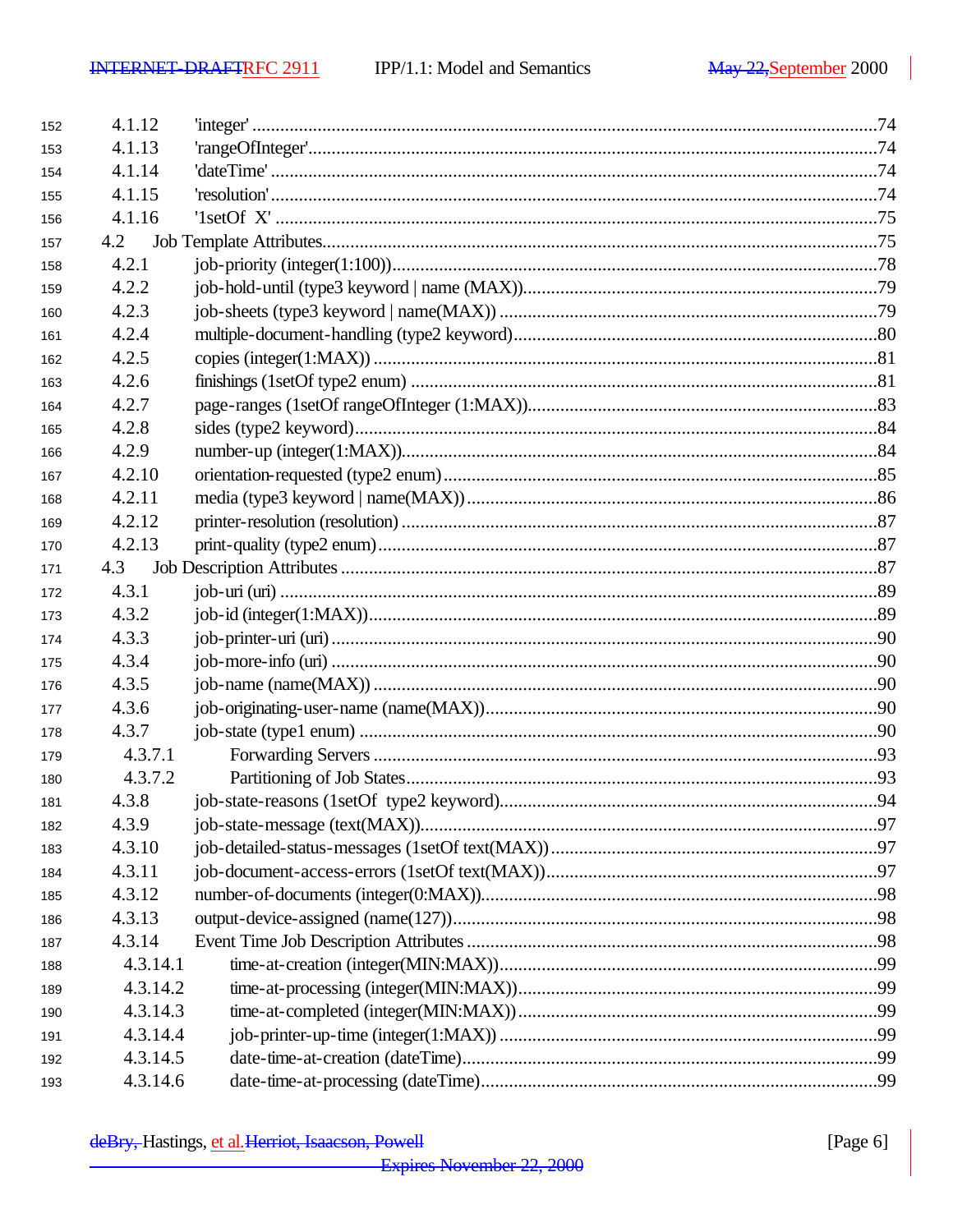152 4.1.12 'integer' ....................................................................................................................74
153 4.1.13 'rangeOfInteger'.........................................................................................................74
154 4.1.14 'dateTime' ................................................................................................................74
155 4.1.15 'resolution'.................................................................................................................74
156 4.1.16 '1setOf X' .................................................................................................................75
157 4.2 Job Template Attributes...........................................................................................................75
158 4.2.1 job-priority (integer(1:100))........................................................................................78
159 4.2.2 job-hold-until (type3 keyword | name (MAX))...............................................................79
160 4.2.3 job-sheets (type3 keyword | name(MAX)) ....................................................................79
161 4.2.4 multiple-document-handling (type2 keyword)...............................................................80
162 4.2.5 copies (integer(1:MAX)) ............................................................................................81
163 4.2.6 finishings (1setOf type2 enum) ...................................................................................81
164 4.2.7 page-ranges (1setOf rangeOfInteger (1:MAX))..............................................................83
165 4.2.8 sides (type2 keyword)................................................................................................84
166 4.2.9 number-up (integer(1:MAX))......................................................................................84
167 4.2.10 orientation-requested (type2 enum)............................................................................85
168 4.2.11 media (type3 keyword | name(MAX))........................................................................86
169 4.2.12 printer-resolution (resolution) ....................................................................................87
170 4.2.13 print-quality (type2 enum)..........................................................................................87
171 4.3 Job Description Attributes ........................................................................................................87
172 4.3.1 job-uri (uri) ...............................................................................................................89
173 4.3.2 job-id (integer(1:MAX))..............................................................................................89
174 4.3.3 job-printer-uri (uri) ....................................................................................................90
175 4.3.4 job-more-info (uri) ....................................................................................................90
176 4.3.5 job-name (name(MAX)) ............................................................................................90
177 4.3.6 job-originating-user-name (name(MAX))......................................................................90
178 4.3.7 job-state (type1 enum) ...............................................................................................90
179 4.3.7.1 Forwarding Servers ...........................................................................................93
180 4.3.7.2 Partitioning of Job States....................................................................................93
181 4.3.8 job-state-reasons (1setOf type2 keyword)....................................................................94
182 4.3.9 job-state-message (text(MAX))...................................................................................97
183 4.3.10 job-detailed-status-messages (1setOf text(MAX)).........................................................97
184 4.3.11 job-document-access-errors (1setOf text(MAX))..........................................................97
185 4.3.12 number-of-documents (integer(0:MAX))......................................................................98
186 4.3.13 output-device-assigned (name(127))............................................................................98
187 4.3.14 Event Time Job Description Attributes .......................................................................98
188 4.3.14.1 time-at-creation (integer(MIN:MAX))..................................................................99
189 4.3.14.2 time-at-processing (integer(MIN:MAX))...............................................................99
190 4.3.14.3 time-at-completed (integer(MIN:MAX))...............................................................99
191 4.3.14.4 job-printer-up-time (integer(1:MAX)) ..................................................................99
192 4.3.14.5 date-time-at-creation (dateTime)..........................................................................99
193 4.3.14.6 date-time-at-processing (dateTime)......................................................................99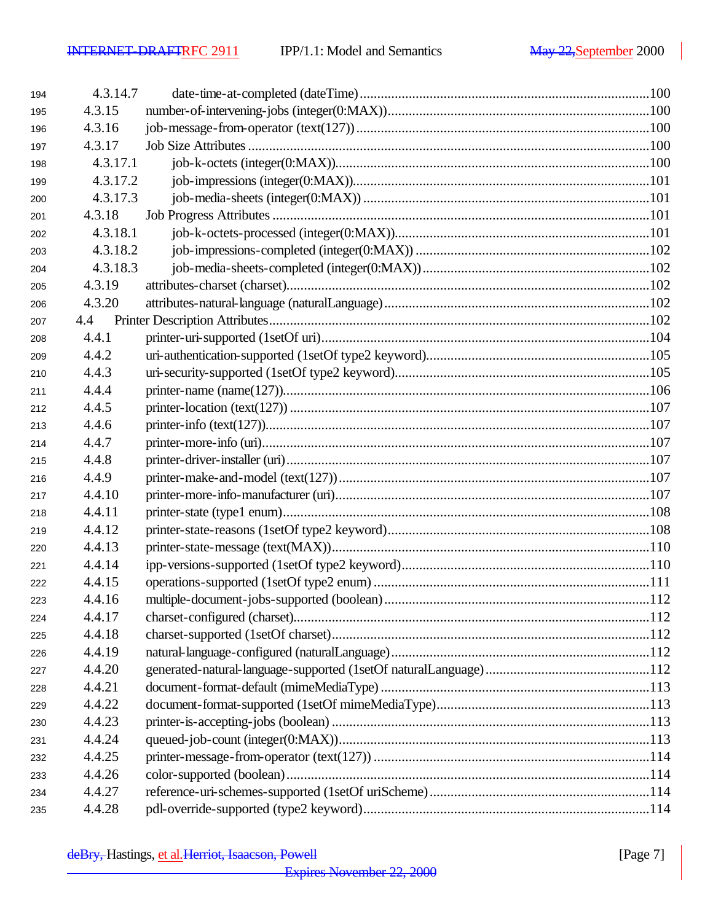194 4.3.14.7 date-time-at-completed (dateTime)...................................................................................100
195 4.3.15 number-of-intervening-jobs (integer(0:MAX))...........................................................................100
196 4.3.16 job-message-from-operator (text(127)) ....................................................................................100
197 4.3.17 Job Size Attributes ....................................................................................................................100
198 4.3.17.1 job-k-octets (integer(0:MAX))..........................................................................................100
199 4.3.17.2 job-impressions (integer(0:MAX))....................................................................................101
200 4.3.17.3 job-media-sheets (integer(0:MAX)) .................................................................................101
201 4.3.18 Job Progress Attributes ............................................................................................................101
202 4.3.18.1 job-k-octets-processed (integer(0:MAX))........................................................................101
203 4.3.18.2 job-impressions-completed (integer(0:MAX)) ..................................................................102
204 4.3.18.3 job-media-sheets-completed (integer(0:MAX)) ................................................................102
205 4.3.19 attributes-charset (charset)........................................................................................................102
206 4.3.20 attributes-natural-language (naturalLanguage) ............................................................................102
207 4.4 Printer Description Attributes............................................................................................................102
208 4.4.1 printer-uri-supported (1setOf uri)..............................................................................................104
209 4.4.2 uri-authentication-supported (1setOf type2 keyword)................................................................105
210 4.4.3 uri-security-supported (1setOf type2 keyword).........................................................................105
211 4.4.4 printer-name (name(127))..........................................................................................................106
212 4.4.5 printer-location (text(127)) .......................................................................................................107
213 4.4.6 printer-info (text(127))..............................................................................................................107
214 4.4.7 printer-more-info (uri)...............................................................................................................107
215 4.4.8 printer-driver-installer (uri)........................................................................................................107
216 4.4.9 printer-make-and-model (text(127)) ..........................................................................................107
217 4.4.10 printer-more-info-manufacturer (uri)..........................................................................................107
218 4.4.11 printer-state (type1 enum).........................................................................................................108
219 4.4.12 printer-state-reasons (1setOf type2 keyword)............................................................................108
220 4.4.13 printer-state-message (text(MAX))............................................................................................110
221 4.4.14 ipp-versions-supported (1setOf type2 keyword).......................................................................110
222 4.4.15 operations-supported (1setOf type2 enum) ...............................................................................111
223 4.4.16 multiple-document-jobs-supported (boolean) ............................................................................112
224 4.4.17 charset-configured (charset).......................................................................................................112
225 4.4.18 charset-supported (1setOf charset)...........................................................................................112
226 4.4.19 natural-language-configured (naturalLanguage)..........................................................................112
227 4.4.20 generated-natural-language-supported (1setOf naturalLanguage)...............................................112
228 4.4.21 document-format-default (mimeMediaType) .............................................................................113
229 4.4.22 document-format-supported (1setOf mimeMediaType).............................................................113
230 4.4.23 printer-is-accepting-jobs (boolean) ...........................................................................................113
231 4.4.24 queued-job-count (integer(0:MAX))..........................................................................................113
232 4.4.25 printer-message-from-operator (text(127)) ...............................................................................114
233 4.4.26 color-supported (boolean) .........................................................................................................114
234 4.4.27 reference-uri-schemes-supported (1setOf uriScheme)...............................................................114
235 4.4.28 pdl-override-supported (type2 keyword)...................................................................................114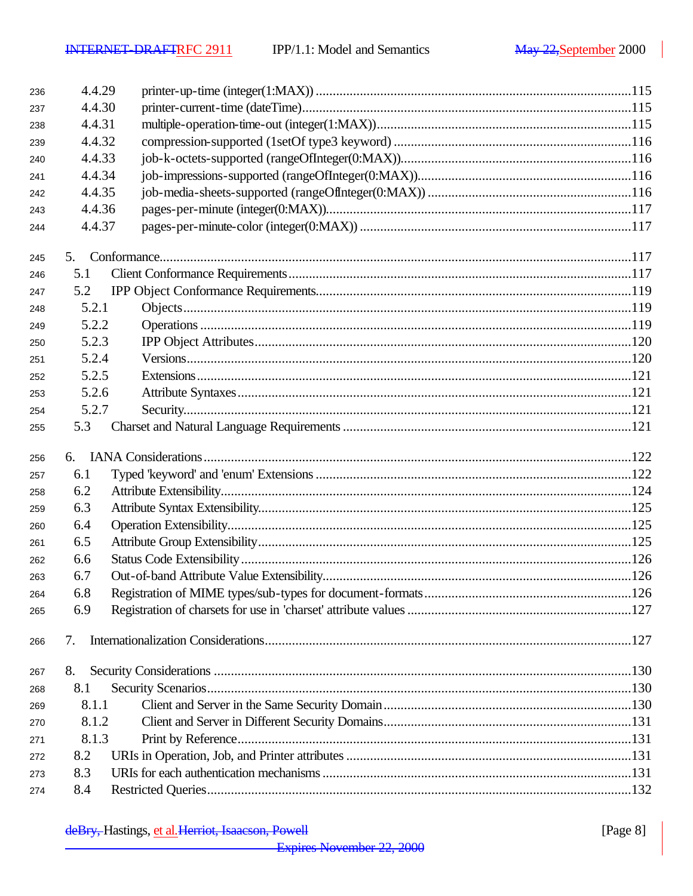236 4.4.29 printer-up-time (integer(1:MAX)) ....115
237 4.4.30 printer-current-time (dateTime)....115
238 4.4.31 multiple-operation-time-out (integer(1:MAX))....115
239 4.4.32 compression-supported (1setOf type3 keyword) ....116
240 4.4.33 job-k-octets-supported (rangeOfInteger(0:MAX))....116
241 4.4.34 job-impressions-supported (rangeOfInteger(0:MAX))....116
242 4.4.35 job-media-sheets-supported (rangeOfInteger(0:MAX)) ....116
243 4.4.36 pages-per-minute (integer(0:MAX))....117
244 4.4.37 pages-per-minute-color (integer(0:MAX)) ....117

245 5. Conformance....117
246 5.1 Client Conformance Requirements....117
247 5.2 IPP Object Conformance Requirements....119
248 5.2.1 Objects....119
249 5.2.2 Operations ....119
250 5.2.3 IPP Object Attributes....120
251 5.2.4 Versions....120
252 5.2.5 Extensions....121
253 5.2.6 Attribute Syntaxes....121
254 5.2.7 Security....121
255 5.3 Charset and Natural Language Requirements ....121

256 6. IANA Considerations....122
257 6.1 Typed 'keyword' and 'enum' Extensions ....122
258 6.2 Attribute Extensibility....124
259 6.3 Attribute Syntax Extensibility....125
260 6.4 Operation Extensibility....125
261 6.5 Attribute Group Extensibility....125
262 6.6 Status Code Extensibility ....126
263 6.7 Out-of-band Attribute Value Extensibility....126
264 6.8 Registration of MIME types/sub-types for document-formats....126
265 6.9 Registration of charsets for use in 'charset' attribute values ....127

266 7. Internationalization Considerations....127

267 8. Security Considerations ....130
268 8.1 Security Scenarios....130
269 8.1.1 Client and Server in the Same Security Domain....130
270 8.1.2 Client and Server in Different Security Domains....131
271 8.1.3 Print by Reference....131
272 8.2 URIs in Operation, Job, and Printer attributes ....131
273 8.3 URIs for each authentication mechanisms ....131
274 8.4 Restricted Queries....132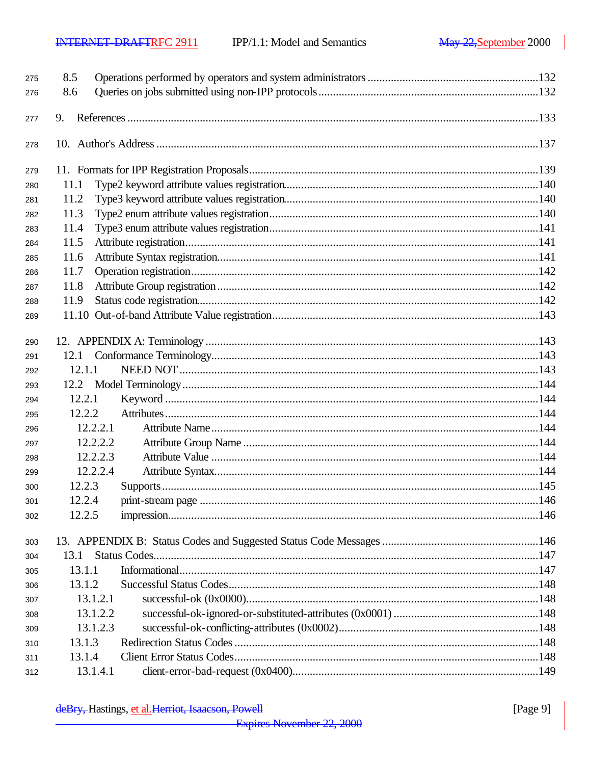8.5 Operations performed by operators and system administrators ....................................................132
8.6 Queries on jobs submitted using non-IPP protocols .................................................................132

9. References ..........................................................................................................................133

10. Author's Address ................................................................................................................137

11. Formats for IPP Registration Proposals...................................................................................139
11.1 Type2 keyword attribute values registration.........................................................................140
11.2 Type3 keyword attribute values registration.........................................................................140
11.3 Type2 enum attribute values registration..............................................................................140
11.4 Type3 enum attribute values registration..............................................................................141
11.5 Attribute registration..........................................................................................................141
11.6 Attribute Syntax registration................................................................................................141
11.7 Operation registration.........................................................................................................142
11.8 Attribute Group registration.................................................................................................142
11.9 Status code registration.......................................................................................................142
11.10 Out-of-band Attribute Value registration.............................................................................143

12. APPENDIX A: Terminology ..................................................................................................143
12.1 Conformance Terminology..................................................................................................143
12.1.1 NEED NOT .....................................................................................................................143
12.2 Model Terminology............................................................................................................144
12.2.1 Keyword .........................................................................................................................144
12.2.2 Attributes.........................................................................................................................144
12.2.2.1 Attribute Name.............................................................................................................144
12.2.2.2 Attribute Group Name...................................................................................................144
12.2.2.3 Attribute Value ............................................................................................................144
12.2.2.4 Attribute Syntax............................................................................................................144
12.2.3 Supports..........................................................................................................................145
12.2.4 print-stream page .............................................................................................................146
12.2.5 impression........................................................................................................................146

13. APPENDIX B: Status Codes and Suggested Status Code Messages ...............................................146
13.1 Status Codes......................................................................................................................147
13.1.1 Informational....................................................................................................................147
13.1.2 Successful Status Codes....................................................................................................148
13.1.2.1 successful-ok (0x0000).....................................................................................................148
13.1.2.2 successful-ok-ignored-or-substituted-attributes (0x0001) ..................................................148
13.1.2.3 successful-ok-conflicting-attributes (0x0002)......................................................................148
13.1.3 Redirection Status Codes ..................................................................................................148
13.1.4 Client Error Status Codes...................................................................................................148
13.1.4.1 client-error-bad-request (0x0400)......................................................................................149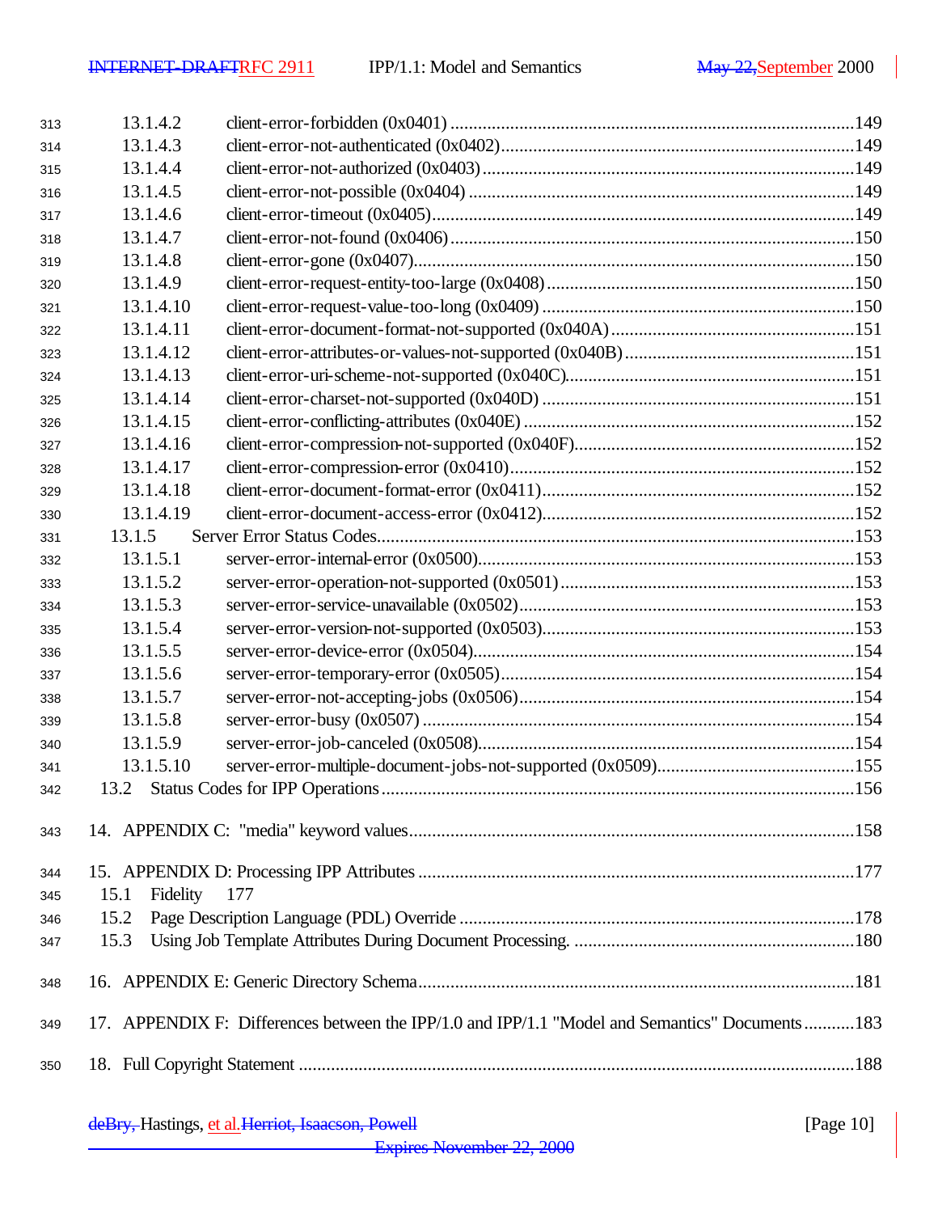313 13.1.4.2 client-error-forbidden (0x0401) ....149
314 13.1.4.3 client-error-not-authenticated (0x0402)....149
315 13.1.4.4 client-error-not-authorized (0x0403)....149
316 13.1.4.5 client-error-not-possible (0x0404) ....149
317 13.1.4.6 client-error-timeout (0x0405)....149
318 13.1.4.7 client-error-not-found (0x0406)....150
319 13.1.4.8 client-error-gone (0x0407)....150
320 13.1.4.9 client-error-request-entity-too-large (0x0408)....150
321 13.1.4.10 client-error-request-value-too-long (0x0409) ....150
322 13.1.4.11 client-error-document-format-not-supported (0x040A)....151
323 13.1.4.12 client-error-attributes-or-values-not-supported (0x040B)....151
324 13.1.4.13 client-error-uri-scheme-not-supported (0x040C)....151
325 13.1.4.14 client-error-charset-not-supported (0x040D) ....151
326 13.1.4.15 client-error-conflicting-attributes (0x040E) ....152
327 13.1.4.16 client-error-compression-not-supported (0x040F)....152
328 13.1.4.17 client-error-compression-error (0x0410)....152
329 13.1.4.18 client-error-document-format-error (0x0411)....152
330 13.1.4.19 client-error-document-access-error (0x0412)....152
331 13.1.5 Server Error Status Codes....153
332 13.1.5.1 server-error-internal-error (0x0500)....153
333 13.1.5.2 server-error-operation-not-supported (0x0501) ....153
334 13.1.5.3 server-error-service-unavailable (0x0502)....153
335 13.1.5.4 server-error-version-not-supported (0x0503)....153
336 13.1.5.5 server-error-device-error (0x0504)....154
337 13.1.5.6 server-error-temporary-error (0x0505)....154
338 13.1.5.7 server-error-not-accepting-jobs (0x0506)....154
339 13.1.5.8 server-error-busy (0x0507) ....154
340 13.1.5.9 server-error-job-canceled (0x0508)....154
341 13.1.5.10 server-error-multiple-document-jobs-not-supported (0x0509)....155
342 13.2 Status Codes for IPP Operations ....156

343 14. APPENDIX C: "media" keyword values....158

344 15. APPENDIX D: Processing IPP Attributes ....177
345 15.1 Fidelity 177
346 15.2 Page Description Language (PDL) Override ....178
347 15.3 Using Job Template Attributes During Document Processing. ....180

348 16. APPENDIX E: Generic Directory Schema....181

349 17. APPENDIX F: Differences between the IPP/1.0 and IPP/1.1 "Model and Semantics" Documents....183

350 18. Full Copyright Statement ....188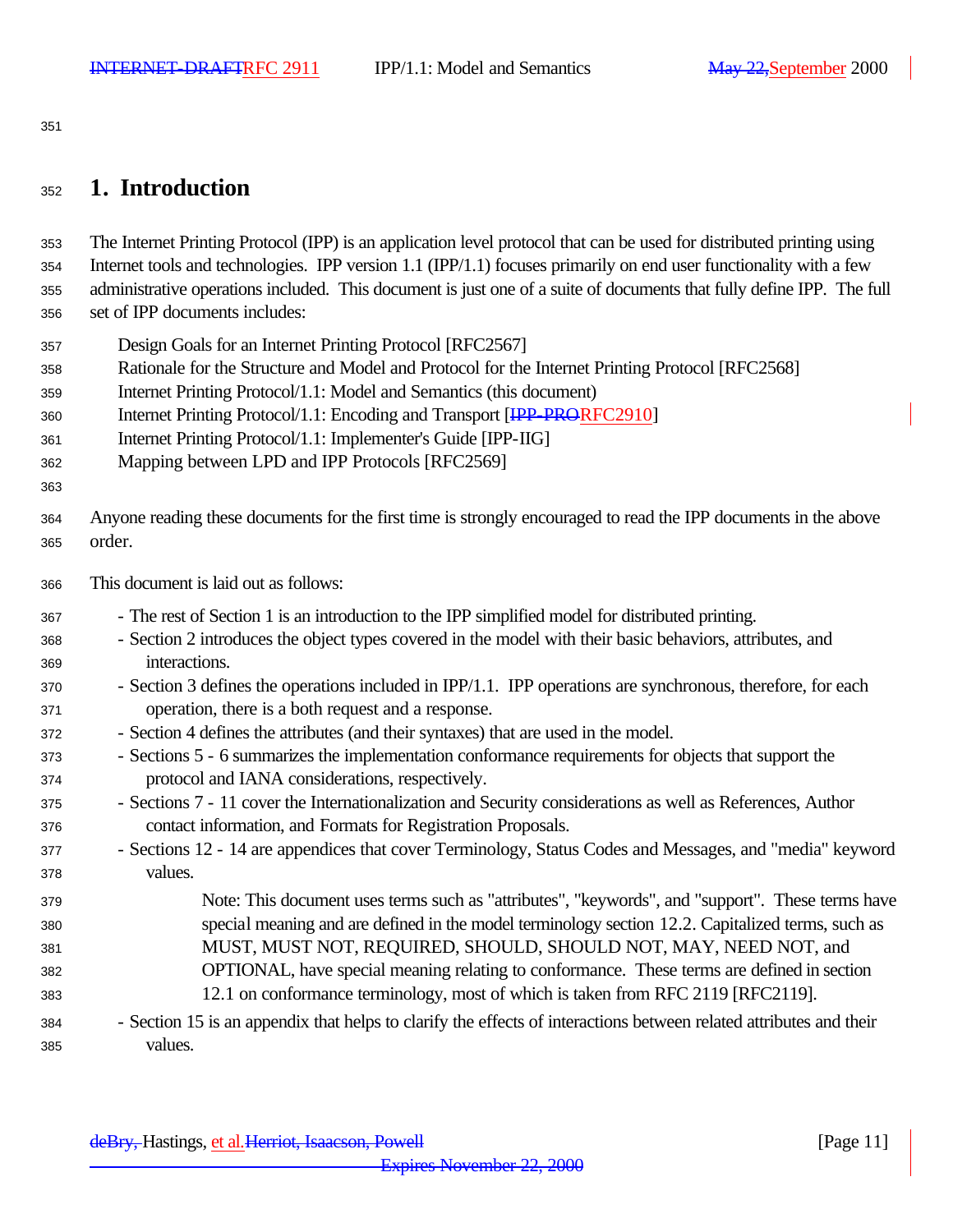# 1. Introduction

The Internet Printing Protocol (IPP) is an application level protocol that can be used for distributed printing using Internet tools and technologies. IPP version 1.1 (IPP/1.1) focuses primarily on end user functionality with a few administrative operations included. This document is just one of a suite of documents that fully define IPP. The full set of IPP documents includes:

Design Goals for an Internet Printing Protocol [RFC2567]
Rationale for the Structure and Model and Protocol for the Internet Printing Protocol [RFC2568]
Internet Printing Protocol/1.1: Model and Semantics (this document)
Internet Printing Protocol/1.1: Encoding and Transport [~~IPP-PRO~~RFC2910]
Internet Printing Protocol/1.1: Implementer's Guide [IPP-IIG]
Mapping between LPD and IPP Protocols [RFC2569]

Anyone reading these documents for the first time is strongly encouraged to read the IPP documents in the above order.

This document is laid out as follows:

- The rest of Section 1 is an introduction to the IPP simplified model for distributed printing.
- Section 2 introduces the object types covered in the model with their basic behaviors, attributes, and interactions.
- Section 3 defines the operations included in IPP/1.1. IPP operations are synchronous, therefore, for each operation, there is a both request and a response.
- Section 4 defines the attributes (and their syntaxes) that are used in the model.
- Sections 5 - 6 summarizes the implementation conformance requirements for objects that support the protocol and IANA considerations, respectively.
- Sections 7 - 11 cover the Internationalization and Security considerations as well as References, Author contact information, and Formats for Registration Proposals.
- Sections 12 - 14 are appendices that cover Terminology, Status Codes and Messages, and "media" keyword values.

  Note: This document uses terms such as "attributes", "keywords", and "support". These terms have special meaning and are defined in the model terminology section 12.2. Capitalized terms, such as MUST, MUST NOT, REQUIRED, SHOULD, SHOULD NOT, MAY, NEED NOT, and OPTIONAL, have special meaning relating to conformance. These terms are defined in section 12.1 on conformance terminology, most of which is taken from RFC 2119 [RFC2119].

- Section 15 is an appendix that helps to clarify the effects of interactions between related attributes and their values.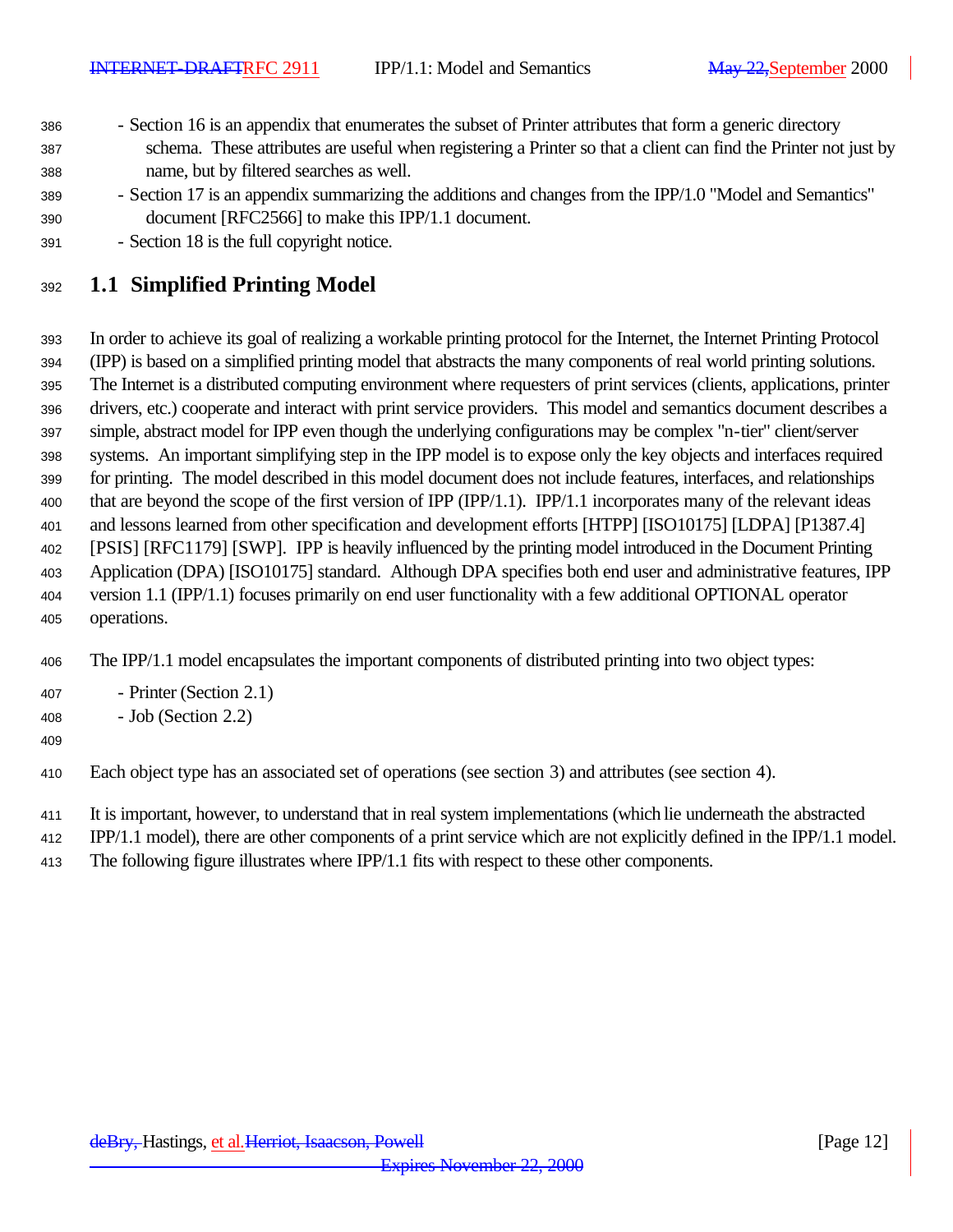- Section 16 is an appendix that enumerates the subset of Printer attributes that form a generic directory schema. These attributes are useful when registering a Printer so that a client can find the Printer not just by name, but by filtered searches as well.
- Section 17 is an appendix summarizing the additions and changes from the IPP/1.0 "Model and Semantics" document [RFC2566] to make this IPP/1.1 document.
- Section 18 is the full copyright notice.

## 1.1 Simplified Printing Model

In order to achieve its goal of realizing a workable printing protocol for the Internet, the Internet Printing Protocol (IPP) is based on a simplified printing model that abstracts the many components of real world printing solutions. The Internet is a distributed computing environment where requesters of print services (clients, applications, printer drivers, etc.) cooperate and interact with print service providers. This model and semantics document describes a simple, abstract model for IPP even though the underlying configurations may be complex "n-tier" client/server systems. An important simplifying step in the IPP model is to expose only the key objects and interfaces required for printing. The model described in this model document does not include features, interfaces, and relationships that are beyond the scope of the first version of IPP (IPP/1.1). IPP/1.1 incorporates many of the relevant ideas and lessons learned from other specification and development efforts [HTPP] [ISO10175] [LDPA] [P1387.4] [PSIS] [RFC1179] [SWP]. IPP is heavily influenced by the printing model introduced in the Document Printing Application (DPA) [ISO10175] standard. Although DPA specifies both end user and administrative features, IPP version 1.1 (IPP/1.1) focuses primarily on end user functionality with a few additional OPTIONAL operator operations.

The IPP/1.1 model encapsulates the important components of distributed printing into two object types:

- Printer (Section 2.1)
- Job (Section 2.2)

Each object type has an associated set of operations (see section 3) and attributes (see section 4).

It is important, however, to understand that in real system implementations (which lie underneath the abstracted IPP/1.1 model), there are other components of a print service which are not explicitly defined in the IPP/1.1 model. The following figure illustrates where IPP/1.1 fits with respect to these other components.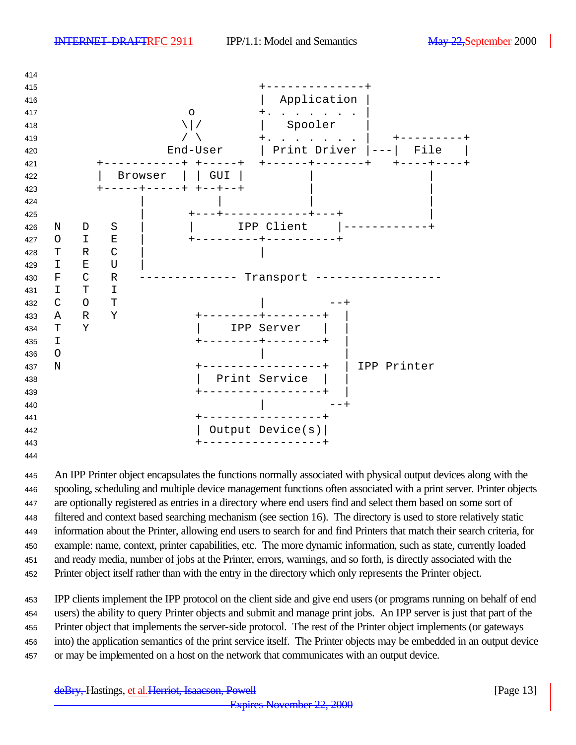```
                                           +--------------+
                                           |  Application |
                              o            +. . . . . . . |
                             \|/           |   Spooler    |
                             / \           +. . . . . . . |   +---------+
                           End-User        | Print Driver |---|  File   |
                 +-----------+ +-----+     +------+-------+   +----+----+
                 |  Browser  | | GUI |            |                  |
                 +-----+-----+ +--+--+            |                  |
                       |          |               |                  |
                       |       +---+------------+---+                |
       N   D   S       |       |      IPP Client    |------------+
       O   I   E       |       +---------+----------+
       T   R   C       |                 |
       I   E   U       |
       F   C   R    -------------- Transport ------------------
       I   T   I
       C   O   T                         |         --+
       A   R   Y            +--------+--------+   |
       T   Y                |    IPP Server   |   |
       I                    +--------+--------+   |
       O                             |            |
       N                    +-----------------+   | IPP Printer
                            |  Print Service  |   |
                            +-----------------+   |
                                     |         --+
                            +-----------------+
                            | Output Device(s)|
                            +-----------------+
```

An IPP Printer object encapsulates the functions normally associated with physical output devices along with the spooling, scheduling and multiple device management functions often associated with a print server. Printer objects are optionally registered as entries in a directory where end users find and select them based on some sort of filtered and context based searching mechanism (see section 16). The directory is used to store relatively static information about the Printer, allowing end users to search for and find Printers that match their search criteria, for example: name, context, printer capabilities, etc. The more dynamic information, such as state, currently loaded and ready media, number of jobs at the Printer, errors, warnings, and so forth, is directly associated with the Printer object itself rather than with the entry in the directory which only represents the Printer object.

IPP clients implement the IPP protocol on the client side and give end users (or programs running on behalf of end users) the ability to query Printer objects and submit and manage print jobs. An IPP server is just that part of the Printer object that implements the server-side protocol. The rest of the Printer object implements (or gateways into) the application semantics of the print service itself. The Printer objects may be embedded in an output device or may be implemented on a host on the network that communicates with an output device.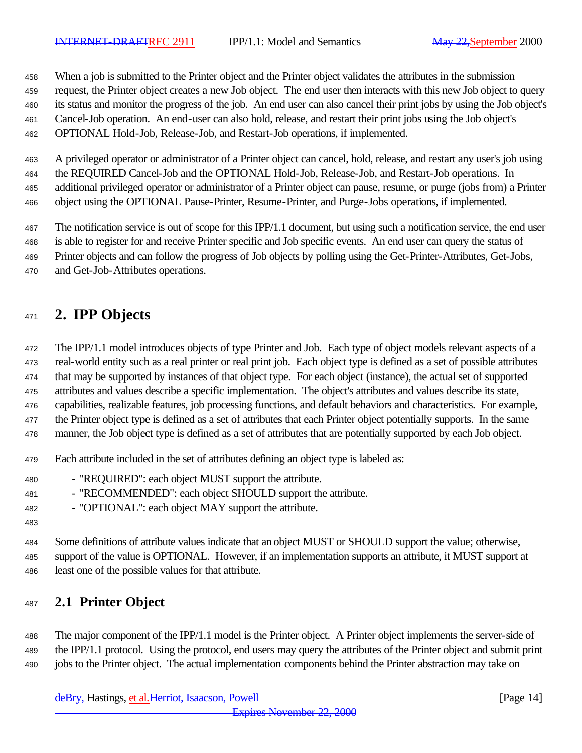When a job is submitted to the Printer object and the Printer object validates the attributes in the submission request, the Printer object creates a new Job object. The end user then interacts with this new Job object to query its status and monitor the progress of the job. An end user can also cancel their print jobs by using the Job object's Cancel-Job operation. An end-user can also hold, release, and restart their print jobs using the Job object's OPTIONAL Hold-Job, Release-Job, and Restart-Job operations, if implemented.

A privileged operator or administrator of a Printer object can cancel, hold, release, and restart any user's job using the REQUIRED Cancel-Job and the OPTIONAL Hold-Job, Release-Job, and Restart-Job operations. In additional privileged operator or administrator of a Printer object can pause, resume, or purge (jobs from) a Printer object using the OPTIONAL Pause-Printer, Resume-Printer, and Purge-Jobs operations, if implemented.

The notification service is out of scope for this IPP/1.1 document, but using such a notification service, the end user is able to register for and receive Printer specific and Job specific events. An end user can query the status of Printer objects and can follow the progress of Job objects by polling using the Get-Printer-Attributes, Get-Jobs, and Get-Job-Attributes operations.

# 2. IPP Objects

The IPP/1.1 model introduces objects of type Printer and Job. Each type of object models relevant aspects of a real-world entity such as a real printer or real print job. Each object type is defined as a set of possible attributes that may be supported by instances of that object type. For each object (instance), the actual set of supported attributes and values describe a specific implementation. The object's attributes and values describe its state, capabilities, realizable features, job processing functions, and default behaviors and characteristics. For example, the Printer object type is defined as a set of attributes that each Printer object potentially supports. In the same manner, the Job object type is defined as a set of attributes that are potentially supported by each Job object.

Each attribute included in the set of attributes defining an object type is labeled as:

- "REQUIRED": each object MUST support the attribute.
- "RECOMMENDED": each object SHOULD support the attribute.
- "OPTIONAL": each object MAY support the attribute.

Some definitions of attribute values indicate that an object MUST or SHOULD support the value; otherwise, support of the value is OPTIONAL. However, if an implementation supports an attribute, it MUST support at least one of the possible values for that attribute.

## 2.1 Printer Object

The major component of the IPP/1.1 model is the Printer object. A Printer object implements the server-side of the IPP/1.1 protocol. Using the protocol, end users may query the attributes of the Printer object and submit print jobs to the Printer object. The actual implementation components behind the Printer abstraction may take on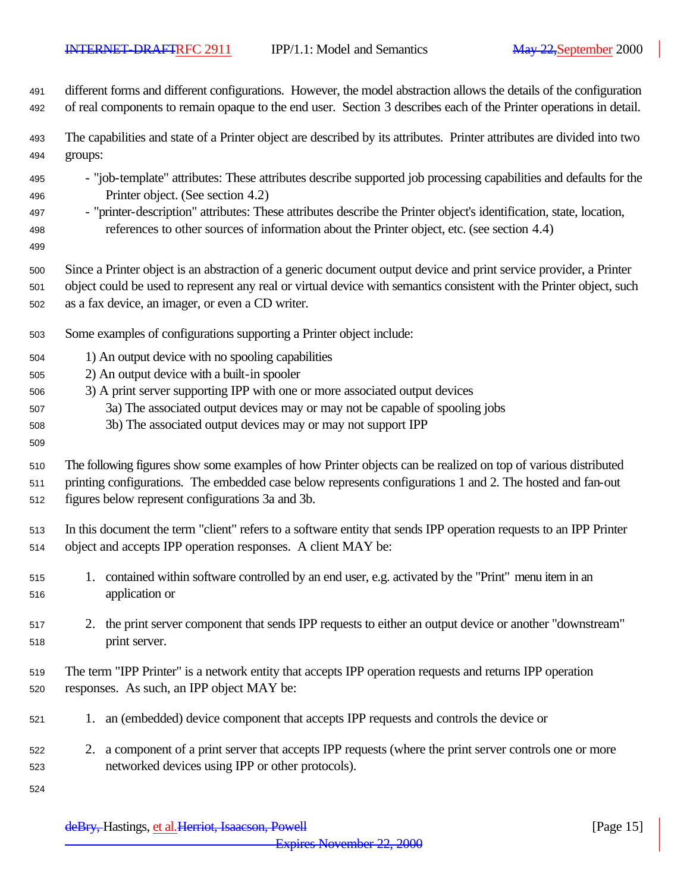different forms and different configurations. However, the model abstraction allows the details of the configuration of real components to remain opaque to the end user. Section 3 describes each of the Printer operations in detail.

The capabilities and state of a Printer object are described by its attributes. Printer attributes are divided into two groups:

- "job-template" attributes: These attributes describe supported job processing capabilities and defaults for the Printer object. (See section 4.2)
- "printer-description" attributes: These attributes describe the Printer object's identification, state, location, references to other sources of information about the Printer object, etc. (see section 4.4)

Since a Printer object is an abstraction of a generic document output device and print service provider, a Printer object could be used to represent any real or virtual device with semantics consistent with the Printer object, such as a fax device, an imager, or even a CD writer.

Some examples of configurations supporting a Printer object include:

1) An output device with no spooling capabilities
2) An output device with a built-in spooler
3) A print server supporting IPP with one or more associated output devices
    3a) The associated output devices may or may not be capable of spooling jobs
    3b) The associated output devices may or may not support IPP

The following figures show some examples of how Printer objects can be realized on top of various distributed printing configurations. The embedded case below represents configurations 1 and 2. The hosted and fan-out figures below represent configurations 3a and 3b.

In this document the term "client" refers to a software entity that sends IPP operation requests to an IPP Printer object and accepts IPP operation responses. A client MAY be:

1. contained within software controlled by an end user, e.g. activated by the "Print" menu item in an application or

2. the print server component that sends IPP requests to either an output device or another "downstream" print server.

The term "IPP Printer" is a network entity that accepts IPP operation requests and returns IPP operation responses. As such, an IPP object MAY be:

1. an (embedded) device component that accepts IPP requests and controls the device or

2. a component of a print server that accepts IPP requests (where the print server controls one or more networked devices using IPP or other protocols).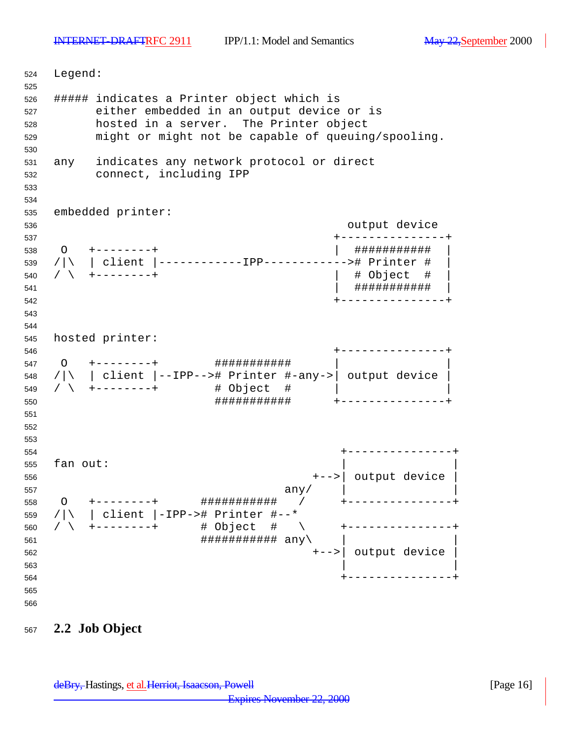```
Legend:

##### indicates a Printer object which is
      either embedded in an output device or is
      hosted in a server.  The Printer object
      might or might not be capable of queuing/spooling.

any   indicates any network protocol or direct
      connect, including IPP


embedded printer:
                                                  output device
                                                +---------------+
 O   +--------+                                 |  ###########  |
/|\  | client |------------IPP------------># Printer #  |
/ \  +--------+                                 |  # Object  #  |
                                                |  ###########  |
                                                +---------------+


hosted printer:
                                                +---------------+
 O   +--------+        ###########              |               |
/|\  | client |--IPP--># Printer #-any->| output device |
/ \  +--------+        # Object  #              |               |
                       ###########              +---------------+



                                                 +---------------+
fan out:                                         |               |
                                             +-->| output device |
                                         any/    |               |
 O   +--------+      ###########       /         +---------------+
/|\  | client |-IPP-># Printer #--*
/ \  +--------+      # Object  #       \         +---------------+
                     ########### any\    |               |
                                             +-->| output device |
                                                 |               |
                                                 +---------------+
```

## 2.2 Job Object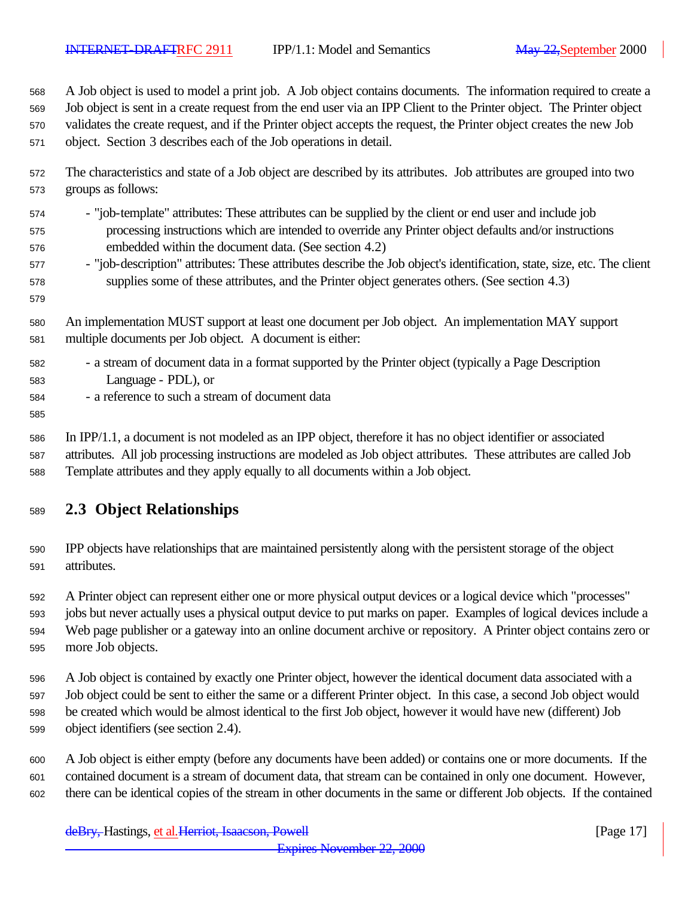A Job object is used to model a print job. A Job object contains documents. The information required to create a Job object is sent in a create request from the end user via an IPP Client to the Printer object. The Printer object validates the create request, and if the Printer object accepts the request, the Printer object creates the new Job object. Section 3 describes each of the Job operations in detail.

The characteristics and state of a Job object are described by its attributes. Job attributes are grouped into two groups as follows:

- "job-template" attributes: These attributes can be supplied by the client or end user and include job processing instructions which are intended to override any Printer object defaults and/or instructions embedded within the document data. (See section 4.2)
- "job-description" attributes: These attributes describe the Job object's identification, state, size, etc. The client supplies some of these attributes, and the Printer object generates others. (See section 4.3)

An implementation MUST support at least one document per Job object. An implementation MAY support multiple documents per Job object. A document is either:

- a stream of document data in a format supported by the Printer object (typically a Page Description Language - PDL), or
- a reference to such a stream of document data

In IPP/1.1, a document is not modeled as an IPP object, therefore it has no object identifier or associated attributes. All job processing instructions are modeled as Job object attributes. These attributes are called Job Template attributes and they apply equally to all documents within a Job object.

## 2.3 Object Relationships

IPP objects have relationships that are maintained persistently along with the persistent storage of the object attributes.

A Printer object can represent either one or more physical output devices or a logical device which "processes" jobs but never actually uses a physical output device to put marks on paper. Examples of logical devices include a Web page publisher or a gateway into an online document archive or repository. A Printer object contains zero or more Job objects.

A Job object is contained by exactly one Printer object, however the identical document data associated with a Job object could be sent to either the same or a different Printer object. In this case, a second Job object would be created which would be almost identical to the first Job object, however it would have new (different) Job object identifiers (see section 2.4).

A Job object is either empty (before any documents have been added) or contains one or more documents. If the contained document is a stream of document data, that stream can be contained in only one document. However, there can be identical copies of the stream in other documents in the same or different Job objects. If the contained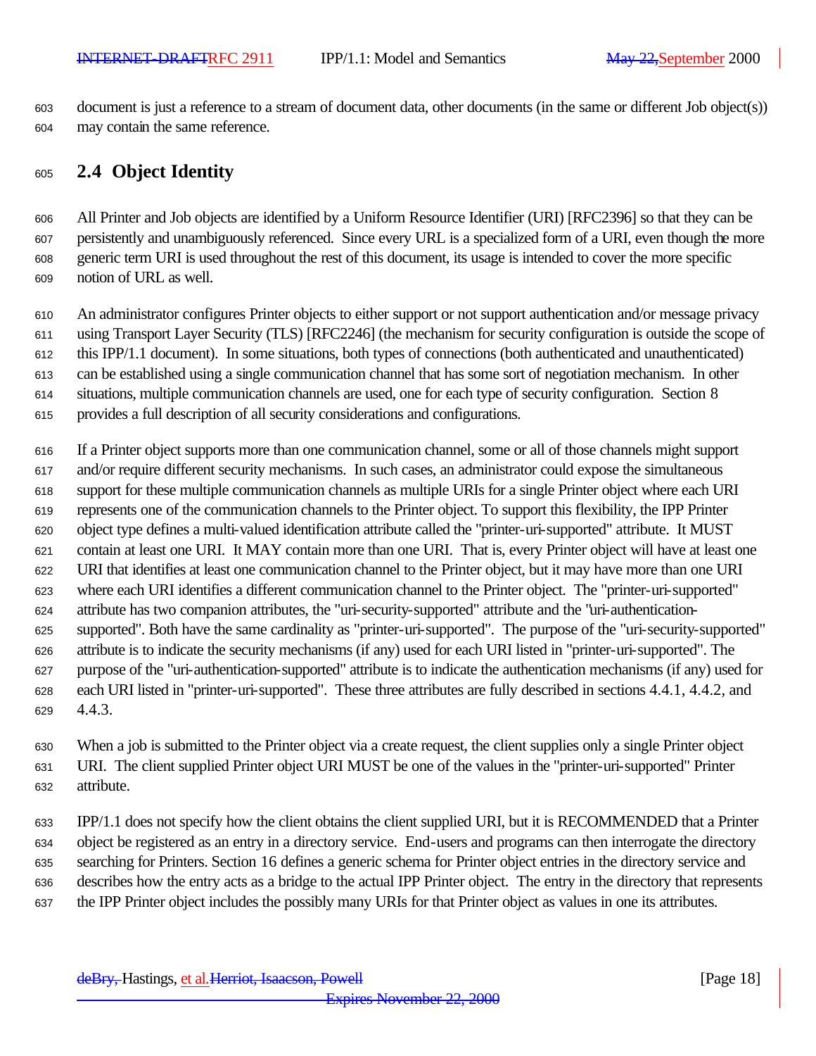document is just a reference to a stream of document data, other documents (in the same or different Job object(s)) may contain the same reference.

## 2.4 Object Identity

All Printer and Job objects are identified by a Uniform Resource Identifier (URI) [RFC2396] so that they can be persistently and unambiguously referenced. Since every URL is a specialized form of a URI, even though the more generic term URI is used throughout the rest of this document, its usage is intended to cover the more specific notion of URL as well.

An administrator configures Printer objects to either support or not support authentication and/or message privacy using Transport Layer Security (TLS) [RFC2246] (the mechanism for security configuration is outside the scope of this IPP/1.1 document). In some situations, both types of connections (both authenticated and unauthenticated) can be established using a single communication channel that has some sort of negotiation mechanism. In other situations, multiple communication channels are used, one for each type of security configuration. Section 8 provides a full description of all security considerations and configurations.

If a Printer object supports more than one communication channel, some or all of those channels might support and/or require different security mechanisms. In such cases, an administrator could expose the simultaneous support for these multiple communication channels as multiple URIs for a single Printer object where each URI represents one of the communication channels to the Printer object. To support this flexibility, the IPP Printer object type defines a multi-valued identification attribute called the "printer-uri-supported" attribute. It MUST contain at least one URI. It MAY contain more than one URI. That is, every Printer object will have at least one URI that identifies at least one communication channel to the Printer object, but it may have more than one URI where each URI identifies a different communication channel to the Printer object. The "printer-uri-supported" attribute has two companion attributes, the "uri-security-supported" attribute and the "uri-authentication-supported". Both have the same cardinality as "printer-uri-supported". The purpose of the "uri-security-supported" attribute is to indicate the security mechanisms (if any) used for each URI listed in "printer-uri-supported". The purpose of the "uri-authentication-supported" attribute is to indicate the authentication mechanisms (if any) used for each URI listed in "printer-uri-supported". These three attributes are fully described in sections 4.4.1, 4.4.2, and 4.4.3.

When a job is submitted to the Printer object via a create request, the client supplies only a single Printer object URI. The client supplied Printer object URI MUST be one of the values in the "printer-uri-supported" Printer attribute.

IPP/1.1 does not specify how the client obtains the client supplied URI, but it is RECOMMENDED that a Printer object be registered as an entry in a directory service. End-users and programs can then interrogate the directory searching for Printers. Section 16 defines a generic schema for Printer object entries in the directory service and describes how the entry acts as a bridge to the actual IPP Printer object. The entry in the directory that represents the IPP Printer object includes the possibly many URIs for that Printer object as values in one its attributes.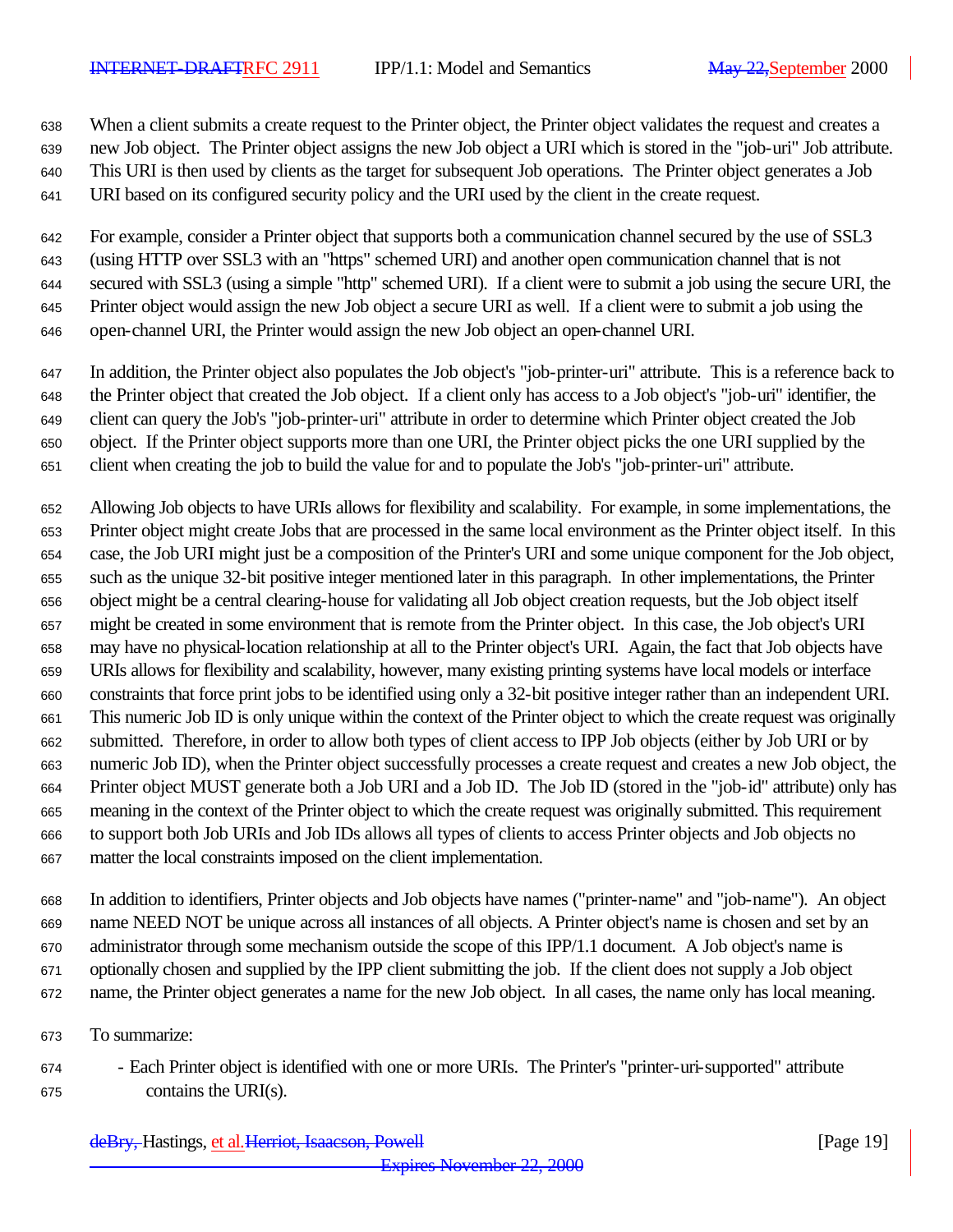When a client submits a create request to the Printer object, the Printer object validates the request and creates a new Job object. The Printer object assigns the new Job object a URI which is stored in the "job-uri" Job attribute. This URI is then used by clients as the target for subsequent Job operations. The Printer object generates a Job URI based on its configured security policy and the URI used by the client in the create request.

For example, consider a Printer object that supports both a communication channel secured by the use of SSL3 (using HTTP over SSL3 with an "https" schemed URI) and another open communication channel that is not secured with SSL3 (using a simple "http" schemed URI). If a client were to submit a job using the secure URI, the Printer object would assign the new Job object a secure URI as well. If a client were to submit a job using the open-channel URI, the Printer would assign the new Job object an open-channel URI.

In addition, the Printer object also populates the Job object's "job-printer-uri" attribute. This is a reference back to the Printer object that created the Job object. If a client only has access to a Job object's "job-uri" identifier, the client can query the Job's "job-printer-uri" attribute in order to determine which Printer object created the Job object. If the Printer object supports more than one URI, the Printer object picks the one URI supplied by the client when creating the job to build the value for and to populate the Job's "job-printer-uri" attribute.

Allowing Job objects to have URIs allows for flexibility and scalability. For example, in some implementations, the Printer object might create Jobs that are processed in the same local environment as the Printer object itself. In this case, the Job URI might just be a composition of the Printer's URI and some unique component for the Job object, such as the unique 32-bit positive integer mentioned later in this paragraph. In other implementations, the Printer object might be a central clearing-house for validating all Job object creation requests, but the Job object itself might be created in some environment that is remote from the Printer object. In this case, the Job object's URI may have no physical-location relationship at all to the Printer object's URI. Again, the fact that Job objects have URIs allows for flexibility and scalability, however, many existing printing systems have local models or interface constraints that force print jobs to be identified using only a 32-bit positive integer rather than an independent URI. This numeric Job ID is only unique within the context of the Printer object to which the create request was originally submitted. Therefore, in order to allow both types of client access to IPP Job objects (either by Job URI or by numeric Job ID), when the Printer object successfully processes a create request and creates a new Job object, the Printer object MUST generate both a Job URI and a Job ID. The Job ID (stored in the "job-id" attribute) only has meaning in the context of the Printer object to which the create request was originally submitted. This requirement to support both Job URIs and Job IDs allows all types of clients to access Printer objects and Job objects no matter the local constraints imposed on the client implementation.

In addition to identifiers, Printer objects and Job objects have names ("printer-name" and "job-name"). An object name NEED NOT be unique across all instances of all objects. A Printer object's name is chosen and set by an administrator through some mechanism outside the scope of this IPP/1.1 document. A Job object's name is optionally chosen and supplied by the IPP client submitting the job. If the client does not supply a Job object name, the Printer object generates a name for the new Job object. In all cases, the name only has local meaning.

To summarize:

- Each Printer object is identified with one or more URIs. The Printer's "printer-uri-supported" attribute contains the URI(s).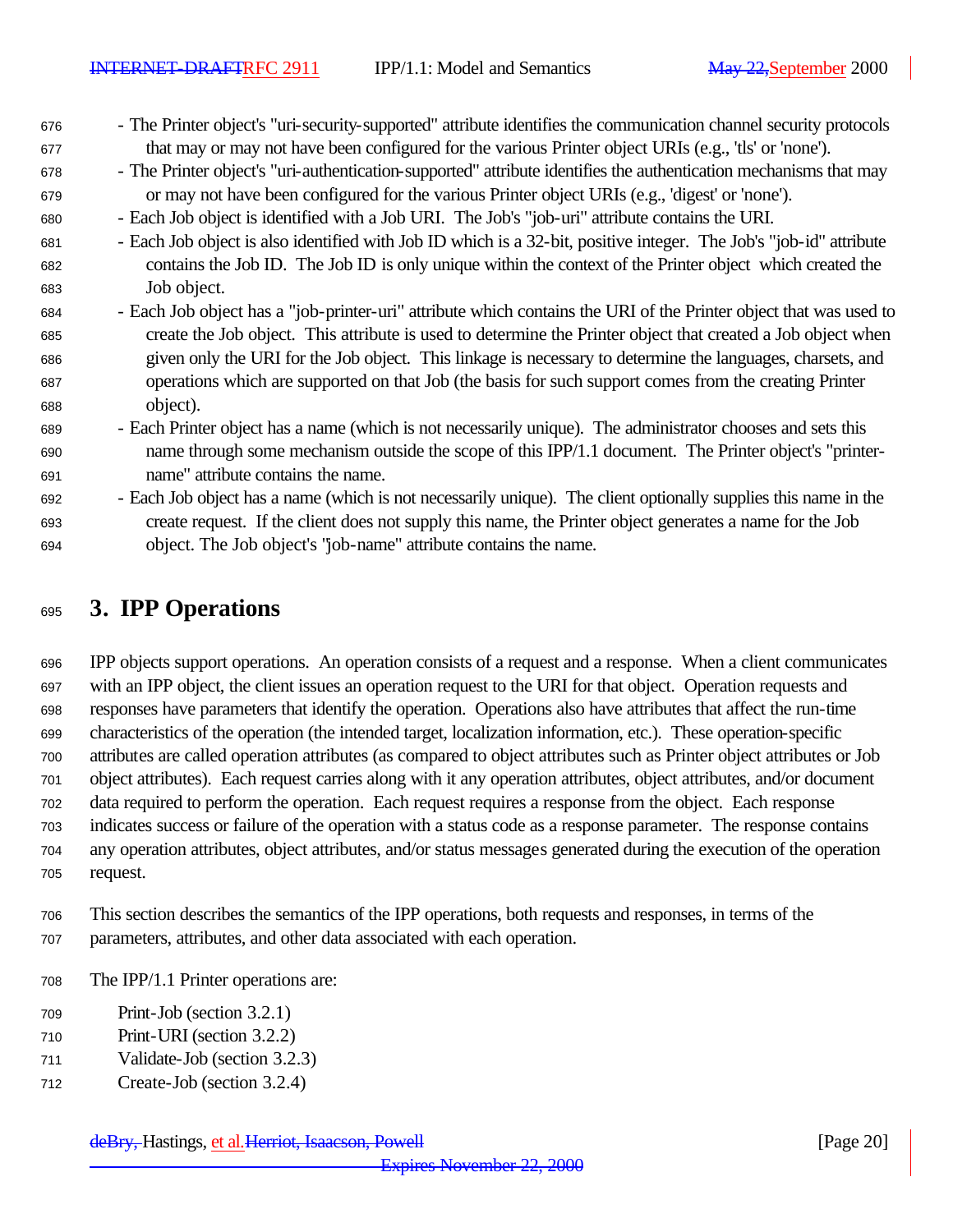- The Printer object's "uri-security-supported" attribute identifies the communication channel security protocols that may or may not have been configured for the various Printer object URIs (e.g., 'tls' or 'none').
- The Printer object's "uri-authentication-supported" attribute identifies the authentication mechanisms that may or may not have been configured for the various Printer object URIs (e.g., 'digest' or 'none').
- Each Job object is identified with a Job URI. The Job's "job-uri" attribute contains the URI.
- Each Job object is also identified with Job ID which is a 32-bit, positive integer. The Job's "job-id" attribute contains the Job ID. The Job ID is only unique within the context of the Printer object which created the Job object.
- Each Job object has a "job-printer-uri" attribute which contains the URI of the Printer object that was used to create the Job object. This attribute is used to determine the Printer object that created a Job object when given only the URI for the Job object. This linkage is necessary to determine the languages, charsets, and operations which are supported on that Job (the basis for such support comes from the creating Printer object).
- Each Printer object has a name (which is not necessarily unique). The administrator chooses and sets this name through some mechanism outside the scope of this IPP/1.1 document. The Printer object's "printer-name" attribute contains the name.
- Each Job object has a name (which is not necessarily unique). The client optionally supplies this name in the create request. If the client does not supply this name, the Printer object generates a name for the Job object. The Job object's "job-name" attribute contains the name.

# 3. IPP Operations

IPP objects support operations. An operation consists of a request and a response. When a client communicates with an IPP object, the client issues an operation request to the URI for that object. Operation requests and responses have parameters that identify the operation. Operations also have attributes that affect the run-time characteristics of the operation (the intended target, localization information, etc.). These operation-specific attributes are called operation attributes (as compared to object attributes such as Printer object attributes or Job object attributes). Each request carries along with it any operation attributes, object attributes, and/or document data required to perform the operation. Each request requires a response from the object. Each response indicates success or failure of the operation with a status code as a response parameter. The response contains any operation attributes, object attributes, and/or status messages generated during the execution of the operation request.

This section describes the semantics of the IPP operations, both requests and responses, in terms of the parameters, attributes, and other data associated with each operation.

The IPP/1.1 Printer operations are:

Print-Job (section 3.2.1)
Print-URI (section 3.2.2)
Validate-Job (section 3.2.3)
Create-Job (section 3.2.4)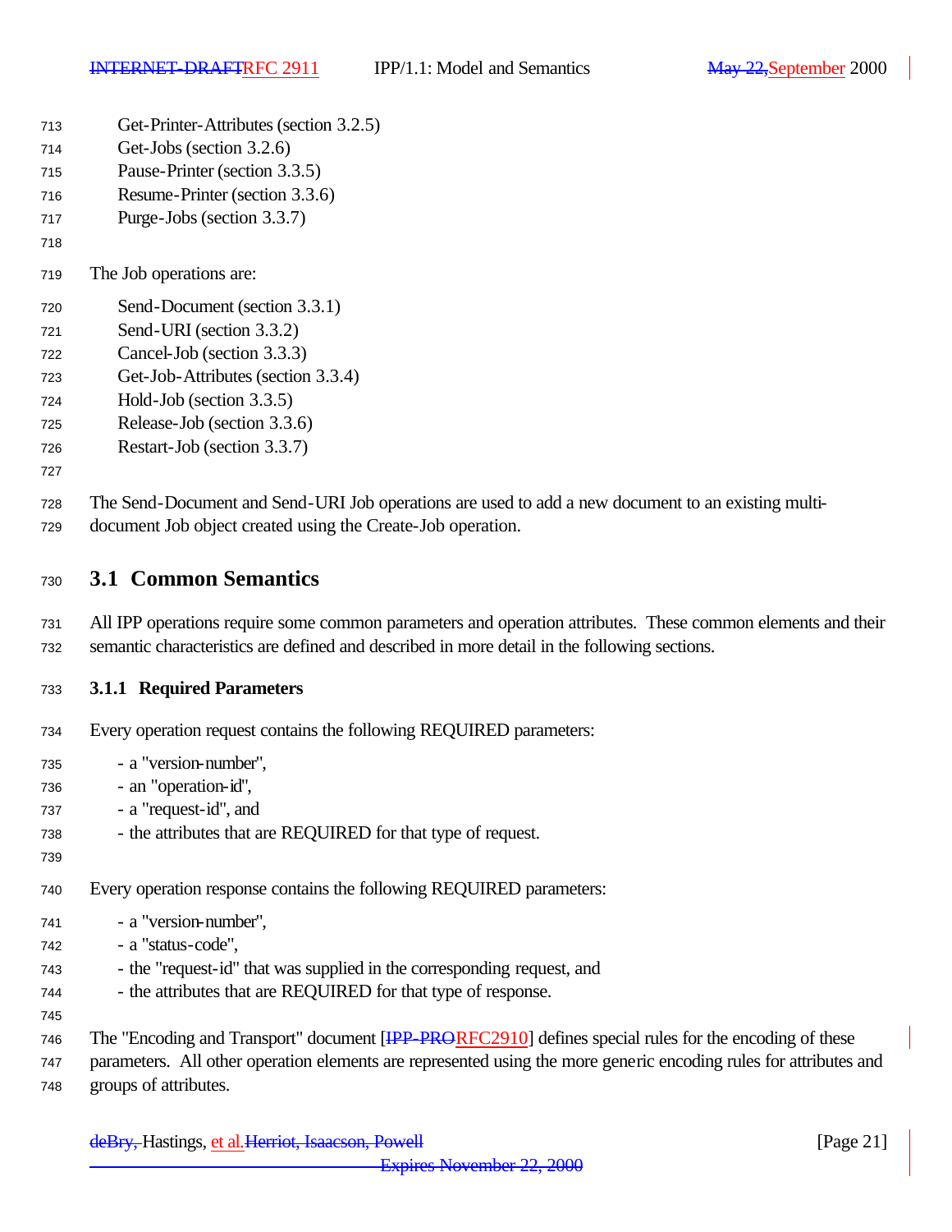Get-Printer-Attributes (section 3.2.5)
Get-Jobs (section 3.2.6)
Pause-Printer (section 3.3.5)
Resume-Printer (section 3.3.6)
Purge-Jobs (section 3.3.7)

The Job operations are:

Send-Document (section 3.3.1)
Send-URI (section 3.3.2)
Cancel-Job (section 3.3.3)
Get-Job-Attributes (section 3.3.4)
Hold-Job (section 3.3.5)
Release-Job (section 3.3.6)
Restart-Job (section 3.3.7)

The Send-Document and Send-URI Job operations are used to add a new document to an existing multi-document Job object created using the Create-Job operation.

## 3.1 Common Semantics

All IPP operations require some common parameters and operation attributes. These common elements and their semantic characteristics are defined and described in more detail in the following sections.

### 3.1.1 Required Parameters

Every operation request contains the following REQUIRED parameters:

- a "version-number",
- an "operation-id",
- a "request-id", and
- the attributes that are REQUIRED for that type of request.

Every operation response contains the following REQUIRED parameters:

- a "version-number",
- a "status-code",
- the "request-id" that was supplied in the corresponding request, and
- the attributes that are REQUIRED for that type of response.

The "Encoding and Transport" document [~~IPP-PRO~~RFC2910] defines special rules for the encoding of these parameters. All other operation elements are represented using the more generic encoding rules for attributes and groups of attributes.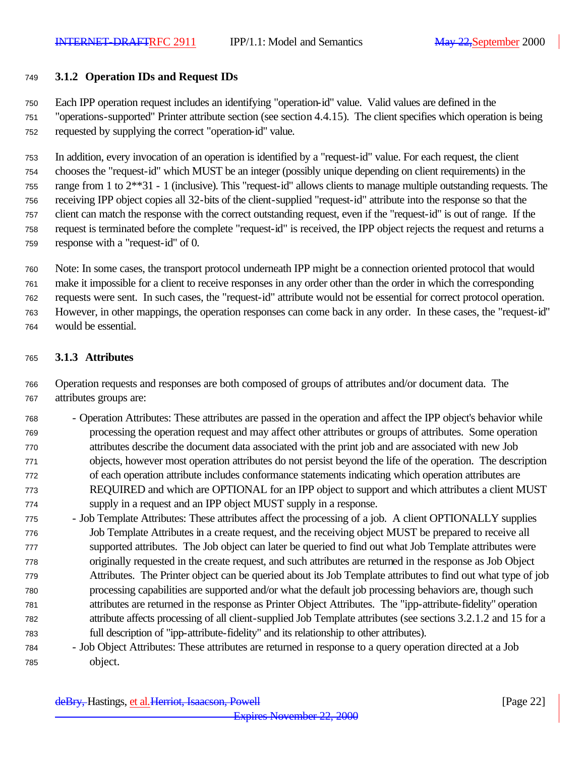### 3.1.2 Operation IDs and Request IDs

Each IPP operation request includes an identifying "operation-id" value. Valid values are defined in the "operations-supported" Printer attribute section (see section 4.4.15). The client specifies which operation is being requested by supplying the correct "operation-id" value.

In addition, every invocation of an operation is identified by a "request-id" value. For each request, the client chooses the "request-id" which MUST be an integer (possibly unique depending on client requirements) in the range from 1 to 2**31 - 1 (inclusive). This "request-id" allows clients to manage multiple outstanding requests. The receiving IPP object copies all 32-bits of the client-supplied "request-id" attribute into the response so that the client can match the response with the correct outstanding request, even if the "request-id" is out of range. If the request is terminated before the complete "request-id" is received, the IPP object rejects the request and returns a response with a "request-id" of 0.

Note: In some cases, the transport protocol underneath IPP might be a connection oriented protocol that would make it impossible for a client to receive responses in any order other than the order in which the corresponding requests were sent. In such cases, the "request-id" attribute would not be essential for correct protocol operation. However, in other mappings, the operation responses can come back in any order. In these cases, the "request-id" would be essential.

### 3.1.3 Attributes

Operation requests and responses are both composed of groups of attributes and/or document data. The attributes groups are:

- Operation Attributes: These attributes are passed in the operation and affect the IPP object's behavior while processing the operation request and may affect other attributes or groups of attributes. Some operation attributes describe the document data associated with the print job and are associated with new Job objects, however most operation attributes do not persist beyond the life of the operation. The description of each operation attribute includes conformance statements indicating which operation attributes are REQUIRED and which are OPTIONAL for an IPP object to support and which attributes a client MUST supply in a request and an IPP object MUST supply in a response.
- Job Template Attributes: These attributes affect the processing of a job. A client OPTIONALLY supplies Job Template Attributes in a create request, and the receiving object MUST be prepared to receive all supported attributes. The Job object can later be queried to find out what Job Template attributes were originally requested in the create request, and such attributes are returned in the response as Job Object Attributes. The Printer object can be queried about its Job Template attributes to find out what type of job processing capabilities are supported and/or what the default job processing behaviors are, though such attributes are returned in the response as Printer Object Attributes. The "ipp-attribute-fidelity" operation attribute affects processing of all client-supplied Job Template attributes (see sections 3.2.1.2 and 15 for a full description of "ipp-attribute-fidelity" and its relationship to other attributes).
- Job Object Attributes: These attributes are returned in response to a query operation directed at a Job object.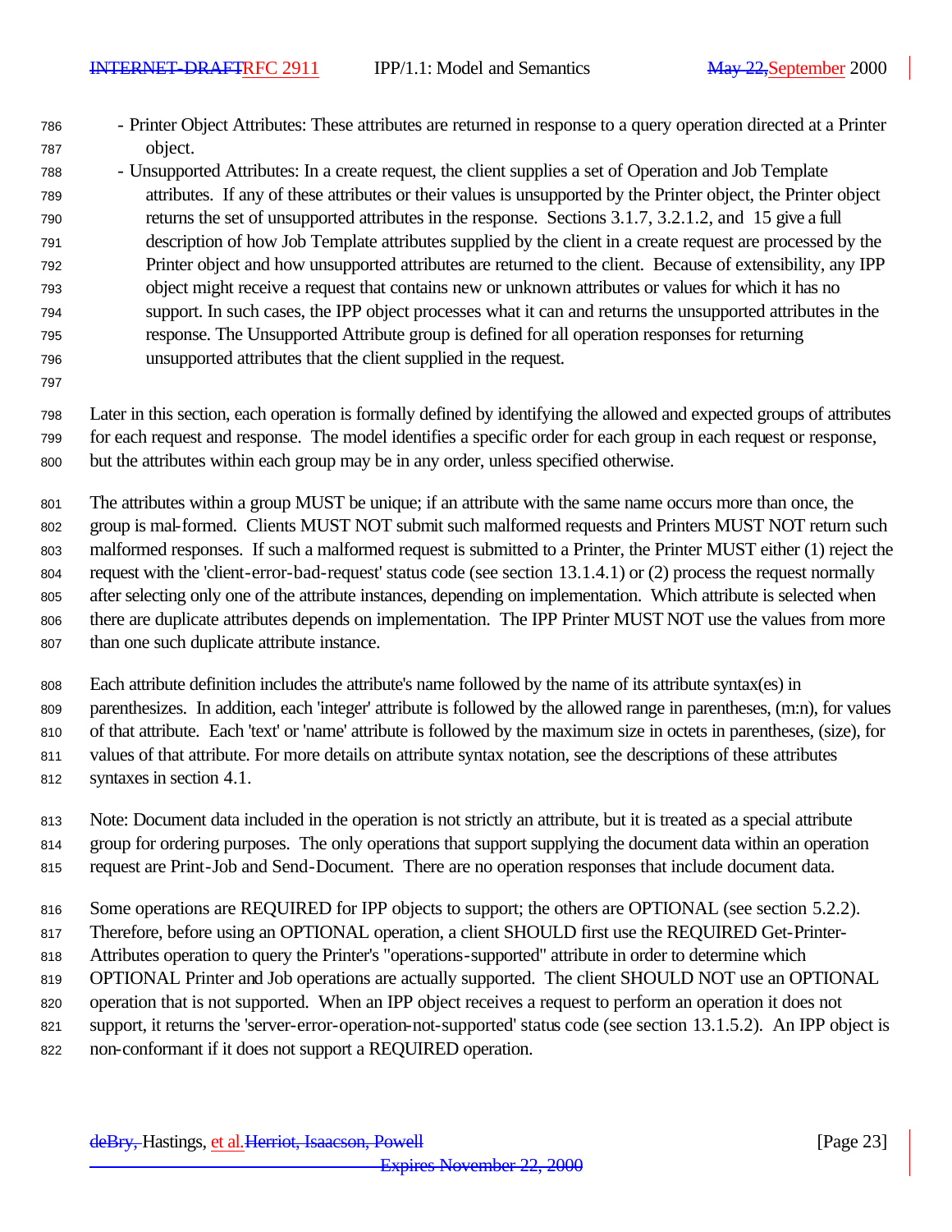- Printer Object Attributes: These attributes are returned in response to a query operation directed at a Printer object.
- Unsupported Attributes: In a create request, the client supplies a set of Operation and Job Template attributes. If any of these attributes or their values is unsupported by the Printer object, the Printer object returns the set of unsupported attributes in the response. Sections 3.1.7, 3.2.1.2, and 15 give a full description of how Job Template attributes supplied by the client in a create request are processed by the Printer object and how unsupported attributes are returned to the client. Because of extensibility, any IPP object might receive a request that contains new or unknown attributes or values for which it has no support. In such cases, the IPP object processes what it can and returns the unsupported attributes in the response. The Unsupported Attribute group is defined for all operation responses for returning unsupported attributes that the client supplied in the request.

Later in this section, each operation is formally defined by identifying the allowed and expected groups of attributes for each request and response. The model identifies a specific order for each group in each request or response, but the attributes within each group may be in any order, unless specified otherwise.

The attributes within a group MUST be unique; if an attribute with the same name occurs more than once, the group is mal-formed. Clients MUST NOT submit such malformed requests and Printers MUST NOT return such malformed responses. If such a malformed request is submitted to a Printer, the Printer MUST either (1) reject the request with the 'client-error-bad-request' status code (see section 13.1.4.1) or (2) process the request normally after selecting only one of the attribute instances, depending on implementation. Which attribute is selected when there are duplicate attributes depends on implementation. The IPP Printer MUST NOT use the values from more than one such duplicate attribute instance.

Each attribute definition includes the attribute's name followed by the name of its attribute syntax(es) in parenthesizes. In addition, each 'integer' attribute is followed by the allowed range in parentheses, (m:n), for values of that attribute. Each 'text' or 'name' attribute is followed by the maximum size in octets in parentheses, (size), for values of that attribute. For more details on attribute syntax notation, see the descriptions of these attributes syntaxes in section 4.1.

Note: Document data included in the operation is not strictly an attribute, but it is treated as a special attribute group for ordering purposes. The only operations that support supplying the document data within an operation request are Print-Job and Send-Document. There are no operation responses that include document data.

Some operations are REQUIRED for IPP objects to support; the others are OPTIONAL (see section 5.2.2). Therefore, before using an OPTIONAL operation, a client SHOULD first use the REQUIRED Get-Printer-Attributes operation to query the Printer's "operations-supported" attribute in order to determine which OPTIONAL Printer and Job operations are actually supported. The client SHOULD NOT use an OPTIONAL operation that is not supported. When an IPP object receives a request to perform an operation it does not support, it returns the 'server-error-operation-not-supported' status code (see section 13.1.5.2). An IPP object is non-conformant if it does not support a REQUIRED operation.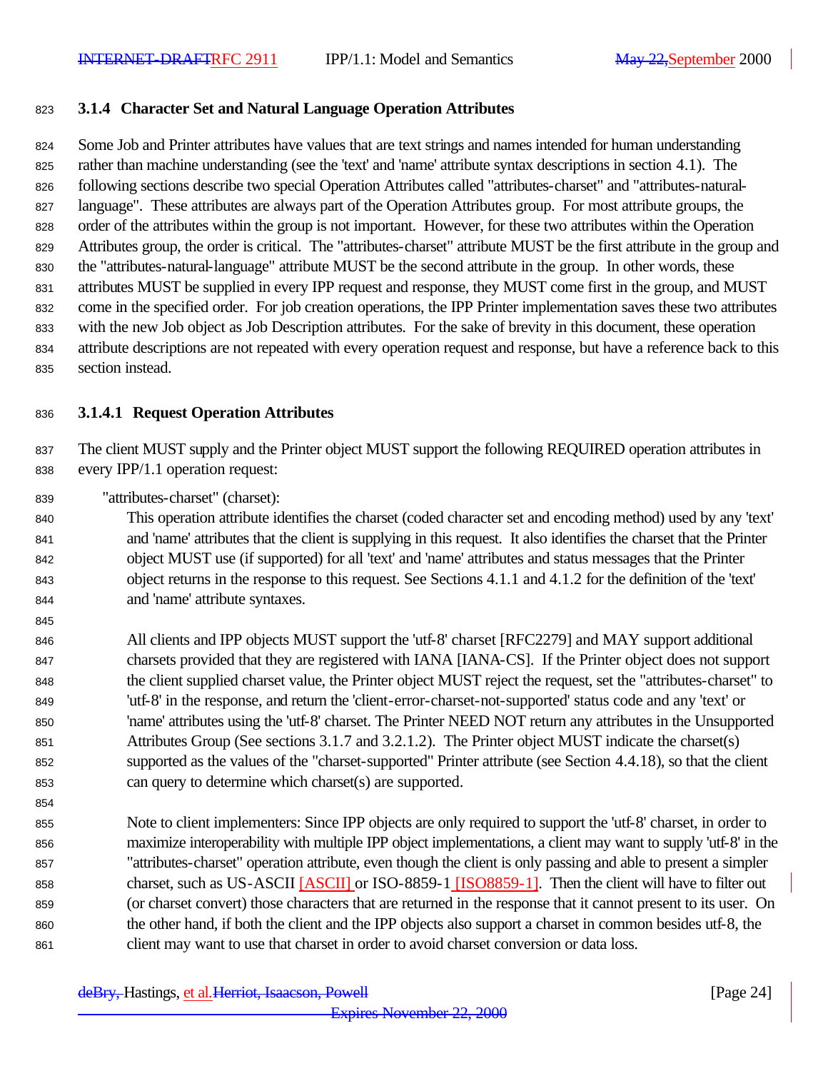### 3.1.4 Character Set and Natural Language Operation Attributes

Some Job and Printer attributes have values that are text strings and names intended for human understanding rather than machine understanding (see the 'text' and 'name' attribute syntax descriptions in section 4.1). The following sections describe two special Operation Attributes called "attributes-charset" and "attributes-natural-language". These attributes are always part of the Operation Attributes group. For most attribute groups, the order of the attributes within the group is not important. However, for these two attributes within the Operation Attributes group, the order is critical. The "attributes-charset" attribute MUST be the first attribute in the group and the "attributes-natural-language" attribute MUST be the second attribute in the group. In other words, these attributes MUST be supplied in every IPP request and response, they MUST come first in the group, and MUST come in the specified order. For job creation operations, the IPP Printer implementation saves these two attributes with the new Job object as Job Description attributes. For the sake of brevity in this document, these operation attribute descriptions are not repeated with every operation request and response, but have a reference back to this section instead.

#### 3.1.4.1 Request Operation Attributes

The client MUST supply and the Printer object MUST support the following REQUIRED operation attributes in every IPP/1.1 operation request:

"attributes-charset" (charset):

This operation attribute identifies the charset (coded character set and encoding method) used by any 'text' and 'name' attributes that the client is supplying in this request. It also identifies the charset that the Printer object MUST use (if supported) for all 'text' and 'name' attributes and status messages that the Printer object returns in the response to this request. See Sections 4.1.1 and 4.1.2 for the definition of the 'text' and 'name' attribute syntaxes.

All clients and IPP objects MUST support the 'utf-8' charset [RFC2279] and MAY support additional charsets provided that they are registered with IANA [IANA-CS]. If the Printer object does not support the client supplied charset value, the Printer object MUST reject the request, set the "attributes-charset" to 'utf-8' in the response, and return the 'client-error-charset-not-supported' status code and any 'text' or 'name' attributes using the 'utf-8' charset. The Printer NEED NOT return any attributes in the Unsupported Attributes Group (See sections 3.1.7 and 3.2.1.2). The Printer object MUST indicate the charset(s) supported as the values of the "charset-supported" Printer attribute (see Section 4.4.18), so that the client can query to determine which charset(s) are supported.

Note to client implementers: Since IPP objects are only required to support the 'utf-8' charset, in order to maximize interoperability with multiple IPP object implementations, a client may want to supply 'utf-8' in the "attributes-charset" operation attribute, even though the client is only passing and able to present a simpler charset, such as US-ASCII [ASCII] or ISO-8859-1 [ISO8859-1]. Then the client will have to filter out (or charset convert) those characters that are returned in the response that it cannot present to its user. On the other hand, if both the client and the IPP objects also support a charset in common besides utf-8, the client may want to use that charset in order to avoid charset conversion or data loss.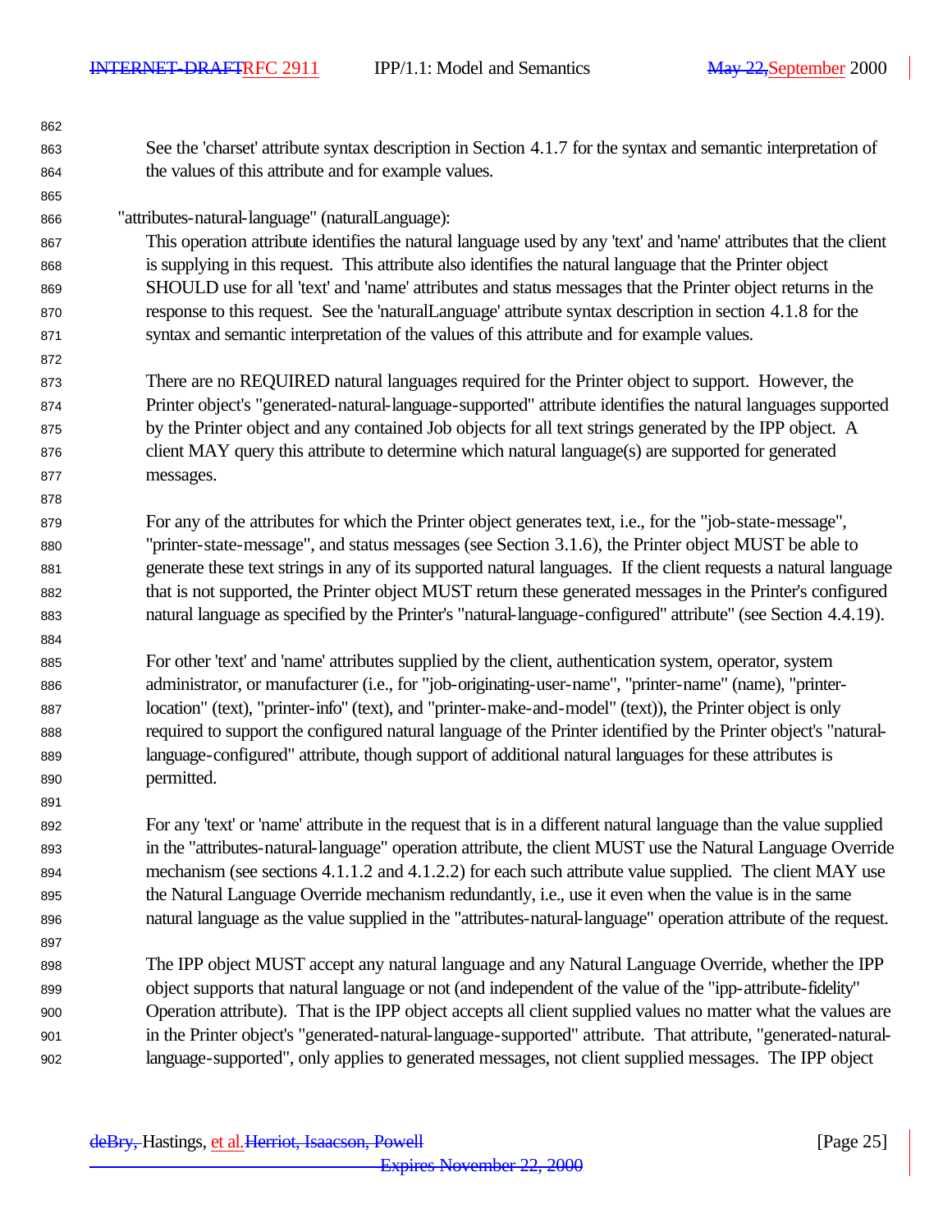See the 'charset' attribute syntax description in Section 4.1.7 for the syntax and semantic interpretation of the values of this attribute and for example values.

"attributes-natural-language" (naturalLanguage):

This operation attribute identifies the natural language used by any 'text' and 'name' attributes that the client is supplying in this request. This attribute also identifies the natural language that the Printer object SHOULD use for all 'text' and 'name' attributes and status messages that the Printer object returns in the response to this request. See the 'naturalLanguage' attribute syntax description in section 4.1.8 for the syntax and semantic interpretation of the values of this attribute and for example values.

There are no REQUIRED natural languages required for the Printer object to support. However, the Printer object's "generated-natural-language-supported" attribute identifies the natural languages supported by the Printer object and any contained Job objects for all text strings generated by the IPP object. A client MAY query this attribute to determine which natural language(s) are supported for generated messages.

For any of the attributes for which the Printer object generates text, i.e., for the "job-state-message", "printer-state-message", and status messages (see Section 3.1.6), the Printer object MUST be able to generate these text strings in any of its supported natural languages. If the client requests a natural language that is not supported, the Printer object MUST return these generated messages in the Printer's configured natural language as specified by the Printer's "natural-language-configured" attribute" (see Section 4.4.19).

For other 'text' and 'name' attributes supplied by the client, authentication system, operator, system administrator, or manufacturer (i.e., for "job-originating-user-name", "printer-name" (name), "printer-location" (text), "printer-info" (text), and "printer-make-and-model" (text)), the Printer object is only required to support the configured natural language of the Printer identified by the Printer object's "natural-language-configured" attribute, though support of additional natural languages for these attributes is permitted.

For any 'text' or 'name' attribute in the request that is in a different natural language than the value supplied in the "attributes-natural-language" operation attribute, the client MUST use the Natural Language Override mechanism (see sections 4.1.1.2 and 4.1.2.2) for each such attribute value supplied. The client MAY use the Natural Language Override mechanism redundantly, i.e., use it even when the value is in the same natural language as the value supplied in the "attributes-natural-language" operation attribute of the request.

The IPP object MUST accept any natural language and any Natural Language Override, whether the IPP object supports that natural language or not (and independent of the value of the "ipp-attribute-fidelity" Operation attribute). That is the IPP object accepts all client supplied values no matter what the values are in the Printer object's "generated-natural-language-supported" attribute. That attribute, "generated-natural-language-supported", only applies to generated messages, not client supplied messages. The IPP object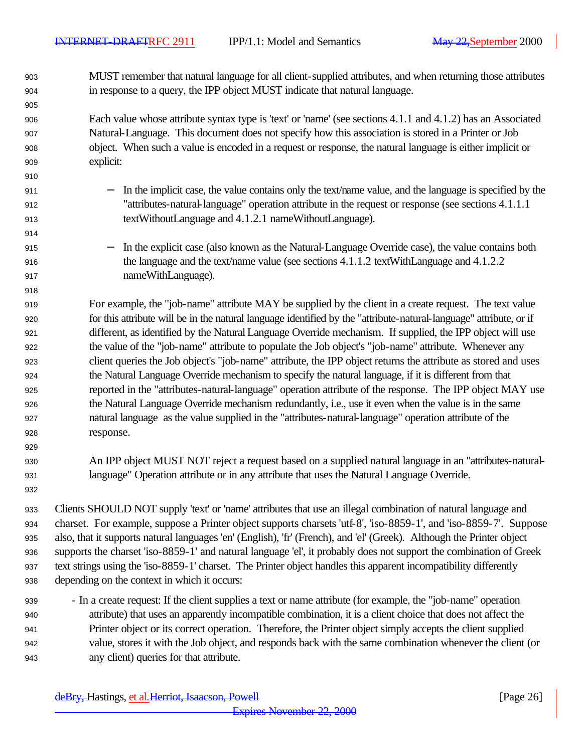MUST remember that natural language for all client-supplied attributes, and when returning those attributes in response to a query, the IPP object MUST indicate that natural language.

Each value whose attribute syntax type is 'text' or 'name' (see sections 4.1.1 and 4.1.2) has an Associated Natural-Language. This document does not specify how this association is stored in a Printer or Job object. When such a value is encoded in a request or response, the natural language is either implicit or explicit:

- In the implicit case, the value contains only the text/name value, and the language is specified by the "attributes-natural-language" operation attribute in the request or response (see sections 4.1.1.1 textWithoutLanguage and 4.1.2.1 nameWithoutLanguage).

- In the explicit case (also known as the Natural-Language Override case), the value contains both the language and the text/name value (see sections 4.1.1.2 textWithLanguage and 4.1.2.2 nameWithLanguage).

For example, the "job-name" attribute MAY be supplied by the client in a create request. The text value for this attribute will be in the natural language identified by the "attribute-natural-language" attribute, or if different, as identified by the Natural Language Override mechanism. If supplied, the IPP object will use the value of the "job-name" attribute to populate the Job object's "job-name" attribute. Whenever any client queries the Job object's "job-name" attribute, the IPP object returns the attribute as stored and uses the Natural Language Override mechanism to specify the natural language, if it is different from that reported in the "attributes-natural-language" operation attribute of the response. The IPP object MAY use the Natural Language Override mechanism redundantly, i.e., use it even when the value is in the same natural language as the value supplied in the "attributes-natural-language" operation attribute of the response.

An IPP object MUST NOT reject a request based on a supplied natural language in an "attributes-natural-language" Operation attribute or in any attribute that uses the Natural Language Override.

Clients SHOULD NOT supply 'text' or 'name' attributes that use an illegal combination of natural language and charset. For example, suppose a Printer object supports charsets 'utf-8', 'iso-8859-1', and 'iso-8859-7'. Suppose also, that it supports natural languages 'en' (English), 'fr' (French), and 'el' (Greek). Although the Printer object supports the charset 'iso-8859-1' and natural language 'el', it probably does not support the combination of Greek text strings using the 'iso-8859-1' charset. The Printer object handles this apparent incompatibility differently depending on the context in which it occurs:

- In a create request: If the client supplies a text or name attribute (for example, the "job-name" operation attribute) that uses an apparently incompatible combination, it is a client choice that does not affect the Printer object or its correct operation. Therefore, the Printer object simply accepts the client supplied value, stores it with the Job object, and responds back with the same combination whenever the client (or any client) queries for that attribute.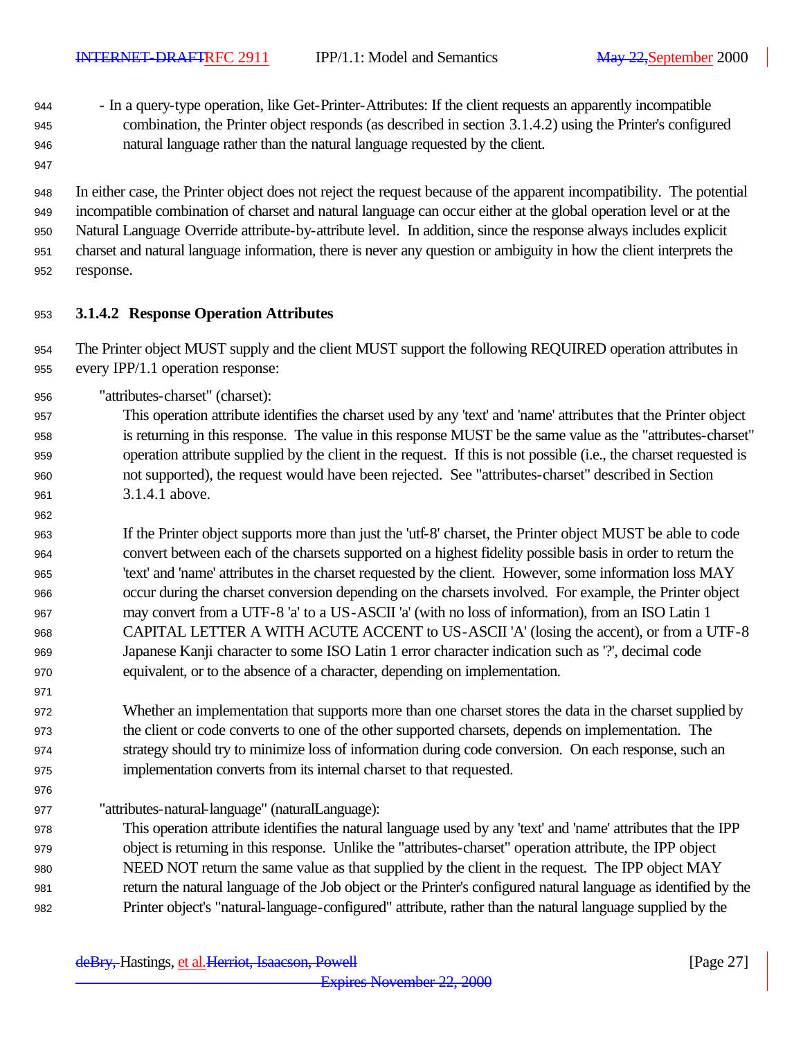- In a query-type operation, like Get-Printer-Attributes: If the client requests an apparently incompatible combination, the Printer object responds (as described in section 3.1.4.2) using the Printer's configured natural language rather than the natural language requested by the client.

In either case, the Printer object does not reject the request because of the apparent incompatibility. The potential incompatible combination of charset and natural language can occur either at the global operation level or at the Natural Language Override attribute-by-attribute level. In addition, since the response always includes explicit charset and natural language information, there is never any question or ambiguity in how the client interprets the response.

#### 3.1.4.2 Response Operation Attributes

The Printer object MUST supply and the client MUST support the following REQUIRED operation attributes in every IPP/1.1 operation response:

"attributes-charset" (charset):

This operation attribute identifies the charset used by any 'text' and 'name' attributes that the Printer object is returning in this response. The value in this response MUST be the same value as the "attributes-charset" operation attribute supplied by the client in the request. If this is not possible (i.e., the charset requested is not supported), the request would have been rejected. See "attributes-charset" described in Section 3.1.4.1 above.

If the Printer object supports more than just the 'utf-8' charset, the Printer object MUST be able to code convert between each of the charsets supported on a highest fidelity possible basis in order to return the 'text' and 'name' attributes in the charset requested by the client. However, some information loss MAY occur during the charset conversion depending on the charsets involved. For example, the Printer object may convert from a UTF-8 'a' to a US-ASCII 'a' (with no loss of information), from an ISO Latin 1 CAPITAL LETTER A WITH ACUTE ACCENT to US-ASCII 'A' (losing the accent), or from a UTF-8 Japanese Kanji character to some ISO Latin 1 error character indication such as '?', decimal code equivalent, or to the absence of a character, depending on implementation.

Whether an implementation that supports more than one charset stores the data in the charset supplied by the client or code converts to one of the other supported charsets, depends on implementation. The strategy should try to minimize loss of information during code conversion. On each response, such an implementation converts from its internal charset to that requested.

"attributes-natural-language" (naturalLanguage):

This operation attribute identifies the natural language used by any 'text' and 'name' attributes that the IPP object is returning in this response. Unlike the "attributes-charset" operation attribute, the IPP object NEED NOT return the same value as that supplied by the client in the request. The IPP object MAY return the natural language of the Job object or the Printer's configured natural language as identified by the Printer object's "natural-language-configured" attribute, rather than the natural language supplied by the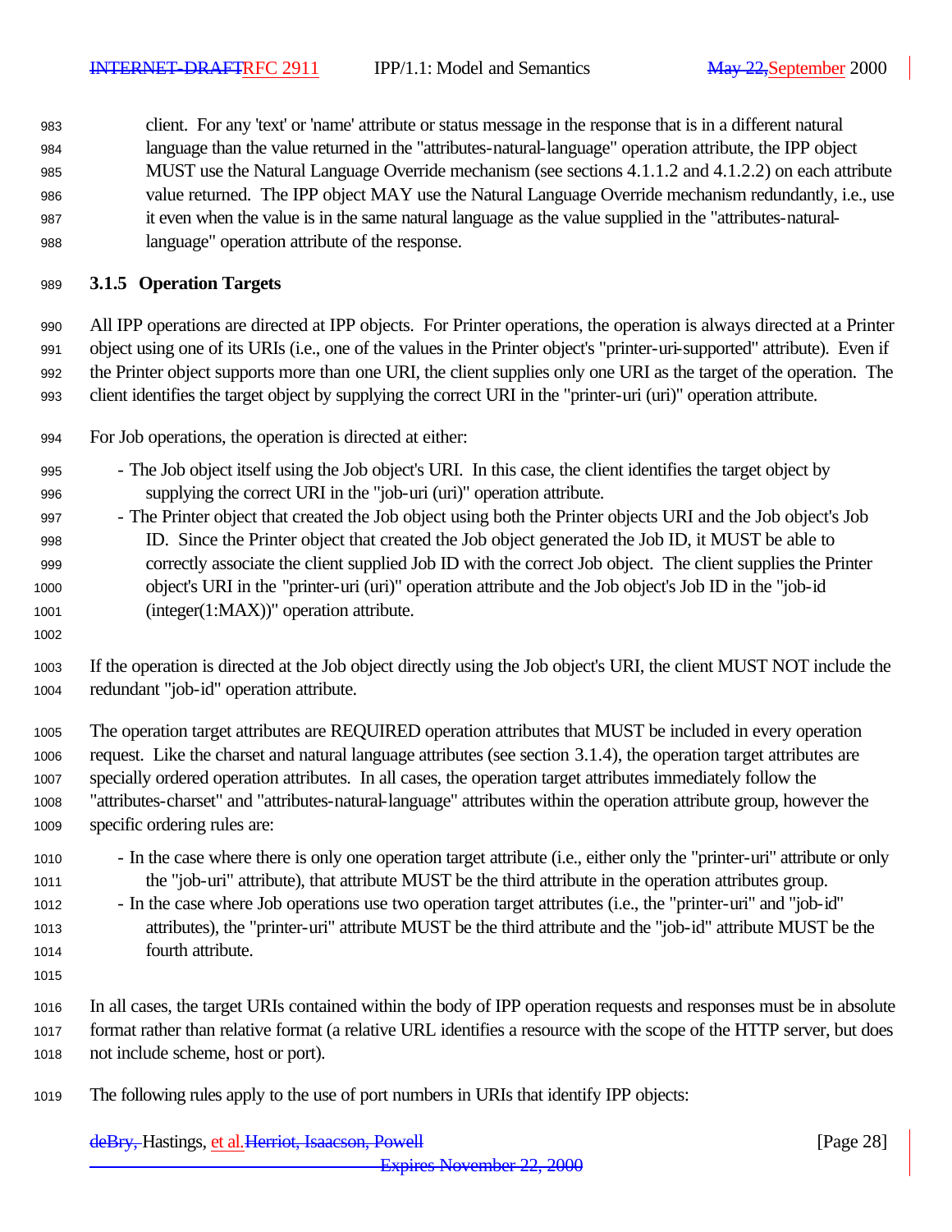client. For any 'text' or 'name' attribute or status message in the response that is in a different natural language than the value returned in the "attributes-natural-language" operation attribute, the IPP object MUST use the Natural Language Override mechanism (see sections 4.1.1.2 and 4.1.2.2) on each attribute value returned. The IPP object MAY use the Natural Language Override mechanism redundantly, i.e., use it even when the value is in the same natural language as the value supplied in the "attributes-natural-language" operation attribute of the response.

### 3.1.5 Operation Targets

All IPP operations are directed at IPP objects. For Printer operations, the operation is always directed at a Printer object using one of its URIs (i.e., one of the values in the Printer object's "printer-uri-supported" attribute). Even if the Printer object supports more than one URI, the client supplies only one URI as the target of the operation. The client identifies the target object by supplying the correct URI in the "printer-uri (uri)" operation attribute.

For Job operations, the operation is directed at either:

- The Job object itself using the Job object's URI. In this case, the client identifies the target object by supplying the correct URI in the "job-uri (uri)" operation attribute.
- The Printer object that created the Job object using both the Printer objects URI and the Job object's Job ID. Since the Printer object that created the Job object generated the Job ID, it MUST be able to correctly associate the client supplied Job ID with the correct Job object. The client supplies the Printer object's URI in the "printer-uri (uri)" operation attribute and the Job object's Job ID in the "job-id (integer(1:MAX))" operation attribute.

If the operation is directed at the Job object directly using the Job object's URI, the client MUST NOT include the redundant "job-id" operation attribute.

The operation target attributes are REQUIRED operation attributes that MUST be included in every operation request. Like the charset and natural language attributes (see section 3.1.4), the operation target attributes are specially ordered operation attributes. In all cases, the operation target attributes immediately follow the "attributes-charset" and "attributes-natural-language" attributes within the operation attribute group, however the specific ordering rules are:

- In the case where there is only one operation target attribute (i.e., either only the "printer-uri" attribute or only the "job-uri" attribute), that attribute MUST be the third attribute in the operation attributes group.
- In the case where Job operations use two operation target attributes (i.e., the "printer-uri" and "job-id" attributes), the "printer-uri" attribute MUST be the third attribute and the "job-id" attribute MUST be the fourth attribute.

In all cases, the target URIs contained within the body of IPP operation requests and responses must be in absolute format rather than relative format (a relative URL identifies a resource with the scope of the HTTP server, but does not include scheme, host or port).

The following rules apply to the use of port numbers in URIs that identify IPP objects: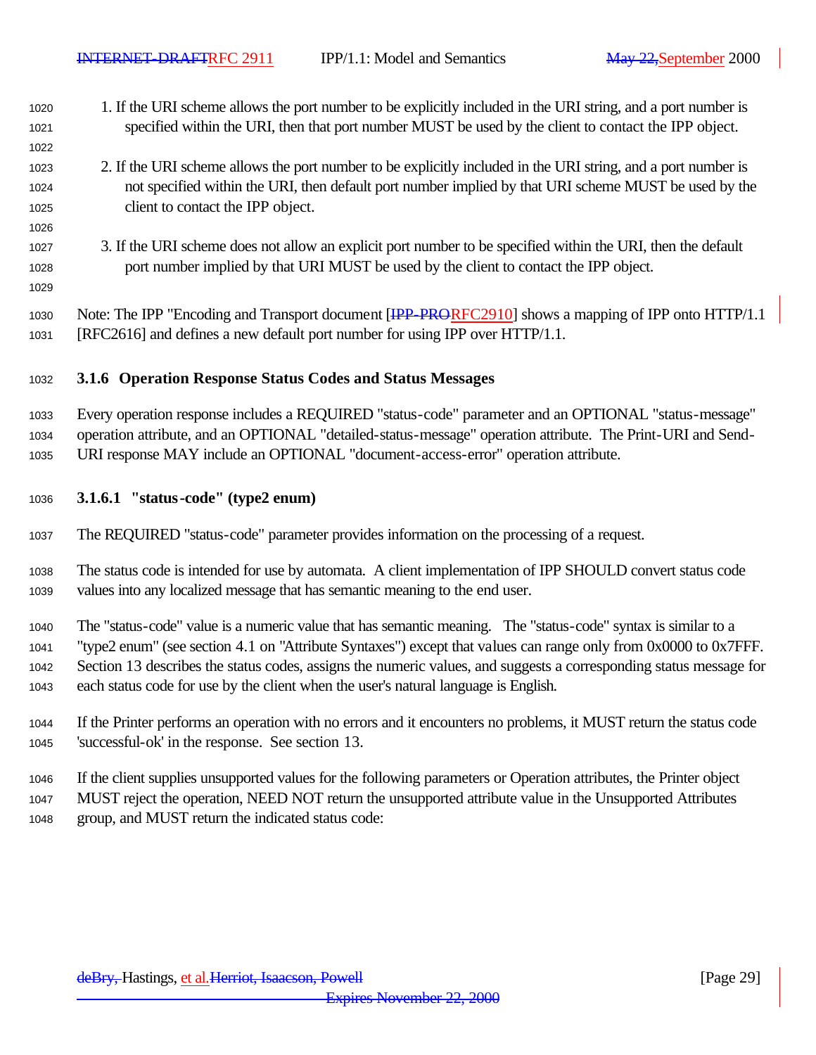1. If the URI scheme allows the port number to be explicitly included in the URI string, and a port number is specified within the URI, then that port number MUST be used by the client to contact the IPP object.

2. If the URI scheme allows the port number to be explicitly included in the URI string, and a port number is not specified within the URI, then default port number implied by that URI scheme MUST be used by the client to contact the IPP object.

3. If the URI scheme does not allow an explicit port number to be specified within the URI, then the default port number implied by that URI MUST be used by the client to contact the IPP object.

Note: The IPP "Encoding and Transport document [RFC2910] shows a mapping of IPP onto HTTP/1.1 [RFC2616] and defines a new default port number for using IPP over HTTP/1.1.

### 3.1.6 Operation Response Status Codes and Status Messages

Every operation response includes a REQUIRED "status-code" parameter and an OPTIONAL "status-message" operation attribute, and an OPTIONAL "detailed-status-message" operation attribute. The Print-URI and Send-URI response MAY include an OPTIONAL "document-access-error" operation attribute.

#### 3.1.6.1 "status-code" (type2 enum)

The REQUIRED "status-code" parameter provides information on the processing of a request.

The status code is intended for use by automata. A client implementation of IPP SHOULD convert status code values into any localized message that has semantic meaning to the end user.

The "status-code" value is a numeric value that has semantic meaning. The "status-code" syntax is similar to a "type2 enum" (see section 4.1 on "Attribute Syntaxes") except that values can range only from 0x0000 to 0x7FFF. Section 13 describes the status codes, assigns the numeric values, and suggests a corresponding status message for each status code for use by the client when the user's natural language is English.

If the Printer performs an operation with no errors and it encounters no problems, it MUST return the status code 'successful-ok' in the response. See section 13.

If the client supplies unsupported values for the following parameters or Operation attributes, the Printer object MUST reject the operation, NEED NOT return the unsupported attribute value in the Unsupported Attributes group, and MUST return the indicated status code: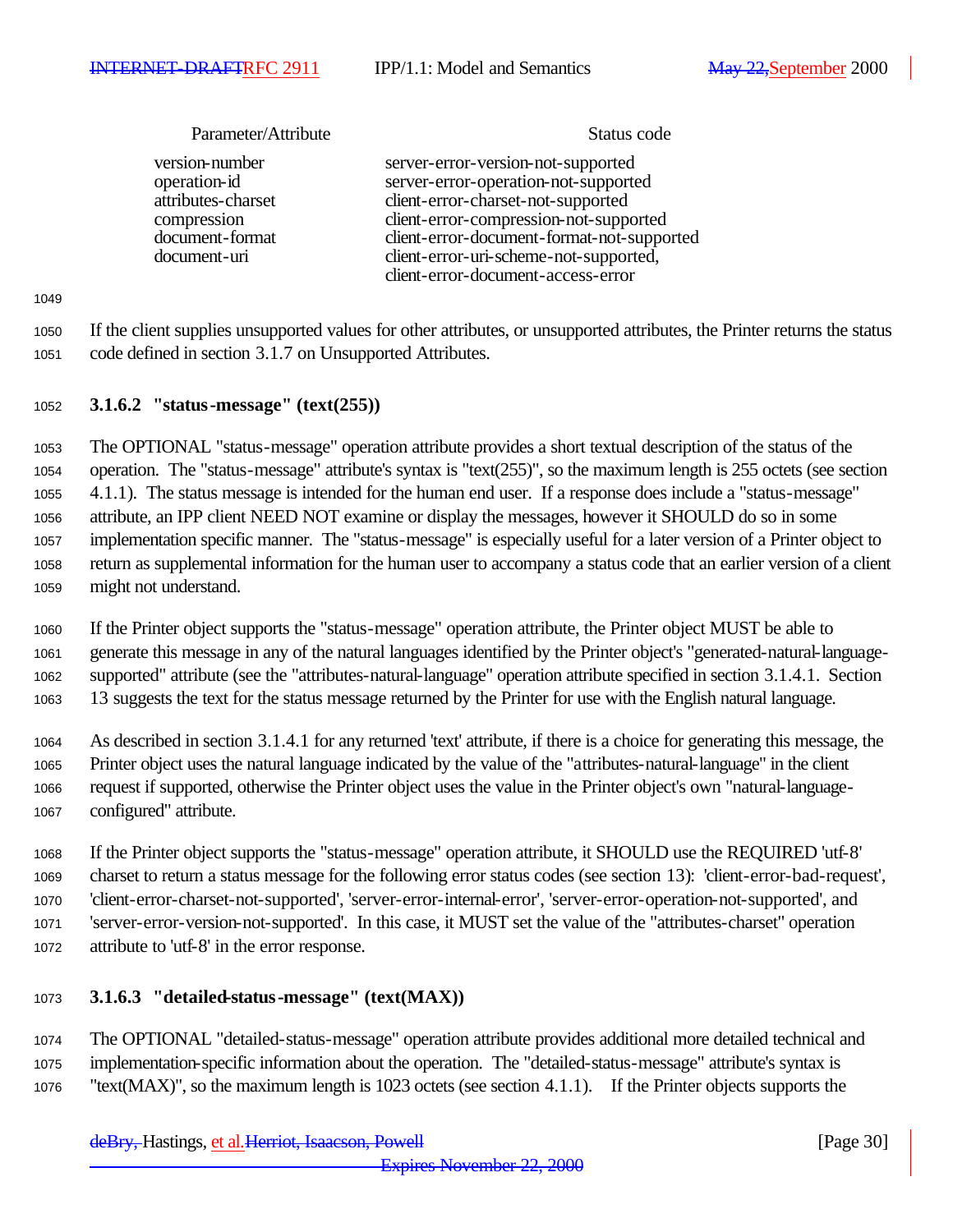| Parameter/Attribute | Status code |
|---|---|
| version-number | server-error-version-not-supported |
| operation-id | server-error-operation-not-supported |
| attributes-charset | client-error-charset-not-supported |
| compression | client-error-compression-not-supported |
| document-format | client-error-document-format-not-supported |
| document-uri | client-error-uri-scheme-not-supported, client-error-document-access-error |

If the client supplies unsupported values for other attributes, or unsupported attributes, the Printer returns the status code defined in section 3.1.7 on Unsupported Attributes.

#### 3.1.6.2 "status-message" (text(255))

The OPTIONAL "status-message" operation attribute provides a short textual description of the status of the operation. The "status-message" attribute's syntax is "text(255)", so the maximum length is 255 octets (see section 4.1.1). The status message is intended for the human end user. If a response does include a "status-message" attribute, an IPP client NEED NOT examine or display the messages, however it SHOULD do so in some implementation specific manner. The "status-message" is especially useful for a later version of a Printer object to return as supplemental information for the human user to accompany a status code that an earlier version of a client might not understand.

If the Printer object supports the "status-message" operation attribute, the Printer object MUST be able to generate this message in any of the natural languages identified by the Printer object's "generated-natural-language-supported" attribute (see the "attributes-natural-language" operation attribute specified in section 3.1.4.1. Section 13 suggests the text for the status message returned by the Printer for use with the English natural language.

As described in section 3.1.4.1 for any returned 'text' attribute, if there is a choice for generating this message, the Printer object uses the natural language indicated by the value of the "attributes-natural-language" in the client request if supported, otherwise the Printer object uses the value in the Printer object's own "natural-language-configured" attribute.

If the Printer object supports the "status-message" operation attribute, it SHOULD use the REQUIRED 'utf-8' charset to return a status message for the following error status codes (see section 13): 'client-error-bad-request', 'client-error-charset-not-supported', 'server-error-internal-error', 'server-error-operation-not-supported', and 'server-error-version-not-supported'. In this case, it MUST set the value of the "attributes-charset" operation attribute to 'utf-8' in the error response.

#### 3.1.6.3 "detailed-status-message" (text(MAX))

The OPTIONAL "detailed-status-message" operation attribute provides additional more detailed technical and implementation-specific information about the operation. The "detailed-status-message" attribute's syntax is "text(MAX)", so the maximum length is 1023 octets (see section 4.1.1). If the Printer objects supports the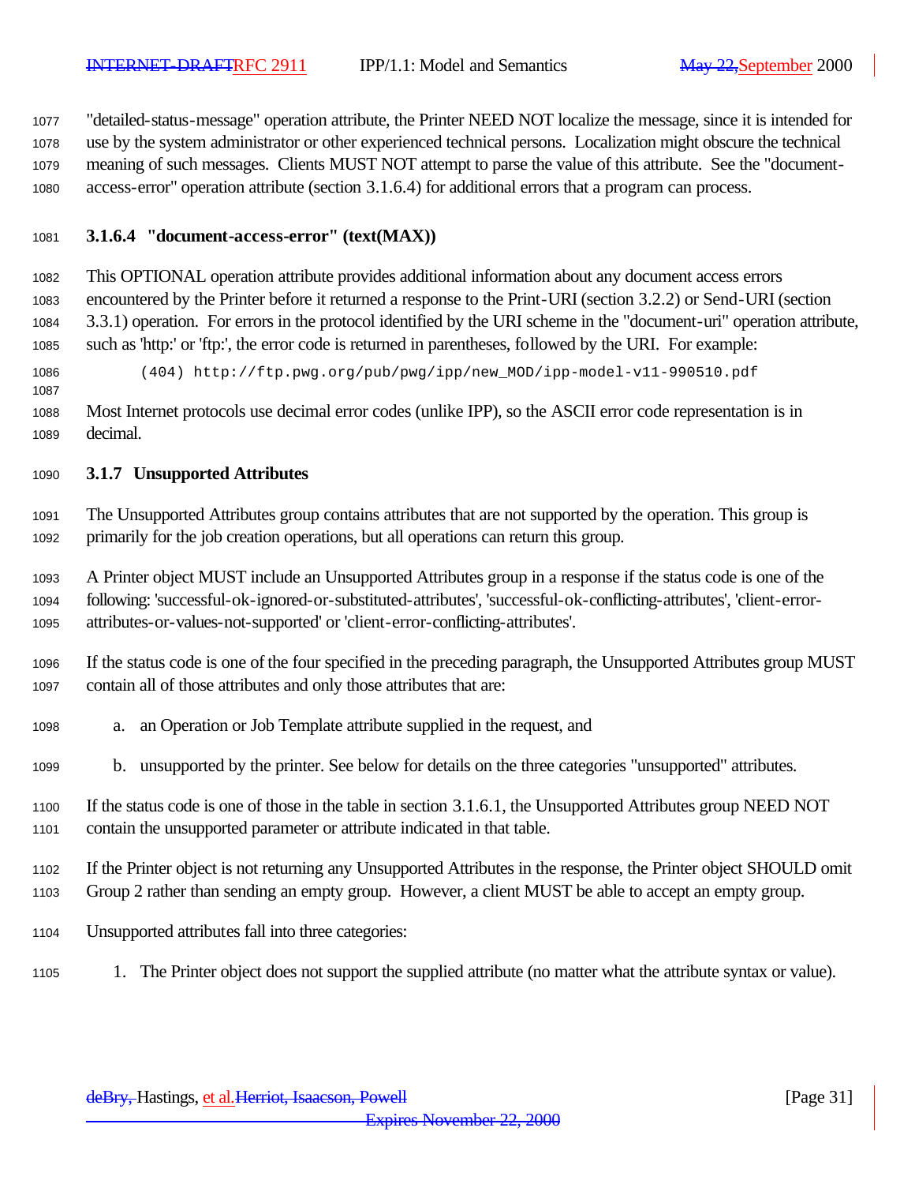"detailed-status-message" operation attribute, the Printer NEED NOT localize the message, since it is intended for use by the system administrator or other experienced technical persons. Localization might obscure the technical meaning of such messages. Clients MUST NOT attempt to parse the value of this attribute. See the "document-access-error" operation attribute (section 3.1.6.4) for additional errors that a program can process.

#### 3.1.6.4 "document-access-error" (text(MAX))

This OPTIONAL operation attribute provides additional information about any document access errors encountered by the Printer before it returned a response to the Print-URI (section 3.2.2) or Send-URI (section 3.3.1) operation. For errors in the protocol identified by the URI scheme in the "document-uri" operation attribute, such as 'http:' or 'ftp:', the error code is returned in parentheses, followed by the URI. For example:

```
(404) http://ftp.pwg.org/pub/pwg/ipp/new_MOD/ipp-model-v11-990510.pdf
```

Most Internet protocols use decimal error codes (unlike IPP), so the ASCII error code representation is in decimal.

### 3.1.7 Unsupported Attributes

The Unsupported Attributes group contains attributes that are not supported by the operation. This group is primarily for the job creation operations, but all operations can return this group.

A Printer object MUST include an Unsupported Attributes group in a response if the status code is one of the following: 'successful-ok-ignored-or-substituted-attributes', 'successful-ok-conflicting-attributes', 'client-error-attributes-or-values-not-supported' or 'client-error-conflicting-attributes'.

If the status code is one of the four specified in the preceding paragraph, the Unsupported Attributes group MUST contain all of those attributes and only those attributes that are:

a. an Operation or Job Template attribute supplied in the request, and

b. unsupported by the printer. See below for details on the three categories "unsupported" attributes.

If the status code is one of those in the table in section 3.1.6.1, the Unsupported Attributes group NEED NOT contain the unsupported parameter or attribute indicated in that table.

If the Printer object is not returning any Unsupported Attributes in the response, the Printer object SHOULD omit Group 2 rather than sending an empty group. However, a client MUST be able to accept an empty group.

Unsupported attributes fall into three categories:

1. The Printer object does not support the supplied attribute (no matter what the attribute syntax or value).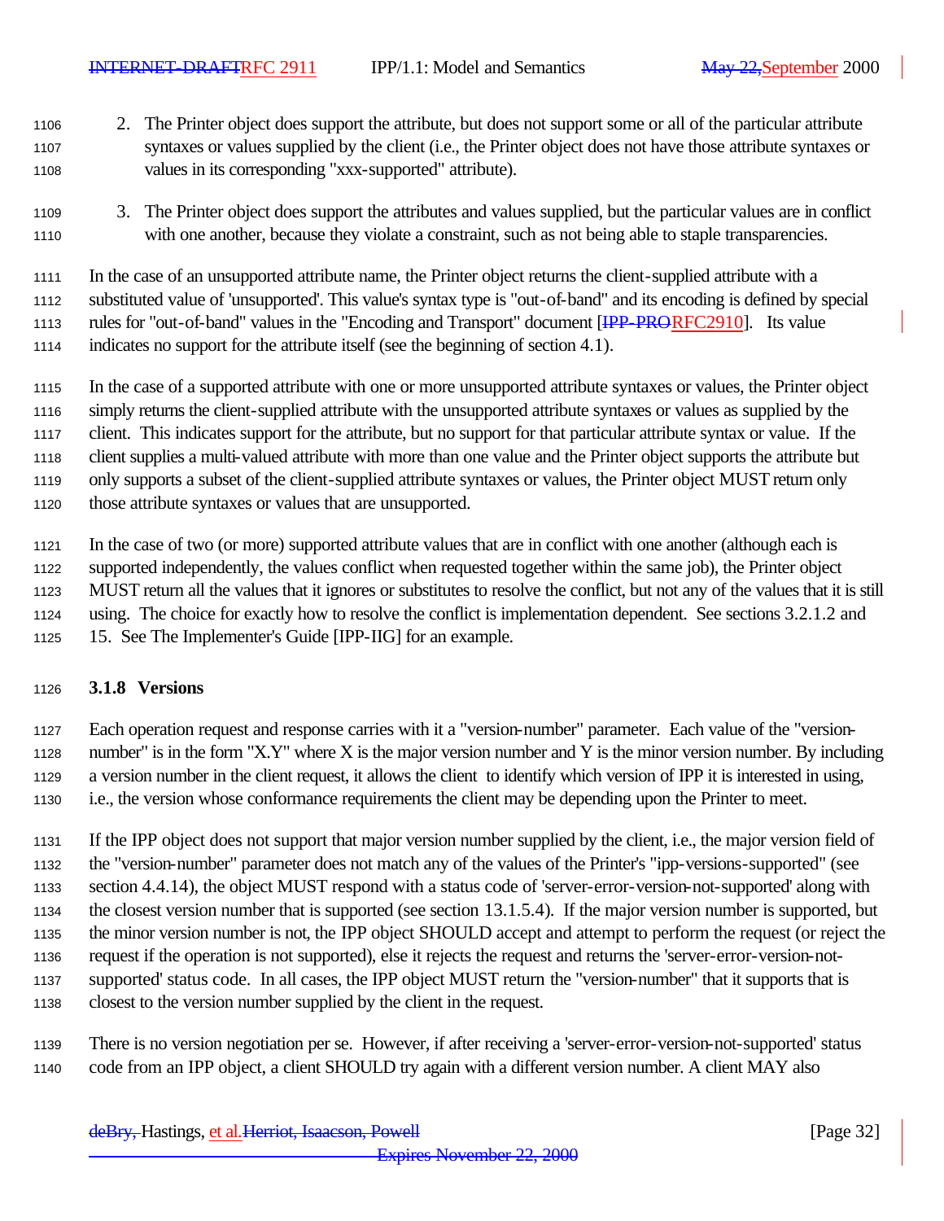2. The Printer object does support the attribute, but does not support some or all of the particular attribute syntaxes or values supplied by the client (i.e., the Printer object does not have those attribute syntaxes or values in its corresponding "xxx-supported" attribute).

3. The Printer object does support the attributes and values supplied, but the particular values are in conflict with one another, because they violate a constraint, such as not being able to staple transparencies.

In the case of an unsupported attribute name, the Printer object returns the client-supplied attribute with a substituted value of 'unsupported'. This value's syntax type is "out-of-band" and its encoding is defined by special rules for "out-of-band" values in the "Encoding and Transport" document [IPP-PRORFC2910]. Its value indicates no support for the attribute itself (see the beginning of section 4.1).

In the case of a supported attribute with one or more unsupported attribute syntaxes or values, the Printer object simply returns the client-supplied attribute with the unsupported attribute syntaxes or values as supplied by the client. This indicates support for the attribute, but no support for that particular attribute syntax or value. If the client supplies a multi-valued attribute with more than one value and the Printer object supports the attribute but only supports a subset of the client-supplied attribute syntaxes or values, the Printer object MUST return only those attribute syntaxes or values that are unsupported.

In the case of two (or more) supported attribute values that are in conflict with one another (although each is supported independently, the values conflict when requested together within the same job), the Printer object MUST return all the values that it ignores or substitutes to resolve the conflict, but not any of the values that it is still using. The choice for exactly how to resolve the conflict is implementation dependent. See sections 3.2.1.2 and 15. See The Implementer's Guide [IPP-IIG] for an example.

### 3.1.8 Versions

Each operation request and response carries with it a "version-number" parameter. Each value of the "version-number" is in the form "X.Y" where X is the major version number and Y is the minor version number. By including a version number in the client request, it allows the client to identify which version of IPP it is interested in using, i.e., the version whose conformance requirements the client may be depending upon the Printer to meet.

If the IPP object does not support that major version number supplied by the client, i.e., the major version field of the "version-number" parameter does not match any of the values of the Printer's "ipp-versions-supported" (see section 4.4.14), the object MUST respond with a status code of 'server-error-version-not-supported' along with the closest version number that is supported (see section 13.1.5.4). If the major version number is supported, but the minor version number is not, the IPP object SHOULD accept and attempt to perform the request (or reject the request if the operation is not supported), else it rejects the request and returns the 'server-error-version-not-supported' status code. In all cases, the IPP object MUST return the "version-number" that it supports that is closest to the version number supplied by the client in the request.

There is no version negotiation per se. However, if after receiving a 'server-error-version-not-supported' status code from an IPP object, a client SHOULD try again with a different version number. A client MAY also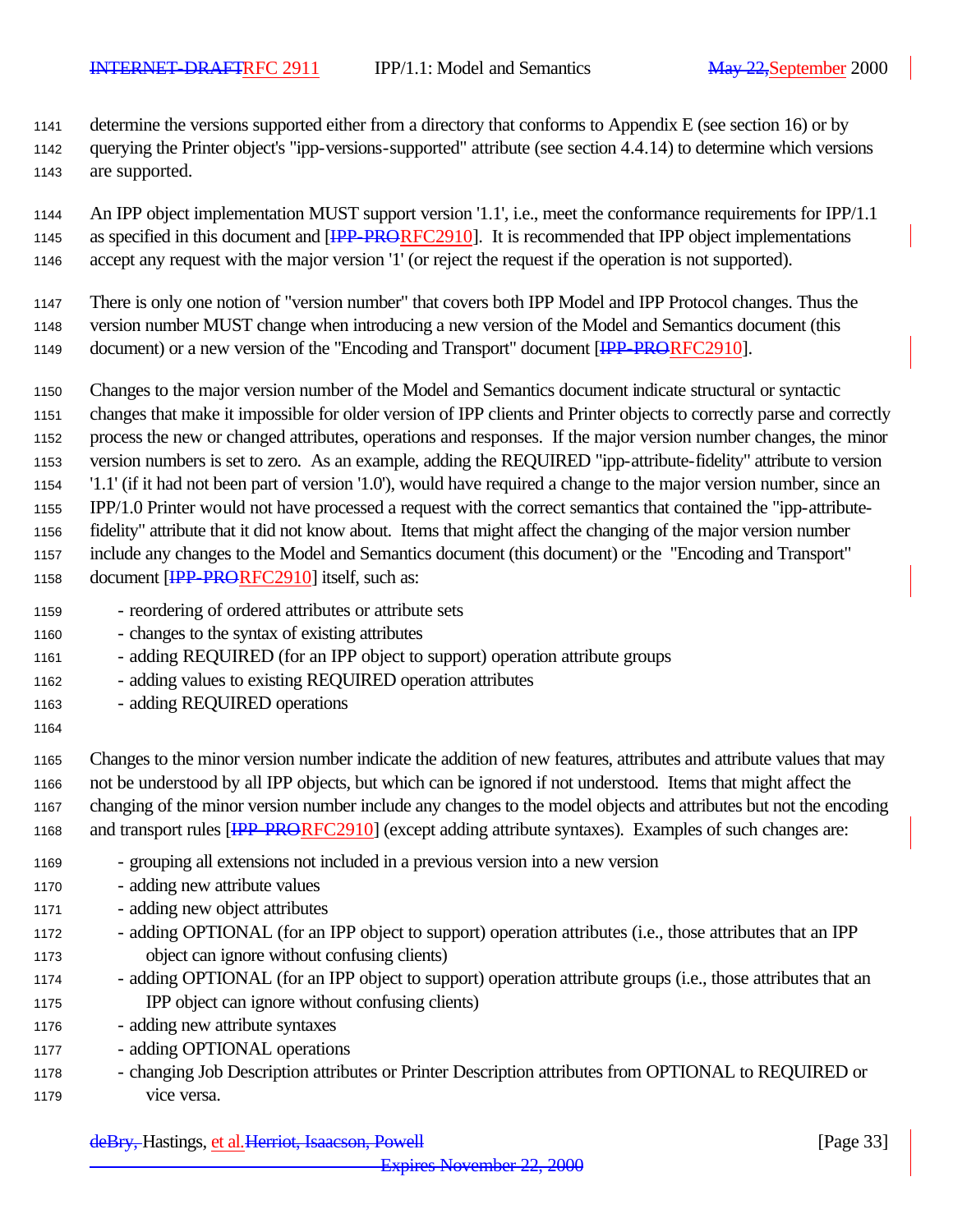determine the versions supported either from a directory that conforms to Appendix E (see section 16) or by querying the Printer object's "ipp-versions-supported" attribute (see section 4.4.14) to determine which versions are supported.

An IPP object implementation MUST support version '1.1', i.e., meet the conformance requirements for IPP/1.1 as specified in this document and [RFC2910]. It is recommended that IPP object implementations accept any request with the major version '1' (or reject the request if the operation is not supported).

There is only one notion of "version number" that covers both IPP Model and IPP Protocol changes. Thus the version number MUST change when introducing a new version of the Model and Semantics document (this document) or a new version of the "Encoding and Transport" document [RFC2910].

Changes to the major version number of the Model and Semantics document indicate structural or syntactic changes that make it impossible for older version of IPP clients and Printer objects to correctly parse and correctly process the new or changed attributes, operations and responses. If the major version number changes, the minor version numbers is set to zero. As an example, adding the REQUIRED "ipp-attribute-fidelity" attribute to version '1.1' (if it had not been part of version '1.0'), would have required a change to the major version number, since an IPP/1.0 Printer would not have processed a request with the correct semantics that contained the "ipp-attribute-fidelity" attribute that it did not know about. Items that might affect the changing of the major version number include any changes to the Model and Semantics document (this document) or the "Encoding and Transport" document [RFC2910] itself, such as:

- reordering of ordered attributes or attribute sets
- changes to the syntax of existing attributes
- adding REQUIRED (for an IPP object to support) operation attribute groups
- adding values to existing REQUIRED operation attributes
- adding REQUIRED operations

Changes to the minor version number indicate the addition of new features, attributes and attribute values that may not be understood by all IPP objects, but which can be ignored if not understood. Items that might affect the changing of the minor version number include any changes to the model objects and attributes but not the encoding and transport rules [RFC2910] (except adding attribute syntaxes). Examples of such changes are:

- grouping all extensions not included in a previous version into a new version
- adding new attribute values
- adding new object attributes
- adding OPTIONAL (for an IPP object to support) operation attributes (i.e., those attributes that an IPP object can ignore without confusing clients)
- adding OPTIONAL (for an IPP object to support) operation attribute groups (i.e., those attributes that an IPP object can ignore without confusing clients)
- adding new attribute syntaxes
- adding OPTIONAL operations
- changing Job Description attributes or Printer Description attributes from OPTIONAL to REQUIRED or vice versa.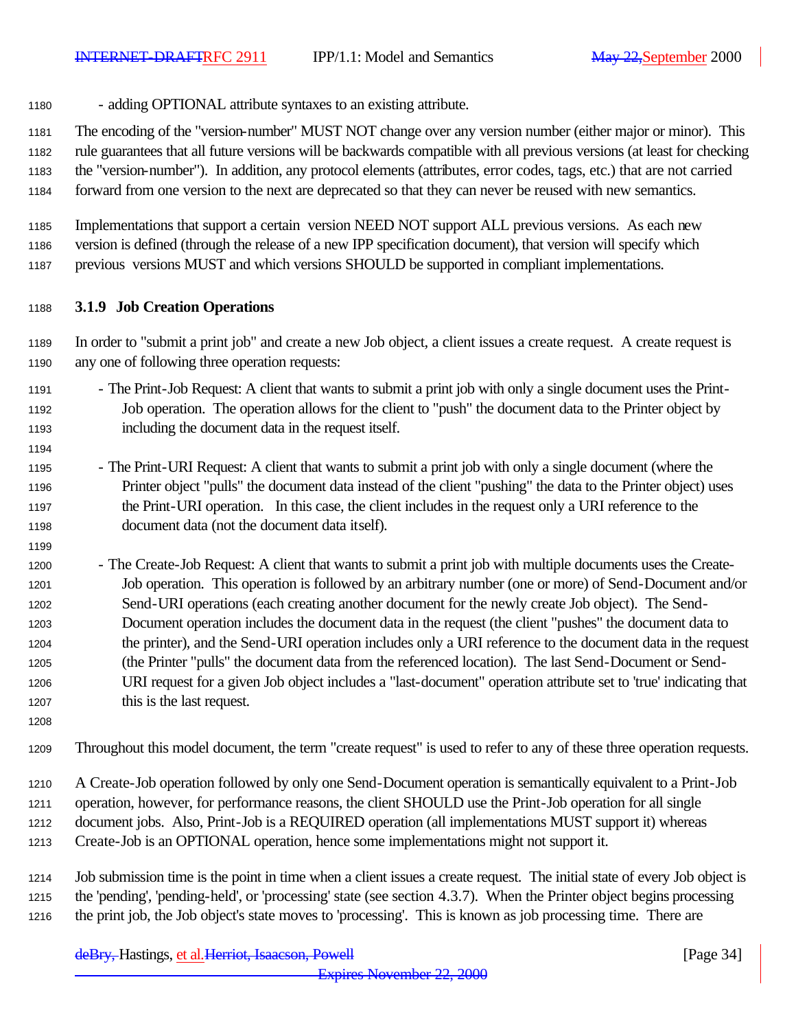- adding OPTIONAL attribute syntaxes to an existing attribute.

The encoding of the "version-number" MUST NOT change over any version number (either major or minor). This rule guarantees that all future versions will be backwards compatible with all previous versions (at least for checking the "version-number"). In addition, any protocol elements (attributes, error codes, tags, etc.) that are not carried forward from one version to the next are deprecated so that they can never be reused with new semantics.

Implementations that support a certain version NEED NOT support ALL previous versions. As each new version is defined (through the release of a new IPP specification document), that version will specify which previous versions MUST and which versions SHOULD be supported in compliant implementations.

### 3.1.9 Job Creation Operations

In order to "submit a print job" and create a new Job object, a client issues a create request. A create request is any one of following three operation requests:

- The Print-Job Request: A client that wants to submit a print job with only a single document uses the Print-Job operation. The operation allows for the client to "push" the document data to the Printer object by including the document data in the request itself.

- The Print-URI Request: A client that wants to submit a print job with only a single document (where the Printer object "pulls" the document data instead of the client "pushing" the data to the Printer object) uses the Print-URI operation. In this case, the client includes in the request only a URI reference to the document data (not the document data itself).

- The Create-Job Request: A client that wants to submit a print job with multiple documents uses the Create-Job operation. This operation is followed by an arbitrary number (one or more) of Send-Document and/or Send-URI operations (each creating another document for the newly create Job object). The Send-Document operation includes the document data in the request (the client "pushes" the document data to the printer), and the Send-URI operation includes only a URI reference to the document data in the request (the Printer "pulls" the document data from the referenced location). The last Send-Document or Send-URI request for a given Job object includes a "last-document" operation attribute set to 'true' indicating that this is the last request.

Throughout this model document, the term "create request" is used to refer to any of these three operation requests.

A Create-Job operation followed by only one Send-Document operation is semantically equivalent to a Print-Job operation, however, for performance reasons, the client SHOULD use the Print-Job operation for all single document jobs. Also, Print-Job is a REQUIRED operation (all implementations MUST support it) whereas Create-Job is an OPTIONAL operation, hence some implementations might not support it.

Job submission time is the point in time when a client issues a create request. The initial state of every Job object is the 'pending', 'pending-held', or 'processing' state (see section 4.3.7). When the Printer object begins processing the print job, the Job object's state moves to 'processing'. This is known as job processing time. There are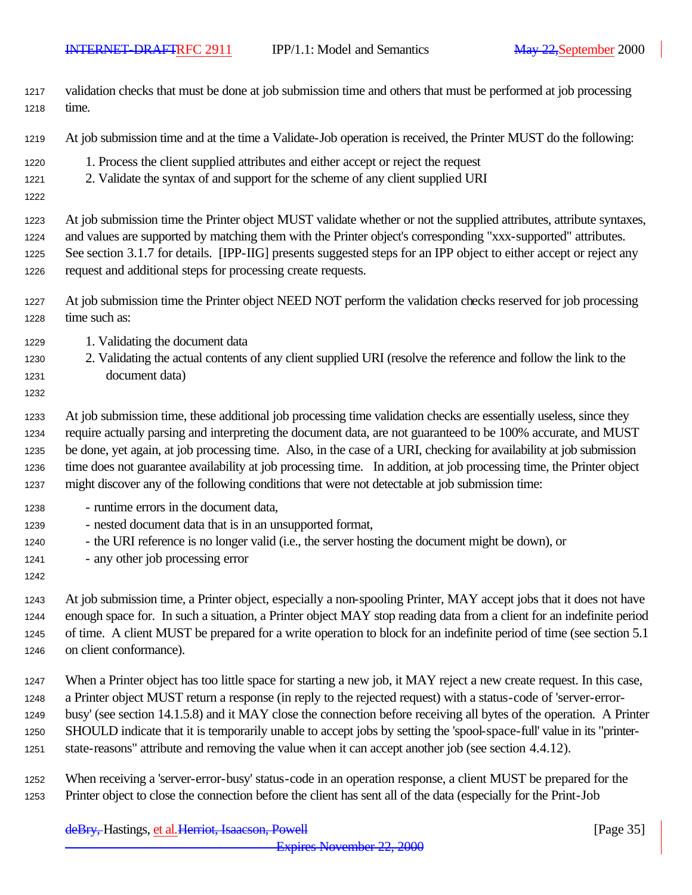validation checks that must be done at job submission time and others that must be performed at job processing time.

At job submission time and at the time a Validate-Job operation is received, the Printer MUST do the following:

1. Process the client supplied attributes and either accept or reject the request
2. Validate the syntax of and support for the scheme of any client supplied URI

At job submission time the Printer object MUST validate whether or not the supplied attributes, attribute syntaxes, and values are supported by matching them with the Printer object's corresponding "xxx-supported" attributes. See section 3.1.7 for details. [IPP-IIG] presents suggested steps for an IPP object to either accept or reject any request and additional steps for processing create requests.

At job submission time the Printer object NEED NOT perform the validation checks reserved for job processing time such as:

1. Validating the document data
2. Validating the actual contents of any client supplied URI (resolve the reference and follow the link to the document data)

At job submission time, these additional job processing time validation checks are essentially useless, since they require actually parsing and interpreting the document data, are not guaranteed to be 100% accurate, and MUST be done, yet again, at job processing time. Also, in the case of a URI, checking for availability at job submission time does not guarantee availability at job processing time. In addition, at job processing time, the Printer object might discover any of the following conditions that were not detectable at job submission time:

- runtime errors in the document data,
- nested document data that is in an unsupported format,
- the URI reference is no longer valid (i.e., the server hosting the document might be down), or
- any other job processing error

At job submission time, a Printer object, especially a non-spooling Printer, MAY accept jobs that it does not have enough space for. In such a situation, a Printer object MAY stop reading data from a client for an indefinite period of time. A client MUST be prepared for a write operation to block for an indefinite period of time (see section 5.1 on client conformance).

When a Printer object has too little space for starting a new job, it MAY reject a new create request. In this case, a Printer object MUST return a response (in reply to the rejected request) with a status-code of 'server-error-busy' (see section 14.1.5.8) and it MAY close the connection before receiving all bytes of the operation. A Printer SHOULD indicate that it is temporarily unable to accept jobs by setting the 'spool-space-full' value in its "printer-state-reasons" attribute and removing the value when it can accept another job (see section 4.4.12).

When receiving a 'server-error-busy' status-code in an operation response, a client MUST be prepared for the Printer object to close the connection before the client has sent all of the data (especially for the Print-Job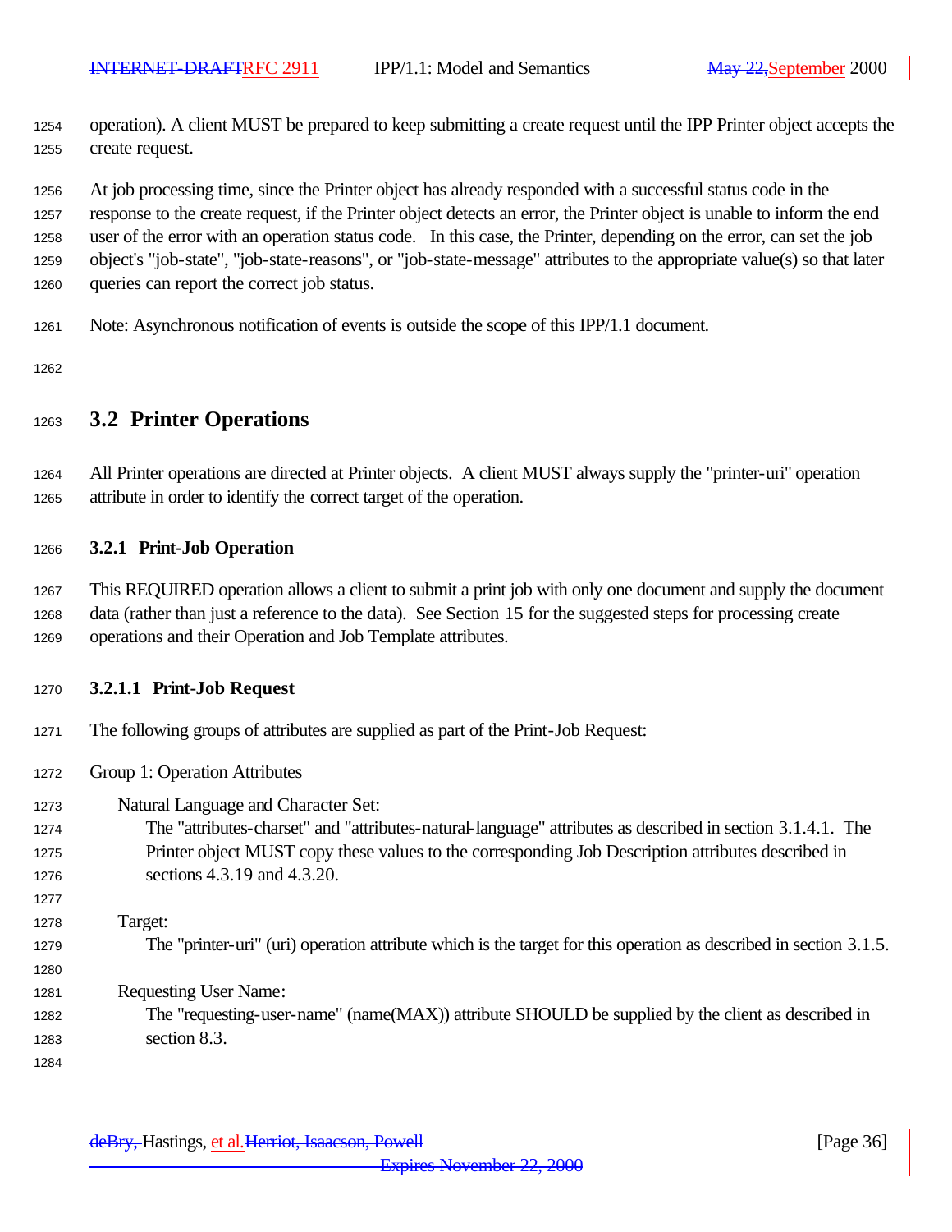operation). A client MUST be prepared to keep submitting a create request until the IPP Printer object accepts the create request.

At job processing time, since the Printer object has already responded with a successful status code in the response to the create request, if the Printer object detects an error, the Printer object is unable to inform the end user of the error with an operation status code. In this case, the Printer, depending on the error, can set the job object's "job-state", "job-state-reasons", or "job-state-message" attributes to the appropriate value(s) so that later queries can report the correct job status.

Note: Asynchronous notification of events is outside the scope of this IPP/1.1 document.

## 3.2 Printer Operations

All Printer operations are directed at Printer objects. A client MUST always supply the "printer-uri" operation attribute in order to identify the correct target of the operation.

### 3.2.1 Print-Job Operation

This REQUIRED operation allows a client to submit a print job with only one document and supply the document data (rather than just a reference to the data). See Section 15 for the suggested steps for processing create operations and their Operation and Job Template attributes.

#### 3.2.1.1 Print-Job Request

The following groups of attributes are supplied as part of the Print-Job Request:

Group 1: Operation Attributes

Natural Language and Character Set:
The "attributes-charset" and "attributes-natural-language" attributes as described in section 3.1.4.1. The Printer object MUST copy these values to the corresponding Job Description attributes described in sections 4.3.19 and 4.3.20.

Target:
The "printer-uri" (uri) operation attribute which is the target for this operation as described in section 3.1.5.

Requesting User Name:
The "requesting-user-name" (name(MAX)) attribute SHOULD be supplied by the client as described in section 8.3.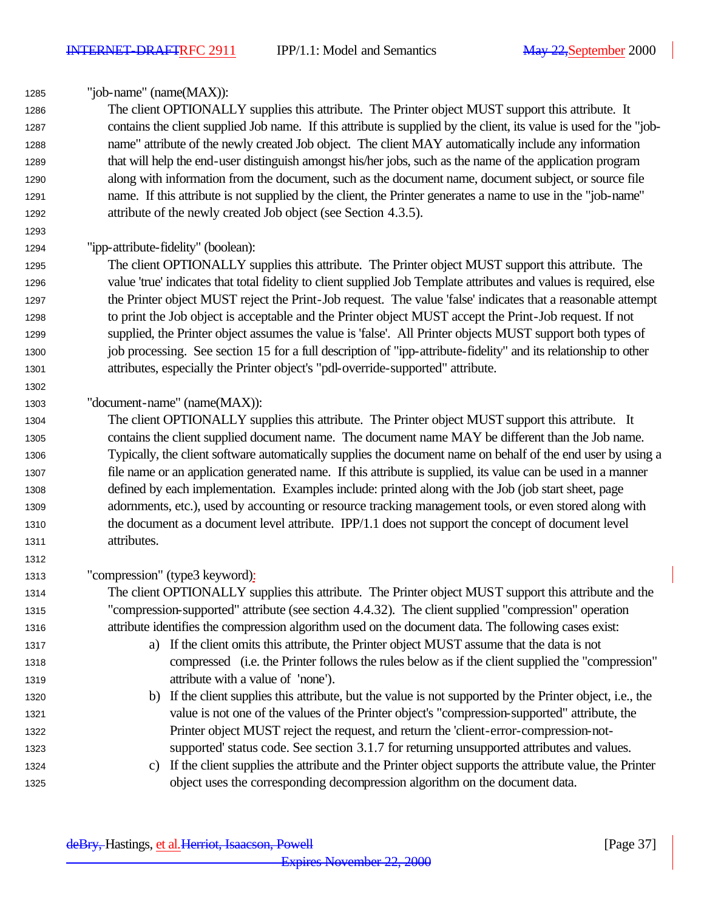"job-name" (name(MAX)):

The client OPTIONALLY supplies this attribute. The Printer object MUST support this attribute. It contains the client supplied Job name. If this attribute is supplied by the client, its value is used for the "job-name" attribute of the newly created Job object. The client MAY automatically include any information that will help the end-user distinguish amongst his/her jobs, such as the name of the application program along with information from the document, such as the document name, document subject, or source file name. If this attribute is not supplied by the client, the Printer generates a name to use in the "job-name" attribute of the newly created Job object (see Section 4.3.5).

"ipp-attribute-fidelity" (boolean):

The client OPTIONALLY supplies this attribute. The Printer object MUST support this attribute. The value 'true' indicates that total fidelity to client supplied Job Template attributes and values is required, else the Printer object MUST reject the Print-Job request. The value 'false' indicates that a reasonable attempt to print the Job object is acceptable and the Printer object MUST accept the Print-Job request. If not supplied, the Printer object assumes the value is 'false'. All Printer objects MUST support both types of job processing. See section 15 for a full description of "ipp-attribute-fidelity" and its relationship to other attributes, especially the Printer object's "pdl-override-supported" attribute.

"document-name" (name(MAX)):

The client OPTIONALLY supplies this attribute. The Printer object MUST support this attribute. It contains the client supplied document name. The document name MAY be different than the Job name. Typically, the client software automatically supplies the document name on behalf of the end user by using a file name or an application generated name. If this attribute is supplied, its value can be used in a manner defined by each implementation. Examples include: printed along with the Job (job start sheet, page adornments, etc.), used by accounting or resource tracking management tools, or even stored along with the document as a document level attribute. IPP/1.1 does not support the concept of document level attributes.

"compression" (type3 keyword):

The client OPTIONALLY supplies this attribute. The Printer object MUST support this attribute and the "compression-supported" attribute (see section 4.4.32). The client supplied "compression" operation attribute identifies the compression algorithm used on the document data. The following cases exist:

a) If the client omits this attribute, the Printer object MUST assume that the data is not compressed (i.e. the Printer follows the rules below as if the client supplied the "compression" attribute with a value of 'none').
b) If the client supplies this attribute, but the value is not supported by the Printer object, i.e., the value is not one of the values of the Printer object's "compression-supported" attribute, the Printer object MUST reject the request, and return the 'client-error-compression-not-supported' status code. See section 3.1.7 for returning unsupported attributes and values.
c) If the client supplies the attribute and the Printer object supports the attribute value, the Printer object uses the corresponding decompression algorithm on the document data.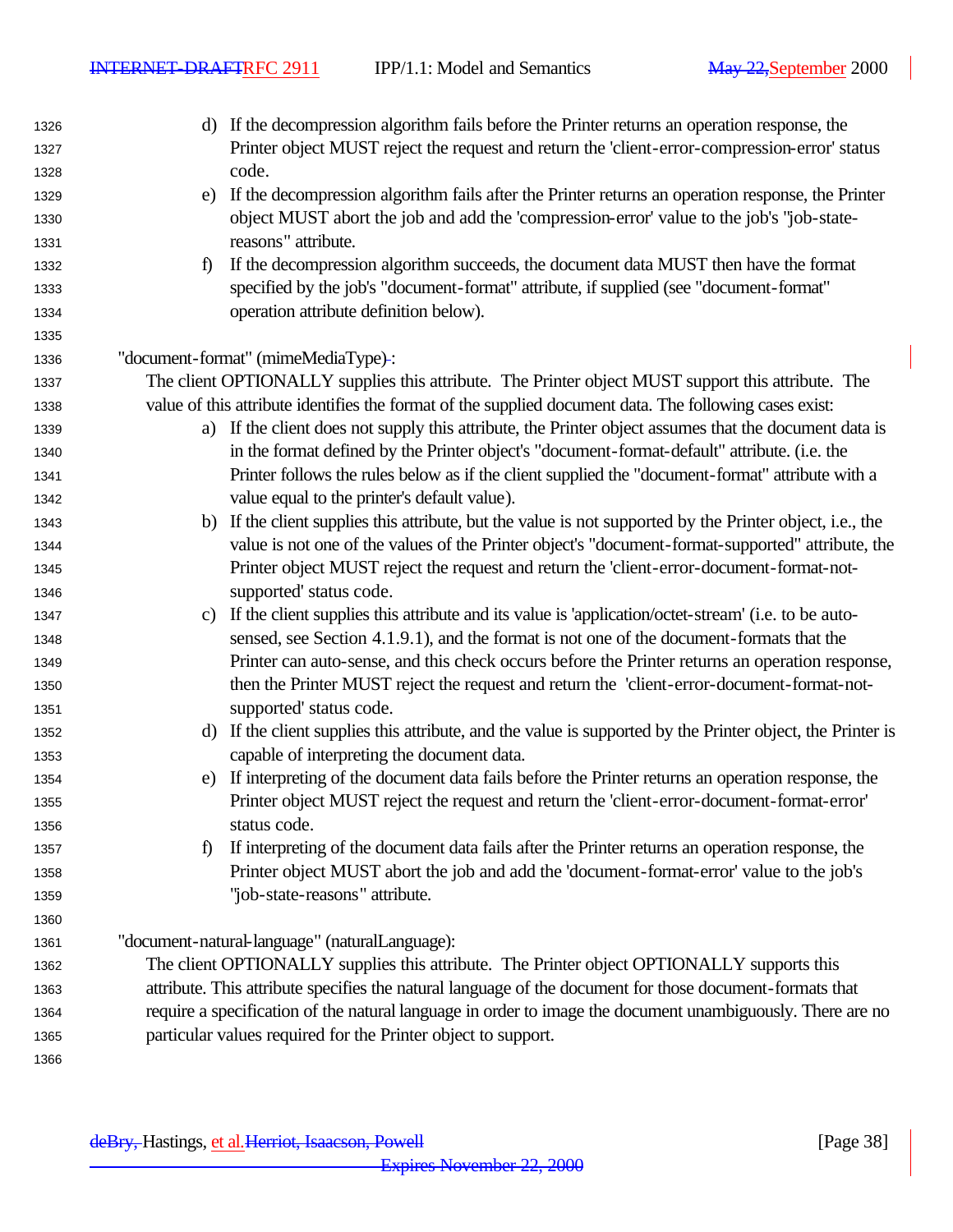d) If the decompression algorithm fails before the Printer returns an operation response, the Printer object MUST reject the request and return the 'client-error-compression-error' status code.

e) If the decompression algorithm fails after the Printer returns an operation response, the Printer object MUST abort the job and add the 'compression-error' value to the job's "job-state-reasons" attribute.

f) If the decompression algorithm succeeds, the document data MUST then have the format specified by the job's "document-format" attribute, if supplied (see "document-format" operation attribute definition below).

"document-format" (mimeMediaType):

The client OPTIONALLY supplies this attribute. The Printer object MUST support this attribute. The value of this attribute identifies the format of the supplied document data. The following cases exist:

a) If the client does not supply this attribute, the Printer object assumes that the document data is in the format defined by the Printer object's "document-format-default" attribute. (i.e. the Printer follows the rules below as if the client supplied the "document-format" attribute with a value equal to the printer's default value).

b) If the client supplies this attribute, but the value is not supported by the Printer object, i.e., the value is not one of the values of the Printer object's "document-format-supported" attribute, the Printer object MUST reject the request and return the 'client-error-document-format-not-supported' status code.

c) If the client supplies this attribute and its value is 'application/octet-stream' (i.e. to be auto-sensed, see Section 4.1.9.1), and the format is not one of the document-formats that the Printer can auto-sense, and this check occurs before the Printer returns an operation response, then the Printer MUST reject the request and return the 'client-error-document-format-not-supported' status code.

d) If the client supplies this attribute, and the value is supported by the Printer object, the Printer is capable of interpreting the document data.

e) If interpreting of the document data fails before the Printer returns an operation response, the Printer object MUST reject the request and return the 'client-error-document-format-error' status code.

f) If interpreting of the document data fails after the Printer returns an operation response, the Printer object MUST abort the job and add the 'document-format-error' value to the job's "job-state-reasons" attribute.

"document-natural-language" (naturalLanguage):

The client OPTIONALLY supplies this attribute. The Printer object OPTIONALLY supports this attribute. This attribute specifies the natural language of the document for those document-formats that require a specification of the natural language in order to image the document unambiguously. There are no particular values required for the Printer object to support.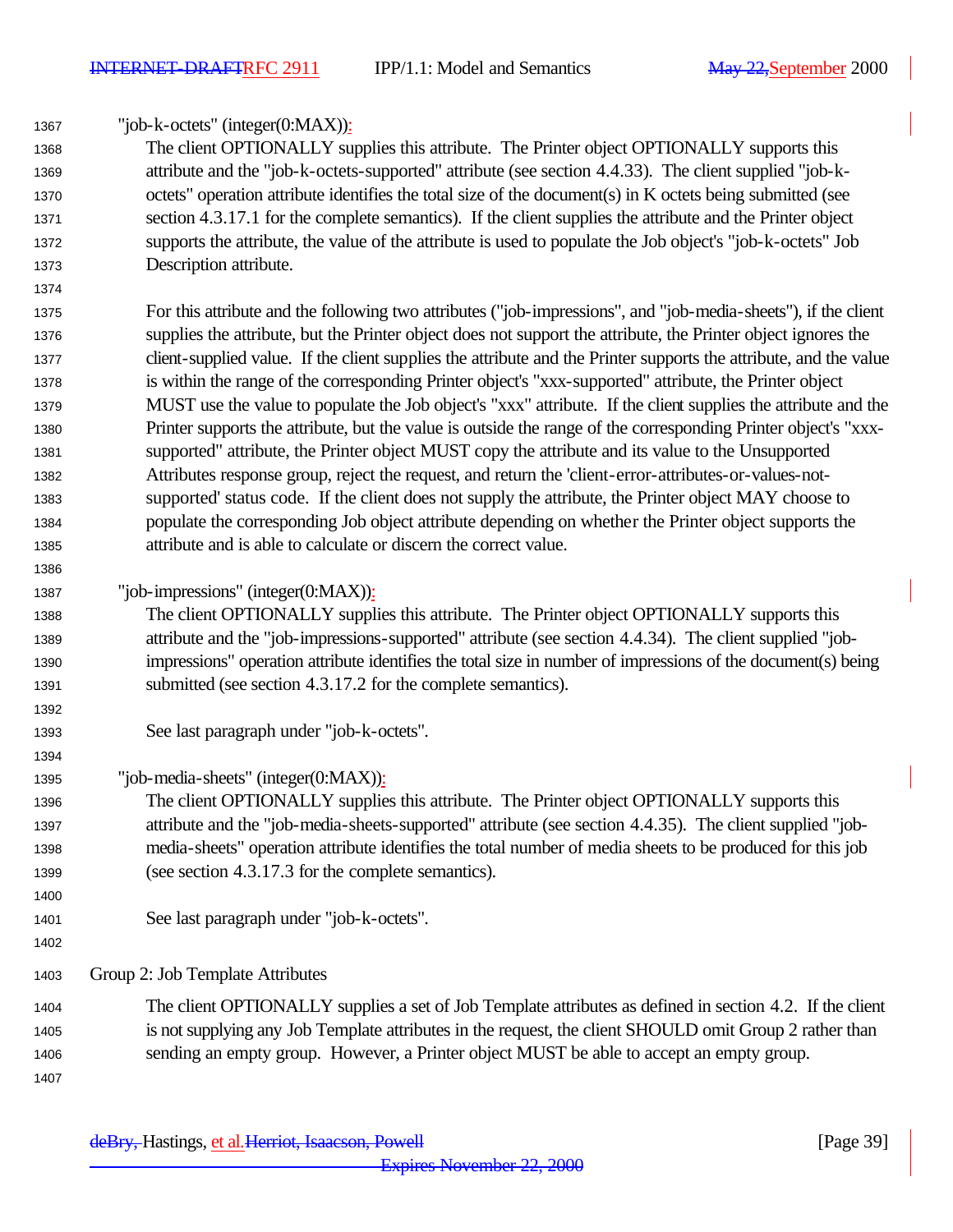"job-k-octets" (integer(0:MAX)):

The client OPTIONALLY supplies this attribute. The Printer object OPTIONALLY supports this attribute and the "job-k-octets-supported" attribute (see section 4.4.33). The client supplied "job-k-octets" operation attribute identifies the total size of the document(s) in K octets being submitted (see section 4.3.17.1 for the complete semantics). If the client supplies the attribute and the Printer object supports the attribute, the value of the attribute is used to populate the Job object's "job-k-octets" Job Description attribute.

For this attribute and the following two attributes ("job-impressions", and "job-media-sheets"), if the client supplies the attribute, but the Printer object does not support the attribute, the Printer object ignores the client-supplied value. If the client supplies the attribute and the Printer supports the attribute, and the value is within the range of the corresponding Printer object's "xxx-supported" attribute, the Printer object MUST use the value to populate the Job object's "xxx" attribute. If the client supplies the attribute and the Printer supports the attribute, but the value is outside the range of the corresponding Printer object's "xxx-supported" attribute, the Printer object MUST copy the attribute and its value to the Unsupported Attributes response group, reject the request, and return the 'client-error-attributes-or-values-not-supported' status code. If the client does not supply the attribute, the Printer object MAY choose to populate the corresponding Job object attribute depending on whether the Printer object supports the attribute and is able to calculate or discern the correct value.

"job-impressions" (integer(0:MAX)):

The client OPTIONALLY supplies this attribute. The Printer object OPTIONALLY supports this attribute and the "job-impressions-supported" attribute (see section 4.4.34). The client supplied "job-impressions" operation attribute identifies the total size in number of impressions of the document(s) being submitted (see section 4.3.17.2 for the complete semantics).

See last paragraph under "job-k-octets".

"job-media-sheets" (integer(0:MAX)):

The client OPTIONALLY supplies this attribute. The Printer object OPTIONALLY supports this attribute and the "job-media-sheets-supported" attribute (see section 4.4.35). The client supplied "job-media-sheets" operation attribute identifies the total number of media sheets to be produced for this job (see section 4.3.17.3 for the complete semantics).

See last paragraph under "job-k-octets".

Group 2: Job Template Attributes

The client OPTIONALLY supplies a set of Job Template attributes as defined in section 4.2. If the client is not supplying any Job Template attributes in the request, the client SHOULD omit Group 2 rather than sending an empty group. However, a Printer object MUST be able to accept an empty group.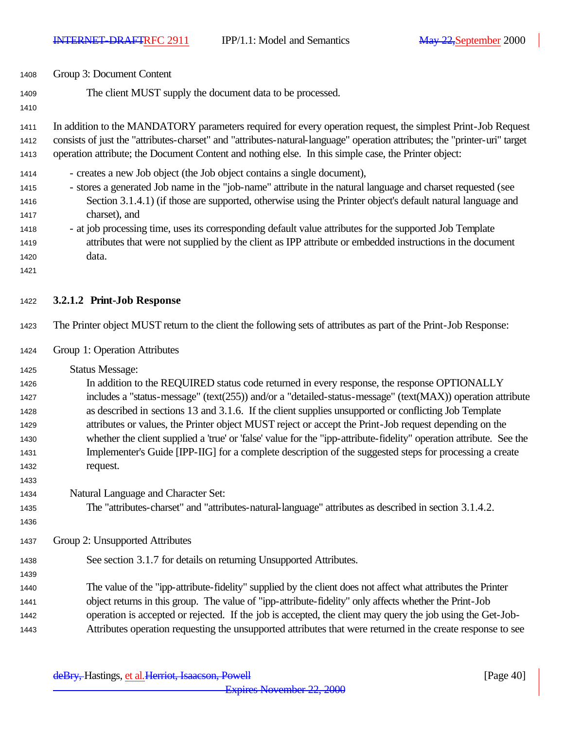Group 3: Document Content

The client MUST supply the document data to be processed.

In addition to the MANDATORY parameters required for every operation request, the simplest Print-Job Request consists of just the "attributes-charset" and "attributes-natural-language" operation attributes; the "printer-uri" target operation attribute; the Document Content and nothing else. In this simple case, the Printer object:

- creates a new Job object (the Job object contains a single document),
- stores a generated Job name in the "job-name" attribute in the natural language and charset requested (see Section 3.1.4.1) (if those are supported, otherwise using the Printer object's default natural language and charset), and
- at job processing time, uses its corresponding default value attributes for the supported Job Template attributes that were not supplied by the client as IPP attribute or embedded instructions in the document data.

#### 3.2.1.2 Print-Job Response

The Printer object MUST return to the client the following sets of attributes as part of the Print-Job Response:

Group 1: Operation Attributes

Status Message:
In addition to the REQUIRED status code returned in every response, the response OPTIONALLY includes a "status-message" (text(255)) and/or a "detailed-status-message" (text(MAX)) operation attribute as described in sections 13 and 3.1.6. If the client supplies unsupported or conflicting Job Template attributes or values, the Printer object MUST reject or accept the Print-Job request depending on the whether the client supplied a 'true' or 'false' value for the "ipp-attribute-fidelity" operation attribute. See the Implementer's Guide [IPP-IIG] for a complete description of the suggested steps for processing a create request.

Natural Language and Character Set:
The "attributes-charset" and "attributes-natural-language" attributes as described in section 3.1.4.2.

Group 2: Unsupported Attributes

See section 3.1.7 for details on returning Unsupported Attributes.

The value of the "ipp-attribute-fidelity" supplied by the client does not affect what attributes the Printer object returns in this group. The value of "ipp-attribute-fidelity" only affects whether the Print-Job operation is accepted or rejected. If the job is accepted, the client may query the job using the Get-Job-Attributes operation requesting the unsupported attributes that were returned in the create response to see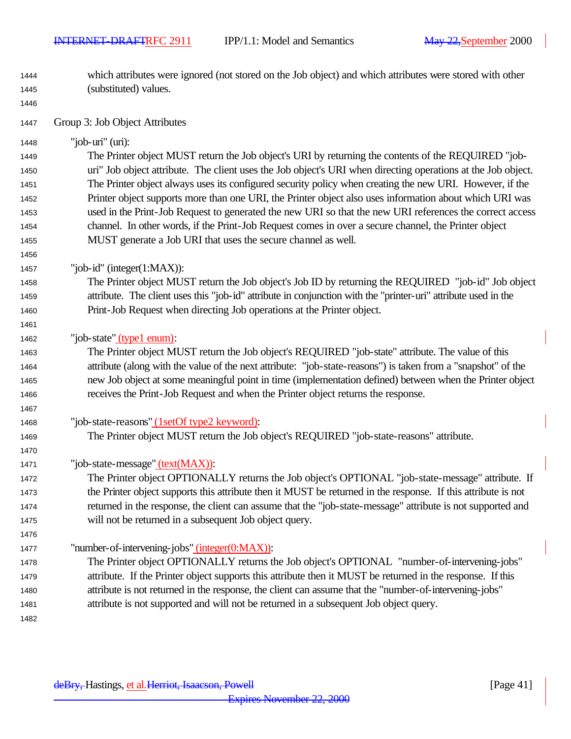which attributes were ignored (not stored on the Job object) and which attributes were stored with other (substituted) values.

Group 3: Job Object Attributes

"job-uri" (uri):

The Printer object MUST return the Job object's URI by returning the contents of the REQUIRED "job-uri" Job object attribute. The client uses the Job object's URI when directing operations at the Job object. The Printer object always uses its configured security policy when creating the new URI. However, if the Printer object supports more than one URI, the Printer object also uses information about which URI was used in the Print-Job Request to generated the new URI so that the new URI references the correct access channel. In other words, if the Print-Job Request comes in over a secure channel, the Printer object MUST generate a Job URI that uses the secure channel as well.

"job-id" (integer(1:MAX)):

The Printer object MUST return the Job object's Job ID by returning the REQUIRED "job-id" Job object attribute. The client uses this "job-id" attribute in conjunction with the "printer-uri" attribute used in the Print-Job Request when directing Job operations at the Printer object.

"job-state" (type1 enum):

The Printer object MUST return the Job object's REQUIRED "job-state" attribute. The value of this attribute (along with the value of the next attribute: "job-state-reasons") is taken from a "snapshot" of the new Job object at some meaningful point in time (implementation defined) between when the Printer object receives the Print-Job Request and when the Printer object returns the response.

"job-state-reasons" (1setOf type2 keyword):

The Printer object MUST return the Job object's REQUIRED "job-state-reasons" attribute.

"job-state-message" (text(MAX)):

The Printer object OPTIONALLY returns the Job object's OPTIONAL "job-state-message" attribute. If the Printer object supports this attribute then it MUST be returned in the response. If this attribute is not returned in the response, the client can assume that the "job-state-message" attribute is not supported and will not be returned in a subsequent Job object query.

"number-of-intervening-jobs" (integer(0:MAX)):

The Printer object OPTIONALLY returns the Job object's OPTIONAL "number-of-intervening-jobs" attribute. If the Printer object supports this attribute then it MUST be returned in the response. If this attribute is not returned in the response, the client can assume that the "number-of-intervening-jobs" attribute is not supported and will not be returned in a subsequent Job object query.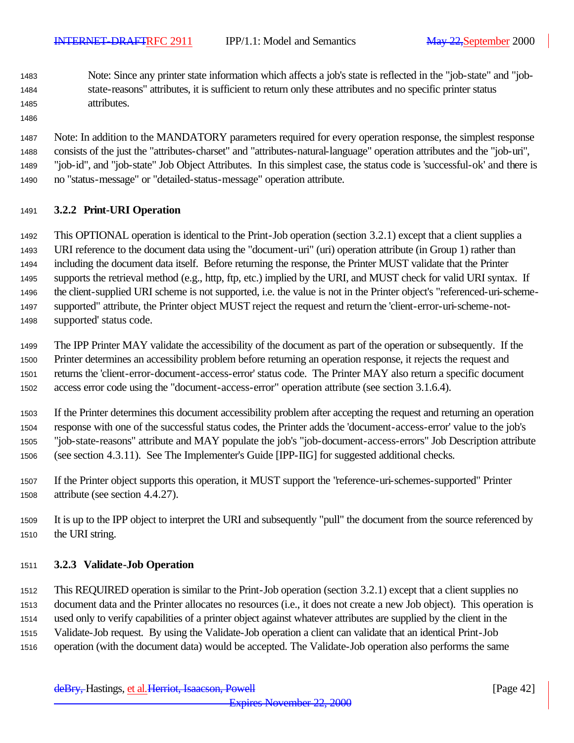Note: Since any printer state information which affects a job's state is reflected in the "job-state" and "job-state-reasons" attributes, it is sufficient to return only these attributes and no specific printer status attributes.

Note: In addition to the MANDATORY parameters required for every operation response, the simplest response consists of the just the "attributes-charset" and "attributes-natural-language" operation attributes and the "job-uri", "job-id", and "job-state" Job Object Attributes. In this simplest case, the status code is 'successful-ok' and there is no "status-message" or "detailed-status-message" operation attribute.

### 3.2.2 Print-URI Operation

This OPTIONAL operation is identical to the Print-Job operation (section 3.2.1) except that a client supplies a URI reference to the document data using the "document-uri" (uri) operation attribute (in Group 1) rather than including the document data itself. Before returning the response, the Printer MUST validate that the Printer supports the retrieval method (e.g., http, ftp, etc.) implied by the URI, and MUST check for valid URI syntax. If the client-supplied URI scheme is not supported, i.e. the value is not in the Printer object's "referenced-uri-scheme-supported" attribute, the Printer object MUST reject the request and return the 'client-error-uri-scheme-not-supported' status code.

The IPP Printer MAY validate the accessibility of the document as part of the operation or subsequently. If the Printer determines an accessibility problem before returning an operation response, it rejects the request and returns the 'client-error-document-access-error' status code. The Printer MAY also return a specific document access error code using the "document-access-error" operation attribute (see section 3.1.6.4).

If the Printer determines this document accessibility problem after accepting the request and returning an operation response with one of the successful status codes, the Printer adds the 'document-access-error' value to the job's "job-state-reasons" attribute and MAY populate the job's "job-document-access-errors" Job Description attribute (see section 4.3.11). See The Implementer's Guide [IPP-IIG] for suggested additional checks.

If the Printer object supports this operation, it MUST support the "reference-uri-schemes-supported" Printer attribute (see section 4.4.27).

It is up to the IPP object to interpret the URI and subsequently "pull" the document from the source referenced by the URI string.

### 3.2.3 Validate-Job Operation

This REQUIRED operation is similar to the Print-Job operation (section 3.2.1) except that a client supplies no document data and the Printer allocates no resources (i.e., it does not create a new Job object). This operation is used only to verify capabilities of a printer object against whatever attributes are supplied by the client in the Validate-Job request. By using the Validate-Job operation a client can validate that an identical Print-Job operation (with the document data) would be accepted. The Validate-Job operation also performs the same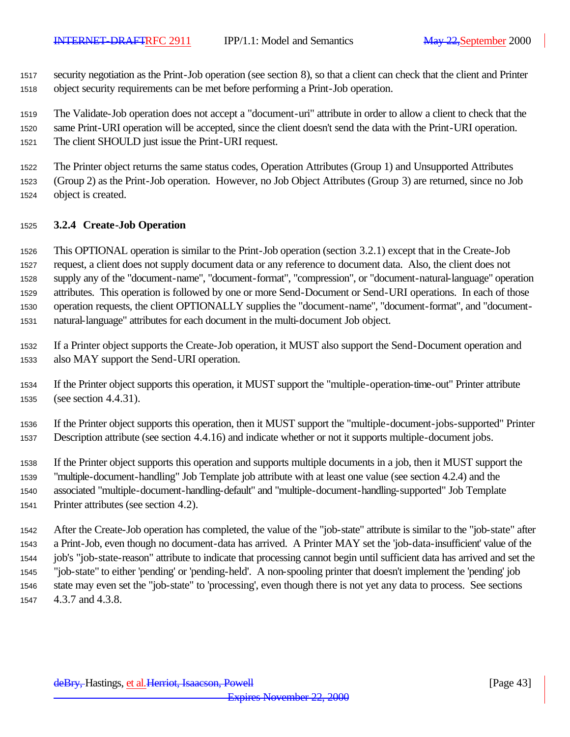security negotiation as the Print-Job operation (see section 8), so that a client can check that the client and Printer object security requirements can be met before performing a Print-Job operation.

The Validate-Job operation does not accept a "document-uri" attribute in order to allow a client to check that the same Print-URI operation will be accepted, since the client doesn't send the data with the Print-URI operation. The client SHOULD just issue the Print-URI request.

The Printer object returns the same status codes, Operation Attributes (Group 1) and Unsupported Attributes (Group 2) as the Print-Job operation. However, no Job Object Attributes (Group 3) are returned, since no Job object is created.

### 3.2.4 Create-Job Operation

This OPTIONAL operation is similar to the Print-Job operation (section 3.2.1) except that in the Create-Job request, a client does not supply document data or any reference to document data. Also, the client does not supply any of the "document-name", "document-format", "compression", or "document-natural-language" operation attributes. This operation is followed by one or more Send-Document or Send-URI operations. In each of those operation requests, the client OPTIONALLY supplies the "document-name", "document-format", and "document-natural-language" attributes for each document in the multi-document Job object.

If a Printer object supports the Create-Job operation, it MUST also support the Send-Document operation and also MAY support the Send-URI operation.

If the Printer object supports this operation, it MUST support the "multiple-operation-time-out" Printer attribute (see section 4.4.31).

If the Printer object supports this operation, then it MUST support the "multiple-document-jobs-supported" Printer Description attribute (see section 4.4.16) and indicate whether or not it supports multiple-document jobs.

If the Printer object supports this operation and supports multiple documents in a job, then it MUST support the "multiple-document-handling" Job Template job attribute with at least one value (see section 4.2.4) and the associated "multiple-document-handling-default" and "multiple-document-handling-supported" Job Template Printer attributes (see section 4.2).

After the Create-Job operation has completed, the value of the "job-state" attribute is similar to the "job-state" after a Print-Job, even though no document-data has arrived. A Printer MAY set the 'job-data-insufficient' value of the job's "job-state-reason" attribute to indicate that processing cannot begin until sufficient data has arrived and set the "job-state" to either 'pending' or 'pending-held'. A non-spooling printer that doesn't implement the 'pending' job state may even set the "job-state" to 'processing', even though there is not yet any data to process. See sections 4.3.7 and 4.3.8.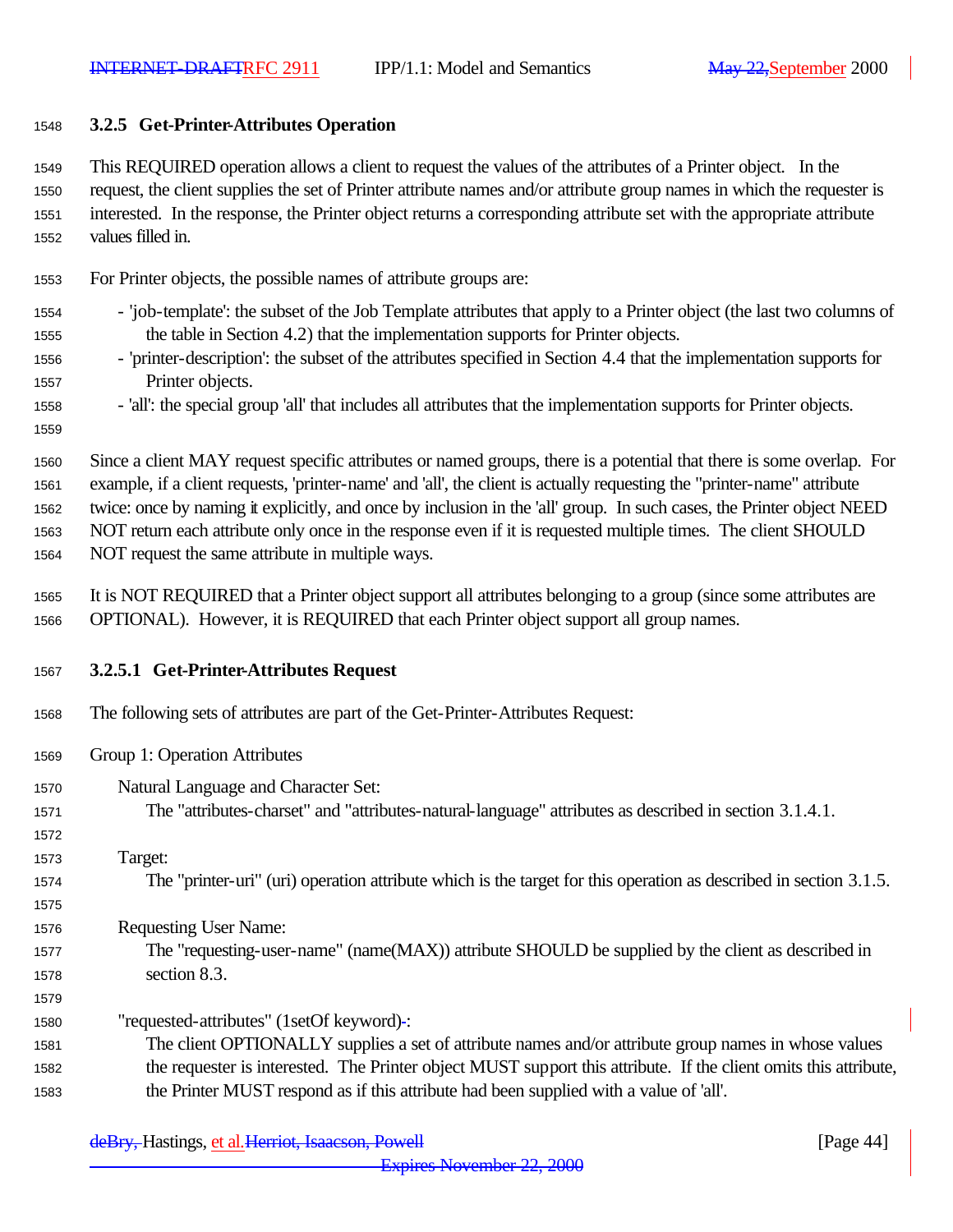### 3.2.5 Get-Printer-Attributes Operation

This REQUIRED operation allows a client to request the values of the attributes of a Printer object. In the request, the client supplies the set of Printer attribute names and/or attribute group names in which the requester is interested. In the response, the Printer object returns a corresponding attribute set with the appropriate attribute values filled in.

For Printer objects, the possible names of attribute groups are:

- 'job-template': the subset of the Job Template attributes that apply to a Printer object (the last two columns of the table in Section 4.2) that the implementation supports for Printer objects.
- 'printer-description': the subset of the attributes specified in Section 4.4 that the implementation supports for Printer objects.
- 'all': the special group 'all' that includes all attributes that the implementation supports for Printer objects.

Since a client MAY request specific attributes or named groups, there is a potential that there is some overlap. For example, if a client requests, 'printer-name' and 'all', the client is actually requesting the "printer-name" attribute twice: once by naming it explicitly, and once by inclusion in the 'all' group. In such cases, the Printer object NEED NOT return each attribute only once in the response even if it is requested multiple times. The client SHOULD NOT request the same attribute in multiple ways.

It is NOT REQUIRED that a Printer object support all attributes belonging to a group (since some attributes are OPTIONAL). However, it is REQUIRED that each Printer object support all group names.

#### 3.2.5.1 Get-Printer-Attributes Request

The following sets of attributes are part of the Get-Printer-Attributes Request:

Group 1: Operation Attributes

Natural Language and Character Set:
The "attributes-charset" and "attributes-natural-language" attributes as described in section 3.1.4.1.

Target:
The "printer-uri" (uri) operation attribute which is the target for this operation as described in section 3.1.5.

Requesting User Name:
The "requesting-user-name" (name(MAX)) attribute SHOULD be supplied by the client as described in section 8.3.

"requested-attributes" (1setOf keyword):
The client OPTIONALLY supplies a set of attribute names and/or attribute group names in whose values the requester is interested. The Printer object MUST support this attribute. If the client omits this attribute, the Printer MUST respond as if this attribute had been supplied with a value of 'all'.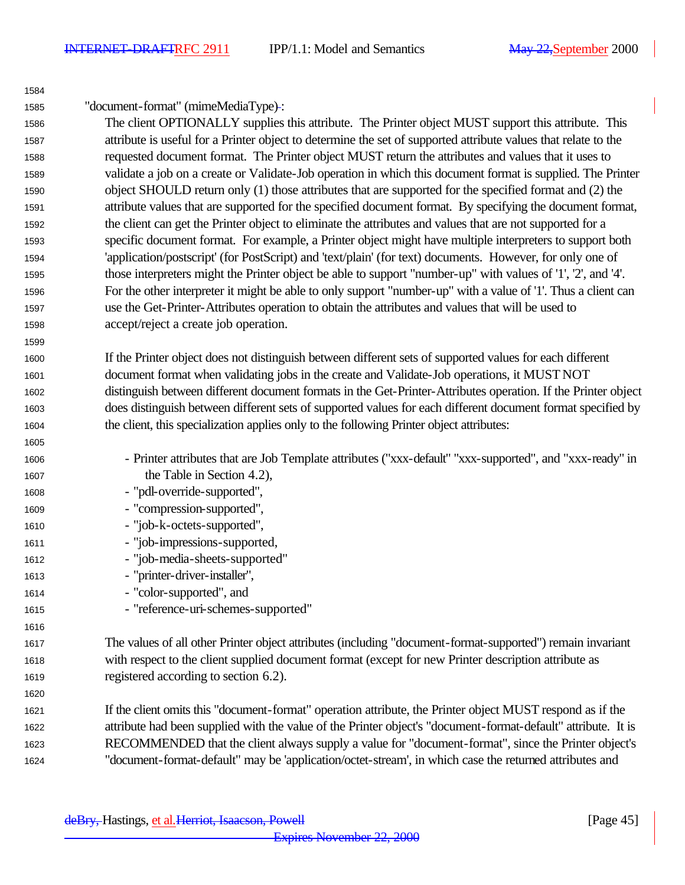"document-format" (mimeMediaType):

The client OPTIONALLY supplies this attribute. The Printer object MUST support this attribute. This attribute is useful for a Printer object to determine the set of supported attribute values that relate to the requested document format. The Printer object MUST return the attributes and values that it uses to validate a job on a create or Validate-Job operation in which this document format is supplied. The Printer object SHOULD return only (1) those attributes that are supported for the specified format and (2) the attribute values that are supported for the specified document format. By specifying the document format, the client can get the Printer object to eliminate the attributes and values that are not supported for a specific document format. For example, a Printer object might have multiple interpreters to support both 'application/postscript' (for PostScript) and 'text/plain' (for text) documents. However, for only one of those interpreters might the Printer object be able to support "number-up" with values of '1', '2', and '4'. For the other interpreter it might be able to only support "number-up" with a value of '1'. Thus a client can use the Get-Printer-Attributes operation to obtain the attributes and values that will be used to accept/reject a create job operation.

If the Printer object does not distinguish between different sets of supported values for each different document format when validating jobs in the create and Validate-Job operations, it MUST NOT distinguish between different document formats in the Get-Printer-Attributes operation. If the Printer object does distinguish between different sets of supported values for each different document format specified by the client, this specialization applies only to the following Printer object attributes:

- Printer attributes that are Job Template attributes ("xxx-default" "xxx-supported", and "xxx-ready" in the Table in Section 4.2),
- "pdl-override-supported",
- "compression-supported",
- "job-k-octets-supported",
- "job-impressions-supported,
- "job-media-sheets-supported"
- "printer-driver-installer",
- "color-supported", and
- "reference-uri-schemes-supported"

The values of all other Printer object attributes (including "document-format-supported") remain invariant with respect to the client supplied document format (except for new Printer description attribute as registered according to section 6.2).

If the client omits this "document-format" operation attribute, the Printer object MUST respond as if the attribute had been supplied with the value of the Printer object's "document-format-default" attribute. It is RECOMMENDED that the client always supply a value for "document-format", since the Printer object's "document-format-default" may be 'application/octet-stream', in which case the returned attributes and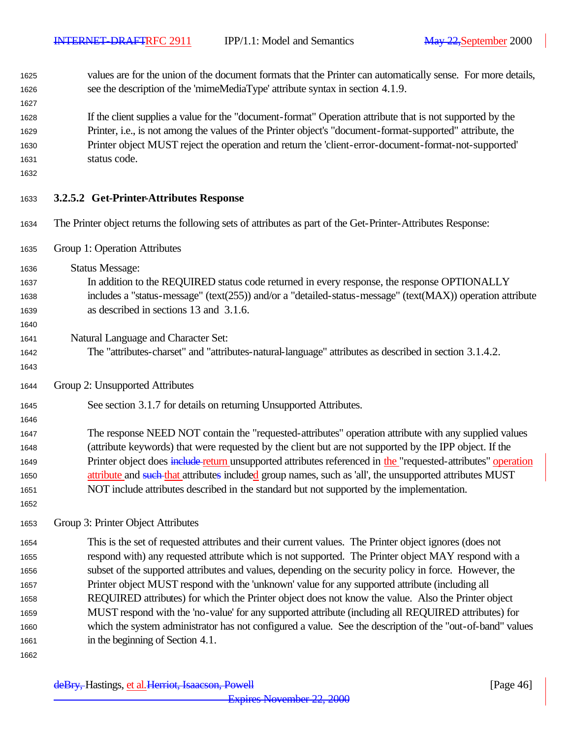values are for the union of the document formats that the Printer can automatically sense. For more details, see the description of the 'mimeMediaType' attribute syntax in section 4.1.9.

If the client supplies a value for the "document-format" Operation attribute that is not supported by the Printer, i.e., is not among the values of the Printer object's "document-format-supported" attribute, the Printer object MUST reject the operation and return the 'client-error-document-format-not-supported' status code.

### 3.2.5.2 Get-Printer-Attributes Response

The Printer object returns the following sets of attributes as part of the Get-Printer-Attributes Response:

Group 1: Operation Attributes

Status Message:
In addition to the REQUIRED status code returned in every response, the response OPTIONALLY includes a "status-message" (text(255)) and/or a "detailed-status-message" (text(MAX)) operation attribute as described in sections 13 and 3.1.6.

Natural Language and Character Set:
The "attributes-charset" and "attributes-natural-language" attributes as described in section 3.1.4.2.

Group 2: Unsupported Attributes

See section 3.1.7 for details on returning Unsupported Attributes.

The response NEED NOT contain the "requested-attributes" operation attribute with any supplied values (attribute keywords) that were requested by the client but are not supported by the IPP object. If the Printer object does ~~include~~ return unsupported attributes referenced in the "requested-attributes" operation attribute and ~~such~~ that attribute~~s~~ included group names, such as 'all', the unsupported attributes MUST NOT include attributes described in the standard but not supported by the implementation.

Group 3: Printer Object Attributes

This is the set of requested attributes and their current values. The Printer object ignores (does not respond with) any requested attribute which is not supported. The Printer object MAY respond with a subset of the supported attributes and values, depending on the security policy in force. However, the Printer object MUST respond with the 'unknown' value for any supported attribute (including all REQUIRED attributes) for which the Printer object does not know the value. Also the Printer object MUST respond with the 'no-value' for any supported attribute (including all REQUIRED attributes) for which the system administrator has not configured a value. See the description of the "out-of-band" values in the beginning of Section 4.1.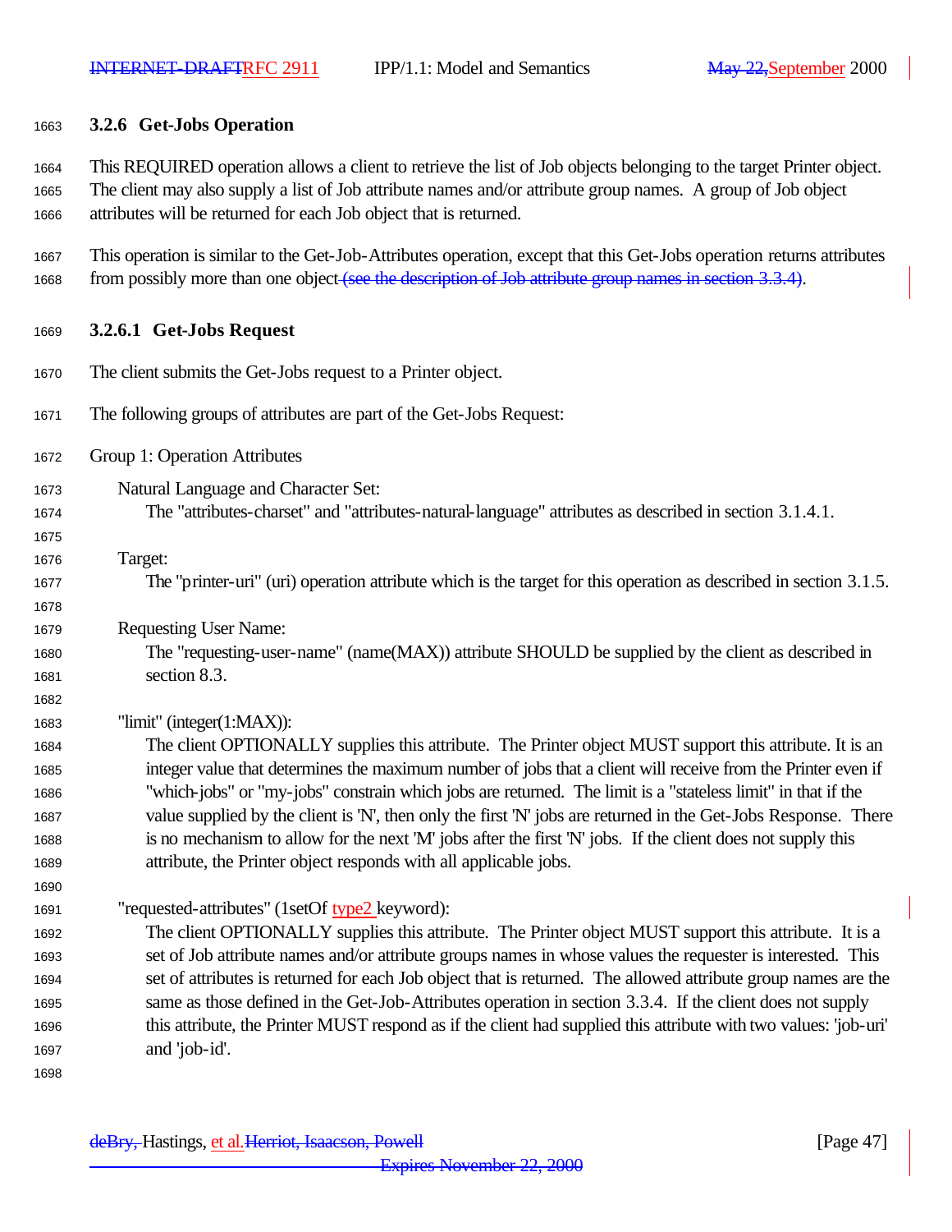### 3.2.6 Get-Jobs Operation

This REQUIRED operation allows a client to retrieve the list of Job objects belonging to the target Printer object. The client may also supply a list of Job attribute names and/or attribute group names. A group of Job object attributes will be returned for each Job object that is returned.

This operation is similar to the Get-Job-Attributes operation, except that this Get-Jobs operation returns attributes from possibly more than one object~~ (see the description of Job attribute group names in section 3.3.4)~~.

#### 3.2.6.1 Get-Jobs Request

The client submits the Get-Jobs request to a Printer object.

The following groups of attributes are part of the Get-Jobs Request:

Group 1: Operation Attributes

Natural Language and Character Set:
The "attributes-charset" and "attributes-natural-language" attributes as described in section 3.1.4.1.

Target:
The "printer-uri" (uri) operation attribute which is the target for this operation as described in section 3.1.5.

Requesting User Name:
The "requesting-user-name" (name(MAX)) attribute SHOULD be supplied by the client as described in section 8.3.

"limit" (integer(1:MAX)):
The client OPTIONALLY supplies this attribute. The Printer object MUST support this attribute. It is an integer value that determines the maximum number of jobs that a client will receive from the Printer even if "which-jobs" or "my-jobs" constrain which jobs are returned. The limit is a "stateless limit" in that if the value supplied by the client is 'N', then only the first 'N' jobs are returned in the Get-Jobs Response. There is no mechanism to allow for the next 'M' jobs after the first 'N' jobs. If the client does not supply this attribute, the Printer object responds with all applicable jobs.

"requested-attributes" (1setOf type2 keyword):
The client OPTIONALLY supplies this attribute. The Printer object MUST support this attribute. It is a set of Job attribute names and/or attribute groups names in whose values the requester is interested. This set of attributes is returned for each Job object that is returned. The allowed attribute group names are the same as those defined in the Get-Job-Attributes operation in section 3.3.4. If the client does not supply this attribute, the Printer MUST respond as if the client had supplied this attribute with two values: 'job-uri' and 'job-id'.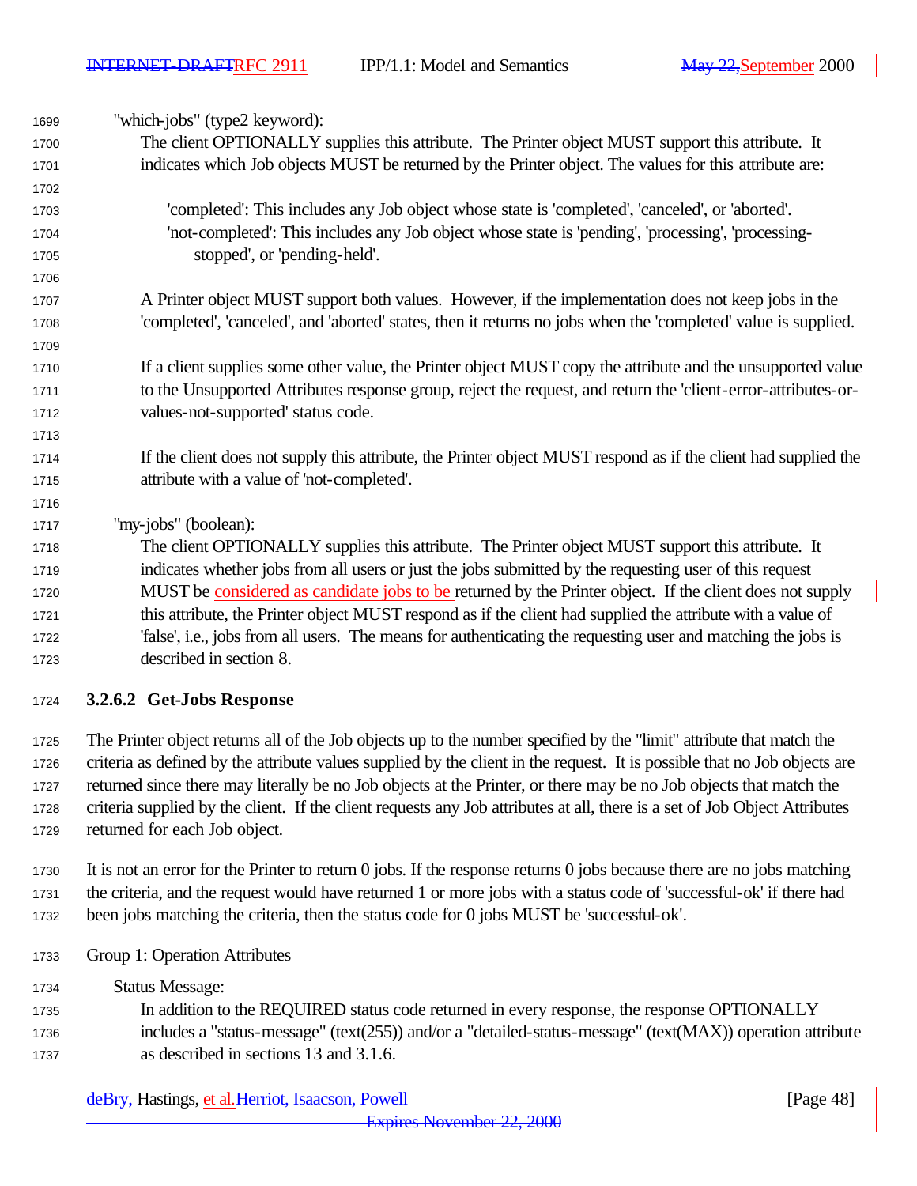"which-jobs" (type2 keyword):

The client OPTIONALLY supplies this attribute. The Printer object MUST support this attribute. It indicates which Job objects MUST be returned by the Printer object. The values for this attribute are:

- 'completed': This includes any Job object whose state is 'completed', 'canceled', or 'aborted'.
- 'not-completed': This includes any Job object whose state is 'pending', 'processing', 'processing-stopped', or 'pending-held'.

A Printer object MUST support both values. However, if the implementation does not keep jobs in the 'completed', 'canceled', and 'aborted' states, then it returns no jobs when the 'completed' value is supplied.

If a client supplies some other value, the Printer object MUST copy the attribute and the unsupported value to the Unsupported Attributes response group, reject the request, and return the 'client-error-attributes-or-values-not-supported' status code.

If the client does not supply this attribute, the Printer object MUST respond as if the client had supplied the attribute with a value of 'not-completed'.

"my-jobs" (boolean):

The client OPTIONALLY supplies this attribute. The Printer object MUST support this attribute. It indicates whether jobs from all users or just the jobs submitted by the requesting user of this request MUST be considered as candidate jobs to be returned by the Printer object. If the client does not supply this attribute, the Printer object MUST respond as if the client had supplied the attribute with a value of 'false', i.e., jobs from all users. The means for authenticating the requesting user and matching the jobs is described in section 8.

### 3.2.6.2 Get-Jobs Response

The Printer object returns all of the Job objects up to the number specified by the "limit" attribute that match the criteria as defined by the attribute values supplied by the client in the request. It is possible that no Job objects are returned since there may literally be no Job objects at the Printer, or there may be no Job objects that match the criteria supplied by the client. If the client requests any Job attributes at all, there is a set of Job Object Attributes returned for each Job object.

It is not an error for the Printer to return 0 jobs. If the response returns 0 jobs because there are no jobs matching the criteria, and the request would have returned 1 or more jobs with a status code of 'successful-ok' if there had been jobs matching the criteria, then the status code for 0 jobs MUST be 'successful-ok'.

Group 1: Operation Attributes

Status Message:

In addition to the REQUIRED status code returned in every response, the response OPTIONALLY includes a "status-message" (text(255)) and/or a "detailed-status-message" (text(MAX)) operation attribute as described in sections 13 and 3.1.6.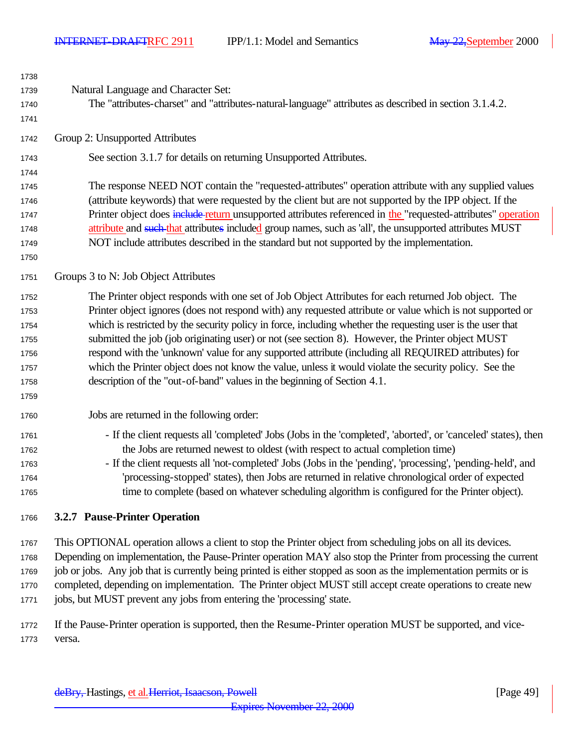Natural Language and Character Set:

The "attributes-charset" and "attributes-natural-language" attributes as described in section 3.1.4.2.

Group 2: Unsupported Attributes

See section 3.1.7 for details on returning Unsupported Attributes.

The response NEED NOT contain the "requested-attributes" operation attribute with any supplied values (attribute keywords) that were requested by the client but are not supported by the IPP object. If the Printer object does ~~include~~ return unsupported attributes referenced in the "requested-attributes" operation attribute and ~~such~~ that attribute~~s~~ included group names, such as 'all', the unsupported attributes MUST NOT include attributes described in the standard but not supported by the implementation.

Groups 3 to N: Job Object Attributes

The Printer object responds with one set of Job Object Attributes for each returned Job object. The Printer object ignores (does not respond with) any requested attribute or value which is not supported or which is restricted by the security policy in force, including whether the requesting user is the user that submitted the job (job originating user) or not (see section 8). However, the Printer object MUST respond with the 'unknown' value for any supported attribute (including all REQUIRED attributes) for which the Printer object does not know the value, unless it would violate the security policy. See the description of the "out-of-band" values in the beginning of Section 4.1.

Jobs are returned in the following order:

- If the client requests all 'completed' Jobs (Jobs in the 'completed', 'aborted', or 'canceled' states), then the Jobs are returned newest to oldest (with respect to actual completion time)
- If the client requests all 'not-completed' Jobs (Jobs in the 'pending', 'processing', 'pending-held', and 'processing-stopped' states), then Jobs are returned in relative chronological order of expected time to complete (based on whatever scheduling algorithm is configured for the Printer object).

### 3.2.7 Pause-Printer Operation

This OPTIONAL operation allows a client to stop the Printer object from scheduling jobs on all its devices. Depending on implementation, the Pause-Printer operation MAY also stop the Printer from processing the current job or jobs. Any job that is currently being printed is either stopped as soon as the implementation permits or is completed, depending on implementation. The Printer object MUST still accept create operations to create new jobs, but MUST prevent any jobs from entering the 'processing' state.

If the Pause-Printer operation is supported, then the Resume-Printer operation MUST be supported, and vice-versa.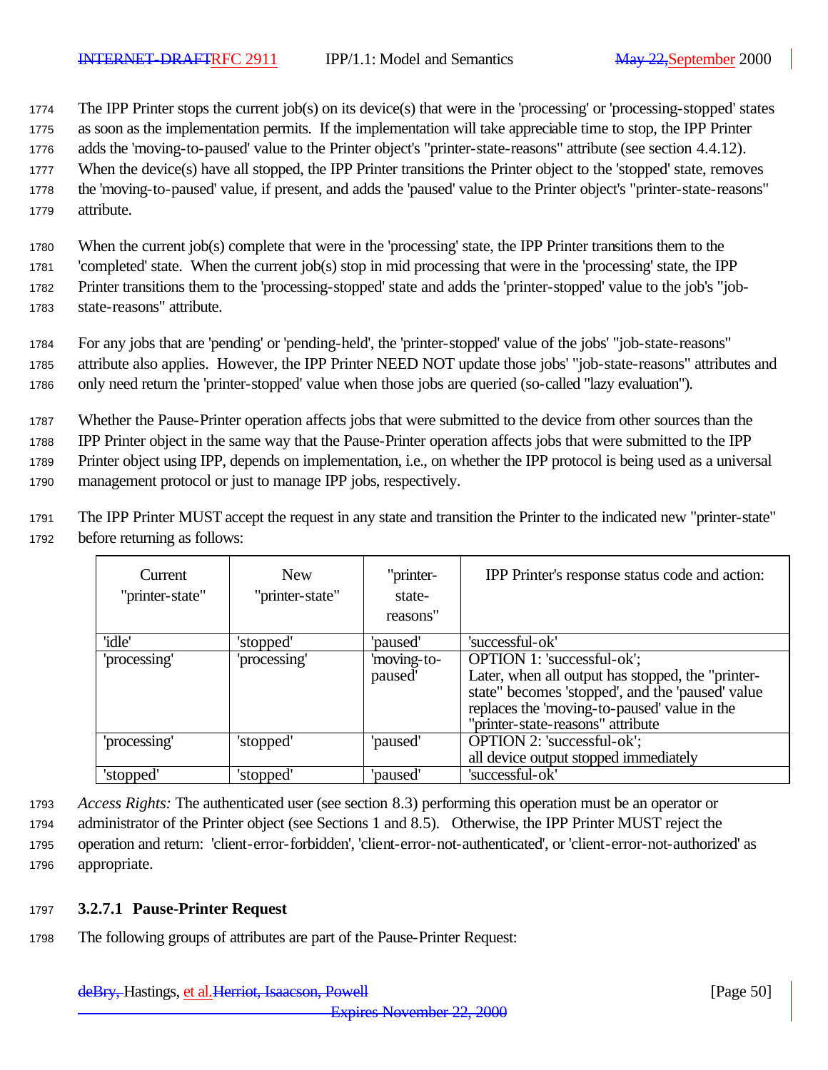The IPP Printer stops the current job(s) on its device(s) that were in the 'processing' or 'processing-stopped' states as soon as the implementation permits. If the implementation will take appreciable time to stop, the IPP Printer adds the 'moving-to-paused' value to the Printer object's "printer-state-reasons" attribute (see section 4.4.12). When the device(s) have all stopped, the IPP Printer transitions the Printer object to the 'stopped' state, removes the 'moving-to-paused' value, if present, and adds the 'paused' value to the Printer object's "printer-state-reasons" attribute.

When the current job(s) complete that were in the 'processing' state, the IPP Printer transitions them to the 'completed' state. When the current job(s) stop in mid processing that were in the 'processing' state, the IPP Printer transitions them to the 'processing-stopped' state and adds the 'printer-stopped' value to the job's "job-state-reasons" attribute.

For any jobs that are 'pending' or 'pending-held', the 'printer-stopped' value of the jobs' "job-state-reasons" attribute also applies. However, the IPP Printer NEED NOT update those jobs' "job-state-reasons" attributes and only need return the 'printer-stopped' value when those jobs are queried (so-called "lazy evaluation").

Whether the Pause-Printer operation affects jobs that were submitted to the device from other sources than the IPP Printer object in the same way that the Pause-Printer operation affects jobs that were submitted to the IPP Printer object using IPP, depends on implementation, i.e., on whether the IPP protocol is being used as a universal management protocol or just to manage IPP jobs, respectively.

The IPP Printer MUST accept the request in any state and transition the Printer to the indicated new "printer-state" before returning as follows:

| Current "printer-state" | New "printer-state" | "printer-state-reasons" | IPP Printer's response status code and action: |
|---|---|---|---|
| 'idle' | 'stopped' | 'paused' | 'successful-ok' |
| 'processing' | 'processing' | 'moving-to-paused' | OPTION 1: 'successful-ok'; Later, when all output has stopped, the "printer-state" becomes 'stopped', and the 'paused' value replaces the 'moving-to-paused' value in the "printer-state-reasons" attribute |
| 'processing' | 'stopped' | 'paused' | OPTION 2: 'successful-ok'; all device output stopped immediately |
| 'stopped' | 'stopped' | 'paused' | 'successful-ok' |

*Access Rights:* The authenticated user (see section 8.3) performing this operation must be an operator or administrator of the Printer object (see Sections 1 and 8.5). Otherwise, the IPP Printer MUST reject the operation and return: 'client-error-forbidden', 'client-error-not-authenticated', or 'client-error-not-authorized' as appropriate.

### 3.2.7.1 Pause-Printer Request

The following groups of attributes are part of the Pause-Printer Request: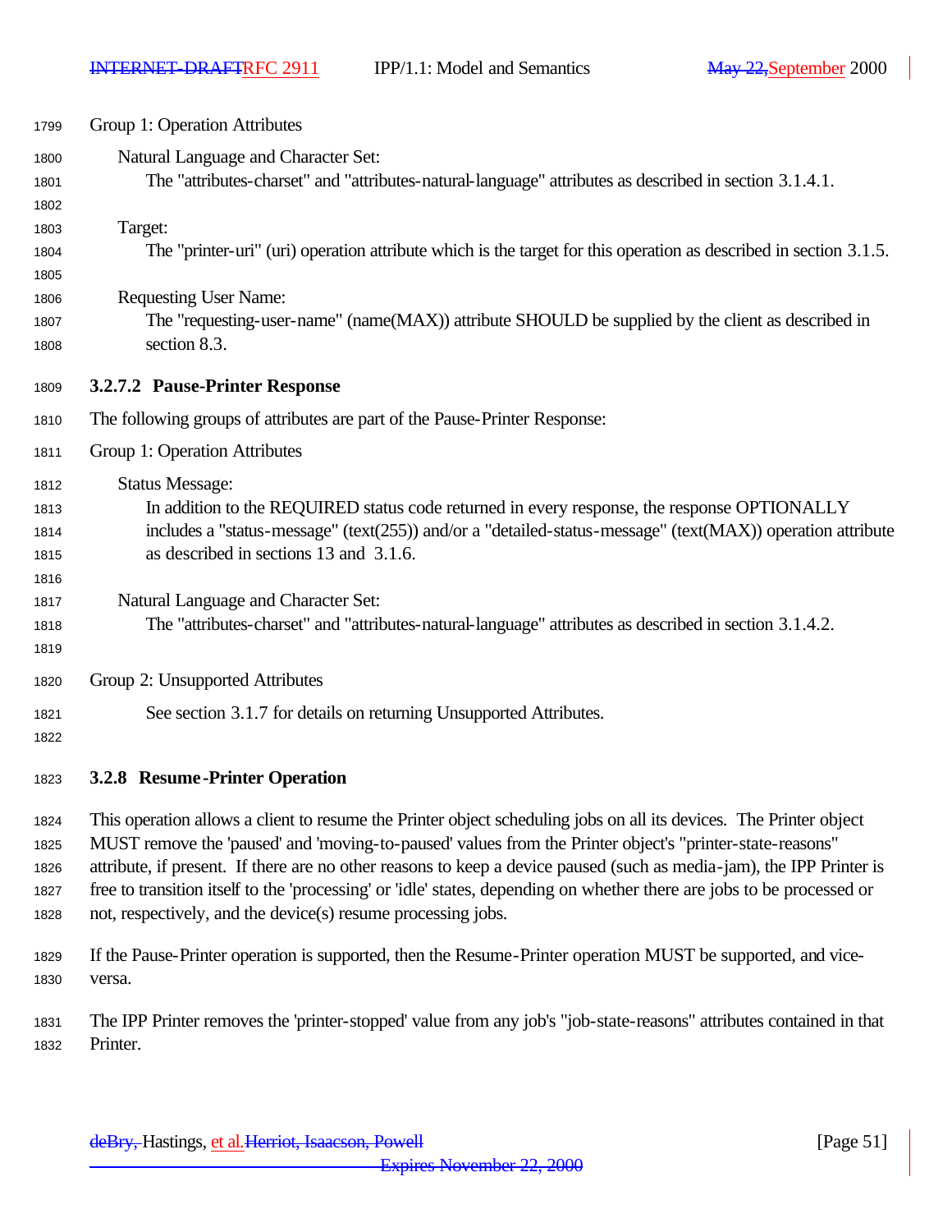Group 1: Operation Attributes

Natural Language and Character Set:
The "attributes-charset" and "attributes-natural-language" attributes as described in section 3.1.4.1.

Target:
The "printer-uri" (uri) operation attribute which is the target for this operation as described in section 3.1.5.

Requesting User Name:
The "requesting-user-name" (name(MAX)) attribute SHOULD be supplied by the client as described in section 8.3.

#### 3.2.7.2 Pause-Printer Response

The following groups of attributes are part of the Pause-Printer Response:

Group 1: Operation Attributes

Status Message:
In addition to the REQUIRED status code returned in every response, the response OPTIONALLY includes a "status-message" (text(255)) and/or a "detailed-status-message" (text(MAX)) operation attribute as described in sections 13 and 3.1.6.

Natural Language and Character Set:
The "attributes-charset" and "attributes-natural-language" attributes as described in section 3.1.4.2.

Group 2: Unsupported Attributes

See section 3.1.7 for details on returning Unsupported Attributes.

### 3.2.8 Resume-Printer Operation

This operation allows a client to resume the Printer object scheduling jobs on all its devices. The Printer object MUST remove the 'paused' and 'moving-to-paused' values from the Printer object's "printer-state-reasons" attribute, if present. If there are no other reasons to keep a device paused (such as media-jam), the IPP Printer is free to transition itself to the 'processing' or 'idle' states, depending on whether there are jobs to be processed or not, respectively, and the device(s) resume processing jobs.

If the Pause-Printer operation is supported, then the Resume-Printer operation MUST be supported, and vice-versa.

The IPP Printer removes the 'printer-stopped' value from any job's "job-state-reasons" attributes contained in that Printer.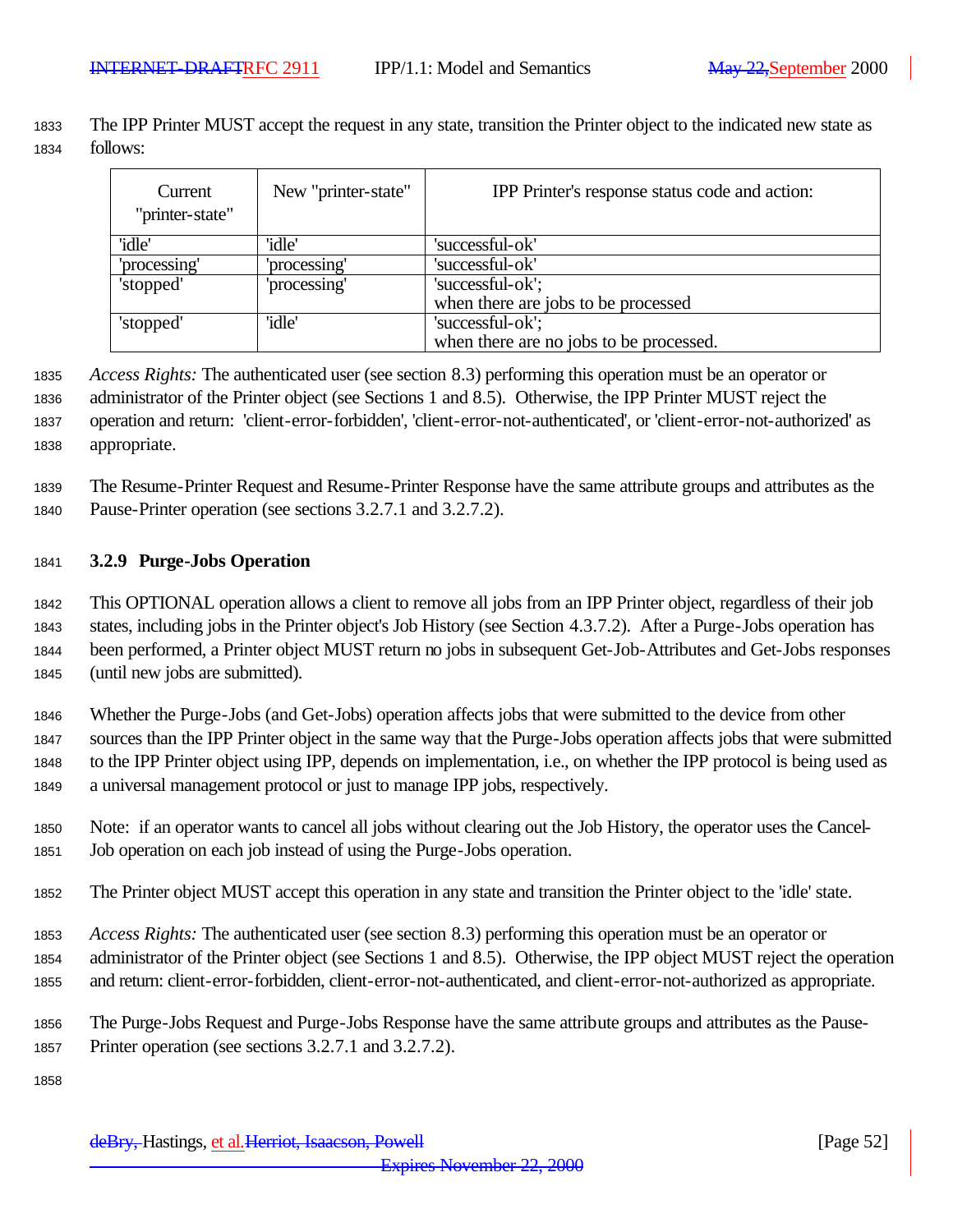The IPP Printer MUST accept the request in any state, transition the Printer object to the indicated new state as follows:

| Current "printer-state" | New "printer-state" | IPP Printer's response status code and action: |
| --- | --- | --- |
| 'idle' | 'idle' | 'successful-ok' |
| 'processing' | 'processing' | 'successful-ok' |
| 'stopped' | 'processing' | 'successful-ok'; when there are jobs to be processed |
| 'stopped' | 'idle' | 'successful-ok'; when there are no jobs to be processed. |

*Access Rights:* The authenticated user (see section 8.3) performing this operation must be an operator or administrator of the Printer object (see Sections 1 and 8.5). Otherwise, the IPP Printer MUST reject the operation and return: 'client-error-forbidden', 'client-error-not-authenticated', or 'client-error-not-authorized' as appropriate.

The Resume-Printer Request and Resume-Printer Response have the same attribute groups and attributes as the Pause-Printer operation (see sections 3.2.7.1 and 3.2.7.2).

### 3.2.9 Purge-Jobs Operation

This OPTIONAL operation allows a client to remove all jobs from an IPP Printer object, regardless of their job states, including jobs in the Printer object's Job History (see Section 4.3.7.2). After a Purge-Jobs operation has been performed, a Printer object MUST return no jobs in subsequent Get-Job-Attributes and Get-Jobs responses (until new jobs are submitted).

Whether the Purge-Jobs (and Get-Jobs) operation affects jobs that were submitted to the device from other sources than the IPP Printer object in the same way that the Purge-Jobs operation affects jobs that were submitted to the IPP Printer object using IPP, depends on implementation, i.e., on whether the IPP protocol is being used as a universal management protocol or just to manage IPP jobs, respectively.

Note: if an operator wants to cancel all jobs without clearing out the Job History, the operator uses the Cancel-Job operation on each job instead of using the Purge-Jobs operation.

The Printer object MUST accept this operation in any state and transition the Printer object to the 'idle' state.

*Access Rights:* The authenticated user (see section 8.3) performing this operation must be an operator or administrator of the Printer object (see Sections 1 and 8.5). Otherwise, the IPP object MUST reject the operation and return: client-error-forbidden, client-error-not-authenticated, and client-error-not-authorized as appropriate.

The Purge-Jobs Request and Purge-Jobs Response have the same attribute groups and attributes as the Pause-Printer operation (see sections 3.2.7.1 and 3.2.7.2).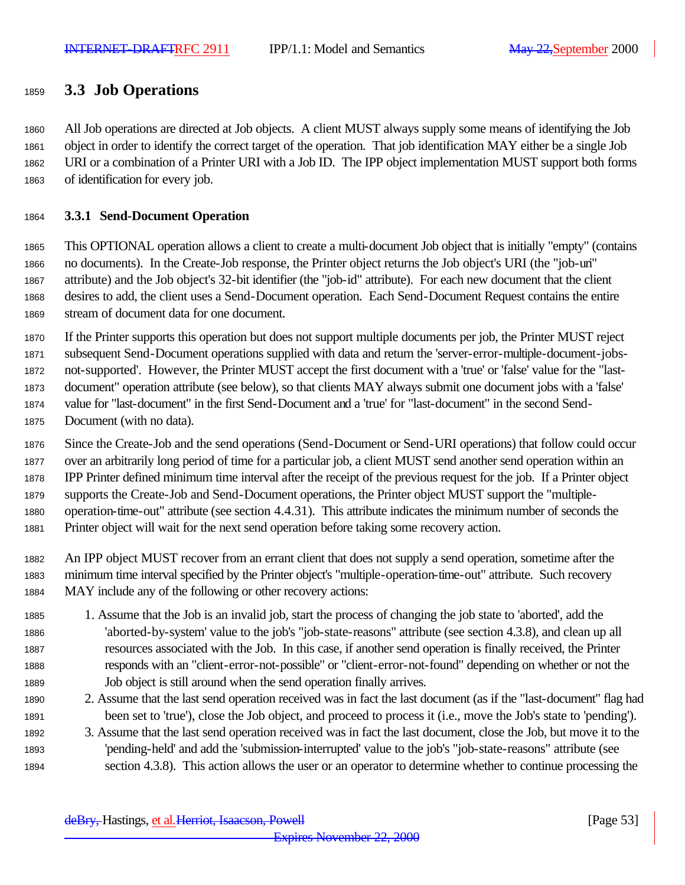## 3.3 Job Operations

All Job operations are directed at Job objects. A client MUST always supply some means of identifying the Job object in order to identify the correct target of the operation. That job identification MAY either be a single Job URI or a combination of a Printer URI with a Job ID. The IPP object implementation MUST support both forms of identification for every job.

### 3.3.1 Send-Document Operation

This OPTIONAL operation allows a client to create a multi-document Job object that is initially "empty" (contains no documents). In the Create-Job response, the Printer object returns the Job object's URI (the "job-uri" attribute) and the Job object's 32-bit identifier (the "job-id" attribute). For each new document that the client desires to add, the client uses a Send-Document operation. Each Send-Document Request contains the entire stream of document data for one document.

If the Printer supports this operation but does not support multiple documents per job, the Printer MUST reject subsequent Send-Document operations supplied with data and return the 'server-error-multiple-document-jobs-not-supported'. However, the Printer MUST accept the first document with a 'true' or 'false' value for the "last-document" operation attribute (see below), so that clients MAY always submit one document jobs with a 'false' value for "last-document" in the first Send-Document and a 'true' for "last-document" in the second Send-Document (with no data).

Since the Create-Job and the send operations (Send-Document or Send-URI operations) that follow could occur over an arbitrarily long period of time for a particular job, a client MUST send another send operation within an IPP Printer defined minimum time interval after the receipt of the previous request for the job. If a Printer object supports the Create-Job and Send-Document operations, the Printer object MUST support the "multiple-operation-time-out" attribute (see section 4.4.31). This attribute indicates the minimum number of seconds the Printer object will wait for the next send operation before taking some recovery action.

An IPP object MUST recover from an errant client that does not supply a send operation, sometime after the minimum time interval specified by the Printer object's "multiple-operation-time-out" attribute. Such recovery MAY include any of the following or other recovery actions:

1. Assume that the Job is an invalid job, start the process of changing the job state to 'aborted', add the 'aborted-by-system' value to the job's "job-state-reasons" attribute (see section 4.3.8), and clean up all resources associated with the Job. In this case, if another send operation is finally received, the Printer responds with an "client-error-not-possible" or "client-error-not-found" depending on whether or not the Job object is still around when the send operation finally arrives.
2. Assume that the last send operation received was in fact the last document (as if the "last-document" flag had been set to 'true'), close the Job object, and proceed to process it (i.e., move the Job's state to 'pending').
3. Assume that the last send operation received was in fact the last document, close the Job, but move it to the 'pending-held' and add the 'submission-interrupted' value to the job's "job-state-reasons" attribute (see section 4.3.8). This action allows the user or an operator to determine whether to continue processing the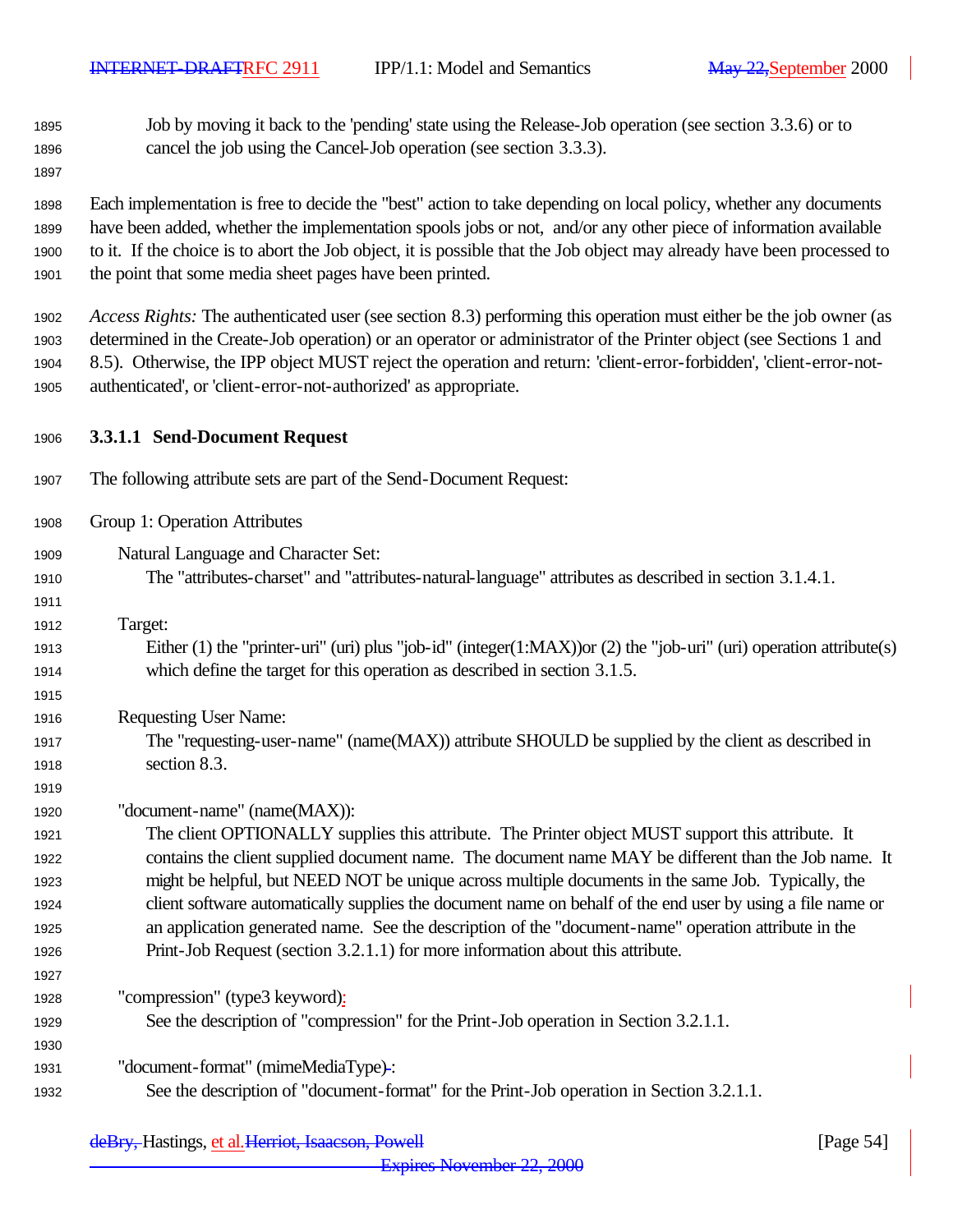Job by moving it back to the 'pending' state using the Release-Job operation (see section 3.3.6) or to cancel the job using the Cancel-Job operation (see section 3.3.3).

Each implementation is free to decide the "best" action to take depending on local policy, whether any documents have been added, whether the implementation spools jobs or not, and/or any other piece of information available to it. If the choice is to abort the Job object, it is possible that the Job object may already have been processed to the point that some media sheet pages have been printed.

*Access Rights:* The authenticated user (see section 8.3) performing this operation must either be the job owner (as determined in the Create-Job operation) or an operator or administrator of the Printer object (see Sections 1 and 8.5). Otherwise, the IPP object MUST reject the operation and return: 'client-error-forbidden', 'client-error-not-authenticated', or 'client-error-not-authorized' as appropriate.

### 3.3.1.1 Send-Document Request

The following attribute sets are part of the Send-Document Request:

Group 1: Operation Attributes

Natural Language and Character Set:
The "attributes-charset" and "attributes-natural-language" attributes as described in section 3.1.4.1.

Target:
Either (1) the "printer-uri" (uri) plus "job-id" (integer(1:MAX))or (2) the "job-uri" (uri) operation attribute(s) which define the target for this operation as described in section 3.1.5.

Requesting User Name:
The "requesting-user-name" (name(MAX)) attribute SHOULD be supplied by the client as described in section 8.3.

"document-name" (name(MAX)):
The client OPTIONALLY supplies this attribute. The Printer object MUST support this attribute. It contains the client supplied document name. The document name MAY be different than the Job name. It might be helpful, but NEED NOT be unique across multiple documents in the same Job. Typically, the client software automatically supplies the document name on behalf of the end user by using a file name or an application generated name. See the description of the "document-name" operation attribute in the Print-Job Request (section 3.2.1.1) for more information about this attribute.

"compression" (type3 keyword):
See the description of "compression" for the Print-Job operation in Section 3.2.1.1.

"document-format" (mimeMediaType):
See the description of "document-format" for the Print-Job operation in Section 3.2.1.1.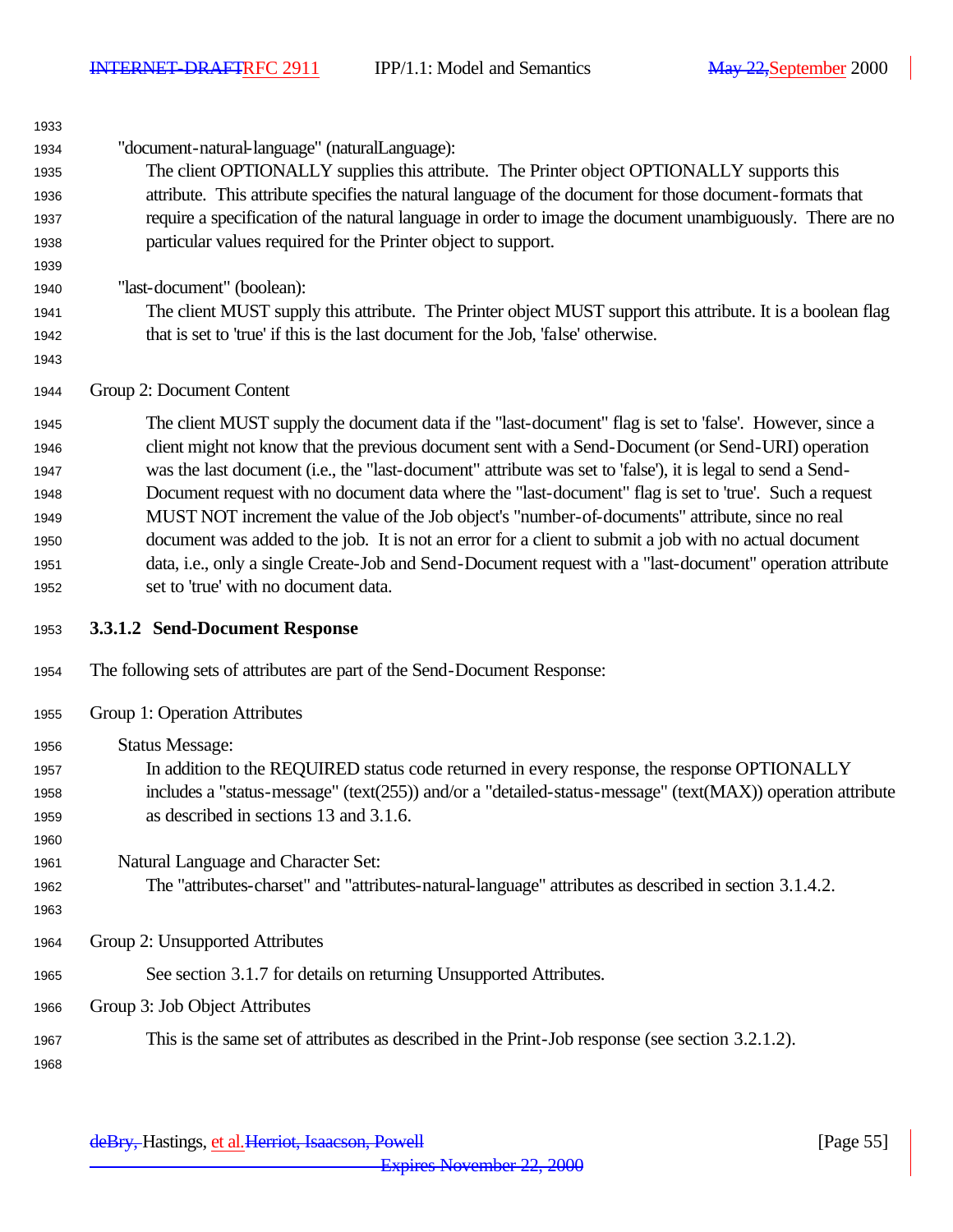"document-natural-language" (naturalLanguage):

The client OPTIONALLY supplies this attribute. The Printer object OPTIONALLY supports this attribute. This attribute specifies the natural language of the document for those document-formats that require a specification of the natural language in order to image the document unambiguously. There are no particular values required for the Printer object to support.

"last-document" (boolean):

The client MUST supply this attribute. The Printer object MUST support this attribute. It is a boolean flag that is set to 'true' if this is the last document for the Job, 'false' otherwise.

Group 2: Document Content

The client MUST supply the document data if the "last-document" flag is set to 'false'. However, since a client might not know that the previous document sent with a Send-Document (or Send-URI) operation was the last document (i.e., the "last-document" attribute was set to 'false'), it is legal to send a Send-Document request with no document data where the "last-document" flag is set to 'true'. Such a request MUST NOT increment the value of the Job object's "number-of-documents" attribute, since no real document was added to the job. It is not an error for a client to submit a job with no actual document data, i.e., only a single Create-Job and Send-Document request with a "last-document" operation attribute set to 'true' with no document data.

### 3.3.1.2 Send-Document Response

The following sets of attributes are part of the Send-Document Response:

Group 1: Operation Attributes

Status Message:

In addition to the REQUIRED status code returned in every response, the response OPTIONALLY includes a "status-message" (text(255)) and/or a "detailed-status-message" (text(MAX)) operation attribute as described in sections 13 and 3.1.6.

Natural Language and Character Set:

The "attributes-charset" and "attributes-natural-language" attributes as described in section 3.1.4.2.

Group 2: Unsupported Attributes

See section 3.1.7 for details on returning Unsupported Attributes.

Group 3: Job Object Attributes

This is the same set of attributes as described in the Print-Job response (see section 3.2.1.2).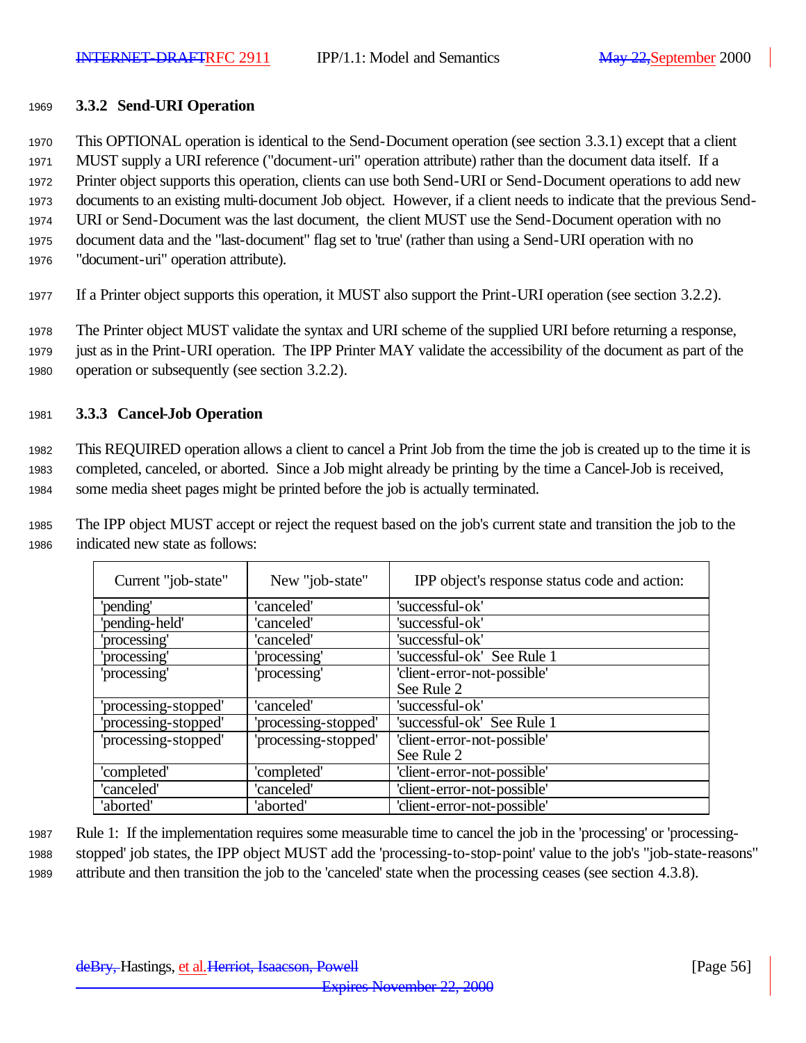### 3.3.2 Send-URI Operation

This OPTIONAL operation is identical to the Send-Document operation (see section 3.3.1) except that a client MUST supply a URI reference ("document-uri" operation attribute) rather than the document data itself. If a Printer object supports this operation, clients can use both Send-URI or Send-Document operations to add new documents to an existing multi-document Job object. However, if a client needs to indicate that the previous Send-URI or Send-Document was the last document, the client MUST use the Send-Document operation with no document data and the "last-document" flag set to 'true' (rather than using a Send-URI operation with no "document-uri" operation attribute).

If a Printer object supports this operation, it MUST also support the Print-URI operation (see section 3.2.2).

The Printer object MUST validate the syntax and URI scheme of the supplied URI before returning a response, just as in the Print-URI operation. The IPP Printer MAY validate the accessibility of the document as part of the operation or subsequently (see section 3.2.2).

### 3.3.3 Cancel-Job Operation

This REQUIRED operation allows a client to cancel a Print Job from the time the job is created up to the time it is completed, canceled, or aborted. Since a Job might already be printing by the time a Cancel-Job is received, some media sheet pages might be printed before the job is actually terminated.

The IPP object MUST accept or reject the request based on the job's current state and transition the job to the indicated new state as follows:

| Current "job-state" | New "job-state" | IPP object's response status code and action: |
|---|---|---|
| 'pending' | 'canceled' | 'successful-ok' |
| 'pending-held' | 'canceled' | 'successful-ok' |
| 'processing' | 'canceled' | 'successful-ok' |
| 'processing' | 'processing' | 'successful-ok' See Rule 1 |
| 'processing' | 'processing' | 'client-error-not-possible' See Rule 2 |
| 'processing-stopped' | 'canceled' | 'successful-ok' |
| 'processing-stopped' | 'processing-stopped' | 'successful-ok' See Rule 1 |
| 'processing-stopped' | 'processing-stopped' | 'client-error-not-possible' See Rule 2 |
| 'completed' | 'completed' | 'client-error-not-possible' |
| 'canceled' | 'canceled' | 'client-error-not-possible' |
| 'aborted' | 'aborted' | 'client-error-not-possible' |

Rule 1: If the implementation requires some measurable time to cancel the job in the 'processing' or 'processing-stopped' job states, the IPP object MUST add the 'processing-to-stop-point' value to the job's "job-state-reasons" attribute and then transition the job to the 'canceled' state when the processing ceases (see section 4.3.8).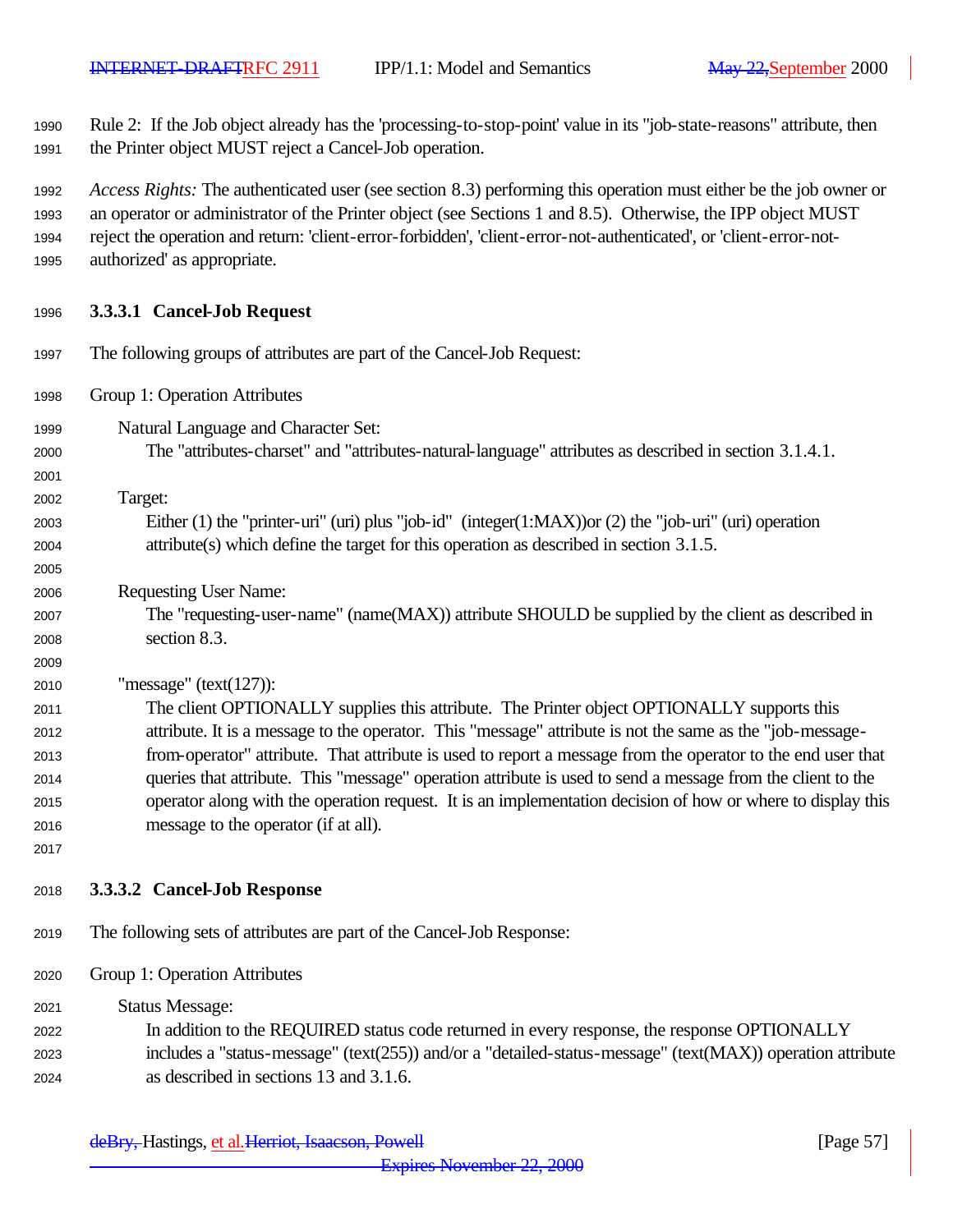Rule 2: If the Job object already has the 'processing-to-stop-point' value in its "job-state-reasons" attribute, then the Printer object MUST reject a Cancel-Job operation.

*Access Rights:* The authenticated user (see section 8.3) performing this operation must either be the job owner or an operator or administrator of the Printer object (see Sections 1 and 8.5). Otherwise, the IPP object MUST reject the operation and return: 'client-error-forbidden', 'client-error-not-authenticated', or 'client-error-not-authorized' as appropriate.

#### 3.3.3.1 Cancel-Job Request

The following groups of attributes are part of the Cancel-Job Request:

Group 1: Operation Attributes

Natural Language and Character Set:
The "attributes-charset" and "attributes-natural-language" attributes as described in section 3.1.4.1.

Target:
Either (1) the "printer-uri" (uri) plus "job-id" (integer(1:MAX))or (2) the "job-uri" (uri) operation attribute(s) which define the target for this operation as described in section 3.1.5.

Requesting User Name:
The "requesting-user-name" (name(MAX)) attribute SHOULD be supplied by the client as described in section 8.3.

"message" (text(127)):
The client OPTIONALLY supplies this attribute. The Printer object OPTIONALLY supports this attribute. It is a message to the operator. This "message" attribute is not the same as the "job-message-from-operator" attribute. That attribute is used to report a message from the operator to the end user that queries that attribute. This "message" operation attribute is used to send a message from the client to the operator along with the operation request. It is an implementation decision of how or where to display this message to the operator (if at all).

#### 3.3.3.2 Cancel-Job Response

The following sets of attributes are part of the Cancel-Job Response:

Group 1: Operation Attributes

Status Message:
In addition to the REQUIRED status code returned in every response, the response OPTIONALLY includes a "status-message" (text(255)) and/or a "detailed-status-message" (text(MAX)) operation attribute as described in sections 13 and 3.1.6.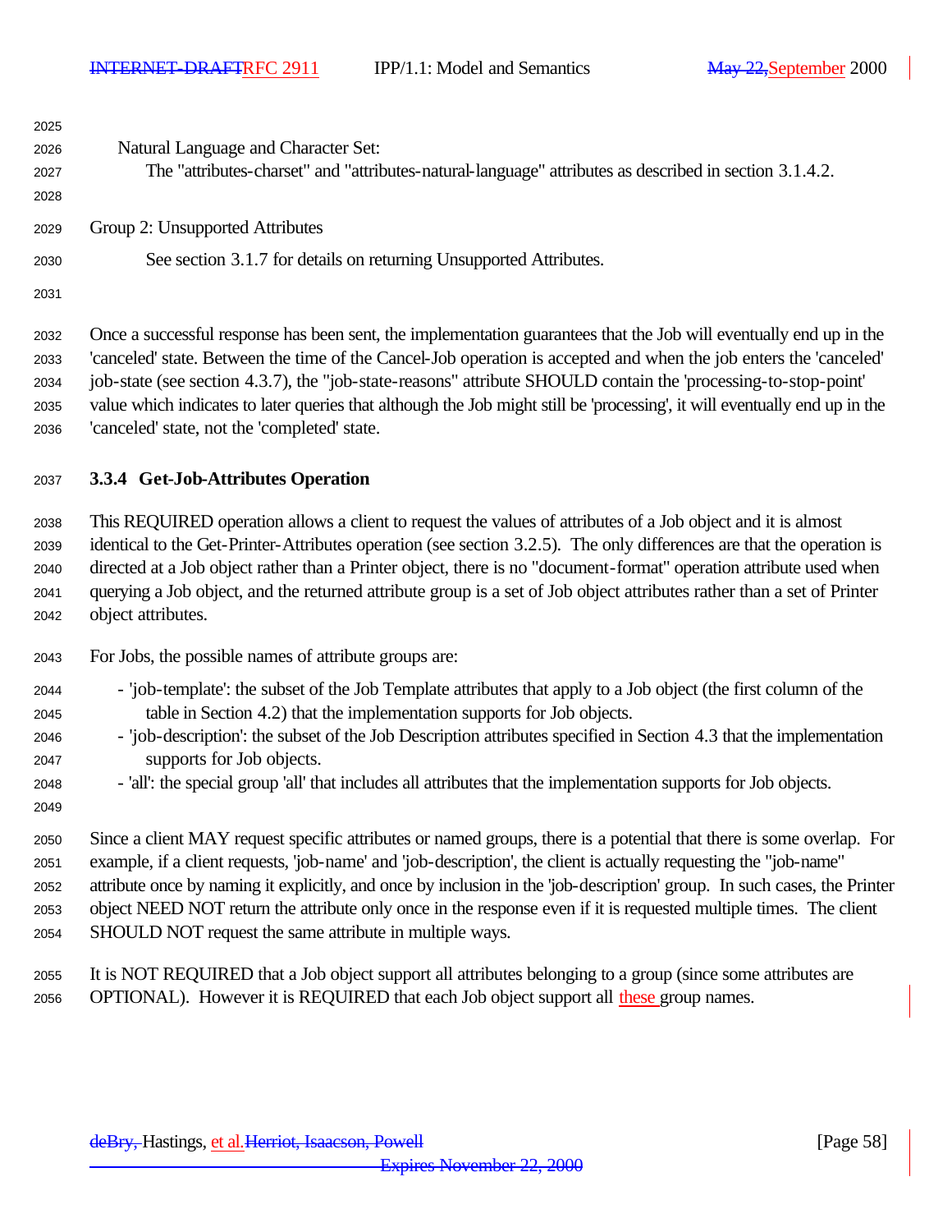Natural Language and Character Set:
The "attributes-charset" and "attributes-natural-language" attributes as described in section 3.1.4.2.

Group 2: Unsupported Attributes

See section 3.1.7 for details on returning Unsupported Attributes.

Once a successful response has been sent, the implementation guarantees that the Job will eventually end up in the 'canceled' state. Between the time of the Cancel-Job operation is accepted and when the job enters the 'canceled' job-state (see section 4.3.7), the "job-state-reasons" attribute SHOULD contain the 'processing-to-stop-point' value which indicates to later queries that although the Job might still be 'processing', it will eventually end up in the 'canceled' state, not the 'completed' state.

### 3.3.4 Get-Job-Attributes Operation

This REQUIRED operation allows a client to request the values of attributes of a Job object and it is almost identical to the Get-Printer-Attributes operation (see section 3.2.5). The only differences are that the operation is directed at a Job object rather than a Printer object, there is no "document-format" operation attribute used when querying a Job object, and the returned attribute group is a set of Job object attributes rather than a set of Printer object attributes.

For Jobs, the possible names of attribute groups are:

- 'job-template': the subset of the Job Template attributes that apply to a Job object (the first column of the table in Section 4.2) that the implementation supports for Job objects.
- 'job-description': the subset of the Job Description attributes specified in Section 4.3 that the implementation supports for Job objects.
- 'all': the special group 'all' that includes all attributes that the implementation supports for Job objects.

Since a client MAY request specific attributes or named groups, there is a potential that there is some overlap. For example, if a client requests, 'job-name' and 'job-description', the client is actually requesting the "job-name" attribute once by naming it explicitly, and once by inclusion in the 'job-description' group. In such cases, the Printer object NEED NOT return the attribute only once in the response even if it is requested multiple times. The client SHOULD NOT request the same attribute in multiple ways.

It is NOT REQUIRED that a Job object support all attributes belonging to a group (since some attributes are OPTIONAL). However it is REQUIRED that each Job object support all these group names.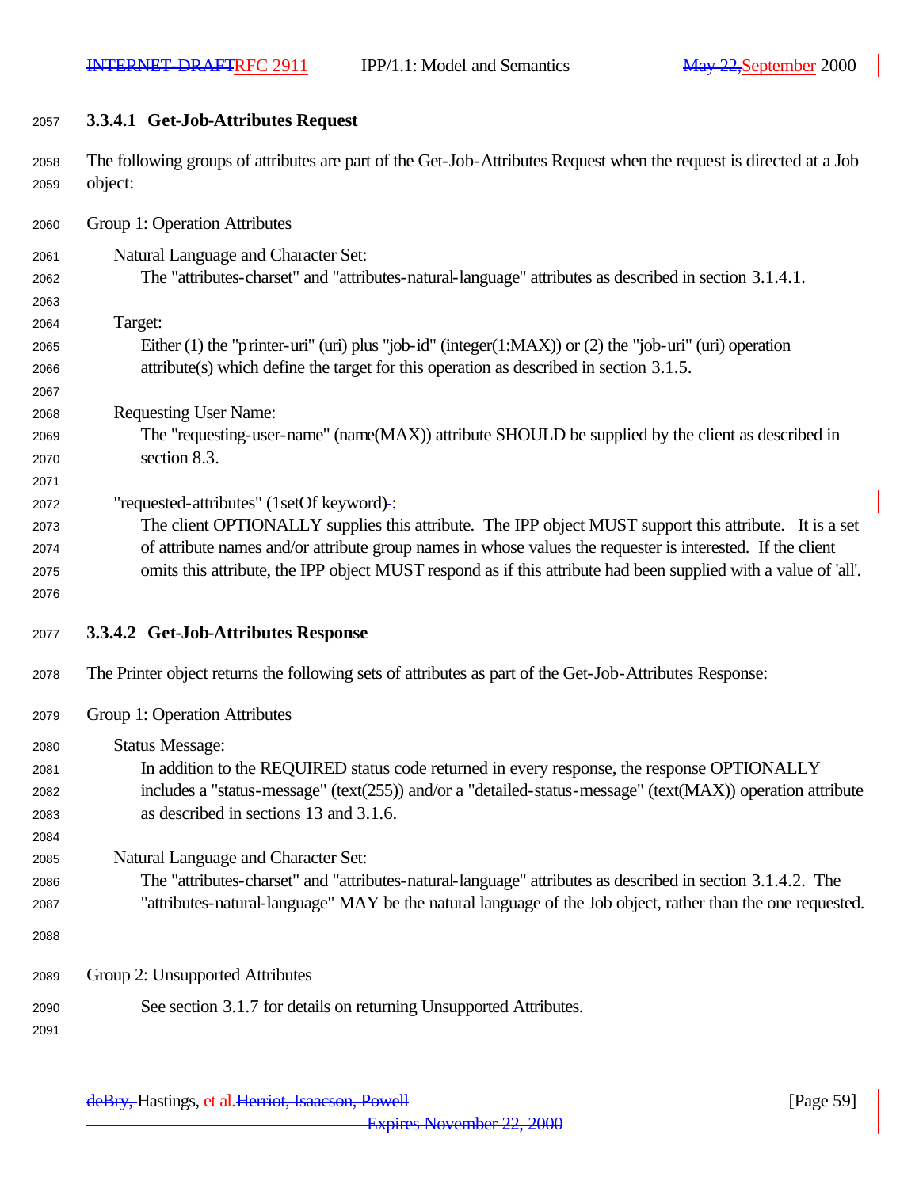### 3.3.4.1 Get-Job-Attributes Request

The following groups of attributes are part of the Get-Job-Attributes Request when the request is directed at a Job object:

Group 1: Operation Attributes

Natural Language and Character Set:
The "attributes-charset" and "attributes-natural-language" attributes as described in section 3.1.4.1.

Target:
Either (1) the "printer-uri" (uri) plus "job-id" (integer(1:MAX)) or (2) the "job-uri" (uri) operation attribute(s) which define the target for this operation as described in section 3.1.5.

Requesting User Name:
The "requesting-user-name" (name(MAX)) attribute SHOULD be supplied by the client as described in section 8.3.

"requested-attributes" (1setOf keyword):
The client OPTIONALLY supplies this attribute. The IPP object MUST support this attribute. It is a set of attribute names and/or attribute group names in whose values the requester is interested. If the client omits this attribute, the IPP object MUST respond as if this attribute had been supplied with a value of 'all'.

### 3.3.4.2 Get-Job-Attributes Response

The Printer object returns the following sets of attributes as part of the Get-Job-Attributes Response:

Group 1: Operation Attributes

Status Message:
In addition to the REQUIRED status code returned in every response, the response OPTIONALLY includes a "status-message" (text(255)) and/or a "detailed-status-message" (text(MAX)) operation attribute as described in sections 13 and 3.1.6.

Natural Language and Character Set:
The "attributes-charset" and "attributes-natural-language" attributes as described in section 3.1.4.2. The "attributes-natural-language" MAY be the natural language of the Job object, rather than the one requested.

Group 2: Unsupported Attributes

See section 3.1.7 for details on returning Unsupported Attributes.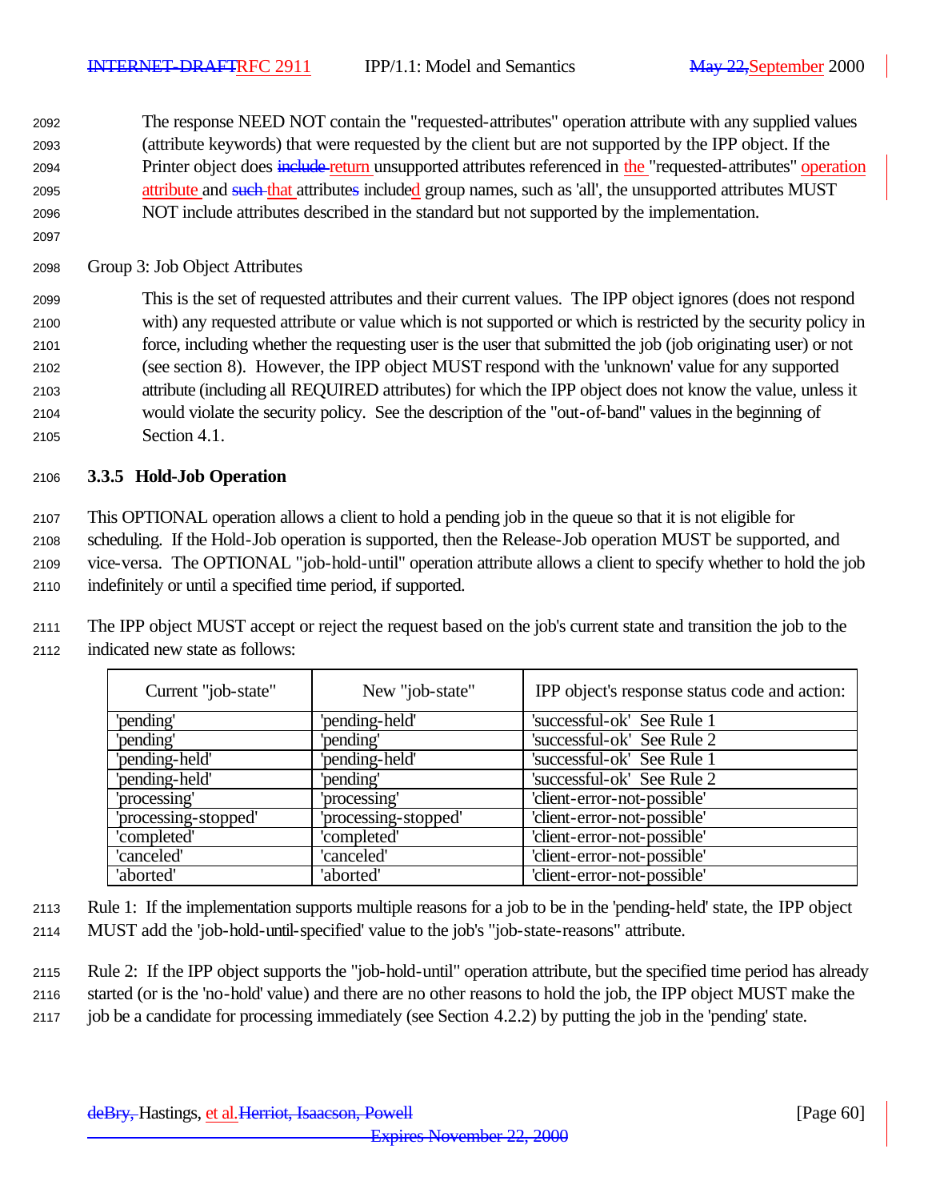The response NEED NOT contain the "requested-attributes" operation attribute with any supplied values (attribute keywords) that were requested by the client but are not supported by the IPP object. If the Printer object does ~~include~~ return unsupported attributes referenced in the "requested-attributes" operation attribute and ~~such~~ that attribute~~s~~ included group names, such as 'all', the unsupported attributes MUST NOT include attributes described in the standard but not supported by the implementation.

Group 3: Job Object Attributes

This is the set of requested attributes and their current values. The IPP object ignores (does not respond with) any requested attribute or value which is not supported or which is restricted by the security policy in force, including whether the requesting user is the user that submitted the job (job originating user) or not (see section 8). However, the IPP object MUST respond with the 'unknown' value for any supported attribute (including all REQUIRED attributes) for which the IPP object does not know the value, unless it would violate the security policy. See the description of the "out-of-band" values in the beginning of Section 4.1.

### 3.3.5 Hold-Job Operation

This OPTIONAL operation allows a client to hold a pending job in the queue so that it is not eligible for scheduling. If the Hold-Job operation is supported, then the Release-Job operation MUST be supported, and vice-versa. The OPTIONAL "job-hold-until" operation attribute allows a client to specify whether to hold the job indefinitely or until a specified time period, if supported.

The IPP object MUST accept or reject the request based on the job's current state and transition the job to the indicated new state as follows:

| Current "job-state" | New "job-state" | IPP object's response status code and action: |
|---|---|---|
| 'pending' | 'pending-held' | 'successful-ok' See Rule 1 |
| 'pending' | 'pending' | 'successful-ok' See Rule 2 |
| 'pending-held' | 'pending-held' | 'successful-ok' See Rule 1 |
| 'pending-held' | 'pending' | 'successful-ok' See Rule 2 |
| 'processing' | 'processing' | 'client-error-not-possible' |
| 'processing-stopped' | 'processing-stopped' | 'client-error-not-possible' |
| 'completed' | 'completed' | 'client-error-not-possible' |
| 'canceled' | 'canceled' | 'client-error-not-possible' |
| 'aborted' | 'aborted' | 'client-error-not-possible' |

Rule 1: If the implementation supports multiple reasons for a job to be in the 'pending-held' state, the IPP object MUST add the 'job-hold-until-specified' value to the job's "job-state-reasons" attribute.

Rule 2: If the IPP object supports the "job-hold-until" operation attribute, but the specified time period has already started (or is the 'no-hold' value) and there are no other reasons to hold the job, the IPP object MUST make the job be a candidate for processing immediately (see Section 4.2.2) by putting the job in the 'pending' state.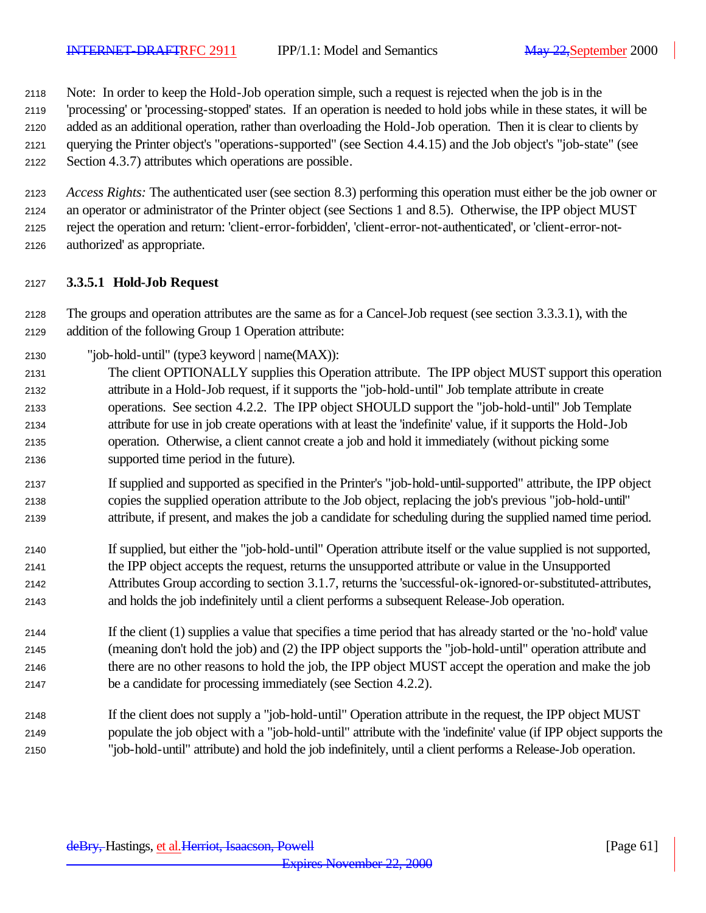Note: In order to keep the Hold-Job operation simple, such a request is rejected when the job is in the 'processing' or 'processing-stopped' states. If an operation is needed to hold jobs while in these states, it will be added as an additional operation, rather than overloading the Hold-Job operation. Then it is clear to clients by querying the Printer object's "operations-supported" (see Section 4.4.15) and the Job object's "job-state" (see Section 4.3.7) attributes which operations are possible.

*Access Rights:* The authenticated user (see section 8.3) performing this operation must either be the job owner or an operator or administrator of the Printer object (see Sections 1 and 8.5). Otherwise, the IPP object MUST reject the operation and return: 'client-error-forbidden', 'client-error-not-authenticated', or 'client-error-not-authorized' as appropriate.

### 3.3.5.1 Hold-Job Request

The groups and operation attributes are the same as for a Cancel-Job request (see section 3.3.3.1), with the addition of the following Group 1 Operation attribute:

"job-hold-until" (type3 keyword | name(MAX)):

The client OPTIONALLY supplies this Operation attribute. The IPP object MUST support this operation attribute in a Hold-Job request, if it supports the "job-hold-until" Job template attribute in create operations. See section 4.2.2. The IPP object SHOULD support the "job-hold-until" Job Template attribute for use in job create operations with at least the 'indefinite' value, if it supports the Hold-Job operation. Otherwise, a client cannot create a job and hold it immediately (without picking some supported time period in the future).

If supplied and supported as specified in the Printer's "job-hold-until-supported" attribute, the IPP object copies the supplied operation attribute to the Job object, replacing the job's previous "job-hold-until" attribute, if present, and makes the job a candidate for scheduling during the supplied named time period.

If supplied, but either the "job-hold-until" Operation attribute itself or the value supplied is not supported, the IPP object accepts the request, returns the unsupported attribute or value in the Unsupported Attributes Group according to section 3.1.7, returns the 'successful-ok-ignored-or-substituted-attributes, and holds the job indefinitely until a client performs a subsequent Release-Job operation.

If the client (1) supplies a value that specifies a time period that has already started or the 'no-hold' value (meaning don't hold the job) and (2) the IPP object supports the "job-hold-until" operation attribute and there are no other reasons to hold the job, the IPP object MUST accept the operation and make the job be a candidate for processing immediately (see Section 4.2.2).

If the client does not supply a "job-hold-until" Operation attribute in the request, the IPP object MUST populate the job object with a "job-hold-until" attribute with the 'indefinite' value (if IPP object supports the "job-hold-until" attribute) and hold the job indefinitely, until a client performs a Release-Job operation.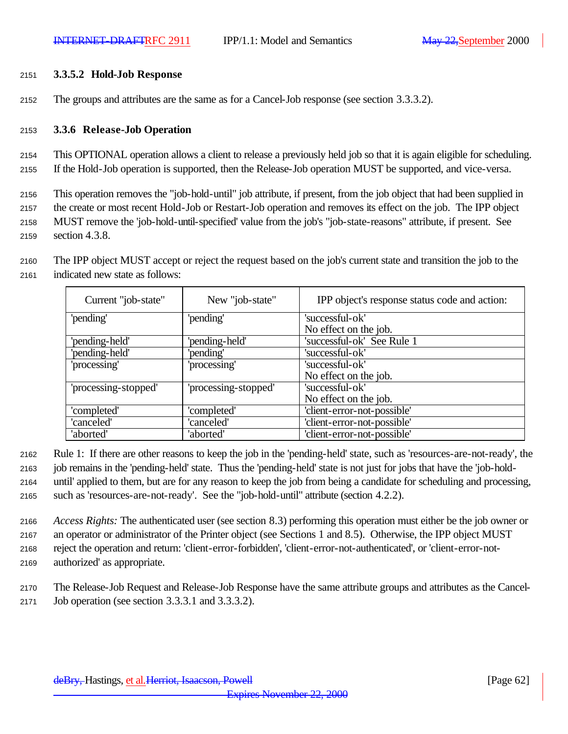#### 3.3.5.2 Hold-Job Response

The groups and attributes are the same as for a Cancel-Job response (see section 3.3.3.2).

### 3.3.6 Release-Job Operation

This OPTIONAL operation allows a client to release a previously held job so that it is again eligible for scheduling. If the Hold-Job operation is supported, then the Release-Job operation MUST be supported, and vice-versa.

This operation removes the "job-hold-until" job attribute, if present, from the job object that had been supplied in the create or most recent Hold-Job or Restart-Job operation and removes its effect on the job. The IPP object MUST remove the 'job-hold-until-specified' value from the job's "job-state-reasons" attribute, if present. See section 4.3.8.

The IPP object MUST accept or reject the request based on the job's current state and transition the job to the indicated new state as follows:

| Current "job-state" | New "job-state" | IPP object's response status code and action: |
|---|---|---|
| 'pending' | 'pending' | 'successful-ok'<br>No effect on the job. |
| 'pending-held' | 'pending-held' | 'successful-ok' See Rule 1 |
| 'pending-held' | 'pending' | 'successful-ok' |
| 'processing' | 'processing' | 'successful-ok'<br>No effect on the job. |
| 'processing-stopped' | 'processing-stopped' | 'successful-ok'<br>No effect on the job. |
| 'completed' | 'completed' | 'client-error-not-possible' |
| 'canceled' | 'canceled' | 'client-error-not-possible' |
| 'aborted' | 'aborted' | 'client-error-not-possible' |

Rule 1: If there are other reasons to keep the job in the 'pending-held' state, such as 'resources-are-not-ready', the job remains in the 'pending-held' state. Thus the 'pending-held' state is not just for jobs that have the 'job-hold-until' applied to them, but are for any reason to keep the job from being a candidate for scheduling and processing, such as 'resources-are-not-ready'. See the "job-hold-until" attribute (section 4.2.2).

*Access Rights:* The authenticated user (see section 8.3) performing this operation must either be the job owner or an operator or administrator of the Printer object (see Sections 1 and 8.5). Otherwise, the IPP object MUST reject the operation and return: 'client-error-forbidden', 'client-error-not-authenticated', or 'client-error-not-authorized' as appropriate.

The Release-Job Request and Release-Job Response have the same attribute groups and attributes as the Cancel-Job operation (see section 3.3.3.1 and 3.3.3.2).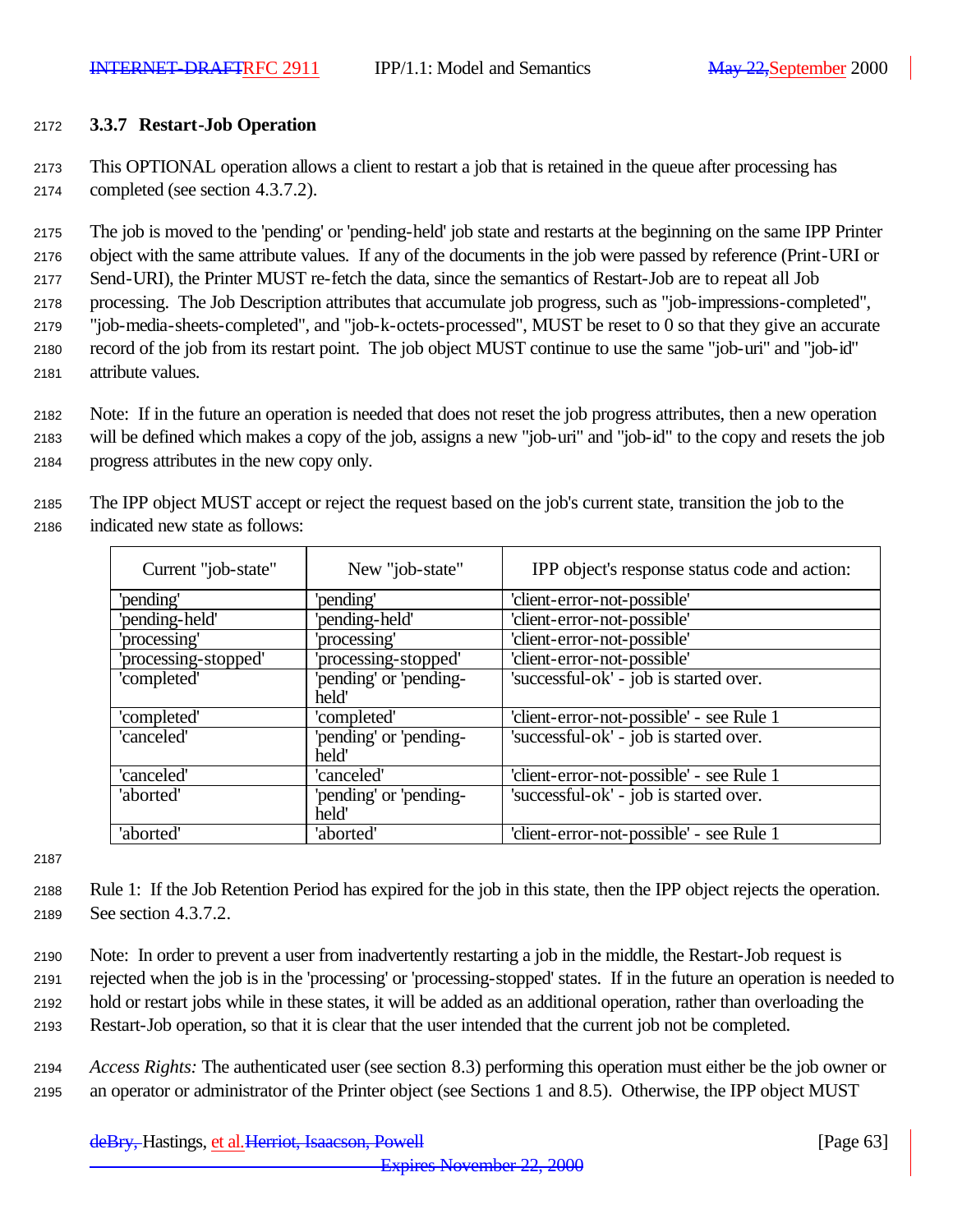### 3.3.7 Restart-Job Operation

This OPTIONAL operation allows a client to restart a job that is retained in the queue after processing has completed (see section 4.3.7.2).

The job is moved to the 'pending' or 'pending-held' job state and restarts at the beginning on the same IPP Printer object with the same attribute values. If any of the documents in the job were passed by reference (Print-URI or Send-URI), the Printer MUST re-fetch the data, since the semantics of Restart-Job are to repeat all Job processing. The Job Description attributes that accumulate job progress, such as "job-impressions-completed", "job-media-sheets-completed", and "job-k-octets-processed", MUST be reset to 0 so that they give an accurate record of the job from its restart point. The job object MUST continue to use the same "job-uri" and "job-id" attribute values.

Note: If in the future an operation is needed that does not reset the job progress attributes, then a new operation will be defined which makes a copy of the job, assigns a new "job-uri" and "job-id" to the copy and resets the job progress attributes in the new copy only.

The IPP object MUST accept or reject the request based on the job's current state, transition the job to the indicated new state as follows:

| Current "job-state" | New "job-state" | IPP object's response status code and action: |
|---|---|---|
| 'pending' | 'pending' | 'client-error-not-possible' |
| 'pending-held' | 'pending-held' | 'client-error-not-possible' |
| 'processing' | 'processing' | 'client-error-not-possible' |
| 'processing-stopped' | 'processing-stopped' | 'client-error-not-possible' |
| 'completed' | 'pending' or 'pending-held' | 'successful-ok' - job is started over. |
| 'completed' | 'completed' | 'client-error-not-possible' - see Rule 1 |
| 'canceled' | 'pending' or 'pending-held' | 'successful-ok' - job is started over. |
| 'canceled' | 'canceled' | 'client-error-not-possible' - see Rule 1 |
| 'aborted' | 'pending' or 'pending-held' | 'successful-ok' - job is started over. |
| 'aborted' | 'aborted' | 'client-error-not-possible' - see Rule 1 |

Rule 1: If the Job Retention Period has expired for the job in this state, then the IPP object rejects the operation. See section 4.3.7.2.

Note: In order to prevent a user from inadvertently restarting a job in the middle, the Restart-Job request is rejected when the job is in the 'processing' or 'processing-stopped' states. If in the future an operation is needed to hold or restart jobs while in these states, it will be added as an additional operation, rather than overloading the Restart-Job operation, so that it is clear that the user intended that the current job not be completed.

*Access Rights:* The authenticated user (see section 8.3) performing this operation must either be the job owner or an operator or administrator of the Printer object (see Sections 1 and 8.5). Otherwise, the IPP object MUST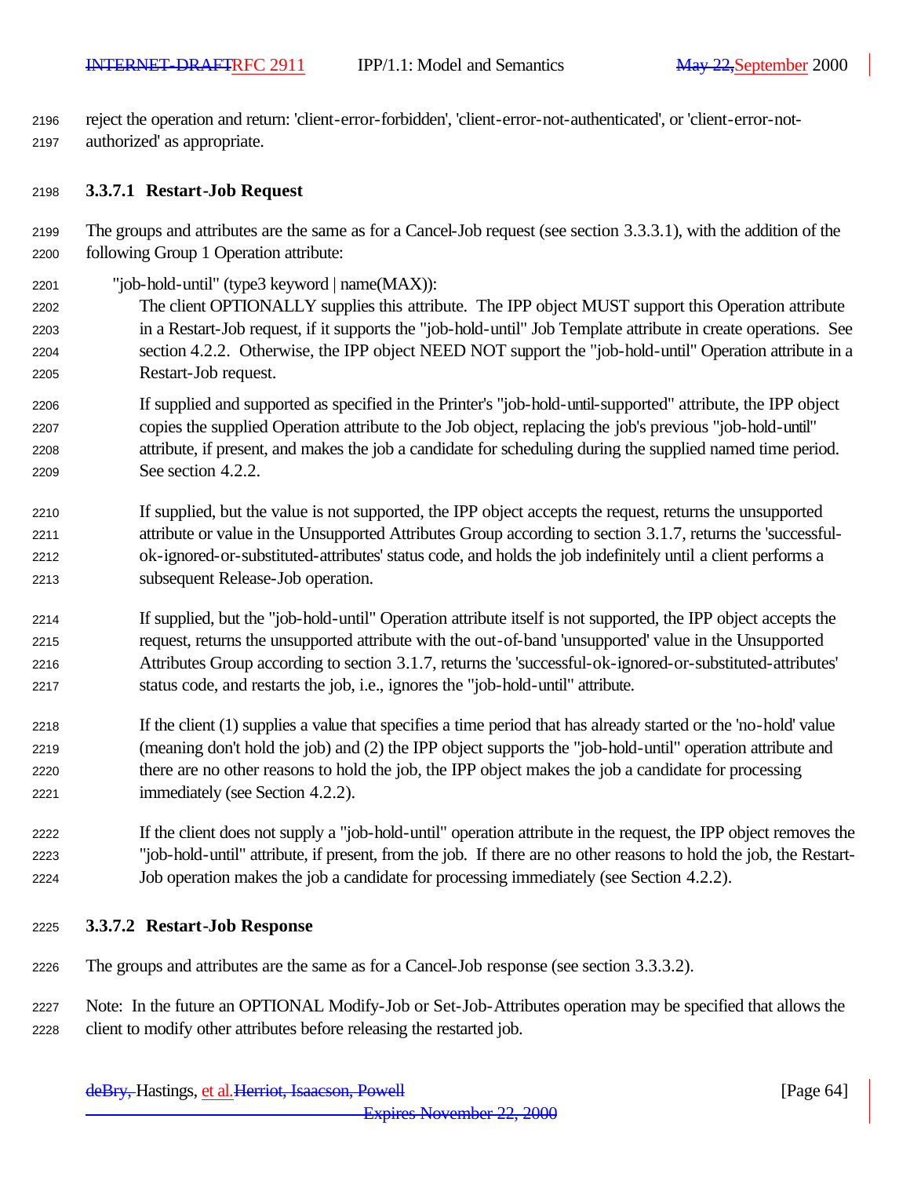reject the operation and return: 'client-error-forbidden', 'client-error-not-authenticated', or 'client-error-not-authorized' as appropriate.

#### 3.3.7.1 Restart-Job Request

The groups and attributes are the same as for a Cancel-Job request (see section 3.3.3.1), with the addition of the following Group 1 Operation attribute:

"job-hold-until" (type3 keyword | name(MAX)):

The client OPTIONALLY supplies this attribute. The IPP object MUST support this Operation attribute in a Restart-Job request, if it supports the "job-hold-until" Job Template attribute in create operations. See section 4.2.2. Otherwise, the IPP object NEED NOT support the "job-hold-until" Operation attribute in a Restart-Job request.

If supplied and supported as specified in the Printer's "job-hold-until-supported" attribute, the IPP object copies the supplied Operation attribute to the Job object, replacing the job's previous "job-hold-until" attribute, if present, and makes the job a candidate for scheduling during the supplied named time period. See section 4.2.2.

If supplied, but the value is not supported, the IPP object accepts the request, returns the unsupported attribute or value in the Unsupported Attributes Group according to section 3.1.7, returns the 'successful-ok-ignored-or-substituted-attributes' status code, and holds the job indefinitely until a client performs a subsequent Release-Job operation.

If supplied, but the "job-hold-until" Operation attribute itself is not supported, the IPP object accepts the request, returns the unsupported attribute with the out-of-band 'unsupported' value in the Unsupported Attributes Group according to section 3.1.7, returns the 'successful-ok-ignored-or-substituted-attributes' status code, and restarts the job, i.e., ignores the "job-hold-until" attribute.

If the client (1) supplies a value that specifies a time period that has already started or the 'no-hold' value (meaning don't hold the job) and (2) the IPP object supports the "job-hold-until" operation attribute and there are no other reasons to hold the job, the IPP object makes the job a candidate for processing immediately (see Section 4.2.2).

If the client does not supply a "job-hold-until" operation attribute in the request, the IPP object removes the "job-hold-until" attribute, if present, from the job. If there are no other reasons to hold the job, the Restart-Job operation makes the job a candidate for processing immediately (see Section 4.2.2).

#### 3.3.7.2 Restart-Job Response

The groups and attributes are the same as for a Cancel-Job response (see section 3.3.3.2).

Note: In the future an OPTIONAL Modify-Job or Set-Job-Attributes operation may be specified that allows the client to modify other attributes before releasing the restarted job.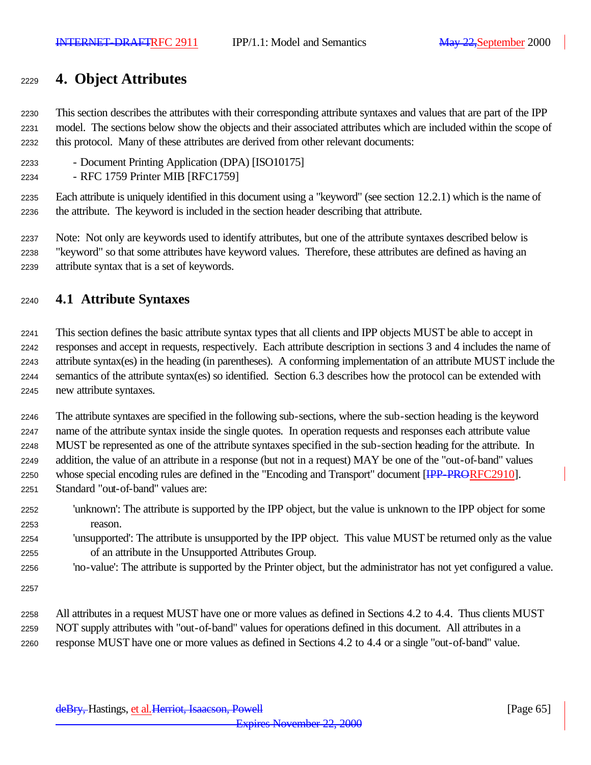# 4. Object Attributes

This section describes the attributes with their corresponding attribute syntaxes and values that are part of the IPP model. The sections below show the objects and their associated attributes which are included within the scope of this protocol. Many of these attributes are derived from other relevant documents:

- Document Printing Application (DPA) [ISO10175]
- RFC 1759 Printer MIB [RFC1759]

Each attribute is uniquely identified in this document using a "keyword" (see section 12.2.1) which is the name of the attribute. The keyword is included in the section header describing that attribute.

Note: Not only are keywords used to identify attributes, but one of the attribute syntaxes described below is "keyword" so that some attributes have keyword values. Therefore, these attributes are defined as having an attribute syntax that is a set of keywords.

## 4.1 Attribute Syntaxes

This section defines the basic attribute syntax types that all clients and IPP objects MUST be able to accept in responses and accept in requests, respectively. Each attribute description in sections 3 and 4 includes the name of attribute syntax(es) in the heading (in parentheses). A conforming implementation of an attribute MUST include the semantics of the attribute syntax(es) so identified. Section 6.3 describes how the protocol can be extended with new attribute syntaxes.

The attribute syntaxes are specified in the following sub-sections, where the sub-section heading is the keyword name of the attribute syntax inside the single quotes. In operation requests and responses each attribute value MUST be represented as one of the attribute syntaxes specified in the sub-section heading for the attribute. In addition, the value of an attribute in a response (but not in a request) MAY be one of the "out-of-band" values whose special encoding rules are defined in the "Encoding and Transport" document [~~IPP-PRO~~RFC2910]. Standard "out-of-band" values are:

'unknown': The attribute is supported by the IPP object, but the value is unknown to the IPP object for some reason.

'unsupported': The attribute is unsupported by the IPP object. This value MUST be returned only as the value of an attribute in the Unsupported Attributes Group.

'no-value': The attribute is supported by the Printer object, but the administrator has not yet configured a value.

All attributes in a request MUST have one or more values as defined in Sections 4.2 to 4.4. Thus clients MUST NOT supply attributes with "out-of-band" values for operations defined in this document. All attributes in a response MUST have one or more values as defined in Sections 4.2 to 4.4 or a single "out-of-band" value.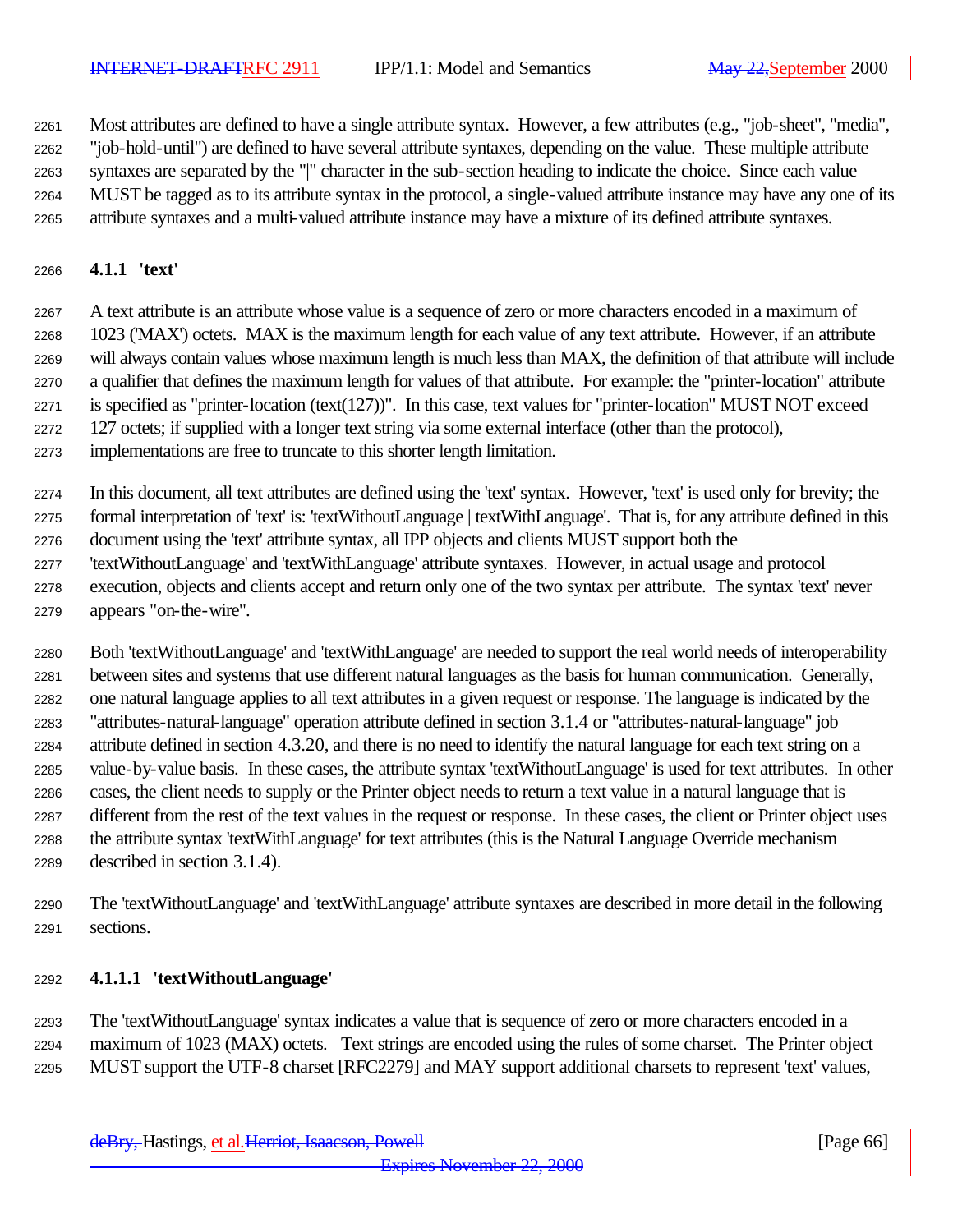Most attributes are defined to have a single attribute syntax. However, a few attributes (e.g., "job-sheet", "media", "job-hold-until") are defined to have several attribute syntaxes, depending on the value. These multiple attribute syntaxes are separated by the "|" character in the sub-section heading to indicate the choice. Since each value MUST be tagged as to its attribute syntax in the protocol, a single-valued attribute instance may have any one of its attribute syntaxes and a multi-valued attribute instance may have a mixture of its defined attribute syntaxes.

### 4.1.1 'text'

A text attribute is an attribute whose value is a sequence of zero or more characters encoded in a maximum of 1023 ('MAX') octets. MAX is the maximum length for each value of any text attribute. However, if an attribute will always contain values whose maximum length is much less than MAX, the definition of that attribute will include a qualifier that defines the maximum length for values of that attribute. For example: the "printer-location" attribute is specified as "printer-location (text(127))". In this case, text values for "printer-location" MUST NOT exceed 127 octets; if supplied with a longer text string via some external interface (other than the protocol), implementations are free to truncate to this shorter length limitation.

In this document, all text attributes are defined using the 'text' syntax. However, 'text' is used only for brevity; the formal interpretation of 'text' is: 'textWithoutLanguage | textWithLanguage'. That is, for any attribute defined in this document using the 'text' attribute syntax, all IPP objects and clients MUST support both the 'textWithoutLanguage' and 'textWithLanguage' attribute syntaxes. However, in actual usage and protocol execution, objects and clients accept and return only one of the two syntax per attribute. The syntax 'text' never appears "on-the-wire".

Both 'textWithoutLanguage' and 'textWithLanguage' are needed to support the real world needs of interoperability between sites and systems that use different natural languages as the basis for human communication. Generally, one natural language applies to all text attributes in a given request or response. The language is indicated by the "attributes-natural-language" operation attribute defined in section 3.1.4 or "attributes-natural-language" job attribute defined in section 4.3.20, and there is no need to identify the natural language for each text string on a value-by-value basis. In these cases, the attribute syntax 'textWithoutLanguage' is used for text attributes. In other cases, the client needs to supply or the Printer object needs to return a text value in a natural language that is different from the rest of the text values in the request or response. In these cases, the client or Printer object uses the attribute syntax 'textWithLanguage' for text attributes (this is the Natural Language Override mechanism described in section 3.1.4).

The 'textWithoutLanguage' and 'textWithLanguage' attribute syntaxes are described in more detail in the following sections.

#### 4.1.1.1 'textWithoutLanguage'

The 'textWithoutLanguage' syntax indicates a value that is sequence of zero or more characters encoded in a maximum of 1023 (MAX) octets. Text strings are encoded using the rules of some charset. The Printer object MUST support the UTF-8 charset [RFC2279] and MAY support additional charsets to represent 'text' values,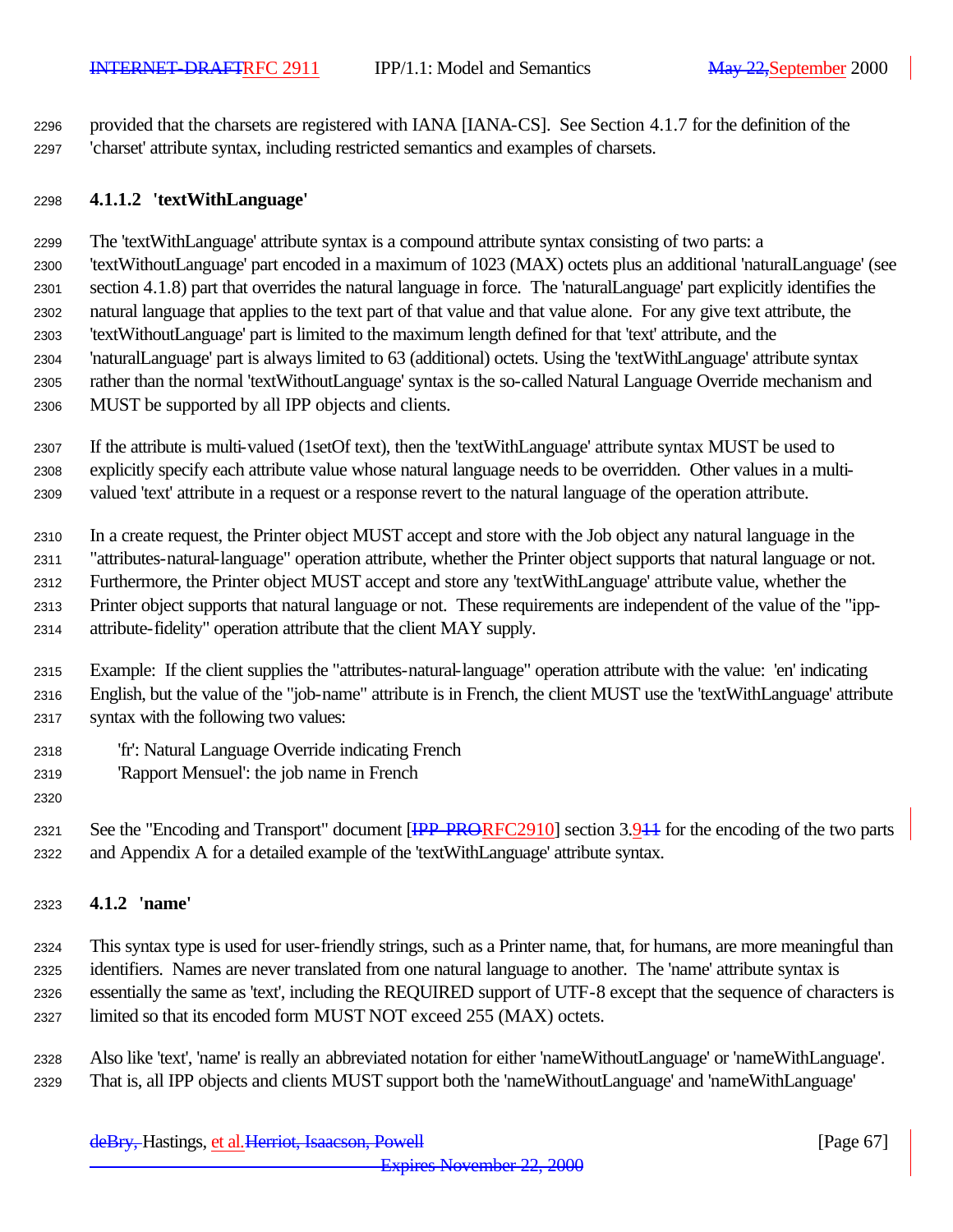provided that the charsets are registered with IANA [IANA-CS]. See Section 4.1.7 for the definition of the 'charset' attribute syntax, including restricted semantics and examples of charsets.

#### 4.1.1.2 'textWithLanguage'

The 'textWithLanguage' attribute syntax is a compound attribute syntax consisting of two parts: a 'textWithoutLanguage' part encoded in a maximum of 1023 (MAX) octets plus an additional 'naturalLanguage' (see section 4.1.8) part that overrides the natural language in force. The 'naturalLanguage' part explicitly identifies the natural language that applies to the text part of that value and that value alone. For any give text attribute, the 'textWithoutLanguage' part is limited to the maximum length defined for that 'text' attribute, and the 'naturalLanguage' part is always limited to 63 (additional) octets. Using the 'textWithLanguage' attribute syntax rather than the normal 'textWithoutLanguage' syntax is the so-called Natural Language Override mechanism and MUST be supported by all IPP objects and clients.

If the attribute is multi-valued (1setOf text), then the 'textWithLanguage' attribute syntax MUST be used to explicitly specify each attribute value whose natural language needs to be overridden. Other values in a multi-valued 'text' attribute in a request or a response revert to the natural language of the operation attribute.

In a create request, the Printer object MUST accept and store with the Job object any natural language in the "attributes-natural-language" operation attribute, whether the Printer object supports that natural language or not. Furthermore, the Printer object MUST accept and store any 'textWithLanguage' attribute value, whether the Printer object supports that natural language or not. These requirements are independent of the value of the "ipp-attribute-fidelity" operation attribute that the client MAY supply.

Example: If the client supplies the "attributes-natural-language" operation attribute with the value: 'en' indicating English, but the value of the "job-name" attribute is in French, the client MUST use the 'textWithLanguage' attribute syntax with the following two values:

'fr': Natural Language Override indicating French
'Rapport Mensuel': the job name in French

See the "Encoding and Transport" document [~~IPP-PRO~~RFC2910] section 3.9~~11~~ for the encoding of the two parts and Appendix A for a detailed example of the 'textWithLanguage' attribute syntax.

### 4.1.2 'name'

This syntax type is used for user-friendly strings, such as a Printer name, that, for humans, are more meaningful than identifiers. Names are never translated from one natural language to another. The 'name' attribute syntax is essentially the same as 'text', including the REQUIRED support of UTF-8 except that the sequence of characters is limited so that its encoded form MUST NOT exceed 255 (MAX) octets.

Also like 'text', 'name' is really an abbreviated notation for either 'nameWithoutLanguage' or 'nameWithLanguage'. That is, all IPP objects and clients MUST support both the 'nameWithoutLanguage' and 'nameWithLanguage'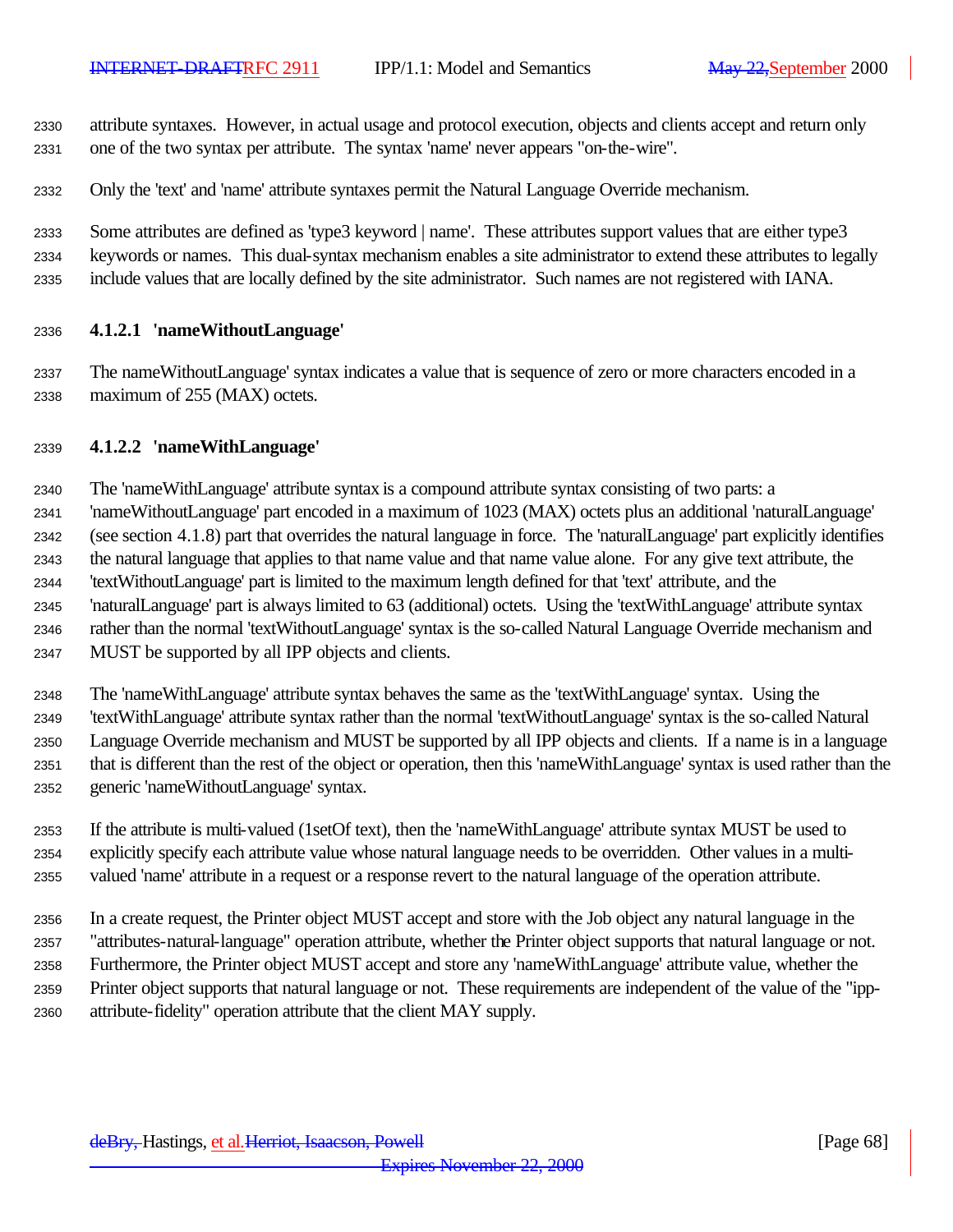attribute syntaxes. However, in actual usage and protocol execution, objects and clients accept and return only one of the two syntax per attribute. The syntax 'name' never appears "on-the-wire".

Only the 'text' and 'name' attribute syntaxes permit the Natural Language Override mechanism.

Some attributes are defined as 'type3 keyword | name'. These attributes support values that are either type3 keywords or names. This dual-syntax mechanism enables a site administrator to extend these attributes to legally include values that are locally defined by the site administrator. Such names are not registered with IANA.

#### 4.1.2.1 'nameWithoutLanguage'

The nameWithoutLanguage' syntax indicates a value that is sequence of zero or more characters encoded in a maximum of 255 (MAX) octets.

#### 4.1.2.2 'nameWithLanguage'

The 'nameWithLanguage' attribute syntax is a compound attribute syntax consisting of two parts: a 'nameWithoutLanguage' part encoded in a maximum of 1023 (MAX) octets plus an additional 'naturalLanguage' (see section 4.1.8) part that overrides the natural language in force. The 'naturalLanguage' part explicitly identifies the natural language that applies to that name value and that name value alone. For any give text attribute, the 'textWithoutLanguage' part is limited to the maximum length defined for that 'text' attribute, and the 'naturalLanguage' part is always limited to 63 (additional) octets. Using the 'textWithLanguage' attribute syntax rather than the normal 'textWithoutLanguage' syntax is the so-called Natural Language Override mechanism and MUST be supported by all IPP objects and clients.

The 'nameWithLanguage' attribute syntax behaves the same as the 'textWithLanguage' syntax. Using the 'textWithLanguage' attribute syntax rather than the normal 'textWithoutLanguage' syntax is the so-called Natural Language Override mechanism and MUST be supported by all IPP objects and clients. If a name is in a language that is different than the rest of the object or operation, then this 'nameWithLanguage' syntax is used rather than the generic 'nameWithoutLanguage' syntax.

If the attribute is multi-valued (1setOf text), then the 'nameWithLanguage' attribute syntax MUST be used to explicitly specify each attribute value whose natural language needs to be overridden. Other values in a multi-valued 'name' attribute in a request or a response revert to the natural language of the operation attribute.

In a create request, the Printer object MUST accept and store with the Job object any natural language in the "attributes-natural-language" operation attribute, whether the Printer object supports that natural language or not. Furthermore, the Printer object MUST accept and store any 'nameWithLanguage' attribute value, whether the Printer object supports that natural language or not. These requirements are independent of the value of the "ipp-attribute-fidelity" operation attribute that the client MAY supply.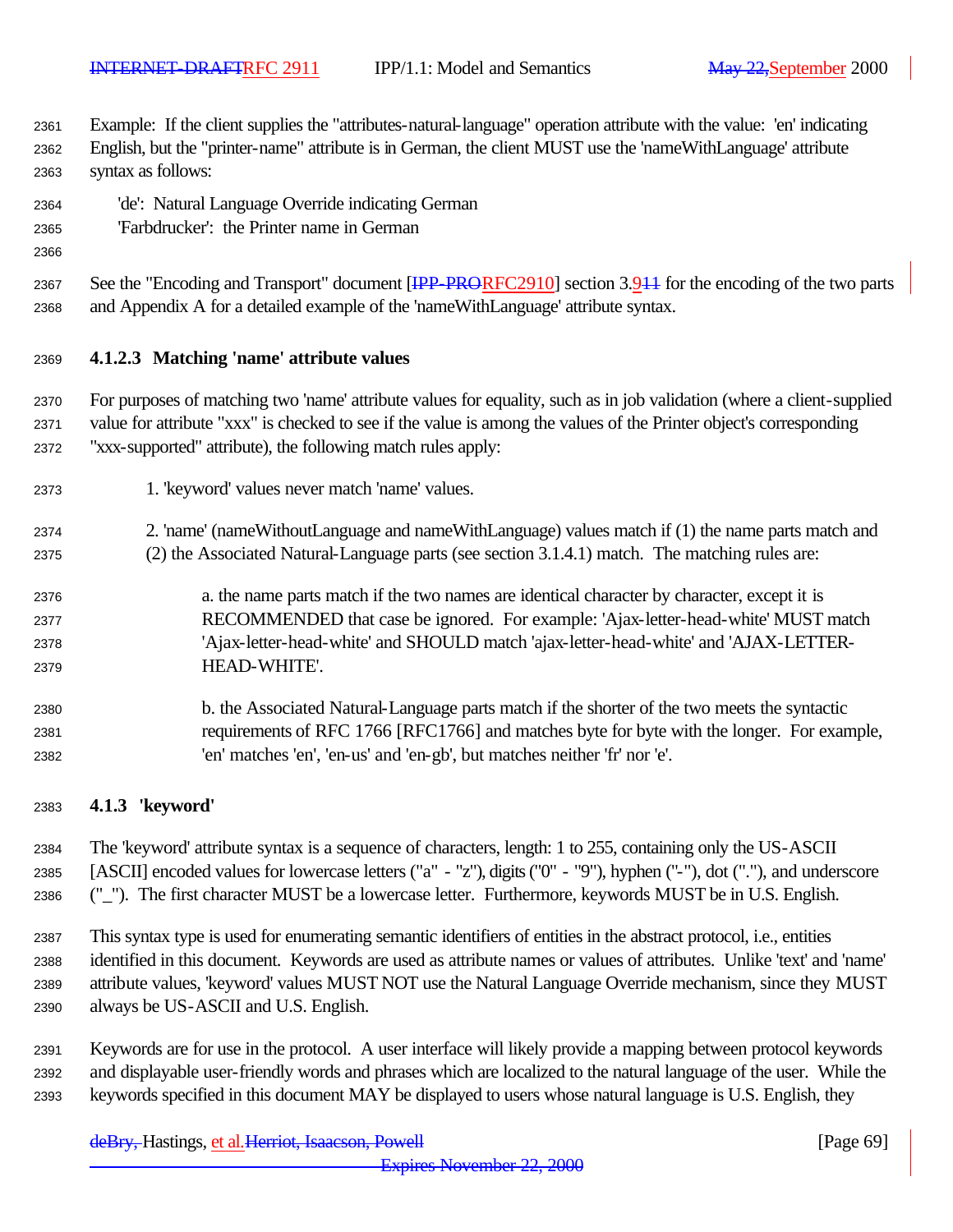Example: If the client supplies the "attributes-natural-language" operation attribute with the value: 'en' indicating English, but the "printer-name" attribute is in German, the client MUST use the 'nameWithLanguage' attribute syntax as follows:

'de': Natural Language Override indicating German
'Farbdrucker': the Printer name in German

See the "Encoding and Transport" document [IPP-PRORFC2910] section 3.911 for the encoding of the two parts and Appendix A for a detailed example of the 'nameWithLanguage' attribute syntax.

#### 4.1.2.3 Matching 'name' attribute values

For purposes of matching two 'name' attribute values for equality, such as in job validation (where a client-supplied value for attribute "xxx" is checked to see if the value is among the values of the Printer object's corresponding "xxx-supported" attribute), the following match rules apply:

1. 'keyword' values never match 'name' values.

2. 'name' (nameWithoutLanguage and nameWithLanguage) values match if (1) the name parts match and (2) the Associated Natural-Language parts (see section 3.1.4.1) match. The matching rules are:

    a. the name parts match if the two names are identical character by character, except it is RECOMMENDED that case be ignored. For example: 'Ajax-letter-head-white' MUST match 'Ajax-letter-head-white' and SHOULD match 'ajax-letter-head-white' and 'AJAX-LETTER-HEAD-WHITE'.

    b. the Associated Natural-Language parts match if the shorter of the two meets the syntactic requirements of RFC 1766 [RFC1766] and matches byte for byte with the longer. For example, 'en' matches 'en', 'en-us' and 'en-gb', but matches neither 'fr' nor 'e'.

### 4.1.3 'keyword'

The 'keyword' attribute syntax is a sequence of characters, length: 1 to 255, containing only the US-ASCII [ASCII] encoded values for lowercase letters ("a" - "z"), digits ("0" - "9"), hyphen ("-"), dot ("."), and underscore ("_"). The first character MUST be a lowercase letter. Furthermore, keywords MUST be in U.S. English.

This syntax type is used for enumerating semantic identifiers of entities in the abstract protocol, i.e., entities identified in this document. Keywords are used as attribute names or values of attributes. Unlike 'text' and 'name' attribute values, 'keyword' values MUST NOT use the Natural Language Override mechanism, since they MUST always be US-ASCII and U.S. English.

Keywords are for use in the protocol. A user interface will likely provide a mapping between protocol keywords and displayable user-friendly words and phrases which are localized to the natural language of the user. While the keywords specified in this document MAY be displayed to users whose natural language is U.S. English, they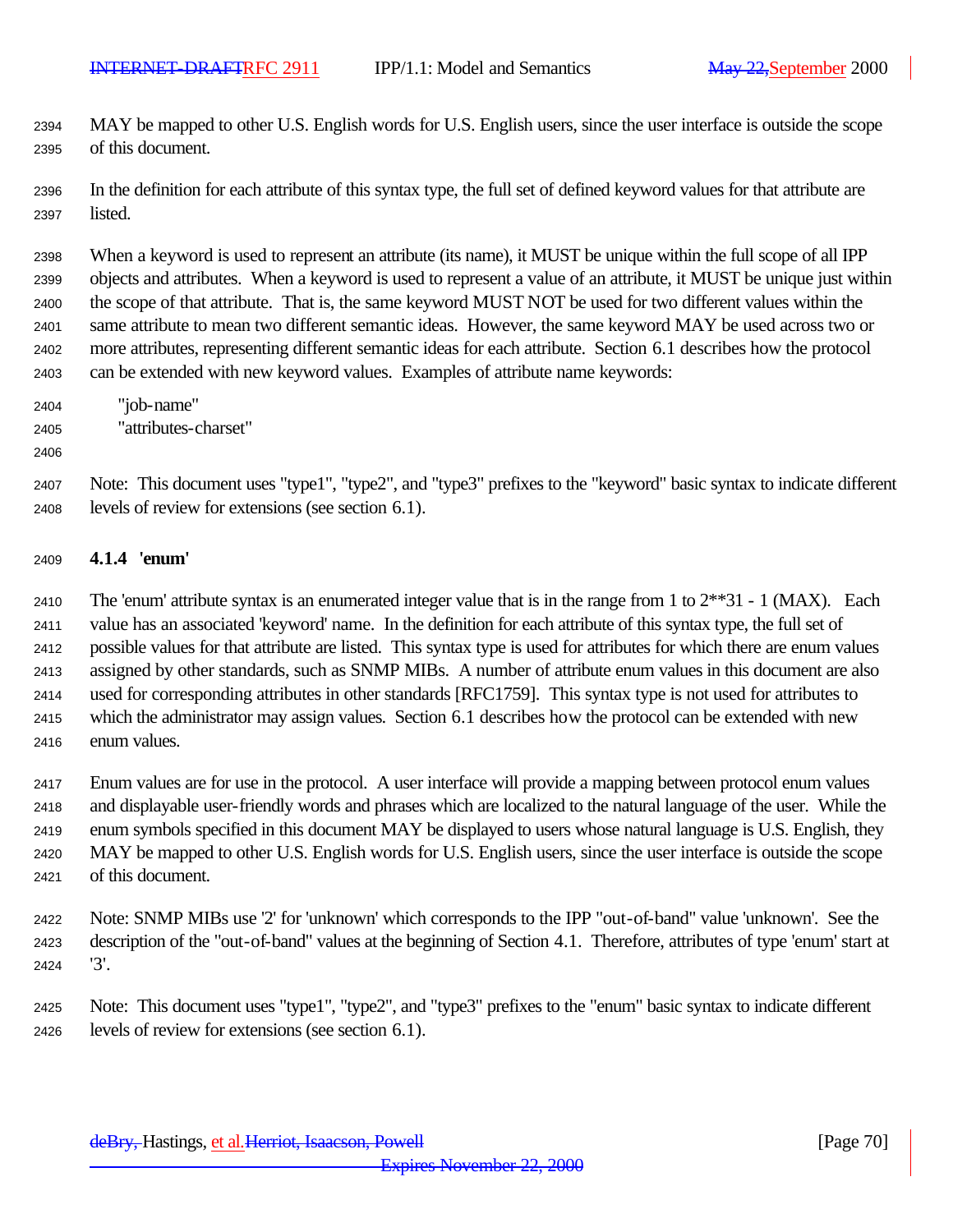MAY be mapped to other U.S. English words for U.S. English users, since the user interface is outside the scope of this document.

In the definition for each attribute of this syntax type, the full set of defined keyword values for that attribute are listed.

When a keyword is used to represent an attribute (its name), it MUST be unique within the full scope of all IPP objects and attributes. When a keyword is used to represent a value of an attribute, it MUST be unique just within the scope of that attribute. That is, the same keyword MUST NOT be used for two different values within the same attribute to mean two different semantic ideas. However, the same keyword MAY be used across two or more attributes, representing different semantic ideas for each attribute. Section 6.1 describes how the protocol can be extended with new keyword values. Examples of attribute name keywords:

"job-name"
"attributes-charset"

Note: This document uses "type1", "type2", and "type3" prefixes to the "keyword" basic syntax to indicate different levels of review for extensions (see section 6.1).

### 4.1.4 'enum'

The 'enum' attribute syntax is an enumerated integer value that is in the range from 1 to 2**31 - 1 (MAX). Each value has an associated 'keyword' name. In the definition for each attribute of this syntax type, the full set of possible values for that attribute are listed. This syntax type is used for attributes for which there are enum values assigned by other standards, such as SNMP MIBs. A number of attribute enum values in this document are also used for corresponding attributes in other standards [RFC1759]. This syntax type is not used for attributes to which the administrator may assign values. Section 6.1 describes how the protocol can be extended with new enum values.

Enum values are for use in the protocol. A user interface will provide a mapping between protocol enum values and displayable user-friendly words and phrases which are localized to the natural language of the user. While the enum symbols specified in this document MAY be displayed to users whose natural language is U.S. English, they MAY be mapped to other U.S. English words for U.S. English users, since the user interface is outside the scope of this document.

Note: SNMP MIBs use '2' for 'unknown' which corresponds to the IPP "out-of-band" value 'unknown'. See the description of the "out-of-band" values at the beginning of Section 4.1. Therefore, attributes of type 'enum' start at '3'.

Note: This document uses "type1", "type2", and "type3" prefixes to the "enum" basic syntax to indicate different levels of review for extensions (see section 6.1).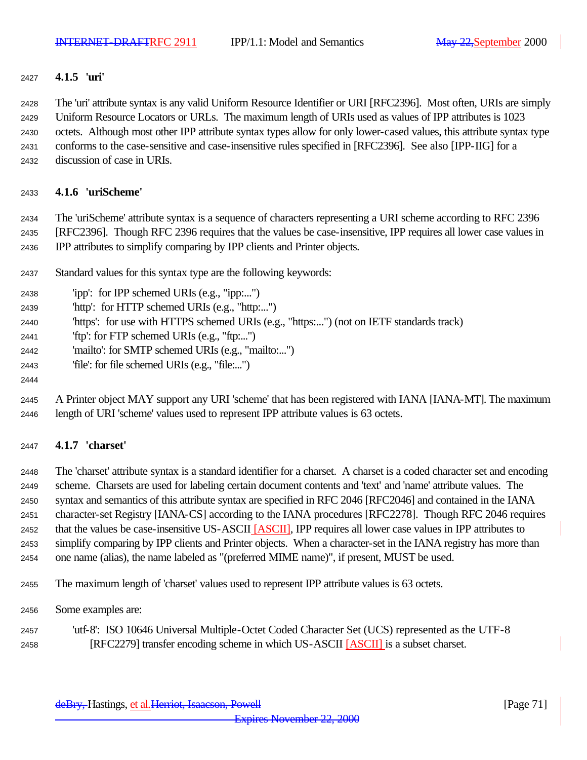### 4.1.5 'uri'

The 'uri' attribute syntax is any valid Uniform Resource Identifier or URI [RFC2396]. Most often, URIs are simply Uniform Resource Locators or URLs. The maximum length of URIs used as values of IPP attributes is 1023 octets. Although most other IPP attribute syntax types allow for only lower-cased values, this attribute syntax type conforms to the case-sensitive and case-insensitive rules specified in [RFC2396]. See also [IPP-IIG] for a discussion of case in URIs.

### 4.1.6 'uriScheme'

The 'uriScheme' attribute syntax is a sequence of characters representing a URI scheme according to RFC 2396 [RFC2396]. Though RFC 2396 requires that the values be case-insensitive, IPP requires all lower case values in IPP attributes to simplify comparing by IPP clients and Printer objects.

Standard values for this syntax type are the following keywords:

- 'ipp': for IPP schemed URIs (e.g., "ipp:...")
- 'http': for HTTP schemed URIs (e.g., "http:...")
- 'https': for use with HTTPS schemed URIs (e.g., "https:...") (not on IETF standards track)
- 'ftp': for FTP schemed URIs (e.g., "ftp:...")
- 'mailto': for SMTP schemed URIs (e.g., "mailto:...")
- 'file': for file schemed URIs (e.g., "file:...")

A Printer object MAY support any URI 'scheme' that has been registered with IANA [IANA-MT]. The maximum length of URI 'scheme' values used to represent IPP attribute values is 63 octets.

### 4.1.7 'charset'

The 'charset' attribute syntax is a standard identifier for a charset. A charset is a coded character set and encoding scheme. Charsets are used for labeling certain document contents and 'text' and 'name' attribute values. The syntax and semantics of this attribute syntax are specified in RFC 2046 [RFC2046] and contained in the IANA character-set Registry [IANA-CS] according to the IANA procedures [RFC2278]. Though RFC 2046 requires that the values be case-insensitive US-ASCII [ASCII], IPP requires all lower case values in IPP attributes to simplify comparing by IPP clients and Printer objects. When a character-set in the IANA registry has more than one name (alias), the name labeled as "(preferred MIME name)", if present, MUST be used.

The maximum length of 'charset' values used to represent IPP attribute values is 63 octets.

Some examples are:

'utf-8': ISO 10646 Universal Multiple-Octet Coded Character Set (UCS) represented as the UTF-8 [RFC2279] transfer encoding scheme in which US-ASCII [ASCII] is a subset charset.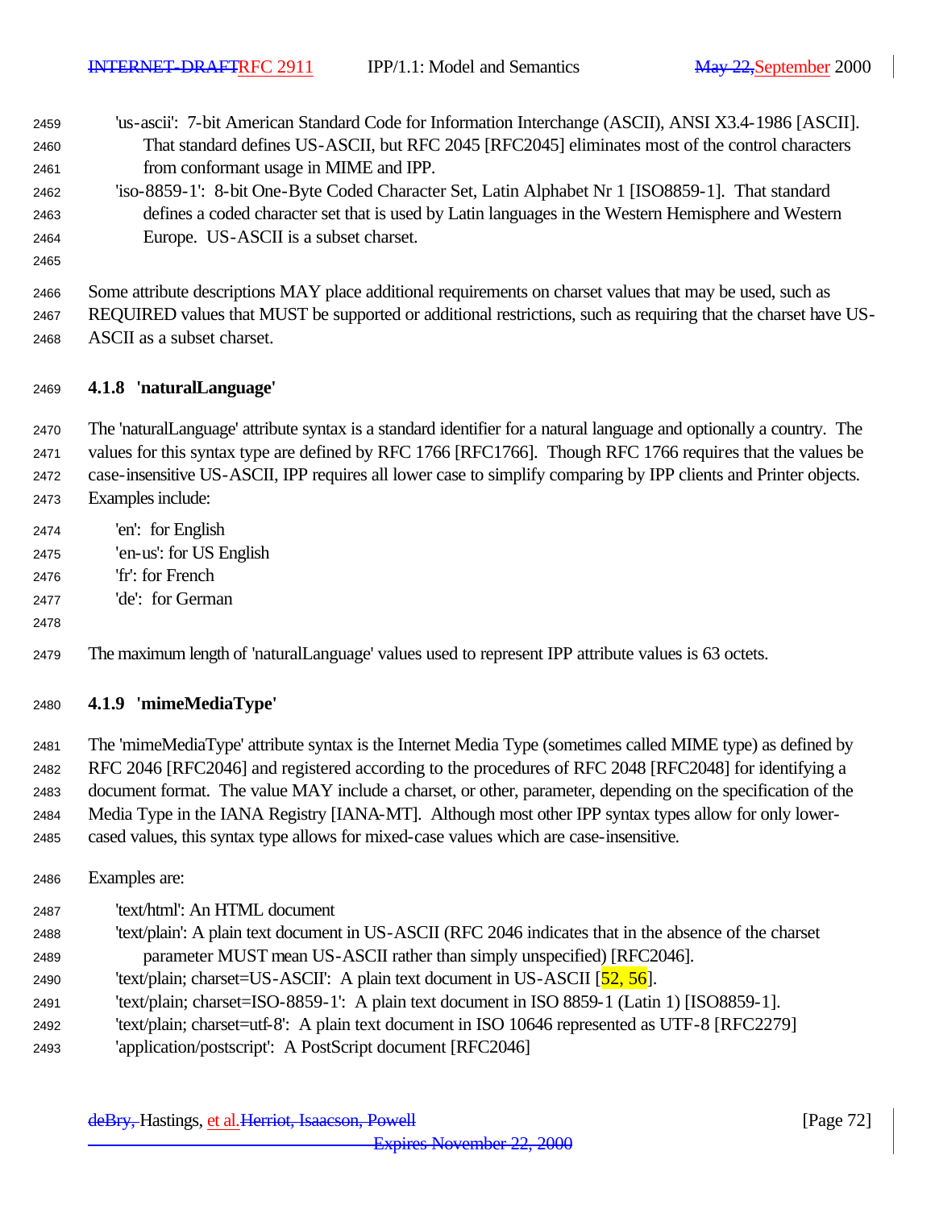'us-ascii': 7-bit American Standard Code for Information Interchange (ASCII), ANSI X3.4-1986 [ASCII]. That standard defines US-ASCII, but RFC 2045 [RFC2045] eliminates most of the control characters from conformant usage in MIME and IPP.

'iso-8859-1': 8-bit One-Byte Coded Character Set, Latin Alphabet Nr 1 [ISO8859-1]. That standard defines a coded character set that is used by Latin languages in the Western Hemisphere and Western Europe. US-ASCII is a subset charset.

Some attribute descriptions MAY place additional requirements on charset values that may be used, such as REQUIRED values that MUST be supported or additional restrictions, such as requiring that the charset have US-ASCII as a subset charset.

### 4.1.8 'naturalLanguage'

The 'naturalLanguage' attribute syntax is a standard identifier for a natural language and optionally a country. The values for this syntax type are defined by RFC 1766 [RFC1766]. Though RFC 1766 requires that the values be case-insensitive US-ASCII, IPP requires all lower case to simplify comparing by IPP clients and Printer objects. Examples include:

'en': for English
'en-us': for US English
'fr': for French
'de': for German

The maximum length of 'naturalLanguage' values used to represent IPP attribute values is 63 octets.

### 4.1.9 'mimeMediaType'

The 'mimeMediaType' attribute syntax is the Internet Media Type (sometimes called MIME type) as defined by RFC 2046 [RFC2046] and registered according to the procedures of RFC 2048 [RFC2048] for identifying a document format. The value MAY include a charset, or other, parameter, depending on the specification of the Media Type in the IANA Registry [IANA-MT]. Although most other IPP syntax types allow for only lower-cased values, this syntax type allows for mixed-case values which are case-insensitive.

Examples are:

'text/html': An HTML document

'text/plain': A plain text document in US-ASCII (RFC 2046 indicates that in the absence of the charset parameter MUST mean US-ASCII rather than simply unspecified) [RFC2046].

'text/plain; charset=US-ASCII': A plain text document in US-ASCII [52, 56].

'text/plain; charset=ISO-8859-1': A plain text document in ISO 8859-1 (Latin 1) [ISO8859-1].

'text/plain; charset=utf-8': A plain text document in ISO 10646 represented as UTF-8 [RFC2279]

'application/postscript': A PostScript document [RFC2046]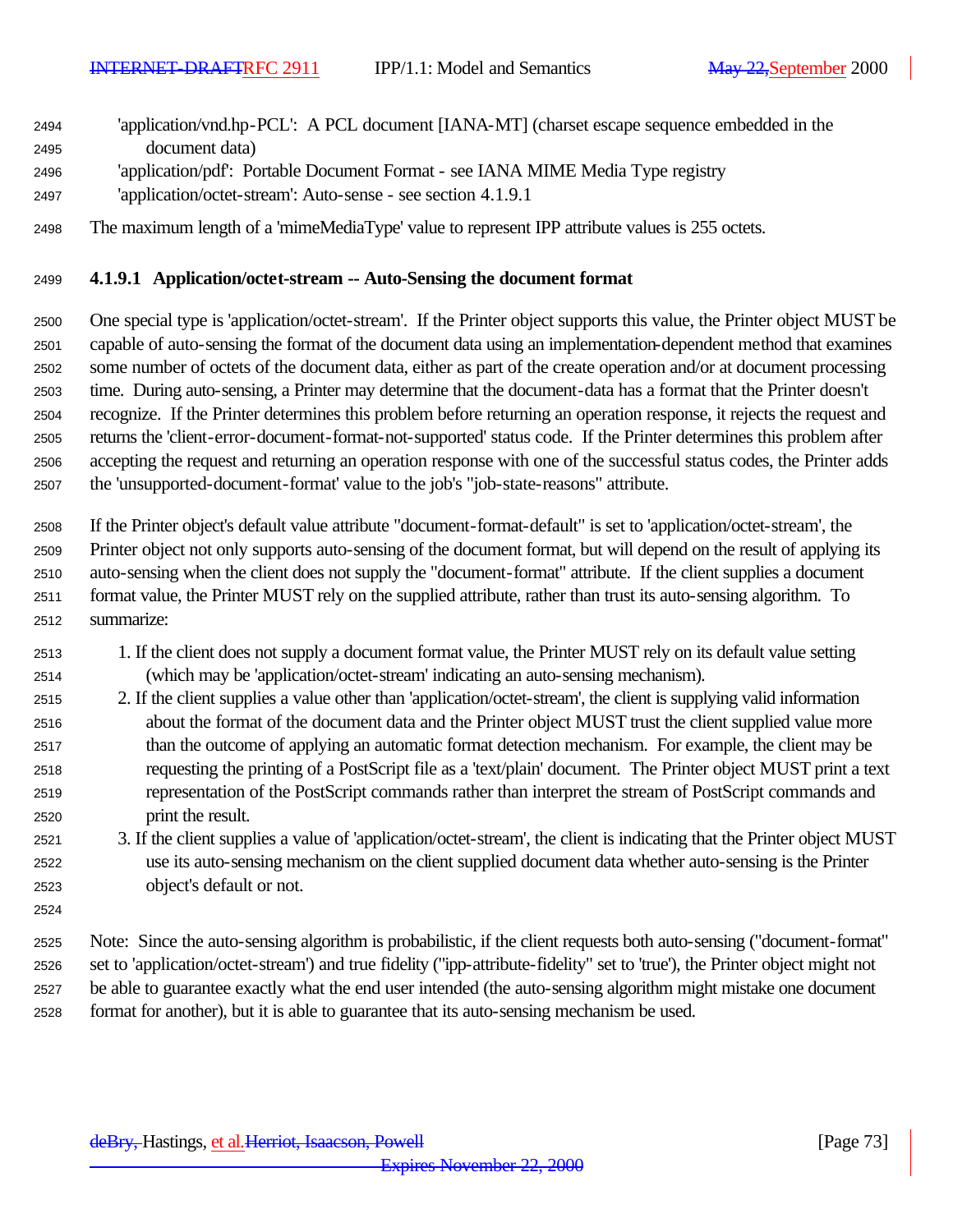'application/vnd.hp-PCL': A PCL document [IANA-MT] (charset escape sequence embedded in the document data)
'application/pdf': Portable Document Format - see IANA MIME Media Type registry
'application/octet-stream': Auto-sense - see section 4.1.9.1

The maximum length of a 'mimeMediaType' value to represent IPP attribute values is 255 octets.

#### 4.1.9.1 Application/octet-stream -- Auto-Sensing the document format

One special type is 'application/octet-stream'. If the Printer object supports this value, the Printer object MUST be capable of auto-sensing the format of the document data using an implementation-dependent method that examines some number of octets of the document data, either as part of the create operation and/or at document processing time. During auto-sensing, a Printer may determine that the document-data has a format that the Printer doesn't recognize. If the Printer determines this problem before returning an operation response, it rejects the request and returns the 'client-error-document-format-not-supported' status code. If the Printer determines this problem after accepting the request and returning an operation response with one of the successful status codes, the Printer adds the 'unsupported-document-format' value to the job's "job-state-reasons" attribute.

If the Printer object's default value attribute "document-format-default" is set to 'application/octet-stream', the Printer object not only supports auto-sensing of the document format, but will depend on the result of applying its auto-sensing when the client does not supply the "document-format" attribute. If the client supplies a document format value, the Printer MUST rely on the supplied attribute, rather than trust its auto-sensing algorithm. To summarize:

1. If the client does not supply a document format value, the Printer MUST rely on its default value setting (which may be 'application/octet-stream' indicating an auto-sensing mechanism).
2. If the client supplies a value other than 'application/octet-stream', the client is supplying valid information about the format of the document data and the Printer object MUST trust the client supplied value more than the outcome of applying an automatic format detection mechanism. For example, the client may be requesting the printing of a PostScript file as a 'text/plain' document. The Printer object MUST print a text representation of the PostScript commands rather than interpret the stream of PostScript commands and print the result.
3. If the client supplies a value of 'application/octet-stream', the client is indicating that the Printer object MUST use its auto-sensing mechanism on the client supplied document data whether auto-sensing is the Printer object's default or not.

Note: Since the auto-sensing algorithm is probabilistic, if the client requests both auto-sensing ("document-format" set to 'application/octet-stream') and true fidelity ("ipp-attribute-fidelity" set to 'true'), the Printer object might not be able to guarantee exactly what the end user intended (the auto-sensing algorithm might mistake one document format for another), but it is able to guarantee that its auto-sensing mechanism be used.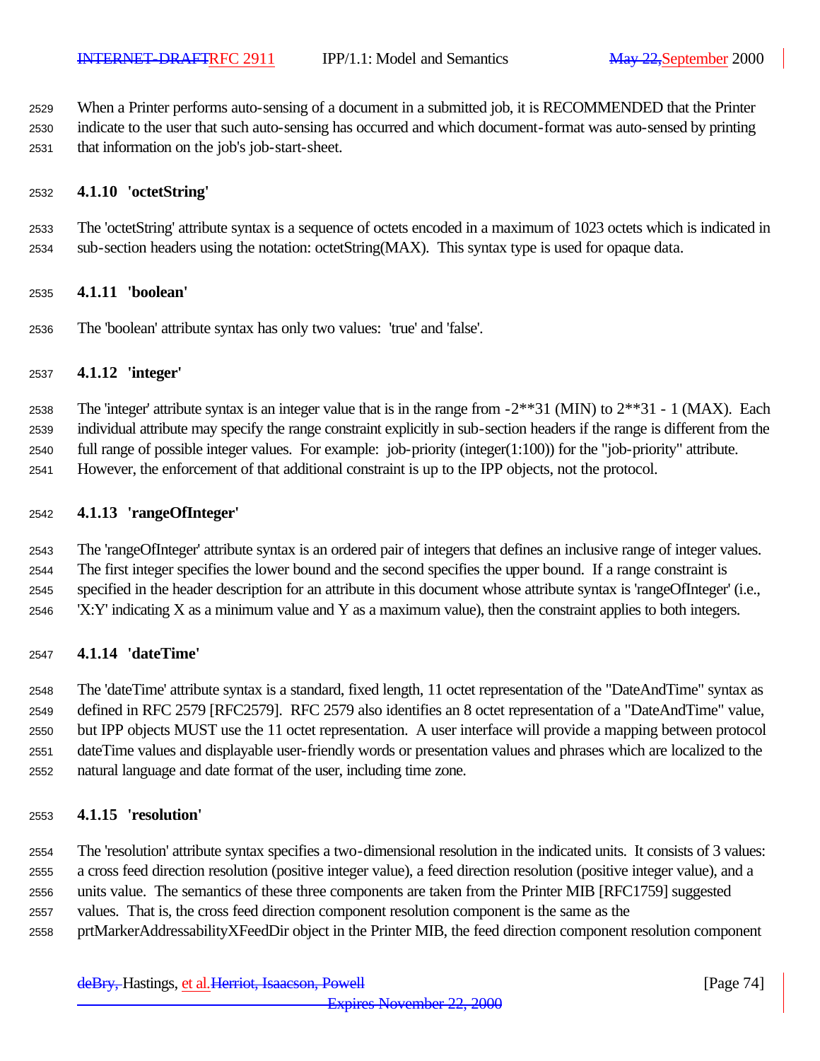When a Printer performs auto-sensing of a document in a submitted job, it is RECOMMENDED that the Printer indicate to the user that such auto-sensing has occurred and which document-format was auto-sensed by printing that information on the job's job-start-sheet.

### 4.1.10 'octetString'

The 'octetString' attribute syntax is a sequence of octets encoded in a maximum of 1023 octets which is indicated in sub-section headers using the notation: octetString(MAX). This syntax type is used for opaque data.

### 4.1.11 'boolean'

The 'boolean' attribute syntax has only two values: 'true' and 'false'.

### 4.1.12 'integer'

The 'integer' attribute syntax is an integer value that is in the range from -2**31 (MIN) to 2**31 - 1 (MAX). Each individual attribute may specify the range constraint explicitly in sub-section headers if the range is different from the full range of possible integer values. For example: job-priority (integer(1:100)) for the "job-priority" attribute. However, the enforcement of that additional constraint is up to the IPP objects, not the protocol.

### 4.1.13 'rangeOfInteger'

The 'rangeOfInteger' attribute syntax is an ordered pair of integers that defines an inclusive range of integer values. The first integer specifies the lower bound and the second specifies the upper bound. If a range constraint is specified in the header description for an attribute in this document whose attribute syntax is 'rangeOfInteger' (i.e., 'X:Y' indicating X as a minimum value and Y as a maximum value), then the constraint applies to both integers.

### 4.1.14 'dateTime'

The 'dateTime' attribute syntax is a standard, fixed length, 11 octet representation of the "DateAndTime" syntax as defined in RFC 2579 [RFC2579]. RFC 2579 also identifies an 8 octet representation of a "DateAndTime" value, but IPP objects MUST use the 11 octet representation. A user interface will provide a mapping between protocol dateTime values and displayable user-friendly words or presentation values and phrases which are localized to the natural language and date format of the user, including time zone.

### 4.1.15 'resolution'

The 'resolution' attribute syntax specifies a two-dimensional resolution in the indicated units. It consists of 3 values: a cross feed direction resolution (positive integer value), a feed direction resolution (positive integer value), and a units value. The semantics of these three components are taken from the Printer MIB [RFC1759] suggested values. That is, the cross feed direction component resolution component is the same as the prtMarkerAddressabilityXFeedDir object in the Printer MIB, the feed direction component resolution component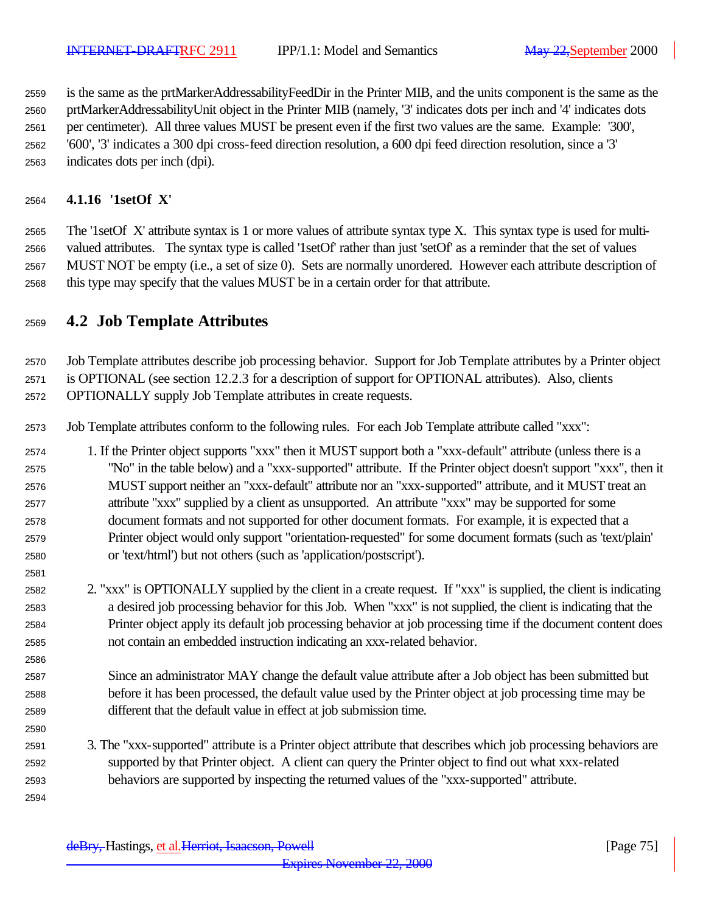is the same as the prtMarkerAddressabilityFeedDir in the Printer MIB, and the units component is the same as the prtMarkerAddressabilityUnit object in the Printer MIB (namely, '3' indicates dots per inch and '4' indicates dots per centimeter). All three values MUST be present even if the first two values are the same. Example: '300', '600', '3' indicates a 300 dpi cross-feed direction resolution, a 600 dpi feed direction resolution, since a '3' indicates dots per inch (dpi).

### 4.1.16 '1setOf X'

The '1setOf X' attribute syntax is 1 or more values of attribute syntax type X. This syntax type is used for multi-valued attributes. The syntax type is called '1setOf' rather than just 'setOf' as a reminder that the set of values MUST NOT be empty (i.e., a set of size 0). Sets are normally unordered. However each attribute description of this type may specify that the values MUST be in a certain order for that attribute.

## 4.2 Job Template Attributes

Job Template attributes describe job processing behavior. Support for Job Template attributes by a Printer object is OPTIONAL (see section 12.2.3 for a description of support for OPTIONAL attributes). Also, clients OPTIONALLY supply Job Template attributes in create requests.

Job Template attributes conform to the following rules. For each Job Template attribute called "xxx":

1. If the Printer object supports "xxx" then it MUST support both a "xxx-default" attribute (unless there is a "No" in the table below) and a "xxx-supported" attribute. If the Printer object doesn't support "xxx", then it MUST support neither an "xxx-default" attribute nor an "xxx-supported" attribute, and it MUST treat an attribute "xxx" supplied by a client as unsupported. An attribute "xxx" may be supported for some document formats and not supported for other document formats. For example, it is expected that a Printer object would only support "orientation-requested" for some document formats (such as 'text/plain' or 'text/html') but not others (such as 'application/postscript').

2. "xxx" is OPTIONALLY supplied by the client in a create request. If "xxx" is supplied, the client is indicating a desired job processing behavior for this Job. When "xxx" is not supplied, the client is indicating that the Printer object apply its default job processing behavior at job processing time if the document content does not contain an embedded instruction indicating an xxx-related behavior.

   Since an administrator MAY change the default value attribute after a Job object has been submitted but before it has been processed, the default value used by the Printer object at job processing time may be different that the default value in effect at job submission time.

3. The "xxx-supported" attribute is a Printer object attribute that describes which job processing behaviors are supported by that Printer object. A client can query the Printer object to find out what xxx-related behaviors are supported by inspecting the returned values of the "xxx-supported" attribute.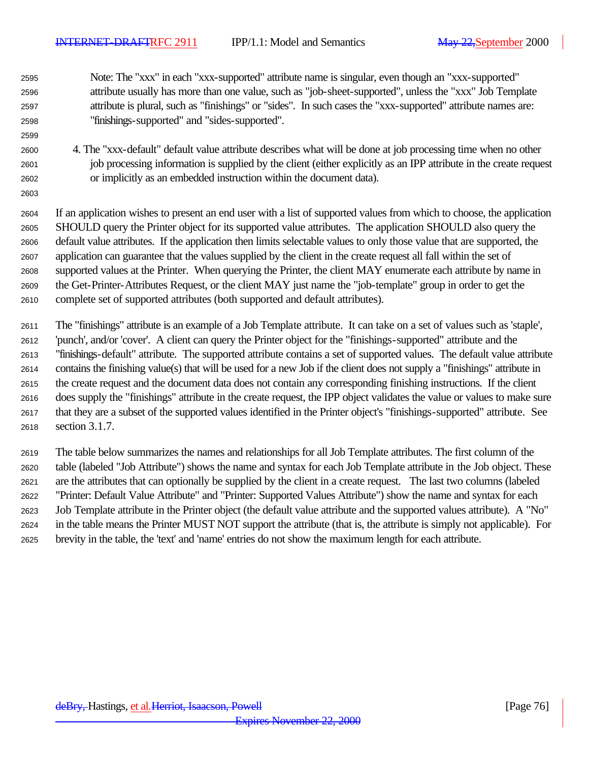Note: The "xxx" in each "xxx-supported" attribute name is singular, even though an "xxx-supported" attribute usually has more than one value, such as "job-sheet-supported", unless the "xxx" Job Template attribute is plural, such as "finishings" or "sides". In such cases the "xxx-supported" attribute names are: "finishings-supported" and "sides-supported".

4. The "xxx-default" default value attribute describes what will be done at job processing time when no other job processing information is supplied by the client (either explicitly as an IPP attribute in the create request or implicitly as an embedded instruction within the document data).

If an application wishes to present an end user with a list of supported values from which to choose, the application SHOULD query the Printer object for its supported value attributes. The application SHOULD also query the default value attributes. If the application then limits selectable values to only those value that are supported, the application can guarantee that the values supplied by the client in the create request all fall within the set of supported values at the Printer. When querying the Printer, the client MAY enumerate each attribute by name in the Get-Printer-Attributes Request, or the client MAY just name the "job-template" group in order to get the complete set of supported attributes (both supported and default attributes).

The "finishings" attribute is an example of a Job Template attribute. It can take on a set of values such as 'staple', 'punch', and/or 'cover'. A client can query the Printer object for the "finishings-supported" attribute and the "finishings-default" attribute. The supported attribute contains a set of supported values. The default value attribute contains the finishing value(s) that will be used for a new Job if the client does not supply a "finishings" attribute in the create request and the document data does not contain any corresponding finishing instructions. If the client does supply the "finishings" attribute in the create request, the IPP object validates the value or values to make sure that they are a subset of the supported values identified in the Printer object's "finishings-supported" attribute. See section 3.1.7.

The table below summarizes the names and relationships for all Job Template attributes. The first column of the table (labeled "Job Attribute") shows the name and syntax for each Job Template attribute in the Job object. These are the attributes that can optionally be supplied by the client in a create request. The last two columns (labeled "Printer: Default Value Attribute" and "Printer: Supported Values Attribute") show the name and syntax for each Job Template attribute in the Printer object (the default value attribute and the supported values attribute). A "No" in the table means the Printer MUST NOT support the attribute (that is, the attribute is simply not applicable). For brevity in the table, the 'text' and 'name' entries do not show the maximum length for each attribute.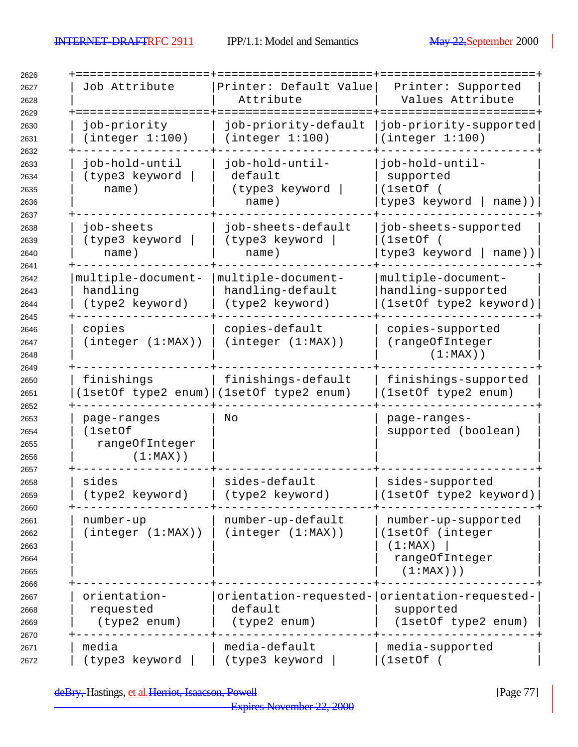| Job Attribute | Printer: Default Value Attribute | Printer: Supported Values Attribute |
|---|---|---|
| job-priority (integer 1:100) | job-priority-default (integer 1:100) | job-priority-supported (integer 1:100) |
| job-hold-until (type3 keyword \| name) | job-hold-until-default (type3 keyword \| name) | job-hold-until-supported (1setOf ( type3 keyword \| name)) |
| job-sheets (type3 keyword \| name) | job-sheets-default (type3 keyword \| name) | job-sheets-supported (1setOf ( type3 keyword \| name)) |
| multiple-document-handling (type2 keyword) | multiple-document-handling-default (type2 keyword) | multiple-document-handling-supported (1setOf type2 keyword) |
| copies (integer (1:MAX)) | copies-default (integer (1:MAX)) | copies-supported (rangeOfInteger (1:MAX)) |
| finishings (1setOf type2 enum) | finishings-default (1setOf type2 enum) | finishings-supported (1setOf type2 enum) |
| page-ranges (1setOf rangeOfInteger (1:MAX)) | No | page-ranges-supported (boolean) |
| sides (type2 keyword) | sides-default (type2 keyword) | sides-supported (1setOf type2 keyword) |
| number-up (integer (1:MAX)) | number-up-default (integer (1:MAX)) | number-up-supported (1setOf (integer (1:MAX) \| rangeOfInteger (1:MAX))) |
| orientation-requested (type2 enum) | orientation-requested-default (type2 enum) | orientation-requested-supported (1setOf type2 enum) |
| media (type3 keyword \| | media-default (type3 keyword \| | media-supported (1setOf ( |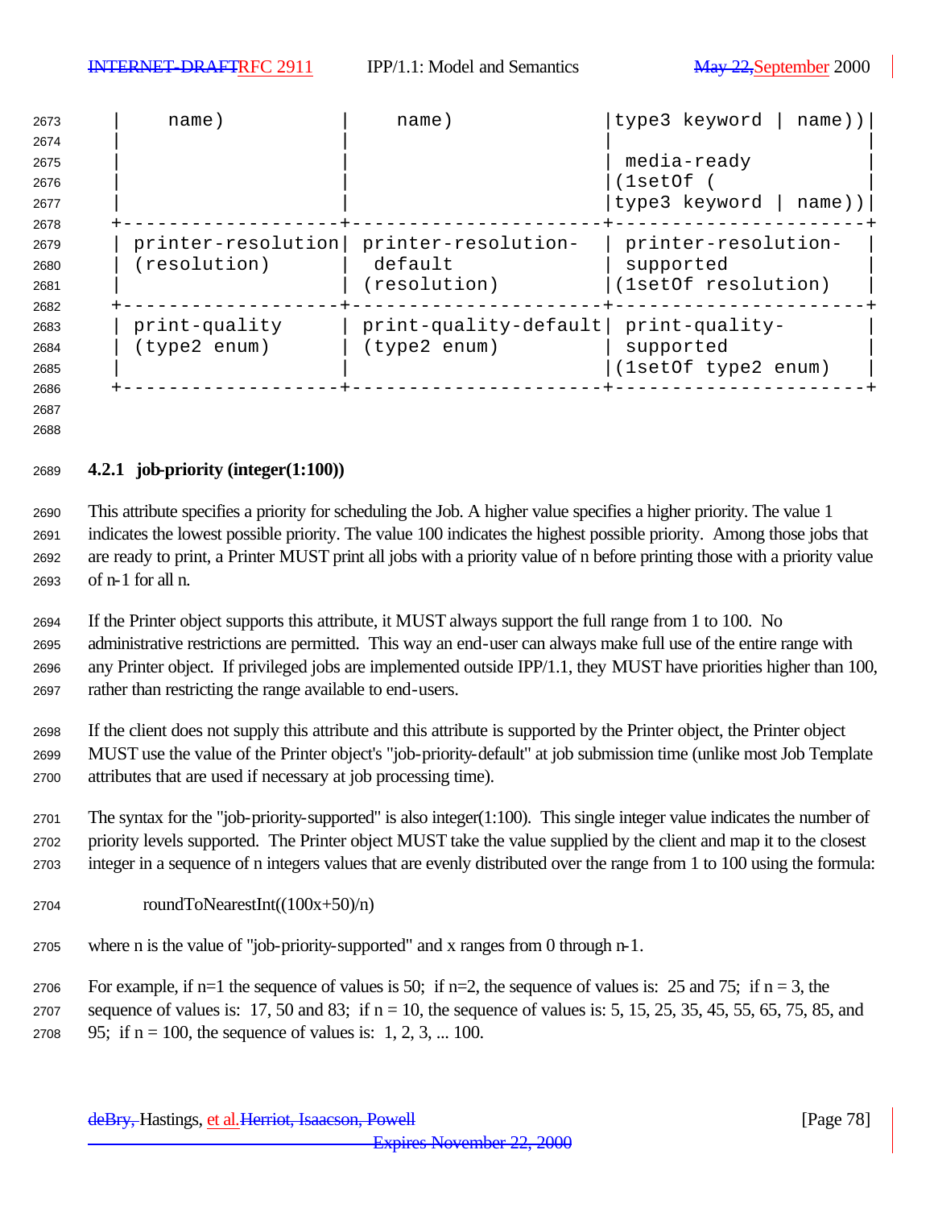| name) | name) | type3 keyword \| name)) |
|---|---|---|
| | | media-ready (1setOf ( type3 keyword \| name)) |
| printer-resolution (resolution) | printer-resolution-default (resolution) | printer-resolution-supported (1setOf resolution) |
| print-quality (type2 enum) | print-quality-default (type2 enum) | print-quality-supported (1setOf type2 enum) |

### 4.2.1 job-priority (integer(1:100))

This attribute specifies a priority for scheduling the Job. A higher value specifies a higher priority. The value 1 indicates the lowest possible priority. The value 100 indicates the highest possible priority. Among those jobs that are ready to print, a Printer MUST print all jobs with a priority value of n before printing those with a priority value of n-1 for all n.

If the Printer object supports this attribute, it MUST always support the full range from 1 to 100. No administrative restrictions are permitted. This way an end-user can always make full use of the entire range with any Printer object. If privileged jobs are implemented outside IPP/1.1, they MUST have priorities higher than 100, rather than restricting the range available to end-users.

If the client does not supply this attribute and this attribute is supported by the Printer object, the Printer object MUST use the value of the Printer object's "job-priority-default" at job submission time (unlike most Job Template attributes that are used if necessary at job processing time).

The syntax for the "job-priority-supported" is also integer(1:100). This single integer value indicates the number of priority levels supported. The Printer object MUST take the value supplied by the client and map it to the closest integer in a sequence of n integers values that are evenly distributed over the range from 1 to 100 using the formula:

roundToNearestInt((100x+50)/n)

where n is the value of "job-priority-supported" and x ranges from 0 through n-1.

For example, if n=1 the sequence of values is 50; if n=2, the sequence of values is: 25 and 75; if n = 3, the sequence of values is: 17, 50 and 83; if n = 10, the sequence of values is: 5, 15, 25, 35, 45, 55, 65, 75, 85, and 95; if n = 100, the sequence of values is: 1, 2, 3, ... 100.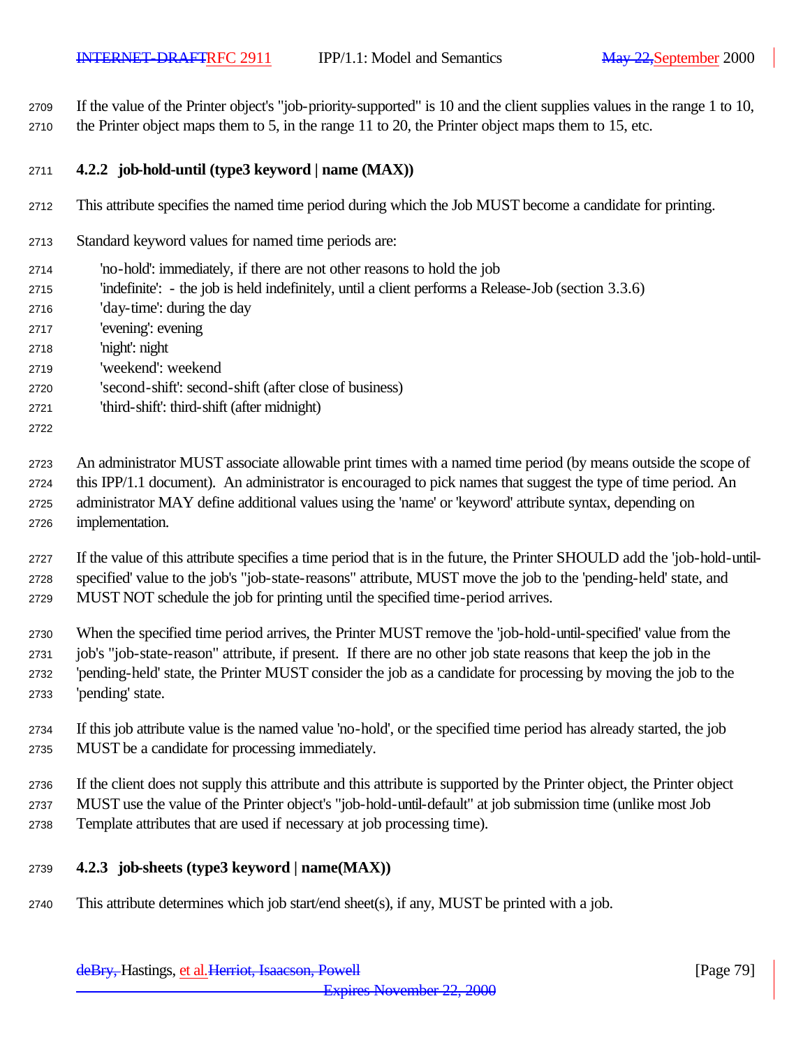If the value of the Printer object's "job-priority-supported" is 10 and the client supplies values in the range 1 to 10, the Printer object maps them to 5, in the range 11 to 20, the Printer object maps them to 15, etc.

### 4.2.2 job-hold-until (type3 keyword | name (MAX))

This attribute specifies the named time period during which the Job MUST become a candidate for printing.

Standard keyword values for named time periods are:

'no-hold': immediately, if there are not other reasons to hold the job
'indefinite': - the job is held indefinitely, until a client performs a Release-Job (section 3.3.6)
'day-time': during the day
'evening': evening
'night': night
'weekend': weekend
'second-shift': second-shift (after close of business)
'third-shift': third-shift (after midnight)

An administrator MUST associate allowable print times with a named time period (by means outside the scope of this IPP/1.1 document). An administrator is encouraged to pick names that suggest the type of time period. An administrator MAY define additional values using the 'name' or 'keyword' attribute syntax, depending on implementation.

If the value of this attribute specifies a time period that is in the future, the Printer SHOULD add the 'job-hold-until-specified' value to the job's "job-state-reasons" attribute, MUST move the job to the 'pending-held' state, and MUST NOT schedule the job for printing until the specified time-period arrives.

When the specified time period arrives, the Printer MUST remove the 'job-hold-until-specified' value from the job's "job-state-reason" attribute, if present. If there are no other job state reasons that keep the job in the 'pending-held' state, the Printer MUST consider the job as a candidate for processing by moving the job to the 'pending' state.

If this job attribute value is the named value 'no-hold', or the specified time period has already started, the job MUST be a candidate for processing immediately.

If the client does not supply this attribute and this attribute is supported by the Printer object, the Printer object MUST use the value of the Printer object's "job-hold-until-default" at job submission time (unlike most Job Template attributes that are used if necessary at job processing time).

### 4.2.3 job-sheets (type3 keyword | name(MAX))

This attribute determines which job start/end sheet(s), if any, MUST be printed with a job.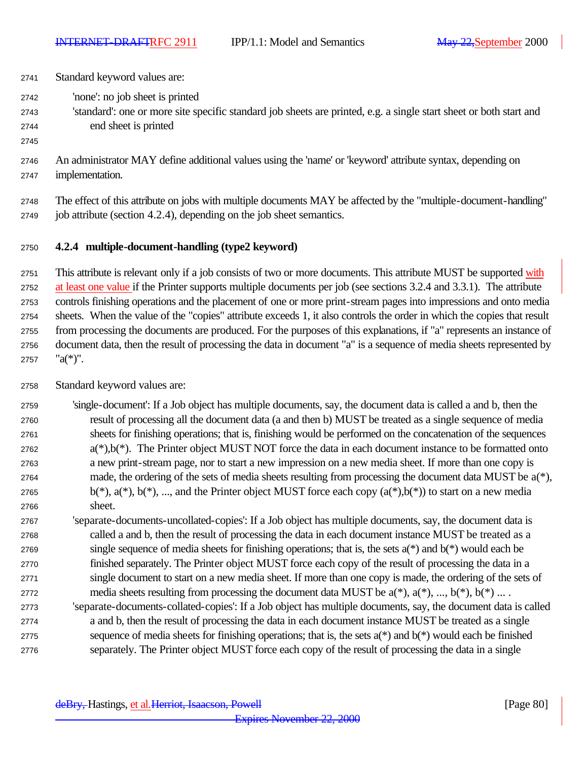Standard keyword values are:

- 'none': no job sheet is printed
- 'standard': one or more site specific standard job sheets are printed, e.g. a single start sheet or both start and end sheet is printed

An administrator MAY define additional values using the 'name' or 'keyword' attribute syntax, depending on implementation.

The effect of this attribute on jobs with multiple documents MAY be affected by the "multiple-document-handling" job attribute (section 4.2.4), depending on the job sheet semantics.

### 4.2.4 multiple-document-handling (type2 keyword)

This attribute is relevant only if a job consists of two or more documents. This attribute MUST be supported with at least one value if the Printer supports multiple documents per job (see sections 3.2.4 and 3.3.1). The attribute controls finishing operations and the placement of one or more print-stream pages into impressions and onto media sheets. When the value of the "copies" attribute exceeds 1, it also controls the order in which the copies that result from processing the documents are produced. For the purposes of this explanations, if "a" represents an instance of document data, then the result of processing the data in document "a" is a sequence of media sheets represented by "a(*)".

Standard keyword values are:

- 'single-document': If a Job object has multiple documents, say, the document data is called a and b, then the result of processing all the document data (a and then b) MUST be treated as a single sequence of media sheets for finishing operations; that is, finishing would be performed on the concatenation of the sequences a(*),b(*). The Printer object MUST NOT force the data in each document instance to be formatted onto a new print-stream page, nor to start a new impression on a new media sheet. If more than one copy is made, the ordering of the sets of media sheets resulting from processing the document data MUST be a(*), b(*), a(*), b(*), ..., and the Printer object MUST force each copy (a(*),b(*)) to start on a new media sheet.
- 'separate-documents-uncollated-copies': If a Job object has multiple documents, say, the document data is called a and b, then the result of processing the data in each document instance MUST be treated as a single sequence of media sheets for finishing operations; that is, the sets a(*) and b(*) would each be finished separately. The Printer object MUST force each copy of the result of processing the data in a single document to start on a new media sheet. If more than one copy is made, the ordering of the sets of media sheets resulting from processing the document data MUST be a(*), a(*), ..., b(*), b(*) ... .
- 'separate-documents-collated-copies': If a Job object has multiple documents, say, the document data is called a and b, then the result of processing the data in each document instance MUST be treated as a single sequence of media sheets for finishing operations; that is, the sets a(*) and b(*) would each be finished separately. The Printer object MUST force each copy of the result of processing the data in a single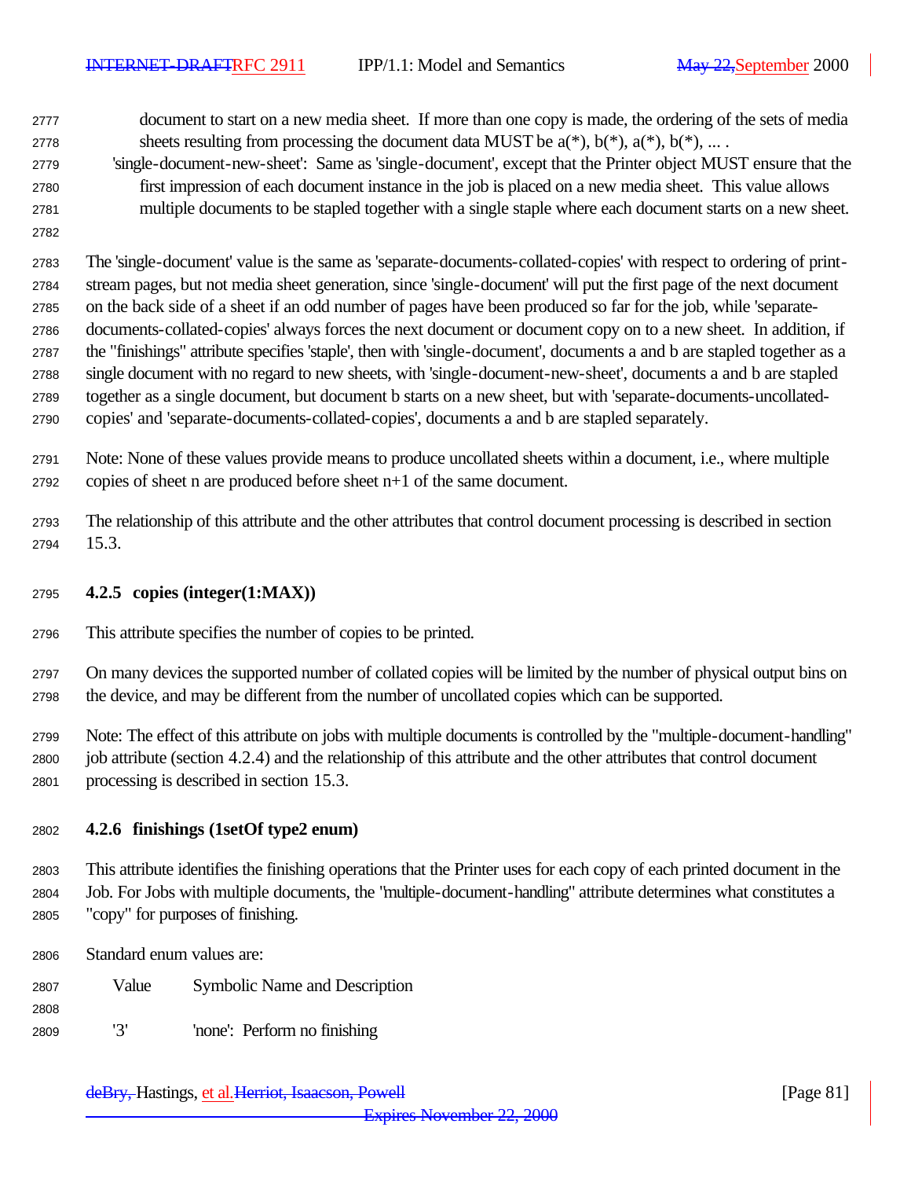document to start on a new media sheet. If more than one copy is made, the ordering of the sets of media sheets resulting from processing the document data MUST be a(*), b(*), a(*), b(*), ... .

'single-document-new-sheet': Same as 'single-document', except that the Printer object MUST ensure that the first impression of each document instance in the job is placed on a new media sheet. This value allows multiple documents to be stapled together with a single staple where each document starts on a new sheet.

The 'single-document' value is the same as 'separate-documents-collated-copies' with respect to ordering of print-stream pages, but not media sheet generation, since 'single-document' will put the first page of the next document on the back side of a sheet if an odd number of pages have been produced so far for the job, while 'separate-documents-collated-copies' always forces the next document or document copy on to a new sheet. In addition, if the "finishings" attribute specifies 'staple', then with 'single-document', documents a and b are stapled together as a single document with no regard to new sheets, with 'single-document-new-sheet', documents a and b are stapled together as a single document, but document b starts on a new sheet, but with 'separate-documents-uncollated-copies' and 'separate-documents-collated-copies', documents a and b are stapled separately.

Note: None of these values provide means to produce uncollated sheets within a document, i.e., where multiple copies of sheet n are produced before sheet n+1 of the same document.

The relationship of this attribute and the other attributes that control document processing is described in section 15.3.

### 4.2.5 copies (integer(1:MAX))

This attribute specifies the number of copies to be printed.

On many devices the supported number of collated copies will be limited by the number of physical output bins on the device, and may be different from the number of uncollated copies which can be supported.

Note: The effect of this attribute on jobs with multiple documents is controlled by the "multiple-document-handling" job attribute (section 4.2.4) and the relationship of this attribute and the other attributes that control document processing is described in section 15.3.

### 4.2.6 finishings (1setOf type2 enum)

This attribute identifies the finishing operations that the Printer uses for each copy of each printed document in the Job. For Jobs with multiple documents, the "multiple-document-handling" attribute determines what constitutes a "copy" for purposes of finishing.

Standard enum values are:

| Value | Symbolic Name and Description |
|---|---|
| '3' | 'none': Perform no finishing |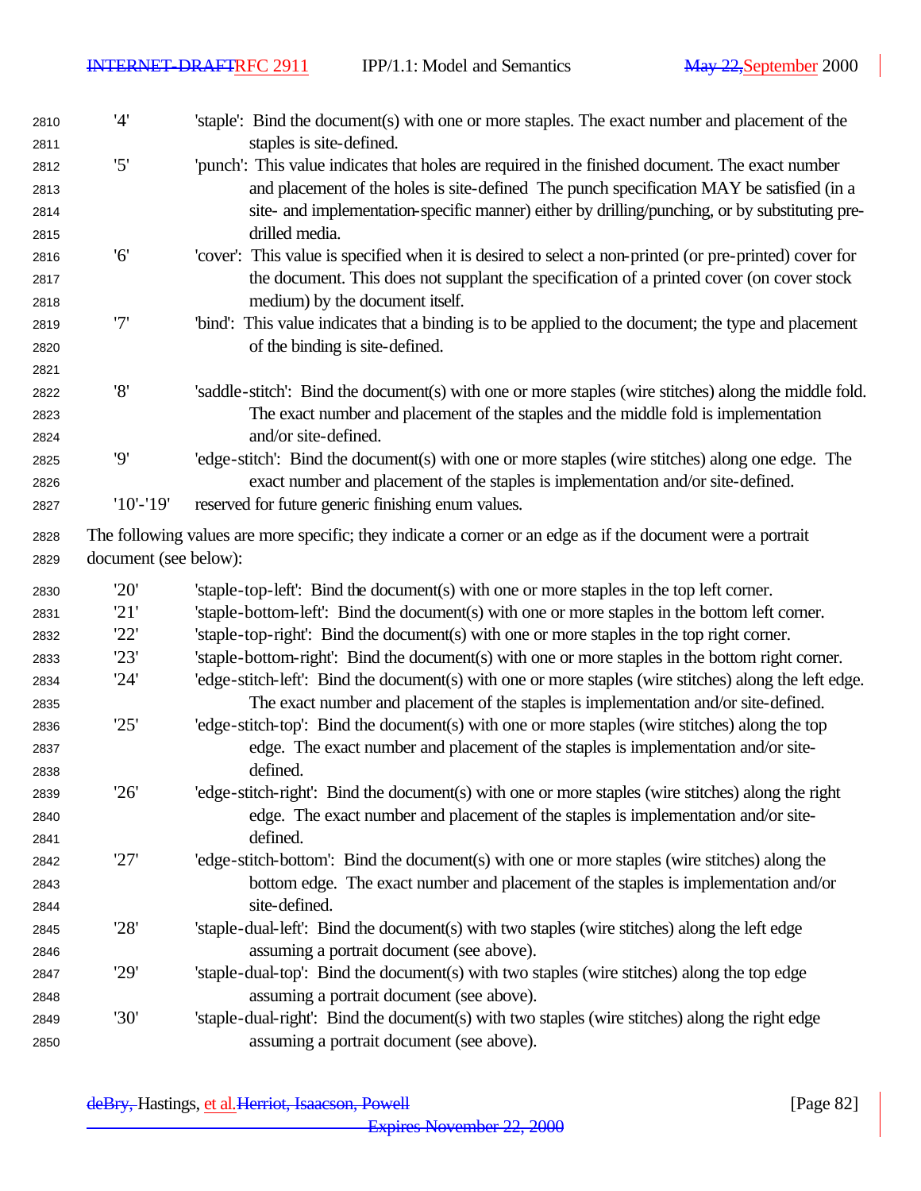| | |
|---|---|
| '4' | 'staple': Bind the document(s) with one or more staples. The exact number and placement of the staples is site-defined. |
| '5' | 'punch': This value indicates that holes are required in the finished document. The exact number and placement of the holes is site-defined The punch specification MAY be satisfied (in a site- and implementation-specific manner) either by drilling/punching, or by substituting pre-drilled media. |
| '6' | 'cover': This value is specified when it is desired to select a non-printed (or pre-printed) cover for the document. This does not supplant the specification of a printed cover (on cover stock medium) by the document itself. |
| '7' | 'bind': This value indicates that a binding is to be applied to the document; the type and placement of the binding is site-defined. |
| '8' | 'saddle-stitch': Bind the document(s) with one or more staples (wire stitches) along the middle fold. The exact number and placement of the staples and the middle fold is implementation and/or site-defined. |
| '9' | 'edge-stitch': Bind the document(s) with one or more staples (wire stitches) along one edge. The exact number and placement of the staples is implementation and/or site-defined. |
| '10'-'19' | reserved for future generic finishing enum values. |

The following values are more specific; they indicate a corner or an edge as if the document were a portrait document (see below):

| | |
|---|---|
| '20' | 'staple-top-left': Bind the document(s) with one or more staples in the top left corner. |
| '21' | 'staple-bottom-left': Bind the document(s) with one or more staples in the bottom left corner. |
| '22' | 'staple-top-right': Bind the document(s) with one or more staples in the top right corner. |
| '23' | 'staple-bottom-right': Bind the document(s) with one or more staples in the bottom right corner. |
| '24' | 'edge-stitch-left': Bind the document(s) with one or more staples (wire stitches) along the left edge. The exact number and placement of the staples is implementation and/or site-defined. |
| '25' | 'edge-stitch-top': Bind the document(s) with one or more staples (wire stitches) along the top edge. The exact number and placement of the staples is implementation and/or site-defined. |
| '26' | 'edge-stitch-right': Bind the document(s) with one or more staples (wire stitches) along the right edge. The exact number and placement of the staples is implementation and/or site-defined. |
| '27' | 'edge-stitch-bottom': Bind the document(s) with one or more staples (wire stitches) along the bottom edge. The exact number and placement of the staples is implementation and/or site-defined. |
| '28' | 'staple-dual-left': Bind the document(s) with two staples (wire stitches) along the left edge assuming a portrait document (see above). |
| '29' | 'staple-dual-top': Bind the document(s) with two staples (wire stitches) along the top edge assuming a portrait document (see above). |
| '30' | 'staple-dual-right': Bind the document(s) with two staples (wire stitches) along the right edge assuming a portrait document (see above). |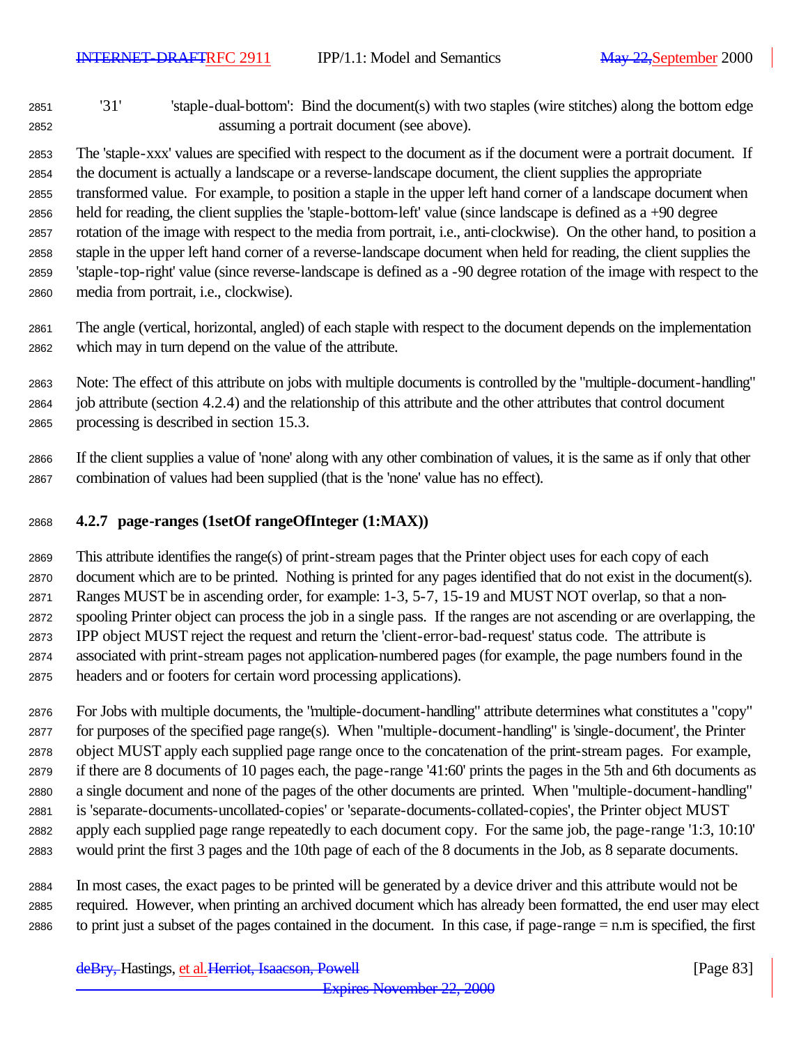'31' 'staple-dual-bottom': Bind the document(s) with two staples (wire stitches) along the bottom edge assuming a portrait document (see above).

The 'staple-xxx' values are specified with respect to the document as if the document were a portrait document. If the document is actually a landscape or a reverse-landscape document, the client supplies the appropriate transformed value. For example, to position a staple in the upper left hand corner of a landscape document when held for reading, the client supplies the 'staple-bottom-left' value (since landscape is defined as a +90 degree rotation of the image with respect to the media from portrait, i.e., anti-clockwise). On the other hand, to position a staple in the upper left hand corner of a reverse-landscape document when held for reading, the client supplies the 'staple-top-right' value (since reverse-landscape is defined as a -90 degree rotation of the image with respect to the media from portrait, i.e., clockwise).

The angle (vertical, horizontal, angled) of each staple with respect to the document depends on the implementation which may in turn depend on the value of the attribute.

Note: The effect of this attribute on jobs with multiple documents is controlled by the "multiple-document-handling" job attribute (section 4.2.4) and the relationship of this attribute and the other attributes that control document processing is described in section 15.3.

If the client supplies a value of 'none' along with any other combination of values, it is the same as if only that other combination of values had been supplied (that is the 'none' value has no effect).

### 4.2.7 page-ranges (1setOf rangeOfInteger (1:MAX))

This attribute identifies the range(s) of print-stream pages that the Printer object uses for each copy of each document which are to be printed. Nothing is printed for any pages identified that do not exist in the document(s). Ranges MUST be in ascending order, for example: 1-3, 5-7, 15-19 and MUST NOT overlap, so that a non-spooling Printer object can process the job in a single pass. If the ranges are not ascending or are overlapping, the IPP object MUST reject the request and return the 'client-error-bad-request' status code. The attribute is associated with print-stream pages not application-numbered pages (for example, the page numbers found in the headers and or footers for certain word processing applications).

For Jobs with multiple documents, the "multiple-document-handling" attribute determines what constitutes a "copy" for purposes of the specified page range(s). When "multiple-document-handling" is 'single-document', the Printer object MUST apply each supplied page range once to the concatenation of the print-stream pages. For example, if there are 8 documents of 10 pages each, the page-range '41:60' prints the pages in the 5th and 6th documents as a single document and none of the pages of the other documents are printed. When "multiple-document-handling" is 'separate-documents-uncollated-copies' or 'separate-documents-collated-copies', the Printer object MUST apply each supplied page range repeatedly to each document copy. For the same job, the page-range '1:3, 10:10' would print the first 3 pages and the 10th page of each of the 8 documents in the Job, as 8 separate documents.

In most cases, the exact pages to be printed will be generated by a device driver and this attribute would not be required. However, when printing an archived document which has already been formatted, the end user may elect to print just a subset of the pages contained in the document. In this case, if page-range = n.m is specified, the first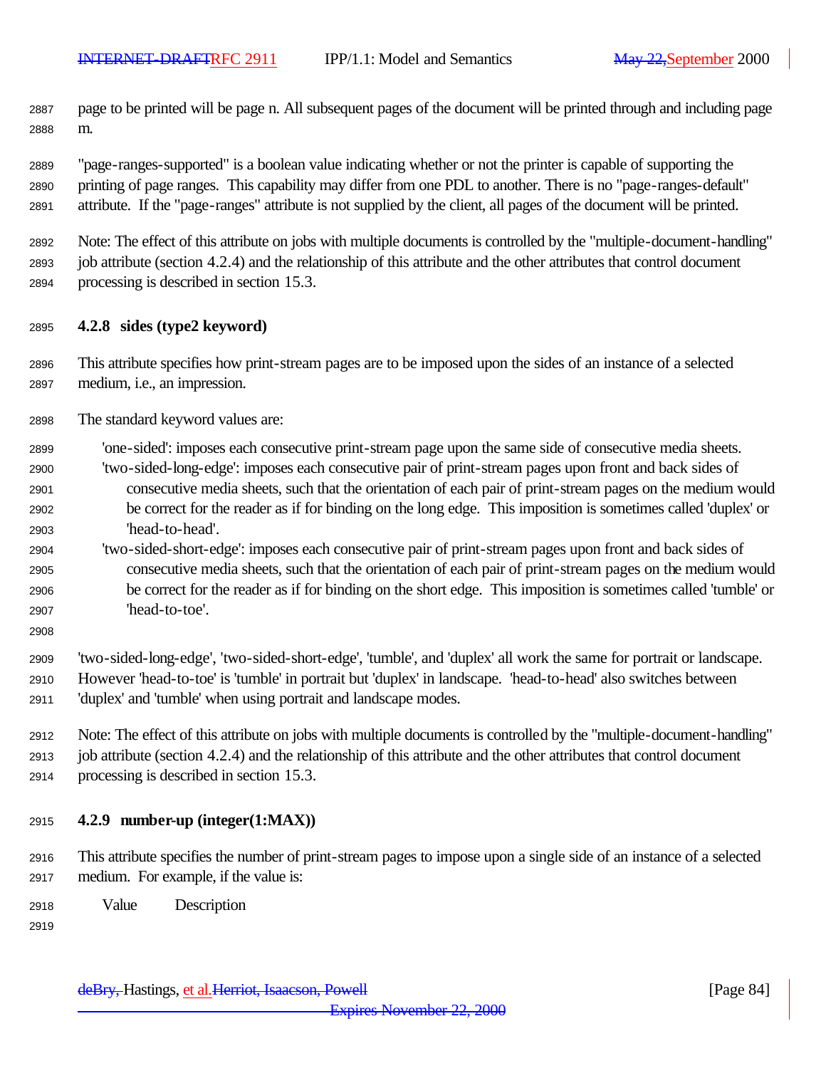page to be printed will be page n. All subsequent pages of the document will be printed through and including page m.

"page-ranges-supported" is a boolean value indicating whether or not the printer is capable of supporting the printing of page ranges. This capability may differ from one PDL to another. There is no "page-ranges-default" attribute. If the "page-ranges" attribute is not supplied by the client, all pages of the document will be printed.

Note: The effect of this attribute on jobs with multiple documents is controlled by the "multiple-document-handling" job attribute (section 4.2.4) and the relationship of this attribute and the other attributes that control document processing is described in section 15.3.

### 4.2.8 sides (type2 keyword)

This attribute specifies how print-stream pages are to be imposed upon the sides of an instance of a selected medium, i.e., an impression.

The standard keyword values are:

- 'one-sided': imposes each consecutive print-stream page upon the same side of consecutive media sheets.
- 'two-sided-long-edge': imposes each consecutive pair of print-stream pages upon front and back sides of consecutive media sheets, such that the orientation of each pair of print-stream pages on the medium would be correct for the reader as if for binding on the long edge. This imposition is sometimes called 'duplex' or 'head-to-head'.
- 'two-sided-short-edge': imposes each consecutive pair of print-stream pages upon front and back sides of consecutive media sheets, such that the orientation of each pair of print-stream pages on the medium would be correct for the reader as if for binding on the short edge. This imposition is sometimes called 'tumble' or 'head-to-toe'.

'two-sided-long-edge', 'two-sided-short-edge', 'tumble', and 'duplex' all work the same for portrait or landscape. However 'head-to-toe' is 'tumble' in portrait but 'duplex' in landscape. 'head-to-head' also switches between 'duplex' and 'tumble' when using portrait and landscape modes.

Note: The effect of this attribute on jobs with multiple documents is controlled by the "multiple-document-handling" job attribute (section 4.2.4) and the relationship of this attribute and the other attributes that control document processing is described in section 15.3.

### 4.2.9 number-up (integer(1:MAX))

This attribute specifies the number of print-stream pages to impose upon a single side of an instance of a selected medium. For example, if the value is:

Value Description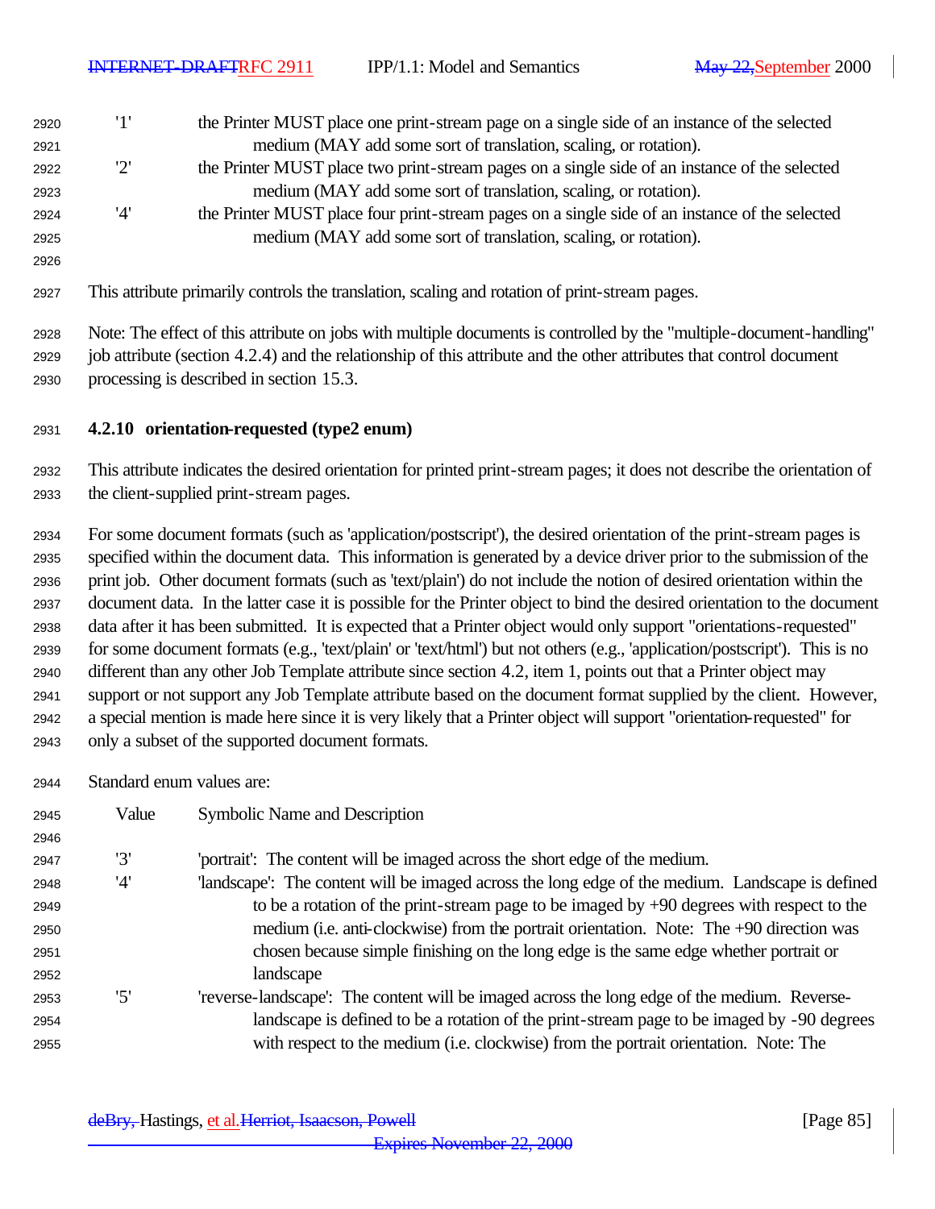'1' the Printer MUST place one print-stream page on a single side of an instance of the selected medium (MAY add some sort of translation, scaling, or rotation).

'2' the Printer MUST place two print-stream pages on a single side of an instance of the selected medium (MAY add some sort of translation, scaling, or rotation).

'4' the Printer MUST place four print-stream pages on a single side of an instance of the selected medium (MAY add some sort of translation, scaling, or rotation).

This attribute primarily controls the translation, scaling and rotation of print-stream pages.

Note: The effect of this attribute on jobs with multiple documents is controlled by the "multiple-document-handling" job attribute (section 4.2.4) and the relationship of this attribute and the other attributes that control document processing is described in section 15.3.

### 4.2.10 orientation-requested (type2 enum)

This attribute indicates the desired orientation for printed print-stream pages; it does not describe the orientation of the client-supplied print-stream pages.

For some document formats (such as 'application/postscript'), the desired orientation of the print-stream pages is specified within the document data. This information is generated by a device driver prior to the submission of the print job. Other document formats (such as 'text/plain') do not include the notion of desired orientation within the document data. In the latter case it is possible for the Printer object to bind the desired orientation to the document data after it has been submitted. It is expected that a Printer object would only support "orientations-requested" for some document formats (e.g., 'text/plain' or 'text/html') but not others (e.g., 'application/postscript'). This is no different than any other Job Template attribute since section 4.2, item 1, points out that a Printer object may support or not support any Job Template attribute based on the document format supplied by the client. However, a special mention is made here since it is very likely that a Printer object will support "orientation-requested" for only a subset of the supported document formats.

Standard enum values are:

| Value | Symbolic Name and Description |
|---|---|
| '3' | 'portrait': The content will be imaged across the short edge of the medium. |
| '4' | 'landscape': The content will be imaged across the long edge of the medium. Landscape is defined to be a rotation of the print-stream page to be imaged by +90 degrees with respect to the medium (i.e. anti-clockwise) from the portrait orientation. Note: The +90 direction was chosen because simple finishing on the long edge is the same edge whether portrait or landscape |
| '5' | 'reverse-landscape': The content will be imaged across the long edge of the medium. Reverse-landscape is defined to be a rotation of the print-stream page to be imaged by -90 degrees with respect to the medium (i.e. clockwise) from the portrait orientation. Note: The |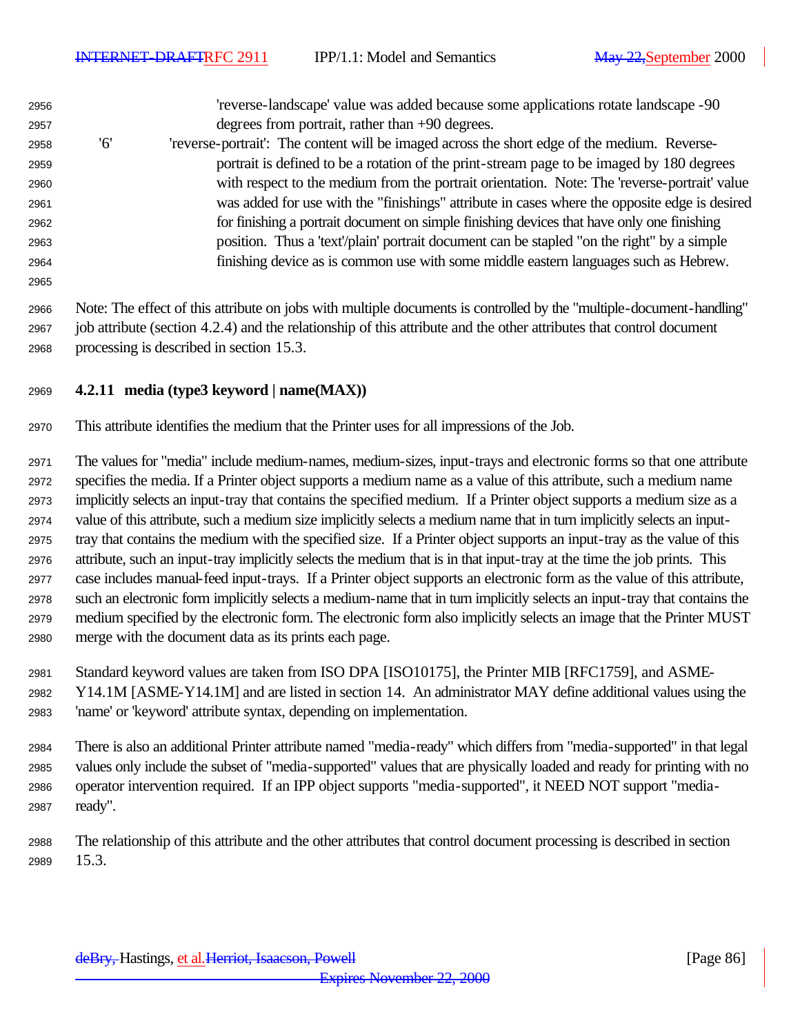'reverse-landscape' value was added because some applications rotate landscape -90 degrees from portrait, rather than +90 degrees.

'6' 'reverse-portrait': The content will be imaged across the short edge of the medium. Reverse-portrait is defined to be a rotation of the print-stream page to be imaged by 180 degrees with respect to the medium from the portrait orientation. Note: The 'reverse-portrait' value was added for use with the "finishings" attribute in cases where the opposite edge is desired for finishing a portrait document on simple finishing devices that have only one finishing position. Thus a 'text'/plain' portrait document can be stapled "on the right" by a simple finishing device as is common use with some middle eastern languages such as Hebrew.

Note: The effect of this attribute on jobs with multiple documents is controlled by the "multiple-document-handling" job attribute (section 4.2.4) and the relationship of this attribute and the other attributes that control document processing is described in section 15.3.

### 4.2.11 media (type3 keyword | name(MAX))

This attribute identifies the medium that the Printer uses for all impressions of the Job.

The values for "media" include medium-names, medium-sizes, input-trays and electronic forms so that one attribute specifies the media. If a Printer object supports a medium name as a value of this attribute, such a medium name implicitly selects an input-tray that contains the specified medium. If a Printer object supports a medium size as a value of this attribute, such a medium size implicitly selects a medium name that in turn implicitly selects an input-tray that contains the medium with the specified size. If a Printer object supports an input-tray as the value of this attribute, such an input-tray implicitly selects the medium that is in that input-tray at the time the job prints. This case includes manual-feed input-trays. If a Printer object supports an electronic form as the value of this attribute, such an electronic form implicitly selects a medium-name that in turn implicitly selects an input-tray that contains the medium specified by the electronic form. The electronic form also implicitly selects an image that the Printer MUST merge with the document data as its prints each page.

Standard keyword values are taken from ISO DPA [ISO10175], the Printer MIB [RFC1759], and ASME-Y14.1M [ASME-Y14.1M] and are listed in section 14. An administrator MAY define additional values using the 'name' or 'keyword' attribute syntax, depending on implementation.

There is also an additional Printer attribute named "media-ready" which differs from "media-supported" in that legal values only include the subset of "media-supported" values that are physically loaded and ready for printing with no operator intervention required. If an IPP object supports "media-supported", it NEED NOT support "media-ready".

The relationship of this attribute and the other attributes that control document processing is described in section 15.3.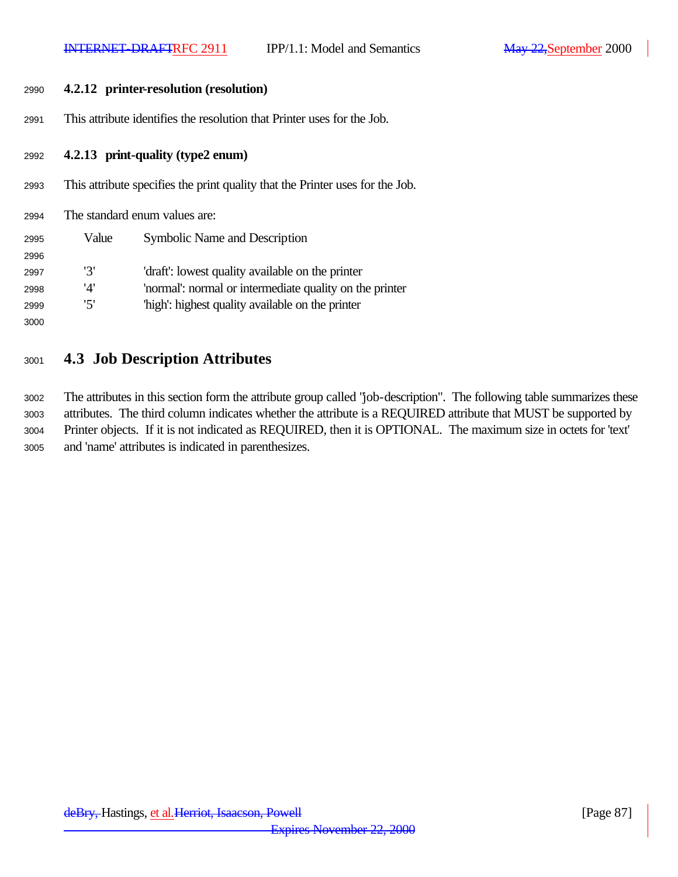### 4.2.12 printer-resolution (resolution)

This attribute identifies the resolution that Printer uses for the Job.

### 4.2.13 print-quality (type2 enum)

This attribute specifies the print quality that the Printer uses for the Job.

The standard enum values are:

| Value | Symbolic Name and Description |
|---|---|
| '3' | 'draft': lowest quality available on the printer |
| '4' | 'normal': normal or intermediate quality on the printer |
| '5' | 'high': highest quality available on the printer |

## 4.3 Job Description Attributes

The attributes in this section form the attribute group called "job-description". The following table summarizes these attributes. The third column indicates whether the attribute is a REQUIRED attribute that MUST be supported by Printer objects. If it is not indicated as REQUIRED, then it is OPTIONAL. The maximum size in octets for 'text' and 'name' attributes is indicated in parenthesizes.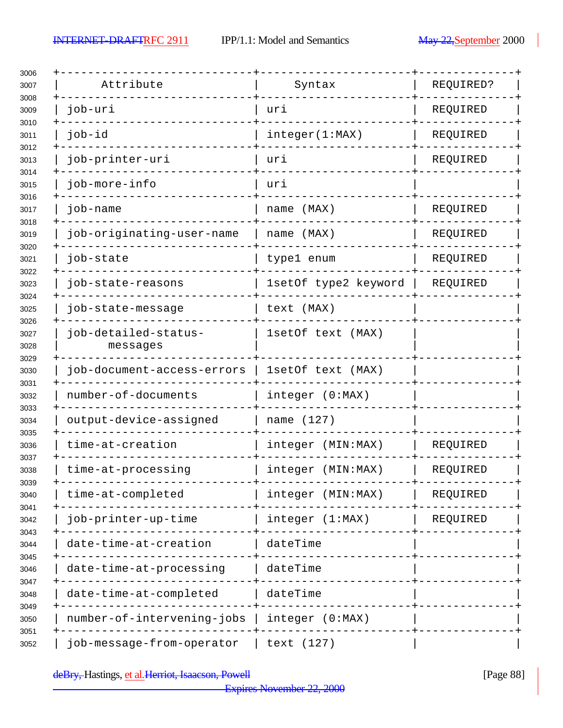| Attribute | Syntax | REQUIRED? |
|---|---|---|
| job-uri | uri | REQUIRED |
| job-id | integer(1:MAX) | REQUIRED |
| job-printer-uri | uri | REQUIRED |
| job-more-info | uri | |
| job-name | name (MAX) | REQUIRED |
| job-originating-user-name | name (MAX) | REQUIRED |
| job-state | type1 enum | REQUIRED |
| job-state-reasons | 1setOf type2 keyword | REQUIRED |
| job-state-message | text (MAX) | |
| job-detailed-status-messages | 1setOf text (MAX) | |
| job-document-access-errors | 1setOf text (MAX) | |
| number-of-documents | integer (0:MAX) | |
| output-device-assigned | name (127) | |
| time-at-creation | integer (MIN:MAX) | REQUIRED |
| time-at-processing | integer (MIN:MAX) | REQUIRED |
| time-at-completed | integer (MIN:MAX) | REQUIRED |
| job-printer-up-time | integer (1:MAX) | REQUIRED |
| date-time-at-creation | dateTime | |
| date-time-at-processing | dateTime | |
| date-time-at-completed | dateTime | |
| number-of-intervening-jobs | integer (0:MAX) | |
| job-message-from-operator | text (127) | |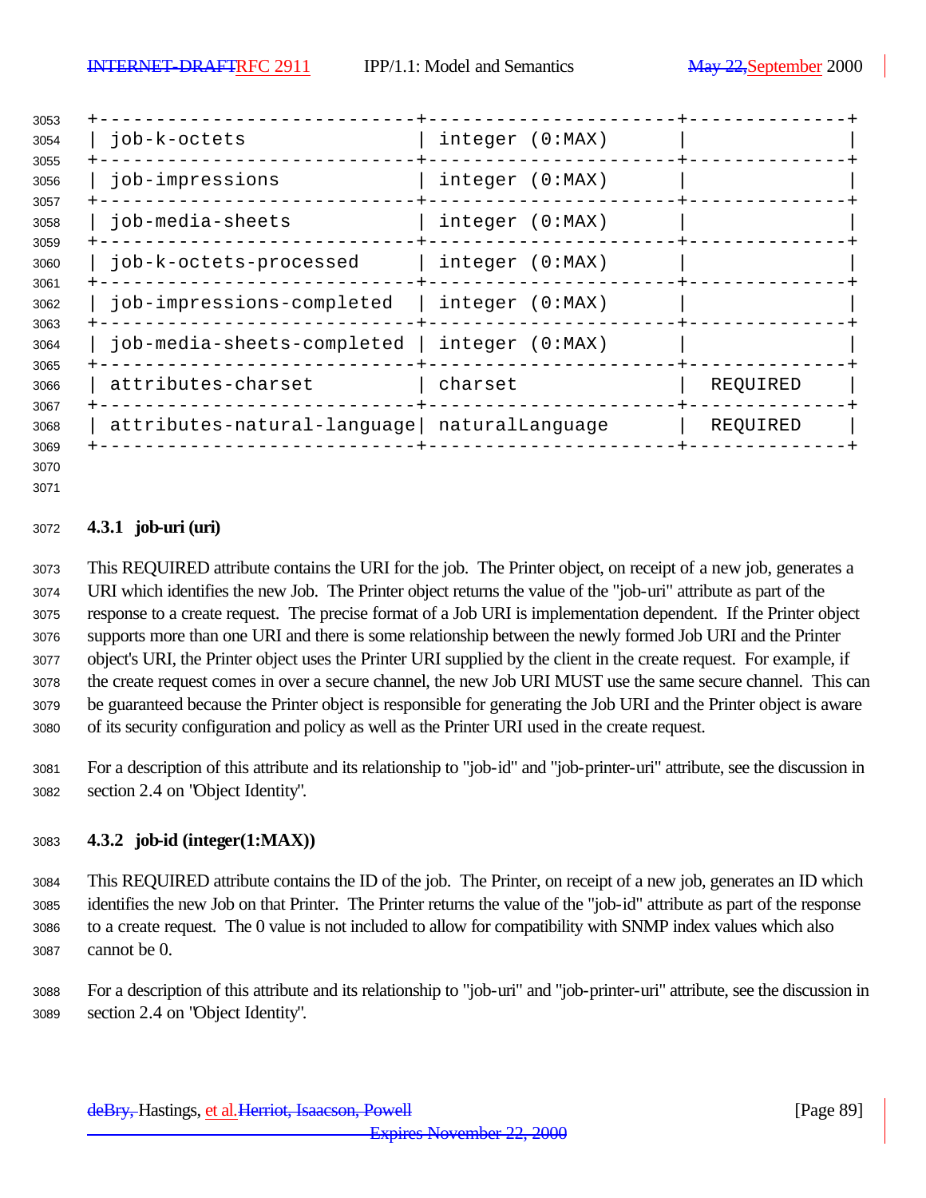| job-k-octets | integer (0:MAX) | |
|---|---|---|
| job-impressions | integer (0:MAX) | |
| job-media-sheets | integer (0:MAX) | |
| job-k-octets-processed | integer (0:MAX) | |
| job-impressions-completed | integer (0:MAX) | |
| job-media-sheets-completed | integer (0:MAX) | |
| attributes-charset | charset | REQUIRED |
| attributes-natural-language | naturalLanguage | REQUIRED |

### 4.3.1 job-uri (uri)

This REQUIRED attribute contains the URI for the job. The Printer object, on receipt of a new job, generates a URI which identifies the new Job. The Printer object returns the value of the "job-uri" attribute as part of the response to a create request. The precise format of a Job URI is implementation dependent. If the Printer object supports more than one URI and there is some relationship between the newly formed Job URI and the Printer object's URI, the Printer object uses the Printer URI supplied by the client in the create request. For example, if the create request comes in over a secure channel, the new Job URI MUST use the same secure channel. This can be guaranteed because the Printer object is responsible for generating the Job URI and the Printer object is aware of its security configuration and policy as well as the Printer URI used in the create request.

For a description of this attribute and its relationship to "job-id" and "job-printer-uri" attribute, see the discussion in section 2.4 on "Object Identity".

### 4.3.2 job-id (integer(1:MAX))

This REQUIRED attribute contains the ID of the job. The Printer, on receipt of a new job, generates an ID which identifies the new Job on that Printer. The Printer returns the value of the "job-id" attribute as part of the response to a create request. The 0 value is not included to allow for compatibility with SNMP index values which also cannot be 0.

For a description of this attribute and its relationship to "job-uri" and "job-printer-uri" attribute, see the discussion in section 2.4 on "Object Identity".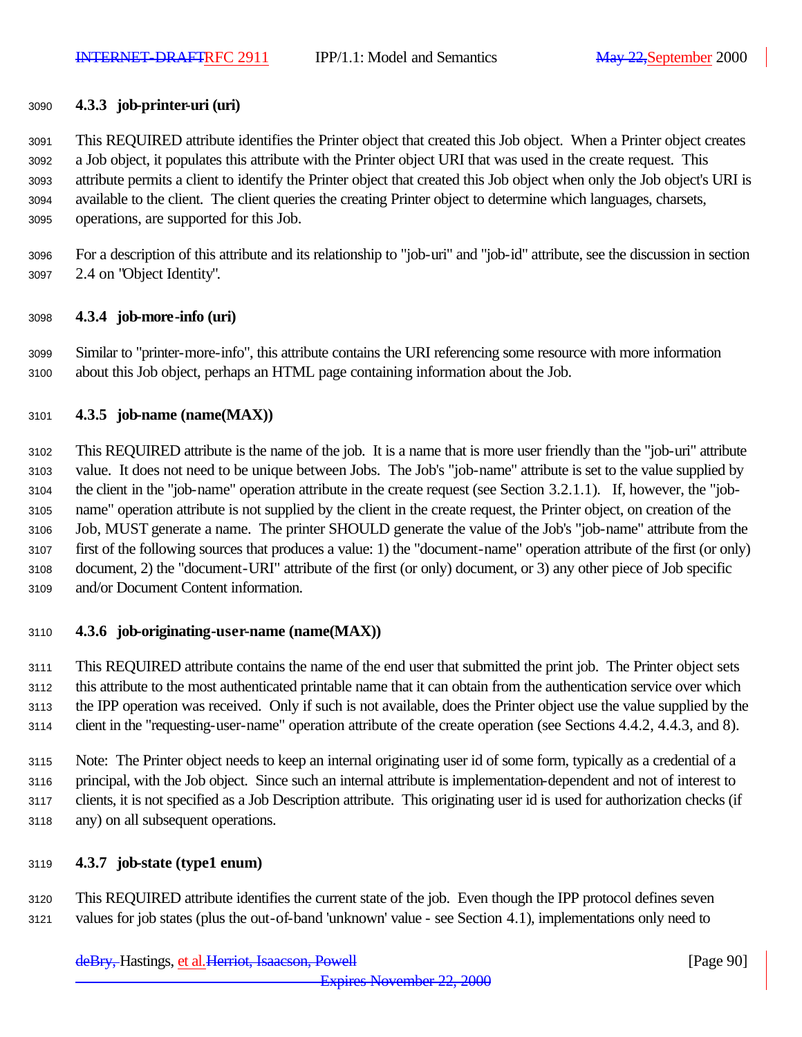### 4.3.3 job-printer-uri (uri)

This REQUIRED attribute identifies the Printer object that created this Job object. When a Printer object creates a Job object, it populates this attribute with the Printer object URI that was used in the create request. This attribute permits a client to identify the Printer object that created this Job object when only the Job object's URI is available to the client. The client queries the creating Printer object to determine which languages, charsets, operations, are supported for this Job.

For a description of this attribute and its relationship to "job-uri" and "job-id" attribute, see the discussion in section 2.4 on "Object Identity".

### 4.3.4 job-more-info (uri)

Similar to "printer-more-info", this attribute contains the URI referencing some resource with more information about this Job object, perhaps an HTML page containing information about the Job.

### 4.3.5 job-name (name(MAX))

This REQUIRED attribute is the name of the job. It is a name that is more user friendly than the "job-uri" attribute value. It does not need to be unique between Jobs. The Job's "job-name" attribute is set to the value supplied by the client in the "job-name" operation attribute in the create request (see Section 3.2.1.1). If, however, the "job-name" operation attribute is not supplied by the client in the create request, the Printer object, on creation of the Job, MUST generate a name. The printer SHOULD generate the value of the Job's "job-name" attribute from the first of the following sources that produces a value: 1) the "document-name" operation attribute of the first (or only) document, 2) the "document-URI" attribute of the first (or only) document, or 3) any other piece of Job specific and/or Document Content information.

### 4.3.6 job-originating-user-name (name(MAX))

This REQUIRED attribute contains the name of the end user that submitted the print job. The Printer object sets this attribute to the most authenticated printable name that it can obtain from the authentication service over which the IPP operation was received. Only if such is not available, does the Printer object use the value supplied by the client in the "requesting-user-name" operation attribute of the create operation (see Sections 4.4.2, 4.4.3, and 8).

Note: The Printer object needs to keep an internal originating user id of some form, typically as a credential of a principal, with the Job object. Since such an internal attribute is implementation-dependent and not of interest to clients, it is not specified as a Job Description attribute. This originating user id is used for authorization checks (if any) on all subsequent operations.

### 4.3.7 job-state (type1 enum)

This REQUIRED attribute identifies the current state of the job. Even though the IPP protocol defines seven values for job states (plus the out-of-band 'unknown' value - see Section 4.1), implementations only need to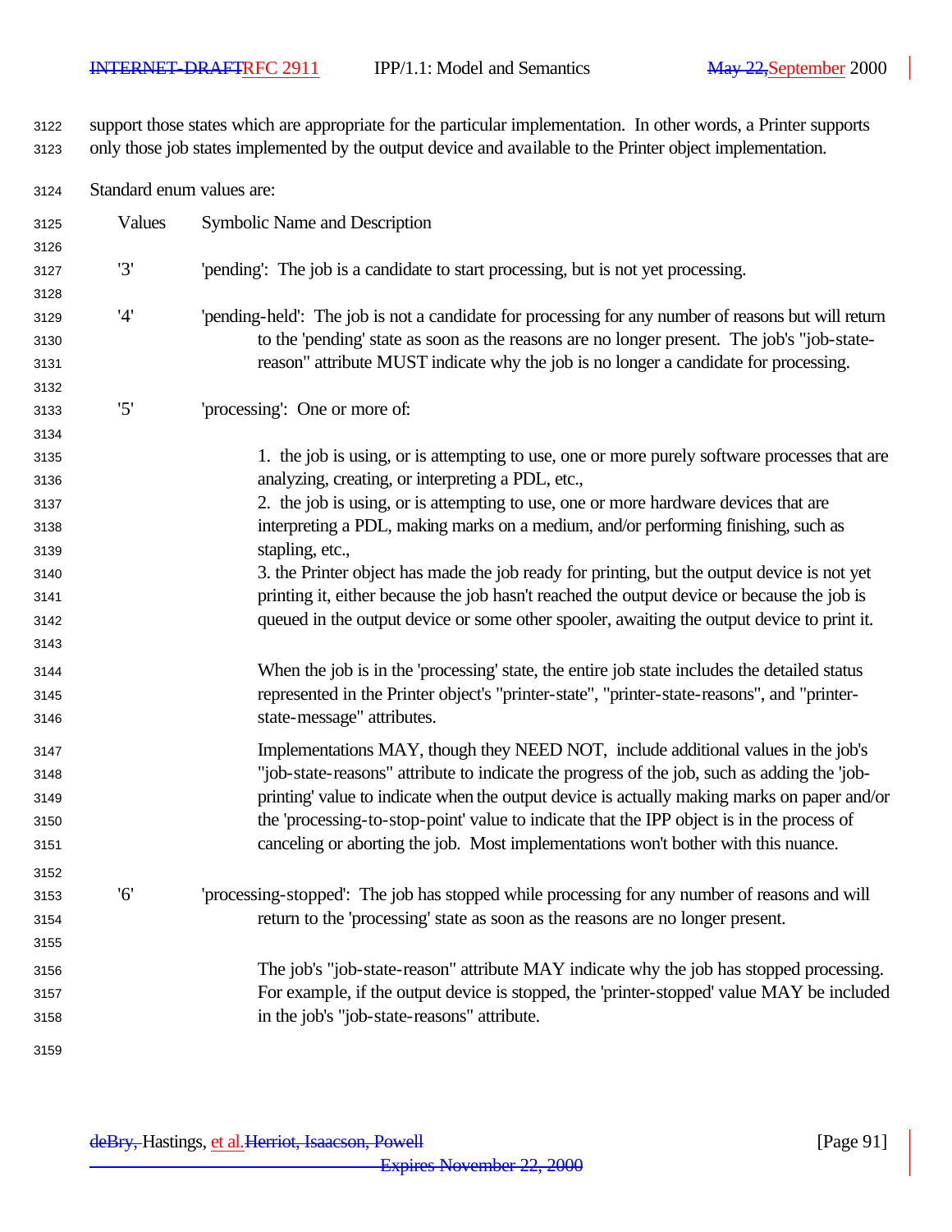support those states which are appropriate for the particular implementation. In other words, a Printer supports only those job states implemented by the output device and available to the Printer object implementation.

Standard enum values are:

| Values | Symbolic Name and Description |
|---|---|
| '3' | 'pending': The job is a candidate to start processing, but is not yet processing. |
| '4' | 'pending-held': The job is not a candidate for processing for any number of reasons but will return to the 'pending' state as soon as the reasons are no longer present. The job's "job-state-reason" attribute MUST indicate why the job is no longer a candidate for processing. |
| '5' | 'processing': One or more of: |

1. the job is using, or is attempting to use, one or more purely software processes that are analyzing, creating, or interpreting a PDL, etc.,
2. the job is using, or is attempting to use, one or more hardware devices that are interpreting a PDL, making marks on a medium, and/or performing finishing, such as stapling, etc.,
3. the Printer object has made the job ready for printing, but the output device is not yet printing it, either because the job hasn't reached the output device or because the job is queued in the output device or some other spooler, awaiting the output device to print it.

When the job is in the 'processing' state, the entire job state includes the detailed status represented in the Printer object's "printer-state", "printer-state-reasons", and "printer-state-message" attributes.

Implementations MAY, though they NEED NOT, include additional values in the job's "job-state-reasons" attribute to indicate the progress of the job, such as adding the 'job-printing' value to indicate when the output device is actually making marks on paper and/or the 'processing-to-stop-point' value to indicate that the IPP object is in the process of canceling or aborting the job. Most implementations won't bother with this nuance.

| Values | Symbolic Name and Description |
|---|---|
| '6' | 'processing-stopped': The job has stopped while processing for any number of reasons and will return to the 'processing' state as soon as the reasons are no longer present. |

The job's "job-state-reason" attribute MAY indicate why the job has stopped processing. For example, if the output device is stopped, the 'printer-stopped' value MAY be included in the job's "job-state-reasons" attribute.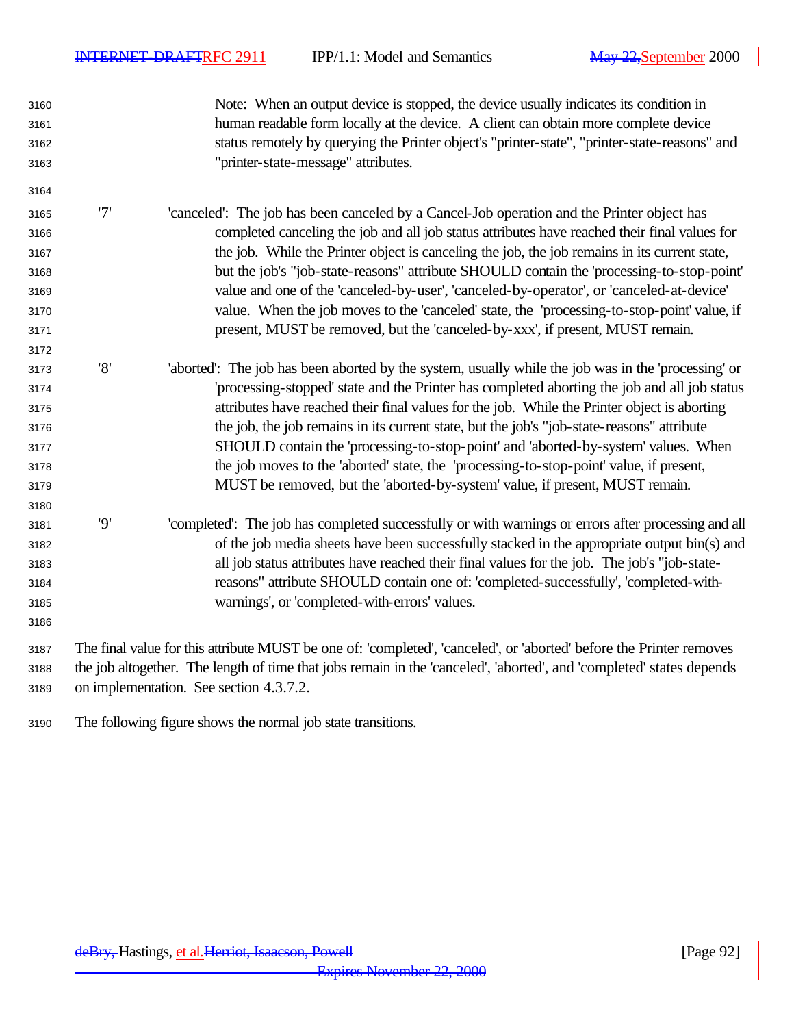Note: When an output device is stopped, the device usually indicates its condition in human readable form locally at the device. A client can obtain more complete device status remotely by querying the Printer object's "printer-state", "printer-state-reasons" and "printer-state-message" attributes.

'7' 'canceled': The job has been canceled by a Cancel-Job operation and the Printer object has completed canceling the job and all job status attributes have reached their final values for the job. While the Printer object is canceling the job, the job remains in its current state, but the job's "job-state-reasons" attribute SHOULD contain the 'processing-to-stop-point' value and one of the 'canceled-by-user', 'canceled-by-operator', or 'canceled-at-device' value. When the job moves to the 'canceled' state, the 'processing-to-stop-point' value, if present, MUST be removed, but the 'canceled-by-xxx', if present, MUST remain.

'8' 'aborted': The job has been aborted by the system, usually while the job was in the 'processing' or 'processing-stopped' state and the Printer has completed aborting the job and all job status attributes have reached their final values for the job. While the Printer object is aborting the job, the job remains in its current state, but the job's "job-state-reasons" attribute SHOULD contain the 'processing-to-stop-point' and 'aborted-by-system' values. When the job moves to the 'aborted' state, the 'processing-to-stop-point' value, if present, MUST be removed, but the 'aborted-by-system' value, if present, MUST remain.

'9' 'completed': The job has completed successfully or with warnings or errors after processing and all of the job media sheets have been successfully stacked in the appropriate output bin(s) and all job status attributes have reached their final values for the job. The job's "job-state-reasons" attribute SHOULD contain one of: 'completed-successfully', 'completed-with-warnings', or 'completed-with-errors' values.

The final value for this attribute MUST be one of: 'completed', 'canceled', or 'aborted' before the Printer removes the job altogether. The length of time that jobs remain in the 'canceled', 'aborted', and 'completed' states depends on implementation. See section 4.3.7.2.

The following figure shows the normal job state transitions.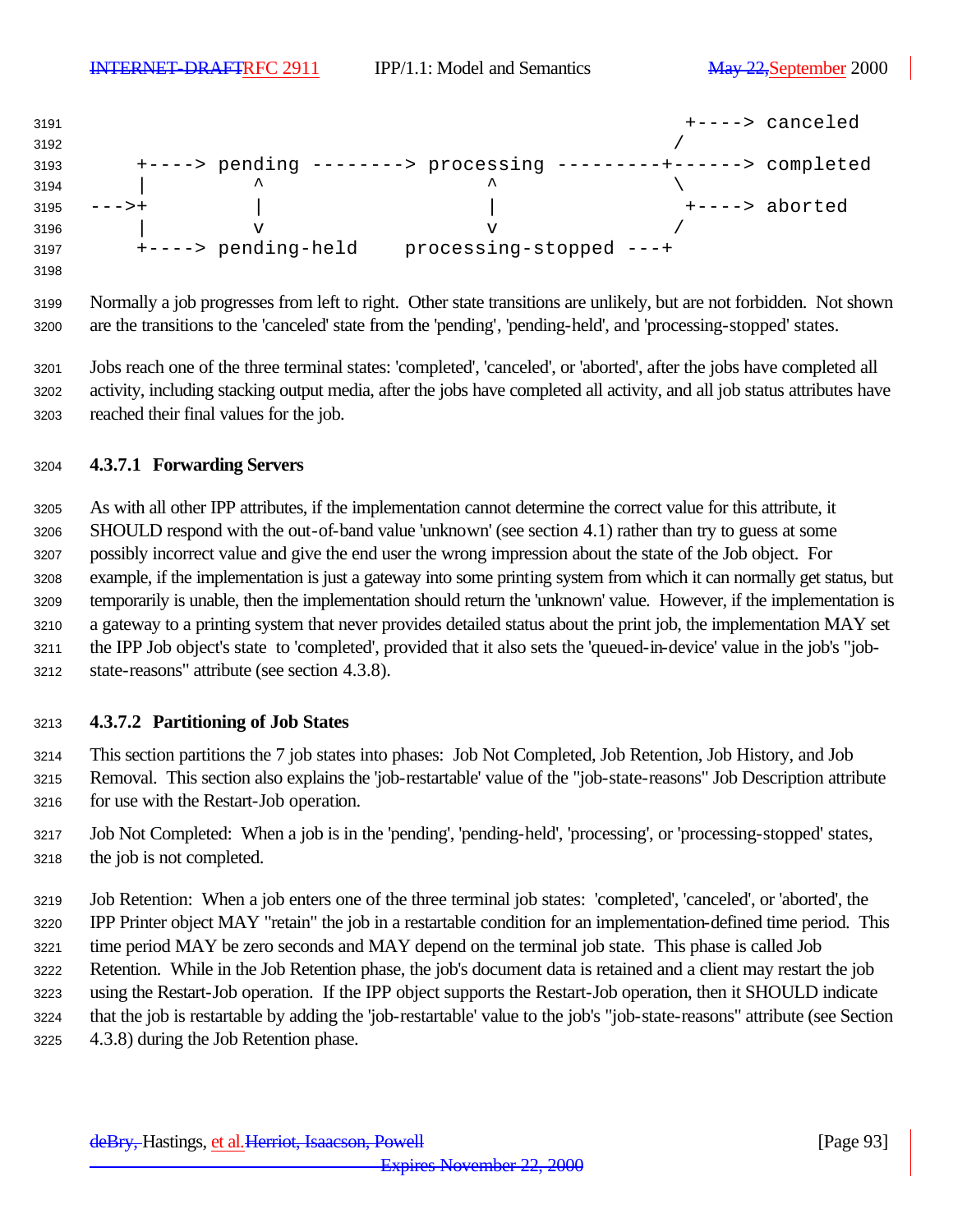```
                                                      +----> canceled
                                                     /
    +----> pending --------> processing ---------+------> completed
    |         ^                   ^               \
--->+         |                   |                +----> aborted
    |         v                   v               /
    +----> pending-held    processing-stopped ---+
```

Normally a job progresses from left to right. Other state transitions are unlikely, but are not forbidden. Not shown are the transitions to the 'canceled' state from the 'pending', 'pending-held', and 'processing-stopped' states.

Jobs reach one of the three terminal states: 'completed', 'canceled', or 'aborted', after the jobs have completed all activity, including stacking output media, after the jobs have completed all activity, and all job status attributes have reached their final values for the job.

### 4.3.7.1 Forwarding Servers

As with all other IPP attributes, if the implementation cannot determine the correct value for this attribute, it SHOULD respond with the out-of-band value 'unknown' (see section 4.1) rather than try to guess at some possibly incorrect value and give the end user the wrong impression about the state of the Job object. For example, if the implementation is just a gateway into some printing system from which it can normally get status, but temporarily is unable, then the implementation should return the 'unknown' value. However, if the implementation is a gateway to a printing system that never provides detailed status about the print job, the implementation MAY set the IPP Job object's state to 'completed', provided that it also sets the 'queued-in-device' value in the job's "job-state-reasons" attribute (see section 4.3.8).

### 4.3.7.2 Partitioning of Job States

This section partitions the 7 job states into phases: Job Not Completed, Job Retention, Job History, and Job Removal. This section also explains the 'job-restartable' value of the "job-state-reasons" Job Description attribute for use with the Restart-Job operation.

Job Not Completed: When a job is in the 'pending', 'pending-held', 'processing', or 'processing-stopped' states, the job is not completed.

Job Retention: When a job enters one of the three terminal job states: 'completed', 'canceled', or 'aborted', the IPP Printer object MAY "retain" the job in a restartable condition for an implementation-defined time period. This time period MAY be zero seconds and MAY depend on the terminal job state. This phase is called Job Retention. While in the Job Retention phase, the job's document data is retained and a client may restart the job using the Restart-Job operation. If the IPP object supports the Restart-Job operation, then it SHOULD indicate that the job is restartable by adding the 'job-restartable' value to the job's "job-state-reasons" attribute (see Section 4.3.8) during the Job Retention phase.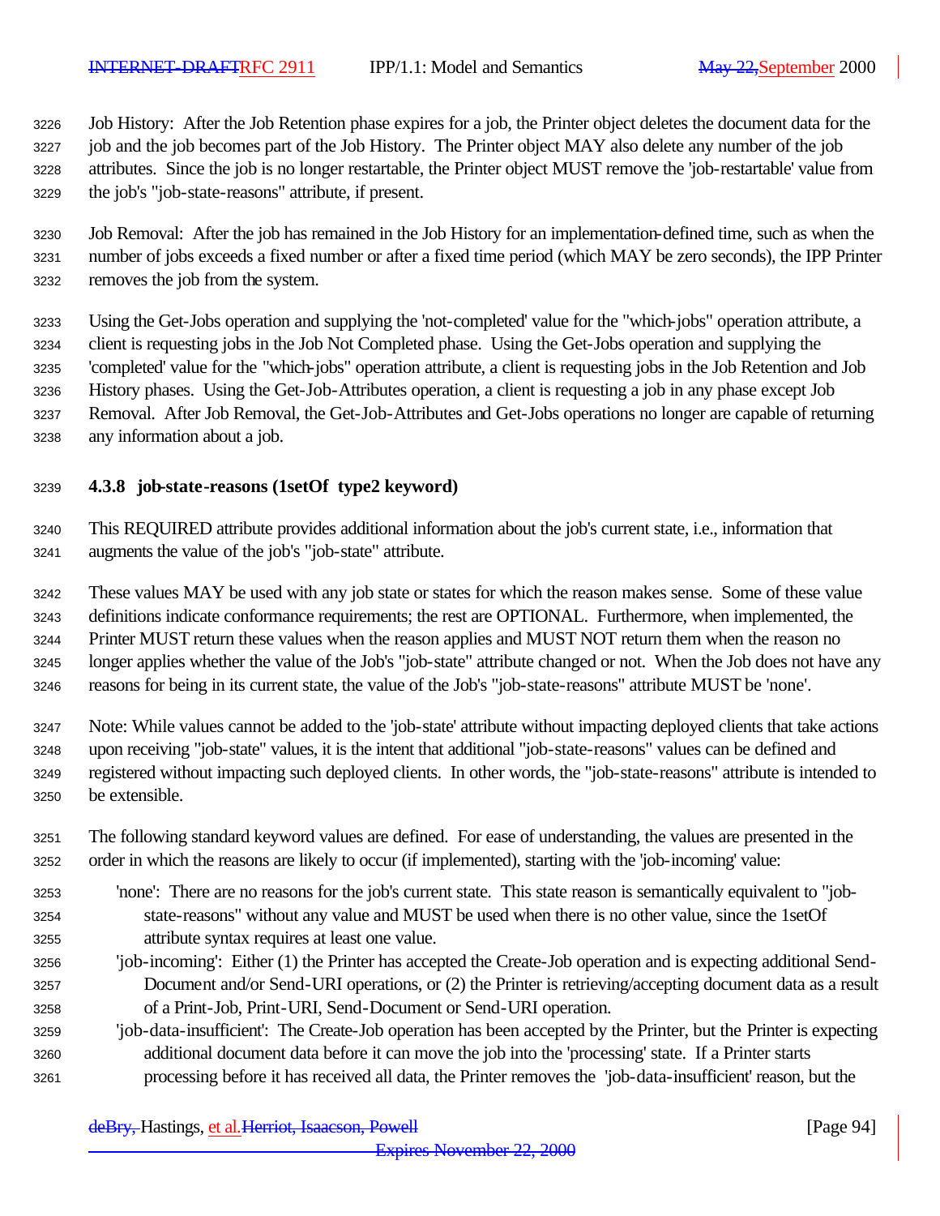Job History: After the Job Retention phase expires for a job, the Printer object deletes the document data for the job and the job becomes part of the Job History. The Printer object MAY also delete any number of the job attributes. Since the job is no longer restartable, the Printer object MUST remove the 'job-restartable' value from the job's "job-state-reasons" attribute, if present.

Job Removal: After the job has remained in the Job History for an implementation-defined time, such as when the number of jobs exceeds a fixed number or after a fixed time period (which MAY be zero seconds), the IPP Printer removes the job from the system.

Using the Get-Jobs operation and supplying the 'not-completed' value for the "which-jobs" operation attribute, a client is requesting jobs in the Job Not Completed phase. Using the Get-Jobs operation and supplying the 'completed' value for the "which-jobs" operation attribute, a client is requesting jobs in the Job Retention and Job History phases. Using the Get-Job-Attributes operation, a client is requesting a job in any phase except Job Removal. After Job Removal, the Get-Job-Attributes and Get-Jobs operations no longer are capable of returning any information about a job.

#### 4.3.8 job-state-reasons (1setOf type2 keyword)

This REQUIRED attribute provides additional information about the job's current state, i.e., information that augments the value of the job's "job-state" attribute.

These values MAY be used with any job state or states for which the reason makes sense. Some of these value definitions indicate conformance requirements; the rest are OPTIONAL. Furthermore, when implemented, the Printer MUST return these values when the reason applies and MUST NOT return them when the reason no longer applies whether the value of the Job's "job-state" attribute changed or not. When the Job does not have any reasons for being in its current state, the value of the Job's "job-state-reasons" attribute MUST be 'none'.

Note: While values cannot be added to the 'job-state' attribute without impacting deployed clients that take actions upon receiving "job-state" values, it is the intent that additional "job-state-reasons" values can be defined and registered without impacting such deployed clients. In other words, the "job-state-reasons" attribute is intended to be extensible.

The following standard keyword values are defined. For ease of understanding, the values are presented in the order in which the reasons are likely to occur (if implemented), starting with the 'job-incoming' value:

- 'none': There are no reasons for the job's current state. This state reason is semantically equivalent to "job-state-reasons" without any value and MUST be used when there is no other value, since the 1setOf attribute syntax requires at least one value.
- 'job-incoming': Either (1) the Printer has accepted the Create-Job operation and is expecting additional Send-Document and/or Send-URI operations, or (2) the Printer is retrieving/accepting document data as a result of a Print-Job, Print-URI, Send-Document or Send-URI operation.
- 'job-data-insufficient': The Create-Job operation has been accepted by the Printer, but the Printer is expecting additional document data before it can move the job into the 'processing' state. If a Printer starts processing before it has received all data, the Printer removes the 'job-data-insufficient' reason, but the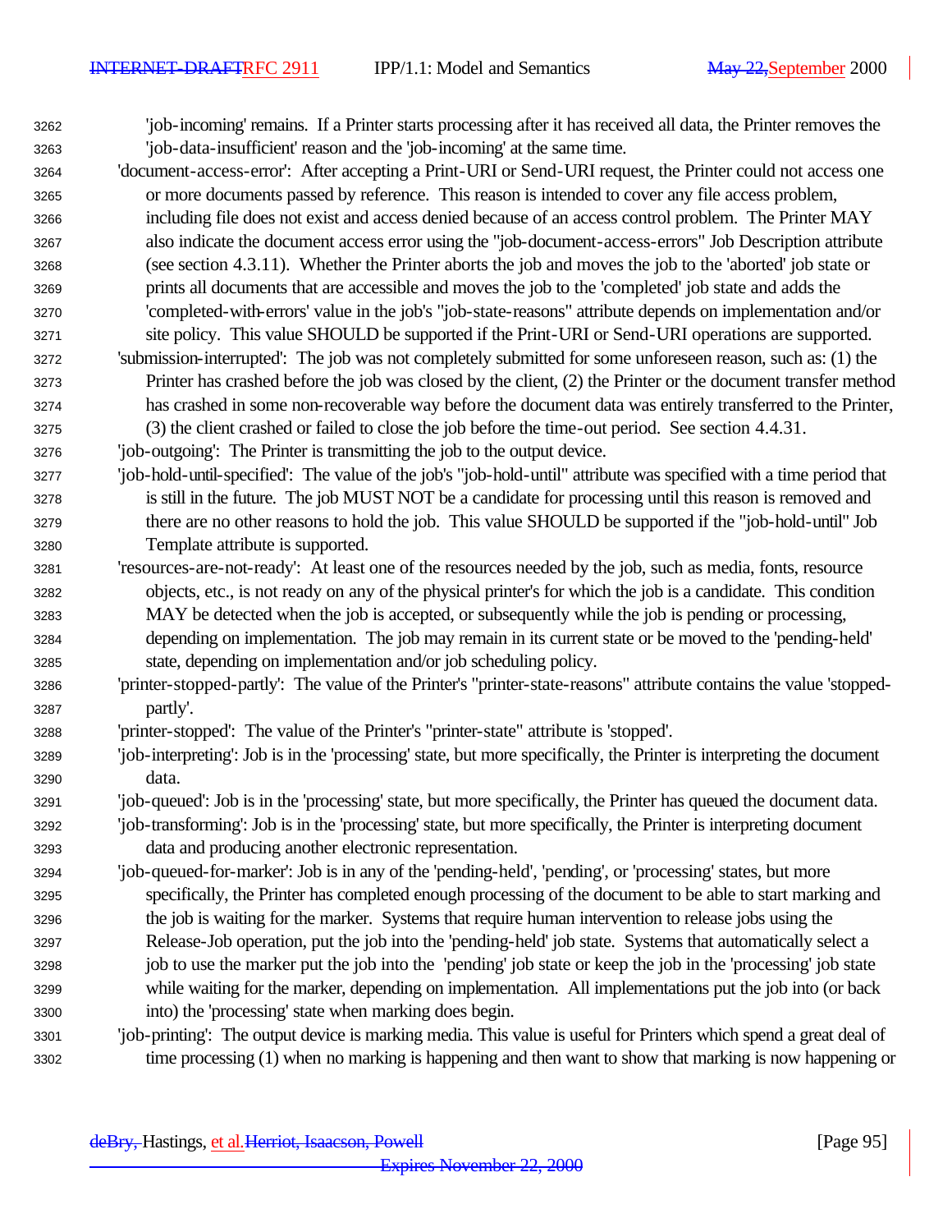'job-incoming' remains. If a Printer starts processing after it has received all data, the Printer removes the 'job-data-insufficient' reason and the 'job-incoming' at the same time.

'document-access-error': After accepting a Print-URI or Send-URI request, the Printer could not access one or more documents passed by reference. This reason is intended to cover any file access problem, including file does not exist and access denied because of an access control problem. The Printer MAY also indicate the document access error using the "job-document-access-errors" Job Description attribute (see section 4.3.11). Whether the Printer aborts the job and moves the job to the 'aborted' job state or prints all documents that are accessible and moves the job to the 'completed' job state and adds the 'completed-with-errors' value in the job's "job-state-reasons" attribute depends on implementation and/or site policy. This value SHOULD be supported if the Print-URI or Send-URI operations are supported.

'submission-interrupted': The job was not completely submitted for some unforeseen reason, such as: (1) the Printer has crashed before the job was closed by the client, (2) the Printer or the document transfer method has crashed in some non-recoverable way before the document data was entirely transferred to the Printer, (3) the client crashed or failed to close the job before the time-out period. See section 4.4.31.

'job-outgoing': The Printer is transmitting the job to the output device.

'job-hold-until-specified': The value of the job's "job-hold-until" attribute was specified with a time period that is still in the future. The job MUST NOT be a candidate for processing until this reason is removed and there are no other reasons to hold the job. This value SHOULD be supported if the "job-hold-until" Job Template attribute is supported.

'resources-are-not-ready': At least one of the resources needed by the job, such as media, fonts, resource objects, etc., is not ready on any of the physical printer's for which the job is a candidate. This condition MAY be detected when the job is accepted, or subsequently while the job is pending or processing, depending on implementation. The job may remain in its current state or be moved to the 'pending-held' state, depending on implementation and/or job scheduling policy.

'printer-stopped-partly': The value of the Printer's "printer-state-reasons" attribute contains the value 'stopped-partly'.

'printer-stopped': The value of the Printer's "printer-state" attribute is 'stopped'.

'job-interpreting': Job is in the 'processing' state, but more specifically, the Printer is interpreting the document data.

'job-queued': Job is in the 'processing' state, but more specifically, the Printer has queued the document data.

'job-transforming': Job is in the 'processing' state, but more specifically, the Printer is interpreting document data and producing another electronic representation.

'job-queued-for-marker': Job is in any of the 'pending-held', 'pending', or 'processing' states, but more specifically, the Printer has completed enough processing of the document to be able to start marking and the job is waiting for the marker. Systems that require human intervention to release jobs using the Release-Job operation, put the job into the 'pending-held' job state. Systems that automatically select a job to use the marker put the job into the 'pending' job state or keep the job in the 'processing' job state while waiting for the marker, depending on implementation. All implementations put the job into (or back into) the 'processing' state when marking does begin.

'job-printing': The output device is marking media. This value is useful for Printers which spend a great deal of time processing (1) when no marking is happening and then want to show that marking is now happening or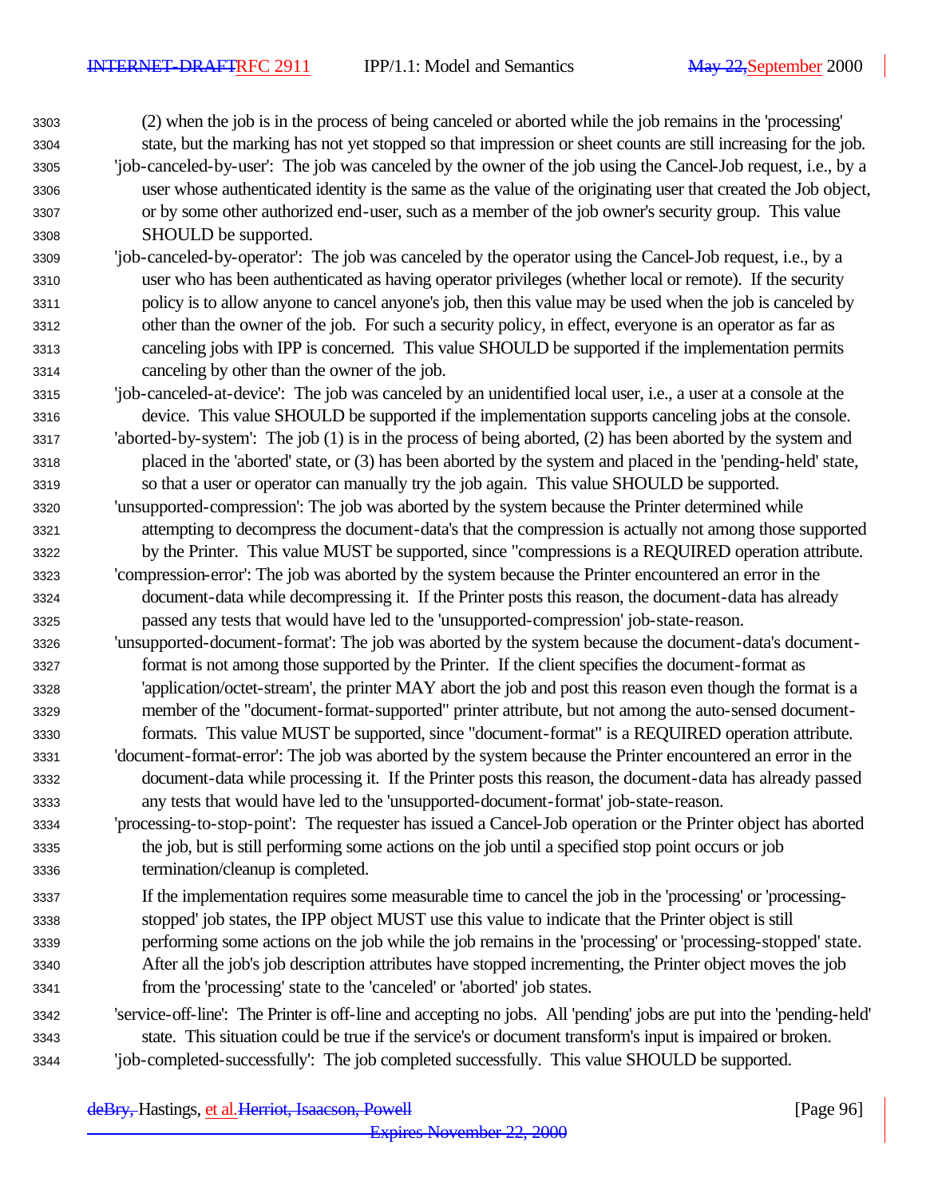(2) when the job is in the process of being canceled or aborted while the job remains in the 'processing' state, but the marking has not yet stopped so that impression or sheet counts are still increasing for the job.

'job-canceled-by-user': The job was canceled by the owner of the job using the Cancel-Job request, i.e., by a user whose authenticated identity is the same as the value of the originating user that created the Job object, or by some other authorized end-user, such as a member of the job owner's security group. This value SHOULD be supported.

'job-canceled-by-operator': The job was canceled by the operator using the Cancel-Job request, i.e., by a user who has been authenticated as having operator privileges (whether local or remote). If the security policy is to allow anyone to cancel anyone's job, then this value may be used when the job is canceled by other than the owner of the job. For such a security policy, in effect, everyone is an operator as far as canceling jobs with IPP is concerned. This value SHOULD be supported if the implementation permits canceling by other than the owner of the job.

'job-canceled-at-device': The job was canceled by an unidentified local user, i.e., a user at a console at the device. This value SHOULD be supported if the implementation supports canceling jobs at the console.

'aborted-by-system': The job (1) is in the process of being aborted, (2) has been aborted by the system and placed in the 'aborted' state, or (3) has been aborted by the system and placed in the 'pending-held' state, so that a user or operator can manually try the job again. This value SHOULD be supported.

'unsupported-compression': The job was aborted by the system because the Printer determined while attempting to decompress the document-data's that the compression is actually not among those supported by the Printer. This value MUST be supported, since "compressions is a REQUIRED operation attribute.

'compression-error': The job was aborted by the system because the Printer encountered an error in the document-data while decompressing it. If the Printer posts this reason, the document-data has already passed any tests that would have led to the 'unsupported-compression' job-state-reason.

'unsupported-document-format': The job was aborted by the system because the document-data's document-format is not among those supported by the Printer. If the client specifies the document-format as 'application/octet-stream', the printer MAY abort the job and post this reason even though the format is a member of the "document-format-supported" printer attribute, but not among the auto-sensed document-formats. This value MUST be supported, since "document-format" is a REQUIRED operation attribute.

'document-format-error': The job was aborted by the system because the Printer encountered an error in the document-data while processing it. If the Printer posts this reason, the document-data has already passed any tests that would have led to the 'unsupported-document-format' job-state-reason.

'processing-to-stop-point': The requester has issued a Cancel-Job operation or the Printer object has aborted the job, but is still performing some actions on the job until a specified stop point occurs or job termination/cleanup is completed.

If the implementation requires some measurable time to cancel the job in the 'processing' or 'processing-stopped' job states, the IPP object MUST use this value to indicate that the Printer object is still performing some actions on the job while the job remains in the 'processing' or 'processing-stopped' state. After all the job's job description attributes have stopped incrementing, the Printer object moves the job from the 'processing' state to the 'canceled' or 'aborted' job states.

'service-off-line': The Printer is off-line and accepting no jobs. All 'pending' jobs are put into the 'pending-held' state. This situation could be true if the service's or document transform's input is impaired or broken.

'job-completed-successfully': The job completed successfully. This value SHOULD be supported.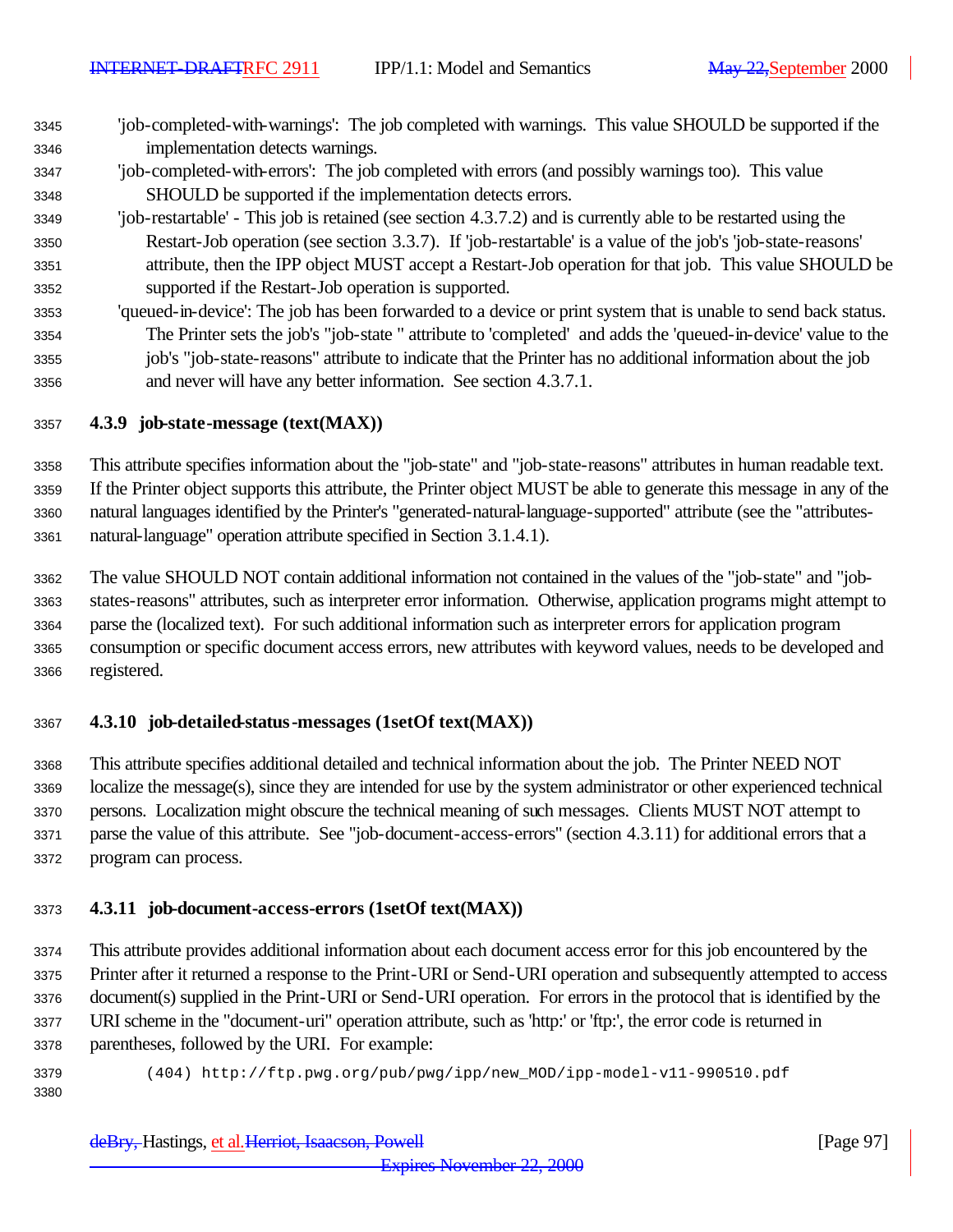'job-completed-with-warnings': The job completed with warnings. This value SHOULD be supported if the implementation detects warnings.

'job-completed-with-errors': The job completed with errors (and possibly warnings too). This value SHOULD be supported if the implementation detects errors.

'job-restartable' - This job is retained (see section 4.3.7.2) and is currently able to be restarted using the Restart-Job operation (see section 3.3.7). If 'job-restartable' is a value of the job's 'job-state-reasons' attribute, then the IPP object MUST accept a Restart-Job operation for that job. This value SHOULD be supported if the Restart-Job operation is supported.

'queued-in-device': The job has been forwarded to a device or print system that is unable to send back status. The Printer sets the job's "job-state " attribute to 'completed' and adds the 'queued-in-device' value to the job's "job-state-reasons" attribute to indicate that the Printer has no additional information about the job and never will have any better information. See section 4.3.7.1.

### 4.3.9 job-state-message (text(MAX))

This attribute specifies information about the "job-state" and "job-state-reasons" attributes in human readable text. If the Printer object supports this attribute, the Printer object MUST be able to generate this message in any of the natural languages identified by the Printer's "generated-natural-language-supported" attribute (see the "attributes-natural-language" operation attribute specified in Section 3.1.4.1).

The value SHOULD NOT contain additional information not contained in the values of the "job-state" and "job-states-reasons" attributes, such as interpreter error information. Otherwise, application programs might attempt to parse the (localized text). For such additional information such as interpreter errors for application program consumption or specific document access errors, new attributes with keyword values, needs to be developed and registered.

### 4.3.10 job-detailed-status-messages (1setOf text(MAX))

This attribute specifies additional detailed and technical information about the job. The Printer NEED NOT localize the message(s), since they are intended for use by the system administrator or other experienced technical persons. Localization might obscure the technical meaning of such messages. Clients MUST NOT attempt to parse the value of this attribute. See "job-document-access-errors" (section 4.3.11) for additional errors that a program can process.

### 4.3.11 job-document-access-errors (1setOf text(MAX))

This attribute provides additional information about each document access error for this job encountered by the Printer after it returned a response to the Print-URI or Send-URI operation and subsequently attempted to access document(s) supplied in the Print-URI or Send-URI operation. For errors in the protocol that is identified by the URI scheme in the "document-uri" operation attribute, such as 'http:' or 'ftp:', the error code is returned in parentheses, followed by the URI. For example:

```
(404) http://ftp.pwg.org/pub/pwg/ipp/new_MOD/ipp-model-v11-990510.pdf
```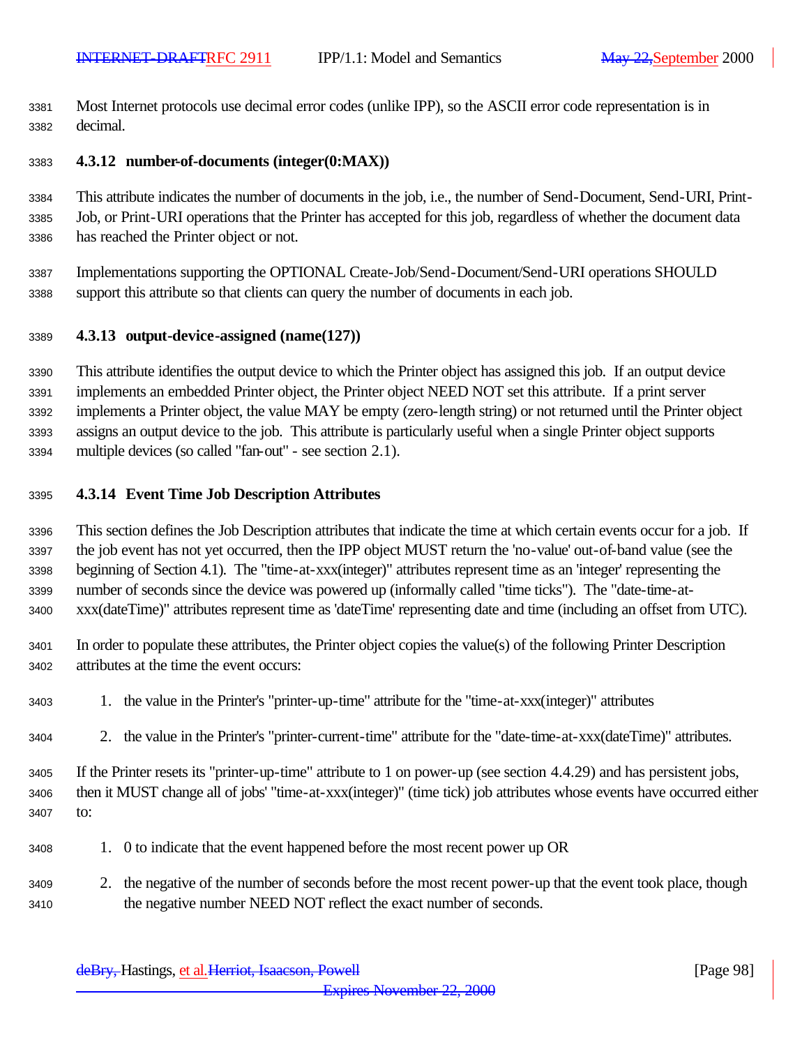Most Internet protocols use decimal error codes (unlike IPP), so the ASCII error code representation is in decimal.

### 4.3.12 number-of-documents (integer(0:MAX))

This attribute indicates the number of documents in the job, i.e., the number of Send-Document, Send-URI, Print-Job, or Print-URI operations that the Printer has accepted for this job, regardless of whether the document data has reached the Printer object or not.

Implementations supporting the OPTIONAL Create-Job/Send-Document/Send-URI operations SHOULD support this attribute so that clients can query the number of documents in each job.

### 4.3.13 output-device-assigned (name(127))

This attribute identifies the output device to which the Printer object has assigned this job. If an output device implements an embedded Printer object, the Printer object NEED NOT set this attribute. If a print server implements a Printer object, the value MAY be empty (zero-length string) or not returned until the Printer object assigns an output device to the job. This attribute is particularly useful when a single Printer object supports multiple devices (so called "fan-out" - see section 2.1).

### 4.3.14 Event Time Job Description Attributes

This section defines the Job Description attributes that indicate the time at which certain events occur for a job. If the job event has not yet occurred, then the IPP object MUST return the 'no-value' out-of-band value (see the beginning of Section 4.1). The "time-at-xxx(integer)" attributes represent time as an 'integer' representing the number of seconds since the device was powered up (informally called "time ticks"). The "date-time-at-xxx(dateTime)" attributes represent time as 'dateTime' representing date and time (including an offset from UTC).

In order to populate these attributes, the Printer object copies the value(s) of the following Printer Description attributes at the time the event occurs:

1. the value in the Printer's "printer-up-time" attribute for the "time-at-xxx(integer)" attributes
2. the value in the Printer's "printer-current-time" attribute for the "date-time-at-xxx(dateTime)" attributes.

If the Printer resets its "printer-up-time" attribute to 1 on power-up (see section 4.4.29) and has persistent jobs, then it MUST change all of jobs' "time-at-xxx(integer)" (time tick) job attributes whose events have occurred either to:

1. 0 to indicate that the event happened before the most recent power up OR
2. the negative of the number of seconds before the most recent power-up that the event took place, though the negative number NEED NOT reflect the exact number of seconds.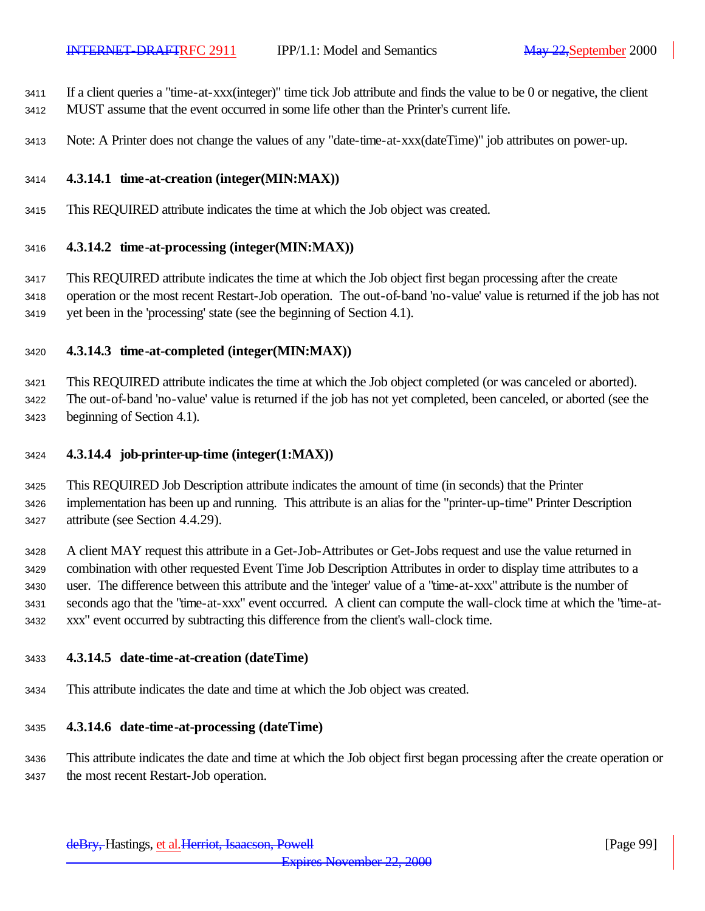If a client queries a "time-at-xxx(integer)" time tick Job attribute and finds the value to be 0 or negative, the client MUST assume that the event occurred in some life other than the Printer's current life.

Note: A Printer does not change the values of any "date-time-at-xxx(dateTime)" job attributes on power-up.

#### 4.3.14.1 time-at-creation (integer(MIN:MAX))

This REQUIRED attribute indicates the time at which the Job object was created.

#### 4.3.14.2 time-at-processing (integer(MIN:MAX))

This REQUIRED attribute indicates the time at which the Job object first began processing after the create operation or the most recent Restart-Job operation. The out-of-band 'no-value' value is returned if the job has not yet been in the 'processing' state (see the beginning of Section 4.1).

#### 4.3.14.3 time-at-completed (integer(MIN:MAX))

This REQUIRED attribute indicates the time at which the Job object completed (or was canceled or aborted). The out-of-band 'no-value' value is returned if the job has not yet completed, been canceled, or aborted (see the beginning of Section 4.1).

#### 4.3.14.4 job-printer-up-time (integer(1:MAX))

This REQUIRED Job Description attribute indicates the amount of time (in seconds) that the Printer implementation has been up and running. This attribute is an alias for the "printer-up-time" Printer Description attribute (see Section 4.4.29).

A client MAY request this attribute in a Get-Job-Attributes or Get-Jobs request and use the value returned in combination with other requested Event Time Job Description Attributes in order to display time attributes to a user. The difference between this attribute and the 'integer' value of a "time-at-xxx" attribute is the number of seconds ago that the "time-at-xxx" event occurred. A client can compute the wall-clock time at which the "time-at-xxx" event occurred by subtracting this difference from the client's wall-clock time.

#### 4.3.14.5 date-time-at-creation (dateTime)

This attribute indicates the date and time at which the Job object was created.

#### 4.3.14.6 date-time-at-processing (dateTime)

This attribute indicates the date and time at which the Job object first began processing after the create operation or the most recent Restart-Job operation.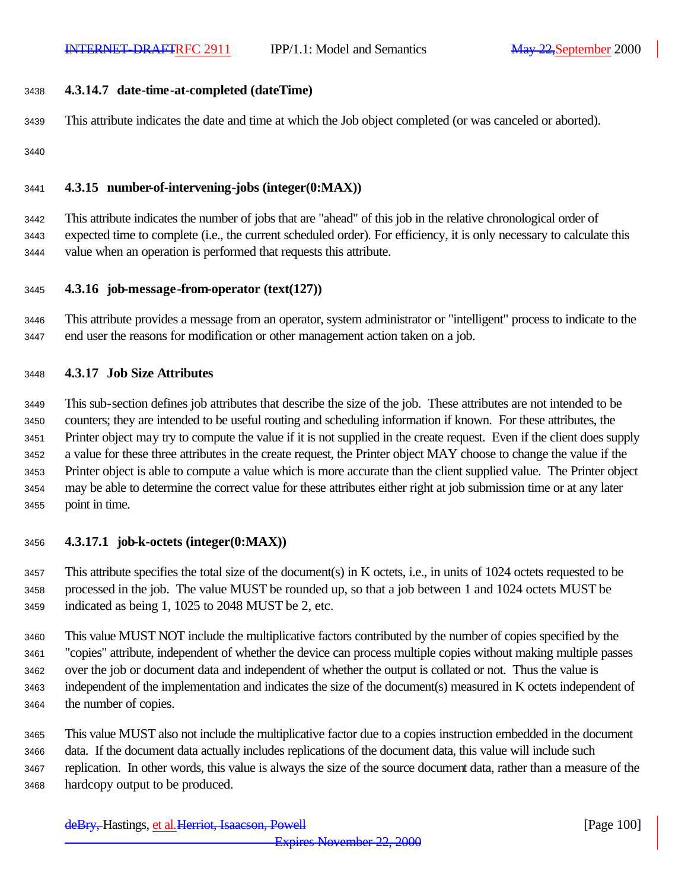#### 4.3.14.7 date-time-at-completed (dateTime)

This attribute indicates the date and time at which the Job object completed (or was canceled or aborted).

### 4.3.15 number-of-intervening-jobs (integer(0:MAX))

This attribute indicates the number of jobs that are "ahead" of this job in the relative chronological order of expected time to complete (i.e., the current scheduled order). For efficiency, it is only necessary to calculate this value when an operation is performed that requests this attribute.

### 4.3.16 job-message-from-operator (text(127))

This attribute provides a message from an operator, system administrator or "intelligent" process to indicate to the end user the reasons for modification or other management action taken on a job.

### 4.3.17 Job Size Attributes

This sub-section defines job attributes that describe the size of the job. These attributes are not intended to be counters; they are intended to be useful routing and scheduling information if known. For these attributes, the Printer object may try to compute the value if it is not supplied in the create request. Even if the client does supply a value for these three attributes in the create request, the Printer object MAY choose to change the value if the Printer object is able to compute a value which is more accurate than the client supplied value. The Printer object may be able to determine the correct value for these attributes either right at job submission time or at any later point in time.

#### 4.3.17.1 job-k-octets (integer(0:MAX))

This attribute specifies the total size of the document(s) in K octets, i.e., in units of 1024 octets requested to be processed in the job. The value MUST be rounded up, so that a job between 1 and 1024 octets MUST be indicated as being 1, 1025 to 2048 MUST be 2, etc.

This value MUST NOT include the multiplicative factors contributed by the number of copies specified by the "copies" attribute, independent of whether the device can process multiple copies without making multiple passes over the job or document data and independent of whether the output is collated or not. Thus the value is independent of the implementation and indicates the size of the document(s) measured in K octets independent of the number of copies.

This value MUST also not include the multiplicative factor due to a copies instruction embedded in the document data. If the document data actually includes replications of the document data, this value will include such replication. In other words, this value is always the size of the source document data, rather than a measure of the hardcopy output to be produced.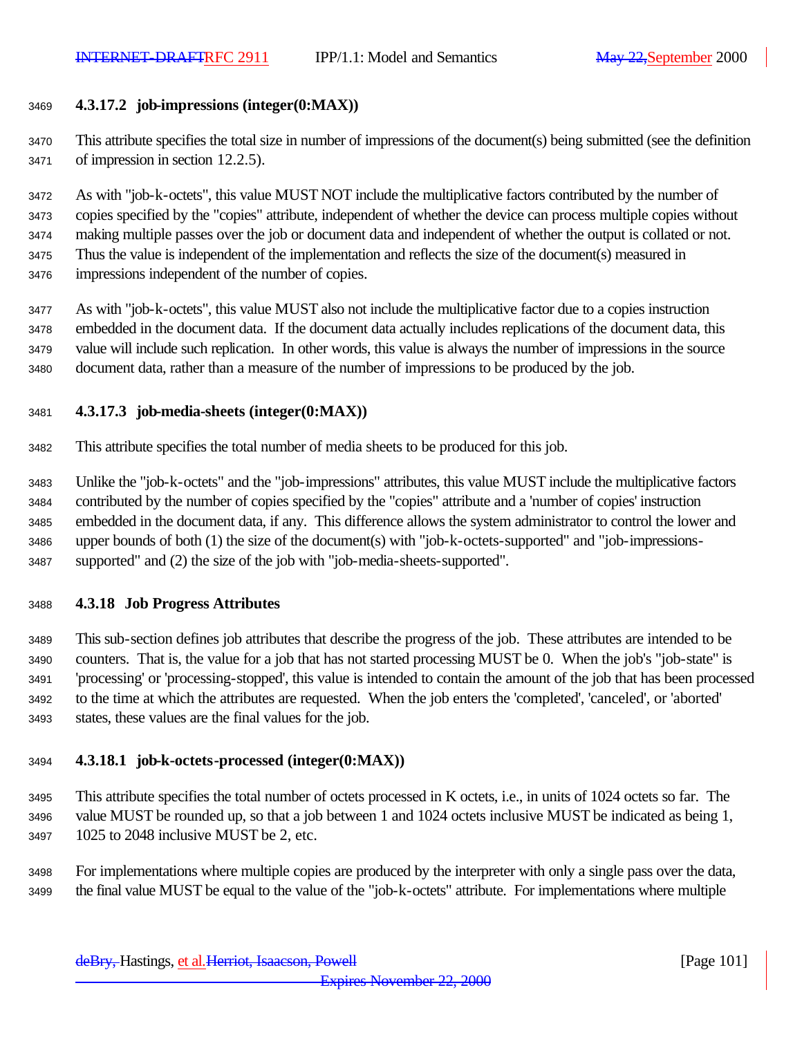#### 4.3.17.2 job-impressions (integer(0:MAX))

This attribute specifies the total size in number of impressions of the document(s) being submitted (see the definition of impression in section 12.2.5).

As with "job-k-octets", this value MUST NOT include the multiplicative factors contributed by the number of copies specified by the "copies" attribute, independent of whether the device can process multiple copies without making multiple passes over the job or document data and independent of whether the output is collated or not. Thus the value is independent of the implementation and reflects the size of the document(s) measured in impressions independent of the number of copies.

As with "job-k-octets", this value MUST also not include the multiplicative factor due to a copies instruction embedded in the document data. If the document data actually includes replications of the document data, this value will include such replication. In other words, this value is always the number of impressions in the source document data, rather than a measure of the number of impressions to be produced by the job.

#### 4.3.17.3 job-media-sheets (integer(0:MAX))

This attribute specifies the total number of media sheets to be produced for this job.

Unlike the "job-k-octets" and the "job-impressions" attributes, this value MUST include the multiplicative factors contributed by the number of copies specified by the "copies" attribute and a 'number of copies' instruction embedded in the document data, if any. This difference allows the system administrator to control the lower and upper bounds of both (1) the size of the document(s) with "job-k-octets-supported" and "job-impressions-supported" and (2) the size of the job with "job-media-sheets-supported".

### 4.3.18 Job Progress Attributes

This sub-section defines job attributes that describe the progress of the job. These attributes are intended to be counters. That is, the value for a job that has not started processing MUST be 0. When the job's "job-state" is 'processing' or 'processing-stopped', this value is intended to contain the amount of the job that has been processed to the time at which the attributes are requested. When the job enters the 'completed', 'canceled', or 'aborted' states, these values are the final values for the job.

#### 4.3.18.1 job-k-octets-processed (integer(0:MAX))

This attribute specifies the total number of octets processed in K octets, i.e., in units of 1024 octets so far. The value MUST be rounded up, so that a job between 1 and 1024 octets inclusive MUST be indicated as being 1, 1025 to 2048 inclusive MUST be 2, etc.

For implementations where multiple copies are produced by the interpreter with only a single pass over the data, the final value MUST be equal to the value of the "job-k-octets" attribute. For implementations where multiple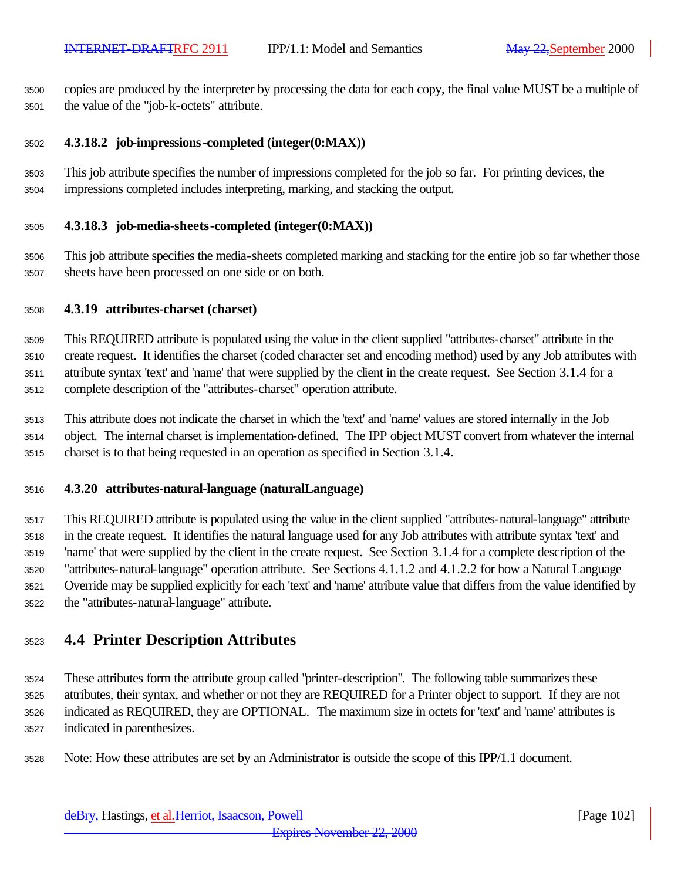copies are produced by the interpreter by processing the data for each copy, the final value MUST be a multiple of the value of the "job-k-octets" attribute.

### 4.3.18.2 job-impressions-completed (integer(0:MAX))

This job attribute specifies the number of impressions completed for the job so far. For printing devices, the impressions completed includes interpreting, marking, and stacking the output.

### 4.3.18.3 job-media-sheets-completed (integer(0:MAX))

This job attribute specifies the media-sheets completed marking and stacking for the entire job so far whether those sheets have been processed on one side or on both.

### 4.3.19 attributes-charset (charset)

This REQUIRED attribute is populated using the value in the client supplied "attributes-charset" attribute in the create request. It identifies the charset (coded character set and encoding method) used by any Job attributes with attribute syntax 'text' and 'name' that were supplied by the client in the create request. See Section 3.1.4 for a complete description of the "attributes-charset" operation attribute.

This attribute does not indicate the charset in which the 'text' and 'name' values are stored internally in the Job object. The internal charset is implementation-defined. The IPP object MUST convert from whatever the internal charset is to that being requested in an operation as specified in Section 3.1.4.

### 4.3.20 attributes-natural-language (naturalLanguage)

This REQUIRED attribute is populated using the value in the client supplied "attributes-natural-language" attribute in the create request. It identifies the natural language used for any Job attributes with attribute syntax 'text' and 'name' that were supplied by the client in the create request. See Section 3.1.4 for a complete description of the "attributes-natural-language" operation attribute. See Sections 4.1.1.2 and 4.1.2.2 for how a Natural Language Override may be supplied explicitly for each 'text' and 'name' attribute value that differs from the value identified by the "attributes-natural-language" attribute.

## 4.4 Printer Description Attributes

These attributes form the attribute group called "printer-description". The following table summarizes these attributes, their syntax, and whether or not they are REQUIRED for a Printer object to support. If they are not indicated as REQUIRED, they are OPTIONAL. The maximum size in octets for 'text' and 'name' attributes is indicated in parenthesizes.

Note: How these attributes are set by an Administrator is outside the scope of this IPP/1.1 document.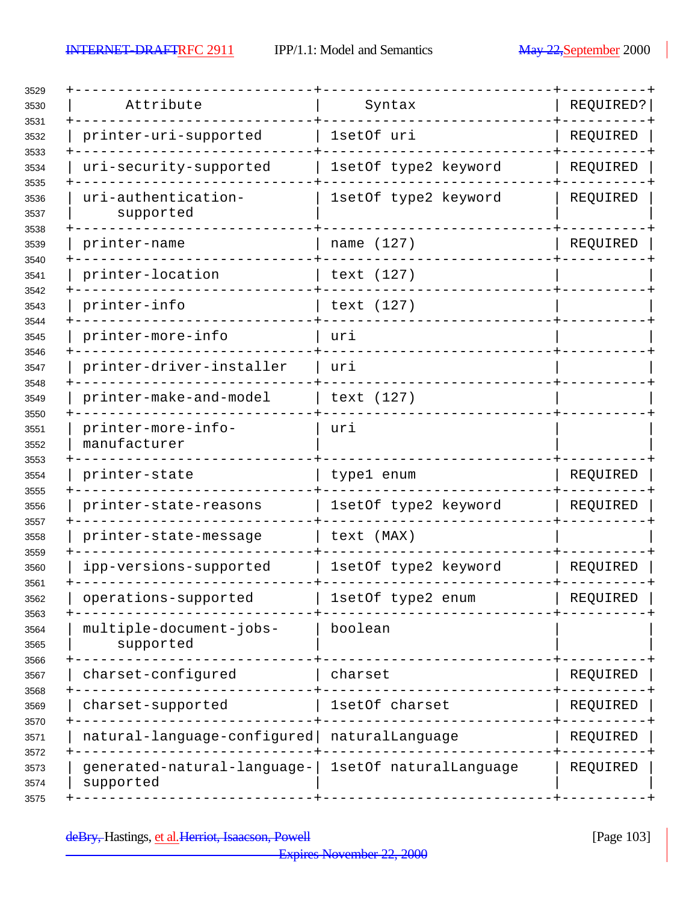| Attribute | Syntax | REQUIRED? |
| --- | --- | --- |
| printer-uri-supported | 1setOf uri | REQUIRED |
| uri-security-supported | 1setOf type2 keyword | REQUIRED |
| uri-authentication-supported | 1setOf type2 keyword | REQUIRED |
| printer-name | name (127) | REQUIRED |
| printer-location | text (127) | |
| printer-info | text (127) | |
| printer-more-info | uri | |
| printer-driver-installer | uri | |
| printer-make-and-model | text (127) | |
| printer-more-info-manufacturer | uri | |
| printer-state | type1 enum | REQUIRED |
| printer-state-reasons | 1setOf type2 keyword | REQUIRED |
| printer-state-message | text (MAX) | |
| ipp-versions-supported | 1setOf type2 keyword | REQUIRED |
| operations-supported | 1setOf type2 enum | REQUIRED |
| multiple-document-jobs-supported | boolean | |
| charset-configured | charset | REQUIRED |
| charset-supported | 1setOf charset | REQUIRED |
| natural-language-configured | naturalLanguage | REQUIRED |
| generated-natural-language-supported | 1setOf naturalLanguage | REQUIRED |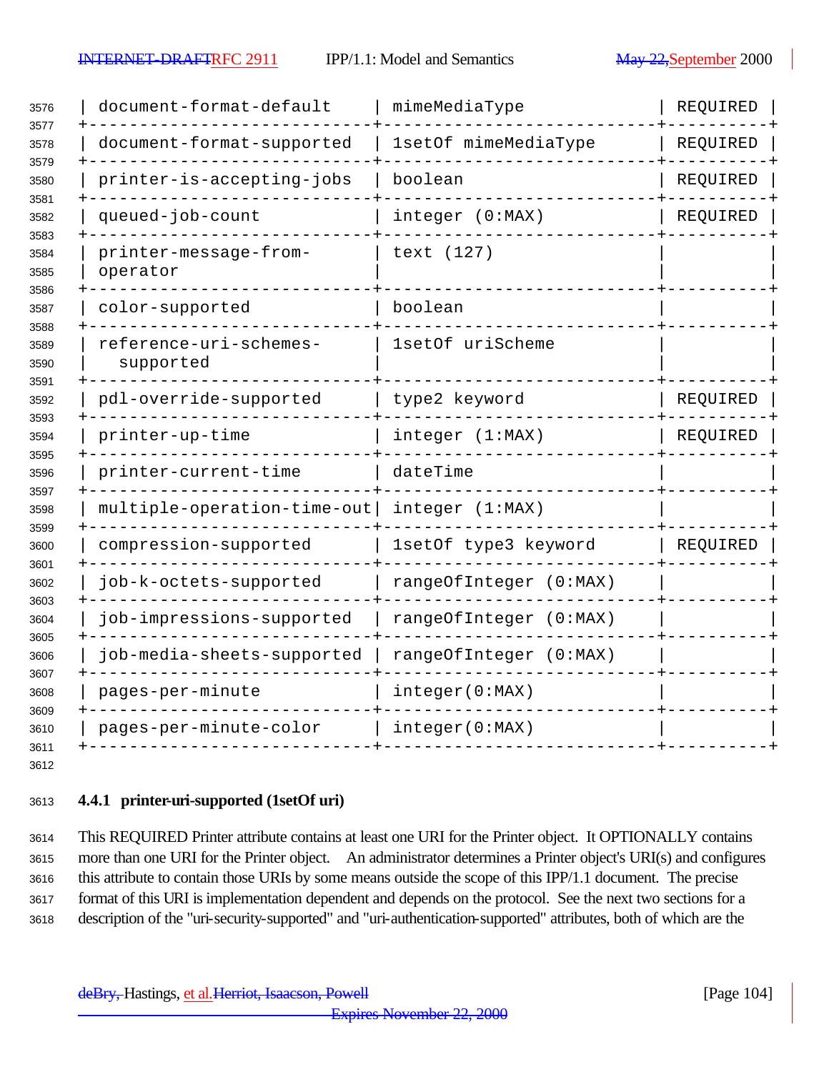| document-format-default | mimeMediaType | REQUIRED |
|---|---|---|
| document-format-supported | 1setOf mimeMediaType | REQUIRED |
| printer-is-accepting-jobs | boolean | REQUIRED |
| queued-job-count | integer (0:MAX) | REQUIRED |
| printer-message-from-operator | text (127) | |
| color-supported | boolean | |
| reference-uri-schemes-supported | 1setOf uriScheme | |
| pdl-override-supported | type2 keyword | REQUIRED |
| printer-up-time | integer (1:MAX) | REQUIRED |
| printer-current-time | dateTime | |
| multiple-operation-time-out | integer (1:MAX) | |
| compression-supported | 1setOf type3 keyword | REQUIRED |
| job-k-octets-supported | rangeOfInteger (0:MAX) | |
| job-impressions-supported | rangeOfInteger (0:MAX) | |
| job-media-sheets-supported | rangeOfInteger (0:MAX) | |
| pages-per-minute | integer(0:MAX) | |
| pages-per-minute-color | integer(0:MAX) | |

### 4.4.1 printer-uri-supported (1setOf uri)

This REQUIRED Printer attribute contains at least one URI for the Printer object. It OPTIONALLY contains more than one URI for the Printer object. An administrator determines a Printer object's URI(s) and configures this attribute to contain those URIs by some means outside the scope of this IPP/1.1 document. The precise format of this URI is implementation dependent and depends on the protocol. See the next two sections for a description of the "uri-security-supported" and "uri-authentication-supported" attributes, both of which are the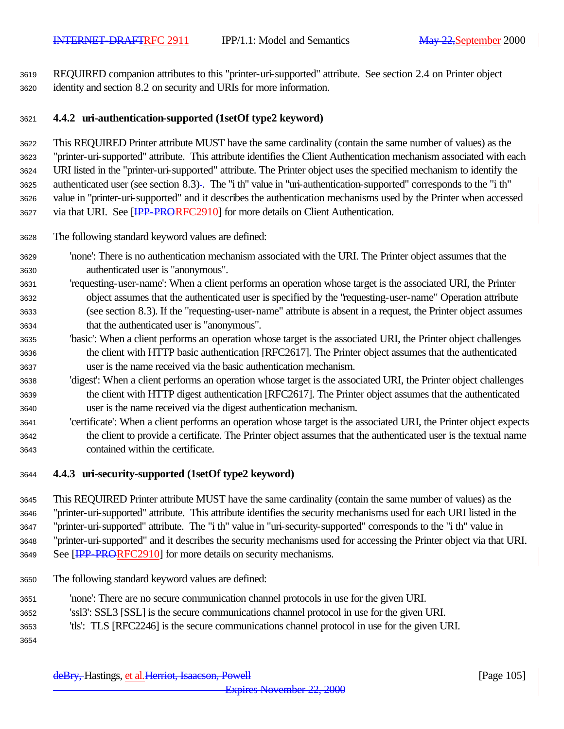REQUIRED companion attributes to this "printer-uri-supported" attribute. See section 2.4 on Printer object identity and section 8.2 on security and URIs for more information.

#### 4.4.2 uri-authentication-supported (1setOf type2 keyword)

This REQUIRED Printer attribute MUST have the same cardinality (contain the same number of values) as the "printer-uri-supported" attribute. This attribute identifies the Client Authentication mechanism associated with each URI listed in the "printer-uri-supported" attribute. The Printer object uses the specified mechanism to identify the authenticated user (see section 8.3). The "i th" value in "uri-authentication-supported" corresponds to the "i th" value in "printer-uri-supported" and it describes the authentication mechanisms used by the Printer when accessed via that URI. See [IPP-PRORFC2910] for more details on Client Authentication.

The following standard keyword values are defined:

'none': There is no authentication mechanism associated with the URI. The Printer object assumes that the authenticated user is "anonymous".

'requesting-user-name': When a client performs an operation whose target is the associated URI, the Printer object assumes that the authenticated user is specified by the "requesting-user-name" Operation attribute (see section 8.3). If the "requesting-user-name" attribute is absent in a request, the Printer object assumes that the authenticated user is "anonymous".

'basic': When a client performs an operation whose target is the associated URI, the Printer object challenges the client with HTTP basic authentication [RFC2617]. The Printer object assumes that the authenticated user is the name received via the basic authentication mechanism.

'digest': When a client performs an operation whose target is the associated URI, the Printer object challenges the client with HTTP digest authentication [RFC2617]. The Printer object assumes that the authenticated user is the name received via the digest authentication mechanism.

'certificate': When a client performs an operation whose target is the associated URI, the Printer object expects the client to provide a certificate. The Printer object assumes that the authenticated user is the textual name contained within the certificate.

#### 4.4.3 uri-security-supported (1setOf type2 keyword)

This REQUIRED Printer attribute MUST have the same cardinality (contain the same number of values) as the "printer-uri-supported" attribute. This attribute identifies the security mechanisms used for each URI listed in the "printer-uri-supported" attribute. The "i th" value in "uri-security-supported" corresponds to the "i th" value in "printer-uri-supported" and it describes the security mechanisms used for accessing the Printer object via that URI. See [IPP-PRORFC2910] for more details on security mechanisms.

The following standard keyword values are defined:

'none': There are no secure communication channel protocols in use for the given URI.
'ssl3': SSL3 [SSL] is the secure communications channel protocol in use for the given URI.
'tls': TLS [RFC2246] is the secure communications channel protocol in use for the given URI.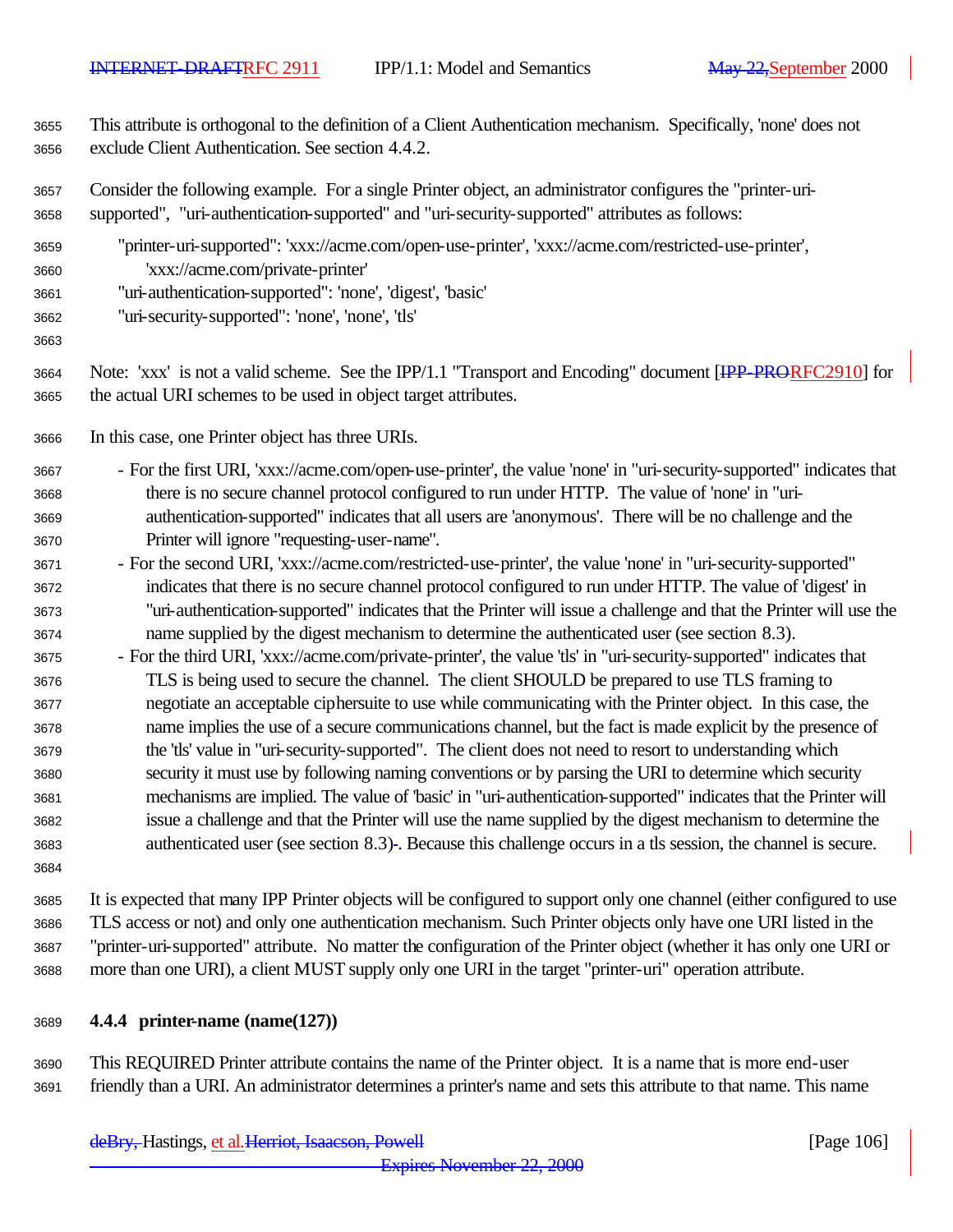This attribute is orthogonal to the definition of a Client Authentication mechanism. Specifically, 'none' does not exclude Client Authentication. See section 4.4.2.

Consider the following example. For a single Printer object, an administrator configures the "printer-uri-supported", "uri-authentication-supported" and "uri-security-supported" attributes as follows:

```
"printer-uri-supported": 'xxx://acme.com/open-use-printer', 'xxx://acme.com/restricted-use-printer',
     'xxx://acme.com/private-printer'
"uri-authentication-supported": 'none', 'digest', 'basic'
"uri-security-supported": 'none', 'none', 'tls'
```

Note: 'xxx' is not a valid scheme. See the IPP/1.1 "Transport and Encoding" document [~~IPP-PRO~~RFC2910] for the actual URI schemes to be used in object target attributes.

In this case, one Printer object has three URIs.

- For the first URI, 'xxx://acme.com/open-use-printer', the value 'none' in "uri-security-supported" indicates that there is no secure channel protocol configured to run under HTTP. The value of 'none' in "uri-authentication-supported" indicates that all users are 'anonymous'. There will be no challenge and the Printer will ignore "requesting-user-name".
- For the second URI, 'xxx://acme.com/restricted-use-printer', the value 'none' in "uri-security-supported" indicates that there is no secure channel protocol configured to run under HTTP. The value of 'digest' in "uri-authentication-supported" indicates that the Printer will issue a challenge and that the Printer will use the name supplied by the digest mechanism to determine the authenticated user (see section 8.3).
- For the third URI, 'xxx://acme.com/private-printer', the value 'tls' in "uri-security-supported" indicates that TLS is being used to secure the channel. The client SHOULD be prepared to use TLS framing to negotiate an acceptable ciphersuite to use while communicating with the Printer object. In this case, the name implies the use of a secure communications channel, but the fact is made explicit by the presence of the 'tls' value in "uri-security-supported". The client does not need to resort to understanding which security it must use by following naming conventions or by parsing the URI to determine which security mechanisms are implied. The value of 'basic' in "uri-authentication-supported" indicates that the Printer will issue a challenge and that the Printer will use the name supplied by the digest mechanism to determine the authenticated user (see section 8.3)~~-~~. Because this challenge occurs in a tls session, the channel is secure.

It is expected that many IPP Printer objects will be configured to support only one channel (either configured to use TLS access or not) and only one authentication mechanism. Such Printer objects only have one URI listed in the "printer-uri-supported" attribute. No matter the configuration of the Printer object (whether it has only one URI or more than one URI), a client MUST supply only one URI in the target "printer-uri" operation attribute.

### 4.4.4 printer-name (name(127))

This REQUIRED Printer attribute contains the name of the Printer object. It is a name that is more end-user friendly than a URI. An administrator determines a printer's name and sets this attribute to that name. This name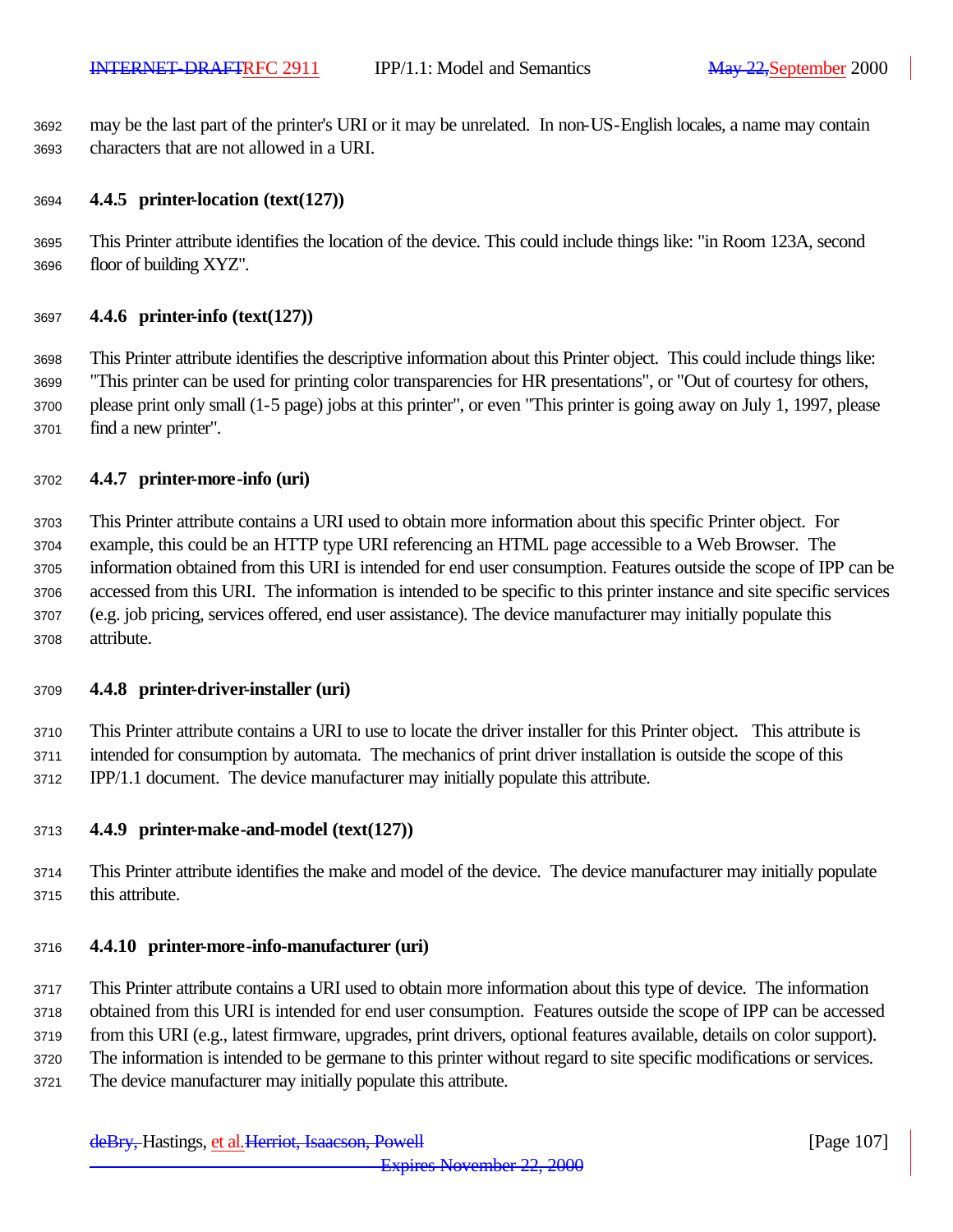may be the last part of the printer's URI or it may be unrelated. In non-US-English locales, a name may contain characters that are not allowed in a URI.

### 4.4.5 printer-location (text(127))

This Printer attribute identifies the location of the device. This could include things like: "in Room 123A, second floor of building XYZ".

### 4.4.6 printer-info (text(127))

This Printer attribute identifies the descriptive information about this Printer object. This could include things like: "This printer can be used for printing color transparencies for HR presentations", or "Out of courtesy for others, please print only small (1-5 page) jobs at this printer", or even "This printer is going away on July 1, 1997, please find a new printer".

### 4.4.7 printer-more-info (uri)

This Printer attribute contains a URI used to obtain more information about this specific Printer object. For example, this could be an HTTP type URI referencing an HTML page accessible to a Web Browser. The information obtained from this URI is intended for end user consumption. Features outside the scope of IPP can be accessed from this URI. The information is intended to be specific to this printer instance and site specific services (e.g. job pricing, services offered, end user assistance). The device manufacturer may initially populate this attribute.

### 4.4.8 printer-driver-installer (uri)

This Printer attribute contains a URI to use to locate the driver installer for this Printer object. This attribute is intended for consumption by automata. The mechanics of print driver installation is outside the scope of this IPP/1.1 document. The device manufacturer may initially populate this attribute.

### 4.4.9 printer-make-and-model (text(127))

This Printer attribute identifies the make and model of the device. The device manufacturer may initially populate this attribute.

### 4.4.10 printer-more-info-manufacturer (uri)

This Printer attribute contains a URI used to obtain more information about this type of device. The information obtained from this URI is intended for end user consumption. Features outside the scope of IPP can be accessed from this URI (e.g., latest firmware, upgrades, print drivers, optional features available, details on color support). The information is intended to be germane to this printer without regard to site specific modifications or services. The device manufacturer may initially populate this attribute.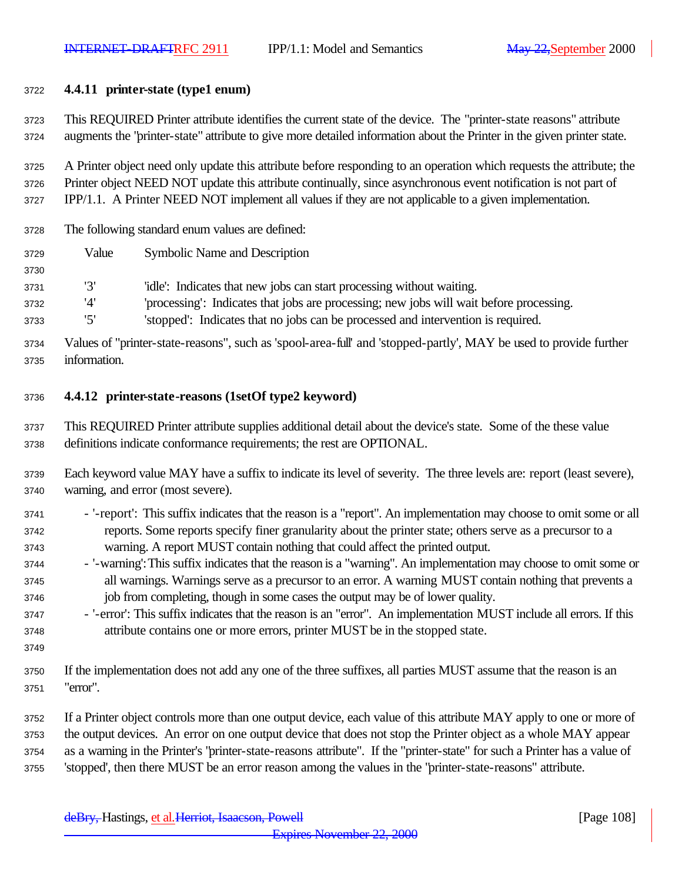### 4.4.11 printer-state (type1 enum)

This REQUIRED Printer attribute identifies the current state of the device. The "printer-state reasons" attribute augments the "printer-state" attribute to give more detailed information about the Printer in the given printer state.

A Printer object need only update this attribute before responding to an operation which requests the attribute; the Printer object NEED NOT update this attribute continually, since asynchronous event notification is not part of IPP/1.1. A Printer NEED NOT implement all values if they are not applicable to a given implementation.

The following standard enum values are defined:

| Value | Symbolic Name and Description |
|---|---|
| '3' | 'idle': Indicates that new jobs can start processing without waiting. |
| '4' | 'processing': Indicates that jobs are processing; new jobs will wait before processing. |
| '5' | 'stopped': Indicates that no jobs can be processed and intervention is required. |

Values of "printer-state-reasons", such as 'spool-area-full' and 'stopped-partly', MAY be used to provide further information.

### 4.4.12 printer-state-reasons (1setOf type2 keyword)

This REQUIRED Printer attribute supplies additional detail about the device's state. Some of the these value definitions indicate conformance requirements; the rest are OPTIONAL.

Each keyword value MAY have a suffix to indicate its level of severity. The three levels are: report (least severe), warning, and error (most severe).

- '-report': This suffix indicates that the reason is a "report". An implementation may choose to omit some or all reports. Some reports specify finer granularity about the printer state; others serve as a precursor to a warning. A report MUST contain nothing that could affect the printed output.
- '-warning': This suffix indicates that the reason is a "warning". An implementation may choose to omit some or all warnings. Warnings serve as a precursor to an error. A warning MUST contain nothing that prevents a job from completing, though in some cases the output may be of lower quality.
- '-error': This suffix indicates that the reason is an "error". An implementation MUST include all errors. If this attribute contains one or more errors, printer MUST be in the stopped state.

If the implementation does not add any one of the three suffixes, all parties MUST assume that the reason is an "error".

If a Printer object controls more than one output device, each value of this attribute MAY apply to one or more of the output devices. An error on one output device that does not stop the Printer object as a whole MAY appear as a warning in the Printer's "printer-state-reasons attribute". If the "printer-state" for such a Printer has a value of 'stopped', then there MUST be an error reason among the values in the "printer-state-reasons" attribute.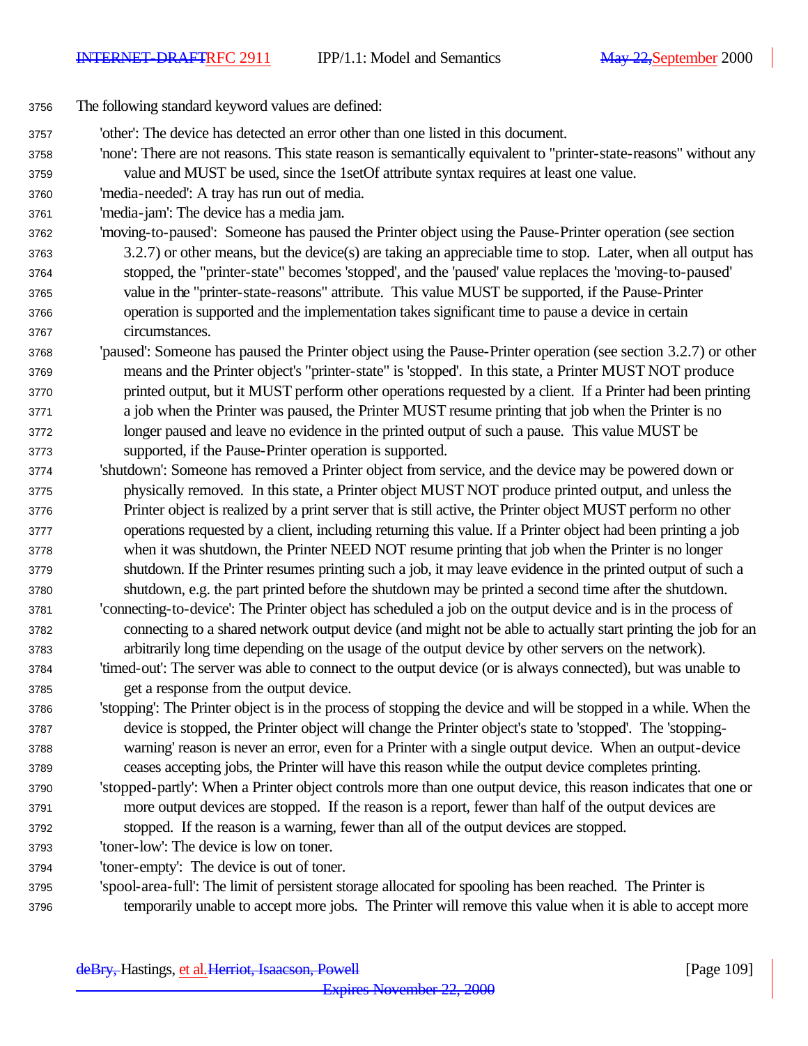The following standard keyword values are defined:

'other': The device has detected an error other than one listed in this document.

'none': There are not reasons. This state reason is semantically equivalent to "printer-state-reasons" without any value and MUST be used, since the 1setOf attribute syntax requires at least one value.

'media-needed': A tray has run out of media.

'media-jam': The device has a media jam.

'moving-to-paused': Someone has paused the Printer object using the Pause-Printer operation (see section 3.2.7) or other means, but the device(s) are taking an appreciable time to stop. Later, when all output has stopped, the "printer-state" becomes 'stopped', and the 'paused' value replaces the 'moving-to-paused' value in the "printer-state-reasons" attribute. This value MUST be supported, if the Pause-Printer operation is supported and the implementation takes significant time to pause a device in certain circumstances.

'paused': Someone has paused the Printer object using the Pause-Printer operation (see section 3.2.7) or other means and the Printer object's "printer-state" is 'stopped'. In this state, a Printer MUST NOT produce printed output, but it MUST perform other operations requested by a client. If a Printer had been printing a job when the Printer was paused, the Printer MUST resume printing that job when the Printer is no longer paused and leave no evidence in the printed output of such a pause. This value MUST be supported, if the Pause-Printer operation is supported.

'shutdown': Someone has removed a Printer object from service, and the device may be powered down or physically removed. In this state, a Printer object MUST NOT produce printed output, and unless the Printer object is realized by a print server that is still active, the Printer object MUST perform no other operations requested by a client, including returning this value. If a Printer object had been printing a job when it was shutdown, the Printer NEED NOT resume printing that job when the Printer is no longer shutdown. If the Printer resumes printing such a job, it may leave evidence in the printed output of such a shutdown, e.g. the part printed before the shutdown may be printed a second time after the shutdown.

'connecting-to-device': The Printer object has scheduled a job on the output device and is in the process of connecting to a shared network output device (and might not be able to actually start printing the job for an arbitrarily long time depending on the usage of the output device by other servers on the network).

'timed-out': The server was able to connect to the output device (or is always connected), but was unable to get a response from the output device.

'stopping': The Printer object is in the process of stopping the device and will be stopped in a while. When the device is stopped, the Printer object will change the Printer object's state to 'stopped'. The 'stopping-warning' reason is never an error, even for a Printer with a single output device. When an output-device ceases accepting jobs, the Printer will have this reason while the output device completes printing.

'stopped-partly': When a Printer object controls more than one output device, this reason indicates that one or more output devices are stopped. If the reason is a report, fewer than half of the output devices are stopped. If the reason is a warning, fewer than all of the output devices are stopped.

'toner-low': The device is low on toner.

'toner-empty': The device is out of toner.

'spool-area-full': The limit of persistent storage allocated for spooling has been reached. The Printer is temporarily unable to accept more jobs. The Printer will remove this value when it is able to accept more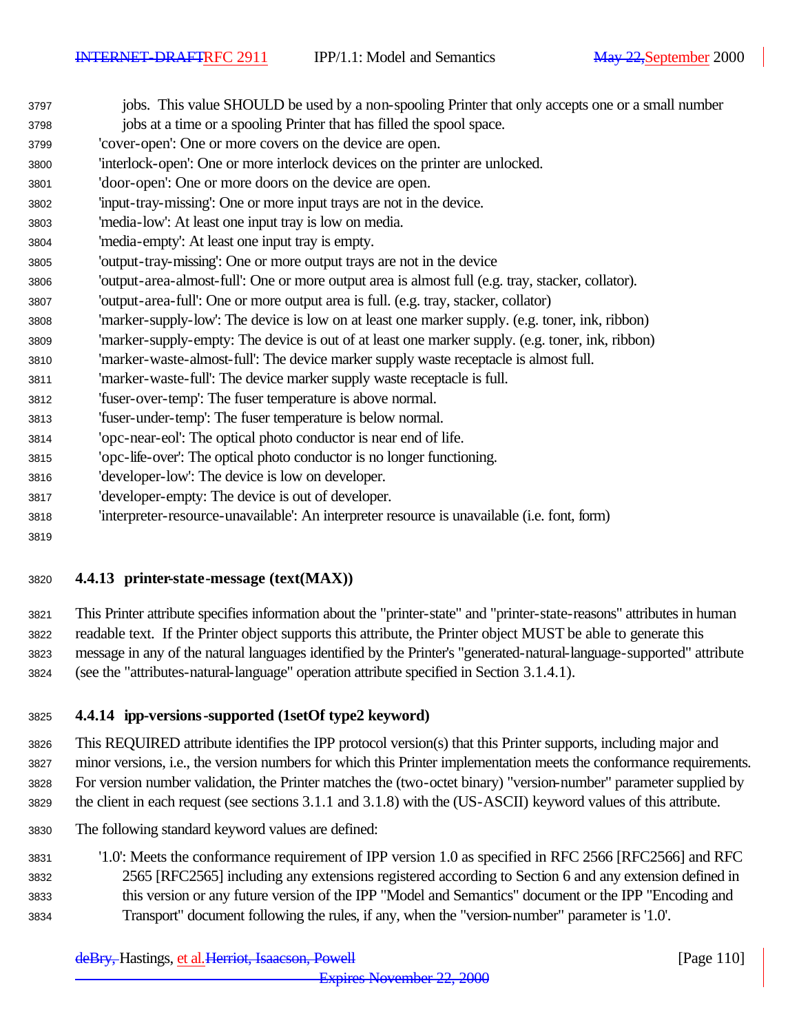jobs. This value SHOULD be used by a non-spooling Printer that only accepts one or a small number jobs at a time or a spooling Printer that has filled the spool space.

'cover-open': One or more covers on the device are open.

'interlock-open': One or more interlock devices on the printer are unlocked.

'door-open': One or more doors on the device are open.

'input-tray-missing': One or more input trays are not in the device.

'media-low': At least one input tray is low on media.

'media-empty': At least one input tray is empty.

'output-tray-missing': One or more output trays are not in the device

'output-area-almost-full': One or more output area is almost full (e.g. tray, stacker, collator).

'output-area-full': One or more output area is full. (e.g. tray, stacker, collator)

'marker-supply-low': The device is low on at least one marker supply. (e.g. toner, ink, ribbon)

'marker-supply-empty: The device is out of at least one marker supply. (e.g. toner, ink, ribbon)

'marker-waste-almost-full': The device marker supply waste receptacle is almost full.

'marker-waste-full': The device marker supply waste receptacle is full.

'fuser-over-temp': The fuser temperature is above normal.

'fuser-under-temp': The fuser temperature is below normal.

'opc-near-eol': The optical photo conductor is near end of life.

'opc-life-over': The optical photo conductor is no longer functioning.

'developer-low': The device is low on developer.

'developer-empty: The device is out of developer.

'interpreter-resource-unavailable': An interpreter resource is unavailable (i.e. font, form)

### 4.4.13 printer-state-message (text(MAX))

This Printer attribute specifies information about the "printer-state" and "printer-state-reasons" attributes in human readable text. If the Printer object supports this attribute, the Printer object MUST be able to generate this message in any of the natural languages identified by the Printer's "generated-natural-language-supported" attribute (see the "attributes-natural-language" operation attribute specified in Section 3.1.4.1).

### 4.4.14 ipp-versions-supported (1setOf type2 keyword)

This REQUIRED attribute identifies the IPP protocol version(s) that this Printer supports, including major and minor versions, i.e., the version numbers for which this Printer implementation meets the conformance requirements. For version number validation, the Printer matches the (two-octet binary) "version-number" parameter supplied by the client in each request (see sections 3.1.1 and 3.1.8) with the (US-ASCII) keyword values of this attribute.

The following standard keyword values are defined:

'1.0': Meets the conformance requirement of IPP version 1.0 as specified in RFC 2566 [RFC2566] and RFC 2565 [RFC2565] including any extensions registered according to Section 6 and any extension defined in this version or any future version of the IPP "Model and Semantics" document or the IPP "Encoding and Transport" document following the rules, if any, when the "version-number" parameter is '1.0'.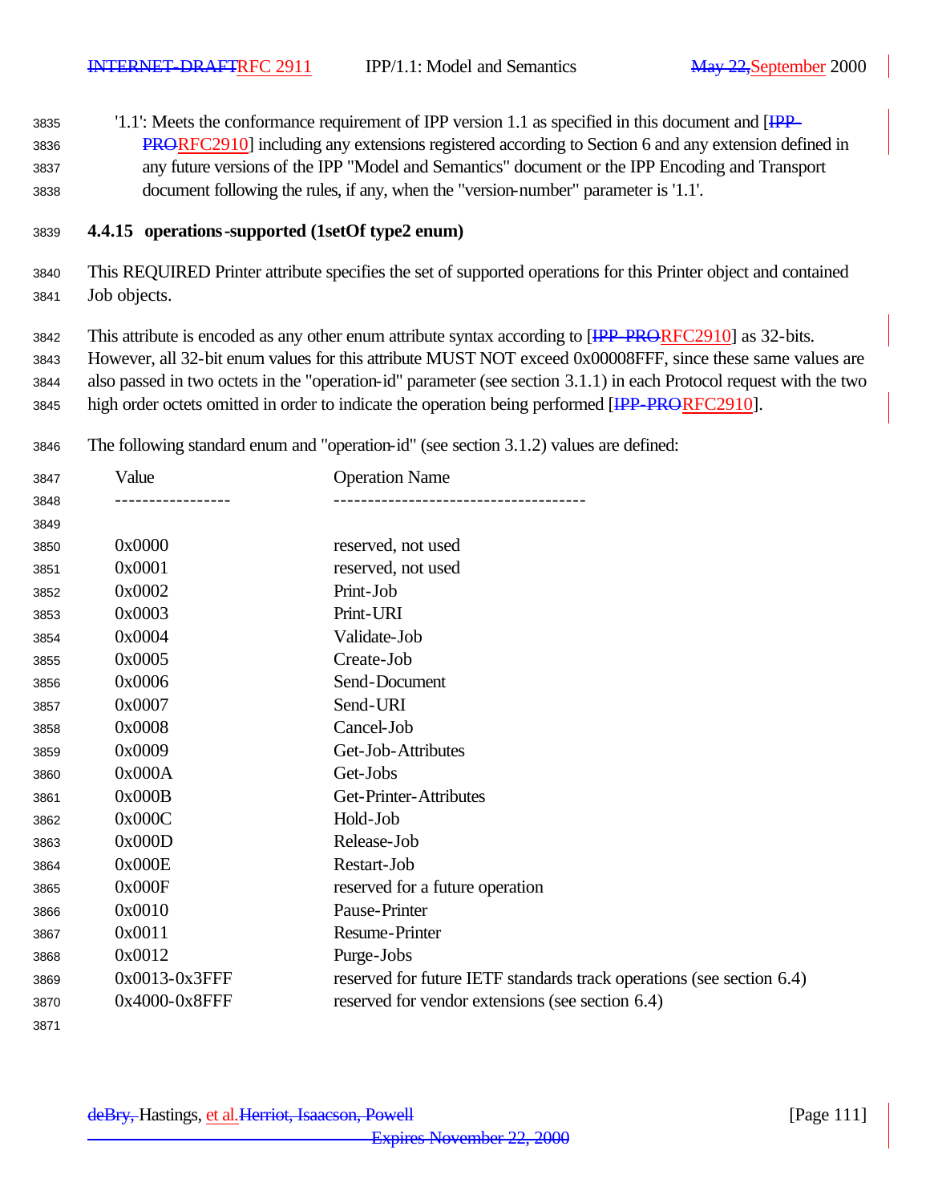'1.1': Meets the conformance requirement of IPP version 1.1 as specified in this document and [IPP-PRORFC2910] including any extensions registered according to Section 6 and any extension defined in any future versions of the IPP "Model and Semantics" document or the IPP Encoding and Transport document following the rules, if any, when the "version-number" parameter is '1.1'.

### 4.4.15 operations-supported (1setOf type2 enum)

This REQUIRED Printer attribute specifies the set of supported operations for this Printer object and contained Job objects.

This attribute is encoded as any other enum attribute syntax according to [IPP-PRORFC2910] as 32-bits. However, all 32-bit enum values for this attribute MUST NOT exceed 0x00008FFF, since these same values are also passed in two octets in the "operation-id" parameter (see section 3.1.1) in each Protocol request with the two high order octets omitted in order to indicate the operation being performed [IPP-PRORFC2910].

The following standard enum and "operation-id" (see section 3.1.2) values are defined:

| Value | Operation Name |
|---|---|
| 0x0000 | reserved, not used |
| 0x0001 | reserved, not used |
| 0x0002 | Print-Job |
| 0x0003 | Print-URI |
| 0x0004 | Validate-Job |
| 0x0005 | Create-Job |
| 0x0006 | Send-Document |
| 0x0007 | Send-URI |
| 0x0008 | Cancel-Job |
| 0x0009 | Get-Job-Attributes |
| 0x000A | Get-Jobs |
| 0x000B | Get-Printer-Attributes |
| 0x000C | Hold-Job |
| 0x000D | Release-Job |
| 0x000E | Restart-Job |
| 0x000F | reserved for a future operation |
| 0x0010 | Pause-Printer |
| 0x0011 | Resume-Printer |
| 0x0012 | Purge-Jobs |
| 0x0013-0x3FFF | reserved for future IETF standards track operations (see section 6.4) |
| 0x4000-0x8FFF | reserved for vendor extensions (see section 6.4) |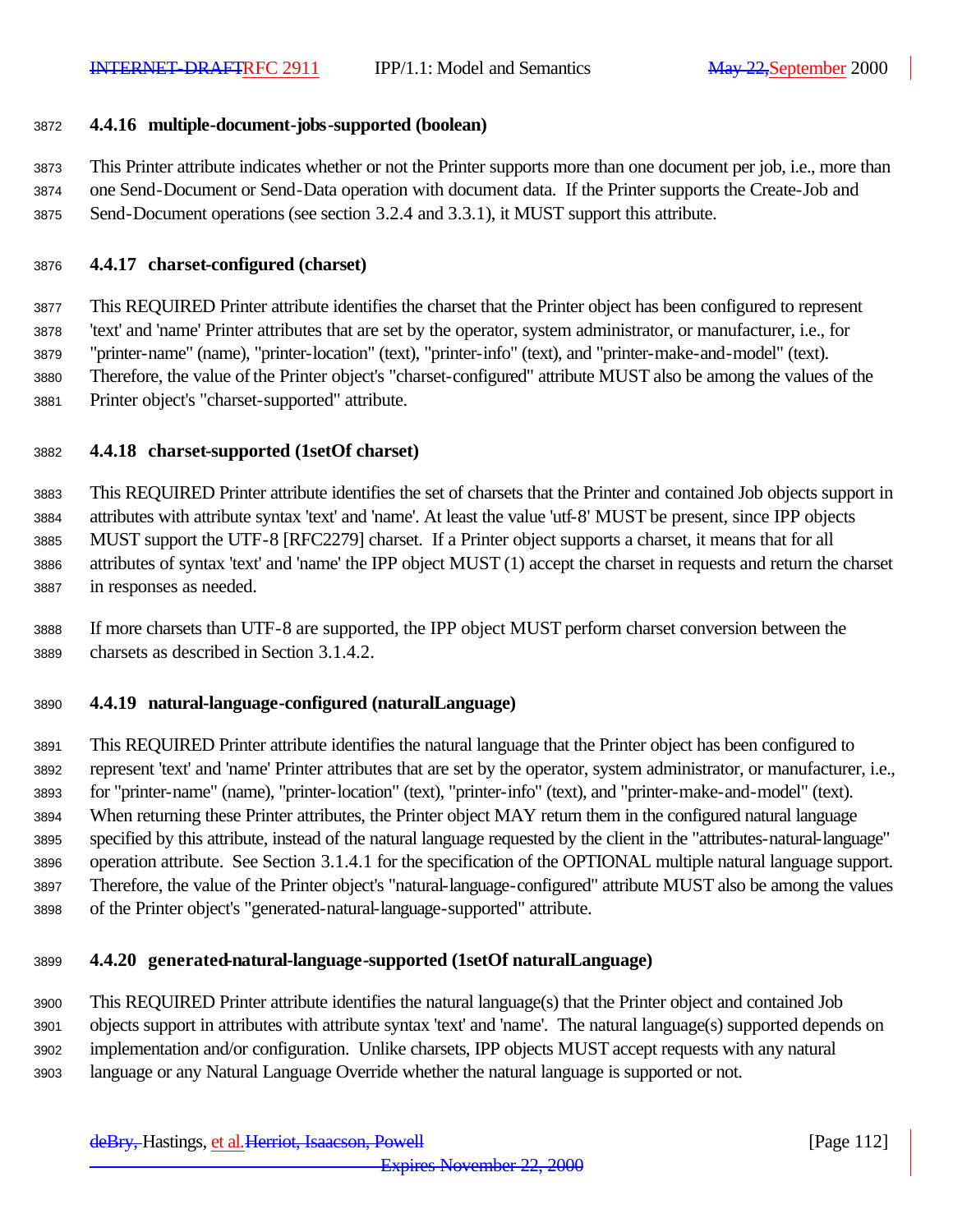### 4.4.16 multiple-document-jobs-supported (boolean)

This Printer attribute indicates whether or not the Printer supports more than one document per job, i.e., more than one Send-Document or Send-Data operation with document data. If the Printer supports the Create-Job and Send-Document operations (see section 3.2.4 and 3.3.1), it MUST support this attribute.

### 4.4.17 charset-configured (charset)

This REQUIRED Printer attribute identifies the charset that the Printer object has been configured to represent 'text' and 'name' Printer attributes that are set by the operator, system administrator, or manufacturer, i.e., for "printer-name" (name), "printer-location" (text), "printer-info" (text), and "printer-make-and-model" (text). Therefore, the value of the Printer object's "charset-configured" attribute MUST also be among the values of the Printer object's "charset-supported" attribute.

### 4.4.18 charset-supported (1setOf charset)

This REQUIRED Printer attribute identifies the set of charsets that the Printer and contained Job objects support in attributes with attribute syntax 'text' and 'name'. At least the value 'utf-8' MUST be present, since IPP objects MUST support the UTF-8 [RFC2279] charset. If a Printer object supports a charset, it means that for all attributes of syntax 'text' and 'name' the IPP object MUST (1) accept the charset in requests and return the charset in responses as needed.

If more charsets than UTF-8 are supported, the IPP object MUST perform charset conversion between the charsets as described in Section 3.1.4.2.

### 4.4.19 natural-language-configured (naturalLanguage)

This REQUIRED Printer attribute identifies the natural language that the Printer object has been configured to represent 'text' and 'name' Printer attributes that are set by the operator, system administrator, or manufacturer, i.e., for "printer-name" (name), "printer-location" (text), "printer-info" (text), and "printer-make-and-model" (text). When returning these Printer attributes, the Printer object MAY return them in the configured natural language specified by this attribute, instead of the natural language requested by the client in the "attributes-natural-language" operation attribute. See Section 3.1.4.1 for the specification of the OPTIONAL multiple natural language support. Therefore, the value of the Printer object's "natural-language-configured" attribute MUST also be among the values of the Printer object's "generated-natural-language-supported" attribute.

### 4.4.20 generated-natural-language-supported (1setOf naturalLanguage)

This REQUIRED Printer attribute identifies the natural language(s) that the Printer object and contained Job objects support in attributes with attribute syntax 'text' and 'name'. The natural language(s) supported depends on implementation and/or configuration. Unlike charsets, IPP objects MUST accept requests with any natural language or any Natural Language Override whether the natural language is supported or not.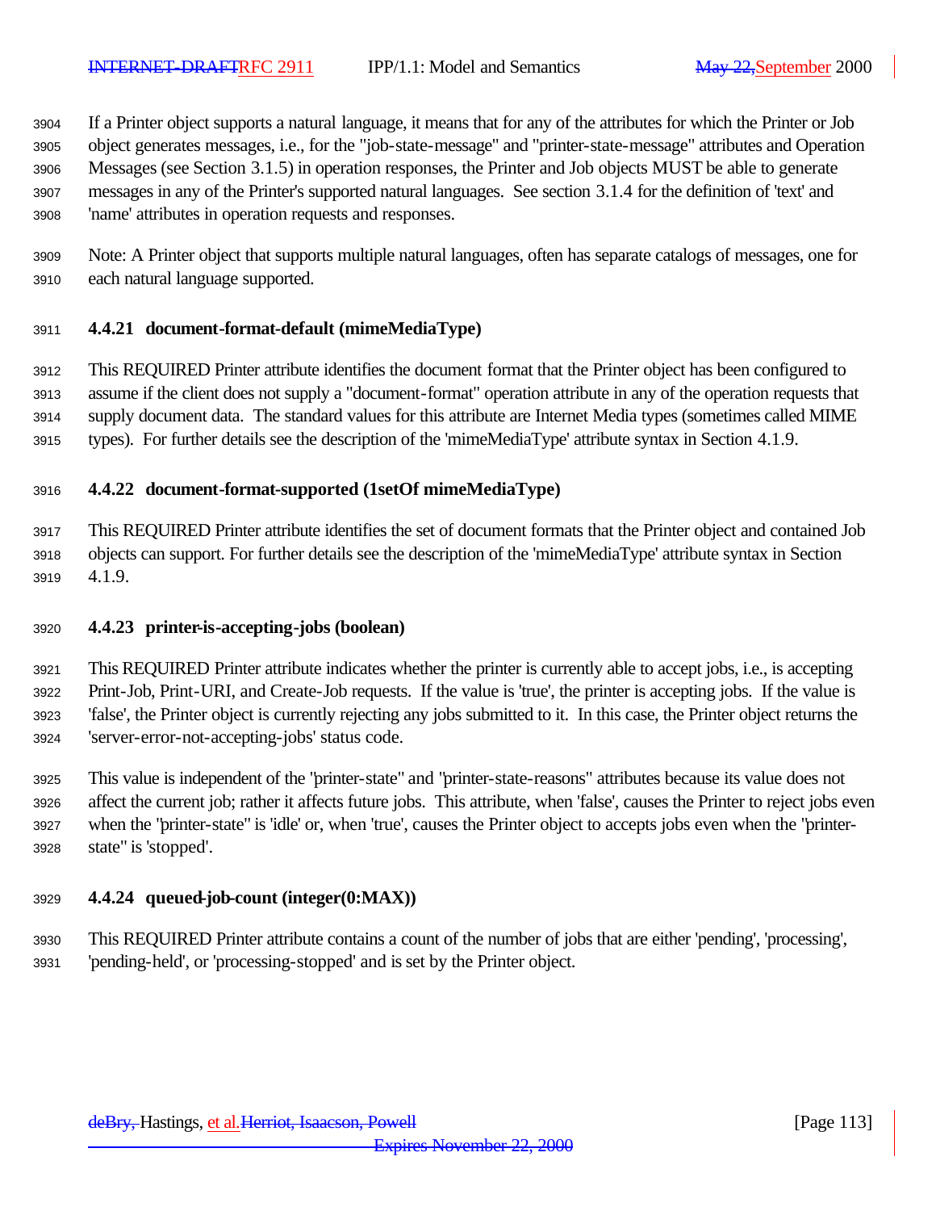If a Printer object supports a natural language, it means that for any of the attributes for which the Printer or Job object generates messages, i.e., for the "job-state-message" and "printer-state-message" attributes and Operation Messages (see Section 3.1.5) in operation responses, the Printer and Job objects MUST be able to generate messages in any of the Printer's supported natural languages. See section 3.1.4 for the definition of 'text' and 'name' attributes in operation requests and responses.

Note: A Printer object that supports multiple natural languages, often has separate catalogs of messages, one for each natural language supported.

### 4.4.21 document-format-default (mimeMediaType)

This REQUIRED Printer attribute identifies the document format that the Printer object has been configured to assume if the client does not supply a "document-format" operation attribute in any of the operation requests that supply document data. The standard values for this attribute are Internet Media types (sometimes called MIME types). For further details see the description of the 'mimeMediaType' attribute syntax in Section 4.1.9.

### 4.4.22 document-format-supported (1setOf mimeMediaType)

This REQUIRED Printer attribute identifies the set of document formats that the Printer object and contained Job objects can support. For further details see the description of the 'mimeMediaType' attribute syntax in Section 4.1.9.

### 4.4.23 printer-is-accepting-jobs (boolean)

This REQUIRED Printer attribute indicates whether the printer is currently able to accept jobs, i.e., is accepting Print-Job, Print-URI, and Create-Job requests. If the value is 'true', the printer is accepting jobs. If the value is 'false', the Printer object is currently rejecting any jobs submitted to it. In this case, the Printer object returns the 'server-error-not-accepting-jobs' status code.

This value is independent of the "printer-state" and "printer-state-reasons" attributes because its value does not affect the current job; rather it affects future jobs. This attribute, when 'false', causes the Printer to reject jobs even when the "printer-state" is 'idle' or, when 'true', causes the Printer object to accepts jobs even when the "printer-state" is 'stopped'.

### 4.4.24 queued-job-count (integer(0:MAX))

This REQUIRED Printer attribute contains a count of the number of jobs that are either 'pending', 'processing', 'pending-held', or 'processing-stopped' and is set by the Printer object.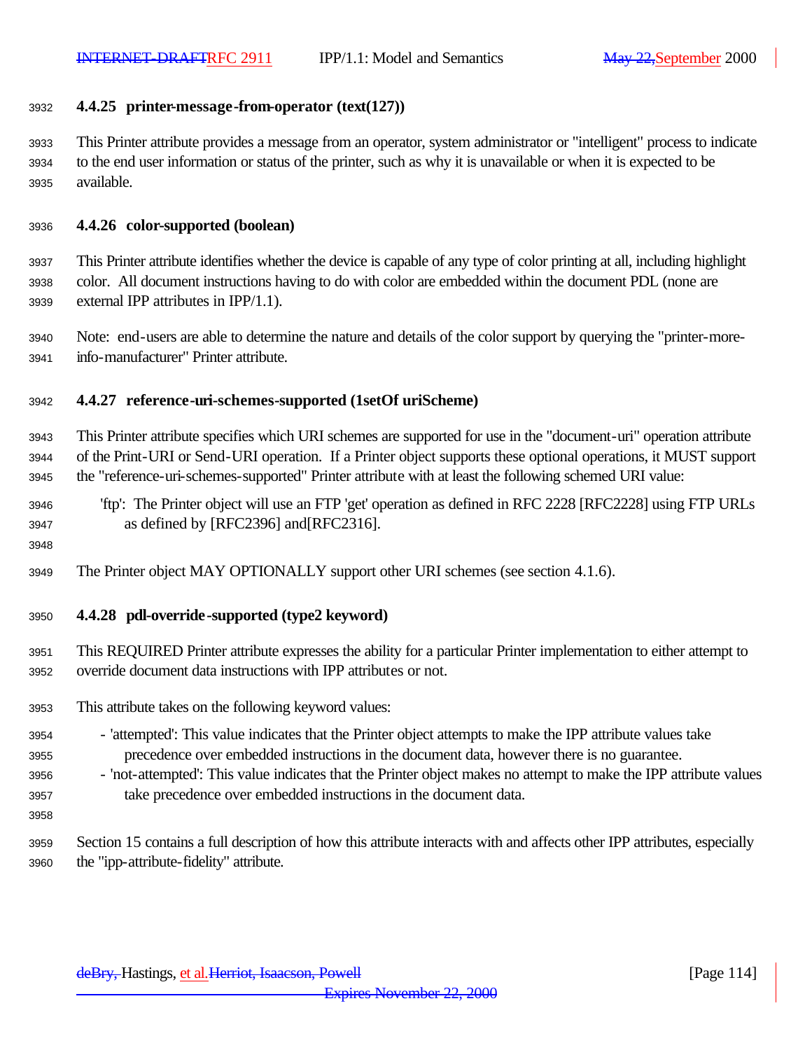### 4.4.25 printer-message-from-operator (text(127))

This Printer attribute provides a message from an operator, system administrator or "intelligent" process to indicate to the end user information or status of the printer, such as why it is unavailable or when it is expected to be available.

### 4.4.26 color-supported (boolean)

This Printer attribute identifies whether the device is capable of any type of color printing at all, including highlight color. All document instructions having to do with color are embedded within the document PDL (none are external IPP attributes in IPP/1.1).

Note: end-users are able to determine the nature and details of the color support by querying the "printer-more-info-manufacturer" Printer attribute.

### 4.4.27 reference-uri-schemes-supported (1setOf uriScheme)

This Printer attribute specifies which URI schemes are supported for use in the "document-uri" operation attribute of the Print-URI or Send-URI operation. If a Printer object supports these optional operations, it MUST support the "reference-uri-schemes-supported" Printer attribute with at least the following schemed URI value:

'ftp': The Printer object will use an FTP 'get' operation as defined in RFC 2228 [RFC2228] using FTP URLs as defined by [RFC2396] and[RFC2316].

The Printer object MAY OPTIONALLY support other URI schemes (see section 4.1.6).

### 4.4.28 pdl-override-supported (type2 keyword)

This REQUIRED Printer attribute expresses the ability for a particular Printer implementation to either attempt to override document data instructions with IPP attributes or not.

This attribute takes on the following keyword values:

- 'attempted': This value indicates that the Printer object attempts to make the IPP attribute values take precedence over embedded instructions in the document data, however there is no guarantee.
- 'not-attempted': This value indicates that the Printer object makes no attempt to make the IPP attribute values take precedence over embedded instructions in the document data.

Section 15 contains a full description of how this attribute interacts with and affects other IPP attributes, especially the "ipp-attribute-fidelity" attribute.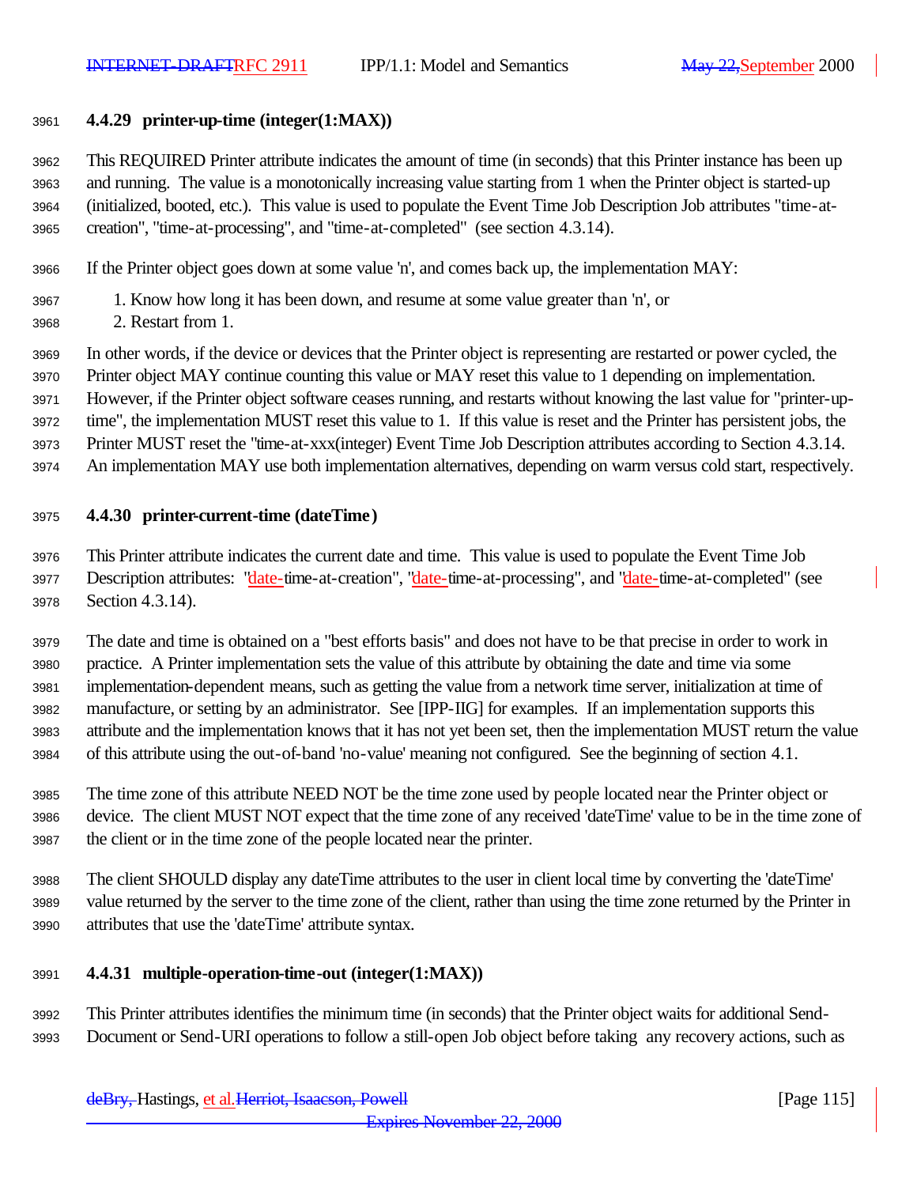### 4.4.29 printer-up-time (integer(1:MAX))

This REQUIRED Printer attribute indicates the amount of time (in seconds) that this Printer instance has been up and running. The value is a monotonically increasing value starting from 1 when the Printer object is started-up (initialized, booted, etc.). This value is used to populate the Event Time Job Description Job attributes "time-at-creation", "time-at-processing", and "time-at-completed" (see section 4.3.14).

If the Printer object goes down at some value 'n', and comes back up, the implementation MAY:

1. Know how long it has been down, and resume at some value greater than 'n', or
2. Restart from 1.

In other words, if the device or devices that the Printer object is representing are restarted or power cycled, the Printer object MAY continue counting this value or MAY reset this value to 1 depending on implementation. However, if the Printer object software ceases running, and restarts without knowing the last value for "printer-up-time", the implementation MUST reset this value to 1. If this value is reset and the Printer has persistent jobs, the Printer MUST reset the "time-at-xxx(integer) Event Time Job Description attributes according to Section 4.3.14. An implementation MAY use both implementation alternatives, depending on warm versus cold start, respectively.

### 4.4.30 printer-current-time (dateTime)

This Printer attribute indicates the current date and time. This value is used to populate the Event Time Job Description attributes: "date-time-at-creation", "date-time-at-processing", and "date-time-at-completed" (see Section 4.3.14).

The date and time is obtained on a "best efforts basis" and does not have to be that precise in order to work in practice. A Printer implementation sets the value of this attribute by obtaining the date and time via some implementation-dependent means, such as getting the value from a network time server, initialization at time of manufacture, or setting by an administrator. See [IPP-IIG] for examples. If an implementation supports this attribute and the implementation knows that it has not yet been set, then the implementation MUST return the value of this attribute using the out-of-band 'no-value' meaning not configured. See the beginning of section 4.1.

The time zone of this attribute NEED NOT be the time zone used by people located near the Printer object or device. The client MUST NOT expect that the time zone of any received 'dateTime' value to be in the time zone of the client or in the time zone of the people located near the printer.

The client SHOULD display any dateTime attributes to the user in client local time by converting the 'dateTime' value returned by the server to the time zone of the client, rather than using the time zone returned by the Printer in attributes that use the 'dateTime' attribute syntax.

### 4.4.31 multiple-operation-time-out (integer(1:MAX))

This Printer attributes identifies the minimum time (in seconds) that the Printer object waits for additional Send-Document or Send-URI operations to follow a still-open Job object before taking any recovery actions, such as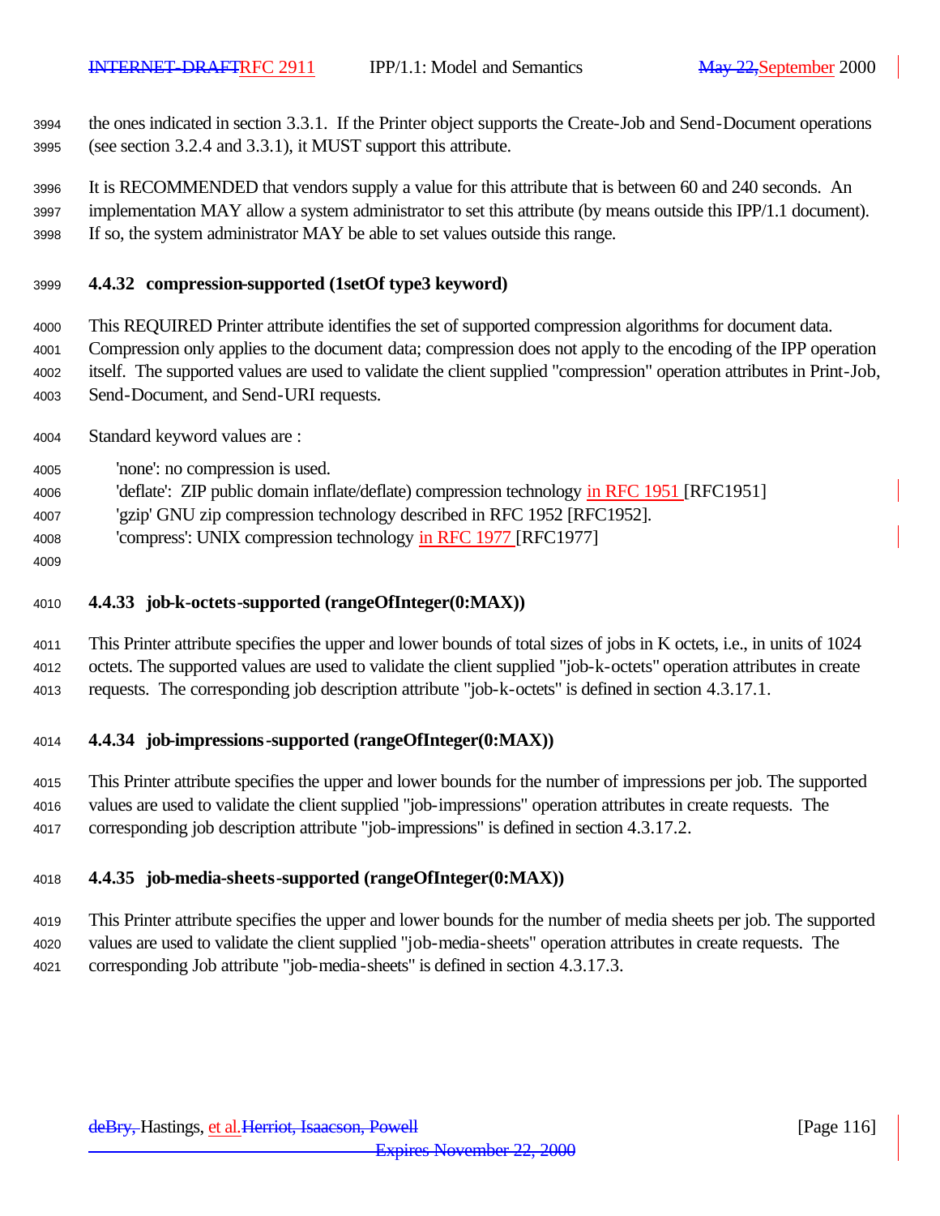the ones indicated in section 3.3.1. If the Printer object supports the Create-Job and Send-Document operations (see section 3.2.4 and 3.3.1), it MUST support this attribute.

It is RECOMMENDED that vendors supply a value for this attribute that is between 60 and 240 seconds. An implementation MAY allow a system administrator to set this attribute (by means outside this IPP/1.1 document). If so, the system administrator MAY be able to set values outside this range.

### 4.4.32 compression-supported (1setOf type3 keyword)

This REQUIRED Printer attribute identifies the set of supported compression algorithms for document data. Compression only applies to the document data; compression does not apply to the encoding of the IPP operation itself. The supported values are used to validate the client supplied "compression" operation attributes in Print-Job, Send-Document, and Send-URI requests.

Standard keyword values are :

- 'none': no compression is used.
- 'deflate': ZIP public domain inflate/deflate) compression technology in RFC 1951 [RFC1951]
- 'gzip' GNU zip compression technology described in RFC 1952 [RFC1952].
- 'compress': UNIX compression technology in RFC 1977 [RFC1977]

### 4.4.33 job-k-octets-supported (rangeOfInteger(0:MAX))

This Printer attribute specifies the upper and lower bounds of total sizes of jobs in K octets, i.e., in units of 1024 octets. The supported values are used to validate the client supplied "job-k-octets" operation attributes in create requests. The corresponding job description attribute "job-k-octets" is defined in section 4.3.17.1.

### 4.4.34 job-impressions-supported (rangeOfInteger(0:MAX))

This Printer attribute specifies the upper and lower bounds for the number of impressions per job. The supported values are used to validate the client supplied "job-impressions" operation attributes in create requests. The corresponding job description attribute "job-impressions" is defined in section 4.3.17.2.

### 4.4.35 job-media-sheets-supported (rangeOfInteger(0:MAX))

This Printer attribute specifies the upper and lower bounds for the number of media sheets per job. The supported values are used to validate the client supplied "job-media-sheets" operation attributes in create requests. The corresponding Job attribute "job-media-sheets" is defined in section 4.3.17.3.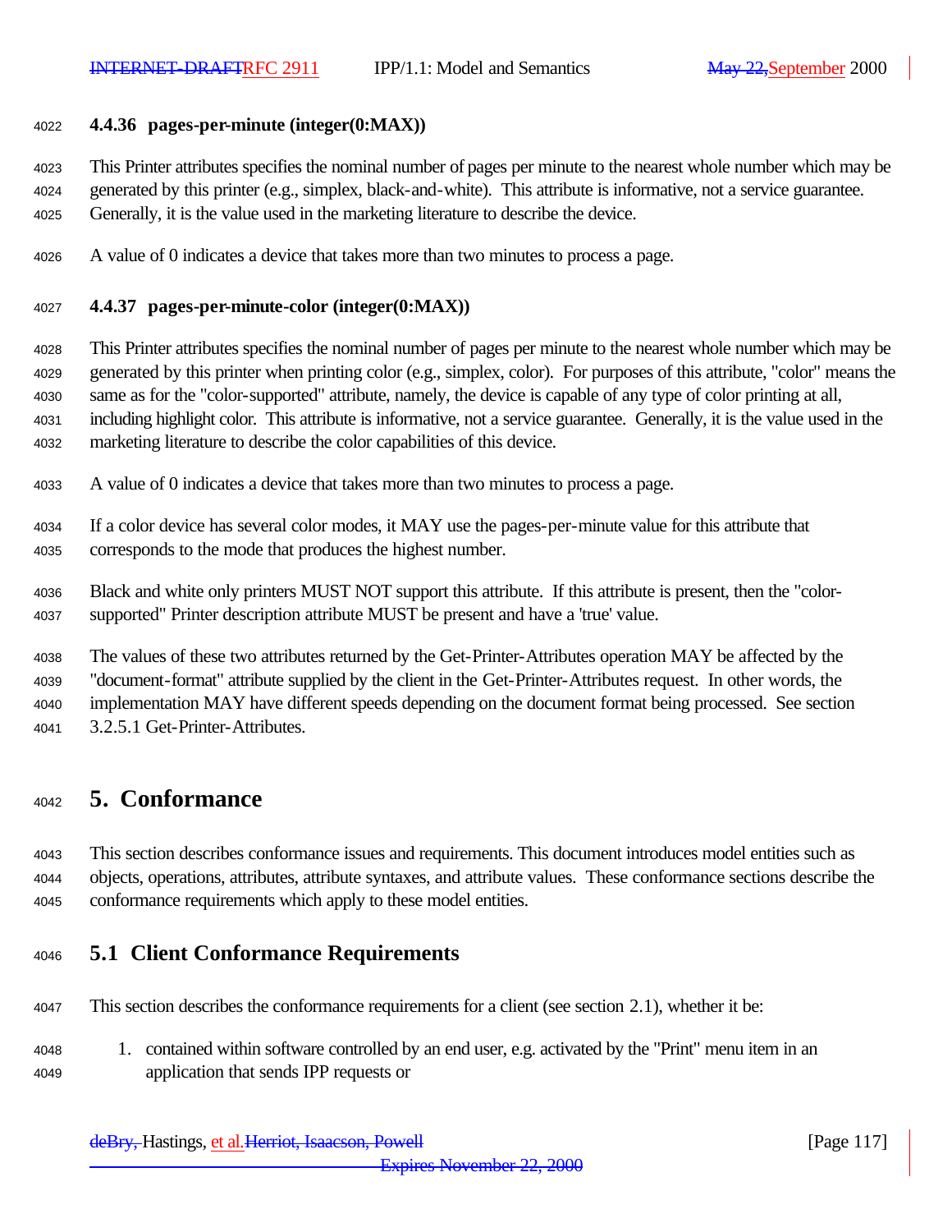### 4.4.36 pages-per-minute (integer(0:MAX))

This Printer attributes specifies the nominal number of pages per minute to the nearest whole number which may be generated by this printer (e.g., simplex, black-and-white). This attribute is informative, not a service guarantee. Generally, it is the value used in the marketing literature to describe the device.

A value of 0 indicates a device that takes more than two minutes to process a page.

### 4.4.37 pages-per-minute-color (integer(0:MAX))

This Printer attributes specifies the nominal number of pages per minute to the nearest whole number which may be generated by this printer when printing color (e.g., simplex, color). For purposes of this attribute, "color" means the same as for the "color-supported" attribute, namely, the device is capable of any type of color printing at all, including highlight color. This attribute is informative, not a service guarantee. Generally, it is the value used in the marketing literature to describe the color capabilities of this device.

A value of 0 indicates a device that takes more than two minutes to process a page.

If a color device has several color modes, it MAY use the pages-per-minute value for this attribute that corresponds to the mode that produces the highest number.

Black and white only printers MUST NOT support this attribute. If this attribute is present, then the "color-supported" Printer description attribute MUST be present and have a 'true' value.

The values of these two attributes returned by the Get-Printer-Attributes operation MAY be affected by the "document-format" attribute supplied by the client in the Get-Printer-Attributes request. In other words, the implementation MAY have different speeds depending on the document format being processed. See section 3.2.5.1 Get-Printer-Attributes.

# 5. Conformance

This section describes conformance issues and requirements. This document introduces model entities such as objects, operations, attributes, attribute syntaxes, and attribute values. These conformance sections describe the conformance requirements which apply to these model entities.

## 5.1 Client Conformance Requirements

This section describes the conformance requirements for a client (see section 2.1), whether it be:

1. contained within software controlled by an end user, e.g. activated by the "Print" menu item in an application that sends IPP requests or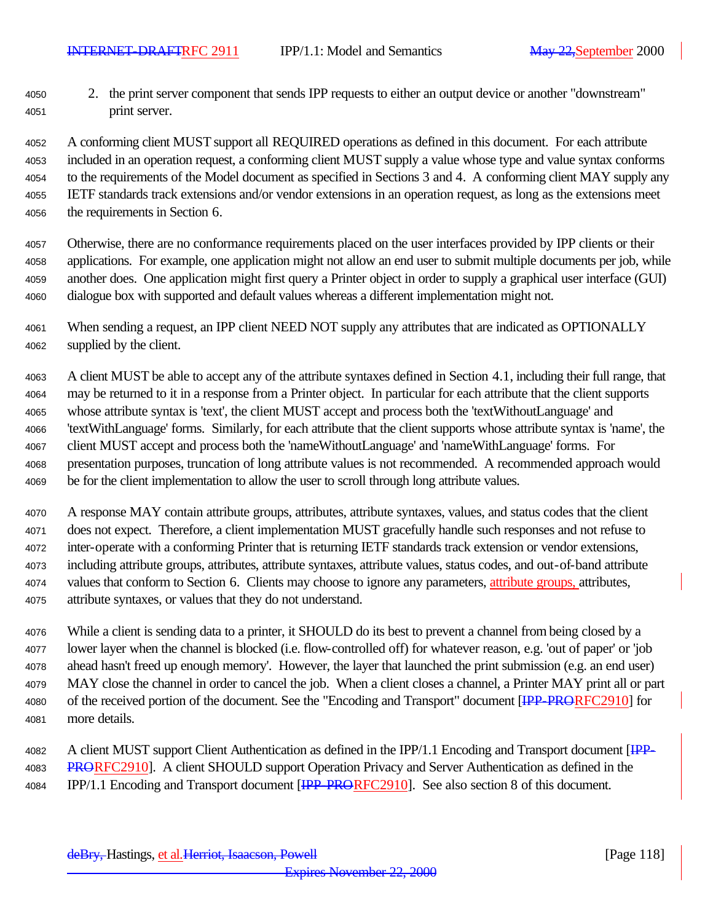2. the print server component that sends IPP requests to either an output device or another "downstream" print server.

A conforming client MUST support all REQUIRED operations as defined in this document. For each attribute included in an operation request, a conforming client MUST supply a value whose type and value syntax conforms to the requirements of the Model document as specified in Sections 3 and 4. A conforming client MAY supply any IETF standards track extensions and/or vendor extensions in an operation request, as long as the extensions meet the requirements in Section 6.

Otherwise, there are no conformance requirements placed on the user interfaces provided by IPP clients or their applications. For example, one application might not allow an end user to submit multiple documents per job, while another does. One application might first query a Printer object in order to supply a graphical user interface (GUI) dialogue box with supported and default values whereas a different implementation might not.

When sending a request, an IPP client NEED NOT supply any attributes that are indicated as OPTIONALLY supplied by the client.

A client MUST be able to accept any of the attribute syntaxes defined in Section 4.1, including their full range, that may be returned to it in a response from a Printer object. In particular for each attribute that the client supports whose attribute syntax is 'text', the client MUST accept and process both the 'textWithoutLanguage' and 'textWithLanguage' forms. Similarly, for each attribute that the client supports whose attribute syntax is 'name', the client MUST accept and process both the 'nameWithoutLanguage' and 'nameWithLanguage' forms. For presentation purposes, truncation of long attribute values is not recommended. A recommended approach would be for the client implementation to allow the user to scroll through long attribute values.

A response MAY contain attribute groups, attributes, attribute syntaxes, values, and status codes that the client does not expect. Therefore, a client implementation MUST gracefully handle such responses and not refuse to inter-operate with a conforming Printer that is returning IETF standards track extension or vendor extensions, including attribute groups, attributes, attribute syntaxes, attribute values, status codes, and out-of-band attribute values that conform to Section 6. Clients may choose to ignore any parameters, attribute groups, attributes, attribute syntaxes, or values that they do not understand.

While a client is sending data to a printer, it SHOULD do its best to prevent a channel from being closed by a lower layer when the channel is blocked (i.e. flow-controlled off) for whatever reason, e.g. 'out of paper' or 'job ahead hasn't freed up enough memory'. However, the layer that launched the print submission (e.g. an end user) MAY close the channel in order to cancel the job. When a client closes a channel, a Printer MAY print all or part of the received portion of the document. See the "Encoding and Transport" document [RFC2910] for more details.

A client MUST support Client Authentication as defined in the IPP/1.1 Encoding and Transport document [RFC2910]. A client SHOULD support Operation Privacy and Server Authentication as defined in the IPP/1.1 Encoding and Transport document [RFC2910]. See also section 8 of this document.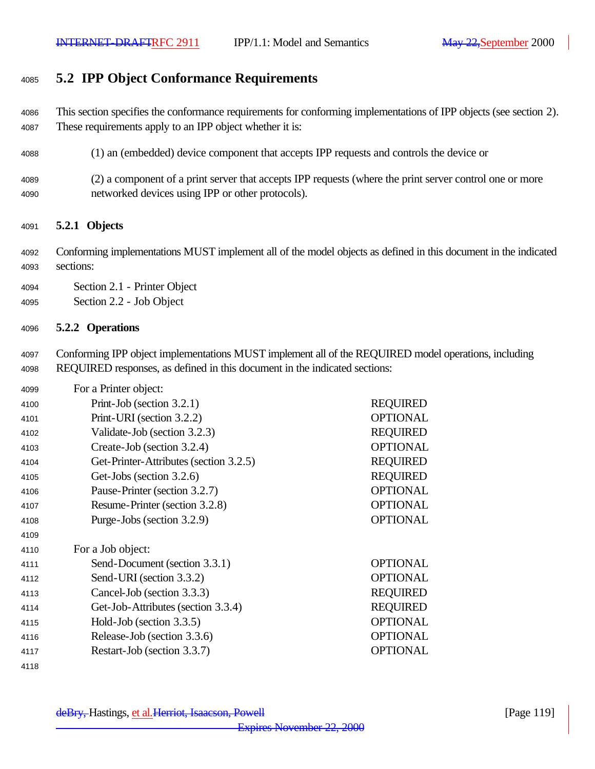## 5.2 IPP Object Conformance Requirements

This section specifies the conformance requirements for conforming implementations of IPP objects (see section 2). These requirements apply to an IPP object whether it is:

(1) an (embedded) device component that accepts IPP requests and controls the device or

(2) a component of a print server that accepts IPP requests (where the print server control one or more networked devices using IPP or other protocols).

### 5.2.1 Objects

Conforming implementations MUST implement all of the model objects as defined in this document in the indicated sections:

Section 2.1 - Printer Object
Section 2.2 - Job Object

### 5.2.2 Operations

Conforming IPP object implementations MUST implement all of the REQUIRED model operations, including REQUIRED responses, as defined in this document in the indicated sections:

For a Printer object:

| Operation | Conformance |
|---|---|
| Print-Job (section 3.2.1) | REQUIRED |
| Print-URI (section 3.2.2) | OPTIONAL |
| Validate-Job (section 3.2.3) | REQUIRED |
| Create-Job (section 3.2.4) | OPTIONAL |
| Get-Printer-Attributes (section 3.2.5) | REQUIRED |
| Get-Jobs (section 3.2.6) | REQUIRED |
| Pause-Printer (section 3.2.7) | OPTIONAL |
| Resume-Printer (section 3.2.8) | OPTIONAL |
| Purge-Jobs (section 3.2.9) | OPTIONAL |

For a Job object:

| Operation | Conformance |
|---|---|
| Send-Document (section 3.3.1) | OPTIONAL |
| Send-URI (section 3.3.2) | OPTIONAL |
| Cancel-Job (section 3.3.3) | REQUIRED |
| Get-Job-Attributes (section 3.3.4) | REQUIRED |
| Hold-Job (section 3.3.5) | OPTIONAL |
| Release-Job (section 3.3.6) | OPTIONAL |
| Restart-Job (section 3.3.7) | OPTIONAL |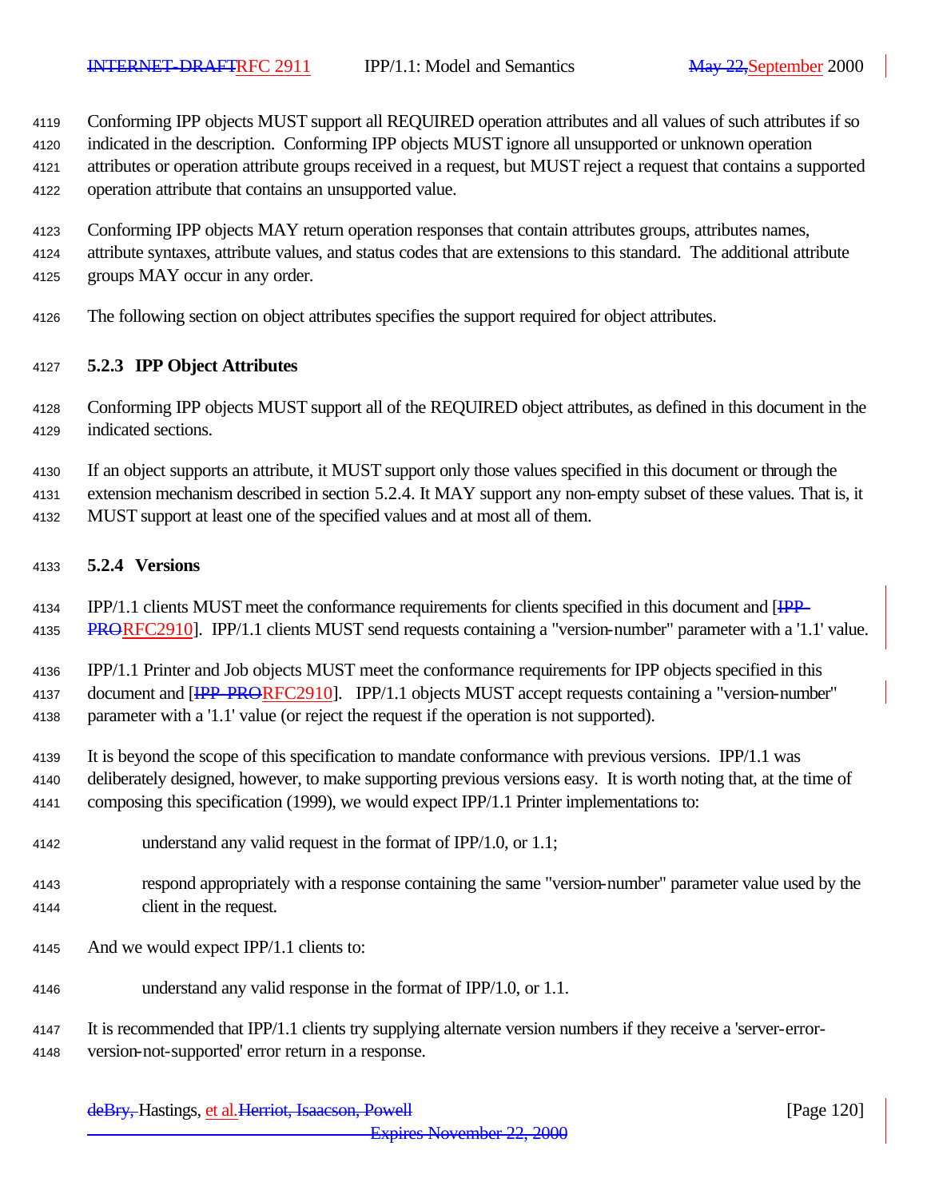Conforming IPP objects MUST support all REQUIRED operation attributes and all values of such attributes if so indicated in the description. Conforming IPP objects MUST ignore all unsupported or unknown operation attributes or operation attribute groups received in a request, but MUST reject a request that contains a supported operation attribute that contains an unsupported value.

Conforming IPP objects MAY return operation responses that contain attributes groups, attributes names, attribute syntaxes, attribute values, and status codes that are extensions to this standard. The additional attribute groups MAY occur in any order.

The following section on object attributes specifies the support required for object attributes.

### 5.2.3 IPP Object Attributes

Conforming IPP objects MUST support all of the REQUIRED object attributes, as defined in this document in the indicated sections.

If an object supports an attribute, it MUST support only those values specified in this document or through the extension mechanism described in section 5.2.4. It MAY support any non-empty subset of these values. That is, it MUST support at least one of the specified values and at most all of them.

### 5.2.4 Versions

IPP/1.1 clients MUST meet the conformance requirements for clients specified in this document and [RFC2910]. IPP/1.1 clients MUST send requests containing a "version-number" parameter with a '1.1' value.

IPP/1.1 Printer and Job objects MUST meet the conformance requirements for IPP objects specified in this document and [RFC2910]. IPP/1.1 objects MUST accept requests containing a "version-number" parameter with a '1.1' value (or reject the request if the operation is not supported).

It is beyond the scope of this specification to mandate conformance with previous versions. IPP/1.1 was deliberately designed, however, to make supporting previous versions easy. It is worth noting that, at the time of composing this specification (1999), we would expect IPP/1.1 Printer implementations to:

understand any valid request in the format of IPP/1.0, or 1.1;

respond appropriately with a response containing the same "version-number" parameter value used by the client in the request.

And we would expect IPP/1.1 clients to:

understand any valid response in the format of IPP/1.0, or 1.1.

It is recommended that IPP/1.1 clients try supplying alternate version numbers if they receive a 'server-error-version-not-supported' error return in a response.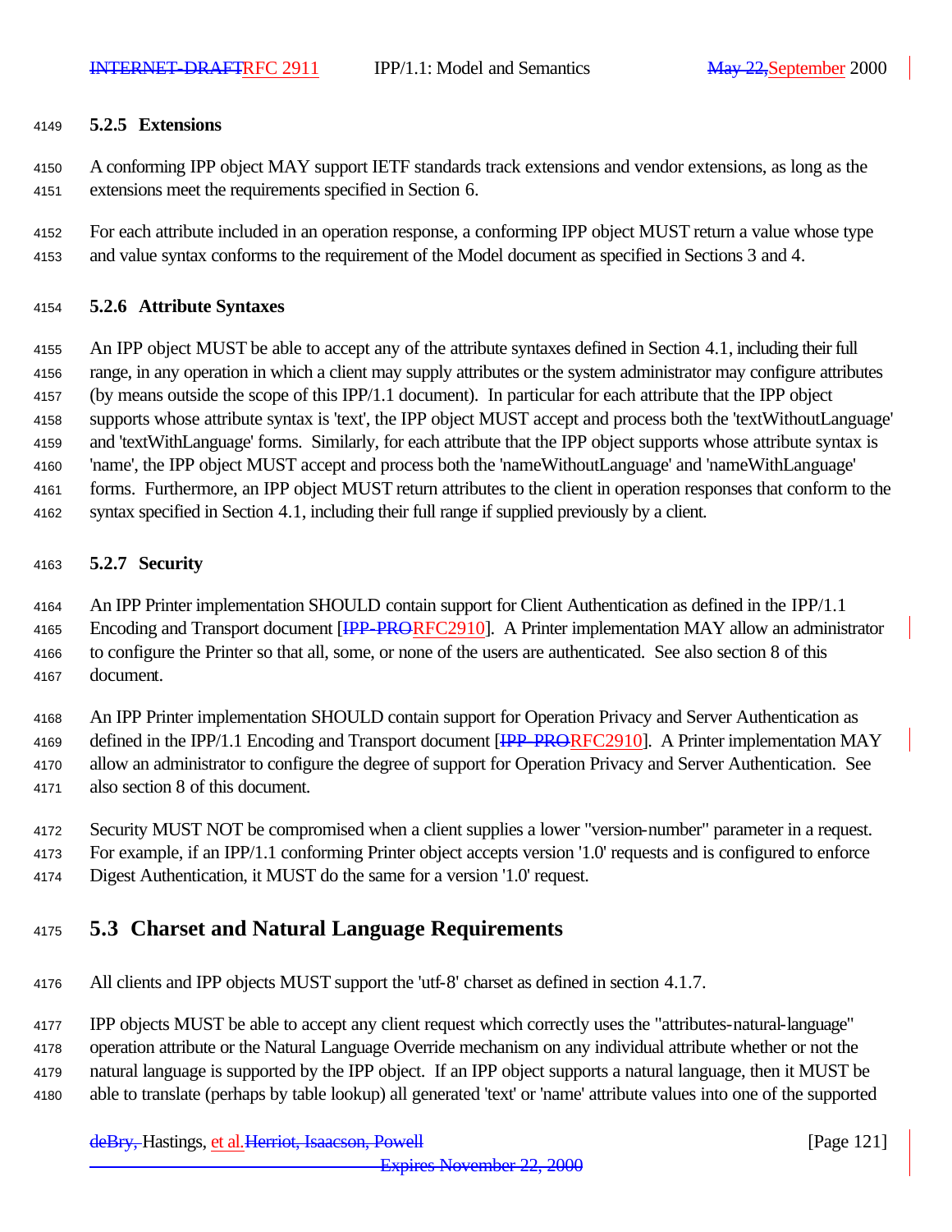### 5.2.5 Extensions

A conforming IPP object MAY support IETF standards track extensions and vendor extensions, as long as the extensions meet the requirements specified in Section 6.

For each attribute included in an operation response, a conforming IPP object MUST return a value whose type and value syntax conforms to the requirement of the Model document as specified in Sections 3 and 4.

### 5.2.6 Attribute Syntaxes

An IPP object MUST be able to accept any of the attribute syntaxes defined in Section 4.1, including their full range, in any operation in which a client may supply attributes or the system administrator may configure attributes (by means outside the scope of this IPP/1.1 document). In particular for each attribute that the IPP object supports whose attribute syntax is 'text', the IPP object MUST accept and process both the 'textWithoutLanguage' and 'textWithLanguage' forms. Similarly, for each attribute that the IPP object supports whose attribute syntax is 'name', the IPP object MUST accept and process both the 'nameWithoutLanguage' and 'nameWithLanguage' forms. Furthermore, an IPP object MUST return attributes to the client in operation responses that conform to the syntax specified in Section 4.1, including their full range if supplied previously by a client.

### 5.2.7 Security

An IPP Printer implementation SHOULD contain support for Client Authentication as defined in the IPP/1.1 Encoding and Transport document [~~IPP-PRO~~RFC2910]. A Printer implementation MAY allow an administrator to configure the Printer so that all, some, or none of the users are authenticated. See also section 8 of this document.

An IPP Printer implementation SHOULD contain support for Operation Privacy and Server Authentication as defined in the IPP/1.1 Encoding and Transport document [~~IPP-PRO~~RFC2910]. A Printer implementation MAY allow an administrator to configure the degree of support for Operation Privacy and Server Authentication. See also section 8 of this document.

Security MUST NOT be compromised when a client supplies a lower "version-number" parameter in a request. For example, if an IPP/1.1 conforming Printer object accepts version '1.0' requests and is configured to enforce Digest Authentication, it MUST do the same for a version '1.0' request.

## 5.3 Charset and Natural Language Requirements

All clients and IPP objects MUST support the 'utf-8' charset as defined in section 4.1.7.

IPP objects MUST be able to accept any client request which correctly uses the "attributes-natural-language" operation attribute or the Natural Language Override mechanism on any individual attribute whether or not the natural language is supported by the IPP object. If an IPP object supports a natural language, then it MUST be able to translate (perhaps by table lookup) all generated 'text' or 'name' attribute values into one of the supported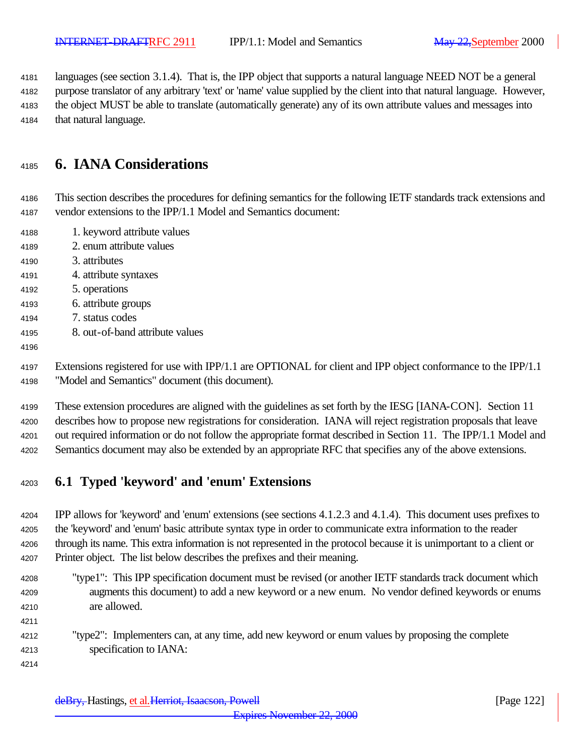languages (see section 3.1.4). That is, the IPP object that supports a natural language NEED NOT be a general purpose translator of any arbitrary 'text' or 'name' value supplied by the client into that natural language. However, the object MUST be able to translate (automatically generate) any of its own attribute values and messages into that natural language.

# 6. IANA Considerations

This section describes the procedures for defining semantics for the following IETF standards track extensions and vendor extensions to the IPP/1.1 Model and Semantics document:

1. keyword attribute values
2. enum attribute values
3. attributes
4. attribute syntaxes
5. operations
6. attribute groups
7. status codes
8. out-of-band attribute values

Extensions registered for use with IPP/1.1 are OPTIONAL for client and IPP object conformance to the IPP/1.1 "Model and Semantics" document (this document).

These extension procedures are aligned with the guidelines as set forth by the IESG [IANA-CON]. Section 11 describes how to propose new registrations for consideration. IANA will reject registration proposals that leave out required information or do not follow the appropriate format described in Section 11. The IPP/1.1 Model and Semantics document may also be extended by an appropriate RFC that specifies any of the above extensions.

## 6.1 Typed 'keyword' and 'enum' Extensions

IPP allows for 'keyword' and 'enum' extensions (see sections 4.1.2.3 and 4.1.4). This document uses prefixes to the 'keyword' and 'enum' basic attribute syntax type in order to communicate extra information to the reader through its name. This extra information is not represented in the protocol because it is unimportant to a client or Printer object. The list below describes the prefixes and their meaning.

"type1": This IPP specification document must be revised (or another IETF standards track document which augments this document) to add a new keyword or a new enum. No vendor defined keywords or enums are allowed.

"type2": Implementers can, at any time, add new keyword or enum values by proposing the complete specification to IANA: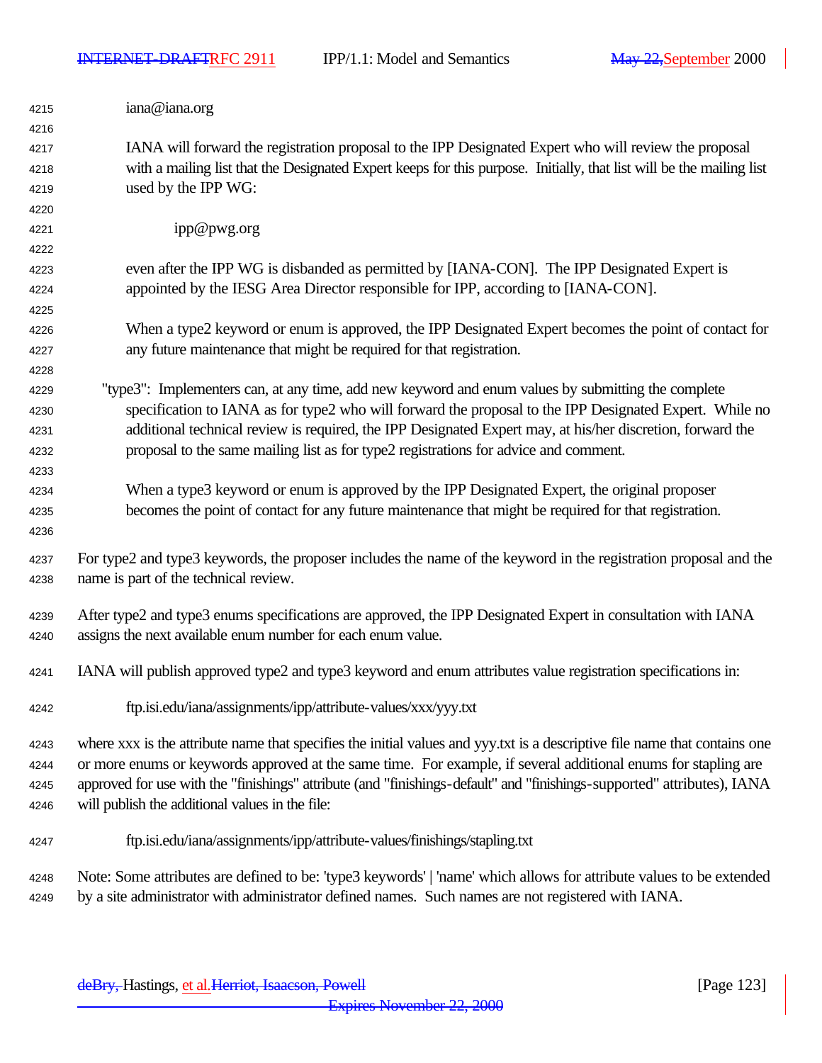iana@iana.org

IANA will forward the registration proposal to the IPP Designated Expert who will review the proposal with a mailing list that the Designated Expert keeps for this purpose. Initially, that list will be the mailing list used by the IPP WG:

ipp@pwg.org

even after the IPP WG is disbanded as permitted by [IANA-CON]. The IPP Designated Expert is appointed by the IESG Area Director responsible for IPP, according to [IANA-CON].

When a type2 keyword or enum is approved, the IPP Designated Expert becomes the point of contact for any future maintenance that might be required for that registration.

"type3": Implementers can, at any time, add new keyword and enum values by submitting the complete specification to IANA as for type2 who will forward the proposal to the IPP Designated Expert. While no additional technical review is required, the IPP Designated Expert may, at his/her discretion, forward the proposal to the same mailing list as for type2 registrations for advice and comment.

When a type3 keyword or enum is approved by the IPP Designated Expert, the original proposer becomes the point of contact for any future maintenance that might be required for that registration.

For type2 and type3 keywords, the proposer includes the name of the keyword in the registration proposal and the name is part of the technical review.

After type2 and type3 enums specifications are approved, the IPP Designated Expert in consultation with IANA assigns the next available enum number for each enum value.

IANA will publish approved type2 and type3 keyword and enum attributes value registration specifications in:

ftp.isi.edu/iana/assignments/ipp/attribute-values/xxx/yyy.txt

where xxx is the attribute name that specifies the initial values and yyy.txt is a descriptive file name that contains one or more enums or keywords approved at the same time. For example, if several additional enums for stapling are approved for use with the "finishings" attribute (and "finishings-default" and "finishings-supported" attributes), IANA will publish the additional values in the file:

ftp.isi.edu/iana/assignments/ipp/attribute-values/finishings/stapling.txt

Note: Some attributes are defined to be: 'type3 keywords' | 'name' which allows for attribute values to be extended by a site administrator with administrator defined names. Such names are not registered with IANA.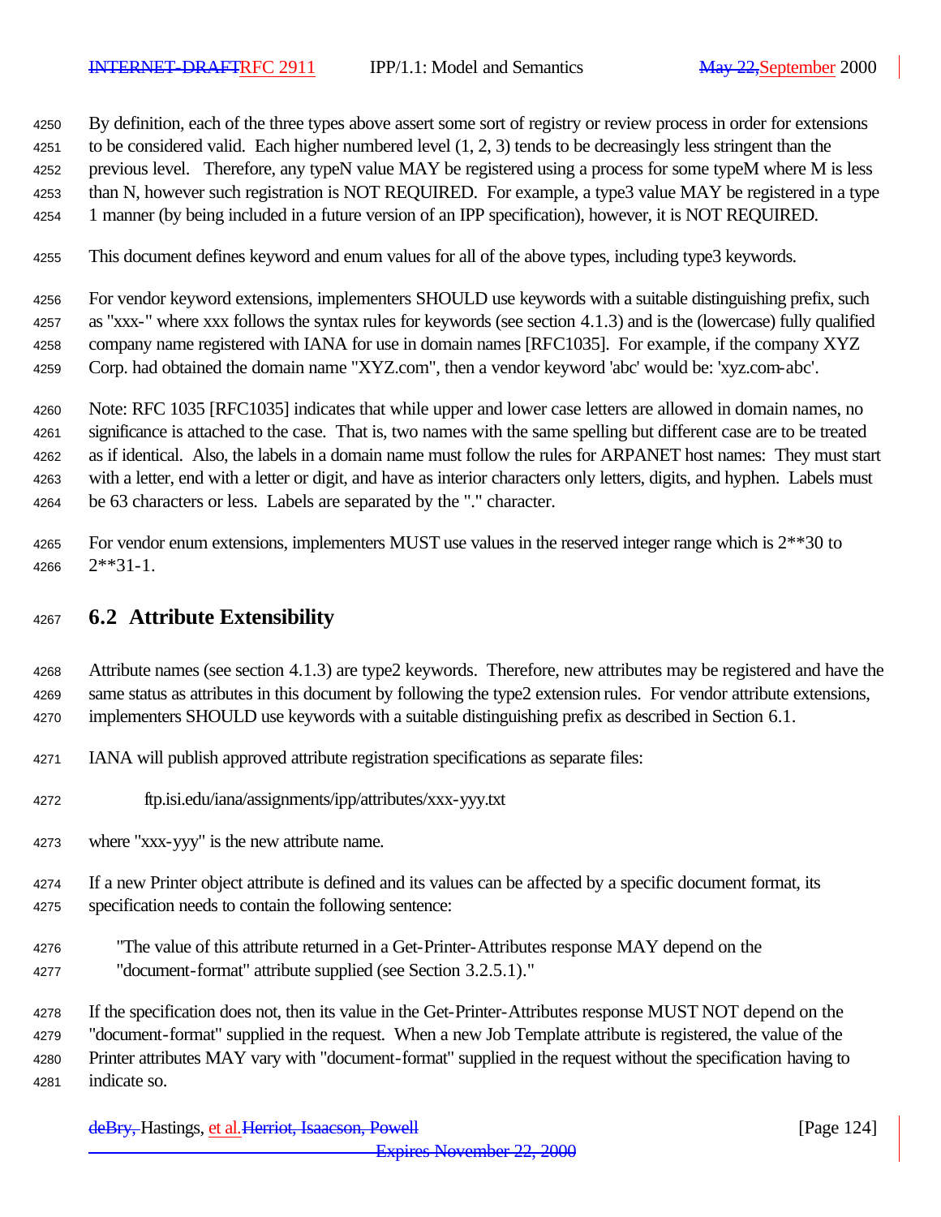By definition, each of the three types above assert some sort of registry or review process in order for extensions to be considered valid. Each higher numbered level (1, 2, 3) tends to be decreasingly less stringent than the previous level. Therefore, any typeN value MAY be registered using a process for some typeM where M is less than N, however such registration is NOT REQUIRED. For example, a type3 value MAY be registered in a type 1 manner (by being included in a future version of an IPP specification), however, it is NOT REQUIRED.

This document defines keyword and enum values for all of the above types, including type3 keywords.

For vendor keyword extensions, implementers SHOULD use keywords with a suitable distinguishing prefix, such as "xxx-" where xxx follows the syntax rules for keywords (see section 4.1.3) and is the (lowercase) fully qualified company name registered with IANA for use in domain names [RFC1035]. For example, if the company XYZ Corp. had obtained the domain name "XYZ.com", then a vendor keyword 'abc' would be: 'xyz.com-abc'.

Note: RFC 1035 [RFC1035] indicates that while upper and lower case letters are allowed in domain names, no significance is attached to the case. That is, two names with the same spelling but different case are to be treated as if identical. Also, the labels in a domain name must follow the rules for ARPANET host names: They must start with a letter, end with a letter or digit, and have as interior characters only letters, digits, and hyphen. Labels must be 63 characters or less. Labels are separated by the "." character.

For vendor enum extensions, implementers MUST use values in the reserved integer range which is 2**30 to 2**31-1.

## 6.2 Attribute Extensibility

Attribute names (see section 4.1.3) are type2 keywords. Therefore, new attributes may be registered and have the same status as attributes in this document by following the type2 extension rules. For vendor attribute extensions, implementers SHOULD use keywords with a suitable distinguishing prefix as described in Section 6.1.

IANA will publish approved attribute registration specifications as separate files:

    ftp.isi.edu/iana/assignments/ipp/attributes/xxx-yyy.txt

where "xxx-yyy" is the new attribute name.

If a new Printer object attribute is defined and its values can be affected by a specific document format, its specification needs to contain the following sentence:

> "The value of this attribute returned in a Get-Printer-Attributes response MAY depend on the "document-format" attribute supplied (see Section 3.2.5.1)."

If the specification does not, then its value in the Get-Printer-Attributes response MUST NOT depend on the "document-format" supplied in the request. When a new Job Template attribute is registered, the value of the Printer attributes MAY vary with "document-format" supplied in the request without the specification having to indicate so.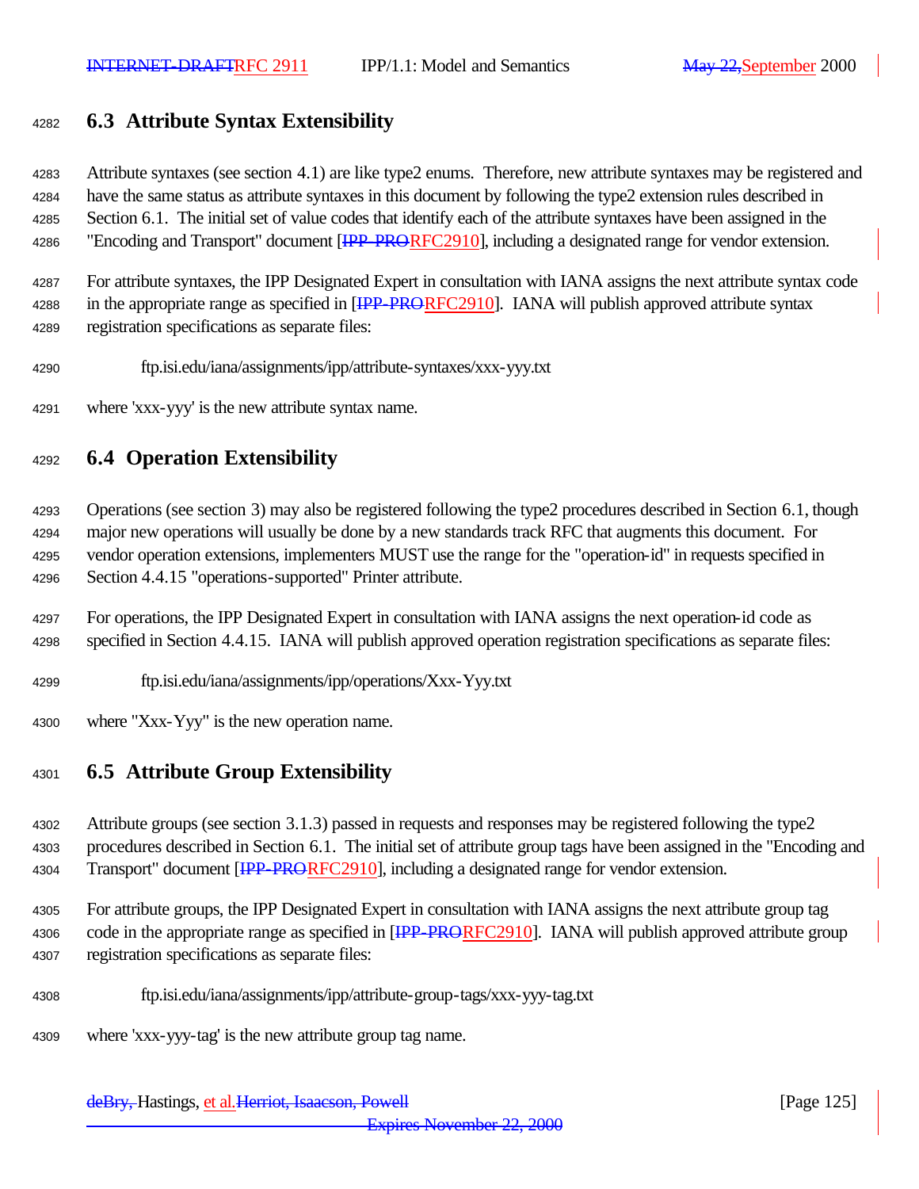## 6.3 Attribute Syntax Extensibility

Attribute syntaxes (see section 4.1) are like type2 enums. Therefore, new attribute syntaxes may be registered and have the same status as attribute syntaxes in this document by following the type2 extension rules described in Section 6.1. The initial set of value codes that identify each of the attribute syntaxes have been assigned in the "Encoding and Transport" document [IPP-PRORFC2910], including a designated range for vendor extension.

For attribute syntaxes, the IPP Designated Expert in consultation with IANA assigns the next attribute syntax code in the appropriate range as specified in [IPP-PRORFC2910]. IANA will publish approved attribute syntax registration specifications as separate files:

    ftp.isi.edu/iana/assignments/ipp/attribute-syntaxes/xxx-yyy.txt

where 'xxx-yyy' is the new attribute syntax name.

## 6.4 Operation Extensibility

Operations (see section 3) may also be registered following the type2 procedures described in Section 6.1, though major new operations will usually be done by a new standards track RFC that augments this document. For vendor operation extensions, implementers MUST use the range for the "operation-id" in requests specified in Section 4.4.15 "operations-supported" Printer attribute.

For operations, the IPP Designated Expert in consultation with IANA assigns the next operation-id code as specified in Section 4.4.15. IANA will publish approved operation registration specifications as separate files:

    ftp.isi.edu/iana/assignments/ipp/operations/Xxx-Yyy.txt

where "Xxx-Yyy" is the new operation name.

## 6.5 Attribute Group Extensibility

Attribute groups (see section 3.1.3) passed in requests and responses may be registered following the type2 procedures described in Section 6.1. The initial set of attribute group tags have been assigned in the "Encoding and Transport" document [IPP-PRORFC2910], including a designated range for vendor extension.

For attribute groups, the IPP Designated Expert in consultation with IANA assigns the next attribute group tag code in the appropriate range as specified in [IPP-PRORFC2910]. IANA will publish approved attribute group registration specifications as separate files:

    ftp.isi.edu/iana/assignments/ipp/attribute-group-tags/xxx-yyy-tag.txt

where 'xxx-yyy-tag' is the new attribute group tag name.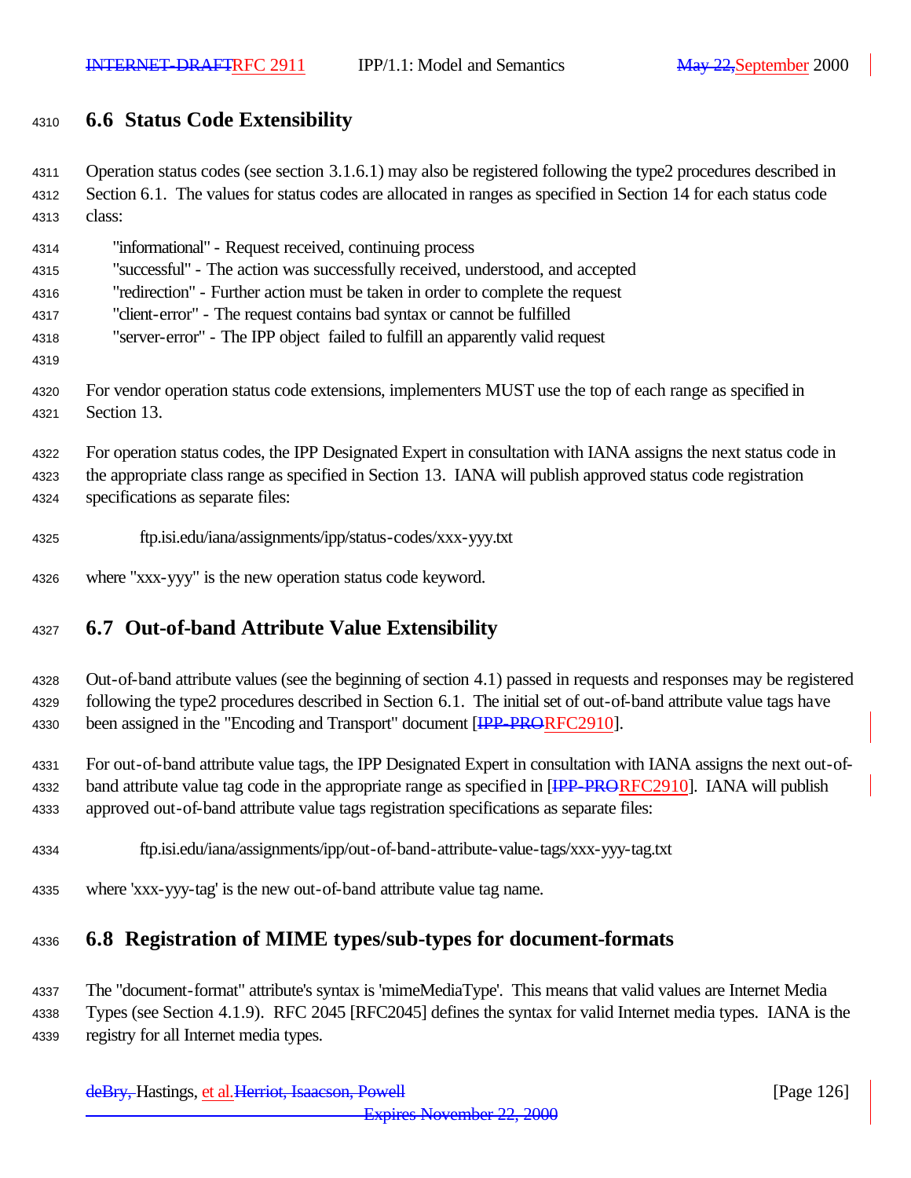## 6.6 Status Code Extensibility

Operation status codes (see section 3.1.6.1) may also be registered following the type2 procedures described in Section 6.1. The values for status codes are allocated in ranges as specified in Section 14 for each status code class:

"informational" - Request received, continuing process
"successful" - The action was successfully received, understood, and accepted
"redirection" - Further action must be taken in order to complete the request
"client-error" - The request contains bad syntax or cannot be fulfilled
"server-error" - The IPP object failed to fulfill an apparently valid request

For vendor operation status code extensions, implementers MUST use the top of each range as specified in Section 13.

For operation status codes, the IPP Designated Expert in consultation with IANA assigns the next status code in the appropriate class range as specified in Section 13. IANA will publish approved status code registration specifications as separate files:

ftp.isi.edu/iana/assignments/ipp/status-codes/xxx-yyy.txt

where "xxx-yyy" is the new operation status code keyword.

## 6.7 Out-of-band Attribute Value Extensibility

Out-of-band attribute values (see the beginning of section 4.1) passed in requests and responses may be registered following the type2 procedures described in Section 6.1. The initial set of out-of-band attribute value tags have been assigned in the "Encoding and Transport" document [~~IPP-PRO~~RFC2910].

For out-of-band attribute value tags, the IPP Designated Expert in consultation with IANA assigns the next out-of-band attribute value tag code in the appropriate range as specified in [~~IPP-PRO~~RFC2910]. IANA will publish approved out-of-band attribute value tags registration specifications as separate files:

ftp.isi.edu/iana/assignments/ipp/out-of-band-attribute-value-tags/xxx-yyy-tag.txt

where 'xxx-yyy-tag' is the new out-of-band attribute value tag name.

## 6.8 Registration of MIME types/sub-types for document-formats

The "document-format" attribute's syntax is 'mimeMediaType'. This means that valid values are Internet Media Types (see Section 4.1.9). RFC 2045 [RFC2045] defines the syntax for valid Internet media types. IANA is the registry for all Internet media types.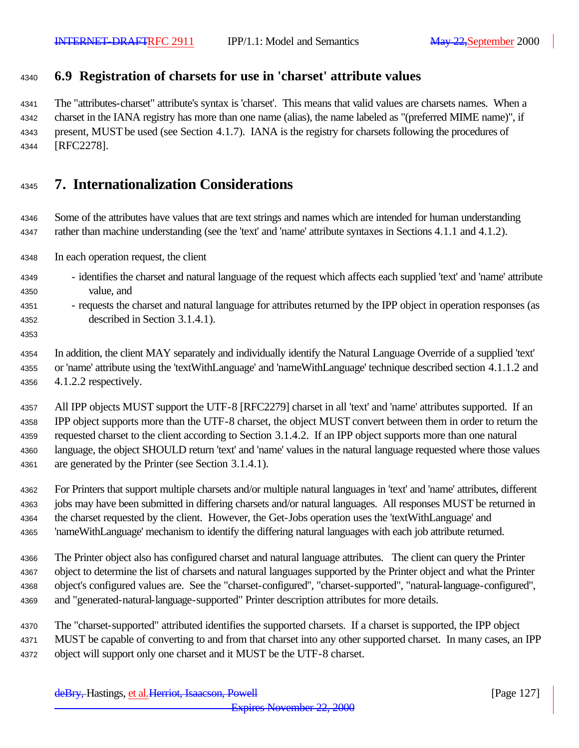## 6.9 Registration of charsets for use in 'charset' attribute values

The "attributes-charset" attribute's syntax is 'charset'. This means that valid values are charsets names. When a charset in the IANA registry has more than one name (alias), the name labeled as "(preferred MIME name)", if present, MUST be used (see Section 4.1.7). IANA is the registry for charsets following the procedures of [RFC2278].

# 7. Internationalization Considerations

Some of the attributes have values that are text strings and names which are intended for human understanding rather than machine understanding (see the 'text' and 'name' attribute syntaxes in Sections 4.1.1 and 4.1.2).

In each operation request, the client

- identifies the charset and natural language of the request which affects each supplied 'text' and 'name' attribute value, and
- requests the charset and natural language for attributes returned by the IPP object in operation responses (as described in Section 3.1.4.1).

In addition, the client MAY separately and individually identify the Natural Language Override of a supplied 'text' or 'name' attribute using the 'textWithLanguage' and 'nameWithLanguage' technique described section 4.1.1.2 and 4.1.2.2 respectively.

All IPP objects MUST support the UTF-8 [RFC2279] charset in all 'text' and 'name' attributes supported. If an IPP object supports more than the UTF-8 charset, the object MUST convert between them in order to return the requested charset to the client according to Section 3.1.4.2. If an IPP object supports more than one natural language, the object SHOULD return 'text' and 'name' values in the natural language requested where those values are generated by the Printer (see Section 3.1.4.1).

For Printers that support multiple charsets and/or multiple natural languages in 'text' and 'name' attributes, different jobs may have been submitted in differing charsets and/or natural languages. All responses MUST be returned in the charset requested by the client. However, the Get-Jobs operation uses the 'textWithLanguage' and 'nameWithLanguage' mechanism to identify the differing natural languages with each job attribute returned.

The Printer object also has configured charset and natural language attributes. The client can query the Printer object to determine the list of charsets and natural languages supported by the Printer object and what the Printer object's configured values are. See the "charset-configured", "charset-supported", "natural-language-configured", and "generated-natural-language-supported" Printer description attributes for more details.

The "charset-supported" attributed identifies the supported charsets. If a charset is supported, the IPP object MUST be capable of converting to and from that charset into any other supported charset. In many cases, an IPP object will support only one charset and it MUST be the UTF-8 charset.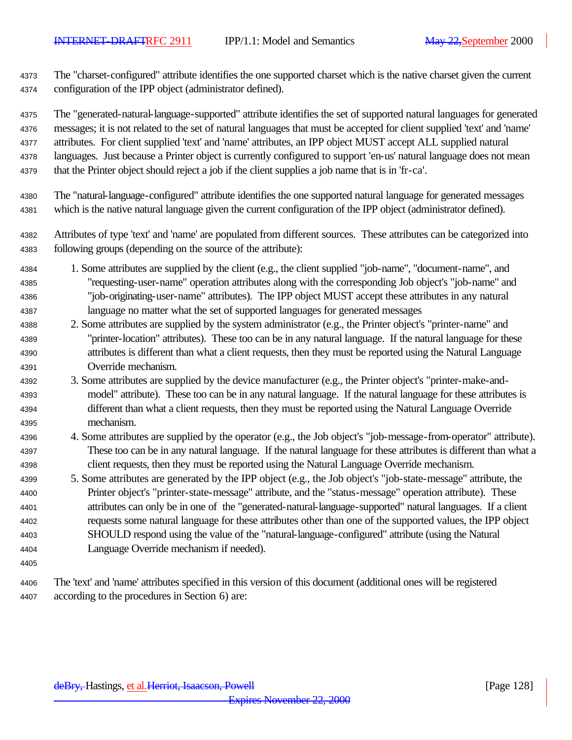The "charset-configured" attribute identifies the one supported charset which is the native charset given the current configuration of the IPP object (administrator defined).

The "generated-natural-language-supported" attribute identifies the set of supported natural languages for generated messages; it is not related to the set of natural languages that must be accepted for client supplied 'text' and 'name' attributes. For client supplied 'text' and 'name' attributes, an IPP object MUST accept ALL supplied natural languages. Just because a Printer object is currently configured to support 'en-us' natural language does not mean that the Printer object should reject a job if the client supplies a job name that is in 'fr-ca'.

The "natural-language-configured" attribute identifies the one supported natural language for generated messages which is the native natural language given the current configuration of the IPP object (administrator defined).

Attributes of type 'text' and 'name' are populated from different sources. These attributes can be categorized into following groups (depending on the source of the attribute):

1. Some attributes are supplied by the client (e.g., the client supplied "job-name", "document-name", and "requesting-user-name" operation attributes along with the corresponding Job object's "job-name" and "job-originating-user-name" attributes). The IPP object MUST accept these attributes in any natural language no matter what the set of supported languages for generated messages
2. Some attributes are supplied by the system administrator (e.g., the Printer object's "printer-name" and "printer-location" attributes). These too can be in any natural language. If the natural language for these attributes is different than what a client requests, then they must be reported using the Natural Language Override mechanism.
3. Some attributes are supplied by the device manufacturer (e.g., the Printer object's "printer-make-and-model" attribute). These too can be in any natural language. If the natural language for these attributes is different than what a client requests, then they must be reported using the Natural Language Override mechanism.
4. Some attributes are supplied by the operator (e.g., the Job object's "job-message-from-operator" attribute). These too can be in any natural language. If the natural language for these attributes is different than what a client requests, then they must be reported using the Natural Language Override mechanism.
5. Some attributes are generated by the IPP object (e.g., the Job object's "job-state-message" attribute, the Printer object's "printer-state-message" attribute, and the "status-message" operation attribute). These attributes can only be in one of the "generated-natural-language-supported" natural languages. If a client requests some natural language for these attributes other than one of the supported values, the IPP object SHOULD respond using the value of the "natural-language-configured" attribute (using the Natural Language Override mechanism if needed).

The 'text' and 'name' attributes specified in this version of this document (additional ones will be registered according to the procedures in Section 6) are: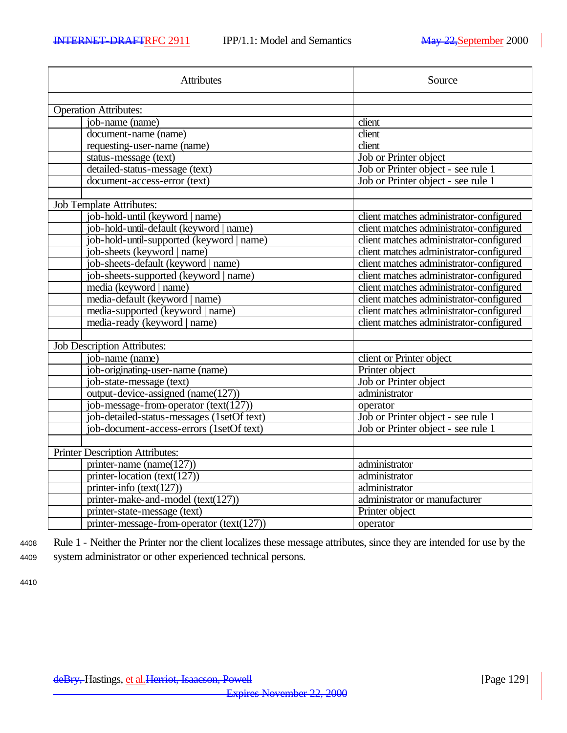| Attributes | | Source |
|---|---|---|
| | | |
| Operation Attributes: | | |
| | job-name (name) | client |
| | document-name (name) | client |
| | requesting-user-name (name) | client |
| | status-message (text) | Job or Printer object |
| | detailed-status-message (text) | Job or Printer object - see rule 1 |
| | document-access-error (text) | Job or Printer object - see rule 1 |
| | | |
| Job Template Attributes: | | |
| | job-hold-until (keyword \| name) | client matches administrator-configured |
| | job-hold-until-default (keyword \| name) | client matches administrator-configured |
| | job-hold-until-supported (keyword \| name) | client matches administrator-configured |
| | job-sheets (keyword \| name) | client matches administrator-configured |
| | job-sheets-default (keyword \| name) | client matches administrator-configured |
| | job-sheets-supported (keyword \| name) | client matches administrator-configured |
| | media (keyword \| name) | client matches administrator-configured |
| | media-default (keyword \| name) | client matches administrator-configured |
| | media-supported (keyword \| name) | client matches administrator-configured |
| | media-ready (keyword \| name) | client matches administrator-configured |
| | | |
| Job Description Attributes: | | |
| | job-name (name) | client or Printer object |
| | job-originating-user-name (name) | Printer object |
| | job-state-message (text) | Job or Printer object |
| | output-device-assigned (name(127)) | administrator |
| | job-message-from-operator (text(127)) | operator |
| | job-detailed-status-messages (1setOf text) | Job or Printer object - see rule 1 |
| | job-document-access-errors (1setOf text) | Job or Printer object - see rule 1 |
| | | |
| Printer Description Attributes: | | |
| | printer-name (name(127)) | administrator |
| | printer-location (text(127)) | administrator |
| | printer-info (text(127)) | administrator |
| | printer-make-and-model (text(127)) | administrator or manufacturer |
| | printer-state-message (text) | Printer object |
| | printer-message-from-operator (text(127)) | operator |

Rule 1 - Neither the Printer nor the client localizes these message attributes, since they are intended for use by the system administrator or other experienced technical persons.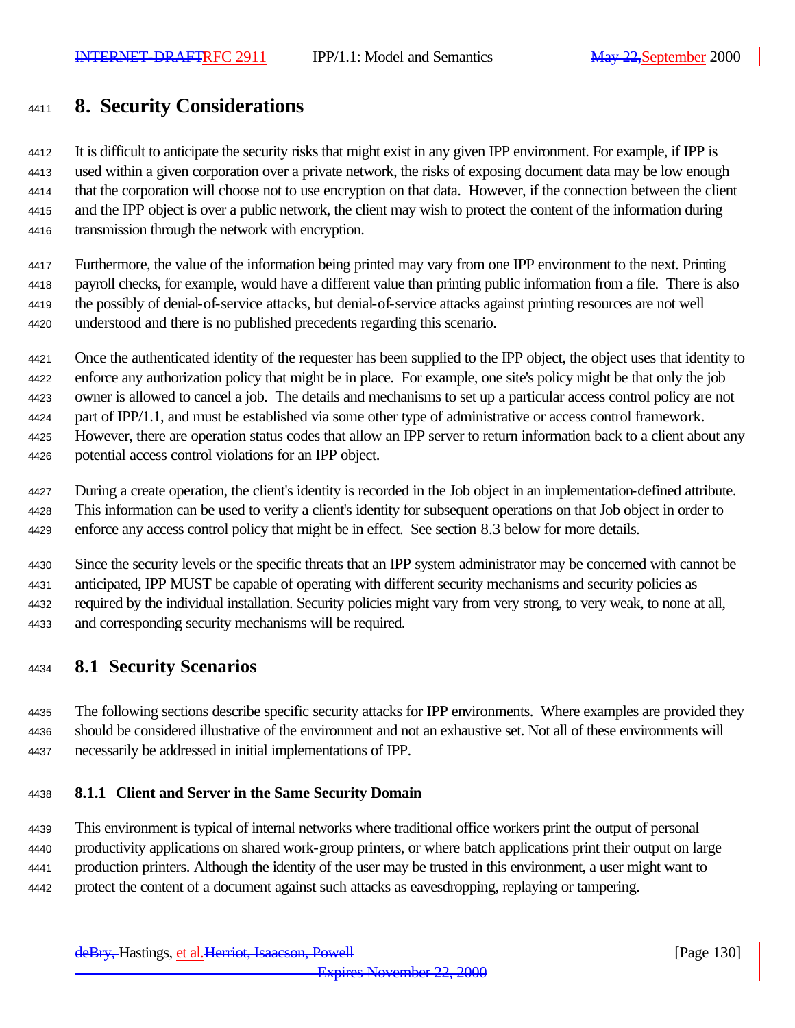# 8. Security Considerations

It is difficult to anticipate the security risks that might exist in any given IPP environment. For example, if IPP is used within a given corporation over a private network, the risks of exposing document data may be low enough that the corporation will choose not to use encryption on that data. However, if the connection between the client and the IPP object is over a public network, the client may wish to protect the content of the information during transmission through the network with encryption.

Furthermore, the value of the information being printed may vary from one IPP environment to the next. Printing payroll checks, for example, would have a different value than printing public information from a file. There is also the possibly of denial-of-service attacks, but denial-of-service attacks against printing resources are not well understood and there is no published precedents regarding this scenario.

Once the authenticated identity of the requester has been supplied to the IPP object, the object uses that identity to enforce any authorization policy that might be in place. For example, one site's policy might be that only the job owner is allowed to cancel a job. The details and mechanisms to set up a particular access control policy are not part of IPP/1.1, and must be established via some other type of administrative or access control framework. However, there are operation status codes that allow an IPP server to return information back to a client about any potential access control violations for an IPP object.

During a create operation, the client's identity is recorded in the Job object in an implementation-defined attribute. This information can be used to verify a client's identity for subsequent operations on that Job object in order to enforce any access control policy that might be in effect. See section 8.3 below for more details.

Since the security levels or the specific threats that an IPP system administrator may be concerned with cannot be anticipated, IPP MUST be capable of operating with different security mechanisms and security policies as required by the individual installation. Security policies might vary from very strong, to very weak, to none at all, and corresponding security mechanisms will be required.

## 8.1 Security Scenarios

The following sections describe specific security attacks for IPP environments. Where examples are provided they should be considered illustrative of the environment and not an exhaustive set. Not all of these environments will necessarily be addressed in initial implementations of IPP.

### 8.1.1 Client and Server in the Same Security Domain

This environment is typical of internal networks where traditional office workers print the output of personal productivity applications on shared work-group printers, or where batch applications print their output on large production printers. Although the identity of the user may be trusted in this environment, a user might want to protect the content of a document against such attacks as eavesdropping, replaying or tampering.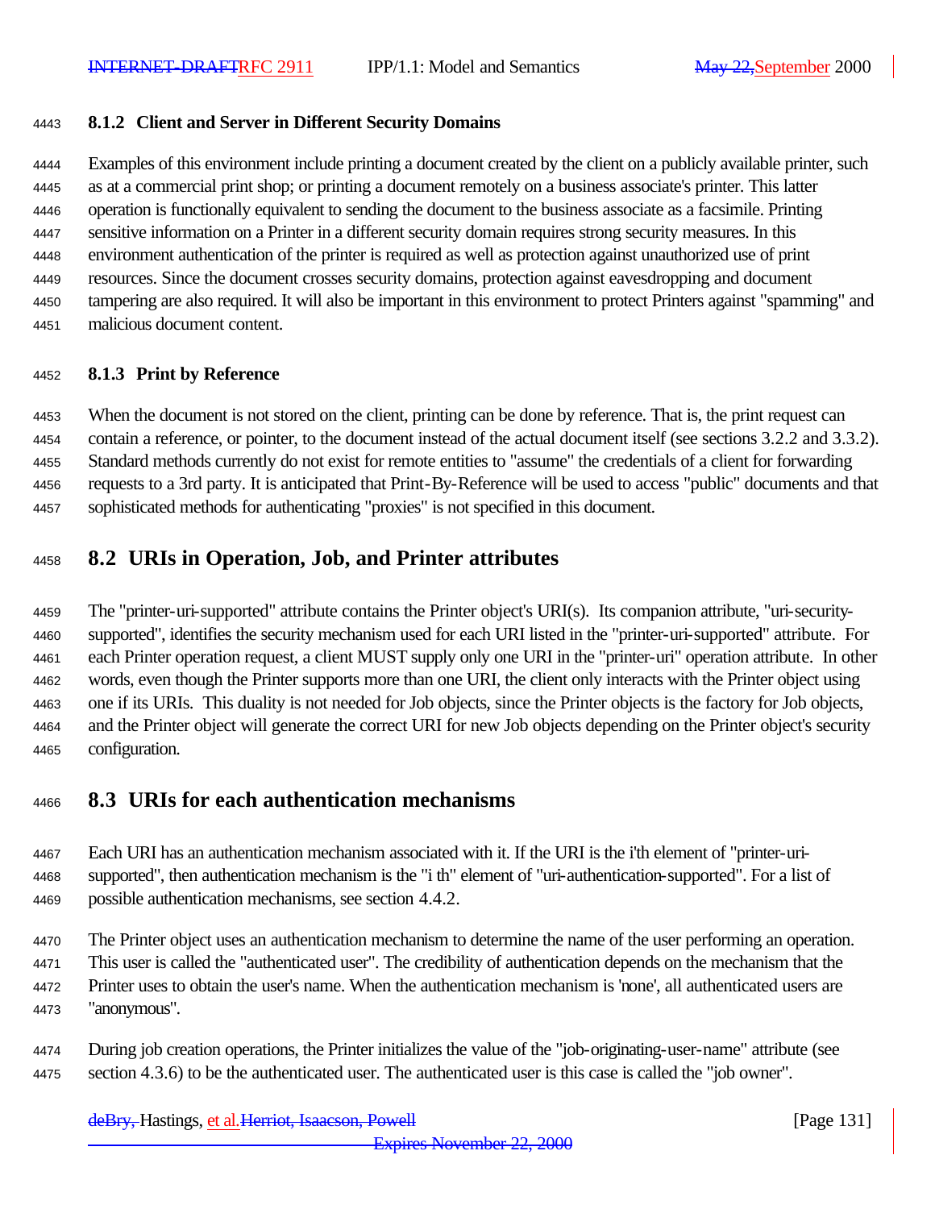### 8.1.2 Client and Server in Different Security Domains

Examples of this environment include printing a document created by the client on a publicly available printer, such as at a commercial print shop; or printing a document remotely on a business associate's printer. This latter operation is functionally equivalent to sending the document to the business associate as a facsimile. Printing sensitive information on a Printer in a different security domain requires strong security measures. In this environment authentication of the printer is required as well as protection against unauthorized use of print resources. Since the document crosses security domains, protection against eavesdropping and document tampering are also required. It will also be important in this environment to protect Printers against "spamming" and malicious document content.

### 8.1.3 Print by Reference

When the document is not stored on the client, printing can be done by reference. That is, the print request can contain a reference, or pointer, to the document instead of the actual document itself (see sections 3.2.2 and 3.3.2). Standard methods currently do not exist for remote entities to "assume" the credentials of a client for forwarding requests to a 3rd party. It is anticipated that Print-By-Reference will be used to access "public" documents and that sophisticated methods for authenticating "proxies" is not specified in this document.

## 8.2 URIs in Operation, Job, and Printer attributes

The "printer-uri-supported" attribute contains the Printer object's URI(s). Its companion attribute, "uri-security-supported", identifies the security mechanism used for each URI listed in the "printer-uri-supported" attribute. For each Printer operation request, a client MUST supply only one URI in the "printer-uri" operation attribute. In other words, even though the Printer supports more than one URI, the client only interacts with the Printer object using one if its URIs. This duality is not needed for Job objects, since the Printer objects is the factory for Job objects, and the Printer object will generate the correct URI for new Job objects depending on the Printer object's security configuration.

## 8.3 URIs for each authentication mechanisms

Each URI has an authentication mechanism associated with it. If the URI is the i'th element of "printer-uri-supported", then authentication mechanism is the "i th" element of "uri-authentication-supported". For a list of possible authentication mechanisms, see section 4.4.2.

The Printer object uses an authentication mechanism to determine the name of the user performing an operation. This user is called the "authenticated user". The credibility of authentication depends on the mechanism that the Printer uses to obtain the user's name. When the authentication mechanism is 'none', all authenticated users are "anonymous".

During job creation operations, the Printer initializes the value of the "job-originating-user-name" attribute (see section 4.3.6) to be the authenticated user. The authenticated user is this case is called the "job owner".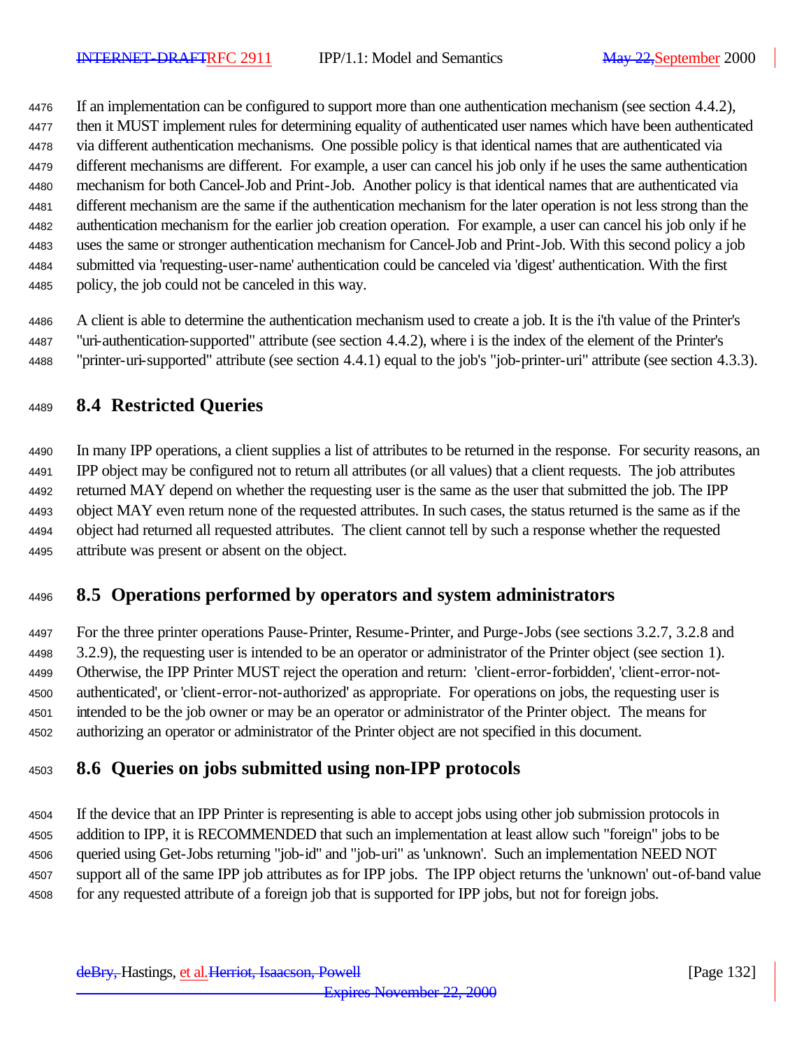If an implementation can be configured to support more than one authentication mechanism (see section 4.4.2), then it MUST implement rules for determining equality of authenticated user names which have been authenticated via different authentication mechanisms. One possible policy is that identical names that are authenticated via different mechanisms are different. For example, a user can cancel his job only if he uses the same authentication mechanism for both Cancel-Job and Print-Job. Another policy is that identical names that are authenticated via different mechanism are the same if the authentication mechanism for the later operation is not less strong than the authentication mechanism for the earlier job creation operation. For example, a user can cancel his job only if he uses the same or stronger authentication mechanism for Cancel-Job and Print-Job. With this second policy a job submitted via 'requesting-user-name' authentication could be canceled via 'digest' authentication. With the first policy, the job could not be canceled in this way.

A client is able to determine the authentication mechanism used to create a job. It is the i'th value of the Printer's "uri-authentication-supported" attribute (see section 4.4.2), where i is the index of the element of the Printer's "printer-uri-supported" attribute (see section 4.4.1) equal to the job's "job-printer-uri" attribute (see section 4.3.3).

## 8.4 Restricted Queries

In many IPP operations, a client supplies a list of attributes to be returned in the response. For security reasons, an IPP object may be configured not to return all attributes (or all values) that a client requests. The job attributes returned MAY depend on whether the requesting user is the same as the user that submitted the job. The IPP object MAY even return none of the requested attributes. In such cases, the status returned is the same as if the object had returned all requested attributes. The client cannot tell by such a response whether the requested attribute was present or absent on the object.

## 8.5 Operations performed by operators and system administrators

For the three printer operations Pause-Printer, Resume-Printer, and Purge-Jobs (see sections 3.2.7, 3.2.8 and 3.2.9), the requesting user is intended to be an operator or administrator of the Printer object (see section 1). Otherwise, the IPP Printer MUST reject the operation and return: 'client-error-forbidden', 'client-error-not-authenticated', or 'client-error-not-authorized' as appropriate. For operations on jobs, the requesting user is intended to be the job owner or may be an operator or administrator of the Printer object. The means for authorizing an operator or administrator of the Printer object are not specified in this document.

## 8.6 Queries on jobs submitted using non-IPP protocols

If the device that an IPP Printer is representing is able to accept jobs using other job submission protocols in addition to IPP, it is RECOMMENDED that such an implementation at least allow such "foreign" jobs to be queried using Get-Jobs returning "job-id" and "job-uri" as 'unknown'. Such an implementation NEED NOT support all of the same IPP job attributes as for IPP jobs. The IPP object returns the 'unknown' out-of-band value for any requested attribute of a foreign job that is supported for IPP jobs, but not for foreign jobs.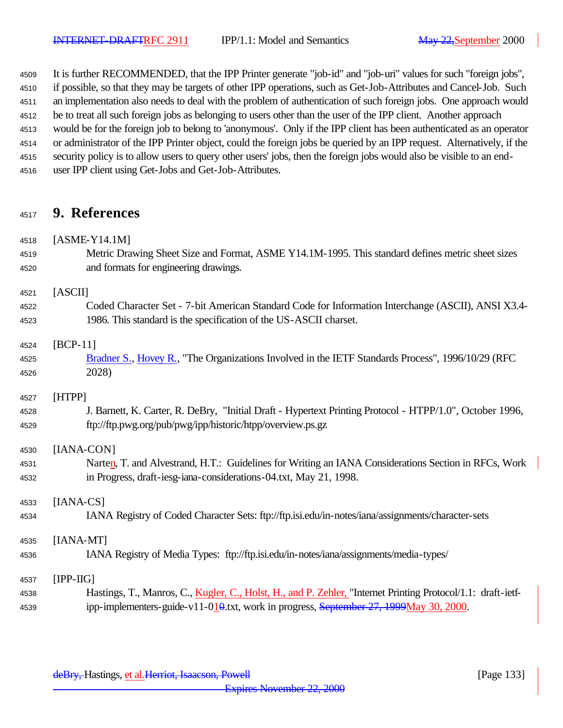It is further RECOMMENDED, that the IPP Printer generate "job-id" and "job-uri" values for such "foreign jobs", if possible, so that they may be targets of other IPP operations, such as Get-Job-Attributes and Cancel-Job. Such an implementation also needs to deal with the problem of authentication of such foreign jobs. One approach would be to treat all such foreign jobs as belonging to users other than the user of the IPP client. Another approach would be for the foreign job to belong to 'anonymous'. Only if the IPP client has been authenticated as an operator or administrator of the IPP Printer object, could the foreign jobs be queried by an IPP request. Alternatively, if the security policy is to allow users to query other users' jobs, then the foreign jobs would also be visible to an end-user IPP client using Get-Jobs and Get-Job-Attributes.

# 9. References

[ASME-Y14.1M]
Metric Drawing Sheet Size and Format, ASME Y14.1M-1995. This standard defines metric sheet sizes and formats for engineering drawings.

[ASCII]
Coded Character Set - 7-bit American Standard Code for Information Interchange (ASCII), ANSI X3.4-1986. This standard is the specification of the US-ASCII charset.

[BCP-11]
Bradner S., Hovey R., "The Organizations Involved in the IETF Standards Process", 1996/10/29 (RFC 2028)

[HTPP]
J. Barnett, K. Carter, R. DeBry, "Initial Draft - Hypertext Printing Protocol - HTPP/1.0", October 1996, ftp://ftp.pwg.org/pub/pwg/ipp/historic/htpp/overview.ps.gz

[IANA-CON]
Narten, T. and Alvestrand, H.T.: Guidelines for Writing an IANA Considerations Section in RFCs, Work in Progress, draft-iesg-iana-considerations-04.txt, May 21, 1998.

[IANA-CS]
IANA Registry of Coded Character Sets: ftp://ftp.isi.edu/in-notes/iana/assignments/character-sets

[IANA-MT]
IANA Registry of Media Types: ftp://ftp.isi.edu/in-notes/iana/assignments/media-types/

[IPP-IIG]
Hastings, T., Manros, C., Kugler, C., Holst, H., and P. Zehler, "Internet Printing Protocol/1.1: draft-ietf-ipp-implementers-guide-v11-01.txt, work in progress, May 30, 2000.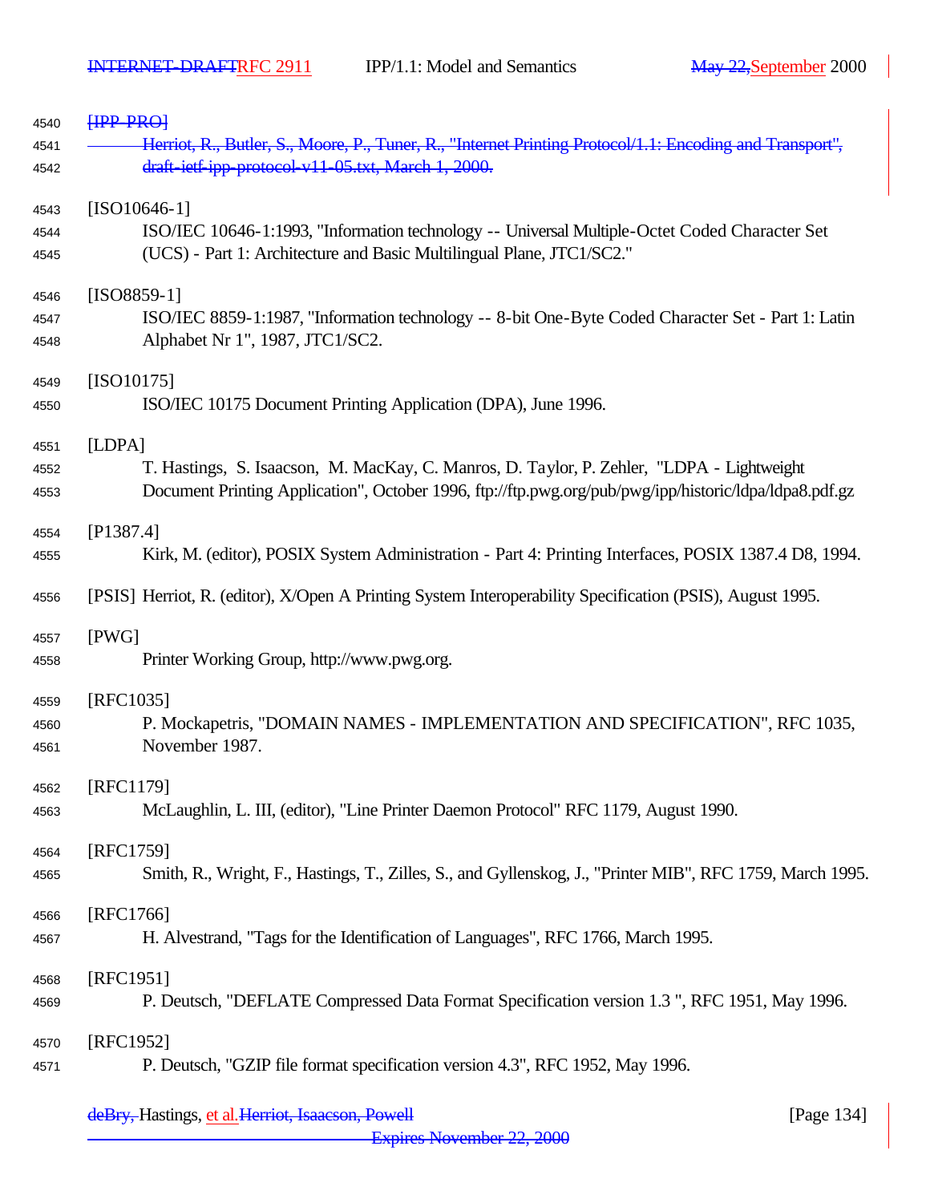~~[IPP-PRO]~~
~~Herriot, R., Butler, S., Moore, P., Tuner, R., "Internet Printing Protocol/1.1: Encoding and Transport", draft-ietf-ipp-protocol-v11-05.txt, March 1, 2000.~~

[ISO10646-1]
ISO/IEC 10646-1:1993, "Information technology -- Universal Multiple-Octet Coded Character Set (UCS) - Part 1: Architecture and Basic Multilingual Plane, JTC1/SC2."

[ISO8859-1]
ISO/IEC 8859-1:1987, "Information technology -- 8-bit One-Byte Coded Character Set - Part 1: Latin Alphabet Nr 1", 1987, JTC1/SC2.

[ISO10175]
ISO/IEC 10175 Document Printing Application (DPA), June 1996.

[LDPA]
T. Hastings, S. Isaacson, M. MacKay, C. Manros, D. Taylor, P. Zehler, "LDPA - Lightweight Document Printing Application", October 1996, ftp://ftp.pwg.org/pub/pwg/ipp/historic/ldpa/ldpa8.pdf.gz

[P1387.4]
Kirk, M. (editor), POSIX System Administration - Part 4: Printing Interfaces, POSIX 1387.4 D8, 1994.

[PSIS] Herriot, R. (editor), X/Open A Printing System Interoperability Specification (PSIS), August 1995.

[PWG]
Printer Working Group, http://www.pwg.org.

[RFC1035]
P. Mockapetris, "DOMAIN NAMES - IMPLEMENTATION AND SPECIFICATION", RFC 1035, November 1987.

[RFC1179]
McLaughlin, L. III, (editor), "Line Printer Daemon Protocol" RFC 1179, August 1990.

[RFC1759]
Smith, R., Wright, F., Hastings, T., Zilles, S., and Gyllenskog, J., "Printer MIB", RFC 1759, March 1995.

[RFC1766]
H. Alvestrand, "Tags for the Identification of Languages", RFC 1766, March 1995.

[RFC1951]
P. Deutsch, "DEFLATE Compressed Data Format Specification version 1.3 ", RFC 1951, May 1996.

[RFC1952]
P. Deutsch, "GZIP file format specification version 4.3", RFC 1952, May 1996.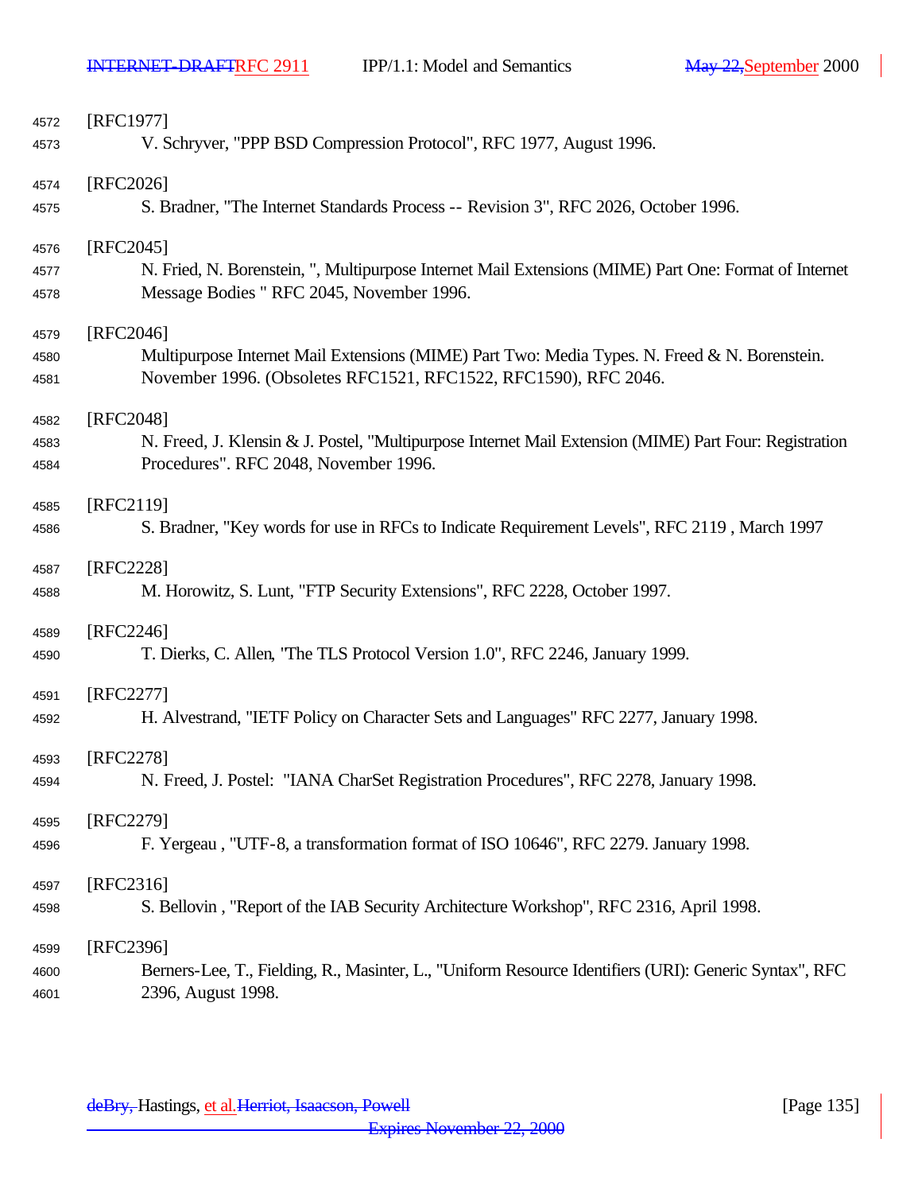[RFC1977]
V. Schryver, "PPP BSD Compression Protocol", RFC 1977, August 1996.

[RFC2026]
S. Bradner, "The Internet Standards Process -- Revision 3", RFC 2026, October 1996.

[RFC2045]
N. Fried, N. Borenstein, ", Multipurpose Internet Mail Extensions (MIME) Part One: Format of Internet Message Bodies " RFC 2045, November 1996.

[RFC2046]
Multipurpose Internet Mail Extensions (MIME) Part Two: Media Types. N. Freed & N. Borenstein. November 1996. (Obsoletes RFC1521, RFC1522, RFC1590), RFC 2046.

[RFC2048]
N. Freed, J. Klensin & J. Postel, "Multipurpose Internet Mail Extension (MIME) Part Four: Registration Procedures". RFC 2048, November 1996.

[RFC2119]
S. Bradner, "Key words for use in RFCs to Indicate Requirement Levels", RFC 2119 , March 1997

[RFC2228]
M. Horowitz, S. Lunt, "FTP Security Extensions", RFC 2228, October 1997.

[RFC2246]
T. Dierks, C. Allen, "The TLS Protocol Version 1.0", RFC 2246, January 1999.

[RFC2277]
H. Alvestrand, "IETF Policy on Character Sets and Languages" RFC 2277, January 1998.

[RFC2278]
N. Freed, J. Postel: "IANA CharSet Registration Procedures", RFC 2278, January 1998.

[RFC2279]
F. Yergeau , "UTF-8, a transformation format of ISO 10646", RFC 2279. January 1998.

[RFC2316]
S. Bellovin , "Report of the IAB Security Architecture Workshop", RFC 2316, April 1998.

[RFC2396]
Berners-Lee, T., Fielding, R., Masinter, L., "Uniform Resource Identifiers (URI): Generic Syntax", RFC 2396, August 1998.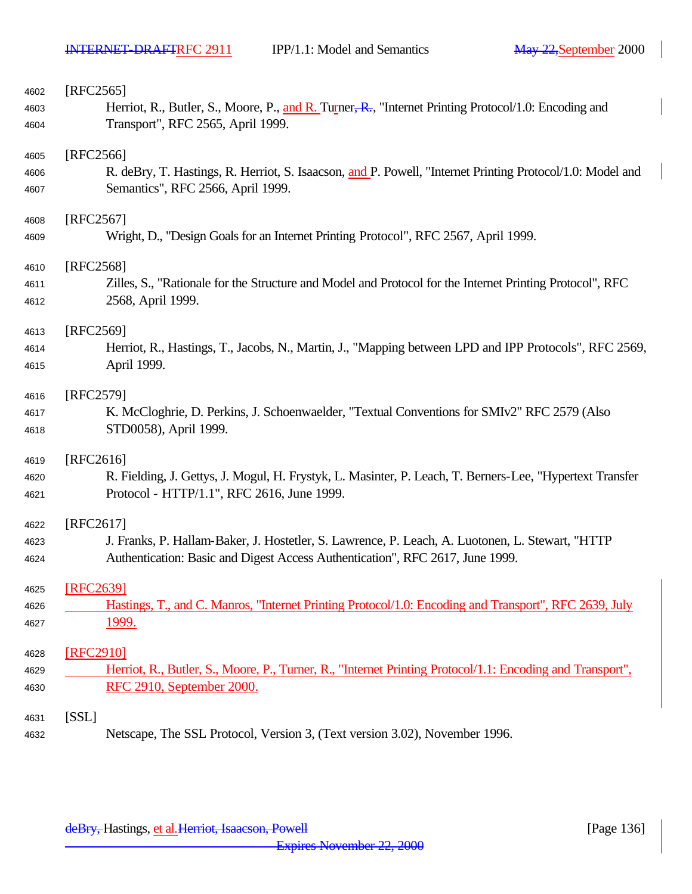[RFC2565]
Herriot, R., Butler, S., Moore, P., and R. Turner, "Internet Printing Protocol/1.0: Encoding and Transport", RFC 2565, April 1999.

[RFC2566]
R. deBry, T. Hastings, R. Herriot, S. Isaacson, and P. Powell, "Internet Printing Protocol/1.0: Model and Semantics", RFC 2566, April 1999.

[RFC2567]
Wright, D., "Design Goals for an Internet Printing Protocol", RFC 2567, April 1999.

[RFC2568]
Zilles, S., "Rationale for the Structure and Model and Protocol for the Internet Printing Protocol", RFC 2568, April 1999.

[RFC2569]
Herriot, R., Hastings, T., Jacobs, N., Martin, J., "Mapping between LPD and IPP Protocols", RFC 2569, April 1999.

[RFC2579]
K. McCloghrie, D. Perkins, J. Schoenwaelder, "Textual Conventions for SMIv2" RFC 2579 (Also STD0058), April 1999.

[RFC2616]
R. Fielding, J. Gettys, J. Mogul, H. Frystyk, L. Masinter, P. Leach, T. Berners-Lee, "Hypertext Transfer Protocol - HTTP/1.1", RFC 2616, June 1999.

[RFC2617]
J. Franks, P. Hallam-Baker, J. Hostetler, S. Lawrence, P. Leach, A. Luotonen, L. Stewart, "HTTP Authentication: Basic and Digest Access Authentication", RFC 2617, June 1999.

[RFC2639]
Hastings, T., and C. Manros, "Internet Printing Protocol/1.0: Encoding and Transport", RFC 2639, July 1999.

[RFC2910]
Herriot, R., Butler, S., Moore, P., Turner, R., "Internet Printing Protocol/1.1: Encoding and Transport", RFC 2910, September 2000.

[SSL]
Netscape, The SSL Protocol, Version 3, (Text version 3.02), November 1996.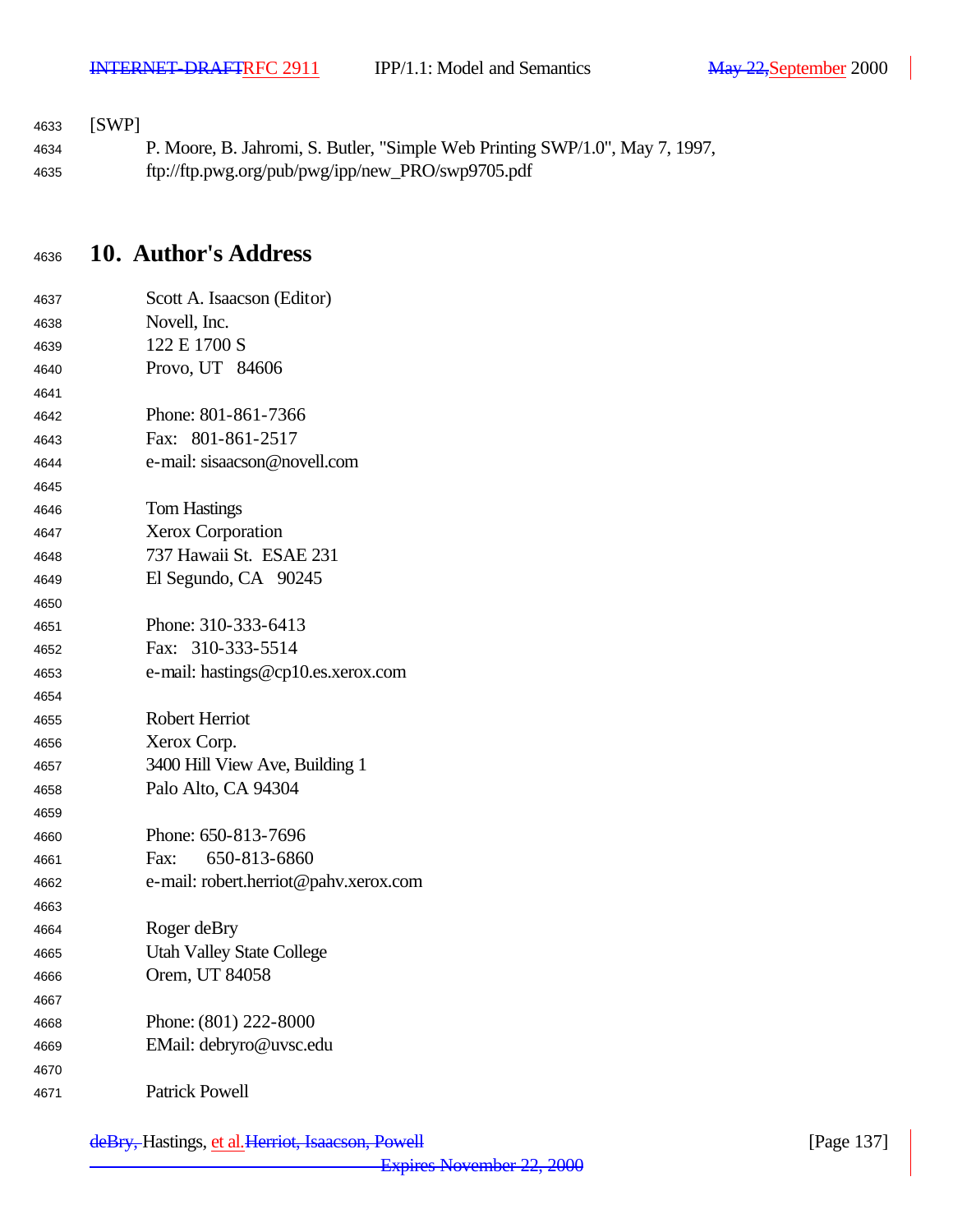[SWP]

P. Moore, B. Jahromi, S. Butler, "Simple Web Printing SWP/1.0", May 7, 1997, ftp://ftp.pwg.org/pub/pwg/ipp/new_PRO/swp9705.pdf

# 10. Author's Address

Scott A. Isaacson (Editor)
Novell, Inc.
122 E 1700 S
Provo, UT 84606

Phone: 801-861-7366
Fax: 801-861-2517
e-mail: sisaacson@novell.com

Tom Hastings
Xerox Corporation
737 Hawaii St. ESAE 231
El Segundo, CA 90245

Phone: 310-333-6413
Fax: 310-333-5514
e-mail: hastings@cp10.es.xerox.com

Robert Herriot
Xerox Corp.
3400 Hill View Ave, Building 1
Palo Alto, CA 94304

Phone: 650-813-7696
Fax: 650-813-6860
e-mail: robert.herriot@pahv.xerox.com

Roger deBry
Utah Valley State College
Orem, UT 84058

Phone: (801) 222-8000
EMail: debryro@uvsc.edu

Patrick Powell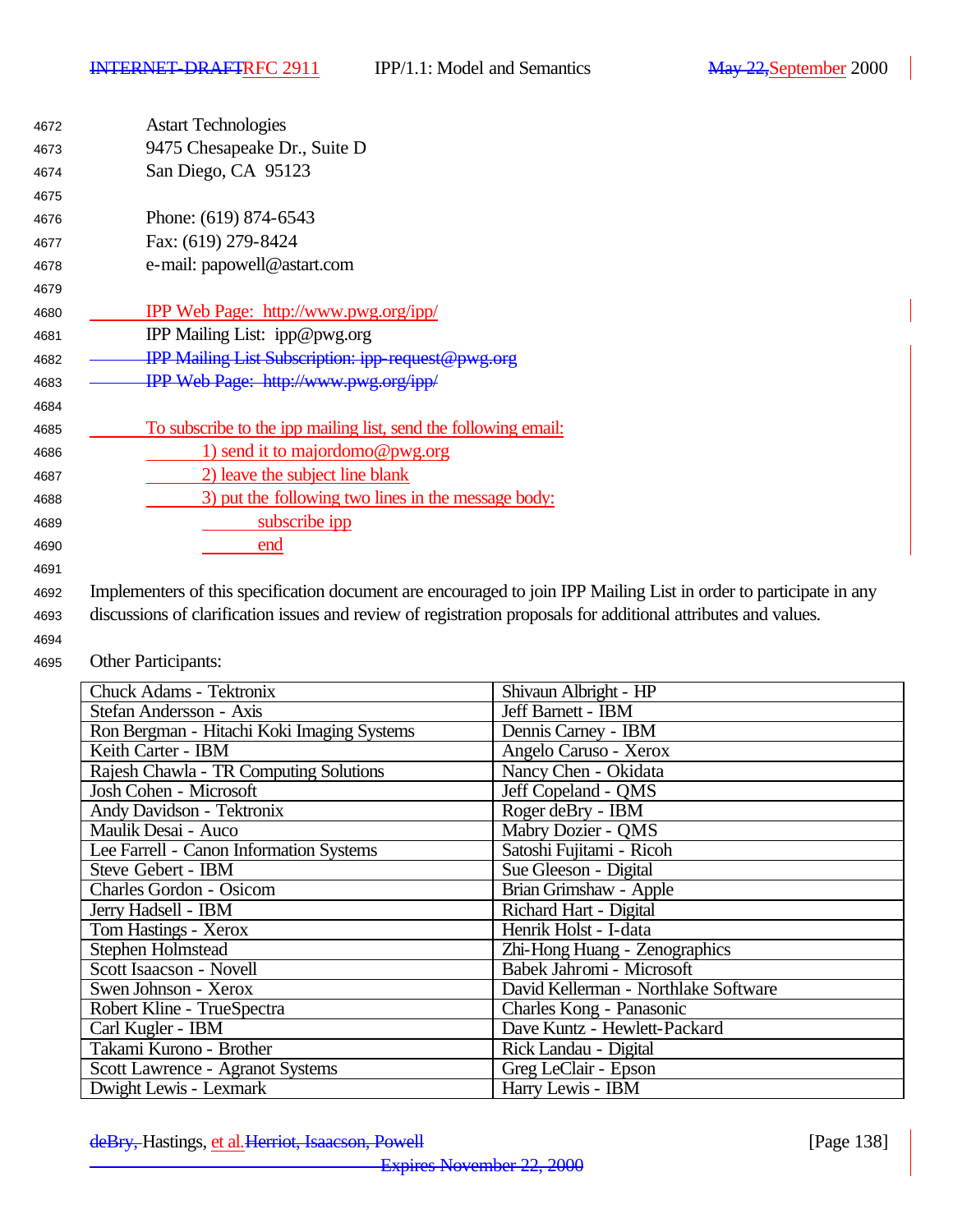Astart Technologies
9475 Chesapeake Dr., Suite D
San Diego, CA  95123

Phone: (619) 874-6543
Fax: (619) 279-8424
e-mail: papowell@astart.com

IPP Web Page:  http://www.pwg.org/ipp/
IPP Mailing List:  ipp@pwg.org
~~IPP Mailing List Subscription: ipp-request@pwg.org~~
~~IPP Web Page:  http://www.pwg.org/ipp/~~

To subscribe to the ipp mailing list, send the following email:
1) send it to majordomo@pwg.org
2) leave the subject line blank
3) put the following two lines in the message body:
subscribe ipp
end

Implementers of this specification document are encouraged to join IPP Mailing List in order to participate in any discussions of clarification issues and review of registration proposals for additional attributes and values.

Other Participants:

| | |
|---|---|
| Chuck Adams - Tektronix | Shivaun Albright - HP |
| Stefan Andersson - Axis | Jeff Barnett - IBM |
| Ron Bergman - Hitachi Koki Imaging Systems | Dennis Carney - IBM |
| Keith Carter - IBM | Angelo Caruso - Xerox |
| Rajesh Chawla - TR Computing Solutions | Nancy Chen - Okidata |
| Josh Cohen - Microsoft | Jeff Copeland - QMS |
| Andy Davidson - Tektronix | Roger deBry - IBM |
| Maulik Desai - Auco | Mabry Dozier - QMS |
| Lee Farrell - Canon Information Systems | Satoshi Fujitami - Ricoh |
| Steve Gebert - IBM | Sue Gleeson - Digital |
| Charles Gordon - Osicom | Brian Grimshaw - Apple |
| Jerry Hadsell - IBM | Richard Hart - Digital |
| Tom Hastings - Xerox | Henrik Holst - I-data |
| Stephen Holmstead | Zhi-Hong Huang - Zenographics |
| Scott Isaacson - Novell | Babek Jahromi - Microsoft |
| Swen Johnson - Xerox | David Kellerman - Northlake Software |
| Robert Kline - TrueSpectra | Charles Kong - Panasonic |
| Carl Kugler - IBM | Dave Kuntz - Hewlett-Packard |
| Takami Kurono - Brother | Rick Landau - Digital |
| Scott Lawrence - Agranot Systems | Greg LeClair - Epson |
| Dwight Lewis - Lexmark | Harry Lewis - IBM |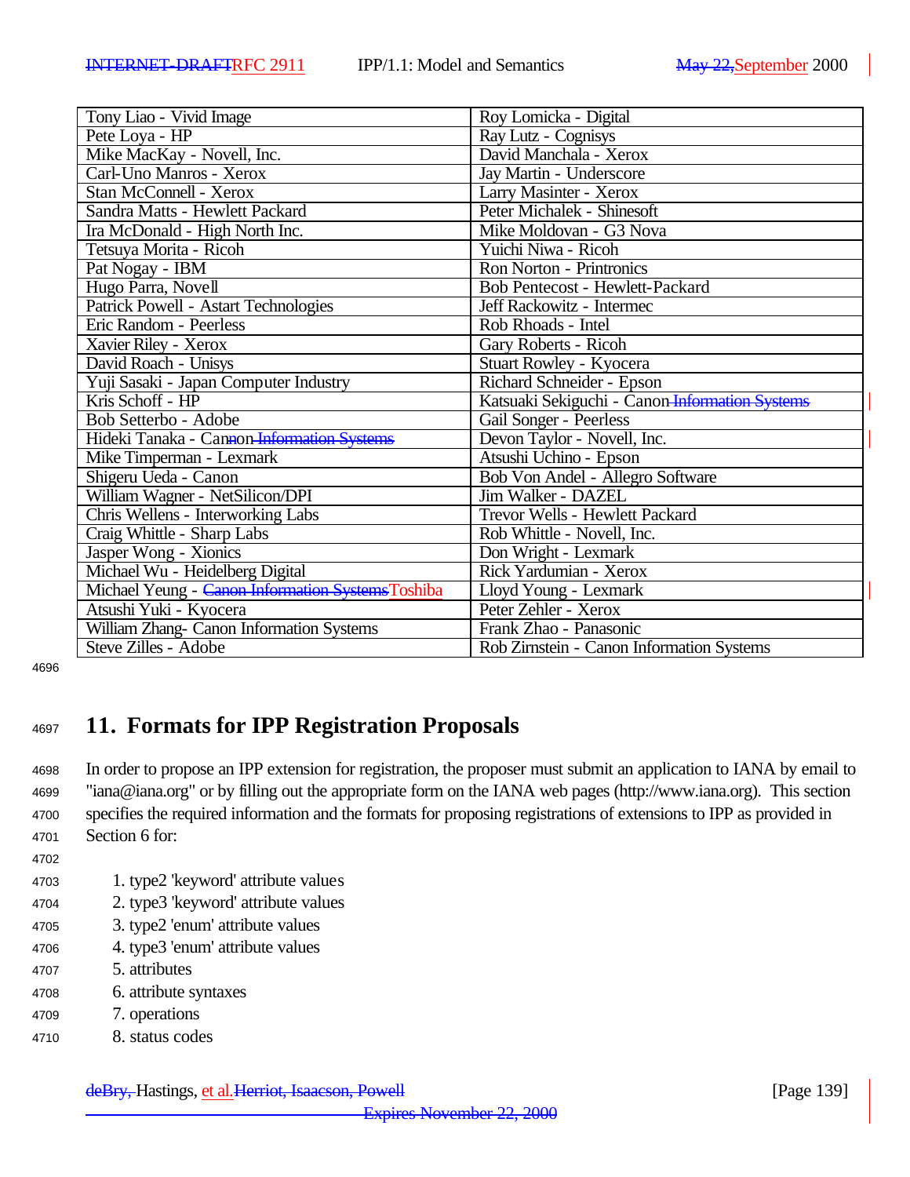| | |
|---|---|
| Tony Liao - Vivid Image | Roy Lomicka - Digital |
| Pete Loya - HP | Ray Lutz - Cognisys |
| Mike MacKay - Novell, Inc. | David Manchala - Xerox |
| Carl-Uno Manros - Xerox | Jay Martin - Underscore |
| Stan McConnell - Xerox | Larry Masinter - Xerox |
| Sandra Matts - Hewlett Packard | Peter Michalek - Shinesoft |
| Ira McDonald - High North Inc. | Mike Moldovan - G3 Nova |
| Tetsuya Morita - Ricoh | Yuichi Niwa - Ricoh |
| Pat Nogay - IBM | Ron Norton - Printronics |
| Hugo Parra, Novell | Bob Pentecost - Hewlett-Packard |
| Patrick Powell - Astart Technologies | Jeff Rackowitz - Intermec |
| Eric Random - Peerless | Rob Rhoads - Intel |
| Xavier Riley - Xerox | Gary Roberts - Ricoh |
| David Roach - Unisys | Stuart Rowley - Kyocera |
| Yuji Sasaki - Japan Computer Industry | Richard Schneider - Epson |
| Kris Schoff - HP | Katsuaki Sekiguchi - Canon |
| Bob Setterbo - Adobe | Gail Songer - Peerless |
| Hideki Tanaka - Canon | Devon Taylor - Novell, Inc. |
| Mike Timperman - Lexmark | Atsushi Uchino - Epson |
| Shigeru Ueda - Canon | Bob Von Andel - Allegro Software |
| William Wagner - NetSilicon/DPI | Jim Walker - DAZEL |
| Chris Wellens - Interworking Labs | Trevor Wells - Hewlett Packard |
| Craig Whittle - Sharp Labs | Rob Whittle - Novell, Inc. |
| Jasper Wong - Xionics | Don Wright - Lexmark |
| Michael Wu - Heidelberg Digital | Rick Yardumian - Xerox |
| Michael Yeung - Toshiba | Lloyd Young - Lexmark |
| Atsushi Yuki - Kyocera | Peter Zehler - Xerox |
| William Zhang- Canon Information Systems | Frank Zhao - Panasonic |
| Steve Zilles - Adobe | Rob Zirnstein - Canon Information Systems |

# 11. Formats for IPP Registration Proposals

In order to propose an IPP extension for registration, the proposer must submit an application to IANA by email to "iana@iana.org" or by filling out the appropriate form on the IANA web pages (http://www.iana.org). This section specifies the required information and the formats for proposing registrations of extensions to IPP as provided in Section 6 for:

1. type2 'keyword' attribute values
2. type3 'keyword' attribute values
3. type2 'enum' attribute values
4. type3 'enum' attribute values
5. attributes
6. attribute syntaxes
7. operations
8. status codes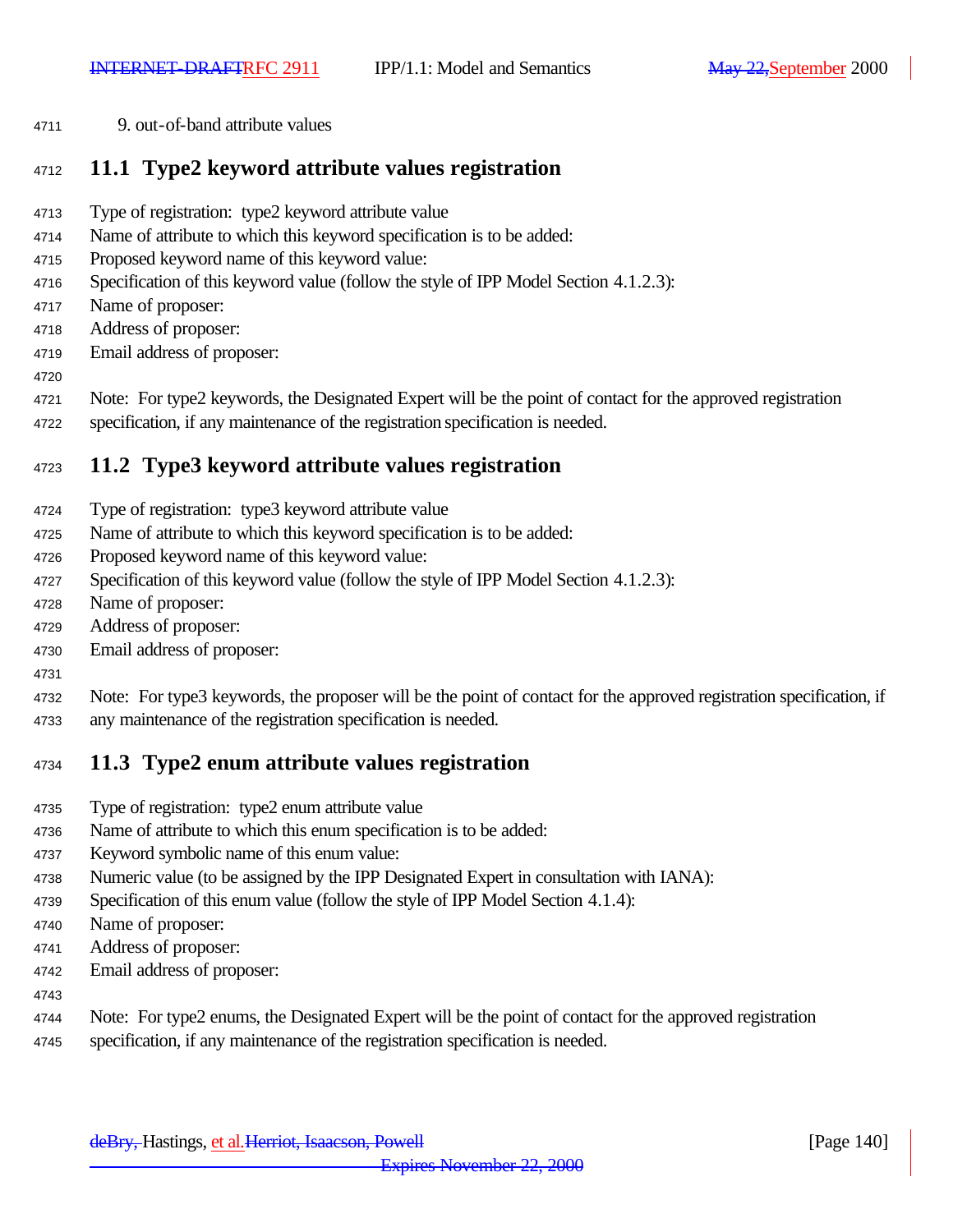9. out-of-band attribute values

## 11.1 Type2 keyword attribute values registration

Type of registration: type2 keyword attribute value
Name of attribute to which this keyword specification is to be added:
Proposed keyword name of this keyword value:
Specification of this keyword value (follow the style of IPP Model Section 4.1.2.3):
Name of proposer:
Address of proposer:
Email address of proposer:

Note: For type2 keywords, the Designated Expert will be the point of contact for the approved registration specification, if any maintenance of the registration specification is needed.

## 11.2 Type3 keyword attribute values registration

Type of registration: type3 keyword attribute value
Name of attribute to which this keyword specification is to be added:
Proposed keyword name of this keyword value:
Specification of this keyword value (follow the style of IPP Model Section 4.1.2.3):
Name of proposer:
Address of proposer:
Email address of proposer:

Note: For type3 keywords, the proposer will be the point of contact for the approved registration specification, if any maintenance of the registration specification is needed.

## 11.3 Type2 enum attribute values registration

Type of registration: type2 enum attribute value
Name of attribute to which this enum specification is to be added:
Keyword symbolic name of this enum value:
Numeric value (to be assigned by the IPP Designated Expert in consultation with IANA):
Specification of this enum value (follow the style of IPP Model Section 4.1.4):
Name of proposer:
Address of proposer:
Email address of proposer:

Note: For type2 enums, the Designated Expert will be the point of contact for the approved registration specification, if any maintenance of the registration specification is needed.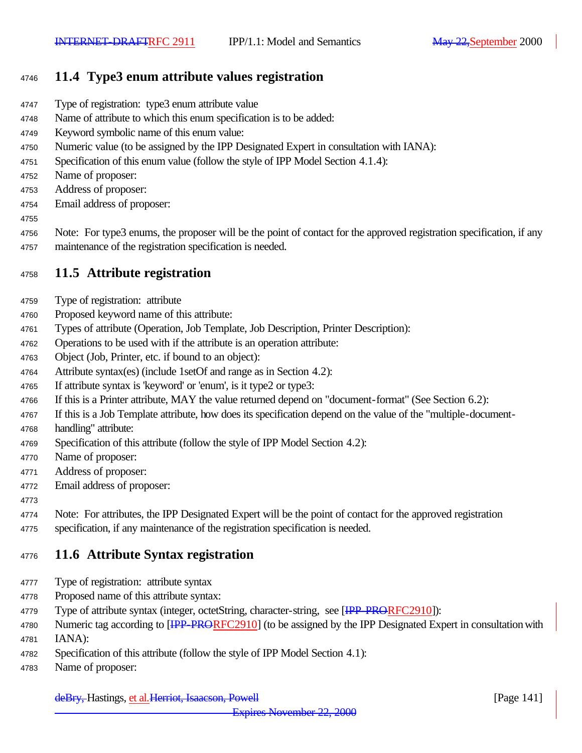## 11.4 Type3 enum attribute values registration

Type of registration: type3 enum attribute value
Name of attribute to which this enum specification is to be added:
Keyword symbolic name of this enum value:
Numeric value (to be assigned by the IPP Designated Expert in consultation with IANA):
Specification of this enum value (follow the style of IPP Model Section 4.1.4):
Name of proposer:
Address of proposer:
Email address of proposer:

Note: For type3 enums, the proposer will be the point of contact for the approved registration specification, if any maintenance of the registration specification is needed.

## 11.5 Attribute registration

Type of registration: attribute
Proposed keyword name of this attribute:
Types of attribute (Operation, Job Template, Job Description, Printer Description):
Operations to be used with if the attribute is an operation attribute:
Object (Job, Printer, etc. if bound to an object):
Attribute syntax(es) (include 1setOf and range as in Section 4.2):
If attribute syntax is 'keyword' or 'enum', is it type2 or type3:
If this is a Printer attribute, MAY the value returned depend on "document-format" (See Section 6.2):
If this is a Job Template attribute, how does its specification depend on the value of the "multiple-document-handling" attribute:
Specification of this attribute (follow the style of IPP Model Section 4.2):
Name of proposer:
Address of proposer:
Email address of proposer:

Note: For attributes, the IPP Designated Expert will be the point of contact for the approved registration specification, if any maintenance of the registration specification is needed.

## 11.6 Attribute Syntax registration

Type of registration: attribute syntax
Proposed name of this attribute syntax:
Type of attribute syntax (integer, octetString, character-string, see [~~IPP-PRO~~RFC2910]):
Numeric tag according to [~~IPP-PRO~~RFC2910] (to be assigned by the IPP Designated Expert in consultation with IANA):
Specification of this attribute (follow the style of IPP Model Section 4.1):
Name of proposer: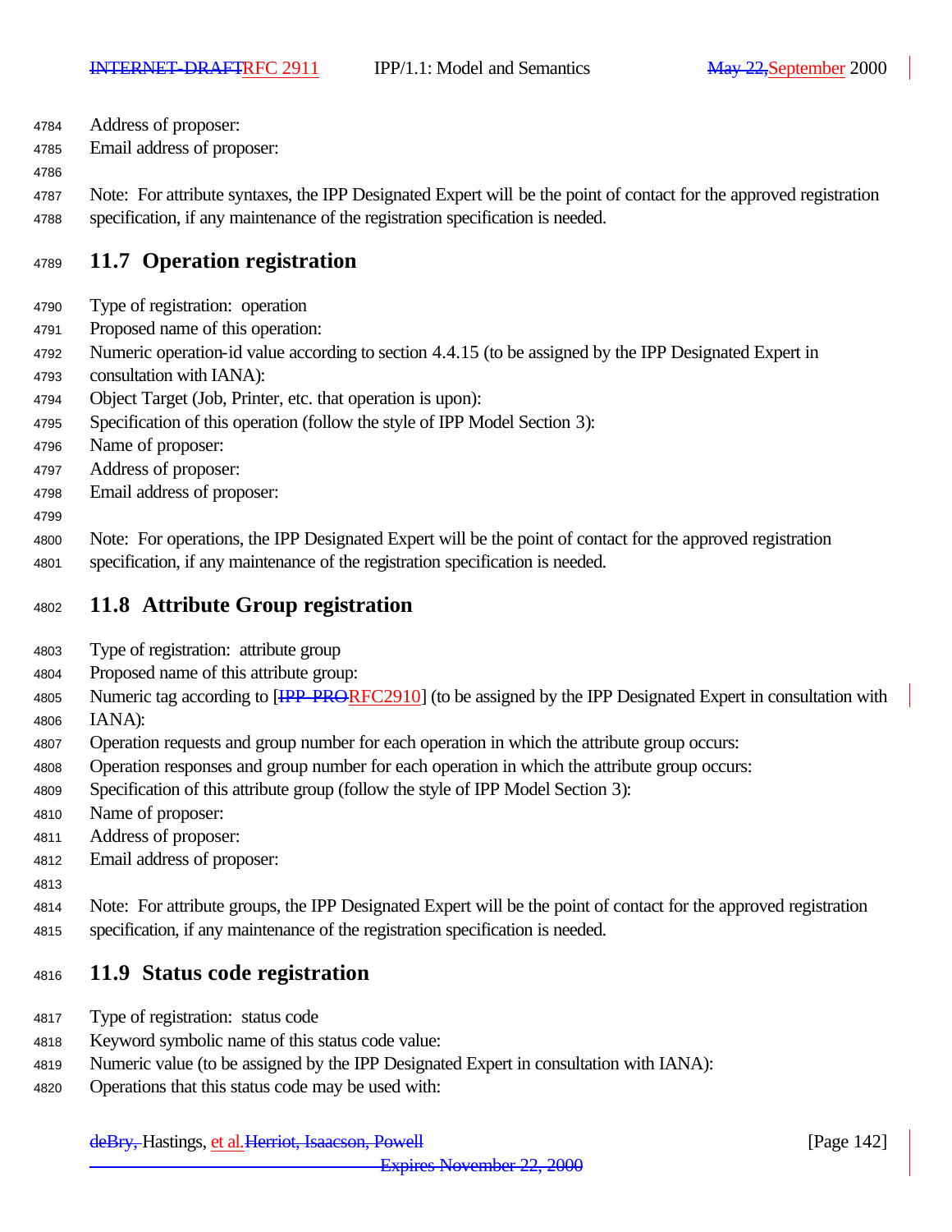Address of proposer:
Email address of proposer:

Note: For attribute syntaxes, the IPP Designated Expert will be the point of contact for the approved registration specification, if any maintenance of the registration specification is needed.

## 11.7 Operation registration

Type of registration: operation
Proposed name of this operation:
Numeric operation-id value according to section 4.4.15 (to be assigned by the IPP Designated Expert in consultation with IANA):
Object Target (Job, Printer, etc. that operation is upon):
Specification of this operation (follow the style of IPP Model Section 3):
Name of proposer:
Address of proposer:
Email address of proposer:

Note: For operations, the IPP Designated Expert will be the point of contact for the approved registration specification, if any maintenance of the registration specification is needed.

## 11.8 Attribute Group registration

Type of registration: attribute group
Proposed name of this attribute group:
Numeric tag according to [~~IPP-PRO~~RFC2910] (to be assigned by the IPP Designated Expert in consultation with IANA):
Operation requests and group number for each operation in which the attribute group occurs:
Operation responses and group number for each operation in which the attribute group occurs:
Specification of this attribute group (follow the style of IPP Model Section 3):
Name of proposer:
Address of proposer:
Email address of proposer:

Note: For attribute groups, the IPP Designated Expert will be the point of contact for the approved registration specification, if any maintenance of the registration specification is needed.

## 11.9 Status code registration

Type of registration: status code
Keyword symbolic name of this status code value:
Numeric value (to be assigned by the IPP Designated Expert in consultation with IANA):
Operations that this status code may be used with: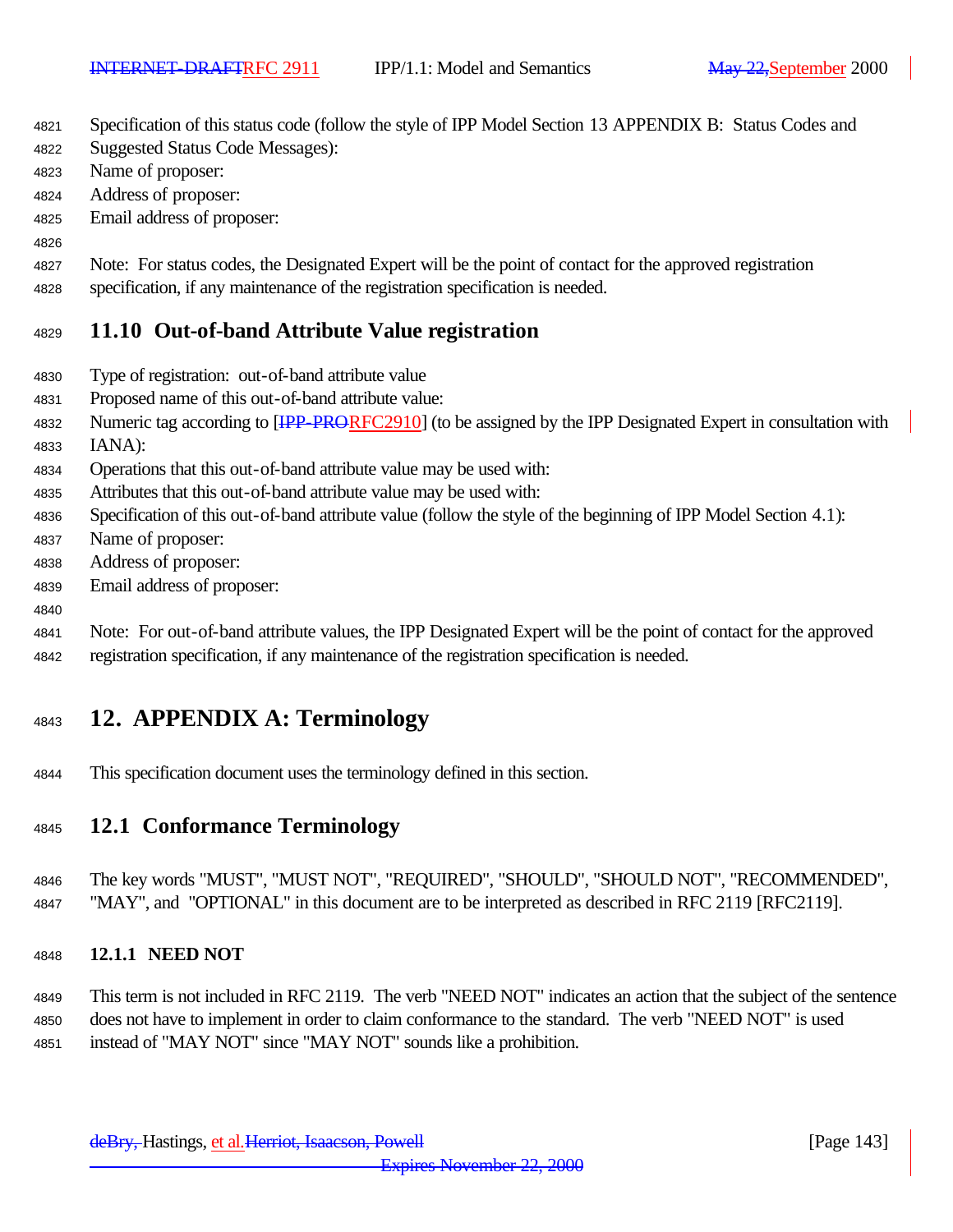Specification of this status code (follow the style of IPP Model Section 13 APPENDIX B: Status Codes and Suggested Status Code Messages):
Name of proposer:
Address of proposer:
Email address of proposer:

Note: For status codes, the Designated Expert will be the point of contact for the approved registration specification, if any maintenance of the registration specification is needed.

## 11.10 Out-of-band Attribute Value registration

Type of registration: out-of-band attribute value
Proposed name of this out-of-band attribute value:
Numeric tag according to [RFC2910] (to be assigned by the IPP Designated Expert in consultation with IANA):
Operations that this out-of-band attribute value may be used with:
Attributes that this out-of-band attribute value may be used with:
Specification of this out-of-band attribute value (follow the style of the beginning of IPP Model Section 4.1):
Name of proposer:
Address of proposer:
Email address of proposer:

Note: For out-of-band attribute values, the IPP Designated Expert will be the point of contact for the approved registration specification, if any maintenance of the registration specification is needed.

# 12. APPENDIX A: Terminology

This specification document uses the terminology defined in this section.

## 12.1 Conformance Terminology

The key words "MUST", "MUST NOT", "REQUIRED", "SHOULD", "SHOULD NOT", "RECOMMENDED", "MAY", and "OPTIONAL" in this document are to be interpreted as described in RFC 2119 [RFC2119].

### 12.1.1 NEED NOT

This term is not included in RFC 2119. The verb "NEED NOT" indicates an action that the subject of the sentence does not have to implement in order to claim conformance to the standard. The verb "NEED NOT" is used instead of "MAY NOT" since "MAY NOT" sounds like a prohibition.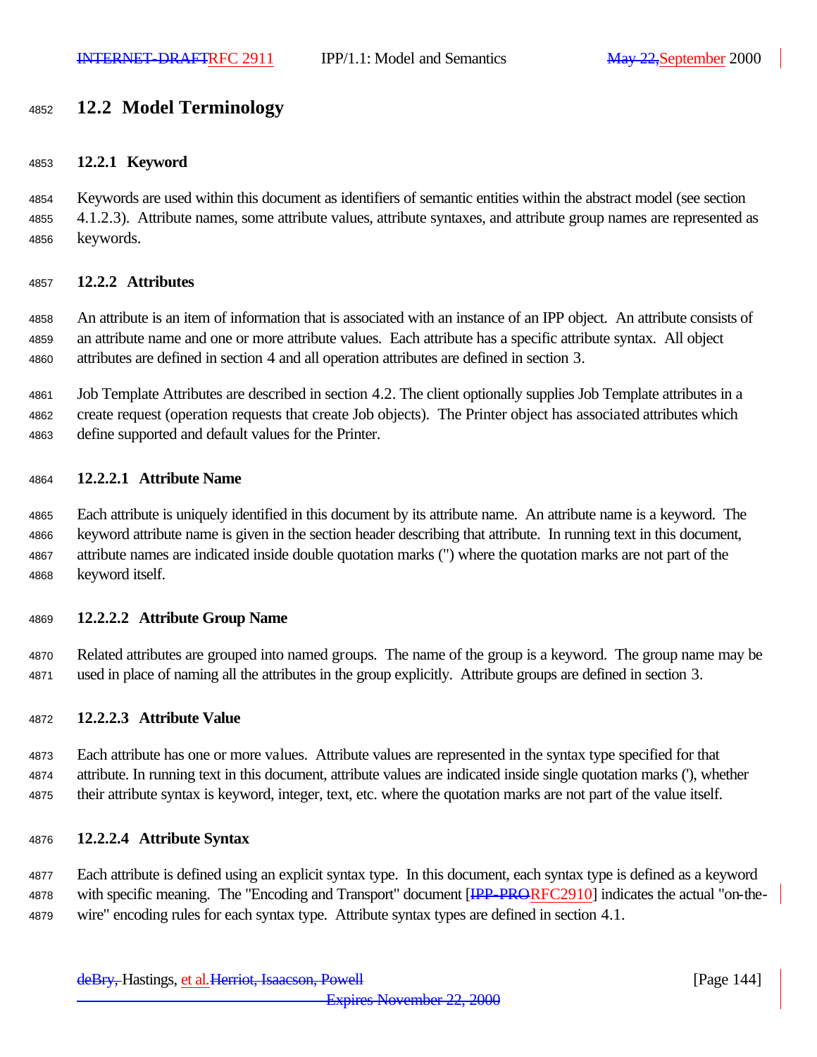## 12.2 Model Terminology

### 12.2.1 Keyword

Keywords are used within this document as identifiers of semantic entities within the abstract model (see section 4.1.2.3). Attribute names, some attribute values, attribute syntaxes, and attribute group names are represented as keywords.

### 12.2.2 Attributes

An attribute is an item of information that is associated with an instance of an IPP object. An attribute consists of an attribute name and one or more attribute values. Each attribute has a specific attribute syntax. All object attributes are defined in section 4 and all operation attributes are defined in section 3.

Job Template Attributes are described in section 4.2. The client optionally supplies Job Template attributes in a create request (operation requests that create Job objects). The Printer object has associated attributes which define supported and default values for the Printer.

#### 12.2.2.1 Attribute Name

Each attribute is uniquely identified in this document by its attribute name. An attribute name is a keyword. The keyword attribute name is given in the section header describing that attribute. In running text in this document, attribute names are indicated inside double quotation marks (") where the quotation marks are not part of the keyword itself.

#### 12.2.2.2 Attribute Group Name

Related attributes are grouped into named groups. The name of the group is a keyword. The group name may be used in place of naming all the attributes in the group explicitly. Attribute groups are defined in section 3.

#### 12.2.2.3 Attribute Value

Each attribute has one or more values. Attribute values are represented in the syntax type specified for that attribute. In running text in this document, attribute values are indicated inside single quotation marks ('), whether their attribute syntax is keyword, integer, text, etc. where the quotation marks are not part of the value itself.

#### 12.2.2.4 Attribute Syntax

Each attribute is defined using an explicit syntax type. In this document, each syntax type is defined as a keyword with specific meaning. The "Encoding and Transport" document [~~IPP-PRO~~RFC2910] indicates the actual "on-the-wire" encoding rules for each syntax type. Attribute syntax types are defined in section 4.1.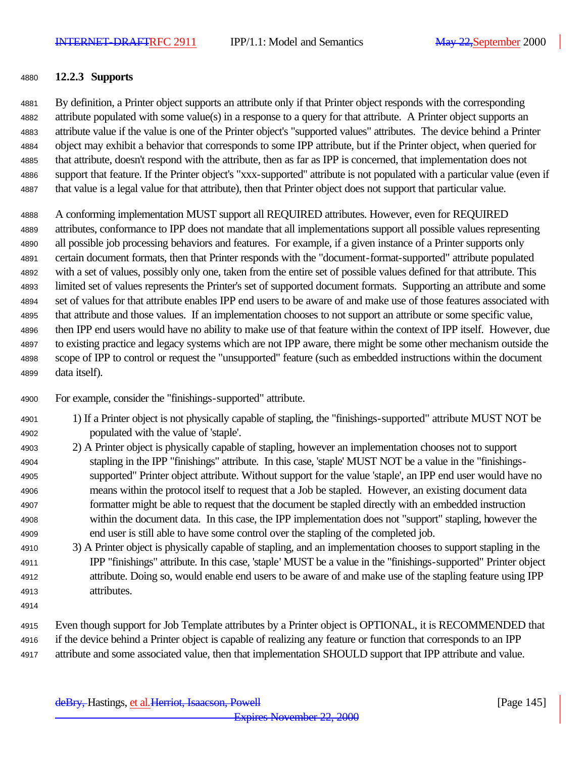### 12.2.3 Supports

By definition, a Printer object supports an attribute only if that Printer object responds with the corresponding attribute populated with some value(s) in a response to a query for that attribute. A Printer object supports an attribute value if the value is one of the Printer object's "supported values" attributes. The device behind a Printer object may exhibit a behavior that corresponds to some IPP attribute, but if the Printer object, when queried for that attribute, doesn't respond with the attribute, then as far as IPP is concerned, that implementation does not support that feature. If the Printer object's "xxx-supported" attribute is not populated with a particular value (even if that value is a legal value for that attribute), then that Printer object does not support that particular value.

A conforming implementation MUST support all REQUIRED attributes. However, even for REQUIRED attributes, conformance to IPP does not mandate that all implementations support all possible values representing all possible job processing behaviors and features. For example, if a given instance of a Printer supports only certain document formats, then that Printer responds with the "document-format-supported" attribute populated with a set of values, possibly only one, taken from the entire set of possible values defined for that attribute. This limited set of values represents the Printer's set of supported document formats. Supporting an attribute and some set of values for that attribute enables IPP end users to be aware of and make use of those features associated with that attribute and those values. If an implementation chooses to not support an attribute or some specific value, then IPP end users would have no ability to make use of that feature within the context of IPP itself. However, due to existing practice and legacy systems which are not IPP aware, there might be some other mechanism outside the scope of IPP to control or request the "unsupported" feature (such as embedded instructions within the document data itself).

For example, consider the "finishings-supported" attribute.

1) If a Printer object is not physically capable of stapling, the "finishings-supported" attribute MUST NOT be populated with the value of 'staple'.
2) A Printer object is physically capable of stapling, however an implementation chooses not to support stapling in the IPP "finishings" attribute. In this case, 'staple' MUST NOT be a value in the "finishings-supported" Printer object attribute. Without support for the value 'staple', an IPP end user would have no means within the protocol itself to request that a Job be stapled. However, an existing document data formatter might be able to request that the document be stapled directly with an embedded instruction within the document data. In this case, the IPP implementation does not "support" stapling, however the end user is still able to have some control over the stapling of the completed job.
3) A Printer object is physically capable of stapling, and an implementation chooses to support stapling in the IPP "finishings" attribute. In this case, 'staple' MUST be a value in the "finishings-supported" Printer object attribute. Doing so, would enable end users to be aware of and make use of the stapling feature using IPP attributes.

Even though support for Job Template attributes by a Printer object is OPTIONAL, it is RECOMMENDED that if the device behind a Printer object is capable of realizing any feature or function that corresponds to an IPP attribute and some associated value, then that implementation SHOULD support that IPP attribute and value.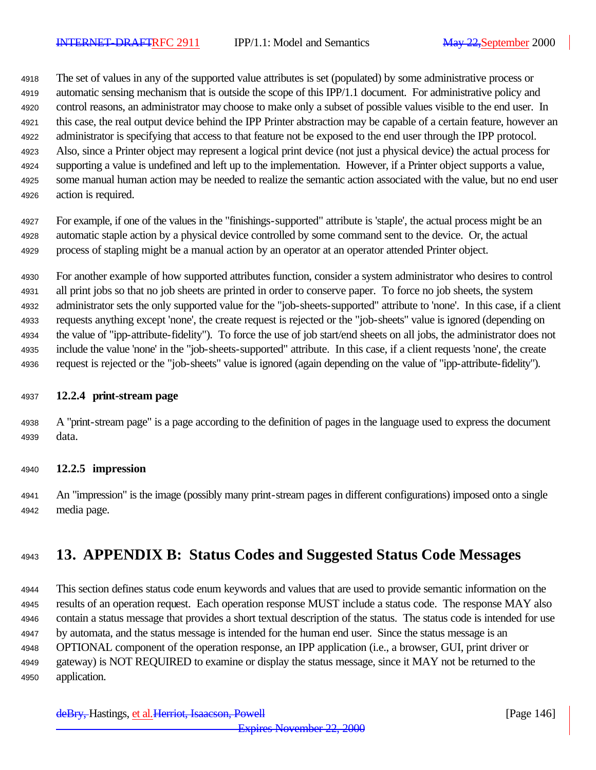The set of values in any of the supported value attributes is set (populated) by some administrative process or automatic sensing mechanism that is outside the scope of this IPP/1.1 document. For administrative policy and control reasons, an administrator may choose to make only a subset of possible values visible to the end user. In this case, the real output device behind the IPP Printer abstraction may be capable of a certain feature, however an administrator is specifying that access to that feature not be exposed to the end user through the IPP protocol. Also, since a Printer object may represent a logical print device (not just a physical device) the actual process for supporting a value is undefined and left up to the implementation. However, if a Printer object supports a value, some manual human action may be needed to realize the semantic action associated with the value, but no end user action is required.

For example, if one of the values in the "finishings-supported" attribute is 'staple', the actual process might be an automatic staple action by a physical device controlled by some command sent to the device. Or, the actual process of stapling might be a manual action by an operator at an operator attended Printer object.

For another example of how supported attributes function, consider a system administrator who desires to control all print jobs so that no job sheets are printed in order to conserve paper. To force no job sheets, the system administrator sets the only supported value for the "job-sheets-supported" attribute to 'none'. In this case, if a client requests anything except 'none', the create request is rejected or the "job-sheets" value is ignored (depending on the value of "ipp-attribute-fidelity"). To force the use of job start/end sheets on all jobs, the administrator does not include the value 'none' in the "job-sheets-supported" attribute. In this case, if a client requests 'none', the create request is rejected or the "job-sheets" value is ignored (again depending on the value of "ipp-attribute-fidelity").

### 12.2.4 print-stream page

A "print-stream page" is a page according to the definition of pages in the language used to express the document data.

### 12.2.5 impression

An "impression" is the image (possibly many print-stream pages in different configurations) imposed onto a single media page.

# 13. APPENDIX B: Status Codes and Suggested Status Code Messages

This section defines status code enum keywords and values that are used to provide semantic information on the results of an operation request. Each operation response MUST include a status code. The response MAY also contain a status message that provides a short textual description of the status. The status code is intended for use by automata, and the status message is intended for the human end user. Since the status message is an OPTIONAL component of the operation response, an IPP application (i.e., a browser, GUI, print driver or gateway) is NOT REQUIRED to examine or display the status message, since it MAY not be returned to the application.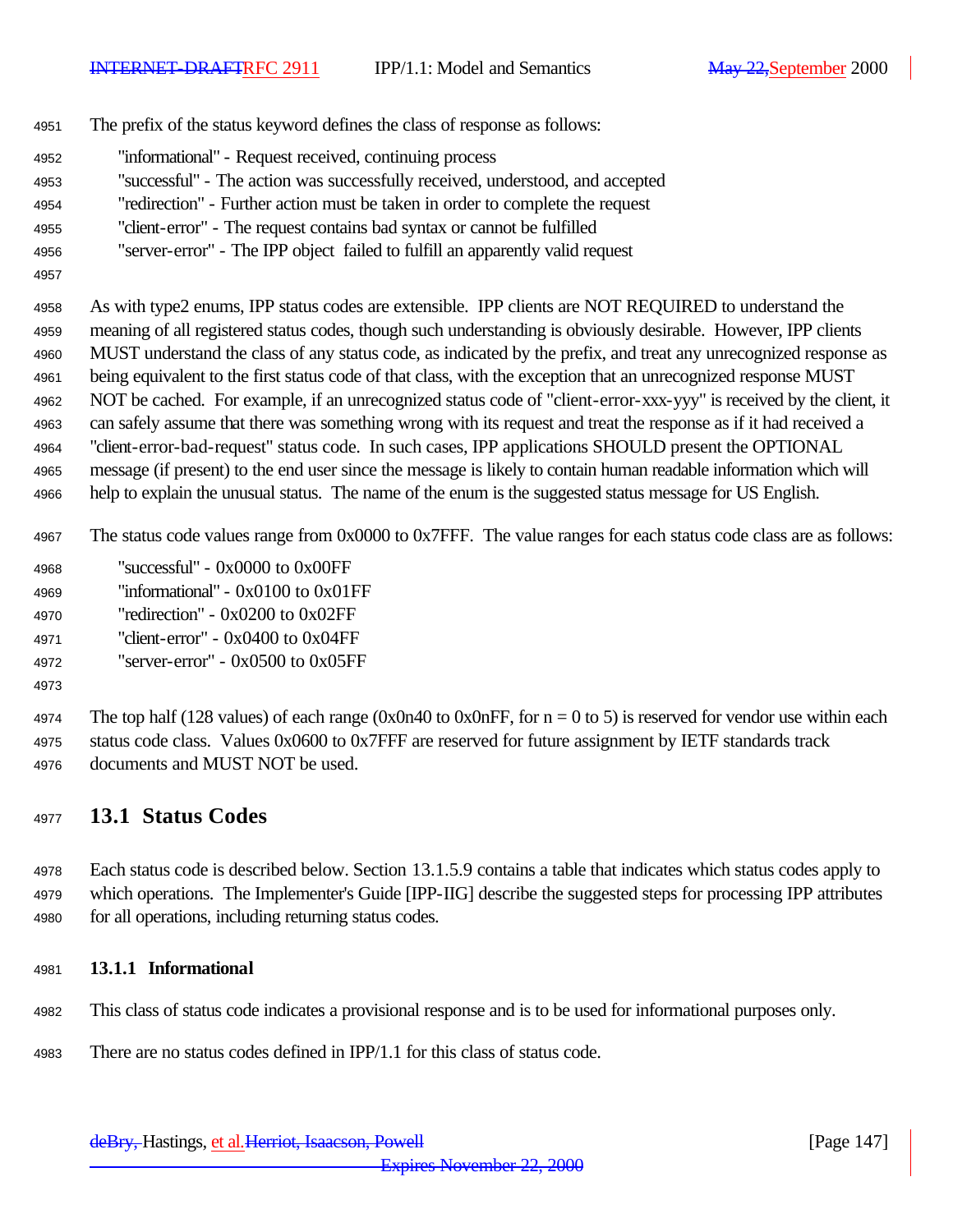The prefix of the status keyword defines the class of response as follows:

"informational" - Request received, continuing process
"successful" - The action was successfully received, understood, and accepted
"redirection" - Further action must be taken in order to complete the request
"client-error" - The request contains bad syntax or cannot be fulfilled
"server-error" - The IPP object failed to fulfill an apparently valid request

As with type2 enums, IPP status codes are extensible. IPP clients are NOT REQUIRED to understand the meaning of all registered status codes, though such understanding is obviously desirable. However, IPP clients MUST understand the class of any status code, as indicated by the prefix, and treat any unrecognized response as being equivalent to the first status code of that class, with the exception that an unrecognized response MUST NOT be cached. For example, if an unrecognized status code of "client-error-xxx-yyy" is received by the client, it can safely assume that there was something wrong with its request and treat the response as if it had received a "client-error-bad-request" status code. In such cases, IPP applications SHOULD present the OPTIONAL message (if present) to the end user since the message is likely to contain human readable information which will help to explain the unusual status. The name of the enum is the suggested status message for US English.

The status code values range from 0x0000 to 0x7FFF. The value ranges for each status code class are as follows:

"successful" - 0x0000 to 0x00FF
"informational" - 0x0100 to 0x01FF
"redirection" - 0x0200 to 0x02FF
"client-error" - 0x0400 to 0x04FF
"server-error" - 0x0500 to 0x05FF

The top half (128 values) of each range (0x0n40 to 0x0nFF, for n = 0 to 5) is reserved for vendor use within each status code class. Values 0x0600 to 0x7FFF are reserved for future assignment by IETF standards track documents and MUST NOT be used.

## 13.1 Status Codes

Each status code is described below. Section 13.1.5.9 contains a table that indicates which status codes apply to which operations. The Implementer's Guide [IPP-IIG] describe the suggested steps for processing IPP attributes for all operations, including returning status codes.

### 13.1.1 Informational

This class of status code indicates a provisional response and is to be used for informational purposes only.

There are no status codes defined in IPP/1.1 for this class of status code.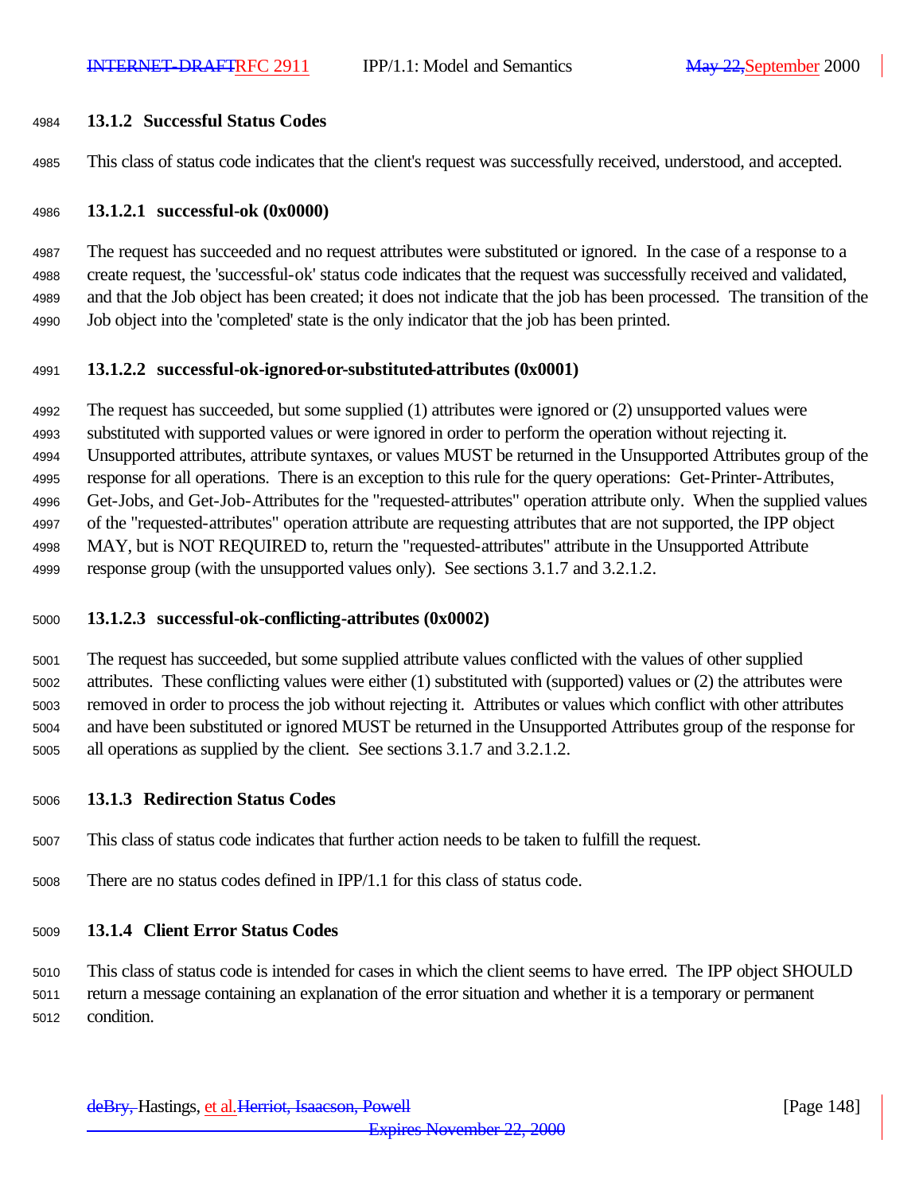### 13.1.2 Successful Status Codes

This class of status code indicates that the client's request was successfully received, understood, and accepted.

#### 13.1.2.1 successful-ok (0x0000)

The request has succeeded and no request attributes were substituted or ignored. In the case of a response to a create request, the 'successful-ok' status code indicates that the request was successfully received and validated, and that the Job object has been created; it does not indicate that the job has been processed. The transition of the Job object into the 'completed' state is the only indicator that the job has been printed.

#### 13.1.2.2 successful-ok-ignored-or-substituted-attributes (0x0001)

The request has succeeded, but some supplied (1) attributes were ignored or (2) unsupported values were substituted with supported values or were ignored in order to perform the operation without rejecting it. Unsupported attributes, attribute syntaxes, or values MUST be returned in the Unsupported Attributes group of the response for all operations. There is an exception to this rule for the query operations: Get-Printer-Attributes, Get-Jobs, and Get-Job-Attributes for the "requested-attributes" operation attribute only. When the supplied values of the "requested-attributes" operation attribute are requesting attributes that are not supported, the IPP object MAY, but is NOT REQUIRED to, return the "requested-attributes" attribute in the Unsupported Attribute response group (with the unsupported values only). See sections 3.1.7 and 3.2.1.2.

#### 13.1.2.3 successful-ok-conflicting-attributes (0x0002)

The request has succeeded, but some supplied attribute values conflicted with the values of other supplied attributes. These conflicting values were either (1) substituted with (supported) values or (2) the attributes were removed in order to process the job without rejecting it. Attributes or values which conflict with other attributes and have been substituted or ignored MUST be returned in the Unsupported Attributes group of the response for all operations as supplied by the client. See sections 3.1.7 and 3.2.1.2.

### 13.1.3 Redirection Status Codes

This class of status code indicates that further action needs to be taken to fulfill the request.

There are no status codes defined in IPP/1.1 for this class of status code.

### 13.1.4 Client Error Status Codes

This class of status code is intended for cases in which the client seems to have erred. The IPP object SHOULD return a message containing an explanation of the error situation and whether it is a temporary or permanent condition.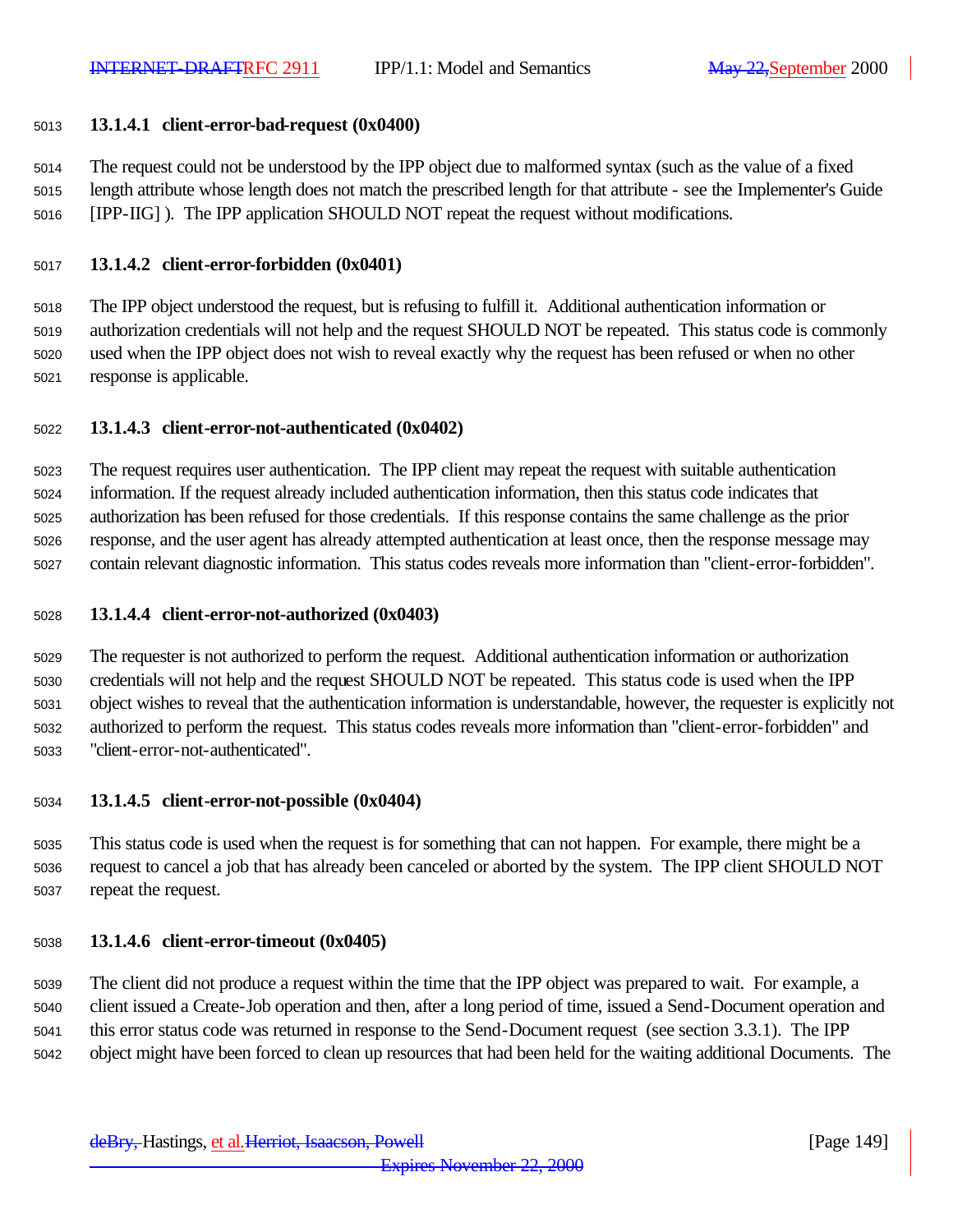#### 13.1.4.1 client-error-bad-request (0x0400)

The request could not be understood by the IPP object due to malformed syntax (such as the value of a fixed length attribute whose length does not match the prescribed length for that attribute - see the Implementer's Guide [IPP-IIG] ). The IPP application SHOULD NOT repeat the request without modifications.

#### 13.1.4.2 client-error-forbidden (0x0401)

The IPP object understood the request, but is refusing to fulfill it. Additional authentication information or authorization credentials will not help and the request SHOULD NOT be repeated. This status code is commonly used when the IPP object does not wish to reveal exactly why the request has been refused or when no other response is applicable.

#### 13.1.4.3 client-error-not-authenticated (0x0402)

The request requires user authentication. The IPP client may repeat the request with suitable authentication information. If the request already included authentication information, then this status code indicates that authorization has been refused for those credentials. If this response contains the same challenge as the prior response, and the user agent has already attempted authentication at least once, then the response message may contain relevant diagnostic information. This status codes reveals more information than "client-error-forbidden".

#### 13.1.4.4 client-error-not-authorized (0x0403)

The requester is not authorized to perform the request. Additional authentication information or authorization credentials will not help and the request SHOULD NOT be repeated. This status code is used when the IPP object wishes to reveal that the authentication information is understandable, however, the requester is explicitly not authorized to perform the request. This status codes reveals more information than "client-error-forbidden" and "client-error-not-authenticated".

#### 13.1.4.5 client-error-not-possible (0x0404)

This status code is used when the request is for something that can not happen. For example, there might be a request to cancel a job that has already been canceled or aborted by the system. The IPP client SHOULD NOT repeat the request.

#### 13.1.4.6 client-error-timeout (0x0405)

The client did not produce a request within the time that the IPP object was prepared to wait. For example, a client issued a Create-Job operation and then, after a long period of time, issued a Send-Document operation and this error status code was returned in response to the Send-Document request (see section 3.3.1). The IPP object might have been forced to clean up resources that had been held for the waiting additional Documents. The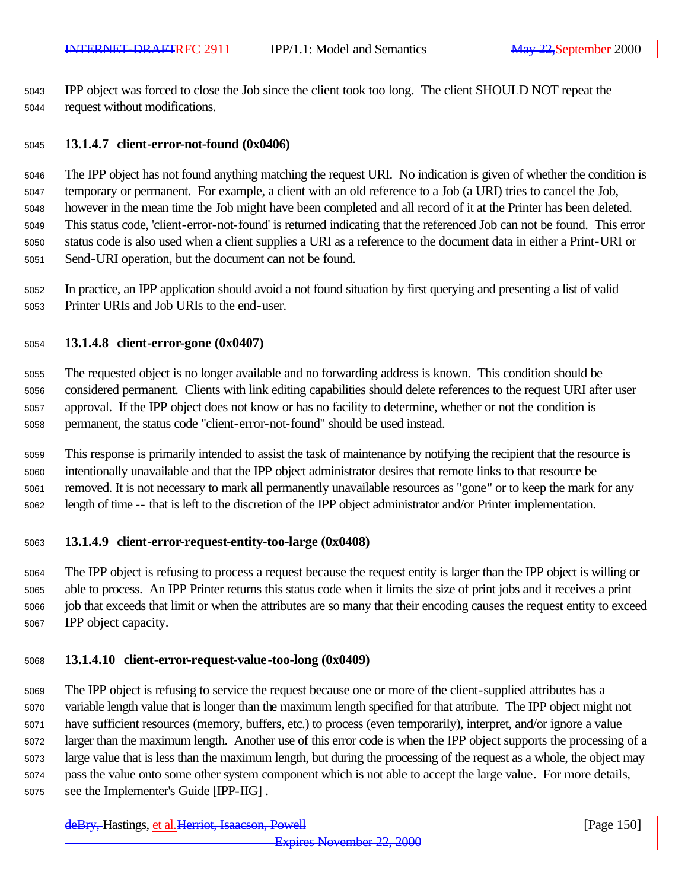IPP object was forced to close the Job since the client took too long. The client SHOULD NOT repeat the request without modifications.

#### 13.1.4.7 client-error-not-found (0x0406)

The IPP object has not found anything matching the request URI. No indication is given of whether the condition is temporary or permanent. For example, a client with an old reference to a Job (a URI) tries to cancel the Job, however in the mean time the Job might have been completed and all record of it at the Printer has been deleted. This status code, 'client-error-not-found' is returned indicating that the referenced Job can not be found. This error status code is also used when a client supplies a URI as a reference to the document data in either a Print-URI or Send-URI operation, but the document can not be found.

In practice, an IPP application should avoid a not found situation by first querying and presenting a list of valid Printer URIs and Job URIs to the end-user.

#### 13.1.4.8 client-error-gone (0x0407)

The requested object is no longer available and no forwarding address is known. This condition should be considered permanent. Clients with link editing capabilities should delete references to the request URI after user approval. If the IPP object does not know or has no facility to determine, whether or not the condition is permanent, the status code "client-error-not-found" should be used instead.

This response is primarily intended to assist the task of maintenance by notifying the recipient that the resource is intentionally unavailable and that the IPP object administrator desires that remote links to that resource be removed. It is not necessary to mark all permanently unavailable resources as "gone" or to keep the mark for any length of time -- that is left to the discretion of the IPP object administrator and/or Printer implementation.

#### 13.1.4.9 client-error-request-entity-too-large (0x0408)

The IPP object is refusing to process a request because the request entity is larger than the IPP object is willing or able to process. An IPP Printer returns this status code when it limits the size of print jobs and it receives a print job that exceeds that limit or when the attributes are so many that their encoding causes the request entity to exceed IPP object capacity.

#### 13.1.4.10 client-error-request-value-too-long (0x0409)

The IPP object is refusing to service the request because one or more of the client-supplied attributes has a variable length value that is longer than the maximum length specified for that attribute. The IPP object might not have sufficient resources (memory, buffers, etc.) to process (even temporarily), interpret, and/or ignore a value larger than the maximum length. Another use of this error code is when the IPP object supports the processing of a large value that is less than the maximum length, but during the processing of the request as a whole, the object may pass the value onto some other system component which is not able to accept the large value. For more details, see the Implementer's Guide [IPP-IIG] .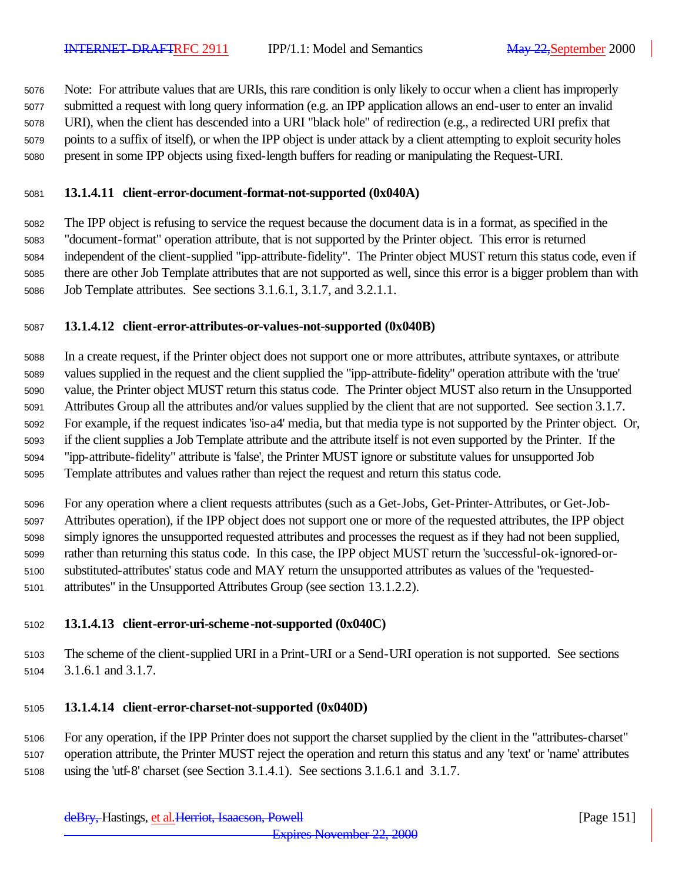Note: For attribute values that are URIs, this rare condition is only likely to occur when a client has improperly submitted a request with long query information (e.g. an IPP application allows an end-user to enter an invalid URI), when the client has descended into a URI "black hole" of redirection (e.g., a redirected URI prefix that points to a suffix of itself), or when the IPP object is under attack by a client attempting to exploit security holes present in some IPP objects using fixed-length buffers for reading or manipulating the Request-URI.

#### 13.1.4.11 client-error-document-format-not-supported (0x040A)

The IPP object is refusing to service the request because the document data is in a format, as specified in the "document-format" operation attribute, that is not supported by the Printer object. This error is returned independent of the client-supplied "ipp-attribute-fidelity". The Printer object MUST return this status code, even if there are other Job Template attributes that are not supported as well, since this error is a bigger problem than with Job Template attributes. See sections 3.1.6.1, 3.1.7, and 3.2.1.1.

#### 13.1.4.12 client-error-attributes-or-values-not-supported (0x040B)

In a create request, if the Printer object does not support one or more attributes, attribute syntaxes, or attribute values supplied in the request and the client supplied the "ipp-attribute-fidelity" operation attribute with the 'true' value, the Printer object MUST return this status code. The Printer object MUST also return in the Unsupported Attributes Group all the attributes and/or values supplied by the client that are not supported. See section 3.1.7. For example, if the request indicates 'iso-a4' media, but that media type is not supported by the Printer object. Or, if the client supplies a Job Template attribute and the attribute itself is not even supported by the Printer. If the "ipp-attribute-fidelity" attribute is 'false', the Printer MUST ignore or substitute values for unsupported Job Template attributes and values rather than reject the request and return this status code.

For any operation where a client requests attributes (such as a Get-Jobs, Get-Printer-Attributes, or Get-Job-Attributes operation), if the IPP object does not support one or more of the requested attributes, the IPP object simply ignores the unsupported requested attributes and processes the request as if they had not been supplied, rather than returning this status code. In this case, the IPP object MUST return the 'successful-ok-ignored-or-substituted-attributes' status code and MAY return the unsupported attributes as values of the "requested-attributes" in the Unsupported Attributes Group (see section 13.1.2.2).

#### 13.1.4.13 client-error-uri-scheme-not-supported (0x040C)

The scheme of the client-supplied URI in a Print-URI or a Send-URI operation is not supported. See sections 3.1.6.1 and 3.1.7.

#### 13.1.4.14 client-error-charset-not-supported (0x040D)

For any operation, if the IPP Printer does not support the charset supplied by the client in the "attributes-charset" operation attribute, the Printer MUST reject the operation and return this status and any 'text' or 'name' attributes using the 'utf-8' charset (see Section 3.1.4.1). See sections 3.1.6.1 and 3.1.7.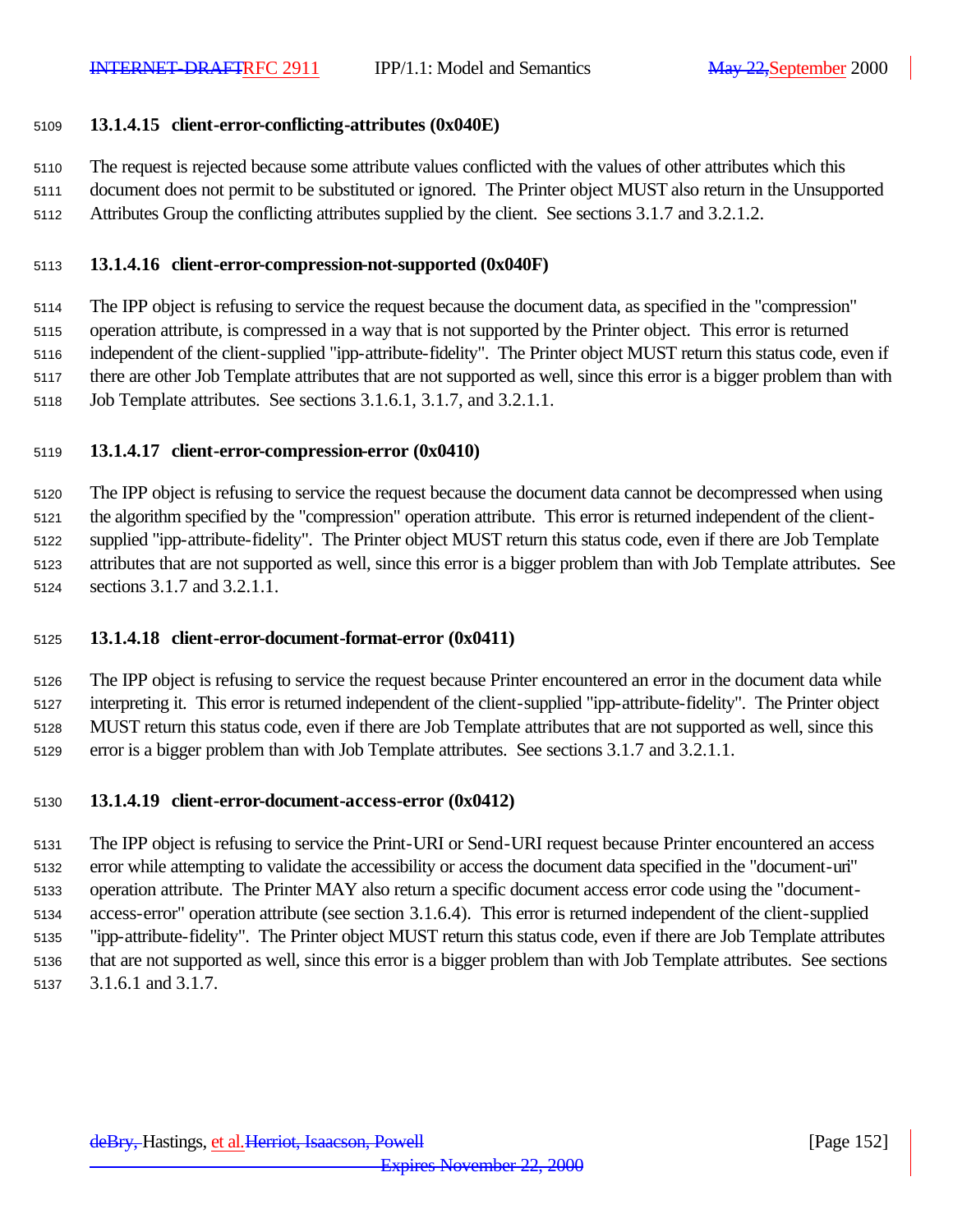#### 13.1.4.15 client-error-conflicting-attributes (0x040E)

The request is rejected because some attribute values conflicted with the values of other attributes which this document does not permit to be substituted or ignored. The Printer object MUST also return in the Unsupported Attributes Group the conflicting attributes supplied by the client. See sections 3.1.7 and 3.2.1.2.

#### 13.1.4.16 client-error-compression-not-supported (0x040F)

The IPP object is refusing to service the request because the document data, as specified in the "compression" operation attribute, is compressed in a way that is not supported by the Printer object. This error is returned independent of the client-supplied "ipp-attribute-fidelity". The Printer object MUST return this status code, even if there are other Job Template attributes that are not supported as well, since this error is a bigger problem than with Job Template attributes. See sections 3.1.6.1, 3.1.7, and 3.2.1.1.

#### 13.1.4.17 client-error-compression-error (0x0410)

The IPP object is refusing to service the request because the document data cannot be decompressed when using the algorithm specified by the "compression" operation attribute. This error is returned independent of the client-supplied "ipp-attribute-fidelity". The Printer object MUST return this status code, even if there are Job Template attributes that are not supported as well, since this error is a bigger problem than with Job Template attributes. See sections 3.1.7 and 3.2.1.1.

#### 13.1.4.18 client-error-document-format-error (0x0411)

The IPP object is refusing to service the request because Printer encountered an error in the document data while interpreting it. This error is returned independent of the client-supplied "ipp-attribute-fidelity". The Printer object MUST return this status code, even if there are Job Template attributes that are not supported as well, since this error is a bigger problem than with Job Template attributes. See sections 3.1.7 and 3.2.1.1.

#### 13.1.4.19 client-error-document-access-error (0x0412)

The IPP object is refusing to service the Print-URI or Send-URI request because Printer encountered an access error while attempting to validate the accessibility or access the document data specified in the "document-uri" operation attribute. The Printer MAY also return a specific document access error code using the "document-access-error" operation attribute (see section 3.1.6.4). This error is returned independent of the client-supplied "ipp-attribute-fidelity". The Printer object MUST return this status code, even if there are Job Template attributes that are not supported as well, since this error is a bigger problem than with Job Template attributes. See sections 3.1.6.1 and 3.1.7.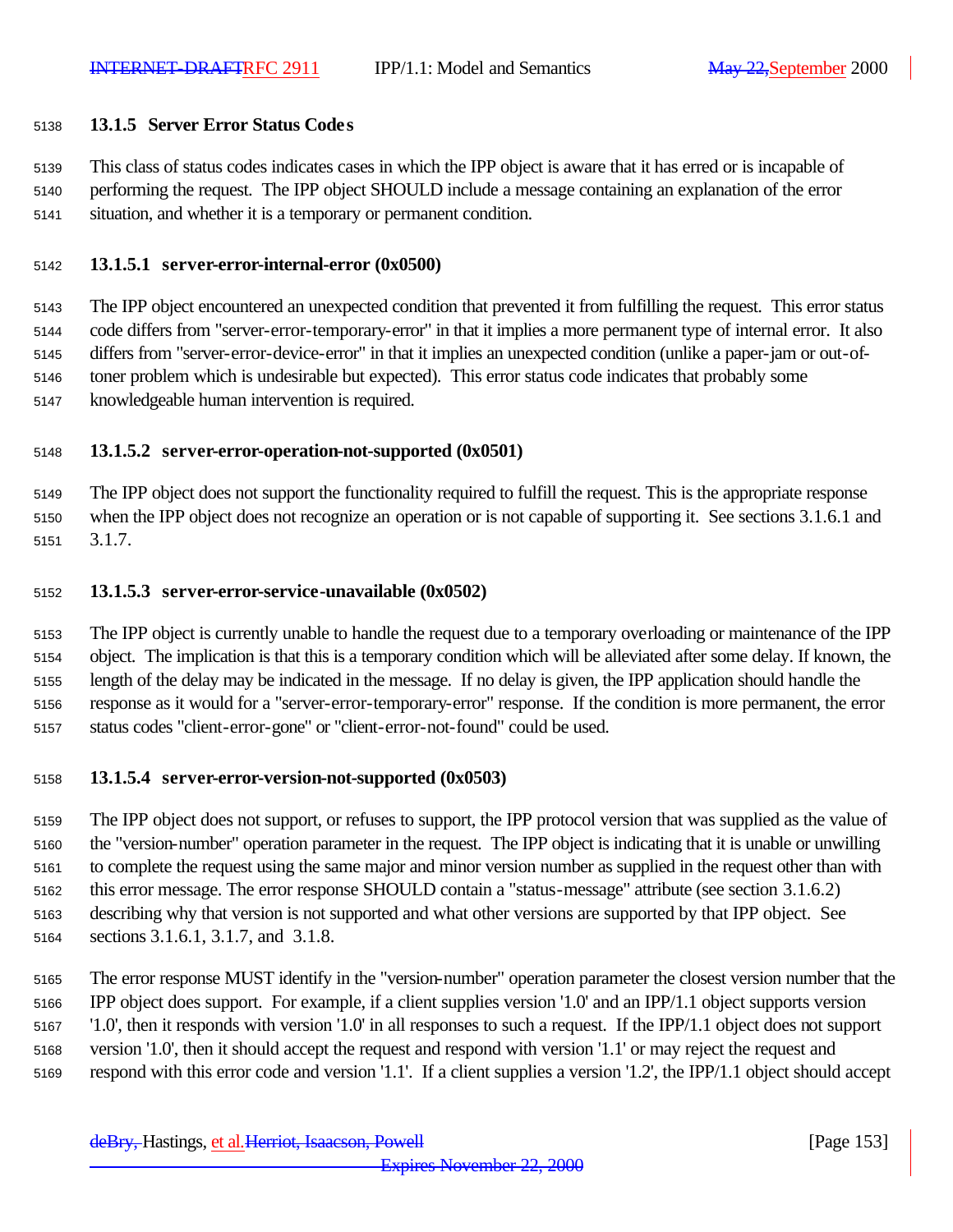#### 13.1.5 Server Error Status Codes

This class of status codes indicates cases in which the IPP object is aware that it has erred or is incapable of performing the request. The IPP object SHOULD include a message containing an explanation of the error situation, and whether it is a temporary or permanent condition.

##### 13.1.5.1 server-error-internal-error (0x0500)

The IPP object encountered an unexpected condition that prevented it from fulfilling the request. This error status code differs from "server-error-temporary-error" in that it implies a more permanent type of internal error. It also differs from "server-error-device-error" in that it implies an unexpected condition (unlike a paper-jam or out-of-toner problem which is undesirable but expected). This error status code indicates that probably some knowledgeable human intervention is required.

##### 13.1.5.2 server-error-operation-not-supported (0x0501)

The IPP object does not support the functionality required to fulfill the request. This is the appropriate response when the IPP object does not recognize an operation or is not capable of supporting it. See sections 3.1.6.1 and 3.1.7.

##### 13.1.5.3 server-error-service-unavailable (0x0502)

The IPP object is currently unable to handle the request due to a temporary overloading or maintenance of the IPP object. The implication is that this is a temporary condition which will be alleviated after some delay. If known, the length of the delay may be indicated in the message. If no delay is given, the IPP application should handle the response as it would for a "server-error-temporary-error" response. If the condition is more permanent, the error status codes "client-error-gone" or "client-error-not-found" could be used.

##### 13.1.5.4 server-error-version-not-supported (0x0503)

The IPP object does not support, or refuses to support, the IPP protocol version that was supplied as the value of the "version-number" operation parameter in the request. The IPP object is indicating that it is unable or unwilling to complete the request using the same major and minor version number as supplied in the request other than with this error message. The error response SHOULD contain a "status-message" attribute (see section 3.1.6.2) describing why that version is not supported and what other versions are supported by that IPP object. See sections 3.1.6.1, 3.1.7, and 3.1.8.

The error response MUST identify in the "version-number" operation parameter the closest version number that the IPP object does support. For example, if a client supplies version '1.0' and an IPP/1.1 object supports version '1.0', then it responds with version '1.0' in all responses to such a request. If the IPP/1.1 object does not support version '1.0', then it should accept the request and respond with version '1.1' or may reject the request and respond with this error code and version '1.1'. If a client supplies a version '1.2', the IPP/1.1 object should accept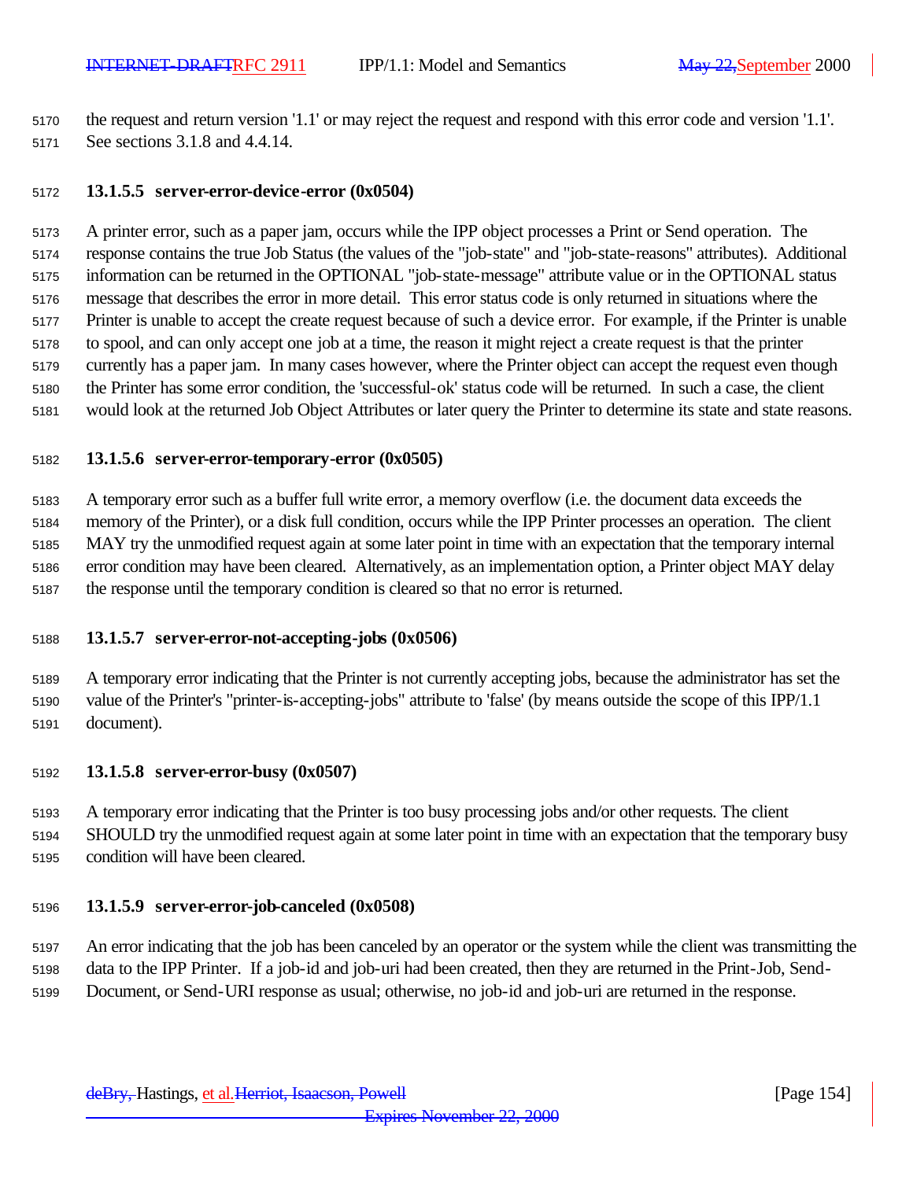the request and return version '1.1' or may reject the request and respond with this error code and version '1.1'. See sections 3.1.8 and 4.4.14.

#### 13.1.5.5 server-error-device-error (0x0504)

A printer error, such as a paper jam, occurs while the IPP object processes a Print or Send operation. The response contains the true Job Status (the values of the "job-state" and "job-state-reasons" attributes). Additional information can be returned in the OPTIONAL "job-state-message" attribute value or in the OPTIONAL status message that describes the error in more detail. This error status code is only returned in situations where the Printer is unable to accept the create request because of such a device error. For example, if the Printer is unable to spool, and can only accept one job at a time, the reason it might reject a create request is that the printer currently has a paper jam. In many cases however, where the Printer object can accept the request even though the Printer has some error condition, the 'successful-ok' status code will be returned. In such a case, the client would look at the returned Job Object Attributes or later query the Printer to determine its state and state reasons.

#### 13.1.5.6 server-error-temporary-error (0x0505)

A temporary error such as a buffer full write error, a memory overflow (i.e. the document data exceeds the memory of the Printer), or a disk full condition, occurs while the IPP Printer processes an operation. The client MAY try the unmodified request again at some later point in time with an expectation that the temporary internal error condition may have been cleared. Alternatively, as an implementation option, a Printer object MAY delay the response until the temporary condition is cleared so that no error is returned.

#### 13.1.5.7 server-error-not-accepting-jobs (0x0506)

A temporary error indicating that the Printer is not currently accepting jobs, because the administrator has set the value of the Printer's "printer-is-accepting-jobs" attribute to 'false' (by means outside the scope of this IPP/1.1 document).

#### 13.1.5.8 server-error-busy (0x0507)

A temporary error indicating that the Printer is too busy processing jobs and/or other requests. The client SHOULD try the unmodified request again at some later point in time with an expectation that the temporary busy condition will have been cleared.

#### 13.1.5.9 server-error-job-canceled (0x0508)

An error indicating that the job has been canceled by an operator or the system while the client was transmitting the data to the IPP Printer. If a job-id and job-uri had been created, then they are returned in the Print-Job, Send-Document, or Send-URI response as usual; otherwise, no job-id and job-uri are returned in the response.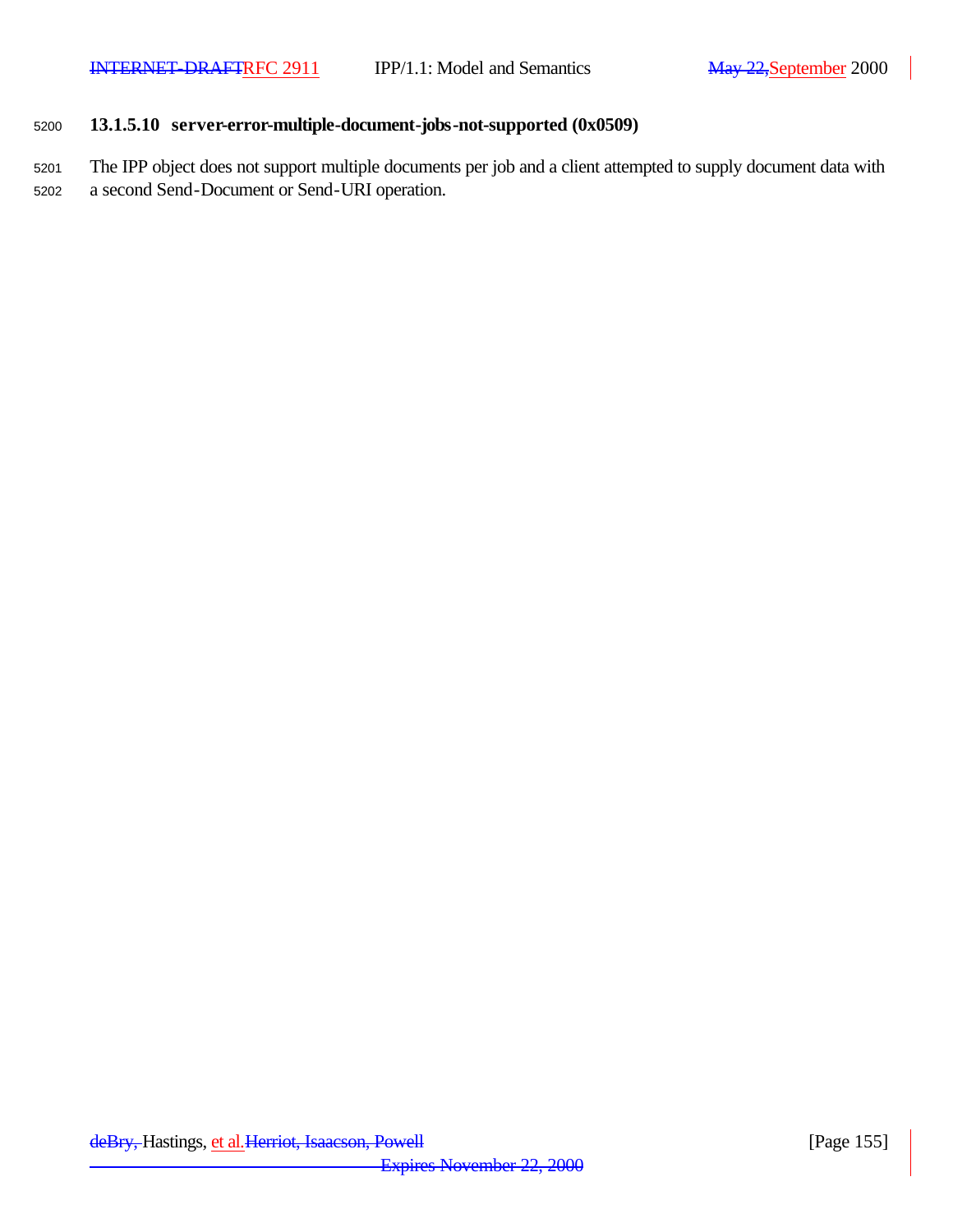#### 13.1.5.10 server-error-multiple-document-jobs-not-supported (0x0509)

The IPP object does not support multiple documents per job and a client attempted to supply document data with a second Send-Document or Send-URI operation.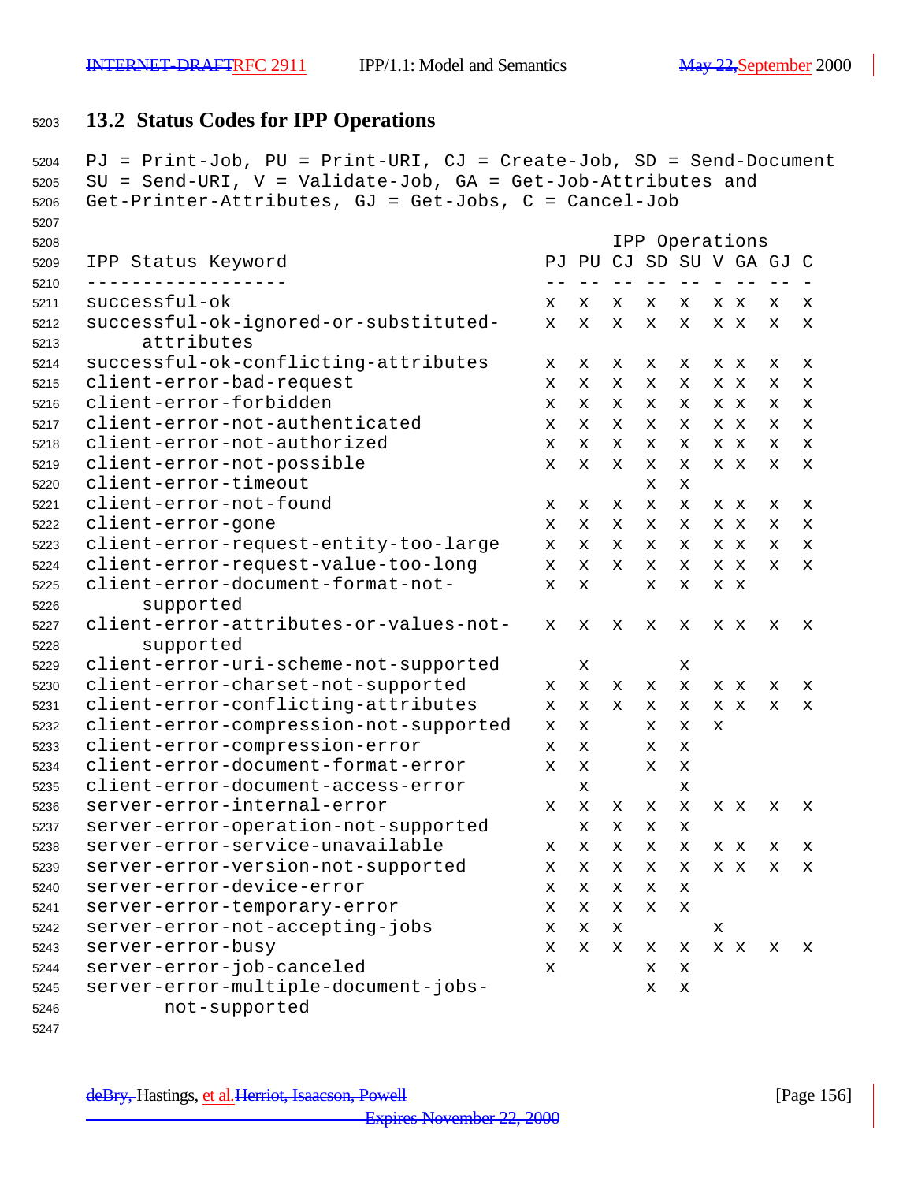## 13.2 Status Codes for IPP Operations

PJ = Print-Job, PU = Print-URI, CJ = Create-Job, SD = Send-Document
SU = Send-URI, V = Validate-Job, GA = Get-Job-Attributes and
Get-Printer-Attributes, GJ = Get-Jobs, C = Cancel-Job

| IPP Status Keyword | IPP Operations | | | | | | | | |
|---|---|---|---|---|---|---|---|---|---|
| | PJ | PU | CJ | SD | SU | V | GA | GJ | C |
| successful-ok | x | x | x | x | x | x | x | x | x |
| successful-ok-ignored-or-substituted-attributes | x | x | x | x | x | x | x | x | x |
| successful-ok-conflicting-attributes | x | x | x | x | x | x | x | x | x |
| client-error-bad-request | x | x | x | x | x | x | x | x | x |
| client-error-forbidden | x | x | x | x | x | x | x | x | x |
| client-error-not-authenticated | x | x | x | x | x | x | x | x | x |
| client-error-not-authorized | x | x | x | x | x | x | x | x | x |
| client-error-not-possible | x | x | x | x | x | x | x | x | x |
| client-error-timeout | | | | x | x | | | | |
| client-error-not-found | x | x | x | x | x | x | x | x | x |
| client-error-gone | x | x | x | x | x | x | x | x | x |
| client-error-request-entity-too-large | x | x | x | x | x | x | x | x | x |
| client-error-request-value-too-long | x | x | x | x | x | x | x | x | x |
| client-error-document-format-not-supported | x | x | | x | x | x | x | | |
| client-error-attributes-or-values-not-supported | x | x | x | x | x | x | x | x | x |
| client-error-uri-scheme-not-supported | | x | | | x | | | | |
| client-error-charset-not-supported | x | x | x | x | x | x | x | x | x |
| client-error-conflicting-attributes | x | x | x | x | x | x | x | x | x |
| client-error-compression-not-supported | x | x | | x | x | x | | | |
| client-error-compression-error | x | x | | x | x | | | | |
| client-error-document-format-error | x | x | | x | x | | | | |
| client-error-document-access-error | | x | | | x | | | | |
| server-error-internal-error | x | x | x | x | x | x | x | x | x |
| server-error-operation-not-supported | | x | x | x | x | | | | |
| server-error-service-unavailable | x | x | x | x | x | x | x | x | x |
| server-error-version-not-supported | x | x | x | x | x | x | x | x | x |
| server-error-device-error | x | x | x | x | x | | | | |
| server-error-temporary-error | x | x | x | x | x | | | | |
| server-error-not-accepting-jobs | x | x | x | | | x | | | |
| server-error-busy | x | x | x | x | x | x | x | x | x |
| server-error-job-canceled | x | | | x | x | | | | |
| server-error-multiple-document-jobs-not-supported | | | | x | x | | | | |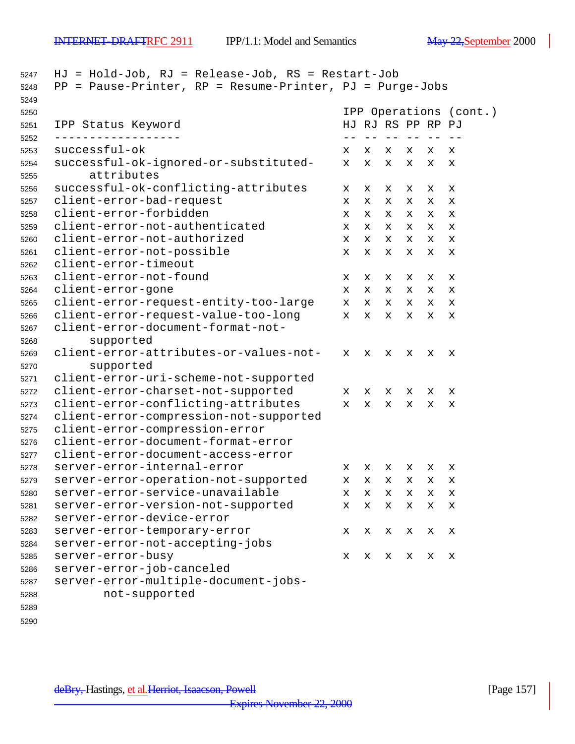HJ = Hold-Job, RJ = Release-Job, RS = Restart-Job
PP = Pause-Printer, RP = Resume-Printer, PJ = Purge-Jobs

| IPP Status Keyword | IPP Operations (cont.) | | | | | |
|---|---|---|---|---|---|---|
| | HJ | RJ | RS | PP | RP | PJ |
| successful-ok | x | x | x | x | x | x |
| successful-ok-ignored-or-substituted-attributes | x | x | x | x | x | x |
| successful-ok-conflicting-attributes | x | x | x | x | x | x |
| client-error-bad-request | x | x | x | x | x | x |
| client-error-forbidden | x | x | x | x | x | x |
| client-error-not-authenticated | x | x | x | x | x | x |
| client-error-not-authorized | x | x | x | x | x | x |
| client-error-not-possible | x | x | x | x | x | x |
| client-error-timeout | | | | | | |
| client-error-not-found | x | x | x | x | x | x |
| client-error-gone | x | x | x | x | x | x |
| client-error-request-entity-too-large | x | x | x | x | x | x |
| client-error-request-value-too-long | x | x | x | x | x | x |
| client-error-document-format-not-supported | | | | | | |
| client-error-attributes-or-values-not-supported | x | x | x | x | x | x |
| client-error-uri-scheme-not-supported | | | | | | |
| client-error-charset-not-supported | x | x | x | x | x | x |
| client-error-conflicting-attributes | x | x | x | x | x | x |
| client-error-compression-not-supported | | | | | | |
| client-error-compression-error | | | | | | |
| client-error-document-format-error | | | | | | |
| client-error-document-access-error | | | | | | |
| server-error-internal-error | x | x | x | x | x | x |
| server-error-operation-not-supported | x | x | x | x | x | x |
| server-error-service-unavailable | x | x | x | x | x | x |
| server-error-version-not-supported | x | x | x | x | x | x |
| server-error-device-error | | | | | | |
| server-error-temporary-error | x | x | x | x | x | x |
| server-error-not-accepting-jobs | | | | | | |
| server-error-busy | x | x | x | x | x | x |
| server-error-job-canceled | | | | | | |
| server-error-multiple-document-jobs-not-supported | | | | | | |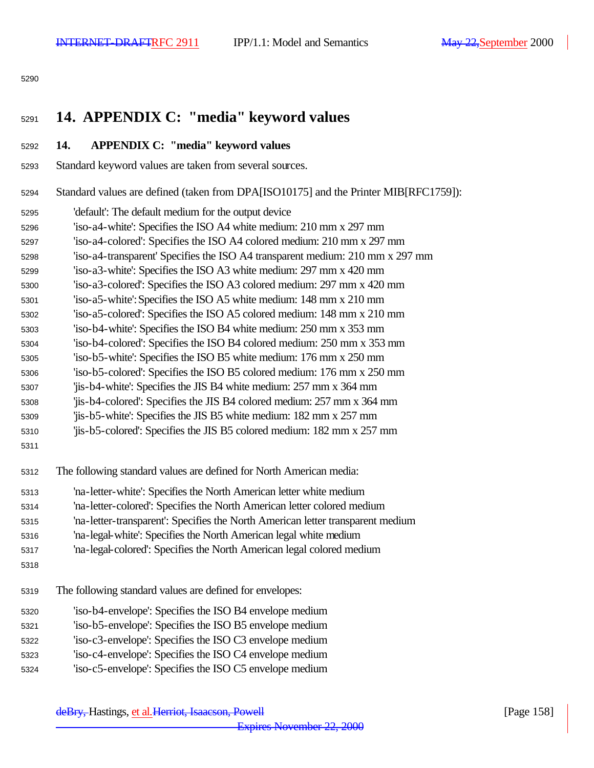# 14. APPENDIX C: "media" keyword values

## 14. APPENDIX C: "media" keyword values

Standard keyword values are taken from several sources.

Standard values are defined (taken from DPA[ISO10175] and the Printer MIB[RFC1759]):

- 'default': The default medium for the output device
- 'iso-a4-white': Specifies the ISO A4 white medium: 210 mm x 297 mm
- 'iso-a4-colored': Specifies the ISO A4 colored medium: 210 mm x 297 mm
- 'iso-a4-transparent' Specifies the ISO A4 transparent medium: 210 mm x 297 mm
- 'iso-a3-white': Specifies the ISO A3 white medium: 297 mm x 420 mm
- 'iso-a3-colored': Specifies the ISO A3 colored medium: 297 mm x 420 mm
- 'iso-a5-white': Specifies the ISO A5 white medium: 148 mm x 210 mm
- 'iso-a5-colored': Specifies the ISO A5 colored medium: 148 mm x 210 mm
- 'iso-b4-white': Specifies the ISO B4 white medium: 250 mm x 353 mm
- 'iso-b4-colored': Specifies the ISO B4 colored medium: 250 mm x 353 mm
- 'iso-b5-white': Specifies the ISO B5 white medium: 176 mm x 250 mm
- 'iso-b5-colored': Specifies the ISO B5 colored medium: 176 mm x 250 mm
- 'jis-b4-white': Specifies the JIS B4 white medium: 257 mm x 364 mm
- 'jis-b4-colored': Specifies the JIS B4 colored medium: 257 mm x 364 mm
- 'jis-b5-white': Specifies the JIS B5 white medium: 182 mm x 257 mm
- 'jis-b5-colored': Specifies the JIS B5 colored medium: 182 mm x 257 mm

The following standard values are defined for North American media:

- 'na-letter-white': Specifies the North American letter white medium
- 'na-letter-colored': Specifies the North American letter colored medium
- 'na-letter-transparent': Specifies the North American letter transparent medium
- 'na-legal-white': Specifies the North American legal white medium
- 'na-legal-colored': Specifies the North American legal colored medium

The following standard values are defined for envelopes:

- 'iso-b4-envelope': Specifies the ISO B4 envelope medium
- 'iso-b5-envelope': Specifies the ISO B5 envelope medium
- 'iso-c3-envelope': Specifies the ISO C3 envelope medium
- 'iso-c4-envelope': Specifies the ISO C4 envelope medium
- 'iso-c5-envelope': Specifies the ISO C5 envelope medium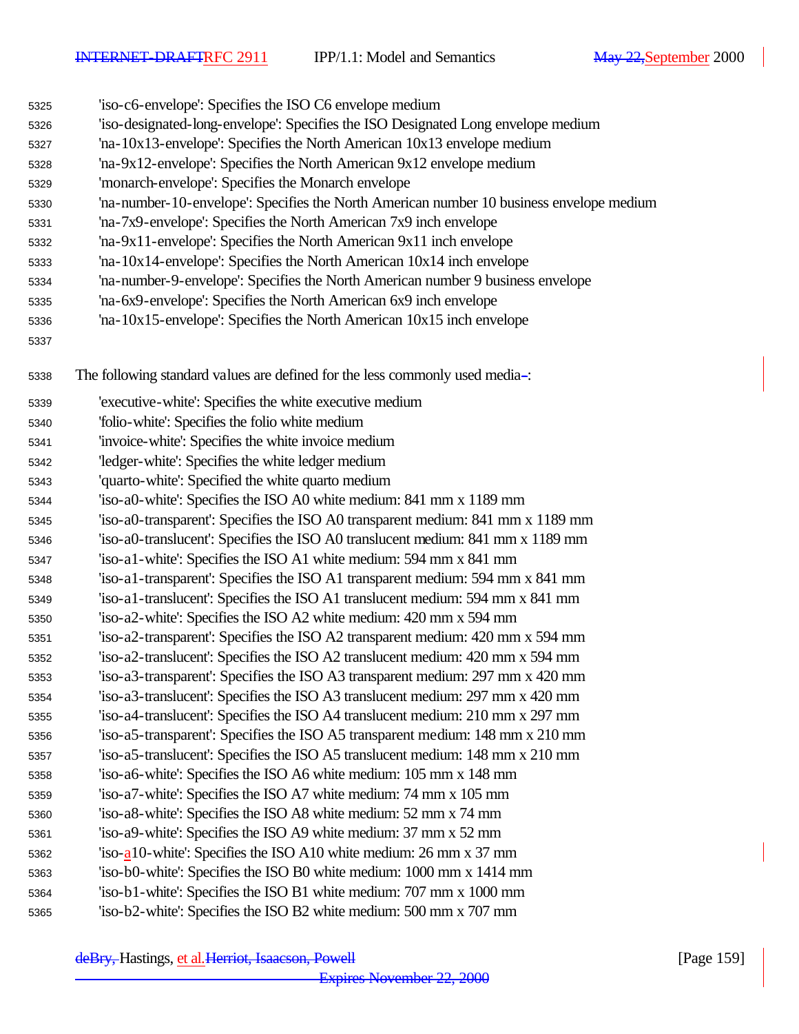'iso-c6-envelope': Specifies the ISO C6 envelope medium
'iso-designated-long-envelope': Specifies the ISO Designated Long envelope medium
'na-10x13-envelope': Specifies the North American 10x13 envelope medium
'na-9x12-envelope': Specifies the North American 9x12 envelope medium
'monarch-envelope': Specifies the Monarch envelope
'na-number-10-envelope': Specifies the North American number 10 business envelope medium
'na-7x9-envelope': Specifies the North American 7x9 inch envelope
'na-9x11-envelope': Specifies the North American 9x11 inch envelope
'na-10x14-envelope': Specifies the North American 10x14 inch envelope
'na-number-9-envelope': Specifies the North American number 9 business envelope
'na-6x9-envelope': Specifies the North American 6x9 inch envelope
'na-10x15-envelope': Specifies the North American 10x15 inch envelope

The following standard values are defined for the less commonly used media:

'executive-white': Specifies the white executive medium
'folio-white': Specifies the folio white medium
'invoice-white': Specifies the white invoice medium
'ledger-white': Specifies the white ledger medium
'quarto-white': Specified the white quarto medium
'iso-a0-white': Specifies the ISO A0 white medium: 841 mm x 1189 mm
'iso-a0-transparent': Specifies the ISO A0 transparent medium: 841 mm x 1189 mm
'iso-a0-translucent': Specifies the ISO A0 translucent medium: 841 mm x 1189 mm
'iso-a1-white': Specifies the ISO A1 white medium: 594 mm x 841 mm
'iso-a1-transparent': Specifies the ISO A1 transparent medium: 594 mm x 841 mm
'iso-a1-translucent': Specifies the ISO A1 translucent medium: 594 mm x 841 mm
'iso-a2-white': Specifies the ISO A2 white medium: 420 mm x 594 mm
'iso-a2-transparent': Specifies the ISO A2 transparent medium: 420 mm x 594 mm
'iso-a2-translucent': Specifies the ISO A2 translucent medium: 420 mm x 594 mm
'iso-a3-transparent': Specifies the ISO A3 transparent medium: 297 mm x 420 mm
'iso-a3-translucent': Specifies the ISO A3 translucent medium: 297 mm x 420 mm
'iso-a4-translucent': Specifies the ISO A4 translucent medium: 210 mm x 297 mm
'iso-a5-transparent': Specifies the ISO A5 transparent medium: 148 mm x 210 mm
'iso-a5-translucent': Specifies the ISO A5 translucent medium: 148 mm x 210 mm
'iso-a6-white': Specifies the ISO A6 white medium: 105 mm x 148 mm
'iso-a7-white': Specifies the ISO A7 white medium: 74 mm x 105 mm
'iso-a8-white': Specifies the ISO A8 white medium: 52 mm x 74 mm
'iso-a9-white': Specifies the ISO A9 white medium: 37 mm x 52 mm
'iso-a10-white': Specifies the ISO A10 white medium: 26 mm x 37 mm
'iso-b0-white': Specifies the ISO B0 white medium: 1000 mm x 1414 mm
'iso-b1-white': Specifies the ISO B1 white medium: 707 mm x 1000 mm
'iso-b2-white': Specifies the ISO B2 white medium: 500 mm x 707 mm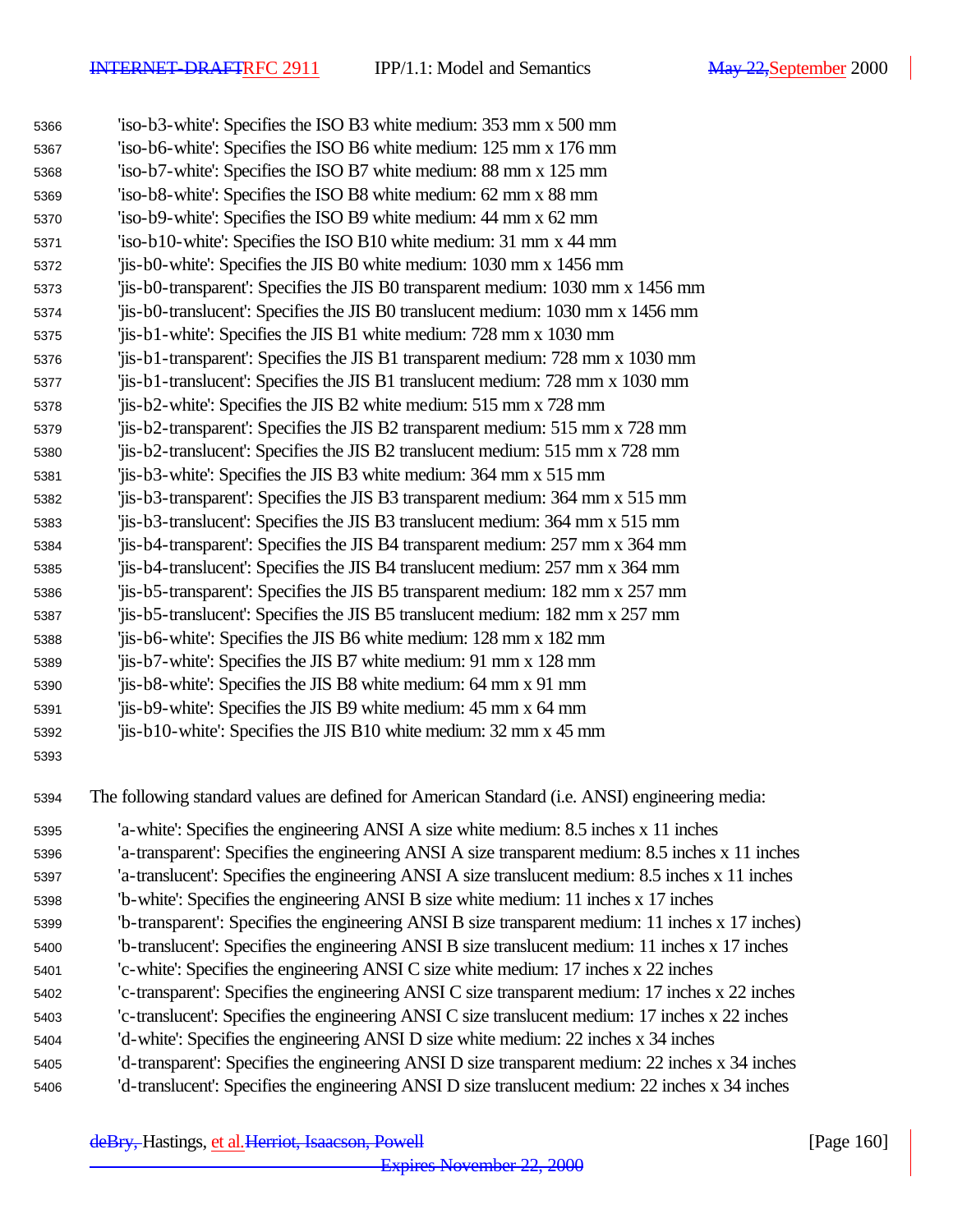'iso-b3-white': Specifies the ISO B3 white medium: 353 mm x 500 mm
'iso-b6-white': Specifies the ISO B6 white medium: 125 mm x 176 mm
'iso-b7-white': Specifies the ISO B7 white medium: 88 mm x 125 mm
'iso-b8-white': Specifies the ISO B8 white medium: 62 mm x 88 mm
'iso-b9-white': Specifies the ISO B9 white medium: 44 mm x 62 mm
'iso-b10-white': Specifies the ISO B10 white medium: 31 mm x 44 mm
'jis-b0-white': Specifies the JIS B0 white medium: 1030 mm x 1456 mm
'jis-b0-transparent': Specifies the JIS B0 transparent medium: 1030 mm x 1456 mm
'jis-b0-translucent': Specifies the JIS B0 translucent medium: 1030 mm x 1456 mm
'jis-b1-white': Specifies the JIS B1 white medium: 728 mm x 1030 mm
'jis-b1-transparent': Specifies the JIS B1 transparent medium: 728 mm x 1030 mm
'jis-b1-translucent': Specifies the JIS B1 translucent medium: 728 mm x 1030 mm
'jis-b2-white': Specifies the JIS B2 white medium: 515 mm x 728 mm
'jis-b2-transparent': Specifies the JIS B2 transparent medium: 515 mm x 728 mm
'jis-b2-translucent': Specifies the JIS B2 translucent medium: 515 mm x 728 mm
'jis-b3-white': Specifies the JIS B3 white medium: 364 mm x 515 mm
'jis-b3-transparent': Specifies the JIS B3 transparent medium: 364 mm x 515 mm
'jis-b3-translucent': Specifies the JIS B3 translucent medium: 364 mm x 515 mm
'jis-b4-transparent': Specifies the JIS B4 transparent medium: 257 mm x 364 mm
'jis-b4-translucent': Specifies the JIS B4 translucent medium: 257 mm x 364 mm
'jis-b5-transparent': Specifies the JIS B5 transparent medium: 182 mm x 257 mm
'jis-b5-translucent': Specifies the JIS B5 translucent medium: 182 mm x 257 mm
'jis-b6-white': Specifies the JIS B6 white medium: 128 mm x 182 mm
'jis-b7-white': Specifies the JIS B7 white medium: 91 mm x 128 mm
'jis-b8-white': Specifies the JIS B8 white medium: 64 mm x 91 mm
'jis-b9-white': Specifies the JIS B9 white medium: 45 mm x 64 mm
'jis-b10-white': Specifies the JIS B10 white medium: 32 mm x 45 mm

The following standard values are defined for American Standard (i.e. ANSI) engineering media:

'a-white': Specifies the engineering ANSI A size white medium: 8.5 inches x 11 inches
'a-transparent': Specifies the engineering ANSI A size transparent medium: 8.5 inches x 11 inches
'a-translucent': Specifies the engineering ANSI A size translucent medium: 8.5 inches x 11 inches
'b-white': Specifies the engineering ANSI B size white medium: 11 inches x 17 inches
'b-transparent': Specifies the engineering ANSI B size transparent medium: 11 inches x 17 inches)
'b-translucent': Specifies the engineering ANSI B size translucent medium: 11 inches x 17 inches
'c-white': Specifies the engineering ANSI C size white medium: 17 inches x 22 inches
'c-transparent': Specifies the engineering ANSI C size transparent medium: 17 inches x 22 inches
'c-translucent': Specifies the engineering ANSI C size translucent medium: 17 inches x 22 inches
'd-white': Specifies the engineering ANSI D size white medium: 22 inches x 34 inches
'd-transparent': Specifies the engineering ANSI D size transparent medium: 22 inches x 34 inches
'd-translucent': Specifies the engineering ANSI D size translucent medium: 22 inches x 34 inches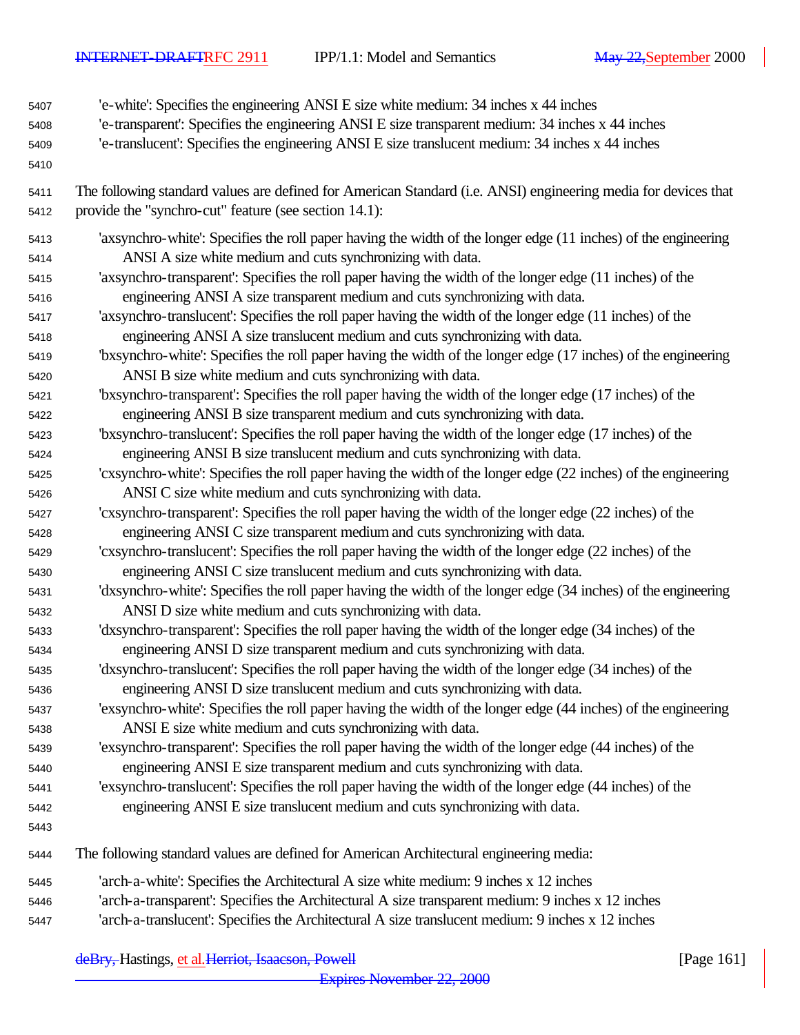'e-white': Specifies the engineering ANSI E size white medium: 34 inches x 44 inches
'e-transparent': Specifies the engineering ANSI E size transparent medium: 34 inches x 44 inches
'e-translucent': Specifies the engineering ANSI E size translucent medium: 34 inches x 44 inches

The following standard values are defined for American Standard (i.e. ANSI) engineering media for devices that provide the "synchro-cut" feature (see section 14.1):

'axsynchro-white': Specifies the roll paper having the width of the longer edge (11 inches) of the engineering ANSI A size white medium and cuts synchronizing with data.
'axsynchro-transparent': Specifies the roll paper having the width of the longer edge (11 inches) of the engineering ANSI A size transparent medium and cuts synchronizing with data.
'axsynchro-translucent': Specifies the roll paper having the width of the longer edge (11 inches) of the engineering ANSI A size translucent medium and cuts synchronizing with data.
'bxsynchro-white': Specifies the roll paper having the width of the longer edge (17 inches) of the engineering ANSI B size white medium and cuts synchronizing with data.
'bxsynchro-transparent': Specifies the roll paper having the width of the longer edge (17 inches) of the engineering ANSI B size transparent medium and cuts synchronizing with data.
'bxsynchro-translucent': Specifies the roll paper having the width of the longer edge (17 inches) of the engineering ANSI B size translucent medium and cuts synchronizing with data.
'cxsynchro-white': Specifies the roll paper having the width of the longer edge (22 inches) of the engineering ANSI C size white medium and cuts synchronizing with data.
'cxsynchro-transparent': Specifies the roll paper having the width of the longer edge (22 inches) of the engineering ANSI C size transparent medium and cuts synchronizing with data.
'cxsynchro-translucent': Specifies the roll paper having the width of the longer edge (22 inches) of the engineering ANSI C size translucent medium and cuts synchronizing with data.
'dxsynchro-white': Specifies the roll paper having the width of the longer edge (34 inches) of the engineering ANSI D size white medium and cuts synchronizing with data.
'dxsynchro-transparent': Specifies the roll paper having the width of the longer edge (34 inches) of the engineering ANSI D size transparent medium and cuts synchronizing with data.
'dxsynchro-translucent': Specifies the roll paper having the width of the longer edge (34 inches) of the engineering ANSI D size translucent medium and cuts synchronizing with data.
'exsynchro-white': Specifies the roll paper having the width of the longer edge (44 inches) of the engineering ANSI E size white medium and cuts synchronizing with data.
'exsynchro-transparent': Specifies the roll paper having the width of the longer edge (44 inches) of the engineering ANSI E size transparent medium and cuts synchronizing with data.
'exsynchro-translucent': Specifies the roll paper having the width of the longer edge (44 inches) of the engineering ANSI E size translucent medium and cuts synchronizing with data.

The following standard values are defined for American Architectural engineering media:

'arch-a-white': Specifies the Architectural A size white medium: 9 inches x 12 inches
'arch-a-transparent': Specifies the Architectural A size transparent medium: 9 inches x 12 inches
'arch-a-translucent': Specifies the Architectural A size translucent medium: 9 inches x 12 inches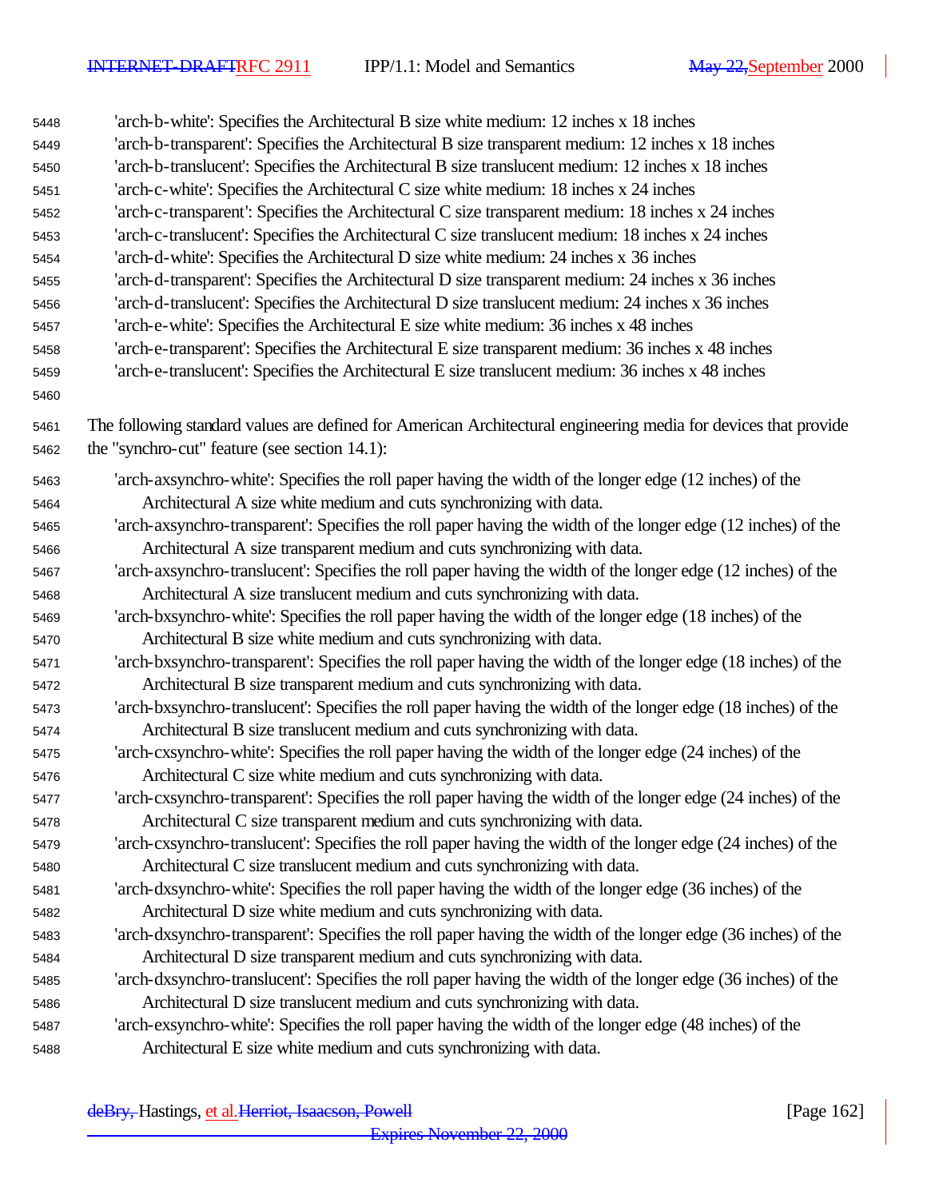'arch-b-white': Specifies the Architectural B size white medium: 12 inches x 18 inches
'arch-b-transparent': Specifies the Architectural B size transparent medium: 12 inches x 18 inches
'arch-b-translucent': Specifies the Architectural B size translucent medium: 12 inches x 18 inches
'arch-c-white': Specifies the Architectural C size white medium: 18 inches x 24 inches
'arch-c-transparent': Specifies the Architectural C size transparent medium: 18 inches x 24 inches
'arch-c-translucent': Specifies the Architectural C size translucent medium: 18 inches x 24 inches
'arch-d-white': Specifies the Architectural D size white medium: 24 inches x 36 inches
'arch-d-transparent': Specifies the Architectural D size transparent medium: 24 inches x 36 inches
'arch-d-translucent': Specifies the Architectural D size translucent medium: 24 inches x 36 inches
'arch-e-white': Specifies the Architectural E size white medium: 36 inches x 48 inches
'arch-e-transparent': Specifies the Architectural E size transparent medium: 36 inches x 48 inches
'arch-e-translucent': Specifies the Architectural E size translucent medium: 36 inches x 48 inches

The following standard values are defined for American Architectural engineering media for devices that provide the "synchro-cut" feature (see section 14.1):

'arch-axsynchro-white': Specifies the roll paper having the width of the longer edge (12 inches) of the Architectural A size white medium and cuts synchronizing with data.
'arch-axsynchro-transparent': Specifies the roll paper having the width of the longer edge (12 inches) of the Architectural A size transparent medium and cuts synchronizing with data.
'arch-axsynchro-translucent': Specifies the roll paper having the width of the longer edge (12 inches) of the Architectural A size translucent medium and cuts synchronizing with data.
'arch-bxsynchro-white': Specifies the roll paper having the width of the longer edge (18 inches) of the Architectural B size white medium and cuts synchronizing with data.
'arch-bxsynchro-transparent': Specifies the roll paper having the width of the longer edge (18 inches) of the Architectural B size transparent medium and cuts synchronizing with data.
'arch-bxsynchro-translucent': Specifies the roll paper having the width of the longer edge (18 inches) of the Architectural B size translucent medium and cuts synchronizing with data.
'arch-cxsynchro-white': Specifies the roll paper having the width of the longer edge (24 inches) of the Architectural C size white medium and cuts synchronizing with data.
'arch-cxsynchro-transparent': Specifies the roll paper having the width of the longer edge (24 inches) of the Architectural C size transparent medium and cuts synchronizing with data.
'arch-cxsynchro-translucent': Specifies the roll paper having the width of the longer edge (24 inches) of the Architectural C size translucent medium and cuts synchronizing with data.
'arch-dxsynchro-white': Specifies the roll paper having the width of the longer edge (36 inches) of the Architectural D size white medium and cuts synchronizing with data.
'arch-dxsynchro-transparent': Specifies the roll paper having the width of the longer edge (36 inches) of the Architectural D size transparent medium and cuts synchronizing with data.
'arch-dxsynchro-translucent': Specifies the roll paper having the width of the longer edge (36 inches) of the Architectural D size translucent medium and cuts synchronizing with data.
'arch-exsynchro-white': Specifies the roll paper having the width of the longer edge (48 inches) of the Architectural E size white medium and cuts synchronizing with data.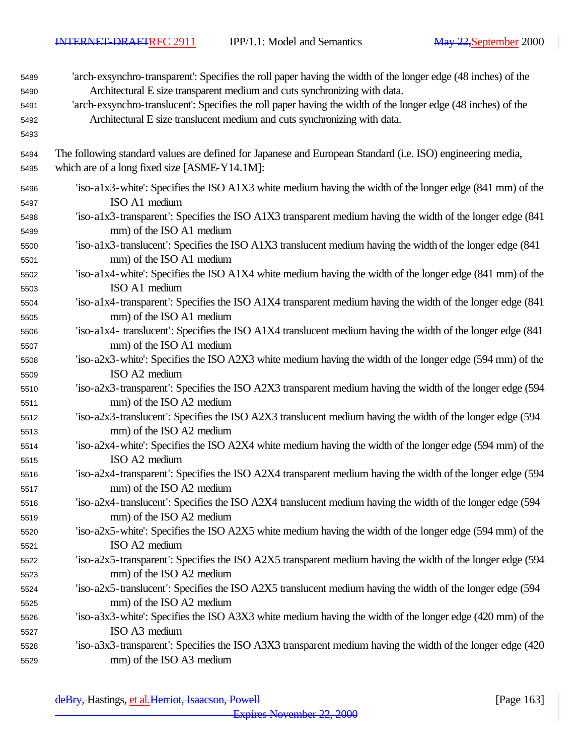'arch-exsynchro-transparent': Specifies the roll paper having the width of the longer edge (48 inches) of the Architectural E size transparent medium and cuts synchronizing with data.
'arch-exsynchro-translucent': Specifies the roll paper having the width of the longer edge (48 inches) of the Architectural E size translucent medium and cuts synchronizing with data.

The following standard values are defined for Japanese and European Standard (i.e. ISO) engineering media, which are of a long fixed size [ASME-Y14.1M]:

'iso-a1x3-white': Specifies the ISO A1X3 white medium having the width of the longer edge (841 mm) of the ISO A1 medium
'iso-a1x3-transparent': Specifies the ISO A1X3 transparent medium having the width of the longer edge (841 mm) of the ISO A1 medium
'iso-a1x3-translucent': Specifies the ISO A1X3 translucent medium having the width of the longer edge (841 mm) of the ISO A1 medium
'iso-a1x4-white': Specifies the ISO A1X4 white medium having the width of the longer edge (841 mm) of the ISO A1 medium
'iso-a1x4-transparent': Specifies the ISO A1X4 transparent medium having the width of the longer edge (841 mm) of the ISO A1 medium
'iso-a1x4- translucent': Specifies the ISO A1X4 translucent medium having the width of the longer edge (841 mm) of the ISO A1 medium
'iso-a2x3-white': Specifies the ISO A2X3 white medium having the width of the longer edge (594 mm) of the ISO A2 medium
'iso-a2x3-transparent': Specifies the ISO A2X3 transparent medium having the width of the longer edge (594 mm) of the ISO A2 medium
'iso-a2x3-translucent': Specifies the ISO A2X3 translucent medium having the width of the longer edge (594 mm) of the ISO A2 medium
'iso-a2x4-white': Specifies the ISO A2X4 white medium having the width of the longer edge (594 mm) of the ISO A2 medium
'iso-a2x4-transparent': Specifies the ISO A2X4 transparent medium having the width of the longer edge (594 mm) of the ISO A2 medium
'iso-a2x4-translucent': Specifies the ISO A2X4 translucent medium having the width of the longer edge (594 mm) of the ISO A2 medium
'iso-a2x5-white': Specifies the ISO A2X5 white medium having the width of the longer edge (594 mm) of the ISO A2 medium
'iso-a2x5-transparent': Specifies the ISO A2X5 transparent medium having the width of the longer edge (594 mm) of the ISO A2 medium
'iso-a2x5-translucent': Specifies the ISO A2X5 translucent medium having the width of the longer edge (594 mm) of the ISO A2 medium
'iso-a3x3-white': Specifies the ISO A3X3 white medium having the width of the longer edge (420 mm) of the ISO A3 medium
'iso-a3x3-transparent': Specifies the ISO A3X3 transparent medium having the width of the longer edge (420 mm) of the ISO A3 medium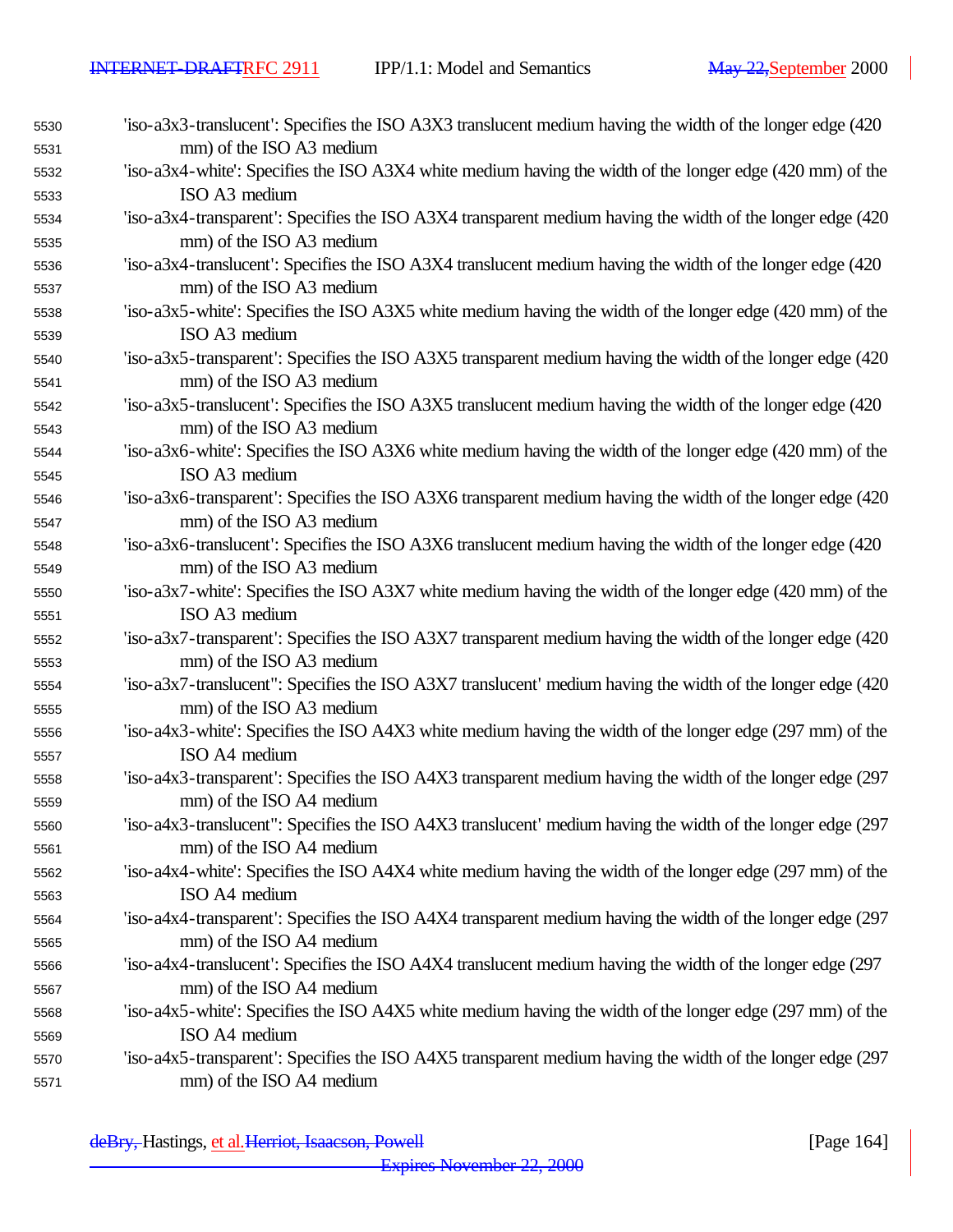'iso-a3x3-translucent': Specifies the ISO A3X3 translucent medium having the width of the longer edge (420 mm) of the ISO A3 medium

'iso-a3x4-white': Specifies the ISO A3X4 white medium having the width of the longer edge (420 mm) of the ISO A3 medium

'iso-a3x4-transparent': Specifies the ISO A3X4 transparent medium having the width of the longer edge (420 mm) of the ISO A3 medium

'iso-a3x4-translucent': Specifies the ISO A3X4 translucent medium having the width of the longer edge (420 mm) of the ISO A3 medium

'iso-a3x5-white': Specifies the ISO A3X5 white medium having the width of the longer edge (420 mm) of the ISO A3 medium

'iso-a3x5-transparent': Specifies the ISO A3X5 transparent medium having the width of the longer edge (420 mm) of the ISO A3 medium

'iso-a3x5-translucent': Specifies the ISO A3X5 translucent medium having the width of the longer edge (420 mm) of the ISO A3 medium

'iso-a3x6-white': Specifies the ISO A3X6 white medium having the width of the longer edge (420 mm) of the ISO A3 medium

'iso-a3x6-transparent': Specifies the ISO A3X6 transparent medium having the width of the longer edge (420 mm) of the ISO A3 medium

'iso-a3x6-translucent': Specifies the ISO A3X6 translucent medium having the width of the longer edge (420 mm) of the ISO A3 medium

'iso-a3x7-white': Specifies the ISO A3X7 white medium having the width of the longer edge (420 mm) of the ISO A3 medium

'iso-a3x7-transparent': Specifies the ISO A3X7 transparent medium having the width of the longer edge (420 mm) of the ISO A3 medium

'iso-a3x7-translucent'': Specifies the ISO A3X7 translucent' medium having the width of the longer edge (420 mm) of the ISO A3 medium

'iso-a4x3-white': Specifies the ISO A4X3 white medium having the width of the longer edge (297 mm) of the ISO A4 medium

'iso-a4x3-transparent': Specifies the ISO A4X3 transparent medium having the width of the longer edge (297 mm) of the ISO A4 medium

'iso-a4x3-translucent'': Specifies the ISO A4X3 translucent' medium having the width of the longer edge (297 mm) of the ISO A4 medium

'iso-a4x4-white': Specifies the ISO A4X4 white medium having the width of the longer edge (297 mm) of the ISO A4 medium

'iso-a4x4-transparent': Specifies the ISO A4X4 transparent medium having the width of the longer edge (297 mm) of the ISO A4 medium

'iso-a4x4-translucent': Specifies the ISO A4X4 translucent medium having the width of the longer edge (297 mm) of the ISO A4 medium

'iso-a4x5-white': Specifies the ISO A4X5 white medium having the width of the longer edge (297 mm) of the ISO A4 medium

'iso-a4x5-transparent': Specifies the ISO A4X5 transparent medium having the width of the longer edge (297 mm) of the ISO A4 medium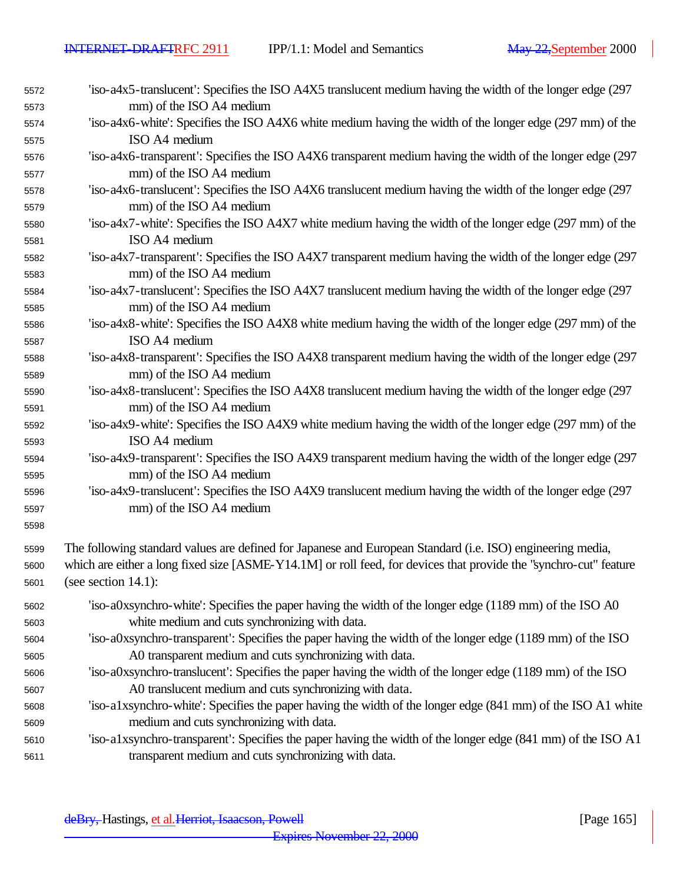'iso-a4x5-translucent': Specifies the ISO A4X5 translucent medium having the width of the longer edge (297 mm) of the ISO A4 medium

'iso-a4x6-white': Specifies the ISO A4X6 white medium having the width of the longer edge (297 mm) of the ISO A4 medium

'iso-a4x6-transparent': Specifies the ISO A4X6 transparent medium having the width of the longer edge (297 mm) of the ISO A4 medium

'iso-a4x6-translucent': Specifies the ISO A4X6 translucent medium having the width of the longer edge (297 mm) of the ISO A4 medium

'iso-a4x7-white': Specifies the ISO A4X7 white medium having the width of the longer edge (297 mm) of the ISO A4 medium

'iso-a4x7-transparent': Specifies the ISO A4X7 transparent medium having the width of the longer edge (297 mm) of the ISO A4 medium

'iso-a4x7-translucent': Specifies the ISO A4X7 translucent medium having the width of the longer edge (297 mm) of the ISO A4 medium

'iso-a4x8-white': Specifies the ISO A4X8 white medium having the width of the longer edge (297 mm) of the ISO A4 medium

'iso-a4x8-transparent': Specifies the ISO A4X8 transparent medium having the width of the longer edge (297 mm) of the ISO A4 medium

'iso-a4x8-translucent': Specifies the ISO A4X8 translucent medium having the width of the longer edge (297 mm) of the ISO A4 medium

'iso-a4x9-white': Specifies the ISO A4X9 white medium having the width of the longer edge (297 mm) of the ISO A4 medium

'iso-a4x9-transparent': Specifies the ISO A4X9 transparent medium having the width of the longer edge (297 mm) of the ISO A4 medium

'iso-a4x9-translucent': Specifies the ISO A4X9 translucent medium having the width of the longer edge (297 mm) of the ISO A4 medium

The following standard values are defined for Japanese and European Standard (i.e. ISO) engineering media, which are either a long fixed size [ASME-Y14.1M] or roll feed, for devices that provide the "synchro-cut" feature (see section 14.1):

'iso-a0xsynchro-white': Specifies the paper having the width of the longer edge (1189 mm) of the ISO A0 white medium and cuts synchronizing with data.

'iso-a0xsynchro-transparent': Specifies the paper having the width of the longer edge (1189 mm) of the ISO A0 transparent medium and cuts synchronizing with data.

'iso-a0xsynchro-translucent': Specifies the paper having the width of the longer edge (1189 mm) of the ISO A0 translucent medium and cuts synchronizing with data.

'iso-a1xsynchro-white': Specifies the paper having the width of the longer edge (841 mm) of the ISO A1 white medium and cuts synchronizing with data.

'iso-a1xsynchro-transparent': Specifies the paper having the width of the longer edge (841 mm) of the ISO A1 transparent medium and cuts synchronizing with data.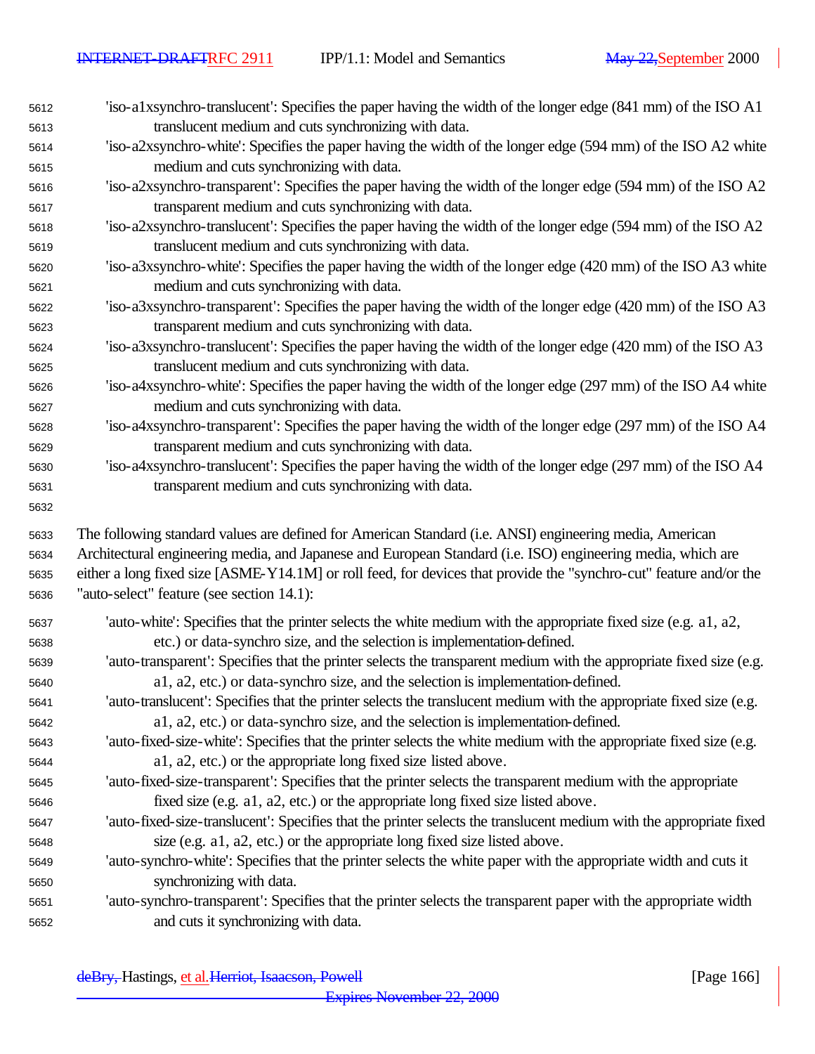'iso-a1xsynchro-translucent': Specifies the paper having the width of the longer edge (841 mm) of the ISO A1 translucent medium and cuts synchronizing with data.

'iso-a2xsynchro-white': Specifies the paper having the width of the longer edge (594 mm) of the ISO A2 white medium and cuts synchronizing with data.

'iso-a2xsynchro-transparent': Specifies the paper having the width of the longer edge (594 mm) of the ISO A2 transparent medium and cuts synchronizing with data.

'iso-a2xsynchro-translucent': Specifies the paper having the width of the longer edge (594 mm) of the ISO A2 translucent medium and cuts synchronizing with data.

'iso-a3xsynchro-white': Specifies the paper having the width of the longer edge (420 mm) of the ISO A3 white medium and cuts synchronizing with data.

'iso-a3xsynchro-transparent': Specifies the paper having the width of the longer edge (420 mm) of the ISO A3 transparent medium and cuts synchronizing with data.

'iso-a3xsynchro-translucent': Specifies the paper having the width of the longer edge (420 mm) of the ISO A3 translucent medium and cuts synchronizing with data.

'iso-a4xsynchro-white': Specifies the paper having the width of the longer edge (297 mm) of the ISO A4 white medium and cuts synchronizing with data.

'iso-a4xsynchro-transparent': Specifies the paper having the width of the longer edge (297 mm) of the ISO A4 transparent medium and cuts synchronizing with data.

'iso-a4xsynchro-translucent': Specifies the paper having the width of the longer edge (297 mm) of the ISO A4 transparent medium and cuts synchronizing with data.

The following standard values are defined for American Standard (i.e. ANSI) engineering media, American Architectural engineering media, and Japanese and European Standard (i.e. ISO) engineering media, which are either a long fixed size [ASME-Y14.1M] or roll feed, for devices that provide the "synchro-cut" feature and/or the "auto-select" feature (see section 14.1):

'auto-white': Specifies that the printer selects the white medium with the appropriate fixed size (e.g. a1, a2, etc.) or data-synchro size, and the selection is implementation-defined.

'auto-transparent': Specifies that the printer selects the transparent medium with the appropriate fixed size (e.g. a1, a2, etc.) or data-synchro size, and the selection is implementation-defined.

'auto-translucent': Specifies that the printer selects the translucent medium with the appropriate fixed size (e.g. a1, a2, etc.) or data-synchro size, and the selection is implementation-defined.

'auto-fixed-size-white': Specifies that the printer selects the white medium with the appropriate fixed size (e.g. a1, a2, etc.) or the appropriate long fixed size listed above.

'auto-fixed-size-transparent': Specifies that the printer selects the transparent medium with the appropriate fixed size (e.g. a1, a2, etc.) or the appropriate long fixed size listed above.

'auto-fixed-size-translucent': Specifies that the printer selects the translucent medium with the appropriate fixed size (e.g. a1, a2, etc.) or the appropriate long fixed size listed above.

'auto-synchro-white': Specifies that the printer selects the white paper with the appropriate width and cuts it synchronizing with data.

'auto-synchro-transparent': Specifies that the printer selects the transparent paper with the appropriate width and cuts it synchronizing with data.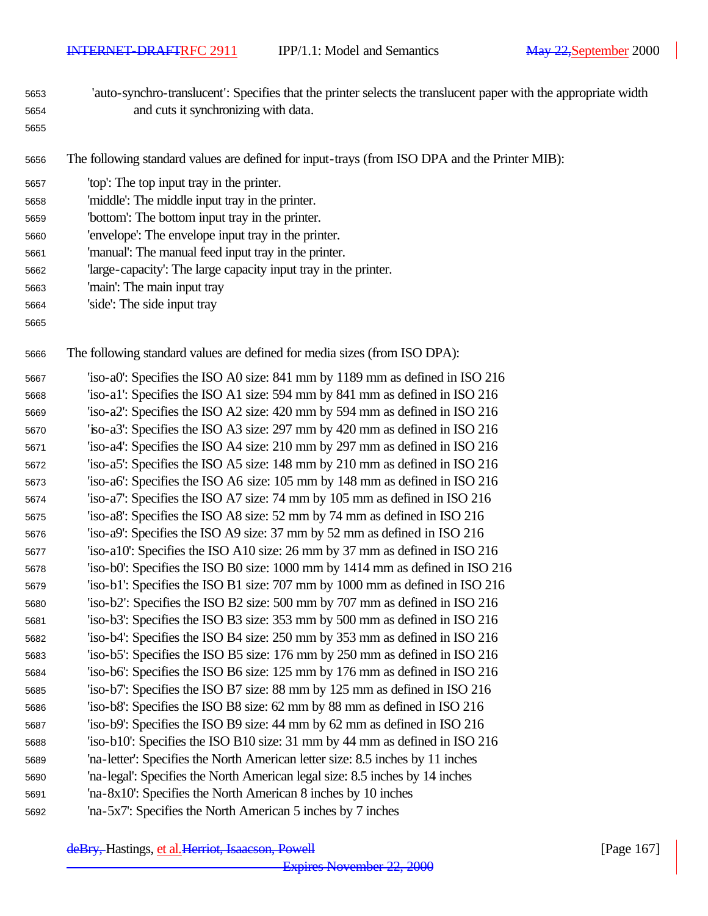'auto-synchro-translucent': Specifies that the printer selects the translucent paper with the appropriate width and cuts it synchronizing with data.

The following standard values are defined for input-trays (from ISO DPA and the Printer MIB):

'top': The top input tray in the printer.
'middle': The middle input tray in the printer.
'bottom': The bottom input tray in the printer.
'envelope': The envelope input tray in the printer.
'manual': The manual feed input tray in the printer.
'large-capacity': The large capacity input tray in the printer.
'main': The main input tray
'side': The side input tray

The following standard values are defined for media sizes (from ISO DPA):

'iso-a0': Specifies the ISO A0 size: 841 mm by 1189 mm as defined in ISO 216
'iso-a1': Specifies the ISO A1 size: 594 mm by 841 mm as defined in ISO 216
'iso-a2': Specifies the ISO A2 size: 420 mm by 594 mm as defined in ISO 216
'iso-a3': Specifies the ISO A3 size: 297 mm by 420 mm as defined in ISO 216
'iso-a4': Specifies the ISO A4 size: 210 mm by 297 mm as defined in ISO 216
'iso-a5': Specifies the ISO A5 size: 148 mm by 210 mm as defined in ISO 216
'iso-a6': Specifies the ISO A6 size: 105 mm by 148 mm as defined in ISO 216
'iso-a7': Specifies the ISO A7 size: 74 mm by 105 mm as defined in ISO 216
'iso-a8': Specifies the ISO A8 size: 52 mm by 74 mm as defined in ISO 216
'iso-a9': Specifies the ISO A9 size: 37 mm by 52 mm as defined in ISO 216
'iso-a10': Specifies the ISO A10 size: 26 mm by 37 mm as defined in ISO 216
'iso-b0': Specifies the ISO B0 size: 1000 mm by 1414 mm as defined in ISO 216
'iso-b1': Specifies the ISO B1 size: 707 mm by 1000 mm as defined in ISO 216
'iso-b2': Specifies the ISO B2 size: 500 mm by 707 mm as defined in ISO 216
'iso-b3': Specifies the ISO B3 size: 353 mm by 500 mm as defined in ISO 216
'iso-b4': Specifies the ISO B4 size: 250 mm by 353 mm as defined in ISO 216
'iso-b5': Specifies the ISO B5 size: 176 mm by 250 mm as defined in ISO 216
'iso-b6': Specifies the ISO B6 size: 125 mm by 176 mm as defined in ISO 216
'iso-b7': Specifies the ISO B7 size: 88 mm by 125 mm as defined in ISO 216
'iso-b8': Specifies the ISO B8 size: 62 mm by 88 mm as defined in ISO 216
'iso-b9': Specifies the ISO B9 size: 44 mm by 62 mm as defined in ISO 216
'iso-b10': Specifies the ISO B10 size: 31 mm by 44 mm as defined in ISO 216
'na-letter': Specifies the North American letter size: 8.5 inches by 11 inches
'na-legal': Specifies the North American legal size: 8.5 inches by 14 inches
'na-8x10': Specifies the North American 8 inches by 10 inches
'na-5x7': Specifies the North American 5 inches by 7 inches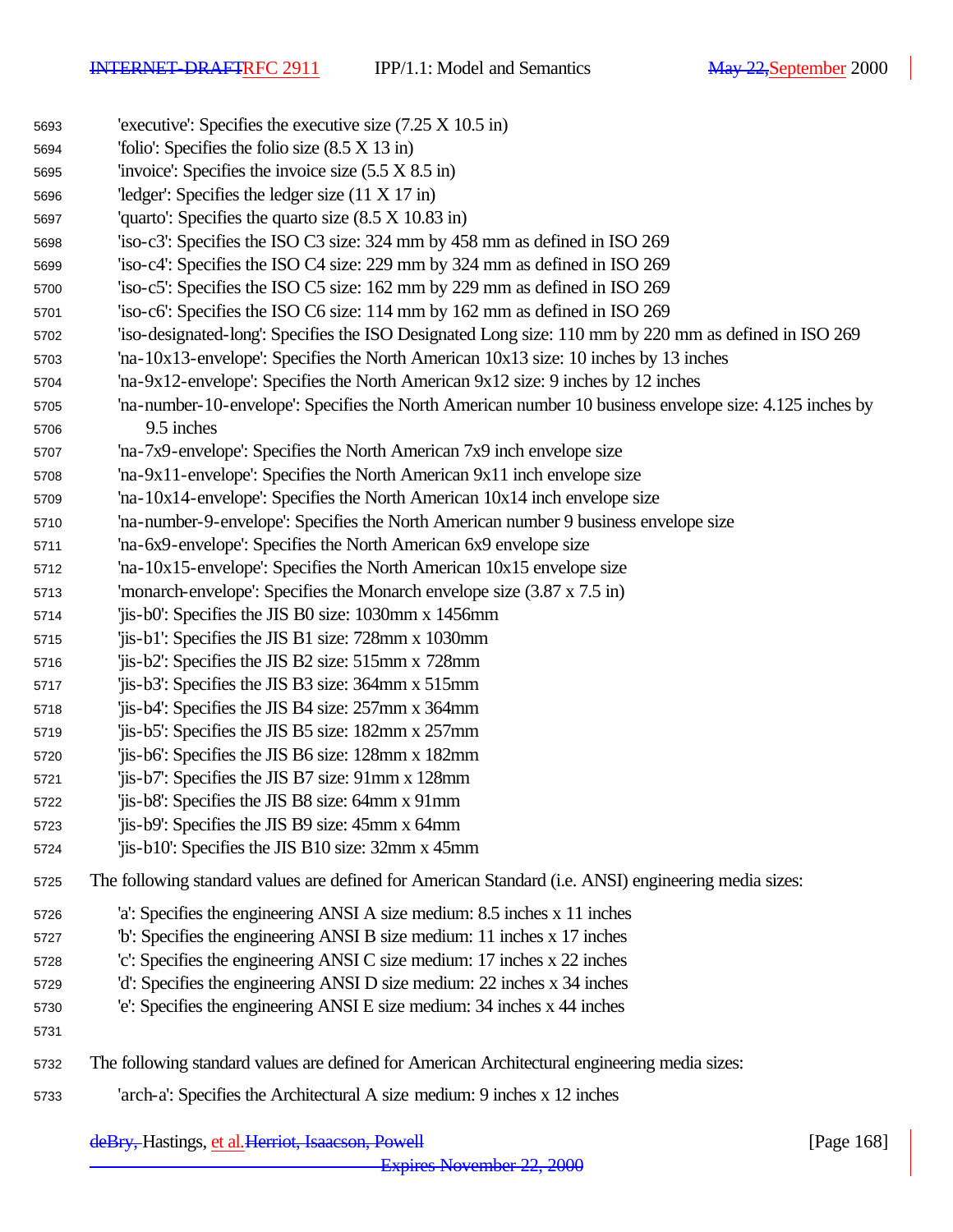'executive': Specifies the executive size (7.25 X 10.5 in)
'folio': Specifies the folio size (8.5 X 13 in)
'invoice': Specifies the invoice size (5.5 X 8.5 in)
'ledger': Specifies the ledger size (11 X 17 in)
'quarto': Specifies the quarto size (8.5 X 10.83 in)
'iso-c3': Specifies the ISO C3 size: 324 mm by 458 mm as defined in ISO 269
'iso-c4': Specifies the ISO C4 size: 229 mm by 324 mm as defined in ISO 269
'iso-c5': Specifies the ISO C5 size: 162 mm by 229 mm as defined in ISO 269
'iso-c6': Specifies the ISO C6 size: 114 mm by 162 mm as defined in ISO 269
'iso-designated-long': Specifies the ISO Designated Long size: 110 mm by 220 mm as defined in ISO 269
'na-10x13-envelope': Specifies the North American 10x13 size: 10 inches by 13 inches
'na-9x12-envelope': Specifies the North American 9x12 size: 9 inches by 12 inches
'na-number-10-envelope': Specifies the North American number 10 business envelope size: 4.125 inches by 9.5 inches
'na-7x9-envelope': Specifies the North American 7x9 inch envelope size
'na-9x11-envelope': Specifies the North American 9x11 inch envelope size
'na-10x14-envelope': Specifies the North American 10x14 inch envelope size
'na-number-9-envelope': Specifies the North American number 9 business envelope size
'na-6x9-envelope': Specifies the North American 6x9 envelope size
'na-10x15-envelope': Specifies the North American 10x15 envelope size
'monarch-envelope': Specifies the Monarch envelope size (3.87 x 7.5 in)
'jis-b0': Specifies the JIS B0 size: 1030mm x 1456mm
'jis-b1': Specifies the JIS B1 size: 728mm x 1030mm
'jis-b2': Specifies the JIS B2 size: 515mm x 728mm
'jis-b3': Specifies the JIS B3 size: 364mm x 515mm
'jis-b4': Specifies the JIS B4 size: 257mm x 364mm
'jis-b5': Specifies the JIS B5 size: 182mm x 257mm
'jis-b6': Specifies the JIS B6 size: 128mm x 182mm
'jis-b7': Specifies the JIS B7 size: 91mm x 128mm
'jis-b8': Specifies the JIS B8 size: 64mm x 91mm
'jis-b9': Specifies the JIS B9 size: 45mm x 64mm
'jis-b10': Specifies the JIS B10 size: 32mm x 45mm

The following standard values are defined for American Standard (i.e. ANSI) engineering media sizes:

'a': Specifies the engineering ANSI A size medium: 8.5 inches x 11 inches
'b': Specifies the engineering ANSI B size medium: 11 inches x 17 inches
'c': Specifies the engineering ANSI C size medium: 17 inches x 22 inches
'd': Specifies the engineering ANSI D size medium: 22 inches x 34 inches
'e': Specifies the engineering ANSI E size medium: 34 inches x 44 inches

The following standard values are defined for American Architectural engineering media sizes:

'arch-a': Specifies the Architectural A size medium: 9 inches x 12 inches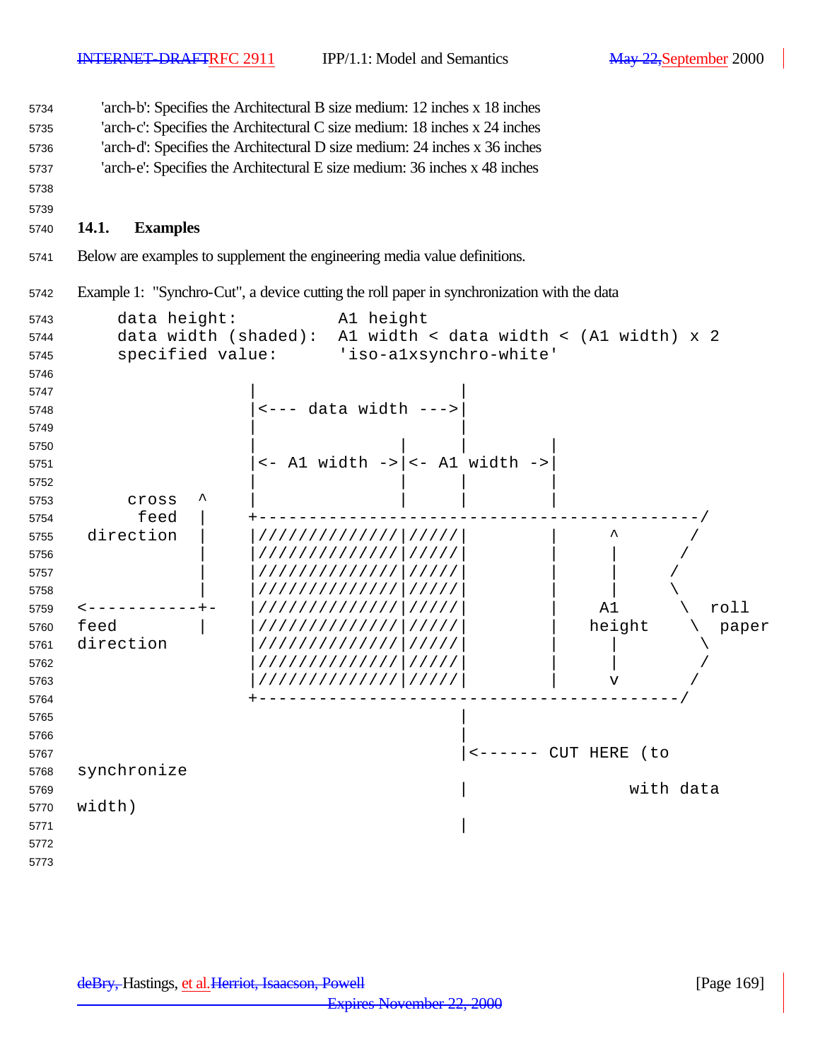'arch-b': Specifies the Architectural B size medium: 12 inches x 18 inches
'arch-c': Specifies the Architectural C size medium: 18 inches x 24 inches
'arch-d': Specifies the Architectural D size medium: 24 inches x 36 inches
'arch-e': Specifies the Architectural E size medium: 36 inches x 48 inches

### 14.1. Examples

Below are examples to supplement the engineering media value definitions.

Example 1: "Synchro-Cut", a device cutting the roll paper in synchronization with the data

```
    data height:          A1 height
    data width (shaded):  A1 width < data width < (A1 width) x 2
    specified value:      'iso-a1xsynchro-white'

                     |                    |
                     |<--- data width --->|
                     |                    |
                     |              |     |         |
                     |<- A1 width ->|<- A1 width ->|
                     |              |     |         |
     cross  ^        |              |     |         |
      feed  |        +-------------------------------------------/
 direction  |        |//////////////|/////|         |     ^       /
            |        |//////////////|/////|         |     |      /
            |        |//////////////|/////|         |     |     /
            |        |//////////////|/////|         |     |     \
<-----------+-       |//////////////|/////|         |    A1      \  roll
feed        |        |//////////////|/////|         |   height    \  paper
direction            |//////////////|/////|         |     |        \
                     |//////////////|/////|         |     |        /
                     |//////////////|/////|         |     v       /
                     +-----------------------------------------/
                                          |
                                          |
                                          |<------ CUT HERE (to
synchronize
                                          |                with data
width)
                                          |
```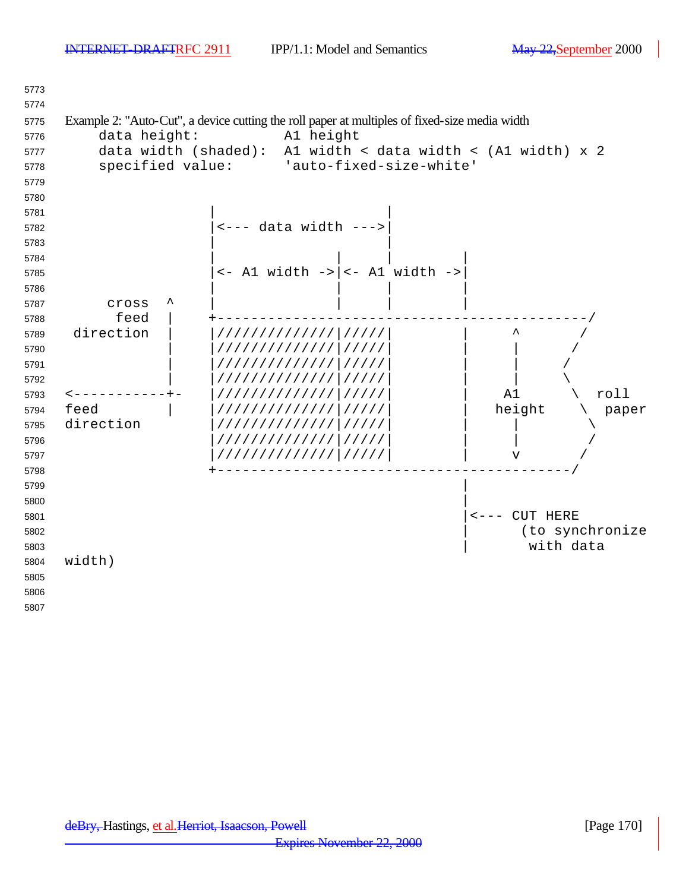Example 2: "Auto-Cut", a device cutting the roll paper at multiples of fixed-size media width

```
    data height:          A1 height
    data width (shaded):  A1 width < data width < (A1 width) x 2
    specified value:      'auto-fixed-size-white'


                    |                    |
                    |<--- data width --->|
                    |                    |
                    |              |     |        |
                    |<- A1 width ->|<- A1 width ->|
                    |              |     |        |
     cross   ^      |              |     |        |
      feed   |      +---------------------------------------------/
 direction   |      |//////////////|/////|        |     ^       /
             |      |//////////////|/////|        |     |      /
             |      |//////////////|/////|        |     |     /
             |      |//////////////|/////|        |     |     \
<-----------+-      |//////////////|/////|        |    A1      \  roll
feed         |      |//////////////|/////|        |   height    \  paper
direction           |//////////////|/////|        |     |        \
                    |//////////////|/////|        |     |        /
                    |//////////////|/////|        |     v       /
                    +------------------------------------------/
                                                  |
                                                  |
                                                  |<--- CUT HERE
                                                  |      (to synchronize
                                                  |       with data
width)
```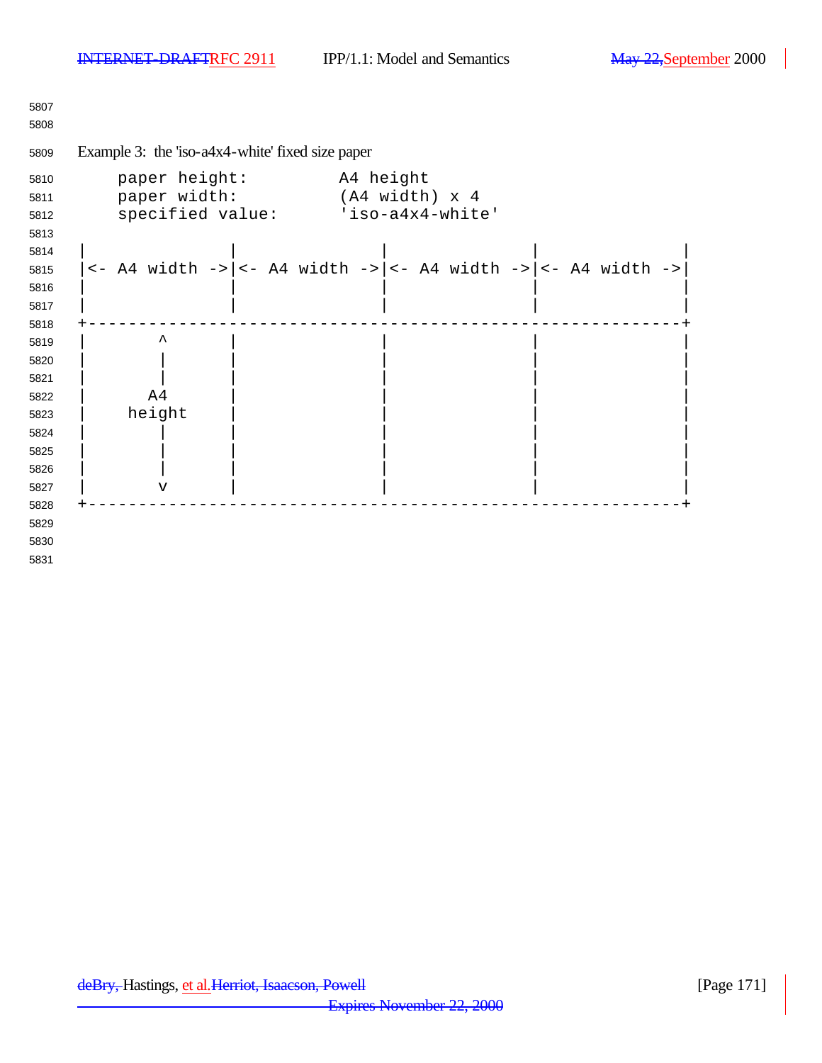Example 3: the 'iso-a4x4-white' fixed size paper

```
    paper height:         A4 height
    paper width:          (A4 width) x 4
    specified value:      'iso-a4x4-white'

|               |               |               |               |
|<- A4 width ->|<- A4 width ->|<- A4 width ->|<- A4 width ->|
|               |               |               |               |
|               |               |               |               |
+-------------------------------------------------------------+
|       ^       |               |               |               |
|       |       |               |               |               |
|       |       |               |               |               |
|      A4       |               |               |               |
|    height     |               |               |               |
|       |       |               |               |               |
|       |       |               |               |               |
|       |       |               |               |               |
|       v       |               |               |               |
+-------------------------------------------------------------+
```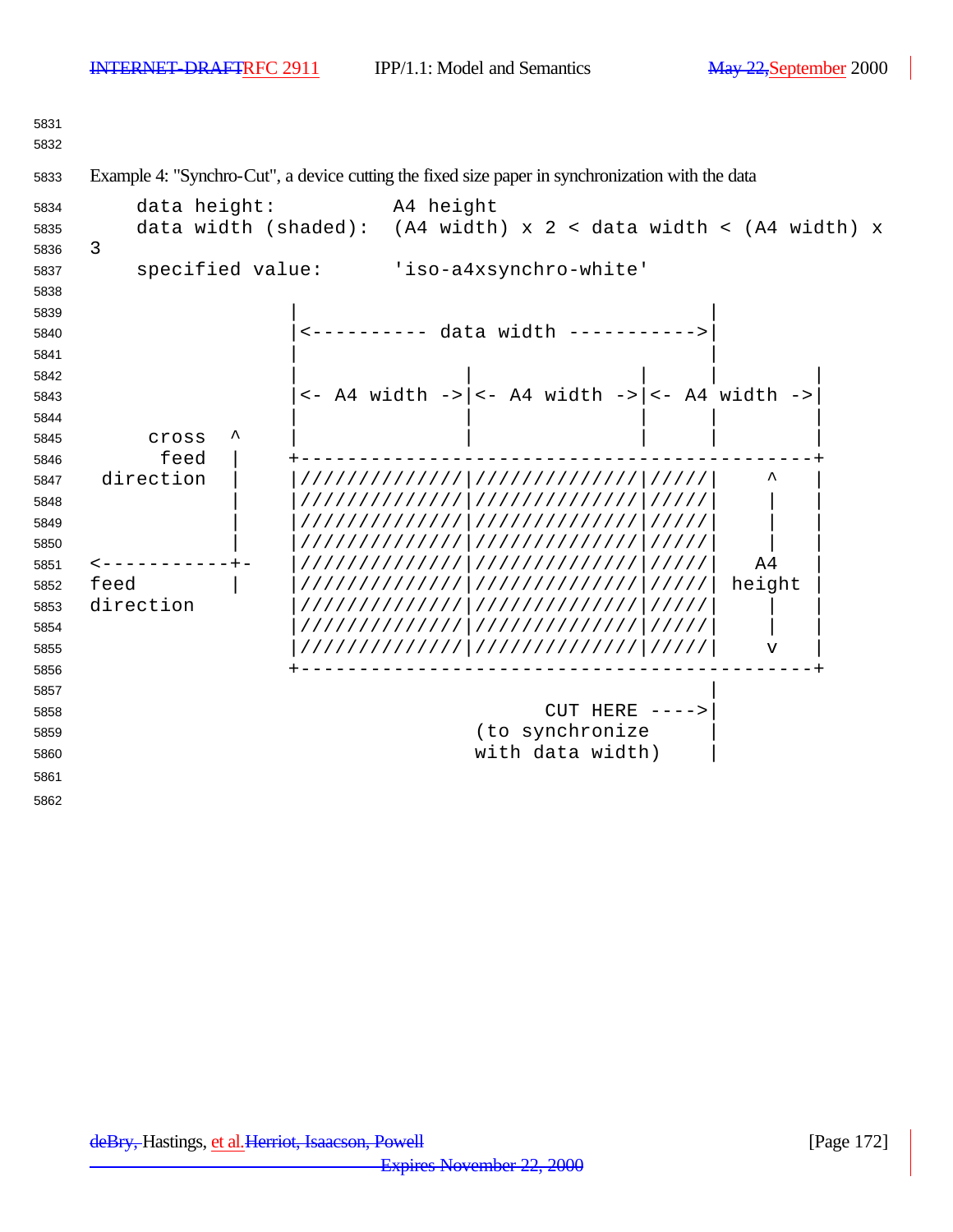Example 4: "Synchro-Cut", a device cutting the fixed size paper in synchronization with the data

```
    data height:          A4 height
    data width (shaded):  (A4 width) x 2 < data width < (A4 width) x
3
    specified value:      'iso-a4xsynchro-white'

                         |                                    |
                         |<---------- data width ----------->|
                         |                                    |
                         |              |              |      |         |
                         |<- A4 width ->|<- A4 width ->|<- A4 width ->|
                         |              |              |      |         |
     cross  ^            |              |              |      |         |
      feed  |            +-------------------------------------------+
 direction  |            |//////////////|//////////////|/////|    ^    |
            |            |//////////////|//////////////|/////|    |    |
            |            |//////////////|//////////////|/////|    |    |
            |            |//////////////|//////////////|/////|    |    |
<-----------+-           |//////////////|//////////////|/////|   A4    |
feed        |            |//////////////|//////////////|/////| height  |
direction                |//////////////|//////////////|/////|    |    |
                         |//////////////|//////////////|/////|    |    |
                         |//////////////|//////////////|/////|    v    |
                         +-------------------------------------------+
                                                              |
                                             CUT HERE ---->|
                                       (to synchronize       |
                                       with data width)      |
```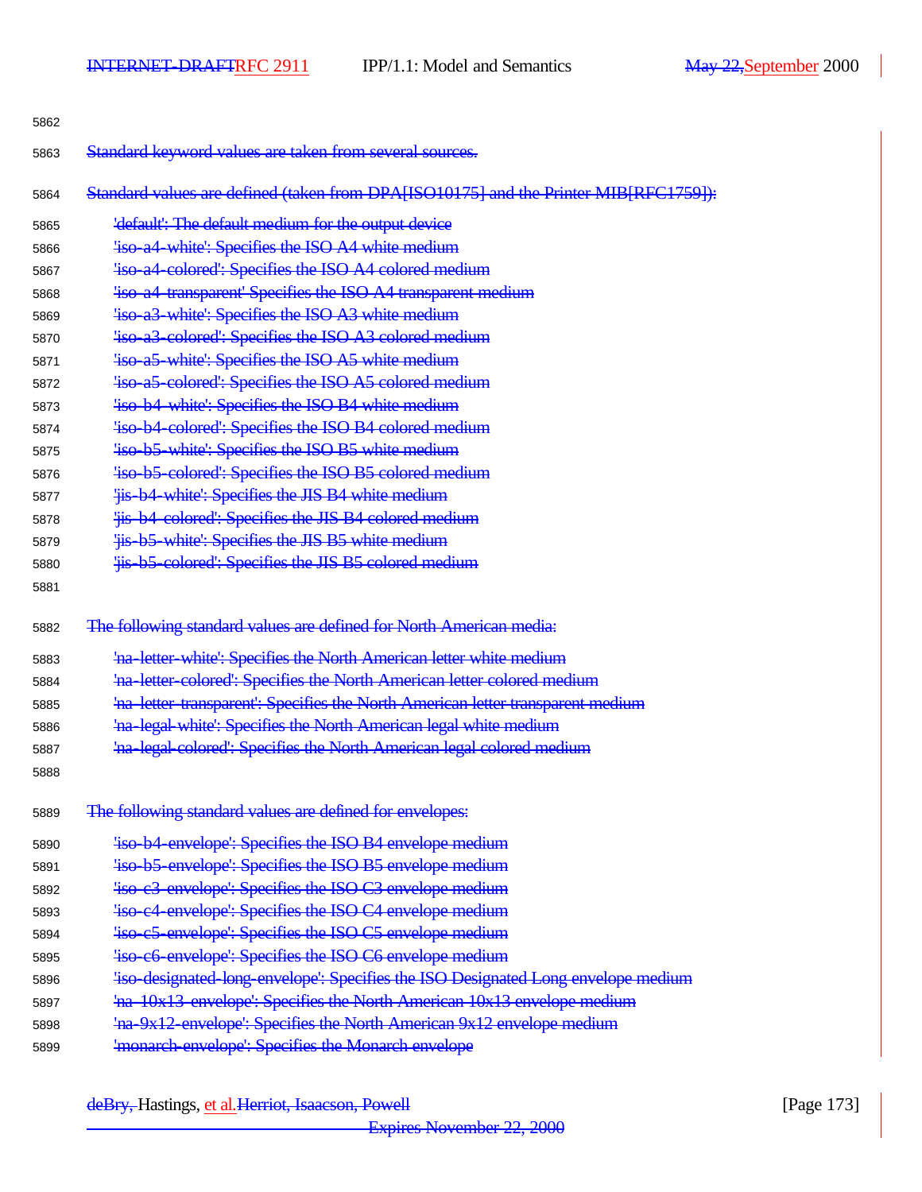Standard keyword values are taken from several sources.

Standard values are defined (taken from DPA[ISO10175] and the Printer MIB[RFC1759]):

- 'default': The default medium for the output device
- 'iso-a4-white': Specifies the ISO A4 white medium
- 'iso-a4-colored': Specifies the ISO A4 colored medium
- 'iso-a4-transparent' Specifies the ISO A4 transparent medium
- 'iso-a3-white': Specifies the ISO A3 white medium
- 'iso-a3-colored': Specifies the ISO A3 colored medium
- 'iso-a5-white': Specifies the ISO A5 white medium
- 'iso-a5-colored': Specifies the ISO A5 colored medium
- 'iso-b4-white': Specifies the ISO B4 white medium
- 'iso-b4-colored': Specifies the ISO B4 colored medium
- 'iso-b5-white': Specifies the ISO B5 white medium
- 'iso-b5-colored': Specifies the ISO B5 colored medium
- 'jis-b4-white': Specifies the JIS B4 white medium
- 'jis-b4-colored': Specifies the JIS B4 colored medium
- 'jis-b5-white': Specifies the JIS B5 white medium
- 'jis-b5-colored': Specifies the JIS B5 colored medium

The following standard values are defined for North American media:

- 'na-letter-white': Specifies the North American letter white medium
- 'na-letter-colored': Specifies the North American letter colored medium
- 'na-letter-transparent': Specifies the North American letter transparent medium
- 'na-legal-white': Specifies the North American legal white medium
- 'na-legal-colored': Specifies the North American legal colored medium

The following standard values are defined for envelopes:

- 'iso-b4-envelope': Specifies the ISO B4 envelope medium
- 'iso-b5-envelope': Specifies the ISO B5 envelope medium
- 'iso-c3-envelope': Specifies the ISO C3 envelope medium
- 'iso-c4-envelope': Specifies the ISO C4 envelope medium
- 'iso-c5-envelope': Specifies the ISO C5 envelope medium
- 'iso-c6-envelope': Specifies the ISO C6 envelope medium
- 'iso-designated-long-envelope': Specifies the ISO Designated Long envelope medium
- 'na-10x13-envelope': Specifies the North American 10x13 envelope medium
- 'na-9x12-envelope': Specifies the North American 9x12 envelope medium
- 'monarch-envelope': Specifies the Monarch envelope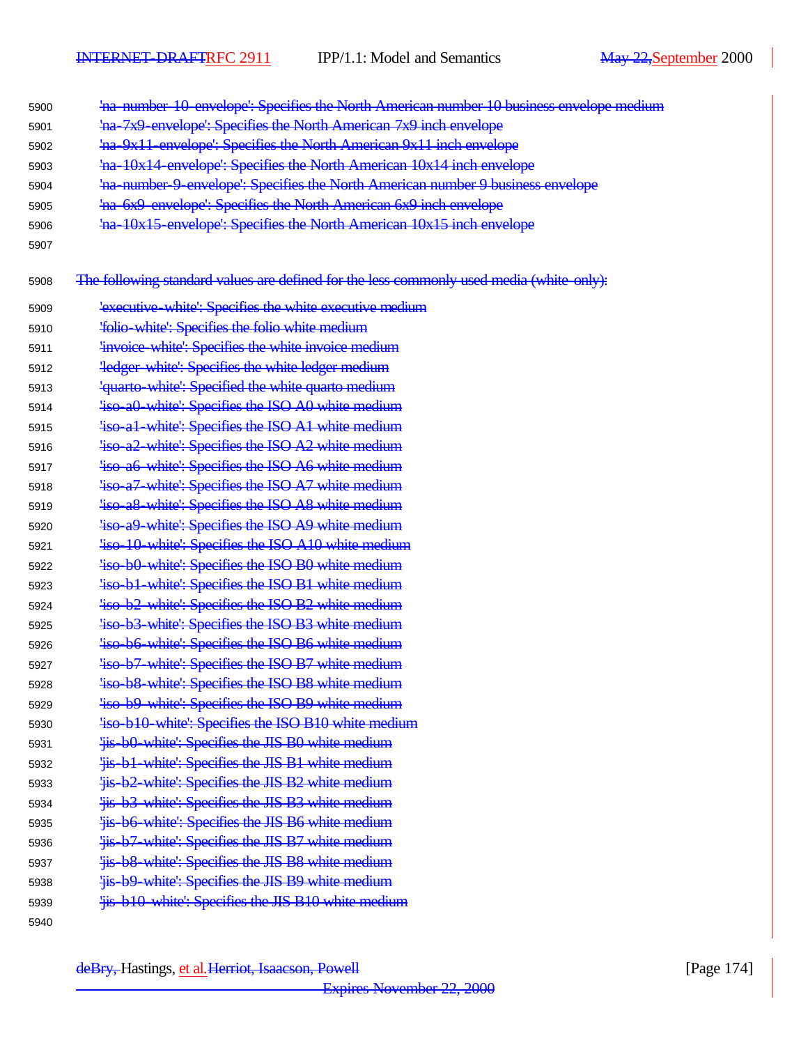'na-number-10-envelope': Specifies the North American number 10 business envelope medium
'na-7x9-envelope': Specifies the North American 7x9 inch envelope
'na-9x11-envelope': Specifies the North American 9x11 inch envelope
'na-10x14-envelope': Specifies the North American 10x14 inch envelope
'na-number-9-envelope': Specifies the North American number 9 business envelope
'na-6x9-envelope': Specifies the North American 6x9 inch envelope
'na-10x15-envelope': Specifies the North American 10x15 inch envelope

The following standard values are defined for the less commonly used media (white-only):

'executive-white': Specifies the white executive medium
'folio-white': Specifies the folio white medium
'invoice-white': Specifies the white invoice medium
'ledger-white': Specifies the white ledger medium
'quarto-white': Specified the white quarto medium
'iso-a0-white': Specifies the ISO A0 white medium
'iso-a1-white': Specifies the ISO A1 white medium
'iso-a2-white': Specifies the ISO A2 white medium
'iso-a6-white': Specifies the ISO A6 white medium
'iso-a7-white': Specifies the ISO A7 white medium
'iso-a8-white': Specifies the ISO A8 white medium
'iso-a9-white': Specifies the ISO A9 white medium
'iso-10-white': Specifies the ISO A10 white medium
'iso-b0-white': Specifies the ISO B0 white medium
'iso-b1-white': Specifies the ISO B1 white medium
'iso-b2-white': Specifies the ISO B2 white medium
'iso-b3-white': Specifies the ISO B3 white medium
'iso-b6-white': Specifies the ISO B6 white medium
'iso-b7-white': Specifies the ISO B7 white medium
'iso-b8-white': Specifies the ISO B8 white medium
'iso-b9-white': Specifies the ISO B9 white medium
'iso-b10-white': Specifies the ISO B10 white medium
'jis-b0-white': Specifies the JIS B0 white medium
'jis-b1-white': Specifies the JIS B1 white medium
'jis-b2-white': Specifies the JIS B2 white medium
'jis-b3-white': Specifies the JIS B3 white medium
'jis-b6-white': Specifies the JIS B6 white medium
'jis-b7-white': Specifies the JIS B7 white medium
'jis-b8-white': Specifies the JIS B8 white medium
'jis-b9-white': Specifies the JIS B9 white medium
'jis-b10-white': Specifies the JIS B10 white medium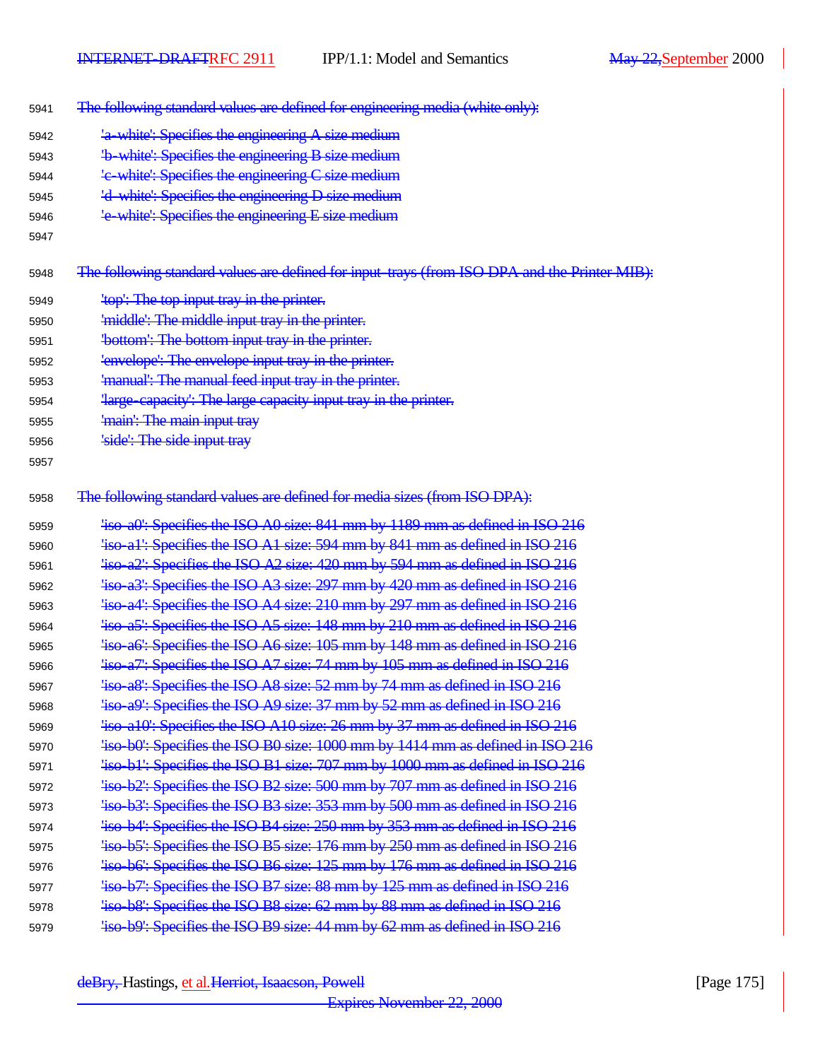The following standard values are defined for engineering media (white only):

'a-white': Specifies the engineering A size medium
'b-white': Specifies the engineering B size medium
'c-white': Specifies the engineering C size medium
'd-white': Specifies the engineering D size medium
'e-white': Specifies the engineering E size medium

The following standard values are defined for input-trays (from ISO DPA and the Printer MIB):

'top': The top input tray in the printer.
'middle': The middle input tray in the printer.
'bottom': The bottom input tray in the printer.
'envelope': The envelope input tray in the printer.
'manual': The manual feed input tray in the printer.
'large-capacity': The large capacity input tray in the printer.
'main': The main input tray
'side': The side input tray

The following standard values are defined for media sizes (from ISO DPA):

'iso-a0': Specifies the ISO A0 size: 841 mm by 1189 mm as defined in ISO 216
'iso-a1': Specifies the ISO A1 size: 594 mm by 841 mm as defined in ISO 216
'iso-a2': Specifies the ISO A2 size: 420 mm by 594 mm as defined in ISO 216
'iso-a3': Specifies the ISO A3 size: 297 mm by 420 mm as defined in ISO 216
'iso-a4': Specifies the ISO A4 size: 210 mm by 297 mm as defined in ISO 216
'iso-a5': Specifies the ISO A5 size: 148 mm by 210 mm as defined in ISO 216
'iso-a6': Specifies the ISO A6 size: 105 mm by 148 mm as defined in ISO 216
'iso-a7': Specifies the ISO A7 size: 74 mm by 105 mm as defined in ISO 216
'iso-a8': Specifies the ISO A8 size: 52 mm by 74 mm as defined in ISO 216
'iso-a9': Specifies the ISO A9 size: 37 mm by 52 mm as defined in ISO 216
'iso-a10': Specifies the ISO A10 size: 26 mm by 37 mm as defined in ISO 216
'iso-b0': Specifies the ISO B0 size: 1000 mm by 1414 mm as defined in ISO 216
'iso-b1': Specifies the ISO B1 size: 707 mm by 1000 mm as defined in ISO 216
'iso-b2': Specifies the ISO B2 size: 500 mm by 707 mm as defined in ISO 216
'iso-b3': Specifies the ISO B3 size: 353 mm by 500 mm as defined in ISO 216
'iso-b4': Specifies the ISO B4 size: 250 mm by 353 mm as defined in ISO 216
'iso-b5': Specifies the ISO B5 size: 176 mm by 250 mm as defined in ISO 216
'iso-b6': Specifies the ISO B6 size: 125 mm by 176 mm as defined in ISO 216
'iso-b7': Specifies the ISO B7 size: 88 mm by 125 mm as defined in ISO 216
'iso-b8': Specifies the ISO B8 size: 62 mm by 88 mm as defined in ISO 216
'iso-b9': Specifies the ISO B9 size: 44 mm by 62 mm as defined in ISO 216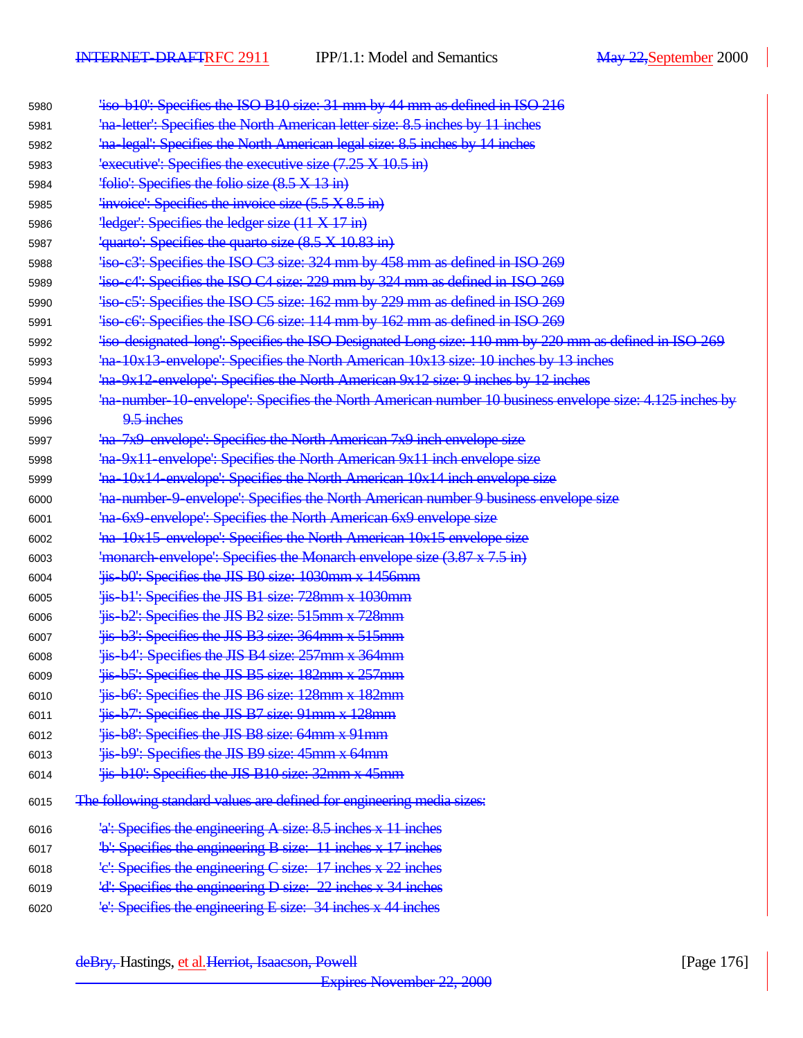'iso-b10': Specifies the ISO B10 size: 31 mm by 44 mm as defined in ISO 216
'na-letter': Specifies the North American letter size: 8.5 inches by 11 inches
'na-legal': Specifies the North American legal size: 8.5 inches by 14 inches
'executive': Specifies the executive size (7.25 X 10.5 in)
'folio': Specifies the folio size (8.5 X 13 in)
'invoice': Specifies the invoice size (5.5 X 8.5 in)
'ledger': Specifies the ledger size (11 X 17 in)
'quarto': Specifies the quarto size (8.5 X 10.83 in)
'iso-c3': Specifies the ISO C3 size: 324 mm by 458 mm as defined in ISO 269
'iso-c4': Specifies the ISO C4 size: 229 mm by 324 mm as defined in ISO 269
'iso-c5': Specifies the ISO C5 size: 162 mm by 229 mm as defined in ISO 269
'iso-c6': Specifies the ISO C6 size: 114 mm by 162 mm as defined in ISO 269
'iso-designated-long': Specifies the ISO Designated Long size: 110 mm by 220 mm as defined in ISO 269
'na-10x13-envelope': Specifies the North American 10x13 size: 10 inches by 13 inches
'na-9x12-envelope': Specifies the North American 9x12 size: 9 inches by 12 inches
'na-number-10-envelope': Specifies the North American number 10 business envelope size: 4.125 inches by 9.5 inches
'na-7x9-envelope': Specifies the North American 7x9 inch envelope size
'na-9x11-envelope': Specifies the North American 9x11 inch envelope size
'na-10x14-envelope': Specifies the North American 10x14 inch envelope size
'na-number-9-envelope': Specifies the North American number 9 business envelope size
'na-6x9-envelope': Specifies the North American 6x9 envelope size
'na-10x15-envelope': Specifies the North American 10x15 envelope size
'monarch-envelope': Specifies the Monarch envelope size (3.87 x 7.5 in)
'jis-b0': Specifies the JIS B0 size: 1030mm x 1456mm
'jis-b1': Specifies the JIS B1 size: 728mm x 1030mm
'jis-b2': Specifies the JIS B2 size: 515mm x 728mm
'jis-b3': Specifies the JIS B3 size: 364mm x 515mm
'jis-b4': Specifies the JIS B4 size: 257mm x 364mm
'jis-b5': Specifies the JIS B5 size: 182mm x 257mm
'jis-b6': Specifies the JIS B6 size: 128mm x 182mm
'jis-b7': Specifies the JIS B7 size: 91mm x 128mm
'jis-b8': Specifies the JIS B8 size: 64mm x 91mm
'jis-b9': Specifies the JIS B9 size: 45mm x 64mm
'jis-b10': Specifies the JIS B10 size: 32mm x 45mm

The following standard values are defined for engineering media sizes:

'a': Specifies the engineering A size: 8.5 inches x 11 inches
'b': Specifies the engineering B size: 11 inches x 17 inches
'c': Specifies the engineering C size: 17 inches x 22 inches
'd': Specifies the engineering D size: 22 inches x 34 inches
'e': Specifies the engineering E size: 34 inches x 44 inches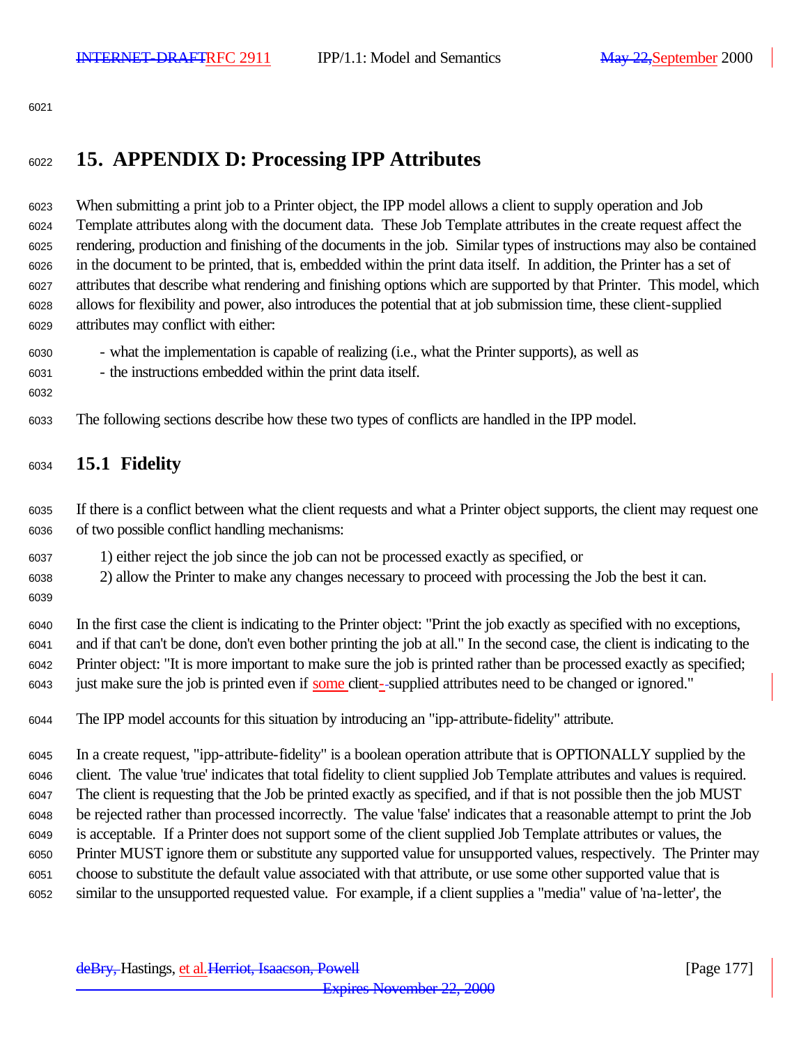# 15. APPENDIX D: Processing IPP Attributes

When submitting a print job to a Printer object, the IPP model allows a client to supply operation and Job Template attributes along with the document data. These Job Template attributes in the create request affect the rendering, production and finishing of the documents in the job. Similar types of instructions may also be contained in the document to be printed, that is, embedded within the print data itself. In addition, the Printer has a set of attributes that describe what rendering and finishing options which are supported by that Printer. This model, which allows for flexibility and power, also introduces the potential that at job submission time, these client-supplied attributes may conflict with either:

- what the implementation is capable of realizing (i.e., what the Printer supports), as well as
- the instructions embedded within the print data itself.

The following sections describe how these two types of conflicts are handled in the IPP model.

## 15.1 Fidelity

If there is a conflict between what the client requests and what a Printer object supports, the client may request one of two possible conflict handling mechanisms:

1) either reject the job since the job can not be processed exactly as specified, or
2) allow the Printer to make any changes necessary to proceed with processing the Job the best it can.

In the first case the client is indicating to the Printer object: "Print the job exactly as specified with no exceptions, and if that can't be done, don't even bother printing the job at all." In the second case, the client is indicating to the Printer object: "It is more important to make sure the job is printed rather than be processed exactly as specified; just make sure the job is printed even if some client-supplied attributes need to be changed or ignored."

The IPP model accounts for this situation by introducing an "ipp-attribute-fidelity" attribute.

In a create request, "ipp-attribute-fidelity" is a boolean operation attribute that is OPTIONALLY supplied by the client. The value 'true' indicates that total fidelity to client supplied Job Template attributes and values is required. The client is requesting that the Job be printed exactly as specified, and if that is not possible then the job MUST be rejected rather than processed incorrectly. The value 'false' indicates that a reasonable attempt to print the Job is acceptable. If a Printer does not support some of the client supplied Job Template attributes or values, the Printer MUST ignore them or substitute any supported value for unsupported values, respectively. The Printer may choose to substitute the default value associated with that attribute, or use some other supported value that is similar to the unsupported requested value. For example, if a client supplies a "media" value of 'na-letter', the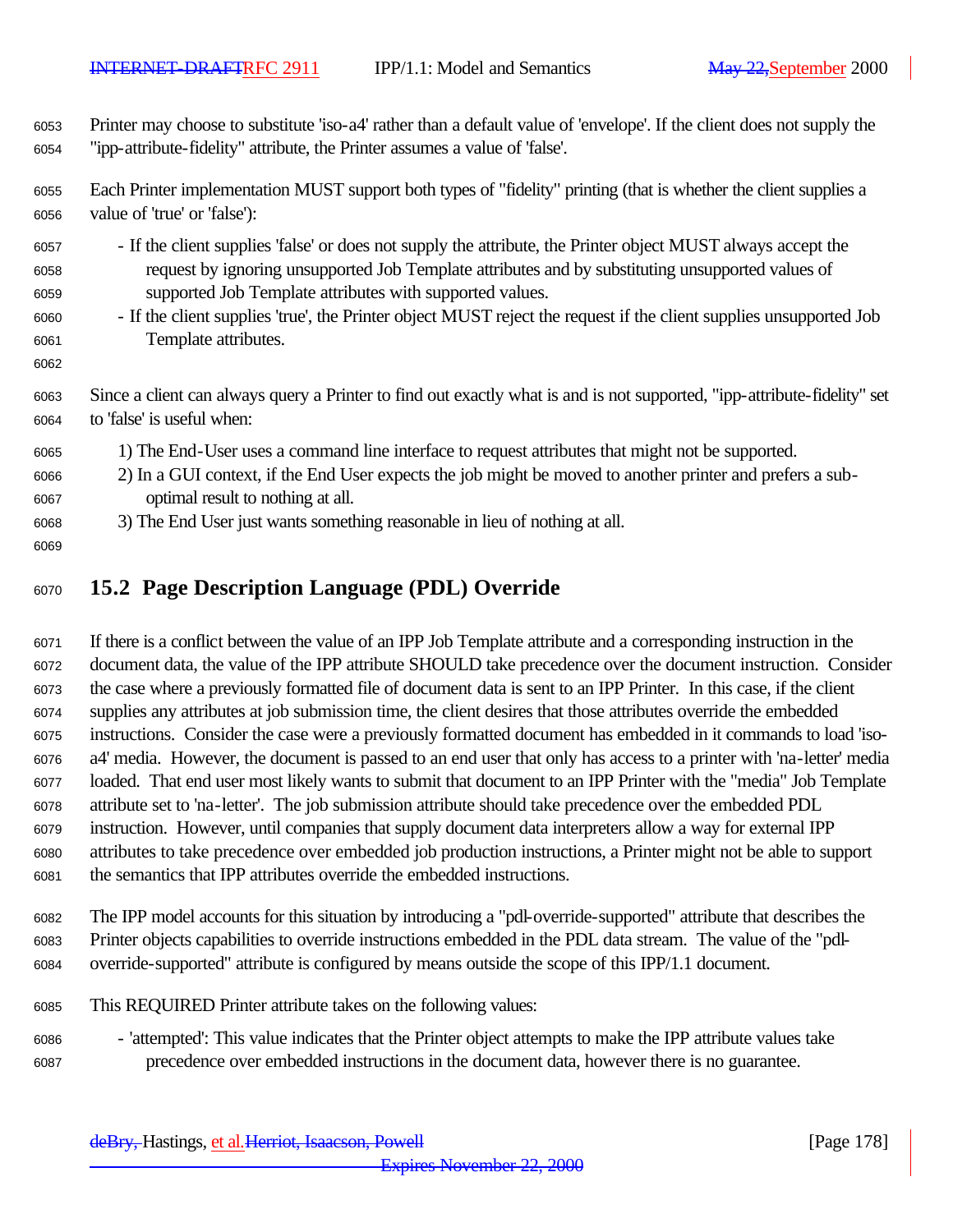Printer may choose to substitute 'iso-a4' rather than a default value of 'envelope'. If the client does not supply the "ipp-attribute-fidelity" attribute, the Printer assumes a value of 'false'.

Each Printer implementation MUST support both types of "fidelity" printing (that is whether the client supplies a value of 'true' or 'false'):

- If the client supplies 'false' or does not supply the attribute, the Printer object MUST always accept the request by ignoring unsupported Job Template attributes and by substituting unsupported values of supported Job Template attributes with supported values.
- If the client supplies 'true', the Printer object MUST reject the request if the client supplies unsupported Job Template attributes.

Since a client can always query a Printer to find out exactly what is and is not supported, "ipp-attribute-fidelity" set to 'false' is useful when:

1) The End-User uses a command line interface to request attributes that might not be supported.
2) In a GUI context, if the End User expects the job might be moved to another printer and prefers a sub-optimal result to nothing at all.
3) The End User just wants something reasonable in lieu of nothing at all.

## 15.2 Page Description Language (PDL) Override

If there is a conflict between the value of an IPP Job Template attribute and a corresponding instruction in the document data, the value of the IPP attribute SHOULD take precedence over the document instruction. Consider the case where a previously formatted file of document data is sent to an IPP Printer. In this case, if the client supplies any attributes at job submission time, the client desires that those attributes override the embedded instructions. Consider the case were a previously formatted document has embedded in it commands to load 'iso-a4' media. However, the document is passed to an end user that only has access to a printer with 'na-letter' media loaded. That end user most likely wants to submit that document to an IPP Printer with the "media" Job Template attribute set to 'na-letter'. The job submission attribute should take precedence over the embedded PDL instruction. However, until companies that supply document data interpreters allow a way for external IPP attributes to take precedence over embedded job production instructions, a Printer might not be able to support the semantics that IPP attributes override the embedded instructions.

The IPP model accounts for this situation by introducing a "pdl-override-supported" attribute that describes the Printer objects capabilities to override instructions embedded in the PDL data stream. The value of the "pdl-override-supported" attribute is configured by means outside the scope of this IPP/1.1 document.

This REQUIRED Printer attribute takes on the following values:

- 'attempted': This value indicates that the Printer object attempts to make the IPP attribute values take precedence over embedded instructions in the document data, however there is no guarantee.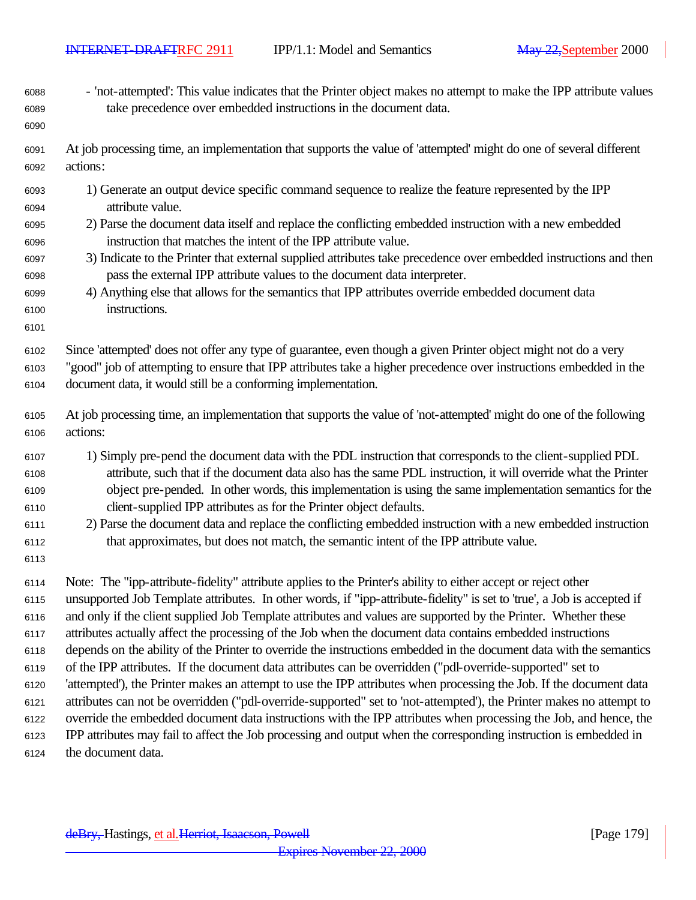- 'not-attempted': This value indicates that the Printer object makes no attempt to make the IPP attribute values take precedence over embedded instructions in the document data.

At job processing time, an implementation that supports the value of 'attempted' might do one of several different actions:

1) Generate an output device specific command sequence to realize the feature represented by the IPP attribute value.
2) Parse the document data itself and replace the conflicting embedded instruction with a new embedded instruction that matches the intent of the IPP attribute value.
3) Indicate to the Printer that external supplied attributes take precedence over embedded instructions and then pass the external IPP attribute values to the document data interpreter.
4) Anything else that allows for the semantics that IPP attributes override embedded document data instructions.

Since 'attempted' does not offer any type of guarantee, even though a given Printer object might not do a very "good" job of attempting to ensure that IPP attributes take a higher precedence over instructions embedded in the document data, it would still be a conforming implementation.

At job processing time, an implementation that supports the value of 'not-attempted' might do one of the following actions:

1) Simply pre-pend the document data with the PDL instruction that corresponds to the client-supplied PDL attribute, such that if the document data also has the same PDL instruction, it will override what the Printer object pre-pended. In other words, this implementation is using the same implementation semantics for the client-supplied IPP attributes as for the Printer object defaults.
2) Parse the document data and replace the conflicting embedded instruction with a new embedded instruction that approximates, but does not match, the semantic intent of the IPP attribute value.

Note: The "ipp-attribute-fidelity" attribute applies to the Printer's ability to either accept or reject other unsupported Job Template attributes. In other words, if "ipp-attribute-fidelity" is set to 'true', a Job is accepted if and only if the client supplied Job Template attributes and values are supported by the Printer. Whether these attributes actually affect the processing of the Job when the document data contains embedded instructions depends on the ability of the Printer to override the instructions embedded in the document data with the semantics of the IPP attributes. If the document data attributes can be overridden ("pdl-override-supported" set to 'attempted'), the Printer makes an attempt to use the IPP attributes when processing the Job. If the document data attributes can not be overridden ("pdl-override-supported" set to 'not-attempted'), the Printer makes no attempt to override the embedded document data instructions with the IPP attributes when processing the Job, and hence, the IPP attributes may fail to affect the Job processing and output when the corresponding instruction is embedded in the document data.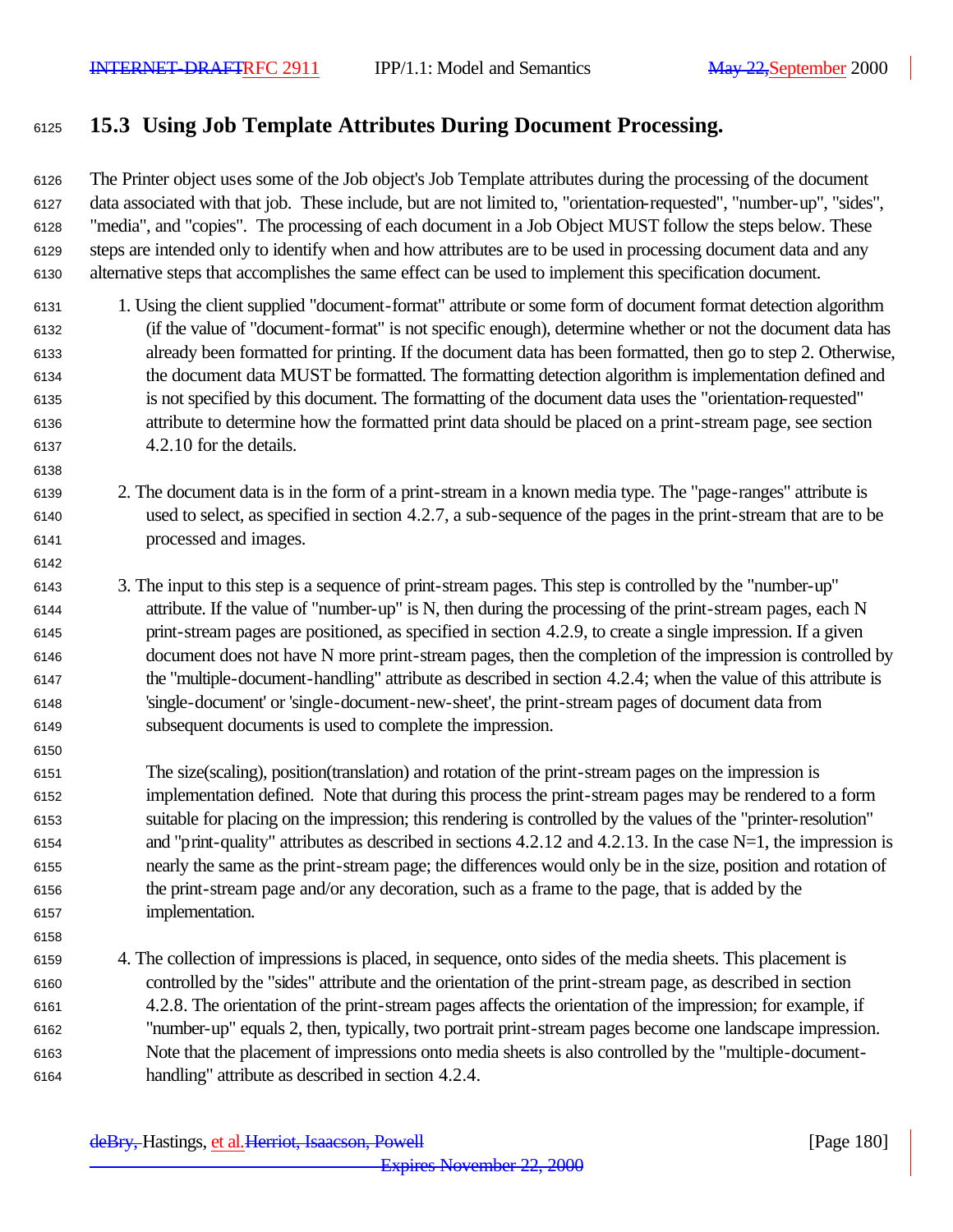## 15.3 Using Job Template Attributes During Document Processing.

The Printer object uses some of the Job object's Job Template attributes during the processing of the document data associated with that job. These include, but are not limited to, "orientation-requested", "number-up", "sides", "media", and "copies". The processing of each document in a Job Object MUST follow the steps below. These steps are intended only to identify when and how attributes are to be used in processing document data and any alternative steps that accomplishes the same effect can be used to implement this specification document.

1. Using the client supplied "document-format" attribute or some form of document format detection algorithm (if the value of "document-format" is not specific enough), determine whether or not the document data has already been formatted for printing. If the document data has been formatted, then go to step 2. Otherwise, the document data MUST be formatted. The formatting detection algorithm is implementation defined and is not specified by this document. The formatting of the document data uses the "orientation-requested" attribute to determine how the formatted print data should be placed on a print-stream page, see section 4.2.10 for the details.

2. The document data is in the form of a print-stream in a known media type. The "page-ranges" attribute is used to select, as specified in section 4.2.7, a sub-sequence of the pages in the print-stream that are to be processed and images.

3. The input to this step is a sequence of print-stream pages. This step is controlled by the "number-up" attribute. If the value of "number-up" is N, then during the processing of the print-stream pages, each N print-stream pages are positioned, as specified in section 4.2.9, to create a single impression. If a given document does not have N more print-stream pages, then the completion of the impression is controlled by the "multiple-document-handling" attribute as described in section 4.2.4; when the value of this attribute is 'single-document' or 'single-document-new-sheet', the print-stream pages of document data from subsequent documents is used to complete the impression.

   The size(scaling), position(translation) and rotation of the print-stream pages on the impression is implementation defined. Note that during this process the print-stream pages may be rendered to a form suitable for placing on the impression; this rendering is controlled by the values of the "printer-resolution" and "print-quality" attributes as described in sections 4.2.12 and 4.2.13. In the case N=1, the impression is nearly the same as the print-stream page; the differences would only be in the size, position and rotation of the print-stream page and/or any decoration, such as a frame to the page, that is added by the implementation.

4. The collection of impressions is placed, in sequence, onto sides of the media sheets. This placement is controlled by the "sides" attribute and the orientation of the print-stream page, as described in section 4.2.8. The orientation of the print-stream pages affects the orientation of the impression; for example, if "number-up" equals 2, then, typically, two portrait print-stream pages become one landscape impression. Note that the placement of impressions onto media sheets is also controlled by the "multiple-document-handling" attribute as described in section 4.2.4.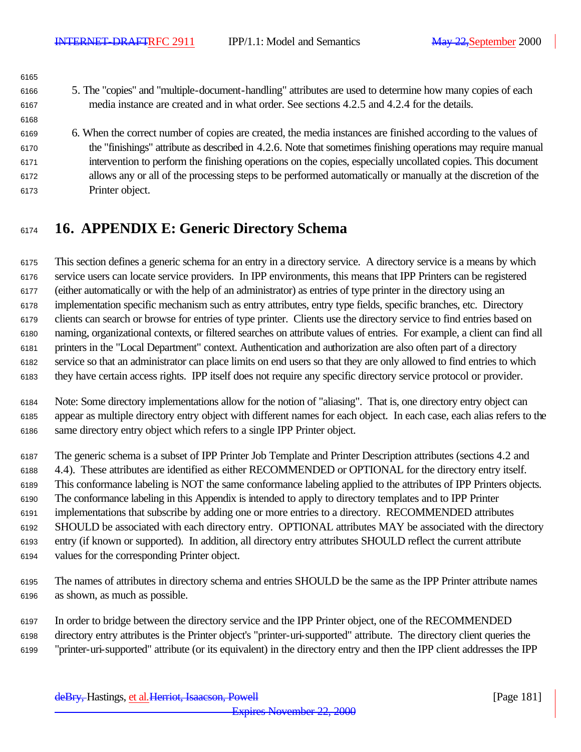5. The "copies" and "multiple-document-handling" attributes are used to determine how many copies of each media instance are created and in what order. See sections 4.2.5 and 4.2.4 for the details.

6. When the correct number of copies are created, the media instances are finished according to the values of the "finishings" attribute as described in 4.2.6. Note that sometimes finishing operations may require manual intervention to perform the finishing operations on the copies, especially uncollated copies. This document allows any or all of the processing steps to be performed automatically or manually at the discretion of the Printer object.

# 16. APPENDIX E: Generic Directory Schema

This section defines a generic schema for an entry in a directory service. A directory service is a means by which service users can locate service providers. In IPP environments, this means that IPP Printers can be registered (either automatically or with the help of an administrator) as entries of type printer in the directory using an implementation specific mechanism such as entry attributes, entry type fields, specific branches, etc. Directory clients can search or browse for entries of type printer. Clients use the directory service to find entries based on naming, organizational contexts, or filtered searches on attribute values of entries. For example, a client can find all printers in the "Local Department" context. Authentication and authorization are also often part of a directory service so that an administrator can place limits on end users so that they are only allowed to find entries to which they have certain access rights. IPP itself does not require any specific directory service protocol or provider.

Note: Some directory implementations allow for the notion of "aliasing". That is, one directory entry object can appear as multiple directory entry object with different names for each object. In each case, each alias refers to the same directory entry object which refers to a single IPP Printer object.

The generic schema is a subset of IPP Printer Job Template and Printer Description attributes (sections 4.2 and 4.4). These attributes are identified as either RECOMMENDED or OPTIONAL for the directory entry itself. This conformance labeling is NOT the same conformance labeling applied to the attributes of IPP Printers objects. The conformance labeling in this Appendix is intended to apply to directory templates and to IPP Printer implementations that subscribe by adding one or more entries to a directory. RECOMMENDED attributes SHOULD be associated with each directory entry. OPTIONAL attributes MAY be associated with the directory entry (if known or supported). In addition, all directory entry attributes SHOULD reflect the current attribute values for the corresponding Printer object.

The names of attributes in directory schema and entries SHOULD be the same as the IPP Printer attribute names as shown, as much as possible.

In order to bridge between the directory service and the IPP Printer object, one of the RECOMMENDED directory entry attributes is the Printer object's "printer-uri-supported" attribute. The directory client queries the "printer-uri-supported" attribute (or its equivalent) in the directory entry and then the IPP client addresses the IPP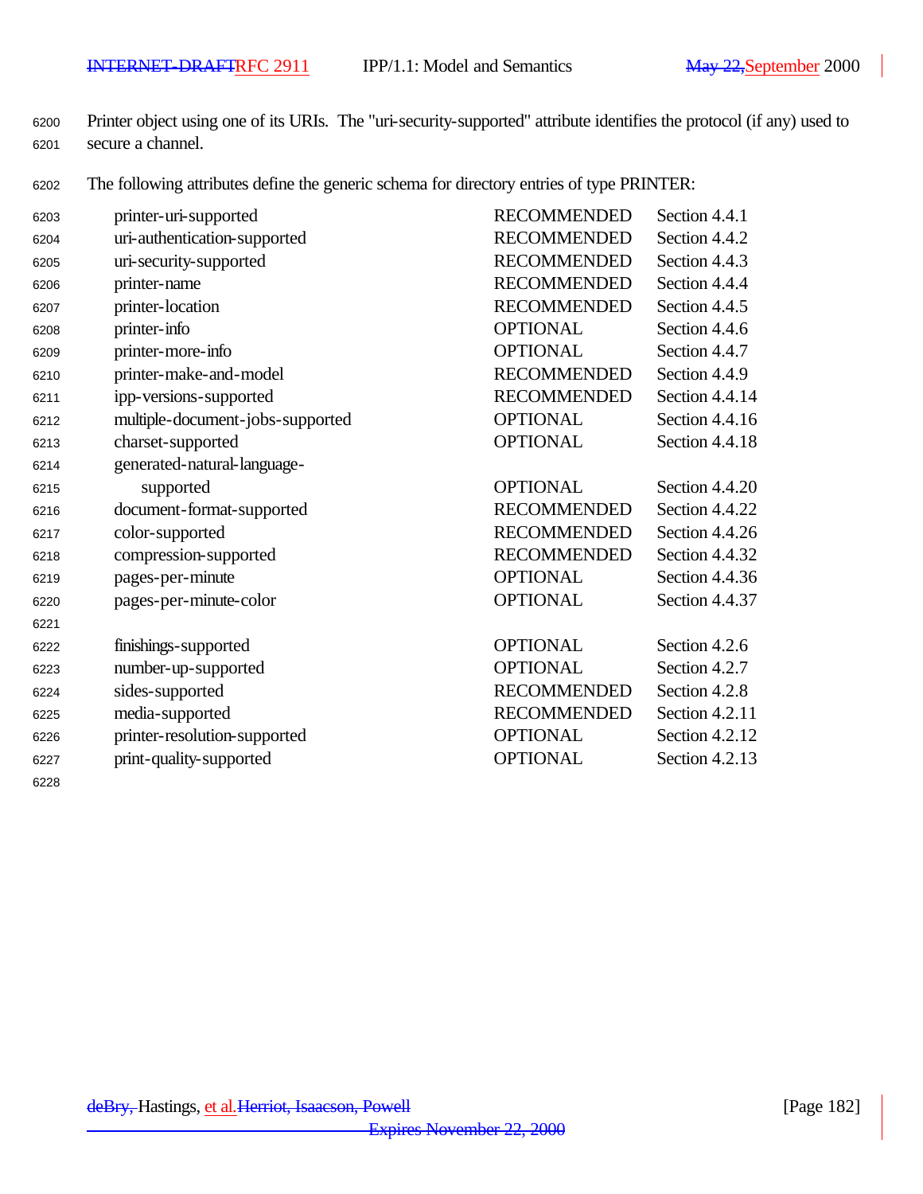Printer object using one of its URIs. The "uri-security-supported" attribute identifies the protocol (if any) used to secure a channel.

The following attributes define the generic schema for directory entries of type PRINTER:

| | | |
|---|---|---|
| printer-uri-supported | RECOMMENDED | Section 4.4.1 |
| uri-authentication-supported | RECOMMENDED | Section 4.4.2 |
| uri-security-supported | RECOMMENDED | Section 4.4.3 |
| printer-name | RECOMMENDED | Section 4.4.4 |
| printer-location | RECOMMENDED | Section 4.4.5 |
| printer-info | OPTIONAL | Section 4.4.6 |
| printer-more-info | OPTIONAL | Section 4.4.7 |
| printer-make-and-model | RECOMMENDED | Section 4.4.9 |
| ipp-versions-supported | RECOMMENDED | Section 4.4.14 |
| multiple-document-jobs-supported | OPTIONAL | Section 4.4.16 |
| charset-supported | OPTIONAL | Section 4.4.18 |
| generated-natural-language-supported | OPTIONAL | Section 4.4.20 |
| document-format-supported | RECOMMENDED | Section 4.4.22 |
| color-supported | RECOMMENDED | Section 4.4.26 |
| compression-supported | RECOMMENDED | Section 4.4.32 |
| pages-per-minute | OPTIONAL | Section 4.4.36 |
| pages-per-minute-color | OPTIONAL | Section 4.4.37 |
| | | |
| finishings-supported | OPTIONAL | Section 4.2.6 |
| number-up-supported | OPTIONAL | Section 4.2.7 |
| sides-supported | RECOMMENDED | Section 4.2.8 |
| media-supported | RECOMMENDED | Section 4.2.11 |
| printer-resolution-supported | OPTIONAL | Section 4.2.12 |
| print-quality-supported | OPTIONAL | Section 4.2.13 |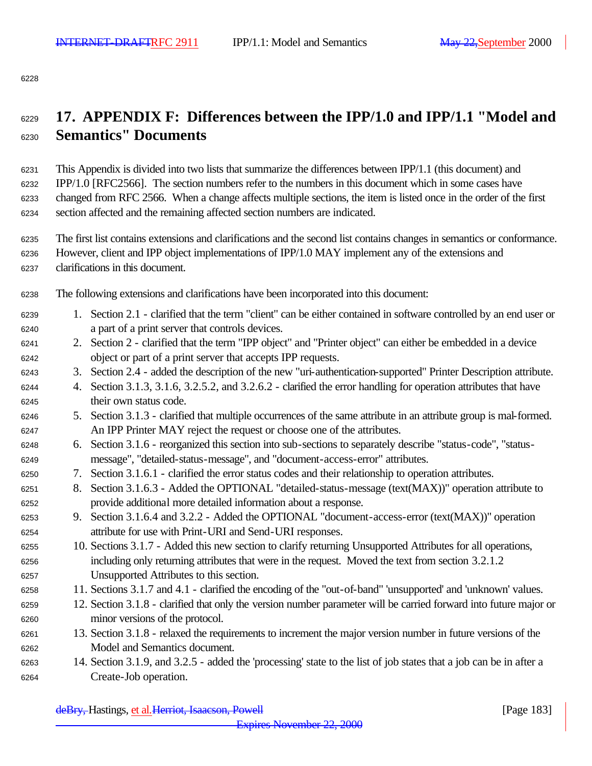# 17. APPENDIX F: Differences between the IPP/1.0 and IPP/1.1 "Model and Semantics" Documents

This Appendix is divided into two lists that summarize the differences between IPP/1.1 (this document) and IPP/1.0 [RFC2566]. The section numbers refer to the numbers in this document which in some cases have changed from RFC 2566. When a change affects multiple sections, the item is listed once in the order of the first section affected and the remaining affected section numbers are indicated.

The first list contains extensions and clarifications and the second list contains changes in semantics or conformance. However, client and IPP object implementations of IPP/1.0 MAY implement any of the extensions and clarifications in this document.

The following extensions and clarifications have been incorporated into this document:

1. Section 2.1 - clarified that the term "client" can be either contained in software controlled by an end user or a part of a print server that controls devices.
2. Section 2 - clarified that the term "IPP object" and "Printer object" can either be embedded in a device object or part of a print server that accepts IPP requests.
3. Section 2.4 - added the description of the new "uri-authentication-supported" Printer Description attribute.
4. Section 3.1.3, 3.1.6, 3.2.5.2, and 3.2.6.2 - clarified the error handling for operation attributes that have their own status code.
5. Section 3.1.3 - clarified that multiple occurrences of the same attribute in an attribute group is mal-formed. An IPP Printer MAY reject the request or choose one of the attributes.
6. Section 3.1.6 - reorganized this section into sub-sections to separately describe "status-code", "status-message", "detailed-status-message", and "document-access-error" attributes.
7. Section 3.1.6.1 - clarified the error status codes and their relationship to operation attributes.
8. Section 3.1.6.3 - Added the OPTIONAL "detailed-status-message (text(MAX))" operation attribute to provide additional more detailed information about a response.
9. Section 3.1.6.4 and 3.2.2 - Added the OPTIONAL "document-access-error (text(MAX))" operation attribute for use with Print-URI and Send-URI responses.
10. Sections 3.1.7 - Added this new section to clarify returning Unsupported Attributes for all operations, including only returning attributes that were in the request. Moved the text from section 3.2.1.2 Unsupported Attributes to this section.
11. Sections 3.1.7 and 4.1 - clarified the encoding of the "out-of-band" 'unsupported' and 'unknown' values.
12. Section 3.1.8 - clarified that only the version number parameter will be carried forward into future major or minor versions of the protocol.
13. Section 3.1.8 - relaxed the requirements to increment the major version number in future versions of the Model and Semantics document.
14. Section 3.1.9, and 3.2.5 - added the 'processing' state to the list of job states that a job can be in after a Create-Job operation.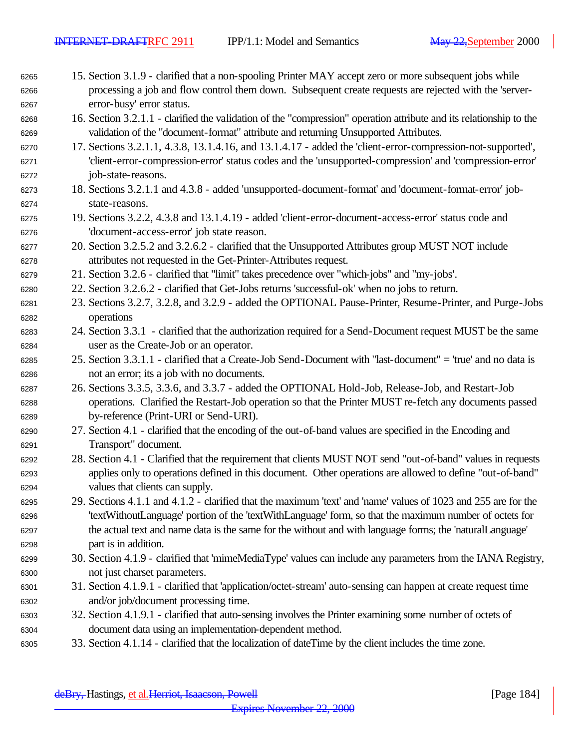15. Section 3.1.9 - clarified that a non-spooling Printer MAY accept zero or more subsequent jobs while processing a job and flow control them down. Subsequent create requests are rejected with the 'server-error-busy' error status.
16. Section 3.2.1.1 - clarified the validation of the "compression" operation attribute and its relationship to the validation of the "document-format" attribute and returning Unsupported Attributes.
17. Sections 3.2.1.1, 4.3.8, 13.1.4.16, and 13.1.4.17 - added the 'client-error-compression-not-supported', 'client-error-compression-error' status codes and the 'unsupported-compression' and 'compression-error' job-state-reasons.
18. Sections 3.2.1.1 and 4.3.8 - added 'unsupported-document-format' and 'document-format-error' job-state-reasons.
19. Sections 3.2.2, 4.3.8 and 13.1.4.19 - added 'client-error-document-access-error' status code and 'document-access-error' job state reason.
20. Section 3.2.5.2 and 3.2.6.2 - clarified that the Unsupported Attributes group MUST NOT include attributes not requested in the Get-Printer-Attributes request.
21. Section 3.2.6 - clarified that "limit" takes precedence over "which-jobs" and "my-jobs".
22. Section 3.2.6.2 - clarified that Get-Jobs returns 'successful-ok' when no jobs to return.
23. Sections 3.2.7, 3.2.8, and 3.2.9 - added the OPTIONAL Pause-Printer, Resume-Printer, and Purge-Jobs operations
24. Section 3.3.1 - clarified that the authorization required for a Send-Document request MUST be the same user as the Create-Job or an operator.
25. Section 3.3.1.1 - clarified that a Create-Job Send-Document with "last-document" = 'true' and no data is not an error; its a job with no documents.
26. Sections 3.3.5, 3.3.6, and 3.3.7 - added the OPTIONAL Hold-Job, Release-Job, and Restart-Job operations. Clarified the Restart-Job operation so that the Printer MUST re-fetch any documents passed by-reference (Print-URI or Send-URI).
27. Section 4.1 - clarified that the encoding of the out-of-band values are specified in the Encoding and Transport" document.
28. Section 4.1 - Clarified that the requirement that clients MUST NOT send "out-of-band" values in requests applies only to operations defined in this document. Other operations are allowed to define "out-of-band" values that clients can supply.
29. Sections 4.1.1 and 4.1.2 - clarified that the maximum 'text' and 'name' values of 1023 and 255 are for the 'textWithoutLanguage' portion of the 'textWithLanguage' form, so that the maximum number of octets for the actual text and name data is the same for the without and with language forms; the 'naturalLanguage' part is in addition.
30. Section 4.1.9 - clarified that 'mimeMediaType' values can include any parameters from the IANA Registry, not just charset parameters.
31. Section 4.1.9.1 - clarified that 'application/octet-stream' auto-sensing can happen at create request time and/or job/document processing time.
32. Section 4.1.9.1 - clarified that auto-sensing involves the Printer examining some number of octets of document data using an implementation-dependent method.
33. Section 4.1.14 - clarified that the localization of dateTime by the client includes the time zone.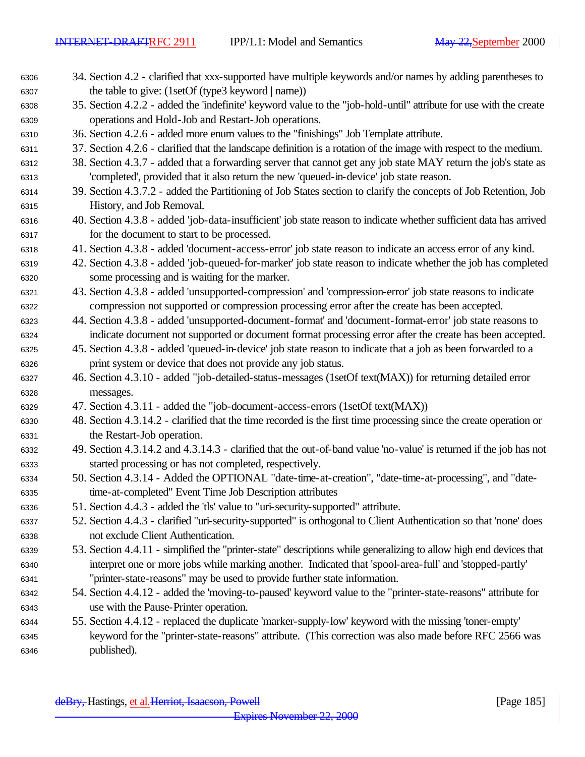34. Section 4.2 - clarified that xxx-supported have multiple keywords and/or names by adding parentheses to the table to give: (1setOf (type3 keyword | name))
35. Section 4.2.2 - added the 'indefinite' keyword value to the "job-hold-until" attribute for use with the create operations and Hold-Job and Restart-Job operations.
36. Section 4.2.6 - added more enum values to the "finishings" Job Template attribute.
37. Section 4.2.6 - clarified that the landscape definition is a rotation of the image with respect to the medium.
38. Section 4.3.7 - added that a forwarding server that cannot get any job state MAY return the job's state as 'completed', provided that it also return the new 'queued-in-device' job state reason.
39. Section 4.3.7.2 - added the Partitioning of Job States section to clarify the concepts of Job Retention, Job History, and Job Removal.
40. Section 4.3.8 - added 'job-data-insufficient' job state reason to indicate whether sufficient data has arrived for the document to start to be processed.
41. Section 4.3.8 - added 'document-access-error' job state reason to indicate an access error of any kind.
42. Section 4.3.8 - added 'job-queued-for-marker' job state reason to indicate whether the job has completed some processing and is waiting for the marker.
43. Section 4.3.8 - added 'unsupported-compression' and 'compression-error' job state reasons to indicate compression not supported or compression processing error after the create has been accepted.
44. Section 4.3.8 - added 'unsupported-document-format' and 'document-format-error' job state reasons to indicate document not supported or document format processing error after the create has been accepted.
45. Section 4.3.8 - added 'queued-in-device' job state reason to indicate that a job as been forwarded to a print system or device that does not provide any job status.
46. Section 4.3.10 - added "job-detailed-status-messages (1setOf text(MAX)) for returning detailed error messages.
47. Section 4.3.11 - added the "job-document-access-errors (1setOf text(MAX))
48. Section 4.3.14.2 - clarified that the time recorded is the first time processing since the create operation or the Restart-Job operation.
49. Section 4.3.14.2 and 4.3.14.3 - clarified that the out-of-band value 'no-value' is returned if the job has not started processing or has not completed, respectively.
50. Section 4.3.14 - Added the OPTIONAL "date-time-at-creation", "date-time-at-processing", and "date-time-at-completed" Event Time Job Description attributes
51. Section 4.4.3 - added the 'tls' value to "uri-security-supported" attribute.
52. Section 4.4.3 - clarified "uri-security-supported" is orthogonal to Client Authentication so that 'none' does not exclude Client Authentication.
53. Section 4.4.11 - simplified the "printer-state" descriptions while generalizing to allow high end devices that interpret one or more jobs while marking another. Indicated that 'spool-area-full' and 'stopped-partly' "printer-state-reasons" may be used to provide further state information.
54. Section 4.4.12 - added the 'moving-to-paused' keyword value to the "printer-state-reasons" attribute for use with the Pause-Printer operation.
55. Section 4.4.12 - replaced the duplicate 'marker-supply-low' keyword with the missing 'toner-empty' keyword for the "printer-state-reasons" attribute. (This correction was also made before RFC 2566 was published).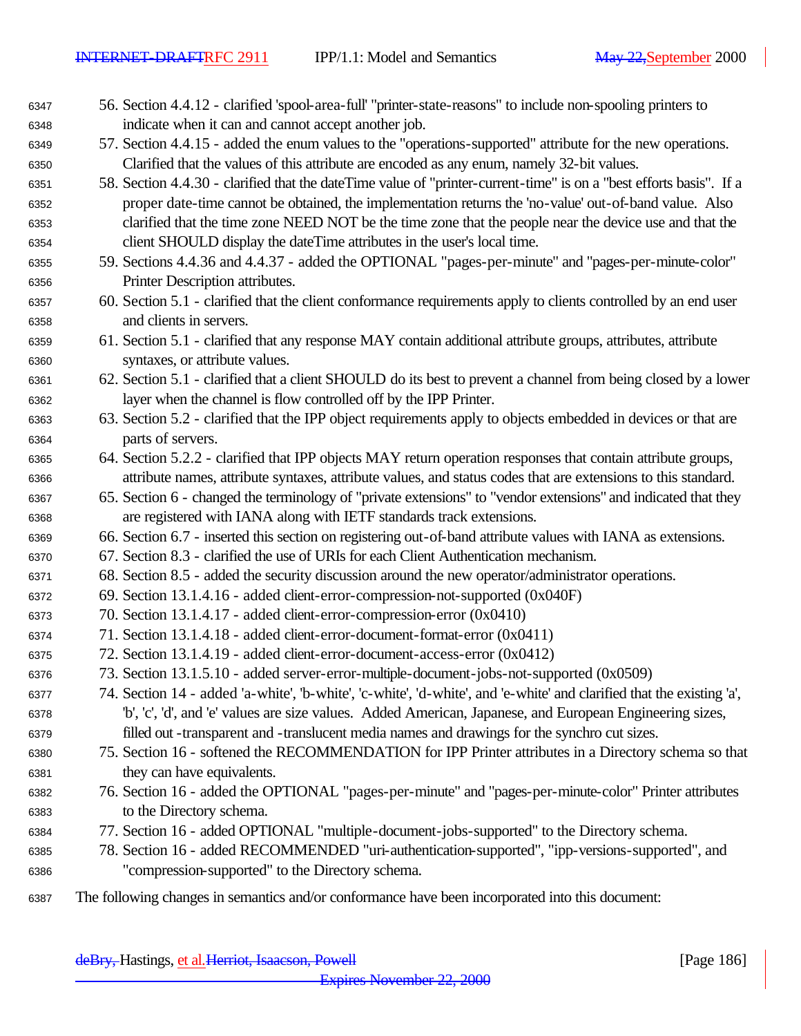56. Section 4.4.12 - clarified 'spool-area-full' "printer-state-reasons" to include non-spooling printers to indicate when it can and cannot accept another job.
57. Section 4.4.15 - added the enum values to the "operations-supported" attribute for the new operations. Clarified that the values of this attribute are encoded as any enum, namely 32-bit values.
58. Section 4.4.30 - clarified that the dateTime value of "printer-current-time" is on a "best efforts basis". If a proper date-time cannot be obtained, the implementation returns the 'no-value' out-of-band value. Also clarified that the time zone NEED NOT be the time zone that the people near the device use and that the client SHOULD display the dateTime attributes in the user's local time.
59. Sections 4.4.36 and 4.4.37 - added the OPTIONAL "pages-per-minute" and "pages-per-minute-color" Printer Description attributes.
60. Section 5.1 - clarified that the client conformance requirements apply to clients controlled by an end user and clients in servers.
61. Section 5.1 - clarified that any response MAY contain additional attribute groups, attributes, attribute syntaxes, or attribute values.
62. Section 5.1 - clarified that a client SHOULD do its best to prevent a channel from being closed by a lower layer when the channel is flow controlled off by the IPP Printer.
63. Section 5.2 - clarified that the IPP object requirements apply to objects embedded in devices or that are parts of servers.
64. Section 5.2.2 - clarified that IPP objects MAY return operation responses that contain attribute groups, attribute names, attribute syntaxes, attribute values, and status codes that are extensions to this standard.
65. Section 6 - changed the terminology of "private extensions" to "vendor extensions" and indicated that they are registered with IANA along with IETF standards track extensions.
66. Section 6.7 - inserted this section on registering out-of-band attribute values with IANA as extensions.
67. Section 8.3 - clarified the use of URIs for each Client Authentication mechanism.
68. Section 8.5 - added the security discussion around the new operator/administrator operations.
69. Section 13.1.4.16 - added client-error-compression-not-supported (0x040F)
70. Section 13.1.4.17 - added client-error-compression-error (0x0410)
71. Section 13.1.4.18 - added client-error-document-format-error (0x0411)
72. Section 13.1.4.19 - added client-error-document-access-error (0x0412)
73. Section 13.1.5.10 - added server-error-multiple-document-jobs-not-supported (0x0509)
74. Section 14 - added 'a-white', 'b-white', 'c-white', 'd-white', and 'e-white' and clarified that the existing 'a', 'b', 'c', 'd', and 'e' values are size values. Added American, Japanese, and European Engineering sizes, filled out -transparent and -translucent media names and drawings for the synchro cut sizes.
75. Section 16 - softened the RECOMMENDATION for IPP Printer attributes in a Directory schema so that they can have equivalents.
76. Section 16 - added the OPTIONAL "pages-per-minute" and "pages-per-minute-color" Printer attributes to the Directory schema.
77. Section 16 - added OPTIONAL "multiple-document-jobs-supported" to the Directory schema.
78. Section 16 - added RECOMMENDED "uri-authentication-supported", "ipp-versions-supported", and "compression-supported" to the Directory schema.

The following changes in semantics and/or conformance have been incorporated into this document: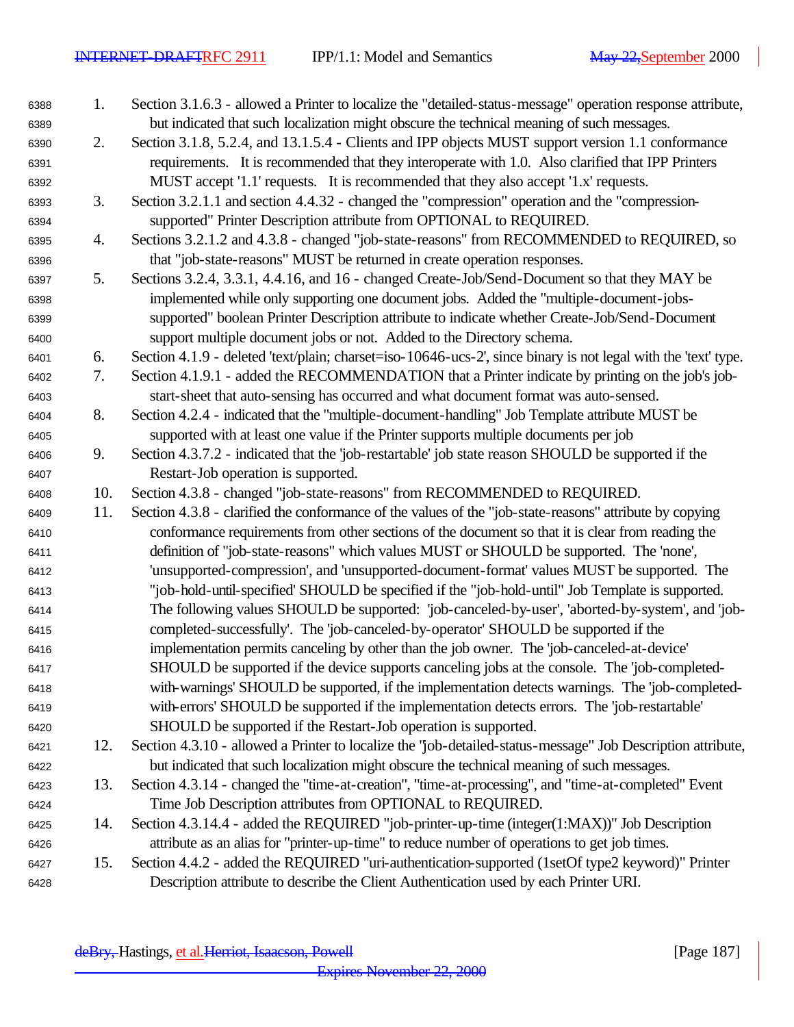1. Section 3.1.6.3 - allowed a Printer to localize the "detailed-status-message" operation response attribute, but indicated that such localization might obscure the technical meaning of such messages.
2. Section 3.1.8, 5.2.4, and 13.1.5.4 - Clients and IPP objects MUST support version 1.1 conformance requirements. It is recommended that they interoperate with 1.0. Also clarified that IPP Printers MUST accept '1.1' requests. It is recommended that they also accept '1.x' requests.
3. Section 3.2.1.1 and section 4.4.32 - changed the "compression" operation and the "compression-supported" Printer Description attribute from OPTIONAL to REQUIRED.
4. Sections 3.2.1.2 and 4.3.8 - changed "job-state-reasons" from RECOMMENDED to REQUIRED, so that "job-state-reasons" MUST be returned in create operation responses.
5. Sections 3.2.4, 3.3.1, 4.4.16, and 16 - changed Create-Job/Send-Document so that they MAY be implemented while only supporting one document jobs. Added the "multiple-document-jobs-supported" boolean Printer Description attribute to indicate whether Create-Job/Send-Document support multiple document jobs or not. Added to the Directory schema.
6. Section 4.1.9 - deleted 'text/plain; charset=iso-10646-ucs-2', since binary is not legal with the 'text' type.
7. Section 4.1.9.1 - added the RECOMMENDATION that a Printer indicate by printing on the job's job-start-sheet that auto-sensing has occurred and what document format was auto-sensed.
8. Section 4.2.4 - indicated that the "multiple-document-handling" Job Template attribute MUST be supported with at least one value if the Printer supports multiple documents per job
9. Section 4.3.7.2 - indicated that the 'job-restartable' job state reason SHOULD be supported if the Restart-Job operation is supported.
10. Section 4.3.8 - changed "job-state-reasons" from RECOMMENDED to REQUIRED.
11. Section 4.3.8 - clarified the conformance of the values of the "job-state-reasons" attribute by copying conformance requirements from other sections of the document so that it is clear from reading the definition of "job-state-reasons" which values MUST or SHOULD be supported. The 'none', 'unsupported-compression', and 'unsupported-document-format' values MUST be supported. The "job-hold-until-specified' SHOULD be specified if the "job-hold-until" Job Template is supported. The following values SHOULD be supported: 'job-canceled-by-user', 'aborted-by-system', and 'job-completed-successfully'. The 'job-canceled-by-operator' SHOULD be supported if the implementation permits canceling by other than the job owner. The 'job-canceled-at-device' SHOULD be supported if the device supports canceling jobs at the console. The 'job-completed-with-warnings' SHOULD be supported, if the implementation detects warnings. The 'job-completed-with-errors' SHOULD be supported if the implementation detects errors. The 'job-restartable' SHOULD be supported if the Restart-Job operation is supported.
12. Section 4.3.10 - allowed a Printer to localize the "job-detailed-status-message" Job Description attribute, but indicated that such localization might obscure the technical meaning of such messages.
13. Section 4.3.14 - changed the "time-at-creation", "time-at-processing", and "time-at-completed" Event Time Job Description attributes from OPTIONAL to REQUIRED.
14. Section 4.3.14.4 - added the REQUIRED "job-printer-up-time (integer(1:MAX))" Job Description attribute as an alias for "printer-up-time" to reduce number of operations to get job times.
15. Section 4.4.2 - added the REQUIRED "uri-authentication-supported (1setOf type2 keyword)" Printer Description attribute to describe the Client Authentication used by each Printer URI.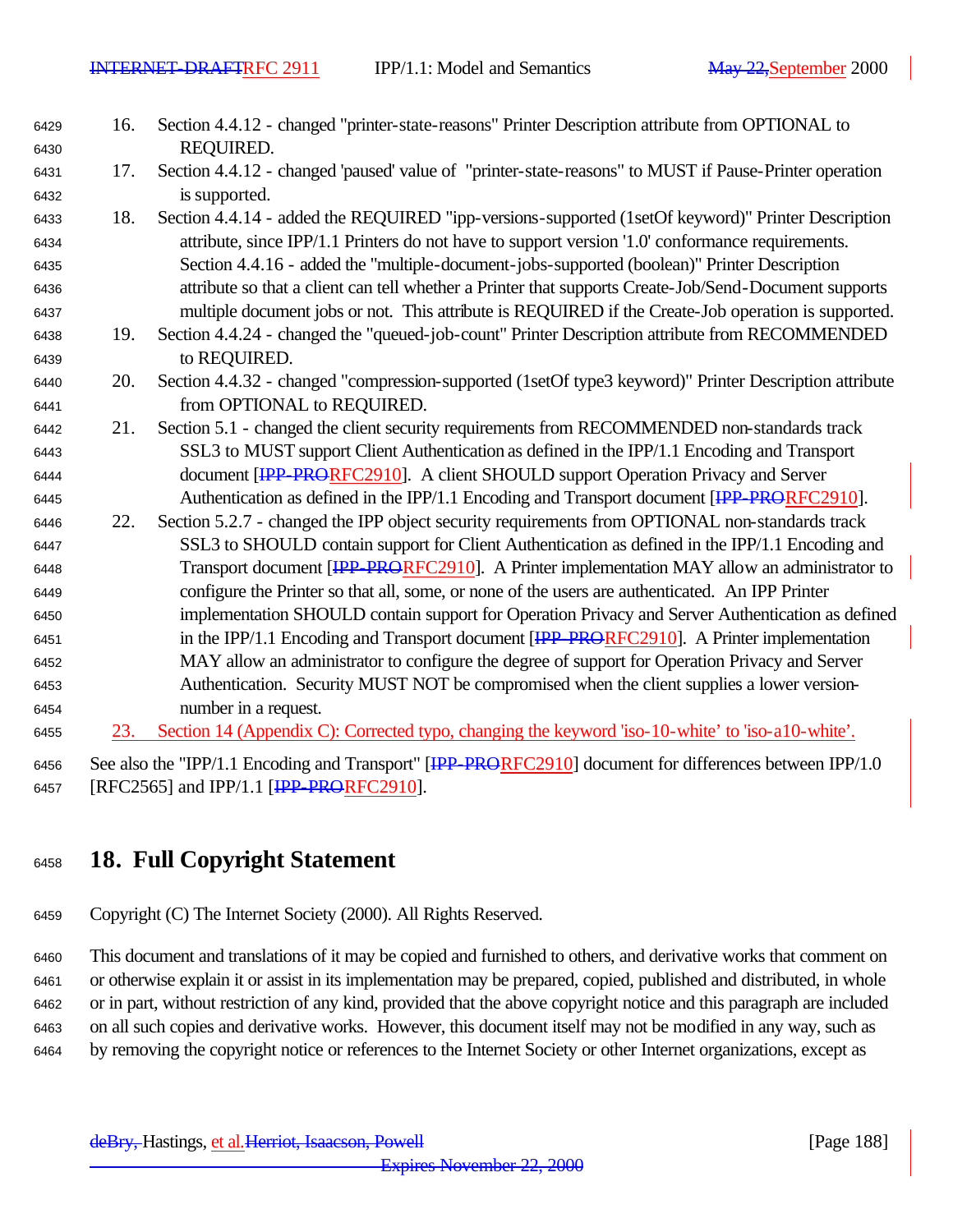16. Section 4.4.12 - changed "printer-state-reasons" Printer Description attribute from OPTIONAL to REQUIRED.
17. Section 4.4.12 - changed 'paused' value of "printer-state-reasons" to MUST if Pause-Printer operation is supported.
18. Section 4.4.14 - added the REQUIRED "ipp-versions-supported (1setOf keyword)" Printer Description attribute, since IPP/1.1 Printers do not have to support version '1.0' conformance requirements. Section 4.4.16 - added the "multiple-document-jobs-supported (boolean)" Printer Description attribute so that a client can tell whether a Printer that supports Create-Job/Send-Document supports multiple document jobs or not. This attribute is REQUIRED if the Create-Job operation is supported.
19. Section 4.4.24 - changed the "queued-job-count" Printer Description attribute from RECOMMENDED to REQUIRED.
20. Section 4.4.32 - changed "compression-supported (1setOf type3 keyword)" Printer Description attribute from OPTIONAL to REQUIRED.
21. Section 5.1 - changed the client security requirements from RECOMMENDED non-standards track SSL3 to MUST support Client Authentication as defined in the IPP/1.1 Encoding and Transport document [RFC2910]. A client SHOULD support Operation Privacy and Server Authentication as defined in the IPP/1.1 Encoding and Transport document [RFC2910].
22. Section 5.2.7 - changed the IPP object security requirements from OPTIONAL non-standards track SSL3 to SHOULD contain support for Client Authentication as defined in the IPP/1.1 Encoding and Transport document [RFC2910]. A Printer implementation MAY allow an administrator to configure the Printer so that all, some, or none of the users are authenticated. An IPP Printer implementation SHOULD contain support for Operation Privacy and Server Authentication as defined in the IPP/1.1 Encoding and Transport document [RFC2910]. A Printer implementation MAY allow an administrator to configure the degree of support for Operation Privacy and Server Authentication. Security MUST NOT be compromised when the client supplies a lower version-number in a request.
23. Section 14 (Appendix C): Corrected typo, changing the keyword 'iso-10-white' to 'iso-a10-white'.

See also the "IPP/1.1 Encoding and Transport" [RFC2910] document for differences between IPP/1.0 [RFC2565] and IPP/1.1 [RFC2910].

# 18. Full Copyright Statement

Copyright (C) The Internet Society (2000). All Rights Reserved.

This document and translations of it may be copied and furnished to others, and derivative works that comment on or otherwise explain it or assist in its implementation may be prepared, copied, published and distributed, in whole or in part, without restriction of any kind, provided that the above copyright notice and this paragraph are included on all such copies and derivative works. However, this document itself may not be modified in any way, such as by removing the copyright notice or references to the Internet Society or other Internet organizations, except as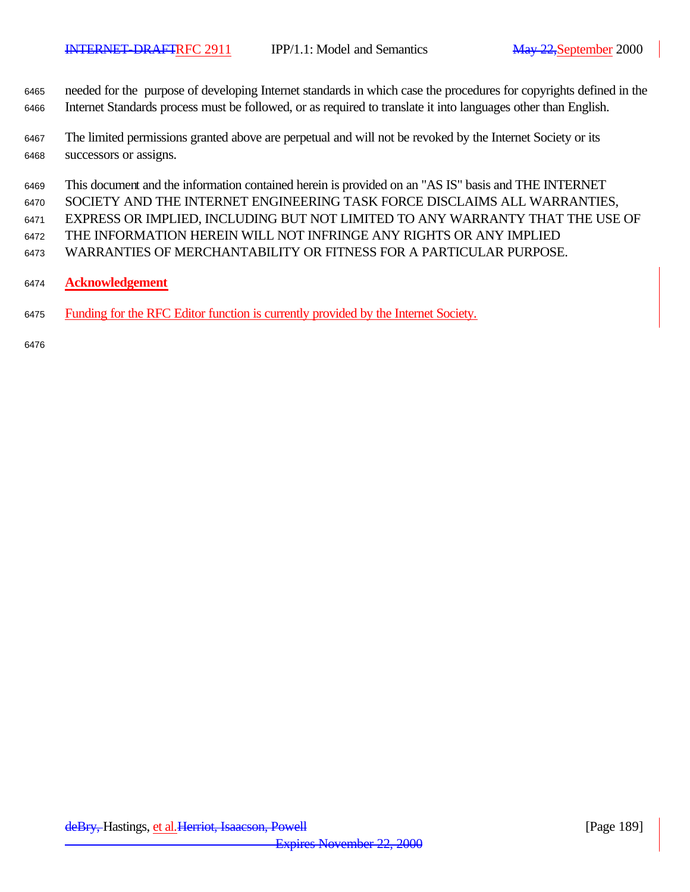needed for the purpose of developing Internet standards in which case the procedures for copyrights defined in the Internet Standards process must be followed, or as required to translate it into languages other than English.

The limited permissions granted above are perpetual and will not be revoked by the Internet Society or its successors or assigns.

This document and the information contained herein is provided on an "AS IS" basis and THE INTERNET SOCIETY AND THE INTERNET ENGINEERING TASK FORCE DISCLAIMS ALL WARRANTIES, EXPRESS OR IMPLIED, INCLUDING BUT NOT LIMITED TO ANY WARRANTY THAT THE USE OF THE INFORMATION HEREIN WILL NOT INFRINGE ANY RIGHTS OR ANY IMPLIED WARRANTIES OF MERCHANTABILITY OR FITNESS FOR A PARTICULAR PURPOSE.

## Acknowledgement

Funding for the RFC Editor function is currently provided by the Internet Society.